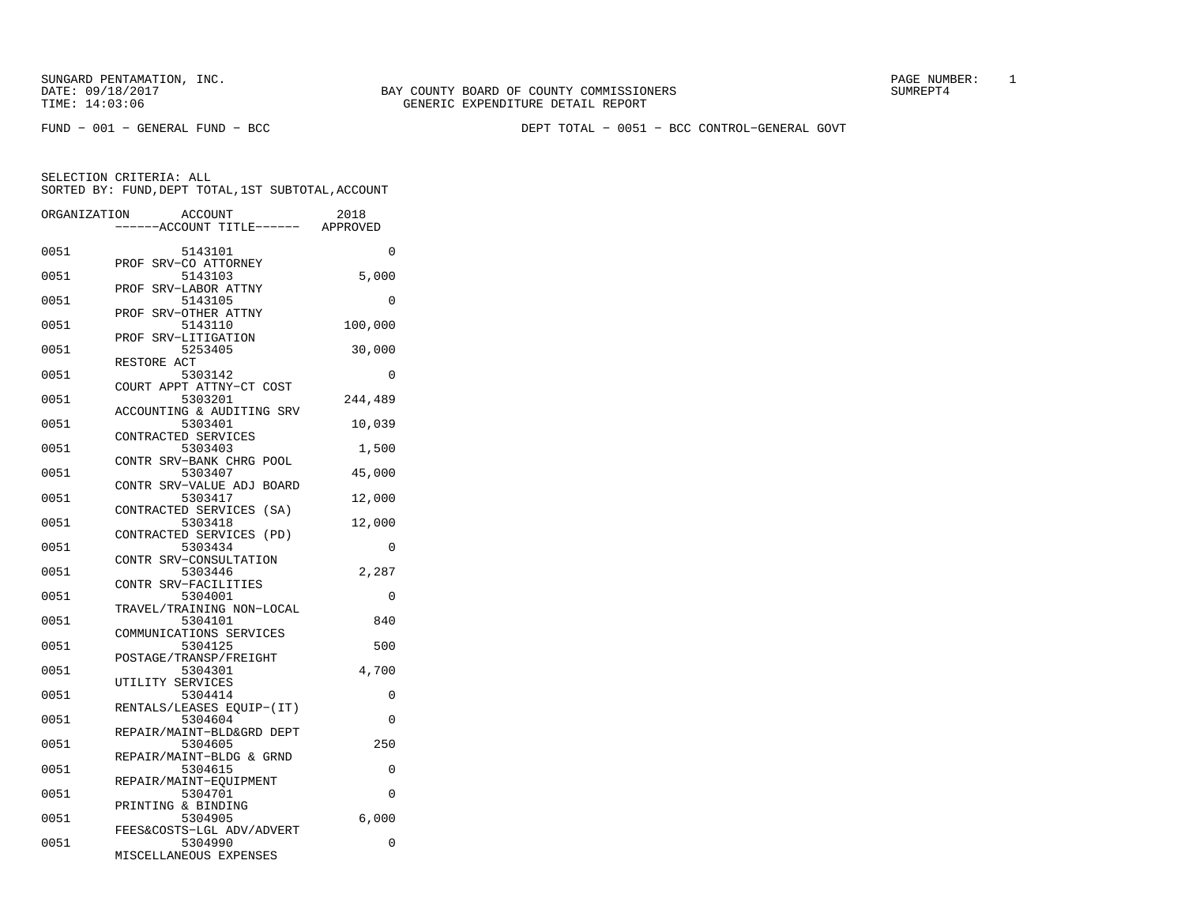SUNGARD PENTAMATION, INC.
DATE: 09/18/2017
TIME: 14:03:06

BAY COUNTY BOARD OF COUNTY COMMISSIONERS
GENERIC EXPENDITURE DETAIL REPORT

PAGE NUMBER: 1
SUMREPT4

FUND - 001 - GENERAL FUND - BCC

DEPT TOTAL - 0051 - BCC CONTROL-GENERAL GOVT

SELECTION CRITERIA: ALL
SORTED BY: FUND,DEPT TOTAL,1ST SUBTOTAL,ACCOUNT

| ORGANIZATION | ACCOUNT / ACCOUNT TITLE | 2018 APPROVED |
|---|---|---|
| 0051 | 5143101 PROF SRV-CO ATTORNEY | 0 |
| 0051 | 5143103 PROF SRV-LABOR ATTNY | 5,000 |
| 0051 | 5143105 PROF SRV-OTHER ATTNY | 0 |
| 0051 | 5143110 PROF SRV-LITIGATION | 100,000 |
| 0051 | 5253405 RESTORE ACT | 30,000 |
| 0051 | 5303142 COURT APPT ATTNY-CT COST | 0 |
| 0051 | 5303201 ACCOUNTING & AUDITING SRV | 244,489 |
| 0051 | 5303401 CONTRACTED SERVICES | 10,039 |
| 0051 | 5303403 CONTR SRV-BANK CHRG POOL | 1,500 |
| 0051 | 5303407 CONTR SRV-VALUE ADJ BOARD | 45,000 |
| 0051 | 5303417 CONTRACTED SERVICES (SA) | 12,000 |
| 0051 | 5303418 CONTRACTED SERVICES (PD) | 12,000 |
| 0051 | 5303434 CONTR SRV-CONSULTATION | 0 |
| 0051 | 5303446 CONTR SRV-FACILITIES | 2,287 |
| 0051 | 5304001 TRAVEL/TRAINING NON-LOCAL | 0 |
| 0051 | 5304101 COMMUNICATIONS SERVICES | 840 |
| 0051 | 5304125 POSTAGE/TRANSP/FREIGHT | 500 |
| 0051 | 5304301 UTILITY SERVICES | 4,700 |
| 0051 | 5304414 RENTALS/LEASES EQUIP-(IT) | 0 |
| 0051 | 5304604 REPAIR/MAINT-BLD&GRD DEPT | 0 |
| 0051 | 5304605 REPAIR/MAINT-BLDG & GRND | 250 |
| 0051 | 5304615 REPAIR/MAINT-EQUIPMENT | 0 |
| 0051 | 5304701 PRINTING & BINDING | 0 |
| 0051 | 5304905 FEES&COSTS-LGL ADV/ADVERT | 6,000 |
| 0051 | 5304990 MISCELLANEOUS EXPENSES | 0 |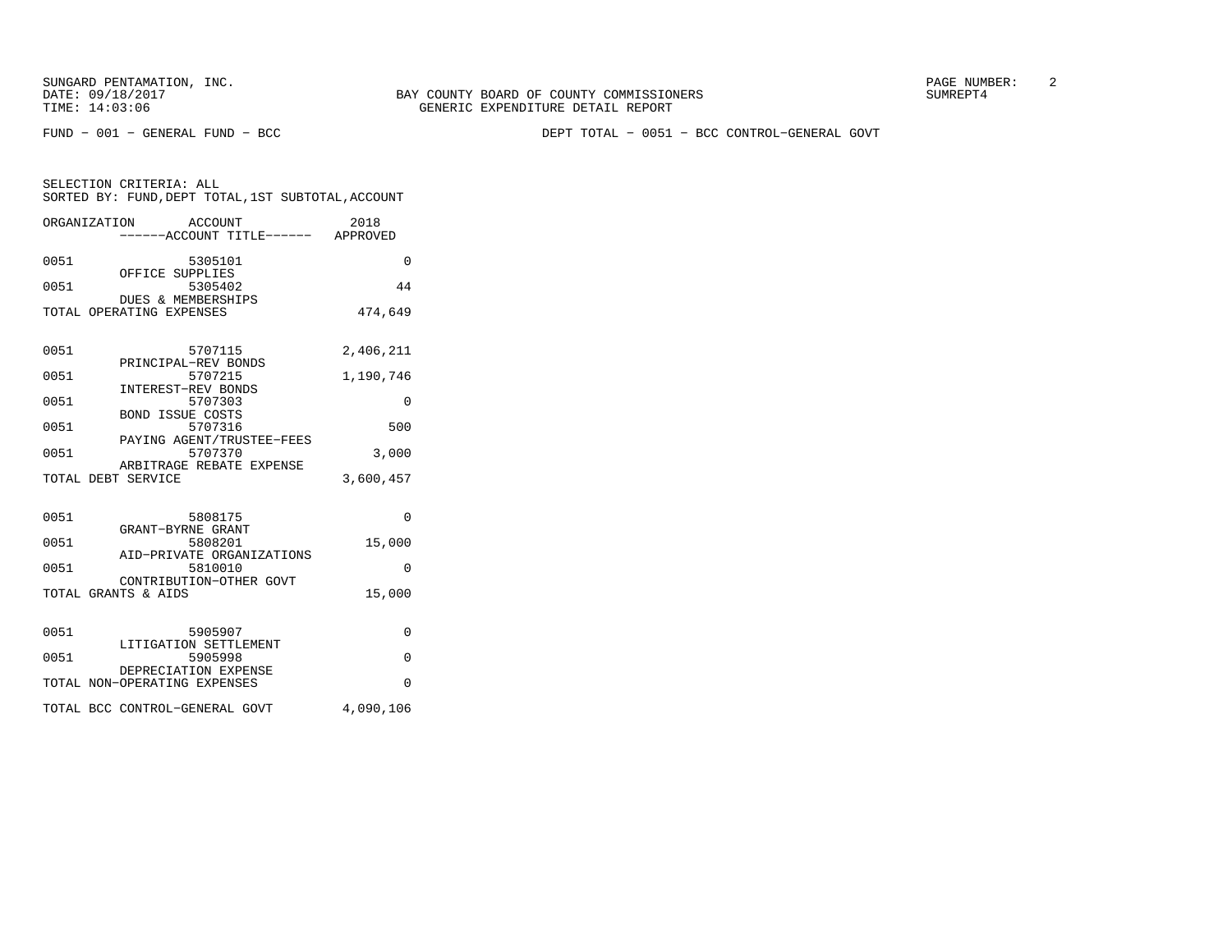SUNGARD PENTAMATION, INC.
DATE: 09/18/2017
TIME: 14:03:06

BAY COUNTY BOARD OF COUNTY COMMISSIONERS
GENERIC EXPENDITURE DETAIL REPORT

SUMREPT4

FUND - 001 - GENERAL FUND - BCC

DEPT TOTAL - 0051 - BCC CONTROL-GENERAL GOVT

SELECTION CRITERIA: ALL
SORTED BY: FUND,DEPT TOTAL,1ST SUBTOTAL,ACCOUNT

| ORGANIZATION | ACCOUNT / ------ACCOUNT TITLE------ | 2018 APPROVED |
|---|---|---|
| 0051 | 5305101 OFFICE SUPPLIES | 0 |
| 0051 | 5305402 DUES & MEMBERSHIPS | 44 |
| TOTAL OPERATING EXPENSES | | 474,649 |
| 0051 | 5707115 PRINCIPAL-REV BONDS | 2,406,211 |
| 0051 | 5707215 INTEREST-REV BONDS | 1,190,746 |
| 0051 | 5707303 BOND ISSUE COSTS | 0 |
| 0051 | 5707316 PAYING AGENT/TRUSTEE-FEES | 500 |
| 0051 | 5707370 ARBITRAGE REBATE EXPENSE | 3,000 |
| TOTAL DEBT SERVICE | | 3,600,457 |
| 0051 | 5808175 GRANT-BYRNE GRANT | 0 |
| 0051 | 5808201 AID-PRIVATE ORGANIZATIONS | 15,000 |
| 0051 | 5810010 CONTRIBUTION-OTHER GOVT | 0 |
| TOTAL GRANTS & AIDS | | 15,000 |
| 0051 | 5905907 LITIGATION SETTLEMENT | 0 |
| 0051 | 5905998 DEPRECIATION EXPENSE | 0 |
| TOTAL NON-OPERATING EXPENSES | | 0 |
| TOTAL BCC CONTROL-GENERAL GOVT | | 4,090,106 |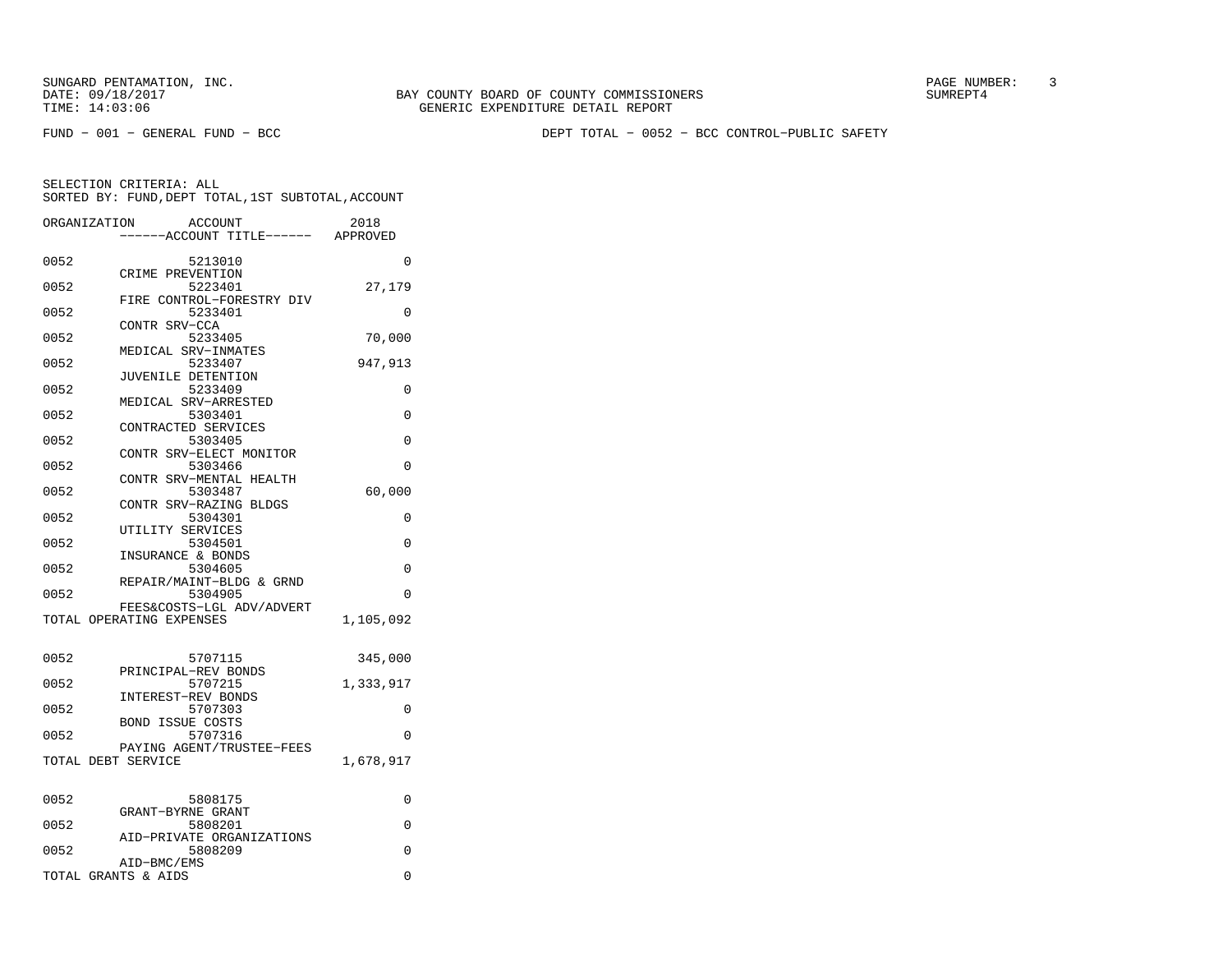SUNGARD PENTAMATION, INC.
DATE: 09/18/2017
TIME: 14:03:06

BAY COUNTY BOARD OF COUNTY COMMISSIONERS
GENERIC EXPENDITURE DETAIL REPORT

SUMREPT4

FUND − 001 − GENERAL FUND − BCC

DEPT TOTAL − 0052 − BCC CONTROL−PUBLIC SAFETY

SELECTION CRITERIA: ALL
SORTED BY: FUND,DEPT TOTAL,1ST SUBTOTAL,ACCOUNT

| ORGANIZATION | ACCOUNT | ------ACCOUNT TITLE------ | 2018 APPROVED |
|---|---|---|---|
| 0052 | 5213010 | CRIME PREVENTION | 0 |
| 0052 | 5223401 | FIRE CONTROL−FORESTRY DIV | 27,179 |
| 0052 | 5233401 | CONTR SRV−CCA | 0 |
| 0052 | 5233405 | MEDICAL SRV−INMATES | 70,000 |
| 0052 | 5233407 | JUVENILE DETENTION | 947,913 |
| 0052 | 5233409 | MEDICAL SRV−ARRESTED | 0 |
| 0052 | 5303401 | CONTRACTED SERVICES | 0 |
| 0052 | 5303405 | CONTR SRV−ELECT MONITOR | 0 |
| 0052 | 5303466 | CONTR SRV−MENTAL HEALTH | 0 |
| 0052 | 5303487 | CONTR SRV−RAZING BLDGS | 60,000 |
| 0052 | 5304301 | UTILITY SERVICES | 0 |
| 0052 | 5304501 | INSURANCE & BONDS | 0 |
| 0052 | 5304605 | REPAIR/MAINT−BLDG & GRND | 0 |
| 0052 | 5304905 | FEES&COSTS−LGL ADV/ADVERT | 0 |
| TOTAL OPERATING EXPENSES | | | 1,105,092 |
| 0052 | 5707115 | PRINCIPAL−REV BONDS | 345,000 |
| 0052 | 5707215 | INTEREST−REV BONDS | 1,333,917 |
| 0052 | 5707303 | BOND ISSUE COSTS | 0 |
| 0052 | 5707316 | PAYING AGENT/TRUSTEE−FEES | 0 |
| TOTAL DEBT SERVICE | | | 1,678,917 |
| 0052 | 5808175 | GRANT−BYRNE GRANT | 0 |
| 0052 | 5808201 | AID−PRIVATE ORGANIZATIONS | 0 |
| 0052 | 5808209 | AID−BMC/EMS | 0 |
| TOTAL GRANTS & AIDS | | | 0 |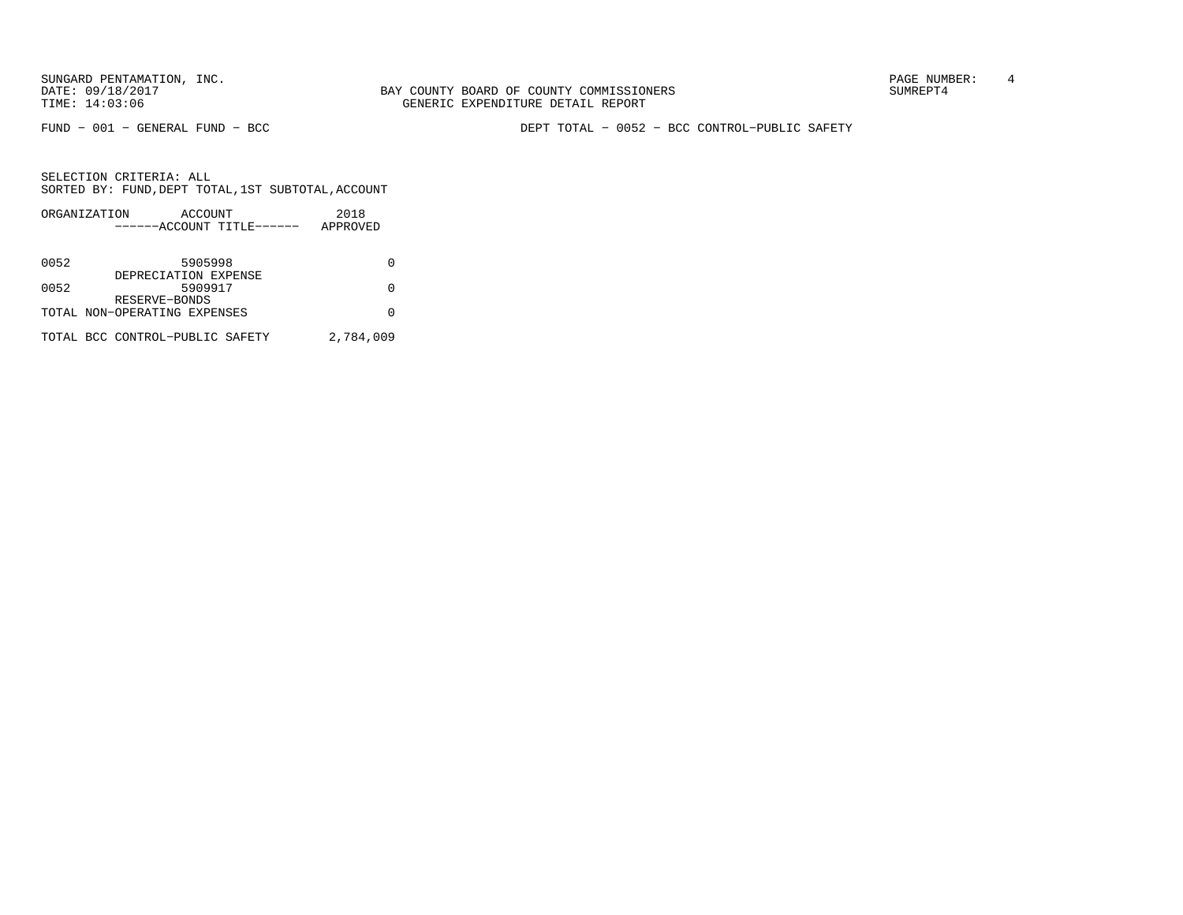BAY COUNTY BOARD OF COUNTY COMMISSIONERS
GENERIC EXPENDITURE DETAIL REPORT

FUND − 001 − GENERAL FUND − BCC

DEPT TOTAL − 0052 − BCC CONTROL−PUBLIC SAFETY

SELECTION CRITERIA: ALL
SORTED BY: FUND,DEPT TOTAL,1ST SUBTOTAL,ACCOUNT

| ORGANIZATION | ACCOUNT ------ACCOUNT TITLE------ | 2018 APPROVED |
|---|---|---|
| 0052 | 5905998 DEPRECIATION EXPENSE | 0 |
| 0052 | 5909917 RESERVE−BONDS | 0 |
| TOTAL NON−OPERATING EXPENSES | | 0 |
| TOTAL BCC CONTROL−PUBLIC SAFETY | | 2,784,009 |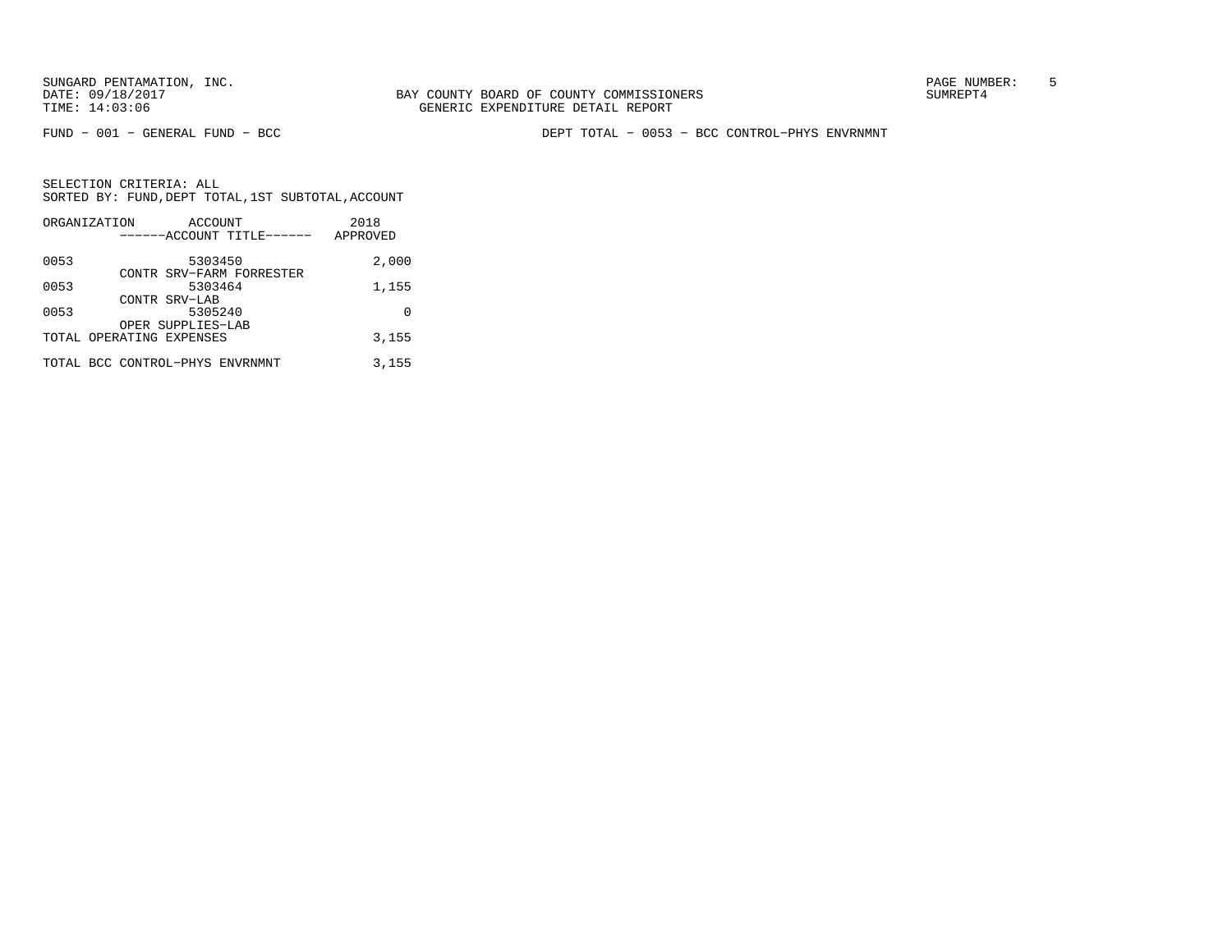SUNGARD PENTAMATION, INC.
DATE: 09/18/2017
TIME: 14:03:06

BAY COUNTY BOARD OF COUNTY COMMISSIONERS
GENERIC EXPENDITURE DETAIL REPORT

SUMREPT4

FUND - 001 - GENERAL FUND - BCC

DEPT TOTAL - 0053 - BCC CONTROL-PHYS ENVRNMNT

SELECTION CRITERIA: ALL
SORTED BY: FUND,DEPT TOTAL,1ST SUBTOTAL,ACCOUNT

| ORGANIZATION | ACCOUNT<br>------ACCOUNT TITLE------ | 2018<br>APPROVED |
|---|---|---|
| 0053 | 5303450<br>CONTR SRV-FARM FORRESTER | 2,000 |
| 0053 | 5303464<br>CONTR SRV-LAB | 1,155 |
| 0053 | 5305240<br>OPER SUPPLIES-LAB | 0 |
| TOTAL OPERATING EXPENSES | | 3,155 |
| TOTAL BCC CONTROL-PHYS ENVRNMNT | | 3,155 |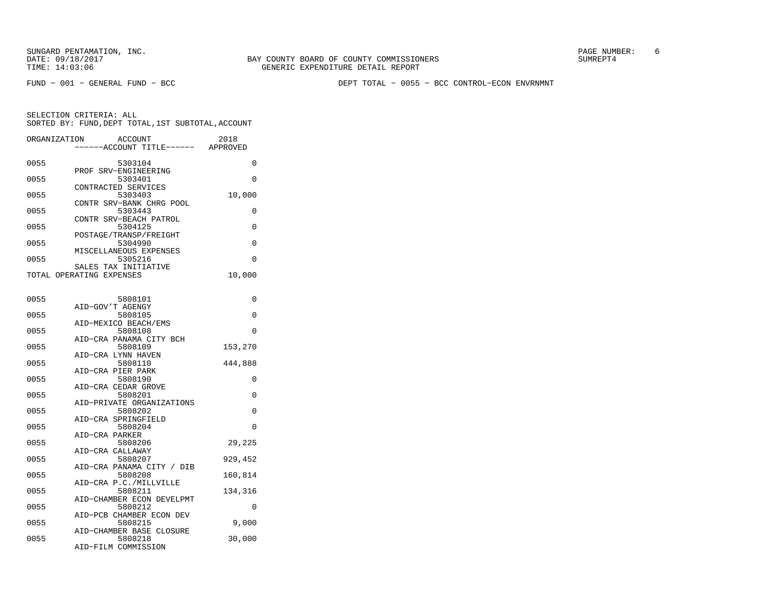SUNGARD PENTAMATION, INC.
DATE: 09/18/2017
TIME: 14:03:06

BAY COUNTY BOARD OF COUNTY COMMISSIONERS
GENERIC EXPENDITURE DETAIL REPORT

SUMREPT4

FUND - 001 - GENERAL FUND - BCC

DEPT TOTAL - 0055 - BCC CONTROL-ECON ENVRNMNT

SELECTION CRITERIA: ALL
SORTED BY: FUND,DEPT TOTAL,1ST SUBTOTAL,ACCOUNT

| ORGANIZATION | ACCOUNT / ------ACCOUNT TITLE------ | 2018 APPROVED |
|---|---|---|
| 0055 | 5303104 PROF SRV-ENGINEERING | 0 |
| 0055 | 5303401 CONTRACTED SERVICES | 0 |
| 0055 | 5303403 CONTR SRV-BANK CHRG POOL | 10,000 |
| 0055 | 5303443 CONTR SRV-BEACH PATROL | 0 |
| 0055 | 5304125 POSTAGE/TRANSP/FREIGHT | 0 |
| 0055 | 5304990 MISCELLANEOUS EXPENSES | 0 |
| 0055 | 5305216 SALES TAX INITIATIVE | 0 |
| TOTAL OPERATING EXPENSES | | 10,000 |
| 0055 | 5808101 AID-GOV'T AGENGY | 0 |
| 0055 | 5808105 AID-MEXICO BEACH/EMS | 0 |
| 0055 | 5808108 AID-CRA PANAMA CITY BCH | 0 |
| 0055 | 5808109 AID-CRA LYNN HAVEN | 153,270 |
| 0055 | 5808110 AID-CRA PIER PARK | 444,888 |
| 0055 | 5808190 AID-CRA CEDAR GROVE | 0 |
| 0055 | 5808201 AID-PRIVATE ORGANIZATIONS | 0 |
| 0055 | 5808202 AID-CRA SPRINGFIELD | 0 |
| 0055 | 5808204 AID-CRA PARKER | 0 |
| 0055 | 5808206 AID-CRA CALLAWAY | 29,225 |
| 0055 | 5808207 AID-CRA PANAMA CITY / DIB | 929,452 |
| 0055 | 5808208 AID-CRA P.C./MILLVILLE | 160,814 |
| 0055 | 5808211 AID-CHAMBER ECON DEVELPMT | 134,316 |
| 0055 | 5808212 AID-PCB CHAMBER ECON DEV | 0 |
| 0055 | 5808215 AID-CHAMBER BASE CLOSURE | 9,000 |
| 0055 | 5808218 AID-FILM COMMISSION | 30,000 |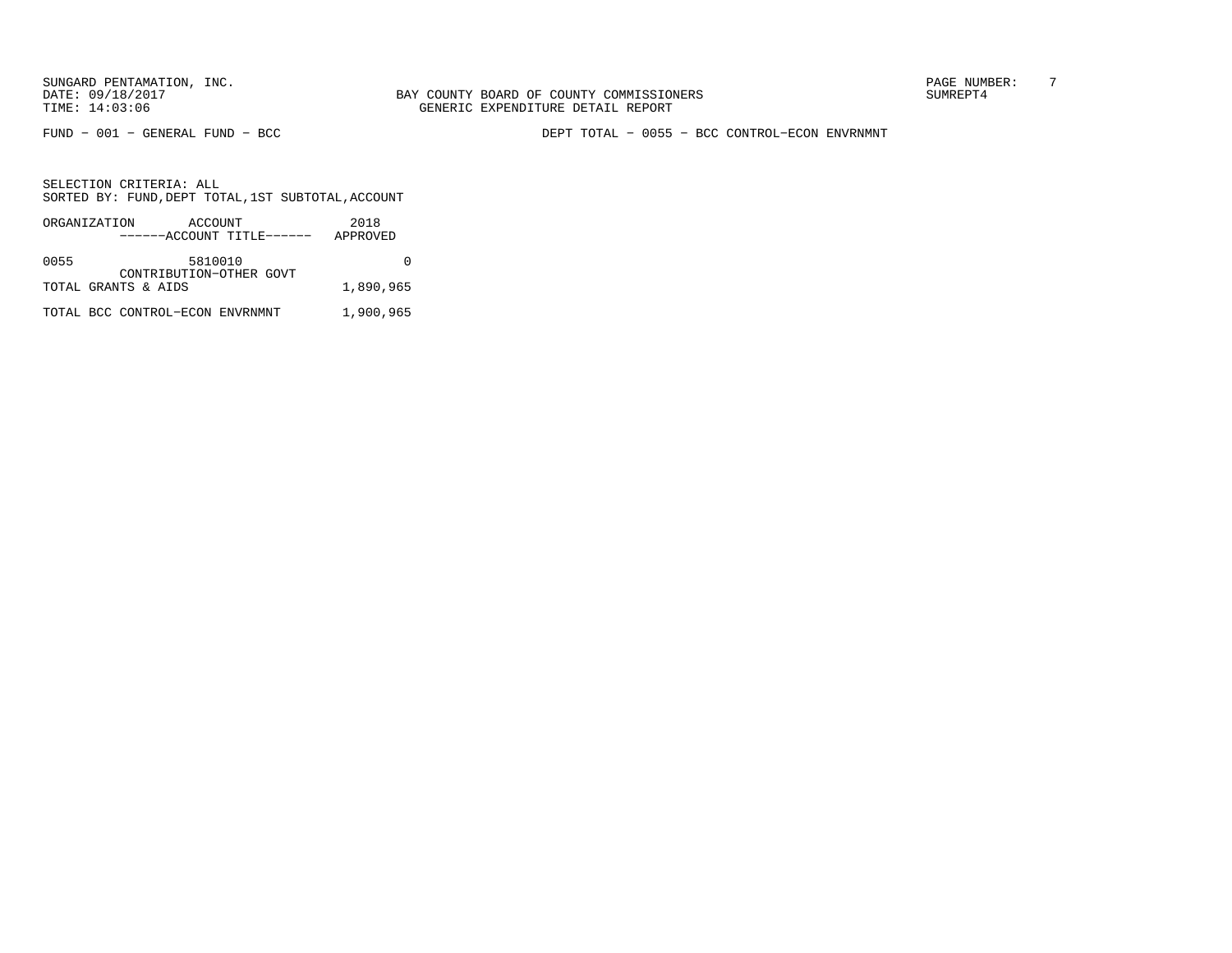SUNGARD PENTAMATION, INC.
DATE: 09/18/2017
TIME: 14:03:06

BAY COUNTY BOARD OF COUNTY COMMISSIONERS
GENERIC EXPENDITURE DETAIL REPORT

SUMREPT4

FUND − 001 − GENERAL FUND − BCC

DEPT TOTAL − 0055 − BCC CONTROL−ECON ENVRNMNT

SELECTION CRITERIA: ALL
SORTED BY: FUND,DEPT TOTAL,1ST SUBTOTAL,ACCOUNT

| ORGANIZATION | ACCOUNT ------ACCOUNT TITLE------ | 2018 APPROVED |
|---|---|---|
| 0055 | 5810010 CONTRIBUTION−OTHER GOVT | 0 |
| TOTAL GRANTS & AIDS | | 1,890,965 |
| TOTAL BCC CONTROL−ECON ENVRNMNT | | 1,900,965 |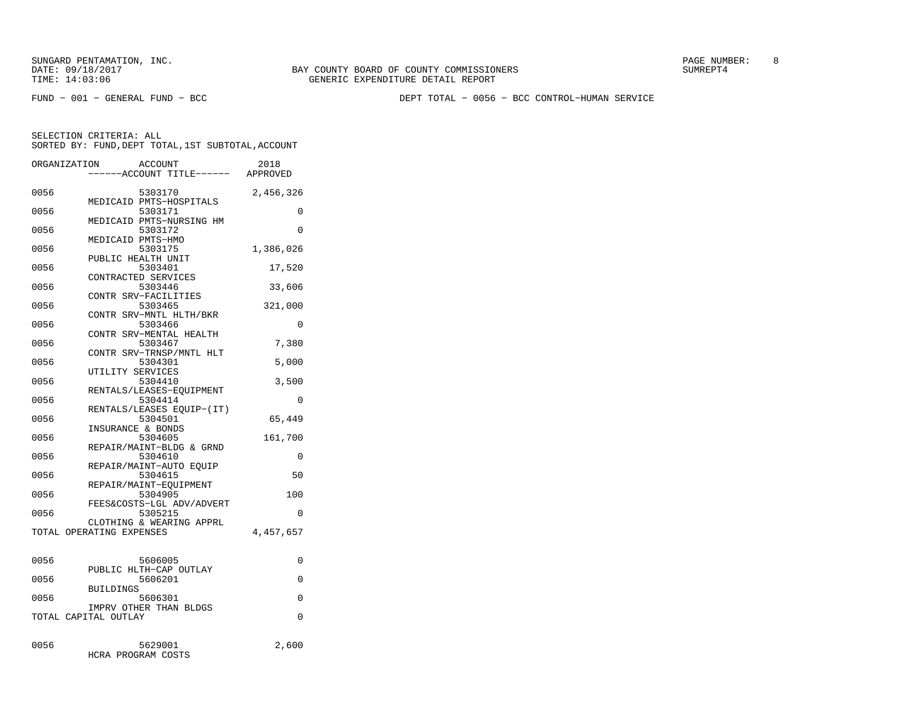SUNGARD PENTAMATION, INC.
DATE: 09/18/2017
TIME: 14:03:06

BAY COUNTY BOARD OF COUNTY COMMISSIONERS
GENERIC EXPENDITURE DETAIL REPORT

SUMREPT4

FUND − 001 − GENERAL FUND − BCC

DEPT TOTAL − 0056 − BCC CONTROL−HUMAN SERVICE

SELECTION CRITERIA: ALL
SORTED BY: FUND,DEPT TOTAL,1ST SUBTOTAL,ACCOUNT

| ORGANIZATION | ACCOUNT / ------ACCOUNT TITLE------ | 2018 APPROVED |
|---|---|---|
| 0056 | 5303170 MEDICAID PMTS−HOSPITALS | 2,456,326 |
| 0056 | 5303171 MEDICAID PMTS−NURSING HM | 0 |
| 0056 | 5303172 MEDICAID PMTS−HMO | 0 |
| 0056 | 5303175 PUBLIC HEALTH UNIT | 1,386,026 |
| 0056 | 5303401 CONTRACTED SERVICES | 17,520 |
| 0056 | 5303446 CONTR SRV−FACILITIES | 33,606 |
| 0056 | 5303465 CONTR SRV−MNTL HLTH/BKR | 321,000 |
| 0056 | 5303466 CONTR SRV−MENTAL HEALTH | 0 |
| 0056 | 5303467 CONTR SRV−TRNSP/MNTL HLT | 7,380 |
| 0056 | 5304301 UTILITY SERVICES | 5,000 |
| 0056 | 5304410 RENTALS/LEASES−EQUIPMENT | 3,500 |
| 0056 | 5304414 RENTALS/LEASES EQUIP−(IT) | 0 |
| 0056 | 5304501 INSURANCE & BONDS | 65,449 |
| 0056 | 5304605 REPAIR/MAINT−BLDG & GRND | 161,700 |
| 0056 | 5304610 REPAIR/MAINT−AUTO EQUIP | 0 |
| 0056 | 5304615 REPAIR/MAINT−EQUIPMENT | 50 |
| 0056 | 5304905 FEES&COSTS−LGL ADV/ADVERT | 100 |
| 0056 | 5305215 CLOTHING & WEARING APPRL | 0 |
| TOTAL OPERATING EXPENSES | | 4,457,657 |
| 0056 | 5606005 PUBLIC HLTH−CAP OUTLAY | 0 |
| 0056 | 5606201 BUILDINGS | 0 |
| 0056 | 5606301 IMPRV OTHER THAN BLDGS | 0 |
| TOTAL CAPITAL OUTLAY | | 0 |
| 0056 | 5629001 HCRA PROGRAM COSTS | 2,600 |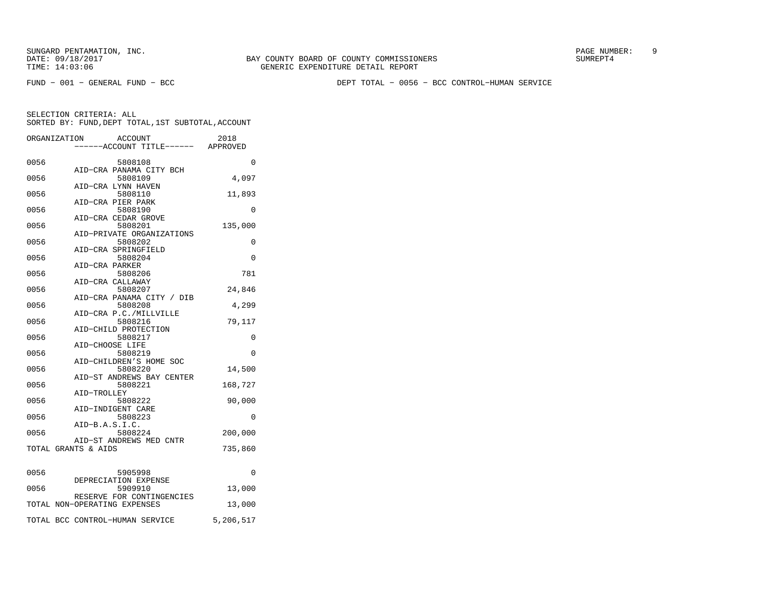SUNGARD PENTAMATION, INC.
DATE: 09/18/2017
TIME: 14:03:06

BAY COUNTY BOARD OF COUNTY COMMISSIONERS
GENERIC EXPENDITURE DETAIL REPORT

SUMREPT4

FUND - 001 - GENERAL FUND - BCC

DEPT TOTAL - 0056 - BCC CONTROL-HUMAN SERVICE

SELECTION CRITERIA: ALL
SORTED BY: FUND,DEPT TOTAL,1ST SUBTOTAL,ACCOUNT

| ORGANIZATION | ACCOUNT / ------ACCOUNT TITLE------ | 2018 APPROVED |
|---|---|---|
| 0056 | 5808108 AID-CRA PANAMA CITY BCH | 0 |
| 0056 | 5808109 AID-CRA LYNN HAVEN | 4,097 |
| 0056 | 5808110 AID-CRA PIER PARK | 11,893 |
| 0056 | 5808190 AID-CRA CEDAR GROVE | 0 |
| 0056 | 5808201 AID-PRIVATE ORGANIZATIONS | 135,000 |
| 0056 | 5808202 AID-CRA SPRINGFIELD | 0 |
| 0056 | 5808204 AID-CRA PARKER | 0 |
| 0056 | 5808206 AID-CRA CALLAWAY | 781 |
| 0056 | 5808207 AID-CRA PANAMA CITY / DIB | 24,846 |
| 0056 | 5808208 AID-CRA P.C./MILLVILLE | 4,299 |
| 0056 | 5808216 AID-CHILD PROTECTION | 79,117 |
| 0056 | 5808217 AID-CHOOSE LIFE | 0 |
| 0056 | 5808219 AID-CHILDREN'S HOME SOC | 0 |
| 0056 | 5808220 AID-ST ANDREWS BAY CENTER | 14,500 |
| 0056 | 5808221 AID-TROLLEY | 168,727 |
| 0056 | 5808222 AID-INDIGENT CARE | 90,000 |
| 0056 | 5808223 AID-B.A.S.I.C. | 0 |
| 0056 | 5808224 AID-ST ANDREWS MED CNTR | 200,000 |
| TOTAL GRANTS & AIDS | | 735,860 |
| 0056 | 5905998 DEPRECIATION EXPENSE | 0 |
| 0056 | 5909910 RESERVE FOR CONTINGENCIES | 13,000 |
| TOTAL NON-OPERATING EXPENSES | | 13,000 |
| TOTAL BCC CONTROL-HUMAN SERVICE | | 5,206,517 |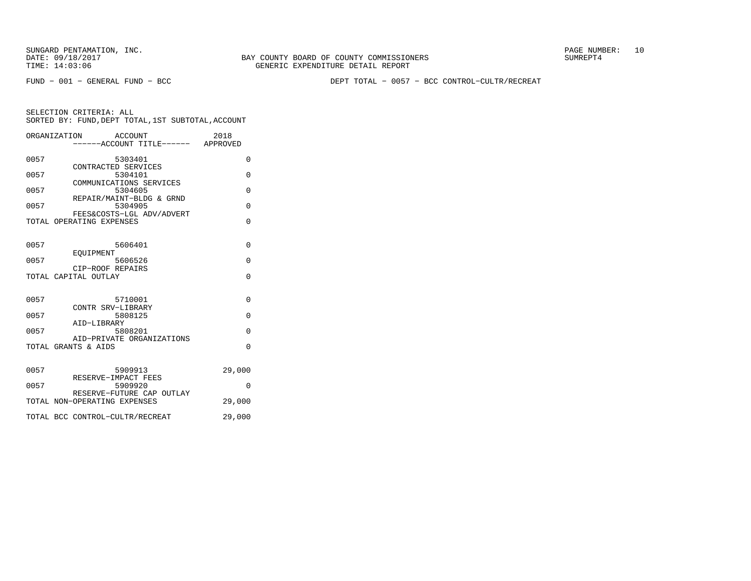SUNGARD PENTAMATION, INC.
DATE: 09/18/2017
TIME: 14:03:06

BAY COUNTY BOARD OF COUNTY COMMISSIONERS
GENERIC EXPENDITURE DETAIL REPORT

SUMREPT4

FUND - 001 - GENERAL FUND - BCC

DEPT TOTAL - 0057 - BCC CONTROL-CULTR/RECREAT

SELECTION CRITERIA: ALL
SORTED BY: FUND,DEPT TOTAL,1ST SUBTOTAL,ACCOUNT

| ORGANIZATION | ACCOUNT / ------ACCOUNT TITLE------ | 2018 APPROVED |
|---|---|---|
| 0057 | 5303401 CONTRACTED SERVICES | 0 |
| 0057 | 5304101 COMMUNICATIONS SERVICES | 0 |
| 0057 | 5304605 REPAIR/MAINT-BLDG & GRND | 0 |
| 0057 | 5304905 FEES&COSTS-LGL ADV/ADVERT | 0 |
| TOTAL OPERATING EXPENSES | | 0 |
| 0057 | 5606401 EQUIPMENT | 0 |
| 0057 | 5606526 CIP-ROOF REPAIRS | 0 |
| TOTAL CAPITAL OUTLAY | | 0 |
| 0057 | 5710001 CONTR SRV-LIBRARY | 0 |
| 0057 | 5808125 AID-LIBRARY | 0 |
| 0057 | 5808201 AID-PRIVATE ORGANIZATIONS | 0 |
| TOTAL GRANTS & AIDS | | 0 |
| 0057 | 5909913 RESERVE-IMPACT FEES | 29,000 |
| 0057 | 5909920 RESERVE-FUTURE CAP OUTLAY | 0 |
| TOTAL NON-OPERATING EXPENSES | | 29,000 |
| TOTAL BCC CONTROL-CULTR/RECREAT | | 29,000 |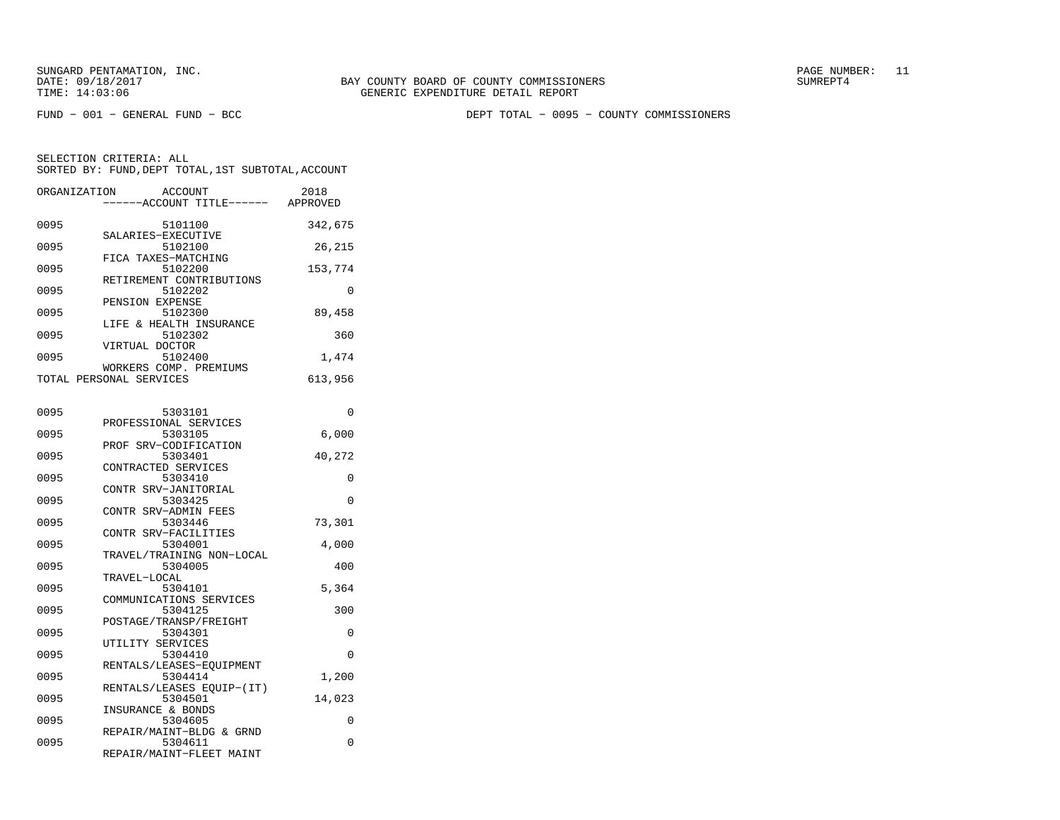SUNGARD PENTAMATION, INC.
DATE: 09/18/2017
TIME: 14:03:06

BAY COUNTY BOARD OF COUNTY COMMISSIONERS
GENERIC EXPENDITURE DETAIL REPORT

SUMREPT4

FUND - 001 - GENERAL FUND - BCC

DEPT TOTAL - 0095 - COUNTY COMMISSIONERS

SELECTION CRITERIA: ALL
SORTED BY: FUND,DEPT TOTAL,1ST SUBTOTAL,ACCOUNT

| ORGANIZATION | ACCOUNT / ------ACCOUNT TITLE------ | 2018 APPROVED |
|---|---|---|
| 0095 | 5101100 SALARIES-EXECUTIVE | 342,675 |
| 0095 | 5102100 FICA TAXES-MATCHING | 26,215 |
| 0095 | 5102200 RETIREMENT CONTRIBUTIONS | 153,774 |
| 0095 | 5102202 PENSION EXPENSE | 0 |
| 0095 | 5102300 LIFE & HEALTH INSURANCE | 89,458 |
| 0095 | 5102302 VIRTUAL DOCTOR | 360 |
| 0095 | 5102400 WORKERS COMP. PREMIUMS | 1,474 |
| TOTAL PERSONAL SERVICES | | 613,956 |
| 0095 | 5303101 PROFESSIONAL SERVICES | 0 |
| 0095 | 5303105 PROF SRV-CODIFICATION | 6,000 |
| 0095 | 5303401 CONTRACTED SERVICES | 40,272 |
| 0095 | 5303410 CONTR SRV-JANITORIAL | 0 |
| 0095 | 5303425 CONTR SRV-ADMIN FEES | 0 |
| 0095 | 5303446 CONTR SRV-FACILITIES | 73,301 |
| 0095 | 5304001 TRAVEL/TRAINING NON-LOCAL | 4,000 |
| 0095 | 5304005 TRAVEL-LOCAL | 400 |
| 0095 | 5304101 COMMUNICATIONS SERVICES | 5,364 |
| 0095 | 5304125 POSTAGE/TRANSP/FREIGHT | 300 |
| 0095 | 5304301 UTILITY SERVICES | 0 |
| 0095 | 5304410 RENTALS/LEASES-EQUIPMENT | 0 |
| 0095 | 5304414 RENTALS/LEASES EQUIP-(IT) | 1,200 |
| 0095 | 5304501 INSURANCE & BONDS | 14,023 |
| 0095 | 5304605 REPAIR/MAINT-BLDG & GRND | 0 |
| 0095 | 5304611 REPAIR/MAINT-FLEET MAINT | 0 |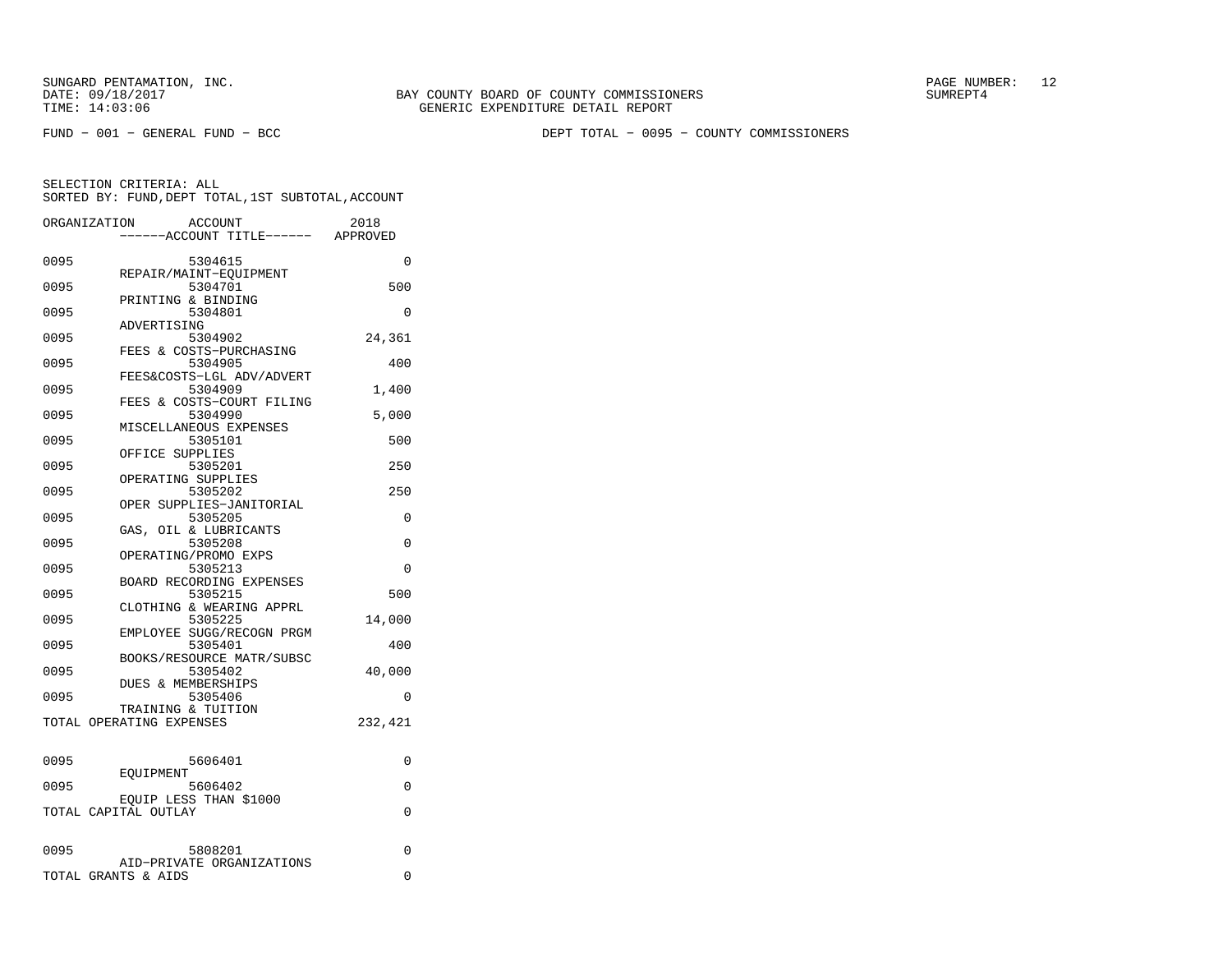SUNGARD PENTAMATION, INC.
DATE: 09/18/2017
TIME: 14:03:06

BAY COUNTY BOARD OF COUNTY COMMISSIONERS
GENERIC EXPENDITURE DETAIL REPORT

SUMREPT4

FUND - 001 - GENERAL FUND - BCC

DEPT TOTAL - 0095 - COUNTY COMMISSIONERS

SELECTION CRITERIA: ALL
SORTED BY: FUND,DEPT TOTAL,1ST SUBTOTAL,ACCOUNT

| ORGANIZATION | ACCOUNT / ------ACCOUNT TITLE------ | 2018 APPROVED |
|---|---|---|
| 0095 | 5304615 REPAIR/MAINT-EQUIPMENT | 0 |
| 0095 | 5304701 PRINTING & BINDING | 500 |
| 0095 | 5304801 ADVERTISING | 0 |
| 0095 | 5304902 FEES & COSTS-PURCHASING | 24,361 |
| 0095 | 5304905 FEES&COSTS-LGL ADV/ADVERT | 400 |
| 0095 | 5304909 FEES & COSTS-COURT FILING | 1,400 |
| 0095 | 5304990 MISCELLANEOUS EXPENSES | 5,000 |
| 0095 | 5305101 OFFICE SUPPLIES | 500 |
| 0095 | 5305201 OPERATING SUPPLIES | 250 |
| 0095 | 5305202 OPER SUPPLIES-JANITORIAL | 250 |
| 0095 | 5305205 GAS, OIL & LUBRICANTS | 0 |
| 0095 | 5305208 OPERATING/PROMO EXPS | 0 |
| 0095 | 5305213 BOARD RECORDING EXPENSES | 0 |
| 0095 | 5305215 CLOTHING & WEARING APPRL | 500 |
| 0095 | 5305225 EMPLOYEE SUGG/RECOGN PRGM | 14,000 |
| 0095 | 5305401 BOOKS/RESOURCE MATR/SUBSC | 400 |
| 0095 | 5305402 DUES & MEMBERSHIPS | 40,000 |
| 0095 | 5305406 TRAINING & TUITION | 0 |
| TOTAL OPERATING EXPENSES | | 232,421 |
| 0095 | 5606401 EQUIPMENT | 0 |
| 0095 | 5606402 EQUIP LESS THAN $1000 | 0 |
| TOTAL CAPITAL OUTLAY | | 0 |
| 0095 | 5808201 AID-PRIVATE ORGANIZATIONS | 0 |
| TOTAL GRANTS & AIDS | | 0 |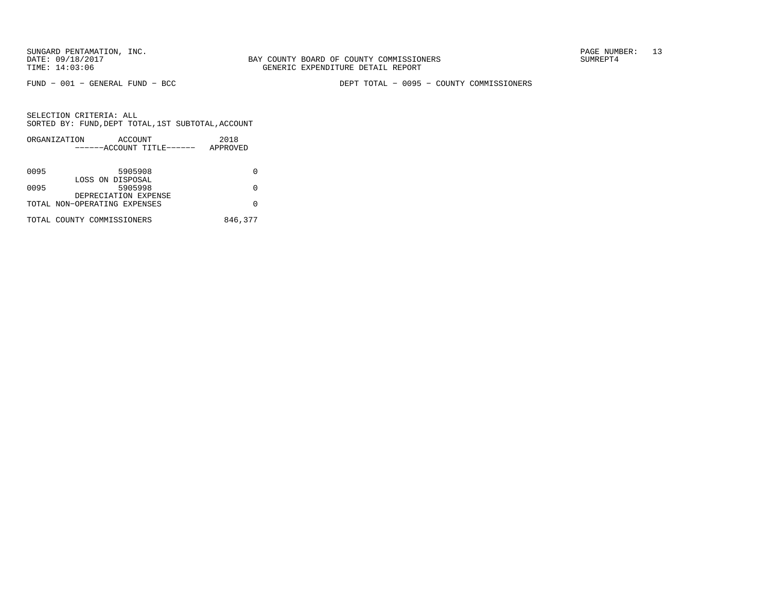SUNGARD PENTAMATION, INC.
DATE: 09/18/2017
TIME: 14:03:06

BAY COUNTY BOARD OF COUNTY COMMISSIONERS
GENERIC EXPENDITURE DETAIL REPORT

SUMREPT4

FUND − 001 − GENERAL FUND − BCC

DEPT TOTAL − 0095 − COUNTY COMMISSIONERS

SELECTION CRITERIA: ALL
SORTED BY: FUND,DEPT TOTAL,1ST SUBTOTAL,ACCOUNT

| ORGANIZATION | ACCOUNT ------ACCOUNT TITLE------ | 2018 APPROVED |
|---|---|---|
| 0095 | 5905908 LOSS ON DISPOSAL | 0 |
| 0095 | 5905998 DEPRECIATION EXPENSE | 0 |
| TOTAL NON−OPERATING EXPENSES | | 0 |
| TOTAL COUNTY COMMISSIONERS | | 846,377 |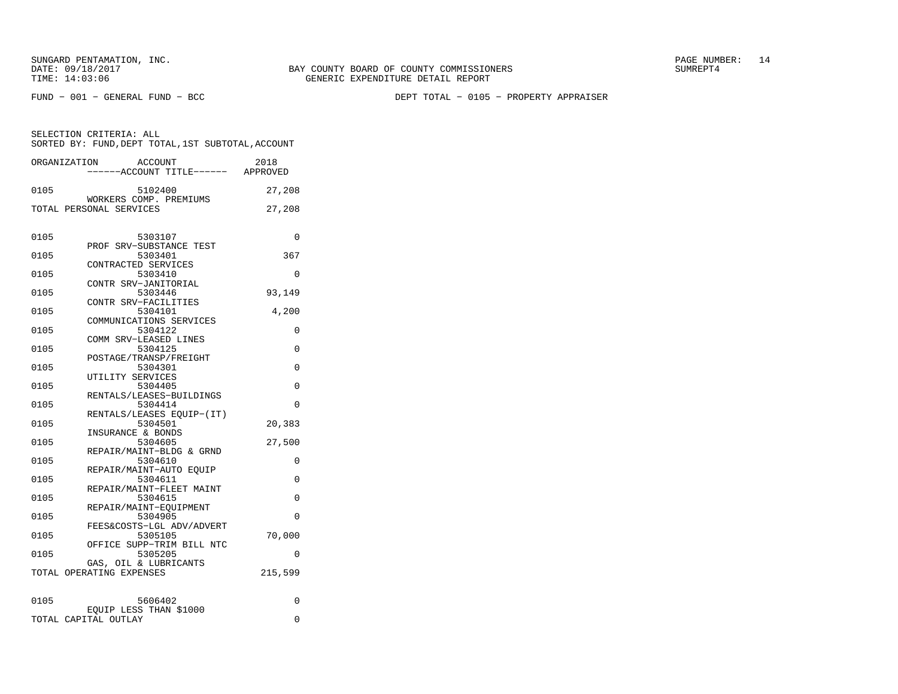SUNGARD PENTAMATION, INC.
DATE: 09/18/2017
TIME: 14:03:06

BAY COUNTY BOARD OF COUNTY COMMISSIONERS
GENERIC EXPENDITURE DETAIL REPORT

PAGE NUMBER: 14
SUMREPT4

FUND − 001 − GENERAL FUND − BCC

DEPT TOTAL − 0105 − PROPERTY APPRAISER

SELECTION CRITERIA: ALL
SORTED BY: FUND,DEPT TOTAL,1ST SUBTOTAL,ACCOUNT

| ORGANIZATION | ACCOUNT / ------ACCOUNT TITLE------ | 2018 APPROVED |
|---|---|---|
| 0105 | 5102400 WORKERS COMP. PREMIUMS | 27,208 |
| TOTAL PERSONAL SERVICES | | 27,208 |
| 0105 | 5303107 PROF SRV−SUBSTANCE TEST | 0 |
| 0105 | 5303401 CONTRACTED SERVICES | 367 |
| 0105 | 5303410 CONTR SRV−JANITORIAL | 0 |
| 0105 | 5303446 CONTR SRV−FACILITIES | 93,149 |
| 0105 | 5304101 COMMUNICATIONS SERVICES | 4,200 |
| 0105 | 5304122 COMM SRV−LEASED LINES | 0 |
| 0105 | 5304125 POSTAGE/TRANSP/FREIGHT | 0 |
| 0105 | 5304301 UTILITY SERVICES | 0 |
| 0105 | 5304405 RENTALS/LEASES−BUILDINGS | 0 |
| 0105 | 5304414 RENTALS/LEASES EQUIP−(IT) | 0 |
| 0105 | 5304501 INSURANCE & BONDS | 20,383 |
| 0105 | 5304605 REPAIR/MAINT−BLDG & GRND | 27,500 |
| 0105 | 5304610 REPAIR/MAINT−AUTO EQUIP | 0 |
| 0105 | 5304611 REPAIR/MAINT−FLEET MAINT | 0 |
| 0105 | 5304615 REPAIR/MAINT−EQUIPMENT | 0 |
| 0105 | 5304905 FEES&COSTS−LGL ADV/ADVERT | 0 |
| 0105 | 5305105 OFFICE SUPP−TRIM BILL NTC | 70,000 |
| 0105 | 5305205 GAS, OIL & LUBRICANTS | 0 |
| TOTAL OPERATING EXPENSES | | 215,599 |
| 0105 | 5606402 EQUIP LESS THAN $1000 | 0 |
| TOTAL CAPITAL OUTLAY | | 0 |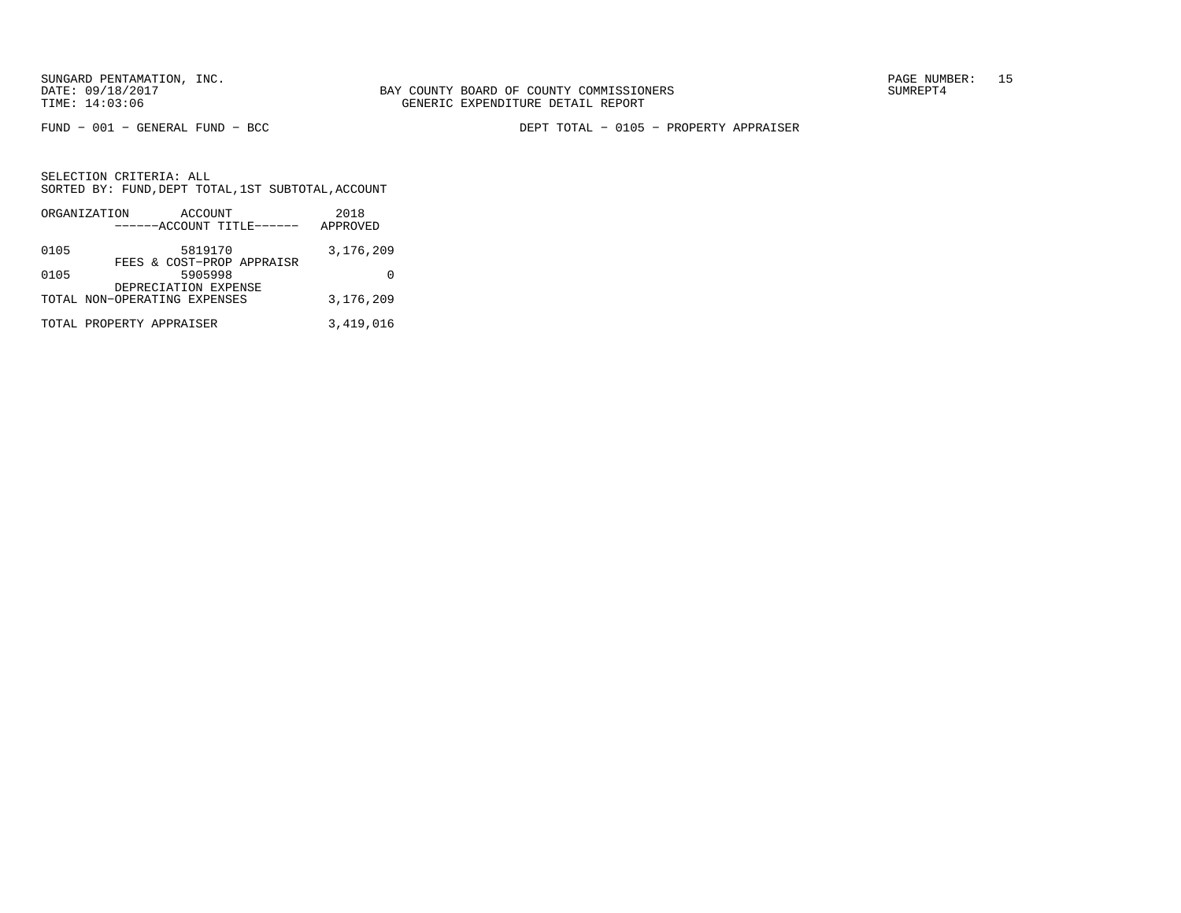FUND − 001 − GENERAL FUND − BCC DEPT TOTAL − 0105 − PROPERTY APPRAISER

SELECTION CRITERIA: ALL
SORTED BY: FUND,DEPT TOTAL,1ST SUBTOTAL,ACCOUNT

| ORGANIZATION | ACCOUNT<br>------ACCOUNT TITLE------ | 2018<br>APPROVED |
|---|---|---|
| 0105 | 5819170<br>FEES & COST−PROP APPRAISR | 3,176,209 |
| 0105 | 5905998<br>DEPRECIATION EXPENSE | 0 |
| TOTAL NON−OPERATING EXPENSES | | 3,176,209 |
| TOTAL PROPERTY APPRAISER | | 3,419,016 |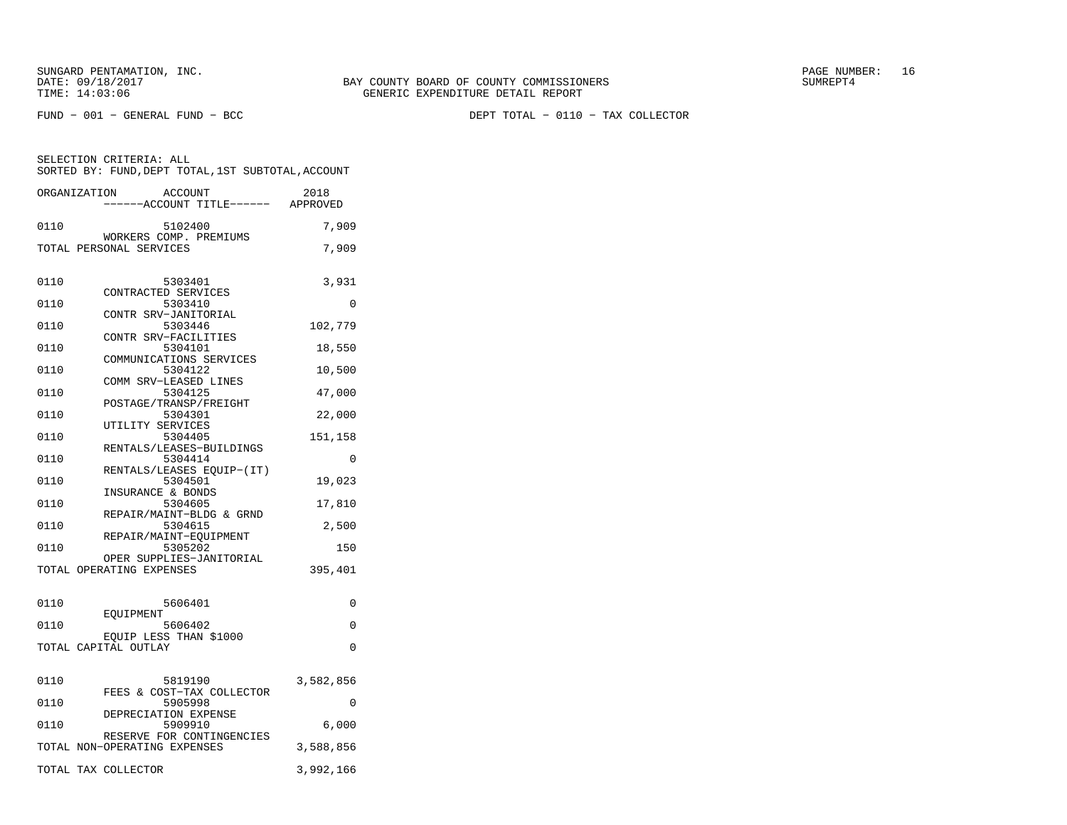SUNGARD PENTAMATION, INC.
DATE: 09/18/2017
TIME: 14:03:06

BAY COUNTY BOARD OF COUNTY COMMISSIONERS
GENERIC EXPENDITURE DETAIL REPORT

SUMREPT4

FUND - 001 - GENERAL FUND - BCC

DEPT TOTAL - 0110 - TAX COLLECTOR

SELECTION CRITERIA: ALL
SORTED BY: FUND,DEPT TOTAL,1ST SUBTOTAL,ACCOUNT

| ORGANIZATION | ACCOUNT / ------ACCOUNT TITLE------ | 2018 APPROVED |
|---|---|---|
| 0110 | 5102400 WORKERS COMP. PREMIUMS | 7,909 |
| TOTAL PERSONAL SERVICES | | 7,909 |
| 0110 | 5303401 CONTRACTED SERVICES | 3,931 |
| 0110 | 5303410 CONTR SRV-JANITORIAL | 0 |
| 0110 | 5303446 CONTR SRV-FACILITIES | 102,779 |
| 0110 | 5304101 COMMUNICATIONS SERVICES | 18,550 |
| 0110 | 5304122 COMM SRV-LEASED LINES | 10,500 |
| 0110 | 5304125 POSTAGE/TRANSP/FREIGHT | 47,000 |
| 0110 | 5304301 UTILITY SERVICES | 22,000 |
| 0110 | 5304405 RENTALS/LEASES-BUILDINGS | 151,158 |
| 0110 | 5304414 RENTALS/LEASES EQUIP-(IT) | 0 |
| 0110 | 5304501 INSURANCE & BONDS | 19,023 |
| 0110 | 5304605 REPAIR/MAINT-BLDG & GRND | 17,810 |
| 0110 | 5304615 REPAIR/MAINT-EQUIPMENT | 2,500 |
| 0110 | 5305202 OPER SUPPLIES-JANITORIAL | 150 |
| TOTAL OPERATING EXPENSES | | 395,401 |
| 0110 | 5606401 EQUIPMENT | 0 |
| 0110 | 5606402 EQUIP LESS THAN $1000 | 0 |
| TOTAL CAPITAL OUTLAY | | 0 |
| 0110 | 5819190 FEES & COST-TAX COLLECTOR | 3,582,856 |
| 0110 | 5905998 DEPRECIATION EXPENSE | 0 |
| 0110 | 5909910 RESERVE FOR CONTINGENCIES | 6,000 |
| TOTAL NON-OPERATING EXPENSES | | 3,588,856 |
| TOTAL TAX COLLECTOR | | 3,992,166 |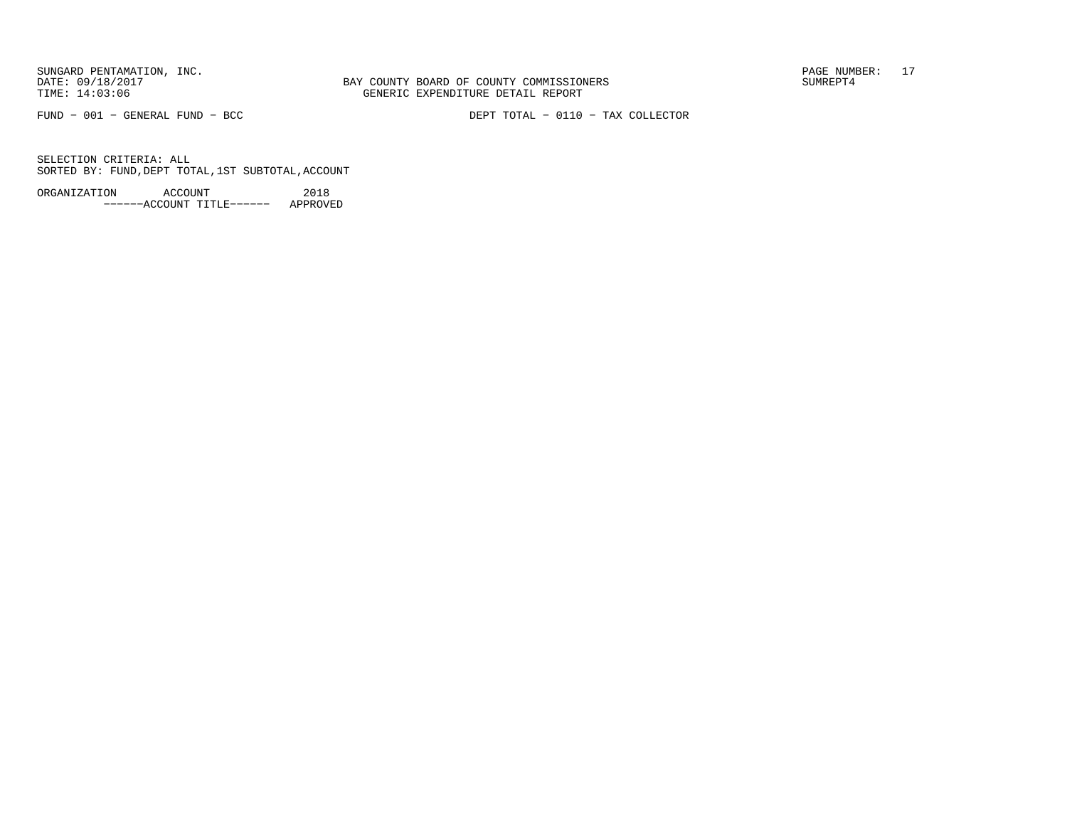FUND − 001 − GENERAL FUND − BCC

DEPT TOTAL − 0110 − TAX COLLECTOR

SELECTION CRITERIA: ALL
SORTED BY: FUND,DEPT TOTAL,1ST SUBTOTAL,ACCOUNT

| ORGANIZATION | ACCOUNT ------ACCOUNT TITLE------ | 2018 APPROVED |
| --- | --- | --- |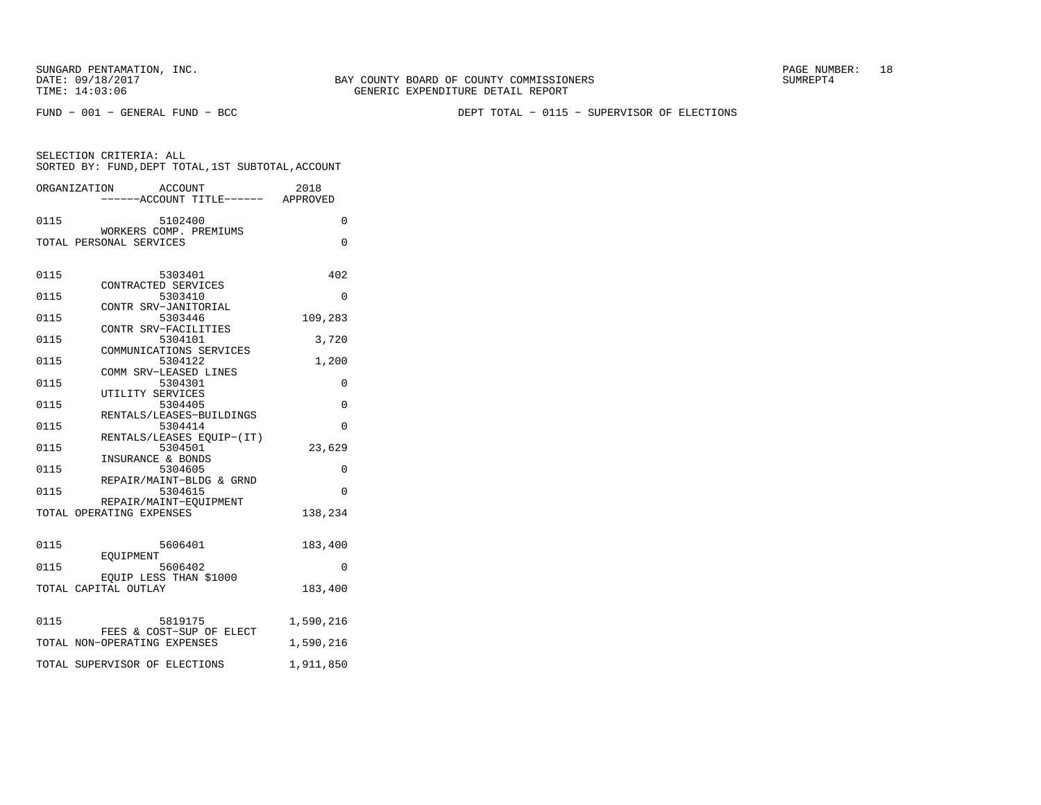BAY COUNTY BOARD OF COUNTY COMMISSIONERS
GENERIC EXPENDITURE DETAIL REPORT

FUND − 001 − GENERAL FUND − BCC

DEPT TOTAL − 0115 − SUPERVISOR OF ELECTIONS

SELECTION CRITERIA: ALL
SORTED BY: FUND,DEPT TOTAL,1ST SUBTOTAL,ACCOUNT

| ORGANIZATION | ACCOUNT / ACCOUNT TITLE | 2018 APPROVED |
|---|---|---|
| 0115 | 5102400 WORKERS COMP. PREMIUMS | 0 |
| TOTAL PERSONAL SERVICES | | 0 |
| 0115 | 5303401 CONTRACTED SERVICES | 402 |
| 0115 | 5303410 CONTR SRV−JANITORIAL | 0 |
| 0115 | 5303446 CONTR SRV−FACILITIES | 109,283 |
| 0115 | 5304101 COMMUNICATIONS SERVICES | 3,720 |
| 0115 | 5304122 COMM SRV−LEASED LINES | 1,200 |
| 0115 | 5304301 UTILITY SERVICES | 0 |
| 0115 | 5304405 RENTALS/LEASES−BUILDINGS | 0 |
| 0115 | 5304414 RENTALS/LEASES EQUIP−(IT) | 0 |
| 0115 | 5304501 INSURANCE & BONDS | 23,629 |
| 0115 | 5304605 REPAIR/MAINT−BLDG & GRND | 0 |
| 0115 | 5304615 REPAIR/MAINT−EQUIPMENT | 0 |
| TOTAL OPERATING EXPENSES | | 138,234 |
| 0115 | 5606401 EQUIPMENT | 183,400 |
| 0115 | 5606402 EQUIP LESS THAN $1000 | 0 |
| TOTAL CAPITAL OUTLAY | | 183,400 |
| 0115 | 5819175 FEES & COST−SUP OF ELECT | 1,590,216 |
| TOTAL NON−OPERATING EXPENSES | | 1,590,216 |
| TOTAL SUPERVISOR OF ELECTIONS | | 1,911,850 |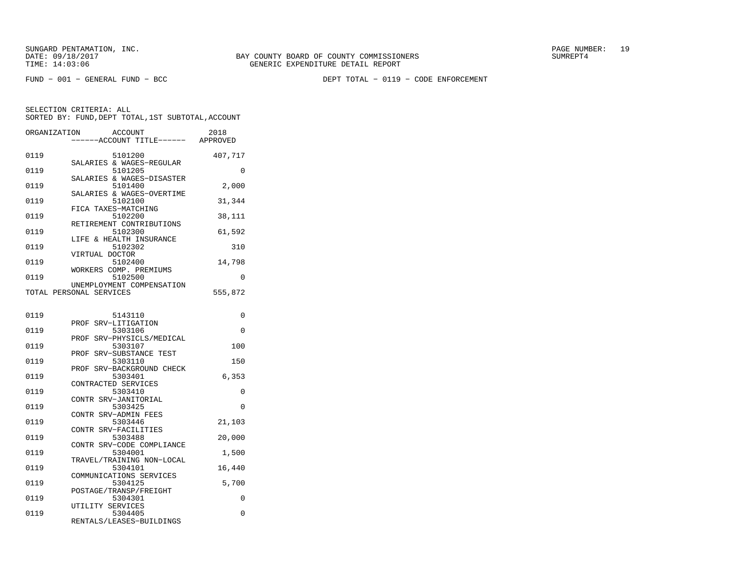SUNGARD PENTAMATION, INC.
DATE: 09/18/2017
TIME: 14:03:06

BAY COUNTY BOARD OF COUNTY COMMISSIONERS
GENERIC EXPENDITURE DETAIL REPORT

PAGE NUMBER: 19
SUMREPT4

FUND - 001 - GENERAL FUND - BCC

DEPT TOTAL - 0119 - CODE ENFORCEMENT

SELECTION CRITERIA: ALL
SORTED BY: FUND,DEPT TOTAL,1ST SUBTOTAL,ACCOUNT

| ORGANIZATION | ACCOUNT / ------ACCOUNT TITLE------ | 2018 APPROVED |
|---|---|---|
| 0119 | 5101200 SALARIES & WAGES-REGULAR | 407,717 |
| 0119 | 5101205 SALARIES & WAGES-DISASTER | 0 |
| 0119 | 5101400 SALARIES & WAGES-OVERTIME | 2,000 |
| 0119 | 5102100 FICA TAXES-MATCHING | 31,344 |
| 0119 | 5102200 RETIREMENT CONTRIBUTIONS | 38,111 |
| 0119 | 5102300 LIFE & HEALTH INSURANCE | 61,592 |
| 0119 | 5102302 VIRTUAL DOCTOR | 310 |
| 0119 | 5102400 WORKERS COMP. PREMIUMS | 14,798 |
| 0119 | 5102500 UNEMPLOYMENT COMPENSATION | 0 |
| TOTAL PERSONAL SERVICES | | 555,872 |
| 0119 | 5143110 PROF SRV-LITIGATION | 0 |
| 0119 | 5303106 PROF SRV-PHYSICLS/MEDICAL | 0 |
| 0119 | 5303107 PROF SRV-SUBSTANCE TEST | 100 |
| 0119 | 5303110 PROF SRV-BACKGROUND CHECK | 150 |
| 0119 | 5303401 CONTRACTED SERVICES | 6,353 |
| 0119 | 5303410 CONTR SRV-JANITORIAL | 0 |
| 0119 | 5303425 CONTR SRV-ADMIN FEES | 0 |
| 0119 | 5303446 CONTR SRV-FACILITIES | 21,103 |
| 0119 | 5303488 CONTR SRV-CODE COMPLIANCE | 20,000 |
| 0119 | 5304001 TRAVEL/TRAINING NON-LOCAL | 1,500 |
| 0119 | 5304101 COMMUNICATIONS SERVICES | 16,440 |
| 0119 | 5304125 POSTAGE/TRANSP/FREIGHT | 5,700 |
| 0119 | 5304301 UTILITY SERVICES | 0 |
| 0119 | 5304405 RENTALS/LEASES-BUILDINGS | 0 |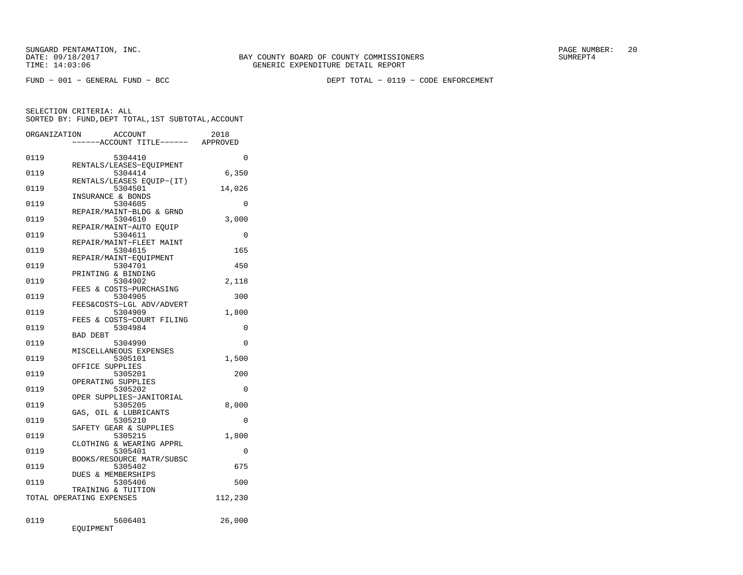SUNGARD PENTAMATION, INC.
DATE: 09/18/2017
TIME: 14:03:06

BAY COUNTY BOARD OF COUNTY COMMISSIONERS
GENERIC EXPENDITURE DETAIL REPORT

PAGE NUMBER: 20
SUMREPT4

FUND - 001 - GENERAL FUND - BCC

DEPT TOTAL - 0119 - CODE ENFORCEMENT

SELECTION CRITERIA: ALL
SORTED BY: FUND,DEPT TOTAL,1ST SUBTOTAL,ACCOUNT

| ORGANIZATION | ACCOUNT / ------ACCOUNT TITLE------ | 2018 APPROVED |
|---|---|---|
| 0119 | 5304410 RENTALS/LEASES-EQUIPMENT | 0 |
| 0119 | 5304414 RENTALS/LEASES EQUIP-(IT) | 6,350 |
| 0119 | 5304501 INSURANCE & BONDS | 14,026 |
| 0119 | 5304605 REPAIR/MAINT-BLDG & GRND | 0 |
| 0119 | 5304610 REPAIR/MAINT-AUTO EQUIP | 3,000 |
| 0119 | 5304611 REPAIR/MAINT-FLEET MAINT | 0 |
| 0119 | 5304615 REPAIR/MAINT-EQUIPMENT | 165 |
| 0119 | 5304701 PRINTING & BINDING | 450 |
| 0119 | 5304902 FEES & COSTS-PURCHASING | 2,118 |
| 0119 | 5304905 FEES&COSTS-LGL ADV/ADVERT | 300 |
| 0119 | 5304909 FEES & COSTS-COURT FILING | 1,800 |
| 0119 | 5304984 BAD DEBT | 0 |
| 0119 | 5304990 MISCELLANEOUS EXPENSES | 0 |
| 0119 | 5305101 OFFICE SUPPLIES | 1,500 |
| 0119 | 5305201 OPERATING SUPPLIES | 200 |
| 0119 | 5305202 OPER SUPPLIES-JANITORIAL | 0 |
| 0119 | 5305205 GAS, OIL & LUBRICANTS | 8,000 |
| 0119 | 5305210 SAFETY GEAR & SUPPLIES | 0 |
| 0119 | 5305215 CLOTHING & WEARING APPRL | 1,800 |
| 0119 | 5305401 BOOKS/RESOURCE MATR/SUBSC | 0 |
| 0119 | 5305402 DUES & MEMBERSHIPS | 675 |
| 0119 | 5305406 TRAINING & TUITION | 500 |
| TOTAL OPERATING EXPENSES | | 112,230 |
| 0119 | 5606401 EQUIPMENT | 26,000 |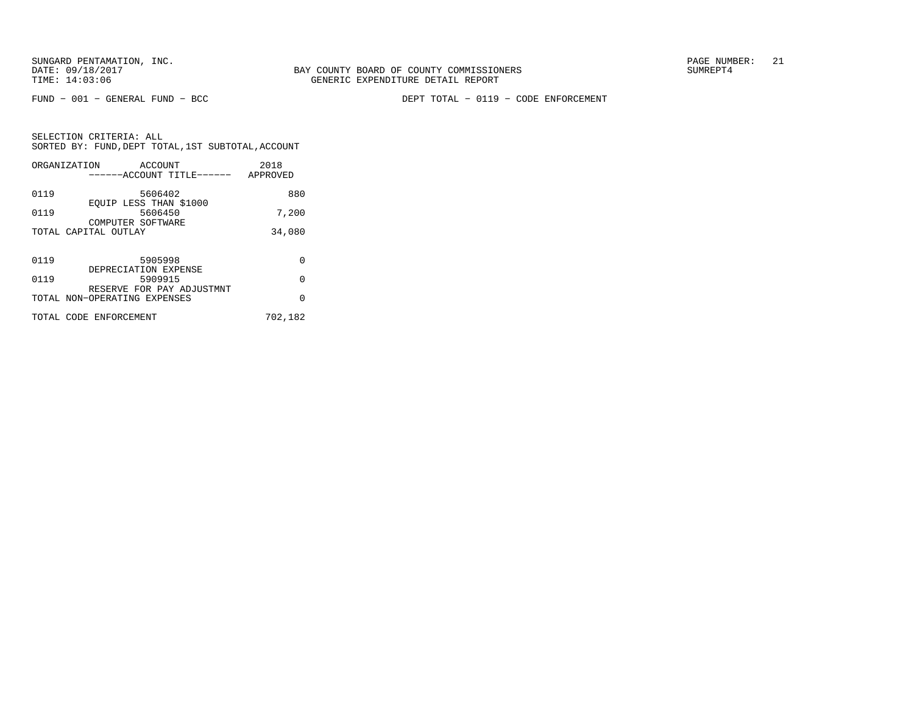BAY COUNTY BOARD OF COUNTY COMMISSIONERS
GENERIC EXPENDITURE DETAIL REPORT

SUNGARD PENTAMATION, INC.
DATE: 09/18/2017
TIME: 14:03:06

SUMREPT4

FUND − 001 − GENERAL FUND − BCC

DEPT TOTAL − 0119 − CODE ENFORCEMENT

SELECTION CRITERIA: ALL
SORTED BY: FUND,DEPT TOTAL,1ST SUBTOTAL,ACCOUNT

| ORGANIZATION | ACCOUNT / ACCOUNT TITLE | 2018 APPROVED |
|---|---|---|
| 0119 | 5606402 EQUIP LESS THAN $1000 | 880 |
| 0119 | 5606450 COMPUTER SOFTWARE | 7,200 |
| TOTAL CAPITAL OUTLAY | | 34,080 |
| 0119 | 5905998 DEPRECIATION EXPENSE | 0 |
| 0119 | 5909915 RESERVE FOR PAY ADJUSTMNT | 0 |
| TOTAL NON−OPERATING EXPENSES | | 0 |
| TOTAL CODE ENFORCEMENT | | 702,182 |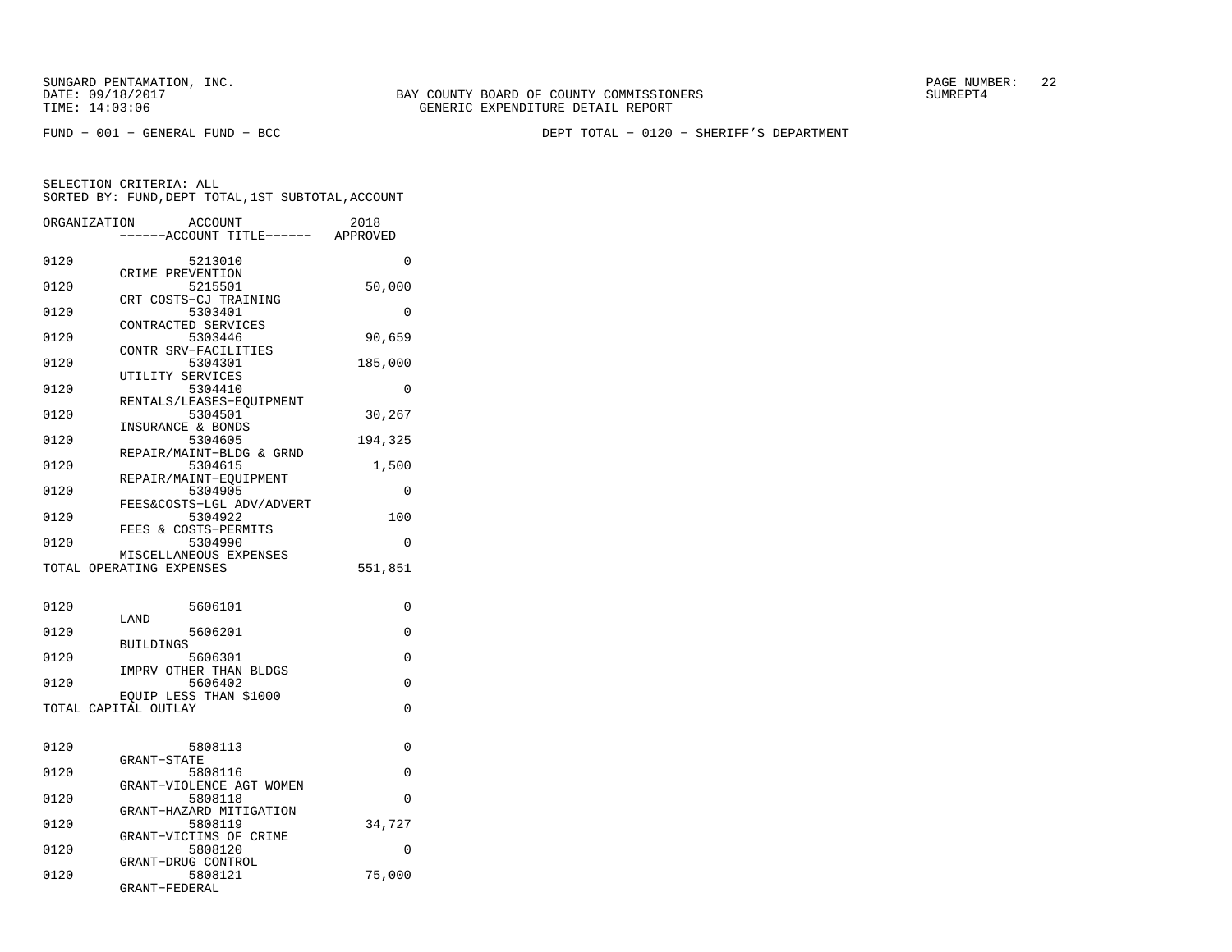SUNGARD PENTAMATION, INC.
DATE: 09/18/2017
TIME: 14:03:06

BAY COUNTY BOARD OF COUNTY COMMISSIONERS
GENERIC EXPENDITURE DETAIL REPORT

SUMREPT4

FUND − 001 − GENERAL FUND − BCC

DEPT TOTAL − 0120 − SHERIFF'S DEPARTMENT

SELECTION CRITERIA: ALL
SORTED BY: FUND,DEPT TOTAL,1ST SUBTOTAL,ACCOUNT

| ORGANIZATION | ACCOUNT ------ACCOUNT TITLE------ | 2018 APPROVED |
|---|---|---|
| 0120 | 5213010 CRIME PREVENTION | 0 |
| 0120 | 5215501 CRT COSTS−CJ TRAINING | 50,000 |
| 0120 | 5303401 CONTRACTED SERVICES | 0 |
| 0120 | 5303446 CONTR SRV−FACILITIES | 90,659 |
| 0120 | 5304301 UTILITY SERVICES | 185,000 |
| 0120 | 5304410 RENTALS/LEASES−EQUIPMENT | 0 |
| 0120 | 5304501 INSURANCE & BONDS | 30,267 |
| 0120 | 5304605 REPAIR/MAINT−BLDG & GRND | 194,325 |
| 0120 | 5304615 REPAIR/MAINT−EQUIPMENT | 1,500 |
| 0120 | 5304905 FEES&COSTS−LGL ADV/ADVERT | 0 |
| 0120 | 5304922 FEES & COSTS−PERMITS | 100 |
| 0120 | 5304990 MISCELLANEOUS EXPENSES | 0 |
| TOTAL OPERATING EXPENSES | | 551,851 |
| 0120 | 5606101 LAND | 0 |
| 0120 | 5606201 BUILDINGS | 0 |
| 0120 | 5606301 IMPRV OTHER THAN BLDGS | 0 |
| 0120 | 5606402 EQUIP LESS THAN $1000 | 0 |
| TOTAL CAPITAL OUTLAY | | 0 |
| 0120 | 5808113 GRANT−STATE | 0 |
| 0120 | 5808116 GRANT−VIOLENCE AGT WOMEN | 0 |
| 0120 | 5808118 GRANT−HAZARD MITIGATION | 0 |
| 0120 | 5808119 GRANT−VICTIMS OF CRIME | 34,727 |
| 0120 | 5808120 GRANT−DRUG CONTROL | 0 |
| 0120 | 5808121 GRANT−FEDERAL | 75,000 |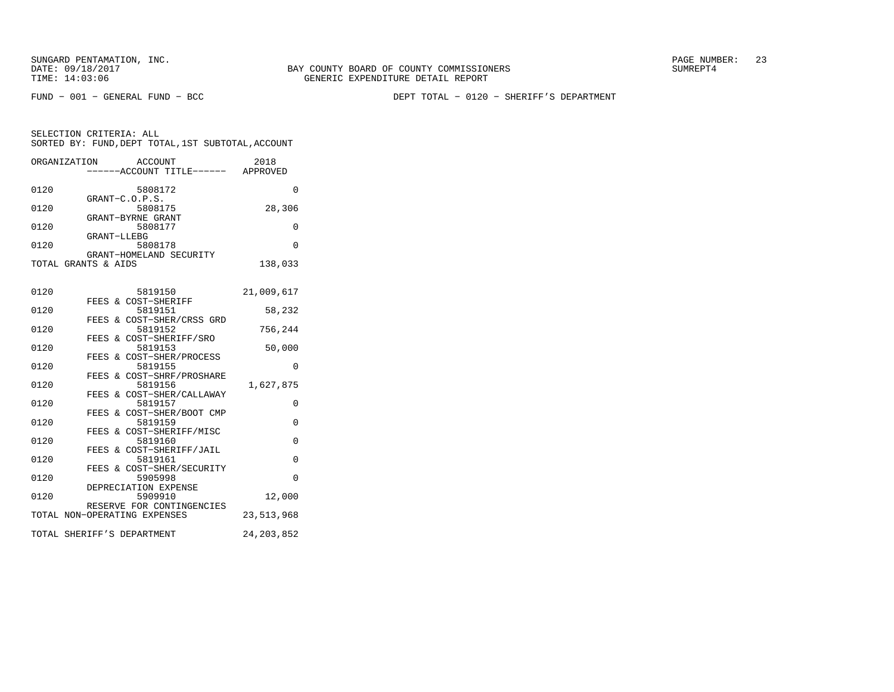SUNGARD PENTAMATION, INC.
DATE: 09/18/2017
TIME: 14:03:06

BAY COUNTY BOARD OF COUNTY COMMISSIONERS
GENERIC EXPENDITURE DETAIL REPORT

SUMREPT4

FUND − 001 − GENERAL FUND − BCC

DEPT TOTAL − 0120 − SHERIFF'S DEPARTMENT

SELECTION CRITERIA: ALL
SORTED BY: FUND,DEPT TOTAL,1ST SUBTOTAL,ACCOUNT

| ORGANIZATION | ACCOUNT / ------ACCOUNT TITLE------ | 2018 APPROVED |
|---|---|---|
| 0120 | 5808172 GRANT−C.O.P.S. | 0 |
| 0120 | 5808175 GRANT−BYRNE GRANT | 28,306 |
| 0120 | 5808177 GRANT−LLEBG | 0 |
| 0120 | 5808178 GRANT−HOMELAND SECURITY | 0 |
| TOTAL GRANTS & AIDS | | 138,033 |
| 0120 | 5819150 FEES & COST−SHERIFF | 21,009,617 |
| 0120 | 5819151 FEES & COST−SHER/CRSS GRD | 58,232 |
| 0120 | 5819152 FEES & COST−SHERIFF/SRO | 756,244 |
| 0120 | 5819153 FEES & COST−SHER/PROCESS | 50,000 |
| 0120 | 5819155 FEES & COST−SHRF/PROSHARE | 0 |
| 0120 | 5819156 FEES & COST−SHER/CALLAWAY | 1,627,875 |
| 0120 | 5819157 FEES & COST−SHER/BOOT CMP | 0 |
| 0120 | 5819159 FEES & COST−SHERIFF/MISC | 0 |
| 0120 | 5819160 FEES & COST−SHERIFF/JAIL | 0 |
| 0120 | 5819161 FEES & COST−SHER/SECURITY | 0 |
| 0120 | 5905998 DEPRECIATION EXPENSE | 0 |
| 0120 | 5909910 RESERVE FOR CONTINGENCIES | 12,000 |
| TOTAL NON−OPERATING EXPENSES | | 23,513,968 |
| TOTAL SHERIFF'S DEPARTMENT | | 24,203,852 |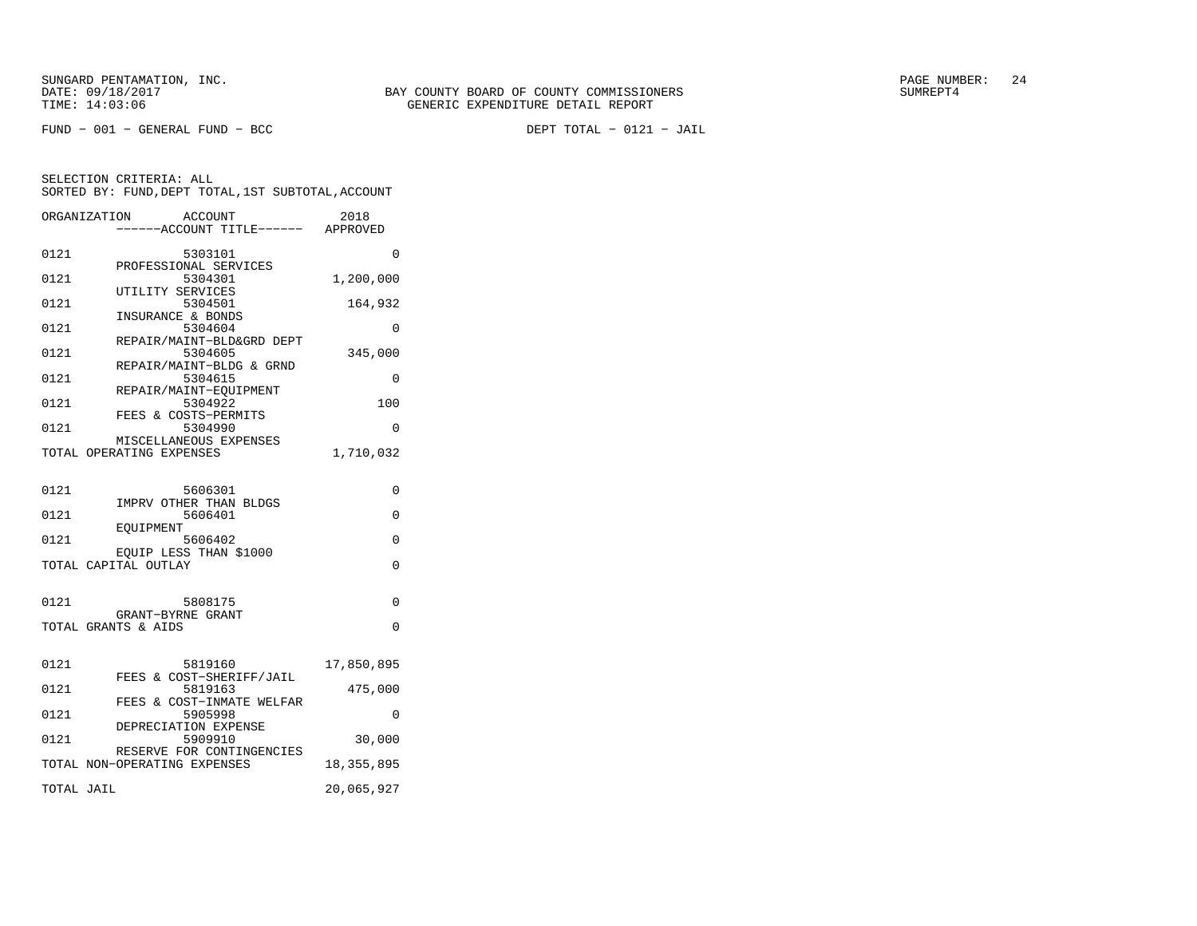SUNGARD PENTAMATION, INC.
DATE: 09/18/2017
TIME: 14:03:06

BAY COUNTY BOARD OF COUNTY COMMISSIONERS
GENERIC EXPENDITURE DETAIL REPORT

SUMREPT4

FUND - 001 - GENERAL FUND - BCC

DEPT TOTAL - 0121 - JAIL

SELECTION CRITERIA: ALL
SORTED BY: FUND,DEPT TOTAL,1ST SUBTOTAL,ACCOUNT

| ORGANIZATION | ACCOUNT / ------ACCOUNT TITLE------ | 2018 APPROVED |
|---|---|---|
| 0121 | 5303101 PROFESSIONAL SERVICES | 0 |
| 0121 | 5304301 UTILITY SERVICES | 1,200,000 |
| 0121 | 5304501 INSURANCE & BONDS | 164,932 |
| 0121 | 5304604 REPAIR/MAINT-BLD&GRD DEPT | 0 |
| 0121 | 5304605 REPAIR/MAINT-BLDG & GRND | 345,000 |
| 0121 | 5304615 REPAIR/MAINT-EQUIPMENT | 0 |
| 0121 | 5304922 FEES & COSTS-PERMITS | 100 |
| 0121 | 5304990 MISCELLANEOUS EXPENSES | 0 |
| TOTAL OPERATING EXPENSES | | 1,710,032 |
| 0121 | 5606301 IMPRV OTHER THAN BLDGS | 0 |
| 0121 | 5606401 EQUIPMENT | 0 |
| 0121 | 5606402 EQUIP LESS THAN $1000 | 0 |
| TOTAL CAPITAL OUTLAY | | 0 |
| 0121 | 5808175 GRANT-BYRNE GRANT | 0 |
| TOTAL GRANTS & AIDS | | 0 |
| 0121 | 5819160 FEES & COST-SHERIFF/JAIL | 17,850,895 |
| 0121 | 5819163 FEES & COST-INMATE WELFAR | 475,000 |
| 0121 | 5905998 DEPRECIATION EXPENSE | 0 |
| 0121 | 5909910 RESERVE FOR CONTINGENCIES | 30,000 |
| TOTAL NON-OPERATING EXPENSES | | 18,355,895 |
| TOTAL JAIL | | 20,065,927 |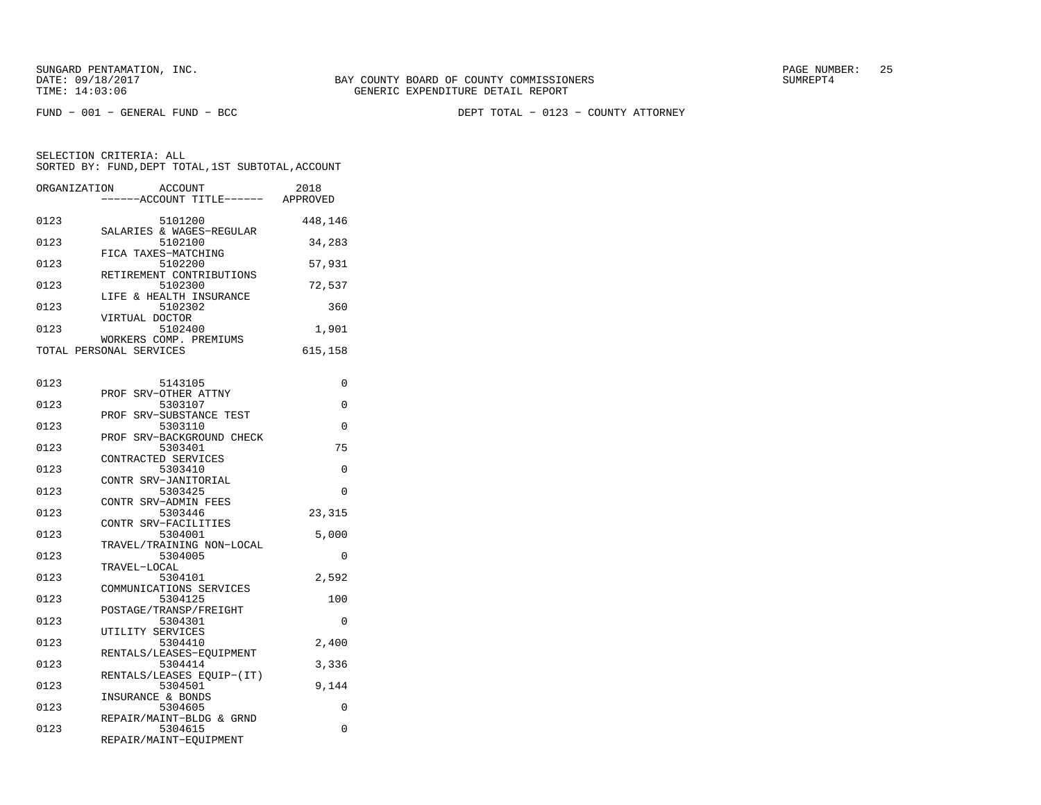SUNGARD PENTAMATION, INC.
DATE: 09/18/2017
TIME: 14:03:06

BAY COUNTY BOARD OF COUNTY COMMISSIONERS
GENERIC EXPENDITURE DETAIL REPORT

PAGE NUMBER: 25
SUMREPT4

FUND − 001 − GENERAL FUND − BCC

DEPT TOTAL − 0123 − COUNTY ATTORNEY

SELECTION CRITERIA: ALL
SORTED BY: FUND,DEPT TOTAL,1ST SUBTOTAL,ACCOUNT

| ORGANIZATION | ACCOUNT / ACCOUNT TITLE | 2018 APPROVED |
|---|---|---|
| 0123 | 5101200 SALARIES & WAGES−REGULAR | 448,146 |
| 0123 | 5102100 FICA TAXES−MATCHING | 34,283 |
| 0123 | 5102200 RETIREMENT CONTRIBUTIONS | 57,931 |
| 0123 | 5102300 LIFE & HEALTH INSURANCE | 72,537 |
| 0123 | 5102302 VIRTUAL DOCTOR | 360 |
| 0123 | 5102400 WORKERS COMP. PREMIUMS | 1,901 |
| TOTAL PERSONAL SERVICES | | 615,158 |
| 0123 | 5143105 PROF SRV−OTHER ATTNY | 0 |
| 0123 | 5303107 PROF SRV−SUBSTANCE TEST | 0 |
| 0123 | 5303110 PROF SRV−BACKGROUND CHECK | 0 |
| 0123 | 5303401 CONTRACTED SERVICES | 75 |
| 0123 | 5303410 CONTR SRV−JANITORIAL | 0 |
| 0123 | 5303425 CONTR SRV−ADMIN FEES | 0 |
| 0123 | 5303446 CONTR SRV−FACILITIES | 23,315 |
| 0123 | 5304001 TRAVEL/TRAINING NON−LOCAL | 5,000 |
| 0123 | 5304005 TRAVEL−LOCAL | 0 |
| 0123 | 5304101 COMMUNICATIONS SERVICES | 2,592 |
| 0123 | 5304125 POSTAGE/TRANSP/FREIGHT | 100 |
| 0123 | 5304301 UTILITY SERVICES | 0 |
| 0123 | 5304410 RENTALS/LEASES−EQUIPMENT | 2,400 |
| 0123 | 5304414 RENTALS/LEASES EQUIP−(IT) | 3,336 |
| 0123 | 5304501 INSURANCE & BONDS | 9,144 |
| 0123 | 5304605 REPAIR/MAINT−BLDG & GRND | 0 |
| 0123 | 5304615 REPAIR/MAINT−EQUIPMENT | 0 |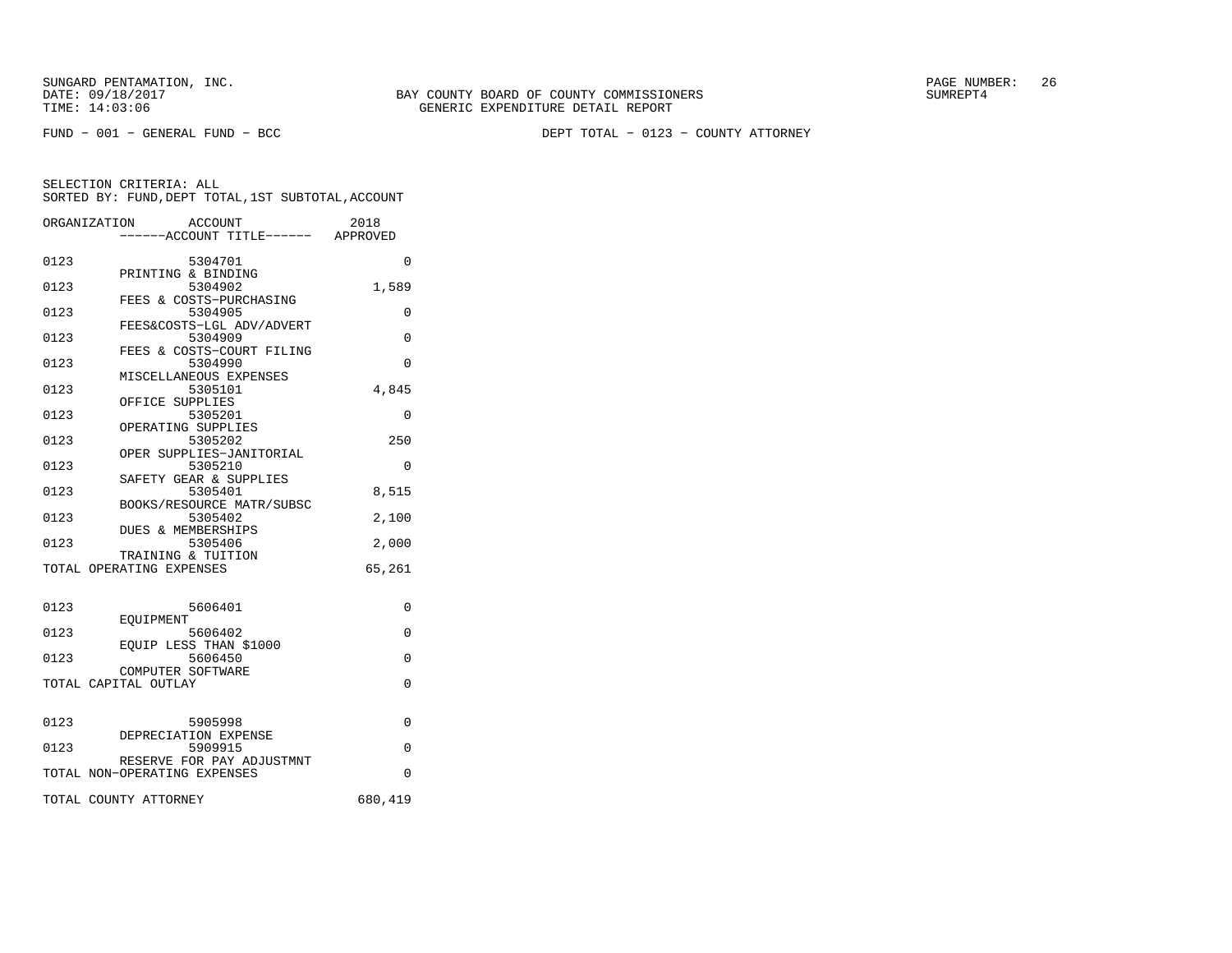BAY COUNTY BOARD OF COUNTY COMMISSIONERS
GENERIC EXPENDITURE DETAIL REPORT

SUNGARD PENTAMATION, INC.
DATE: 09/18/2017
TIME: 14:03:06

SUMREPT4

FUND - 001 - GENERAL FUND - BCC

DEPT TOTAL - 0123 - COUNTY ATTORNEY

SELECTION CRITERIA: ALL
SORTED BY: FUND,DEPT TOTAL,1ST SUBTOTAL,ACCOUNT

| ORGANIZATION | ACCOUNT / ------ACCOUNT TITLE------ | 2018 APPROVED |
|---|---|---|
| 0123 | 5304701 PRINTING & BINDING | 0 |
| 0123 | 5304902 FEES & COSTS-PURCHASING | 1,589 |
| 0123 | 5304905 FEES&COSTS-LGL ADV/ADVERT | 0 |
| 0123 | 5304909 FEES & COSTS-COURT FILING | 0 |
| 0123 | 5304990 MISCELLANEOUS EXPENSES | 0 |
| 0123 | 5305101 OFFICE SUPPLIES | 4,845 |
| 0123 | 5305201 OPERATING SUPPLIES | 0 |
| 0123 | 5305202 OPER SUPPLIES-JANITORIAL | 250 |
| 0123 | 5305210 SAFETY GEAR & SUPPLIES | 0 |
| 0123 | 5305401 BOOKS/RESOURCE MATR/SUBSC | 8,515 |
| 0123 | 5305402 DUES & MEMBERSHIPS | 2,100 |
| 0123 | 5305406 TRAINING & TUITION | 2,000 |
| TOTAL OPERATING EXPENSES | | 65,261 |
| 0123 | 5606401 EQUIPMENT | 0 |
| 0123 | 5606402 EQUIP LESS THAN $1000 | 0 |
| 0123 | 5606450 COMPUTER SOFTWARE | 0 |
| TOTAL CAPITAL OUTLAY | | 0 |
| 0123 | 5905998 DEPRECIATION EXPENSE | 0 |
| 0123 | 5909915 RESERVE FOR PAY ADJUSTMNT | 0 |
| TOTAL NON-OPERATING EXPENSES | | 0 |
| TOTAL COUNTY ATTORNEY | | 680,419 |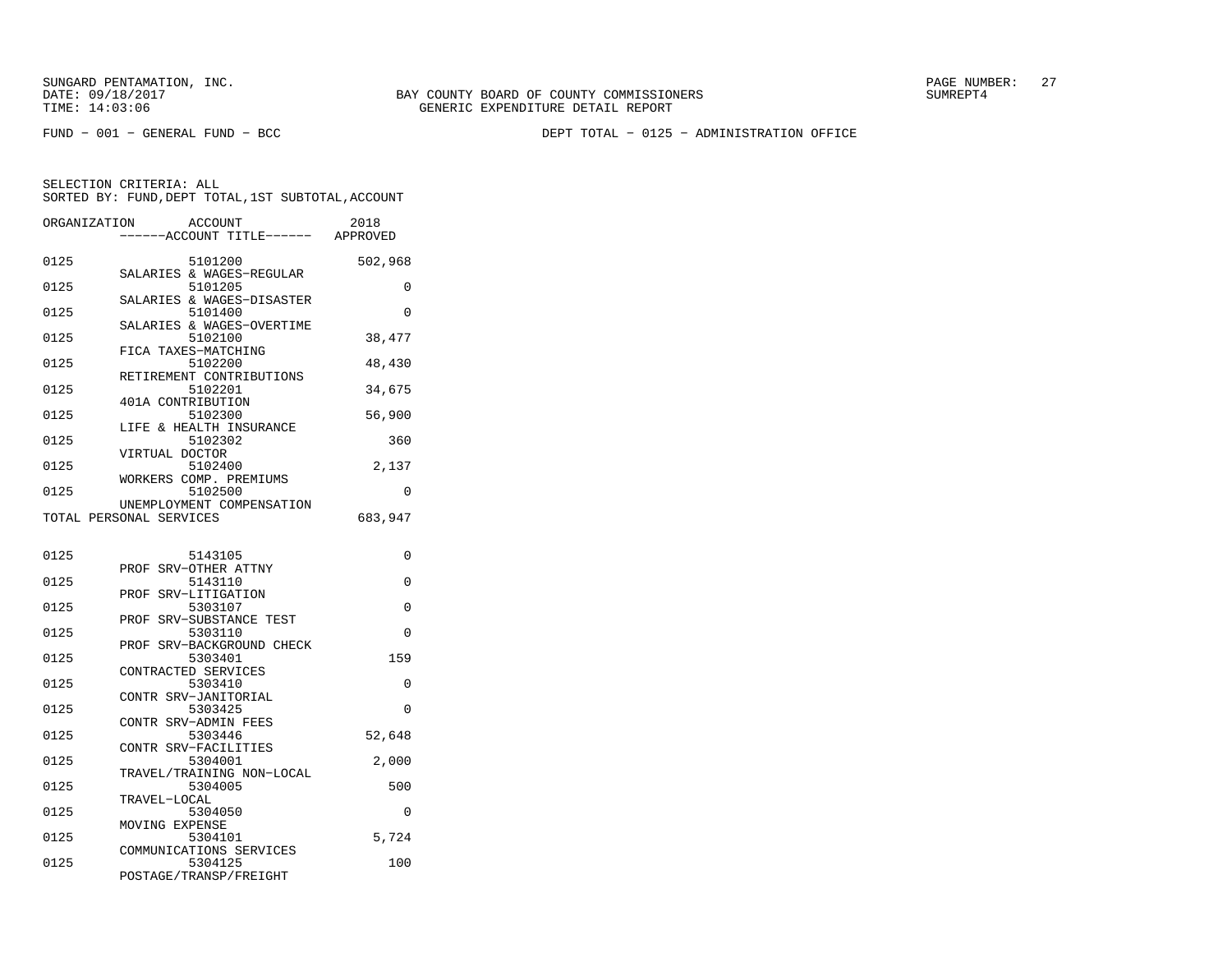SUNGARD PENTAMATION, INC.
DATE: 09/18/2017
TIME: 14:03:06

BAY COUNTY BOARD OF COUNTY COMMISSIONERS
GENERIC EXPENDITURE DETAIL REPORT

PAGE NUMBER: 27
SUMREPT4

FUND − 001 − GENERAL FUND − BCC

DEPT TOTAL − 0125 − ADMINISTRATION OFFICE

SELECTION CRITERIA: ALL
SORTED BY: FUND,DEPT TOTAL,1ST SUBTOTAL,ACCOUNT

| ORGANIZATION | ACCOUNT ------ACCOUNT TITLE------ | 2018 APPROVED |
|---|---|---|
| 0125 | 5101200 SALARIES & WAGES−REGULAR | 502,968 |
| 0125 | 5101205 SALARIES & WAGES−DISASTER | 0 |
| 0125 | 5101400 SALARIES & WAGES−OVERTIME | 0 |
| 0125 | 5102100 FICA TAXES−MATCHING | 38,477 |
| 0125 | 5102200 RETIREMENT CONTRIBUTIONS | 48,430 |
| 0125 | 5102201 401A CONTRIBUTION | 34,675 |
| 0125 | 5102300 LIFE & HEALTH INSURANCE | 56,900 |
| 0125 | 5102302 VIRTUAL DOCTOR | 360 |
| 0125 | 5102400 WORKERS COMP. PREMIUMS | 2,137 |
| 0125 | 5102500 UNEMPLOYMENT COMPENSATION | 0 |
| TOTAL PERSONAL SERVICES | | 683,947 |
| 0125 | 5143105 PROF SRV−OTHER ATTNY | 0 |
| 0125 | 5143110 PROF SRV−LITIGATION | 0 |
| 0125 | 5303107 PROF SRV−SUBSTANCE TEST | 0 |
| 0125 | 5303110 PROF SRV−BACKGROUND CHECK | 0 |
| 0125 | 5303401 CONTRACTED SERVICES | 159 |
| 0125 | 5303410 CONTR SRV−JANITORIAL | 0 |
| 0125 | 5303425 CONTR SRV−ADMIN FEES | 0 |
| 0125 | 5303446 CONTR SRV−FACILITIES | 52,648 |
| 0125 | 5304001 TRAVEL/TRAINING NON−LOCAL | 2,000 |
| 0125 | 5304005 TRAVEL−LOCAL | 500 |
| 0125 | 5304050 MOVING EXPENSE | 0 |
| 0125 | 5304101 COMMUNICATIONS SERVICES | 5,724 |
| 0125 | 5304125 POSTAGE/TRANSP/FREIGHT | 100 |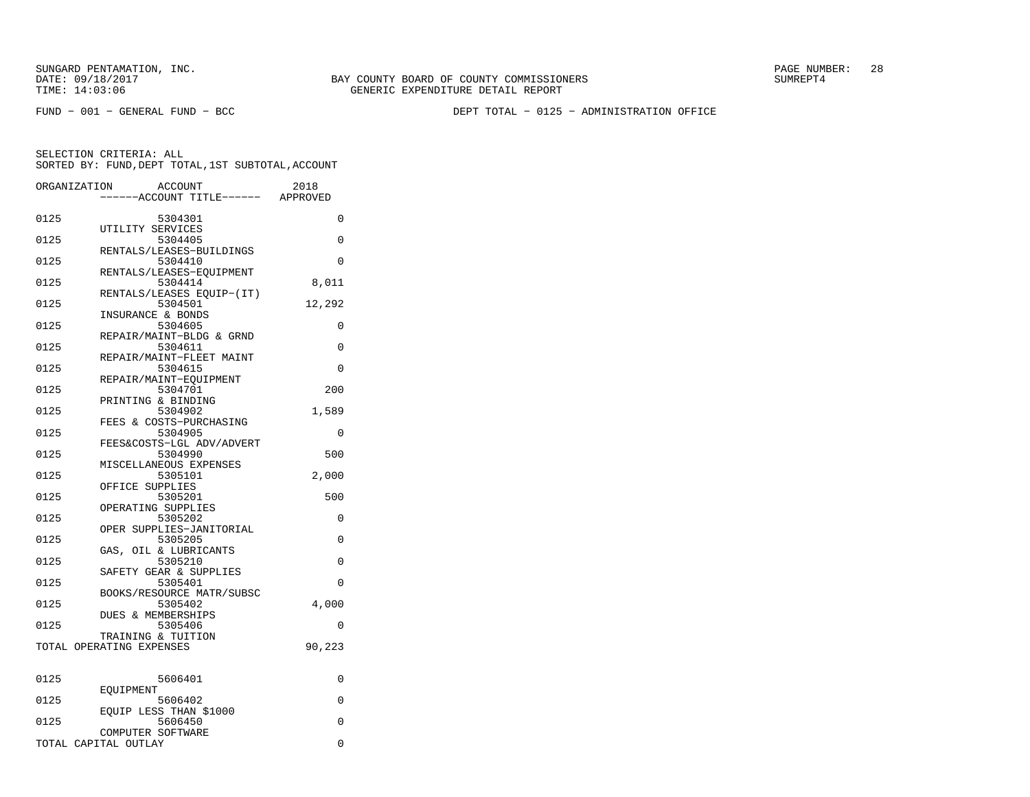SUNGARD PENTAMATION, INC.
DATE: 09/18/2017
TIME: 14:03:06

BAY COUNTY BOARD OF COUNTY COMMISSIONERS
GENERIC EXPENDITURE DETAIL REPORT

PAGE NUMBER: 28
SUMREPT4

FUND - 001 - GENERAL FUND - BCC

DEPT TOTAL - 0125 - ADMINISTRATION OFFICE

SELECTION CRITERIA: ALL
SORTED BY: FUND,DEPT TOTAL,1ST SUBTOTAL,ACCOUNT

| ORGANIZATION | ACCOUNT / ------ACCOUNT TITLE------ | 2018 APPROVED |
|---|---|---|
| 0125 | 5304301 UTILITY SERVICES | 0 |
| 0125 | 5304405 RENTALS/LEASES-BUILDINGS | 0 |
| 0125 | 5304410 RENTALS/LEASES-EQUIPMENT | 0 |
| 0125 | 5304414 RENTALS/LEASES EQUIP-(IT) | 8,011 |
| 0125 | 5304501 INSURANCE & BONDS | 12,292 |
| 0125 | 5304605 REPAIR/MAINT-BLDG & GRND | 0 |
| 0125 | 5304611 REPAIR/MAINT-FLEET MAINT | 0 |
| 0125 | 5304615 REPAIR/MAINT-EQUIPMENT | 0 |
| 0125 | 5304701 PRINTING & BINDING | 200 |
| 0125 | 5304902 FEES & COSTS-PURCHASING | 1,589 |
| 0125 | 5304905 FEES&COSTS-LGL ADV/ADVERT | 0 |
| 0125 | 5304990 MISCELLANEOUS EXPENSES | 500 |
| 0125 | 5305101 OFFICE SUPPLIES | 2,000 |
| 0125 | 5305201 OPERATING SUPPLIES | 500 |
| 0125 | 5305202 OPER SUPPLIES-JANITORIAL | 0 |
| 0125 | 5305205 GAS, OIL & LUBRICANTS | 0 |
| 0125 | 5305210 SAFETY GEAR & SUPPLIES | 0 |
| 0125 | 5305401 BOOKS/RESOURCE MATR/SUBSC | 0 |
| 0125 | 5305402 DUES & MEMBERSHIPS | 4,000 |
| 0125 | 5305406 TRAINING & TUITION | 0 |
| TOTAL OPERATING EXPENSES | | 90,223 |
| 0125 | 5606401 EQUIPMENT | 0 |
| 0125 | 5606402 EQUIP LESS THAN $1000 | 0 |
| 0125 | 5606450 COMPUTER SOFTWARE | 0 |
| TOTAL CAPITAL OUTLAY | | 0 |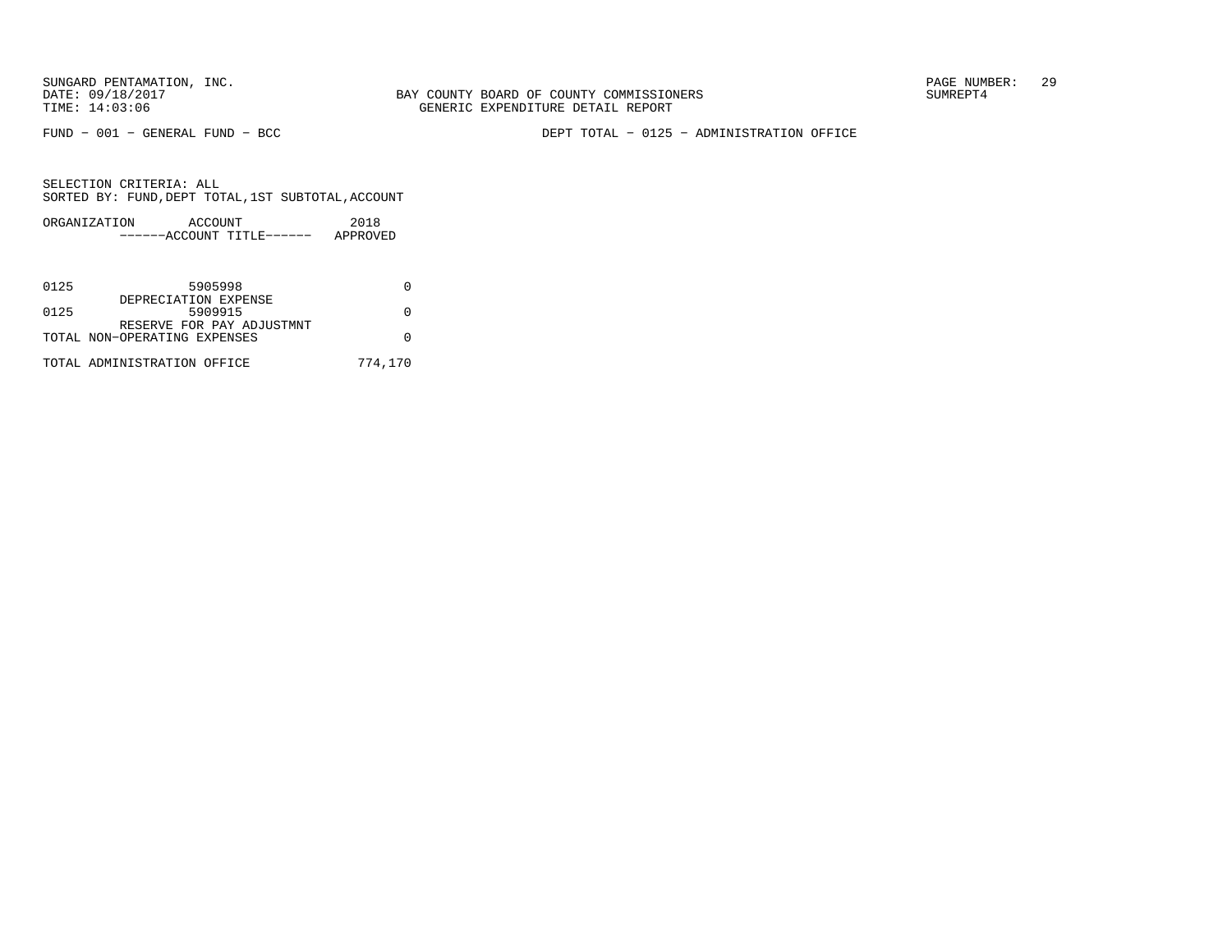SUNGARD PENTAMATION, INC.
DATE: 09/18/2017
TIME: 14:03:06

BAY COUNTY BOARD OF COUNTY COMMISSIONERS
GENERIC EXPENDITURE DETAIL REPORT

SUMREPT4

FUND − 001 − GENERAL FUND − BCC

DEPT TOTAL − 0125 − ADMINISTRATION OFFICE

SELECTION CRITERIA: ALL
SORTED BY: FUND,DEPT TOTAL,1ST SUBTOTAL,ACCOUNT

| ORGANIZATION | ACCOUNT ------ACCOUNT TITLE------ | 2018 APPROVED |
|---|---|---|
| 0125 | 5905998 DEPRECIATION EXPENSE | 0 |
| 0125 | 5909915 RESERVE FOR PAY ADJUSTMNT | 0 |
| TOTAL NON−OPERATING EXPENSES | | 0 |
| TOTAL ADMINISTRATION OFFICE | | 774,170 |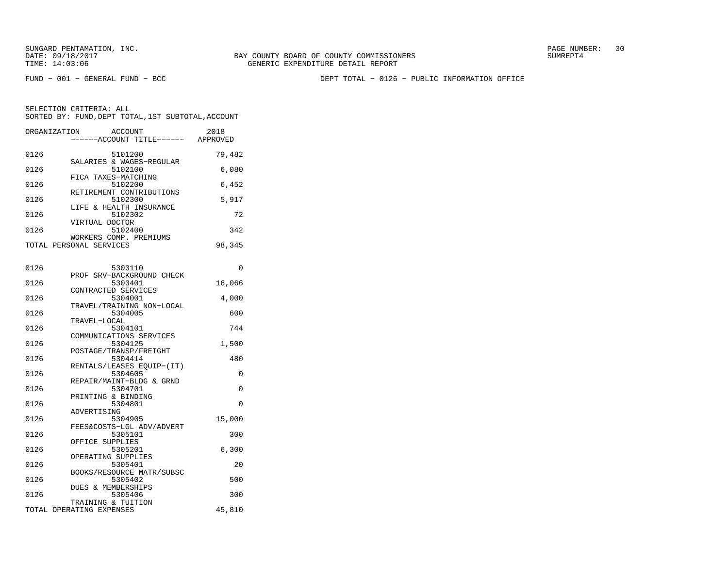SUNGARD PENTAMATION, INC.
DATE: 09/18/2017
TIME: 14:03:06

BAY COUNTY BOARD OF COUNTY COMMISSIONERS
GENERIC EXPENDITURE DETAIL REPORT

PAGE NUMBER: 30
SUMREPT4

FUND - 001 - GENERAL FUND - BCC

DEPT TOTAL - 0126 - PUBLIC INFORMATION OFFICE

SELECTION CRITERIA: ALL
SORTED BY: FUND,DEPT TOTAL,1ST SUBTOTAL,ACCOUNT

| ORGANIZATION | ACCOUNT / ------ACCOUNT TITLE------ | 2018 APPROVED |
|---|---|---|
| 0126 | 5101200 SALARIES & WAGES-REGULAR | 79,482 |
| 0126 | 5102100 FICA TAXES-MATCHING | 6,080 |
| 0126 | 5102200 RETIREMENT CONTRIBUTIONS | 6,452 |
| 0126 | 5102300 LIFE & HEALTH INSURANCE | 5,917 |
| 0126 | 5102302 VIRTUAL DOCTOR | 72 |
| 0126 | 5102400 WORKERS COMP. PREMIUMS | 342 |
| TOTAL PERSONAL SERVICES | | 98,345 |
| 0126 | 5303110 PROF SRV-BACKGROUND CHECK | 0 |
| 0126 | 5303401 CONTRACTED SERVICES | 16,066 |
| 0126 | 5304001 TRAVEL/TRAINING NON-LOCAL | 4,000 |
| 0126 | 5304005 TRAVEL-LOCAL | 600 |
| 0126 | 5304101 COMMUNICATIONS SERVICES | 744 |
| 0126 | 5304125 POSTAGE/TRANSP/FREIGHT | 1,500 |
| 0126 | 5304414 RENTALS/LEASES EQUIP-(IT) | 480 |
| 0126 | 5304605 REPAIR/MAINT-BLDG & GRND | 0 |
| 0126 | 5304701 PRINTING & BINDING | 0 |
| 0126 | 5304801 ADVERTISING | 0 |
| 0126 | 5304905 FEES&COSTS-LGL ADV/ADVERT | 15,000 |
| 0126 | 5305101 OFFICE SUPPLIES | 300 |
| 0126 | 5305201 OPERATING SUPPLIES | 6,300 |
| 0126 | 5305401 BOOKS/RESOURCE MATR/SUBSC | 20 |
| 0126 | 5305402 DUES & MEMBERSHIPS | 500 |
| 0126 | 5305406 TRAINING & TUITION | 300 |
| TOTAL OPERATING EXPENSES | | 45,810 |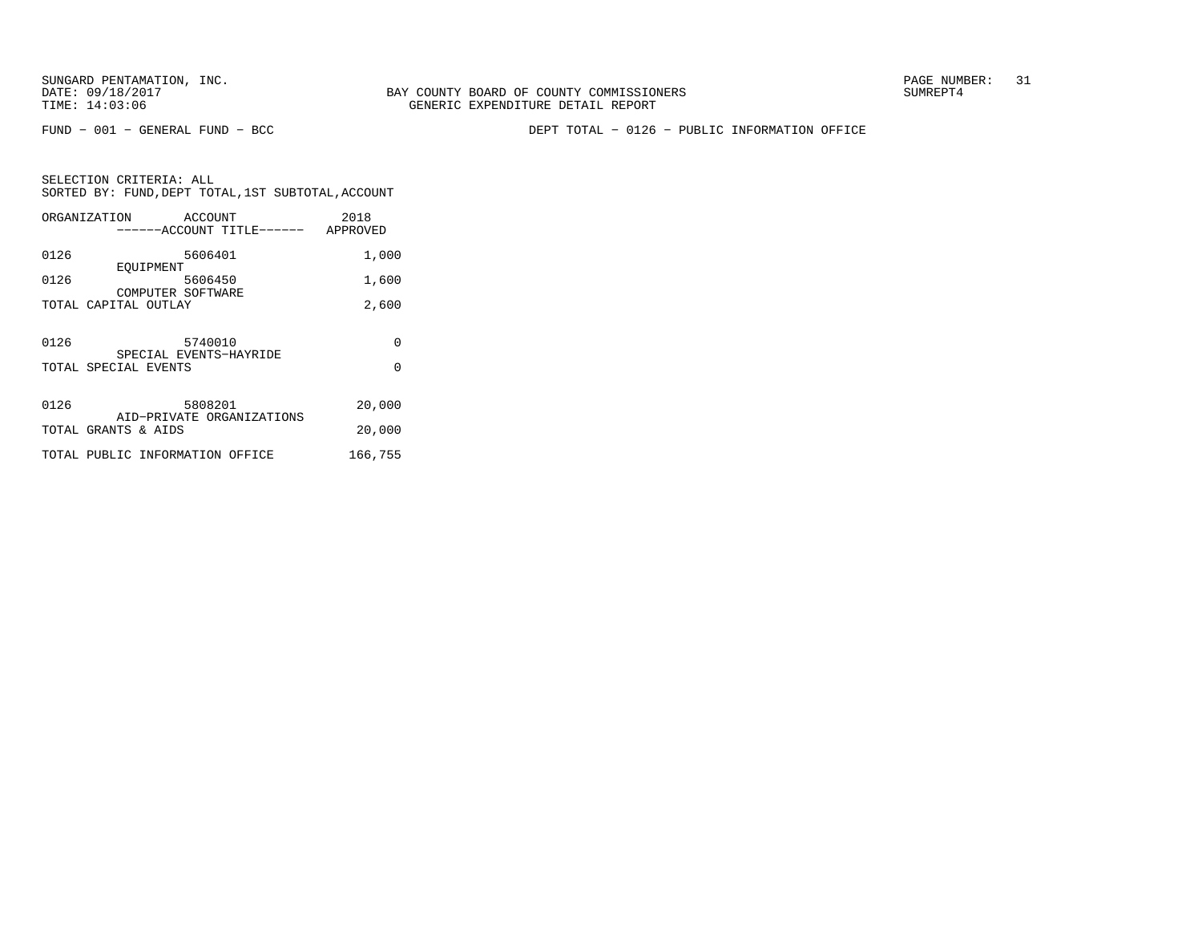BAY COUNTY BOARD OF COUNTY COMMISSIONERS
GENERIC EXPENDITURE DETAIL REPORT

FUND − 001 − GENERAL FUND − BCC

DEPT TOTAL − 0126 − PUBLIC INFORMATION OFFICE

SELECTION CRITERIA: ALL
SORTED BY: FUND,DEPT TOTAL,1ST SUBTOTAL,ACCOUNT

| ORGANIZATION | ACCOUNT / ACCOUNT TITLE | 2018 APPROVED |
|---|---|---|
| 0126 | 5606401 EQUIPMENT | 1,000 |
| 0126 | 5606450 COMPUTER SOFTWARE | 1,600 |
| TOTAL CAPITAL OUTLAY | | 2,600 |
| 0126 | 5740010 SPECIAL EVENTS−HAYRIDE | 0 |
| TOTAL SPECIAL EVENTS | | 0 |
| 0126 | 5808201 AID−PRIVATE ORGANIZATIONS | 20,000 |
| TOTAL GRANTS & AIDS | | 20,000 |
| TOTAL PUBLIC INFORMATION OFFICE | | 166,755 |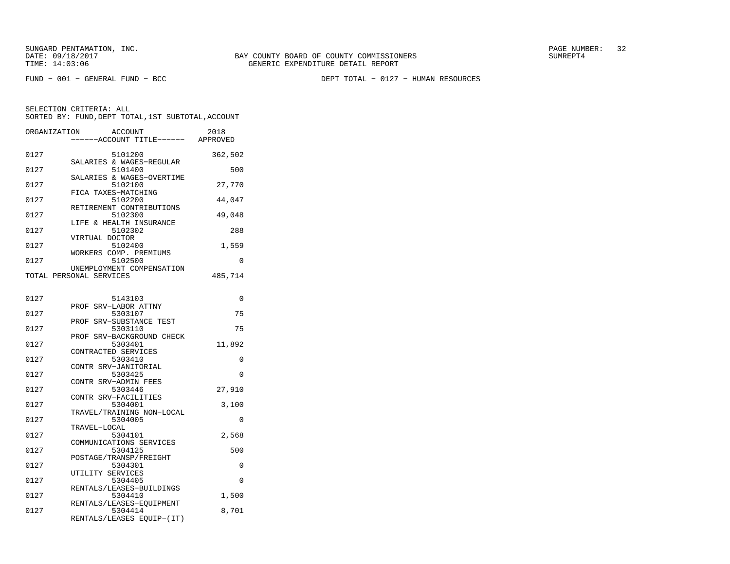SUNGARD PENTAMATION, INC.
DATE: 09/18/2017
TIME: 14:03:06

BAY COUNTY BOARD OF COUNTY COMMISSIONERS
GENERIC EXPENDITURE DETAIL REPORT

PAGE NUMBER: 32
SUMREPT4

FUND - 001 - GENERAL FUND - BCC

DEPT TOTAL - 0127 - HUMAN RESOURCES

SELECTION CRITERIA: ALL
SORTED BY: FUND,DEPT TOTAL,1ST SUBTOTAL,ACCOUNT

| ORGANIZATION | ACCOUNT / ------ACCOUNT TITLE------ | 2018 APPROVED |
|---|---|---|
| 0127 | 5101200 SALARIES & WAGES-REGULAR | 362,502 |
| 0127 | 5101400 SALARIES & WAGES-OVERTIME | 500 |
| 0127 | 5102100 FICA TAXES-MATCHING | 27,770 |
| 0127 | 5102200 RETIREMENT CONTRIBUTIONS | 44,047 |
| 0127 | 5102300 LIFE & HEALTH INSURANCE | 49,048 |
| 0127 | 5102302 VIRTUAL DOCTOR | 288 |
| 0127 | 5102400 WORKERS COMP. PREMIUMS | 1,559 |
| 0127 | 5102500 UNEMPLOYMENT COMPENSATION | 0 |
| TOTAL PERSONAL SERVICES | | 485,714 |
| 0127 | 5143103 PROF SRV-LABOR ATTNY | 0 |
| 0127 | 5303107 PROF SRV-SUBSTANCE TEST | 75 |
| 0127 | 5303110 PROF SRV-BACKGROUND CHECK | 75 |
| 0127 | 5303401 CONTRACTED SERVICES | 11,892 |
| 0127 | 5303410 CONTR SRV-JANITORIAL | 0 |
| 0127 | 5303425 CONTR SRV-ADMIN FEES | 0 |
| 0127 | 5303446 CONTR SRV-FACILITIES | 27,910 |
| 0127 | 5304001 TRAVEL/TRAINING NON-LOCAL | 3,100 |
| 0127 | 5304005 TRAVEL-LOCAL | 0 |
| 0127 | 5304101 COMMUNICATIONS SERVICES | 2,568 |
| 0127 | 5304125 POSTAGE/TRANSP/FREIGHT | 500 |
| 0127 | 5304301 UTILITY SERVICES | 0 |
| 0127 | 5304405 RENTALS/LEASES-BUILDINGS | 0 |
| 0127 | 5304410 RENTALS/LEASES-EQUIPMENT | 1,500 |
| 0127 | 5304414 RENTALS/LEASES EQUIP-(IT) | 8,701 |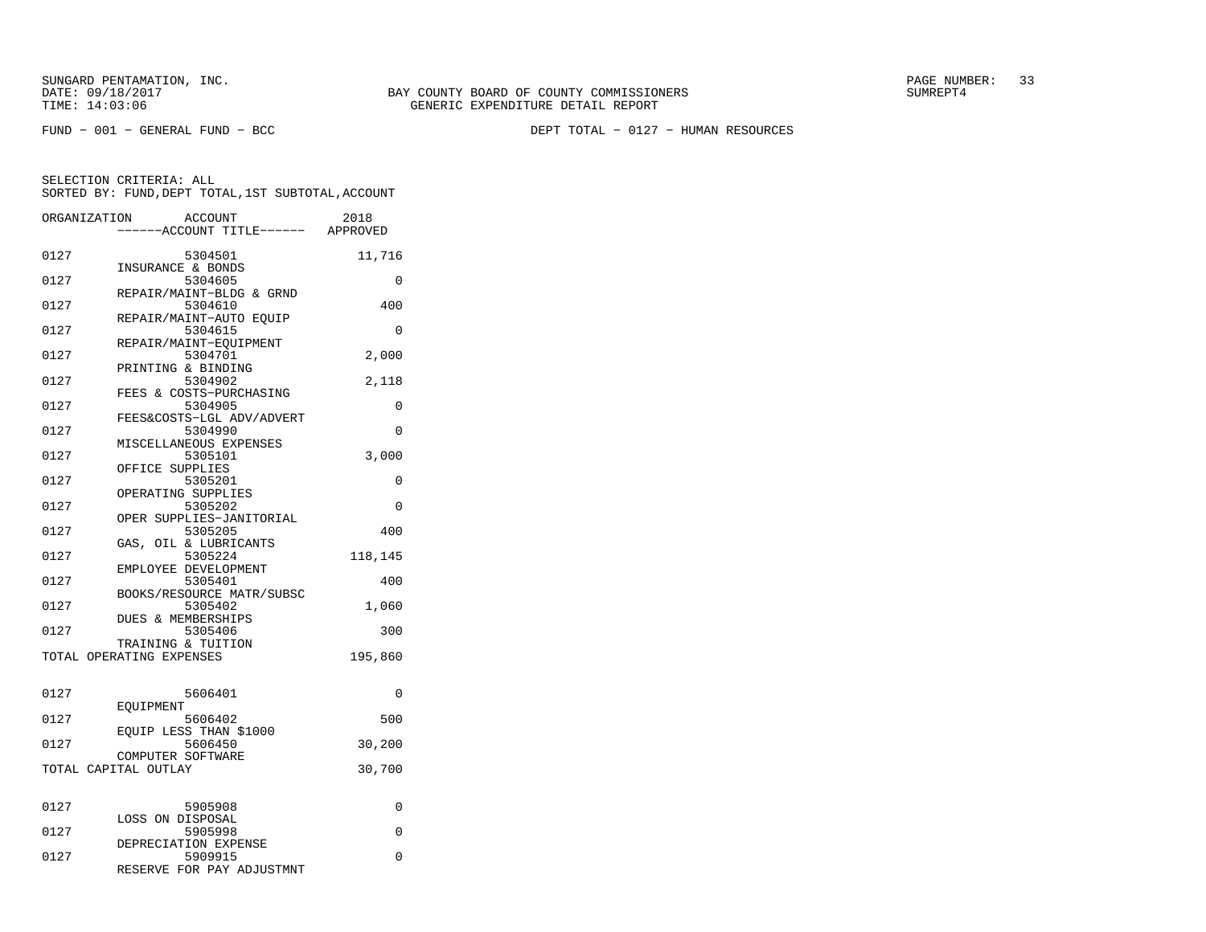SUNGARD PENTAMATION, INC.
DATE: 09/18/2017
TIME: 14:03:06

BAY COUNTY BOARD OF COUNTY COMMISSIONERS
GENERIC EXPENDITURE DETAIL REPORT

PAGE NUMBER: 33
SUMREPT4

FUND − 001 − GENERAL FUND − BCC

DEPT TOTAL − 0127 − HUMAN RESOURCES

SELECTION CRITERIA: ALL
SORTED BY: FUND,DEPT TOTAL,1ST SUBTOTAL,ACCOUNT

| ORGANIZATION | ACCOUNT ------ACCOUNT TITLE------ | 2018 APPROVED |
|---|---|---|
| 0127 | 5304501 INSURANCE & BONDS | 11,716 |
| 0127 | 5304605 REPAIR/MAINT−BLDG & GRND | 0 |
| 0127 | 5304610 REPAIR/MAINT−AUTO EQUIP | 400 |
| 0127 | 5304615 REPAIR/MAINT−EQUIPMENT | 0 |
| 0127 | 5304701 PRINTING & BINDING | 2,000 |
| 0127 | 5304902 FEES & COSTS−PURCHASING | 2,118 |
| 0127 | 5304905 FEES&COSTS−LGL ADV/ADVERT | 0 |
| 0127 | 5304990 MISCELLANEOUS EXPENSES | 0 |
| 0127 | 5305101 OFFICE SUPPLIES | 3,000 |
| 0127 | 5305201 OPERATING SUPPLIES | 0 |
| 0127 | 5305202 OPER SUPPLIES−JANITORIAL | 0 |
| 0127 | 5305205 GAS, OIL & LUBRICANTS | 400 |
| 0127 | 5305224 EMPLOYEE DEVELOPMENT | 118,145 |
| 0127 | 5305401 BOOKS/RESOURCE MATR/SUBSC | 400 |
| 0127 | 5305402 DUES & MEMBERSHIPS | 1,060 |
| 0127 | 5305406 TRAINING & TUITION | 300 |
| TOTAL OPERATING EXPENSES | | 195,860 |
| 0127 | 5606401 EQUIPMENT | 0 |
| 0127 | 5606402 EQUIP LESS THAN $1000 | 500 |
| 0127 | 5606450 COMPUTER SOFTWARE | 30,200 |
| TOTAL CAPITAL OUTLAY | | 30,700 |
| 0127 | 5905908 LOSS ON DISPOSAL | 0 |
| 0127 | 5905998 DEPRECIATION EXPENSE | 0 |
| 0127 | 5909915 RESERVE FOR PAY ADJUSTMNT | 0 |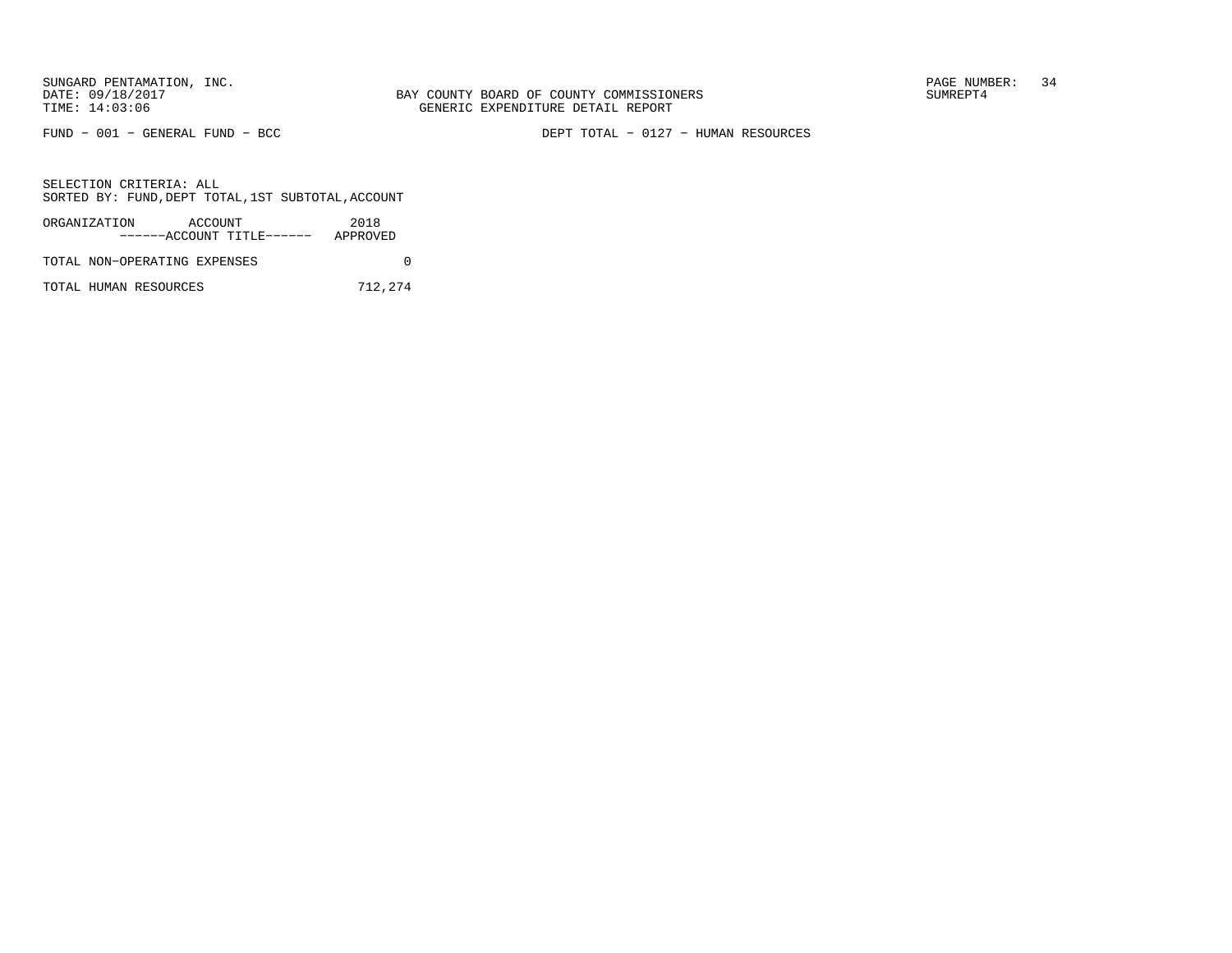SUNGARD PENTAMATION, INC.
DATE: 09/18/2017
TIME: 14:03:06

BAY COUNTY BOARD OF COUNTY COMMISSIONERS
GENERIC EXPENDITURE DETAIL REPORT

SUMREPT4

FUND − 001 − GENERAL FUND − BCC

DEPT TOTAL − 0127 − HUMAN RESOURCES

SELECTION CRITERIA: ALL
SORTED BY: FUND,DEPT TOTAL,1ST SUBTOTAL,ACCOUNT

| ORGANIZATION ACCOUNT ------ACCOUNT TITLE------ | 2018 APPROVED |
|---|---|
| TOTAL NON−OPERATING EXPENSES | 0 |
| TOTAL HUMAN RESOURCES | 712,274 |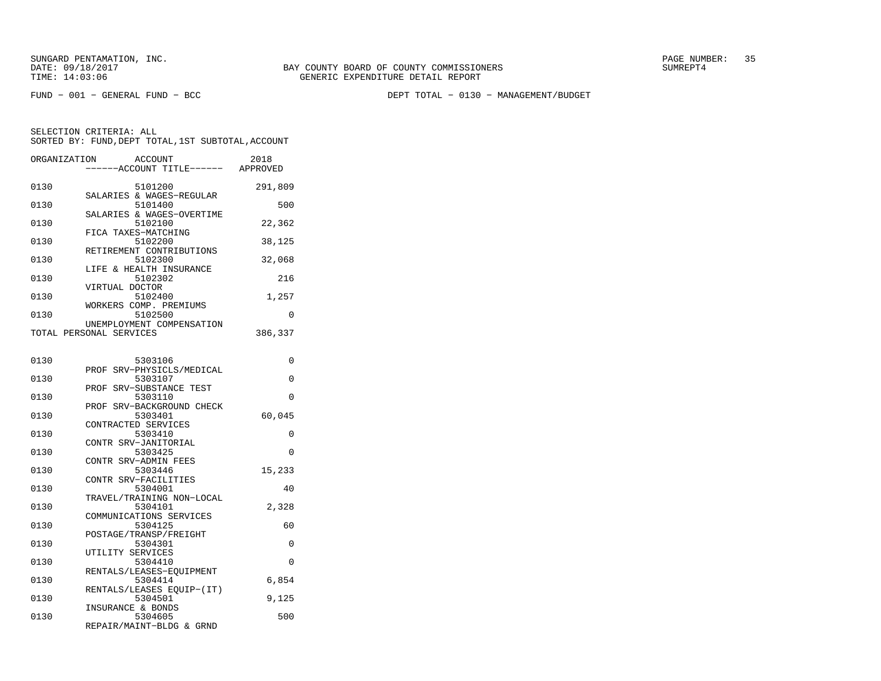BAY COUNTY BOARD OF COUNTY COMMISSIONERS
GENERIC EXPENDITURE DETAIL REPORT

SUNGARD PENTAMATION, INC.
DATE: 09/18/2017
TIME: 14:03:06

SUMREPT4

FUND − 001 − GENERAL FUND − BCC

DEPT TOTAL − 0130 − MANAGEMENT/BUDGET

SELECTION CRITERIA: ALL
SORTED BY: FUND,DEPT TOTAL,1ST SUBTOTAL,ACCOUNT

| ORGANIZATION | ACCOUNT / ------ACCOUNT TITLE------ | 2018 APPROVED |
|---|---|---|
| 0130 | 5101200 SALARIES & WAGES−REGULAR | 291,809 |
| 0130 | 5101400 SALARIES & WAGES−OVERTIME | 500 |
| 0130 | 5102100 FICA TAXES−MATCHING | 22,362 |
| 0130 | 5102200 RETIREMENT CONTRIBUTIONS | 38,125 |
| 0130 | 5102300 LIFE & HEALTH INSURANCE | 32,068 |
| 0130 | 5102302 VIRTUAL DOCTOR | 216 |
| 0130 | 5102400 WORKERS COMP. PREMIUMS | 1,257 |
| 0130 | 5102500 UNEMPLOYMENT COMPENSATION | 0 |
| TOTAL PERSONAL SERVICES | | 386,337 |
| 0130 | 5303106 PROF SRV−PHYSICLS/MEDICAL | 0 |
| 0130 | 5303107 PROF SRV−SUBSTANCE TEST | 0 |
| 0130 | 5303110 PROF SRV−BACKGROUND CHECK | 0 |
| 0130 | 5303401 CONTRACTED SERVICES | 60,045 |
| 0130 | 5303410 CONTR SRV−JANITORIAL | 0 |
| 0130 | 5303425 CONTR SRV−ADMIN FEES | 0 |
| 0130 | 5303446 CONTR SRV−FACILITIES | 15,233 |
| 0130 | 5304001 TRAVEL/TRAINING NON−LOCAL | 40 |
| 0130 | 5304101 COMMUNICATIONS SERVICES | 2,328 |
| 0130 | 5304125 POSTAGE/TRANSP/FREIGHT | 60 |
| 0130 | 5304301 UTILITY SERVICES | 0 |
| 0130 | 5304410 RENTALS/LEASES−EQUIPMENT | 0 |
| 0130 | 5304414 RENTALS/LEASES EQUIP−(IT) | 6,854 |
| 0130 | 5304501 INSURANCE & BONDS | 9,125 |
| 0130 | 5304605 REPAIR/MAINT−BLDG & GRND | 500 |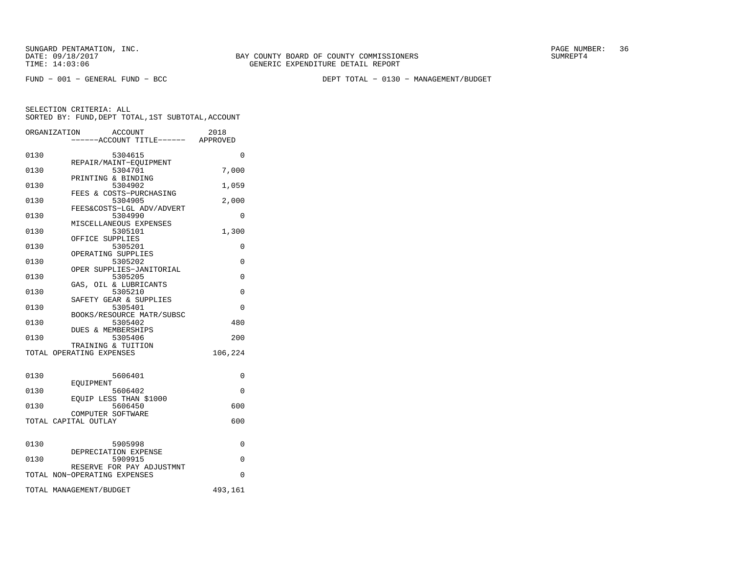SUNGARD PENTAMATION, INC.
DATE: 09/18/2017
TIME: 14:03:06

BAY COUNTY BOARD OF COUNTY COMMISSIONERS
GENERIC EXPENDITURE DETAIL REPORT

SUMREPT4

FUND − 001 − GENERAL FUND − BCC

DEPT TOTAL − 0130 − MANAGEMENT/BUDGET

SELECTION CRITERIA: ALL
SORTED BY: FUND,DEPT TOTAL,1ST SUBTOTAL,ACCOUNT

| ORGANIZATION | ACCOUNT / ------ACCOUNT TITLE------ | 2018 APPROVED |
|---|---|---|
| 0130 | 5304615 REPAIR/MAINT−EQUIPMENT | 0 |
| 0130 | 5304701 PRINTING & BINDING | 7,000 |
| 0130 | 5304902 FEES & COSTS−PURCHASING | 1,059 |
| 0130 | 5304905 FEES&COSTS−LGL ADV/ADVERT | 2,000 |
| 0130 | 5304990 MISCELLANEOUS EXPENSES | 0 |
| 0130 | 5305101 OFFICE SUPPLIES | 1,300 |
| 0130 | 5305201 OPERATING SUPPLIES | 0 |
| 0130 | 5305202 OPER SUPPLIES−JANITORIAL | 0 |
| 0130 | 5305205 GAS, OIL & LUBRICANTS | 0 |
| 0130 | 5305210 SAFETY GEAR & SUPPLIES | 0 |
| 0130 | 5305401 BOOKS/RESOURCE MATR/SUBSC | 0 |
| 0130 | 5305402 DUES & MEMBERSHIPS | 480 |
| 0130 | 5305406 TRAINING & TUITION | 200 |
| TOTAL OPERATING EXPENSES | | 106,224 |
| 0130 | 5606401 EQUIPMENT | 0 |
| 0130 | 5606402 EQUIP LESS THAN $1000 | 0 |
| 0130 | 5606450 COMPUTER SOFTWARE | 600 |
| TOTAL CAPITAL OUTLAY | | 600 |
| 0130 | 5905998 DEPRECIATION EXPENSE | 0 |
| 0130 | 5909915 RESERVE FOR PAY ADJUSTMNT | 0 |
| TOTAL NON−OPERATING EXPENSES | | 0 |
| TOTAL MANAGEMENT/BUDGET | | 493,161 |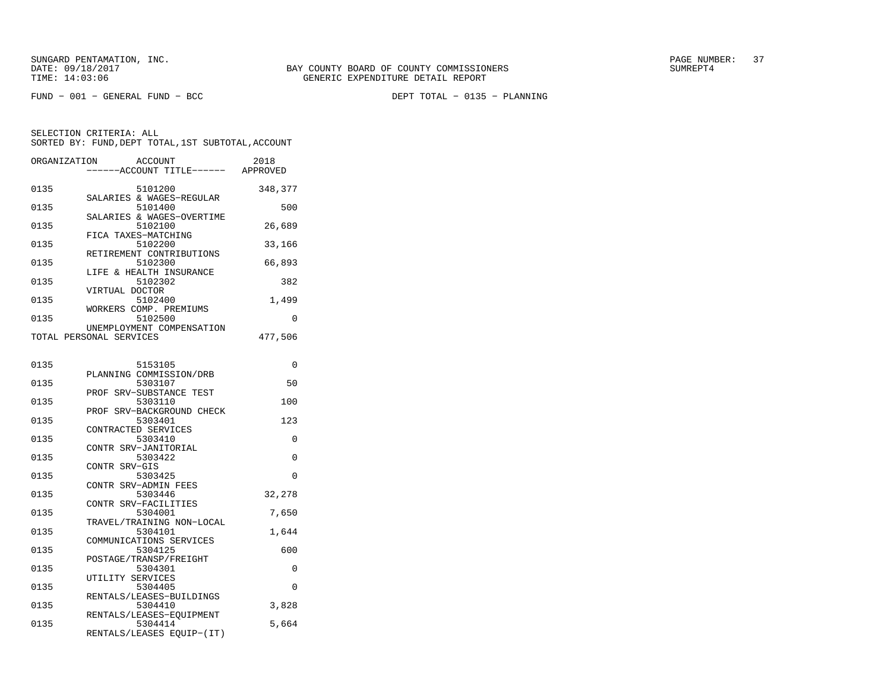BAY COUNTY BOARD OF COUNTY COMMISSIONERS
GENERIC EXPENDITURE DETAIL REPORT

FUND − 001 − GENERAL FUND − BCC

DEPT TOTAL − 0135 − PLANNING

SELECTION CRITERIA: ALL
SORTED BY: FUND,DEPT TOTAL,1ST SUBTOTAL,ACCOUNT

| ORGANIZATION | ACCOUNT / ------ACCOUNT TITLE------ | 2018 APPROVED |
|---|---|---|
| 0135 | 5101200 SALARIES & WAGES−REGULAR | 348,377 |
| 0135 | 5101400 SALARIES & WAGES−OVERTIME | 500 |
| 0135 | 5102100 FICA TAXES−MATCHING | 26,689 |
| 0135 | 5102200 RETIREMENT CONTRIBUTIONS | 33,166 |
| 0135 | 5102300 LIFE & HEALTH INSURANCE | 66,893 |
| 0135 | 5102302 VIRTUAL DOCTOR | 382 |
| 0135 | 5102400 WORKERS COMP. PREMIUMS | 1,499 |
| 0135 | 5102500 UNEMPLOYMENT COMPENSATION | 0 |
| TOTAL PERSONAL SERVICES | | 477,506 |
| 0135 | 5153105 PLANNING COMMISSION/DRB | 0 |
| 0135 | 5303107 PROF SRV−SUBSTANCE TEST | 50 |
| 0135 | 5303110 PROF SRV−BACKGROUND CHECK | 100 |
| 0135 | 5303401 CONTRACTED SERVICES | 123 |
| 0135 | 5303410 CONTR SRV−JANITORIAL | 0 |
| 0135 | 5303422 CONTR SRV−GIS | 0 |
| 0135 | 5303425 CONTR SRV−ADMIN FEES | 0 |
| 0135 | 5303446 CONTR SRV−FACILITIES | 32,278 |
| 0135 | 5304001 TRAVEL/TRAINING NON−LOCAL | 7,650 |
| 0135 | 5304101 COMMUNICATIONS SERVICES | 1,644 |
| 0135 | 5304125 POSTAGE/TRANSP/FREIGHT | 600 |
| 0135 | 5304301 UTILITY SERVICES | 0 |
| 0135 | 5304405 RENTALS/LEASES−BUILDINGS | 0 |
| 0135 | 5304410 RENTALS/LEASES−EQUIPMENT | 3,828 |
| 0135 | 5304414 RENTALS/LEASES EQUIP−(IT) | 5,664 |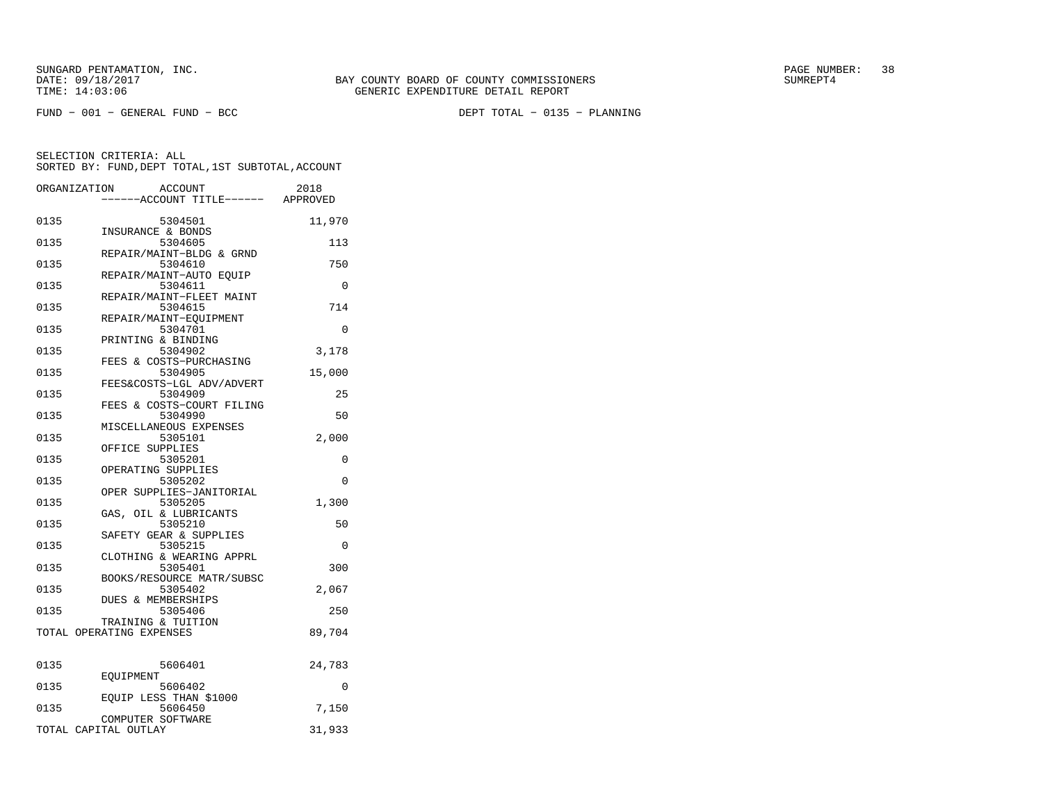SUNGARD PENTAMATION, INC.
DATE: 09/18/2017
TIME: 14:03:06

BAY COUNTY BOARD OF COUNTY COMMISSIONERS
GENERIC EXPENDITURE DETAIL REPORT

SUMREPT4

FUND − 001 − GENERAL FUND − BCC

DEPT TOTAL − 0135 − PLANNING

SELECTION CRITERIA: ALL
SORTED BY: FUND,DEPT TOTAL,1ST SUBTOTAL,ACCOUNT

| ORGANIZATION | ACCOUNT ------ACCOUNT TITLE------ | 2018 APPROVED |
|---|---|---|
| 0135 | 5304501 INSURANCE & BONDS | 11,970 |
| 0135 | 5304605 REPAIR/MAINT−BLDG & GRND | 113 |
| 0135 | 5304610 REPAIR/MAINT−AUTO EQUIP | 750 |
| 0135 | 5304611 REPAIR/MAINT−FLEET MAINT | 0 |
| 0135 | 5304615 REPAIR/MAINT−EQUIPMENT | 714 |
| 0135 | 5304701 PRINTING & BINDING | 0 |
| 0135 | 5304902 FEES & COSTS−PURCHASING | 3,178 |
| 0135 | 5304905 FEES&COSTS−LGL ADV/ADVERT | 15,000 |
| 0135 | 5304909 FEES & COSTS−COURT FILING | 25 |
| 0135 | 5304990 MISCELLANEOUS EXPENSES | 50 |
| 0135 | 5305101 OFFICE SUPPLIES | 2,000 |
| 0135 | 5305201 OPERATING SUPPLIES | 0 |
| 0135 | 5305202 OPER SUPPLIES−JANITORIAL | 0 |
| 0135 | 5305205 GAS, OIL & LUBRICANTS | 1,300 |
| 0135 | 5305210 SAFETY GEAR & SUPPLIES | 50 |
| 0135 | 5305215 CLOTHING & WEARING APPRL | 0 |
| 0135 | 5305401 BOOKS/RESOURCE MATR/SUBSC | 300 |
| 0135 | 5305402 DUES & MEMBERSHIPS | 2,067 |
| 0135 | 5305406 TRAINING & TUITION | 250 |
| TOTAL OPERATING EXPENSES | | 89,704 |
| | | |
| 0135 | 5606401 EQUIPMENT | 24,783 |
| 0135 | 5606402 EQUIP LESS THAN $1000 | 0 |
| 0135 | 5606450 COMPUTER SOFTWARE | 7,150 |
| TOTAL CAPITAL OUTLAY | | 31,933 |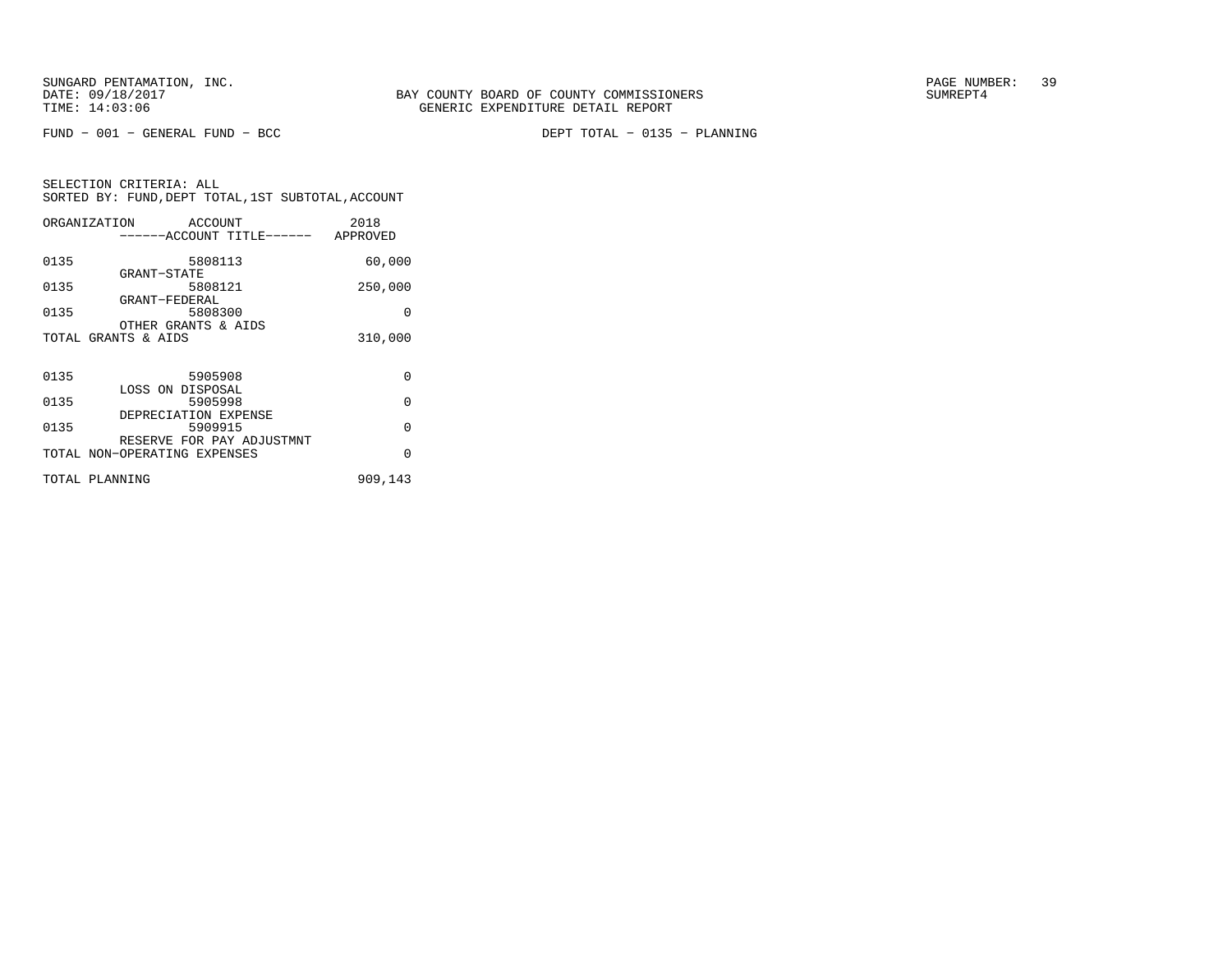SUNGARD PENTAMATION, INC.
DATE: 09/18/2017
TIME: 14:03:06

BAY COUNTY BOARD OF COUNTY COMMISSIONERS
GENERIC EXPENDITURE DETAIL REPORT

SUMREPT4

FUND - 001 - GENERAL FUND - BCC

DEPT TOTAL - 0135 - PLANNING

SELECTION CRITERIA: ALL
SORTED BY: FUND,DEPT TOTAL,1ST SUBTOTAL,ACCOUNT

| ORGANIZATION | ACCOUNT ------ACCOUNT TITLE------ | 2018 APPROVED |
|---|---|---|
| 0135 | 5808113 GRANT-STATE | 60,000 |
| 0135 | 5808121 GRANT-FEDERAL | 250,000 |
| 0135 | 5808300 OTHER GRANTS & AIDS | 0 |
| TOTAL GRANTS & AIDS | | 310,000 |
| 0135 | 5905908 LOSS ON DISPOSAL | 0 |
| 0135 | 5905998 DEPRECIATION EXPENSE | 0 |
| 0135 | 5909915 RESERVE FOR PAY ADJUSTMNT | 0 |
| TOTAL NON-OPERATING EXPENSES | | 0 |
| TOTAL PLANNING | | 909,143 |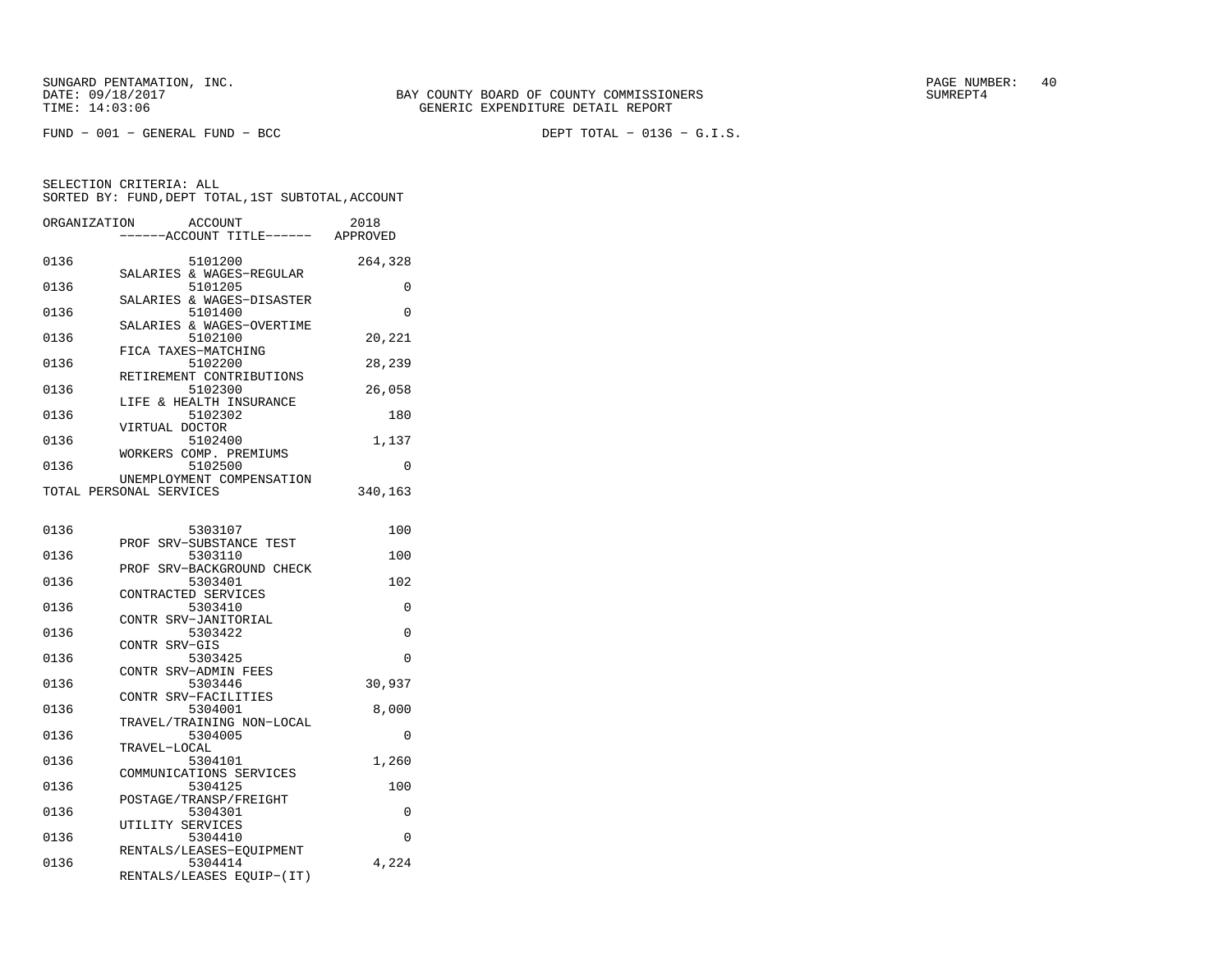SUNGARD PENTAMATION, INC.
DATE: 09/18/2017
TIME: 14:03:06

BAY COUNTY BOARD OF COUNTY COMMISSIONERS
GENERIC EXPENDITURE DETAIL REPORT

SUMREPT4

FUND − 001 − GENERAL FUND − BCC

DEPT TOTAL − 0136 − G.I.S.

SELECTION CRITERIA: ALL
SORTED BY: FUND,DEPT TOTAL,1ST SUBTOTAL,ACCOUNT

| ORGANIZATION | ACCOUNT / ------ACCOUNT TITLE------ | 2018 APPROVED |
|---|---|---|
| 0136 | 5101200 SALARIES & WAGES−REGULAR | 264,328 |
| 0136 | 5101205 SALARIES & WAGES−DISASTER | 0 |
| 0136 | 5101400 SALARIES & WAGES−OVERTIME | 0 |
| 0136 | 5102100 FICA TAXES−MATCHING | 20,221 |
| 0136 | 5102200 RETIREMENT CONTRIBUTIONS | 28,239 |
| 0136 | 5102300 LIFE & HEALTH INSURANCE | 26,058 |
| 0136 | 5102302 VIRTUAL DOCTOR | 180 |
| 0136 | 5102400 WORKERS COMP. PREMIUMS | 1,137 |
| 0136 | 5102500 UNEMPLOYMENT COMPENSATION | 0 |
| TOTAL PERSONAL SERVICES | | 340,163 |
| 0136 | 5303107 PROF SRV−SUBSTANCE TEST | 100 |
| 0136 | 5303110 PROF SRV−BACKGROUND CHECK | 100 |
| 0136 | 5303401 CONTRACTED SERVICES | 102 |
| 0136 | 5303410 CONTR SRV−JANITORIAL | 0 |
| 0136 | 5303422 CONTR SRV−GIS | 0 |
| 0136 | 5303425 CONTR SRV−ADMIN FEES | 0 |
| 0136 | 5303446 CONTR SRV−FACILITIES | 30,937 |
| 0136 | 5304001 TRAVEL/TRAINING NON−LOCAL | 8,000 |
| 0136 | 5304005 TRAVEL−LOCAL | 0 |
| 0136 | 5304101 COMMUNICATIONS SERVICES | 1,260 |
| 0136 | 5304125 POSTAGE/TRANSP/FREIGHT | 100 |
| 0136 | 5304301 UTILITY SERVICES | 0 |
| 0136 | 5304410 RENTALS/LEASES−EQUIPMENT | 0 |
| 0136 | 5304414 RENTALS/LEASES EQUIP−(IT) | 4,224 |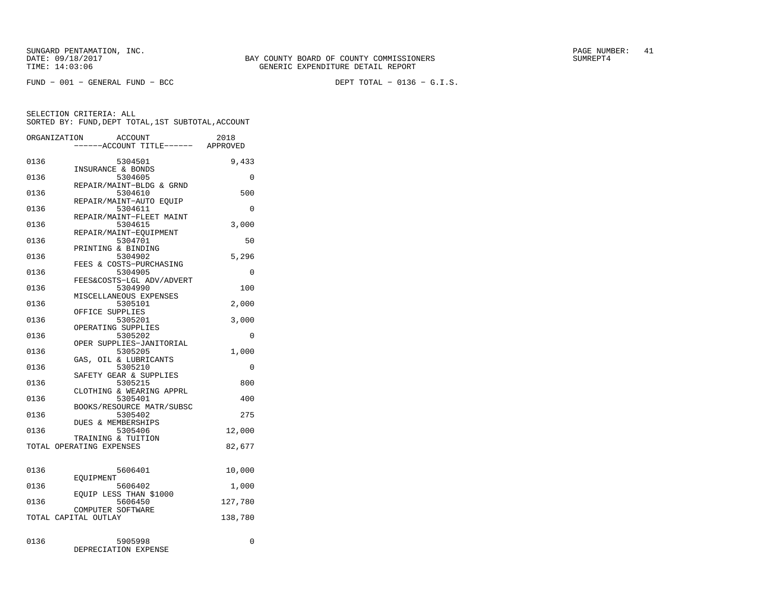SUNGARD PENTAMATION, INC.
DATE: 09/18/2017
TIME: 14:03:06

BAY COUNTY BOARD OF COUNTY COMMISSIONERS
GENERIC EXPENDITURE DETAIL REPORT

SUMREPT4

FUND − 001 − GENERAL FUND − BCC

DEPT TOTAL − 0136 − G.I.S.

SELECTION CRITERIA: ALL
SORTED BY: FUND,DEPT TOTAL,1ST SUBTOTAL,ACCOUNT

| ORGANIZATION | ACCOUNT ------ACCOUNT TITLE------ | 2018 APPROVED |
|---|---|---|
| 0136 | 5304501 INSURANCE & BONDS | 9,433 |
| 0136 | 5304605 REPAIR/MAINT−BLDG & GRND | 0 |
| 0136 | 5304610 REPAIR/MAINT−AUTO EQUIP | 500 |
| 0136 | 5304611 REPAIR/MAINT−FLEET MAINT | 0 |
| 0136 | 5304615 REPAIR/MAINT−EQUIPMENT | 3,000 |
| 0136 | 5304701 PRINTING & BINDING | 50 |
| 0136 | 5304902 FEES & COSTS−PURCHASING | 5,296 |
| 0136 | 5304905 FEES&COSTS−LGL ADV/ADVERT | 0 |
| 0136 | 5304990 MISCELLANEOUS EXPENSES | 100 |
| 0136 | 5305101 OFFICE SUPPLIES | 2,000 |
| 0136 | 5305201 OPERATING SUPPLIES | 3,000 |
| 0136 | 5305202 OPER SUPPLIES−JANITORIAL | 0 |
| 0136 | 5305205 GAS, OIL & LUBRICANTS | 1,000 |
| 0136 | 5305210 SAFETY GEAR & SUPPLIES | 0 |
| 0136 | 5305215 CLOTHING & WEARING APPRL | 800 |
| 0136 | 5305401 BOOKS/RESOURCE MATR/SUBSC | 400 |
| 0136 | 5305402 DUES & MEMBERSHIPS | 275 |
| 0136 | 5305406 TRAINING & TUITION | 12,000 |
| TOTAL OPERATING EXPENSES | | 82,677 |
| 0136 | 5606401 EQUIPMENT | 10,000 |
| 0136 | 5606402 EQUIP LESS THAN $1000 | 1,000 |
| 0136 | 5606450 COMPUTER SOFTWARE | 127,780 |
| TOTAL CAPITAL OUTLAY | | 138,780 |
| 0136 | 5905998 DEPRECIATION EXPENSE | 0 |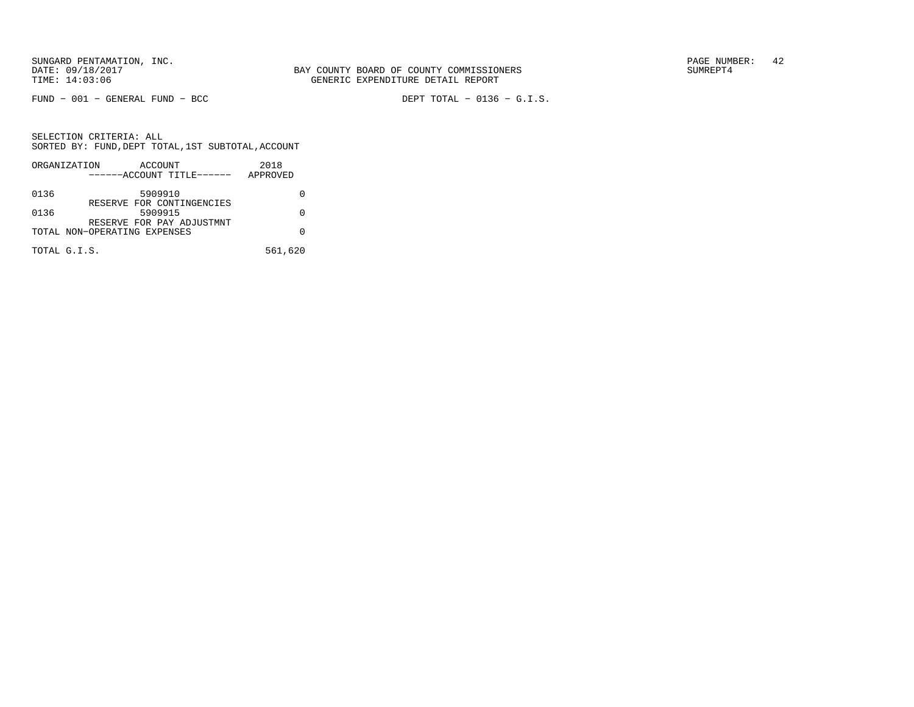SUNGARD PENTAMATION, INC.
DATE: 09/18/2017
TIME: 14:03:06

BAY COUNTY BOARD OF COUNTY COMMISSIONERS
GENERIC EXPENDITURE DETAIL REPORT

PAGE NUMBER: 42
SUMREPT4

FUND - 001 - GENERAL FUND - BCC

DEPT TOTAL - 0136 - G.I.S.

SELECTION CRITERIA: ALL
SORTED BY: FUND,DEPT TOTAL,1ST SUBTOTAL,ACCOUNT

| ORGANIZATION | ACCOUNT<br>------ACCOUNT TITLE------ | 2018<br>APPROVED |
|---|---|---|
| 0136 | 5909910<br>RESERVE FOR CONTINGENCIES | 0 |
| 0136 | 5909915<br>RESERVE FOR PAY ADJUSTMNT | 0 |
| TOTAL NON-OPERATING EXPENSES | | 0 |
| TOTAL G.I.S. | | 561,620 |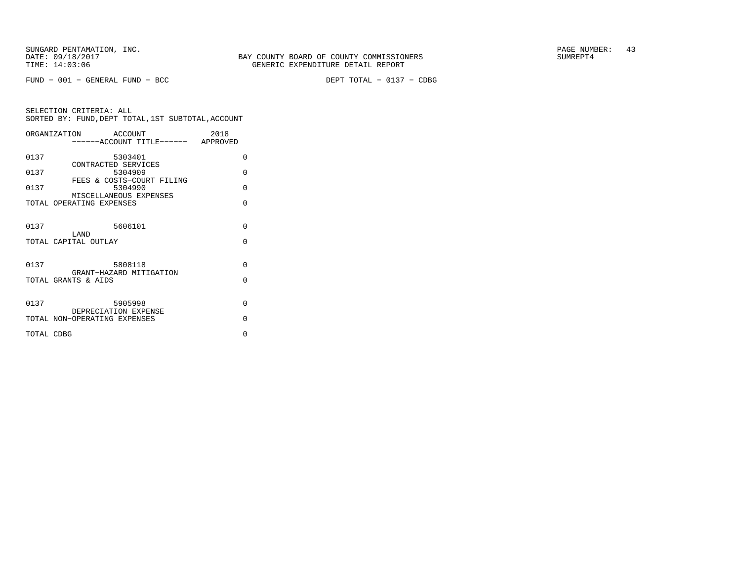SUNGARD PENTAMATION, INC.
DATE: 09/18/2017
TIME: 14:03:06

BAY COUNTY BOARD OF COUNTY COMMISSIONERS
GENERIC EXPENDITURE DETAIL REPORT

SUMREPT4

FUND − 001 − GENERAL FUND − BCC

DEPT TOTAL − 0137 − CDBG

SELECTION CRITERIA: ALL
SORTED BY: FUND,DEPT TOTAL,1ST SUBTOTAL,ACCOUNT

| ORGANIZATION | ACCOUNT ------ACCOUNT TITLE------ | 2018 APPROVED |
|---|---|---|
| 0137 | 5303401 CONTRACTED SERVICES | 0 |
| 0137 | 5304909 FEES & COSTS−COURT FILING | 0 |
| 0137 | 5304990 MISCELLANEOUS EXPENSES | 0 |
| TOTAL OPERATING EXPENSES | | 0 |
| 0137 | 5606101 LAND | 0 |
| TOTAL CAPITAL OUTLAY | | 0 |
| 0137 | 5808118 GRANT−HAZARD MITIGATION | 0 |
| TOTAL GRANTS & AIDS | | 0 |
| 0137 | 5905998 DEPRECIATION EXPENSE | 0 |
| TOTAL NON−OPERATING EXPENSES | | 0 |
| TOTAL CDBG | | 0 |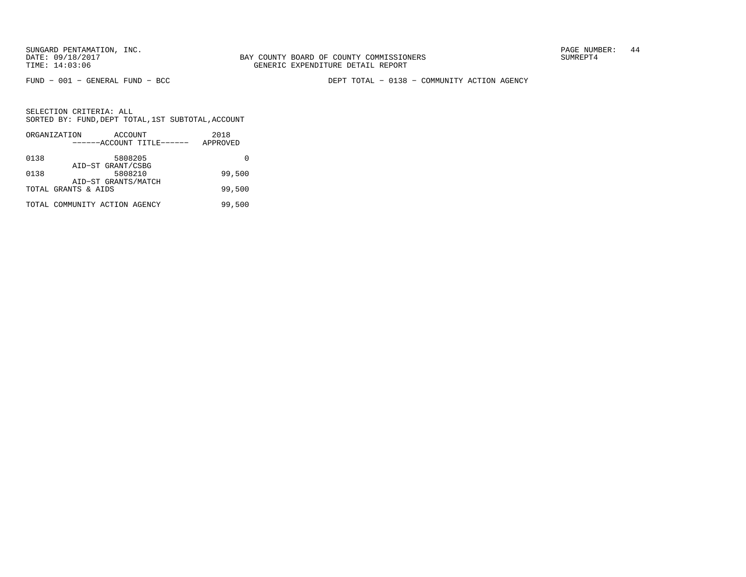SUNGARD PENTAMATION, INC.
DATE: 09/18/2017
TIME: 14:03:06

BAY COUNTY BOARD OF COUNTY COMMISSIONERS
GENERIC EXPENDITURE DETAIL REPORT

SUMREPT4

FUND - 001 - GENERAL FUND - BCC

DEPT TOTAL - 0138 - COMMUNITY ACTION AGENCY

SELECTION CRITERIA: ALL
SORTED BY: FUND,DEPT TOTAL,1ST SUBTOTAL,ACCOUNT

| ORGANIZATION | ACCOUNT / ------ACCOUNT TITLE------ | 2018 APPROVED |
|---|---|---|
| 0138 | 5808205 AID-ST GRANT/CSBG | 0 |
| 0138 | 5808210 AID-ST GRANTS/MATCH | 99,500 |
| TOTAL GRANTS & AIDS | | 99,500 |
| TOTAL COMMUNITY ACTION AGENCY | | 99,500 |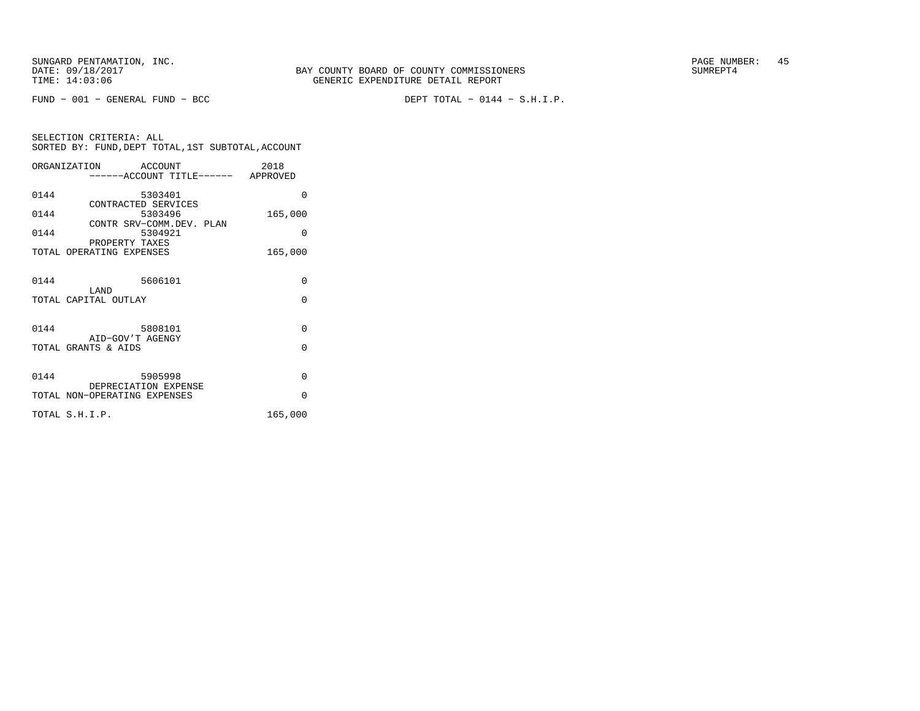SUNGARD PENTAMATION, INC.
DATE: 09/18/2017
TIME: 14:03:06

BAY COUNTY BOARD OF COUNTY COMMISSIONERS
GENERIC EXPENDITURE DETAIL REPORT

SUMREPT4

FUND - 001 - GENERAL FUND - BCC

DEPT TOTAL - 0144 - S.H.I.P.

SELECTION CRITERIA: ALL
SORTED BY: FUND,DEPT TOTAL,1ST SUBTOTAL,ACCOUNT

| ORGANIZATION | ACCOUNT ------ACCOUNT TITLE------ | 2018 APPROVED |
|---|---|---|
| 0144 | 5303401 CONTRACTED SERVICES | 0 |
| 0144 | 5303496 CONTR SRV-COMM.DEV. PLAN | 165,000 |
| 0144 | 5304921 PROPERTY TAXES | 0 |
| TOTAL OPERATING EXPENSES | | 165,000 |
| 0144 | 5606101 LAND | 0 |
| TOTAL CAPITAL OUTLAY | | 0 |
| 0144 | 5808101 AID-GOV'T AGENGY | 0 |
| TOTAL GRANTS & AIDS | | 0 |
| 0144 | 5905998 DEPRECIATION EXPENSE | 0 |
| TOTAL NON-OPERATING EXPENSES | | 0 |
| TOTAL S.H.I.P. | | 165,000 |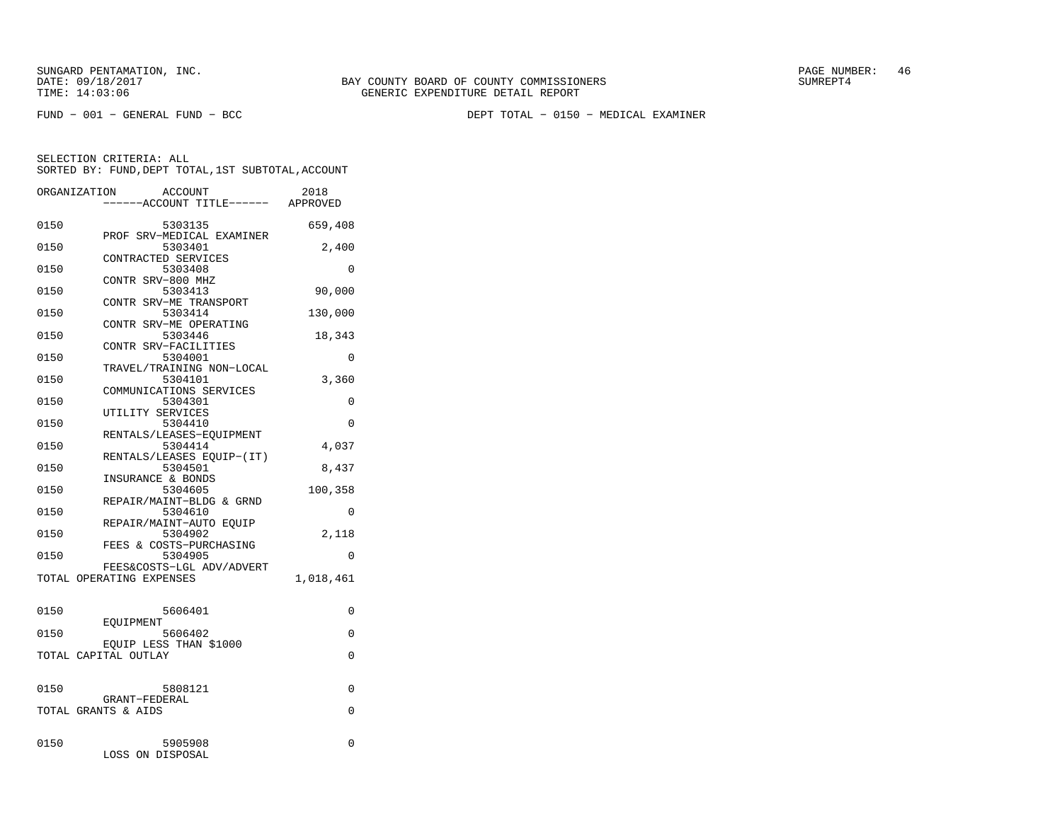SUNGARD PENTAMATION, INC.
DATE: 09/18/2017
TIME: 14:03:06

BAY COUNTY BOARD OF COUNTY COMMISSIONERS
GENERIC EXPENDITURE DETAIL REPORT

PAGE NUMBER: 46
SUMREPT4

FUND − 001 − GENERAL FUND − BCC

DEPT TOTAL − 0150 − MEDICAL EXAMINER

SELECTION CRITERIA: ALL
SORTED BY: FUND,DEPT TOTAL,1ST SUBTOTAL,ACCOUNT

| ORGANIZATION | ACCOUNT / ------ACCOUNT TITLE------ | 2018 APPROVED |
|---|---|---|
| 0150 | 5303135 PROF SRV−MEDICAL EXAMINER | 659,408 |
| 0150 | 5303401 CONTRACTED SERVICES | 2,400 |
| 0150 | 5303408 CONTR SRV−800 MHZ | 0 |
| 0150 | 5303413 CONTR SRV−ME TRANSPORT | 90,000 |
| 0150 | 5303414 CONTR SRV−ME OPERATING | 130,000 |
| 0150 | 5303446 CONTR SRV−FACILITIES | 18,343 |
| 0150 | 5304001 TRAVEL/TRAINING NON−LOCAL | 0 |
| 0150 | 5304101 COMMUNICATIONS SERVICES | 3,360 |
| 0150 | 5304301 UTILITY SERVICES | 0 |
| 0150 | 5304410 RENTALS/LEASES−EQUIPMENT | 0 |
| 0150 | 5304414 RENTALS/LEASES EQUIP−(IT) | 4,037 |
| 0150 | 5304501 INSURANCE & BONDS | 8,437 |
| 0150 | 5304605 REPAIR/MAINT−BLDG & GRND | 100,358 |
| 0150 | 5304610 REPAIR/MAINT−AUTO EQUIP | 0 |
| 0150 | 5304902 FEES & COSTS−PURCHASING | 2,118 |
| 0150 | 5304905 FEES&COSTS−LGL ADV/ADVERT | 0 |
| TOTAL OPERATING EXPENSES | | 1,018,461 |
| 0150 | 5606401 EQUIPMENT | 0 |
| 0150 | 5606402 EQUIP LESS THAN $1000 | 0 |
| TOTAL CAPITAL OUTLAY | | 0 |
| 0150 | 5808121 GRANT−FEDERAL | 0 |
| TOTAL GRANTS & AIDS | | 0 |
| 0150 | 5905908 LOSS ON DISPOSAL | 0 |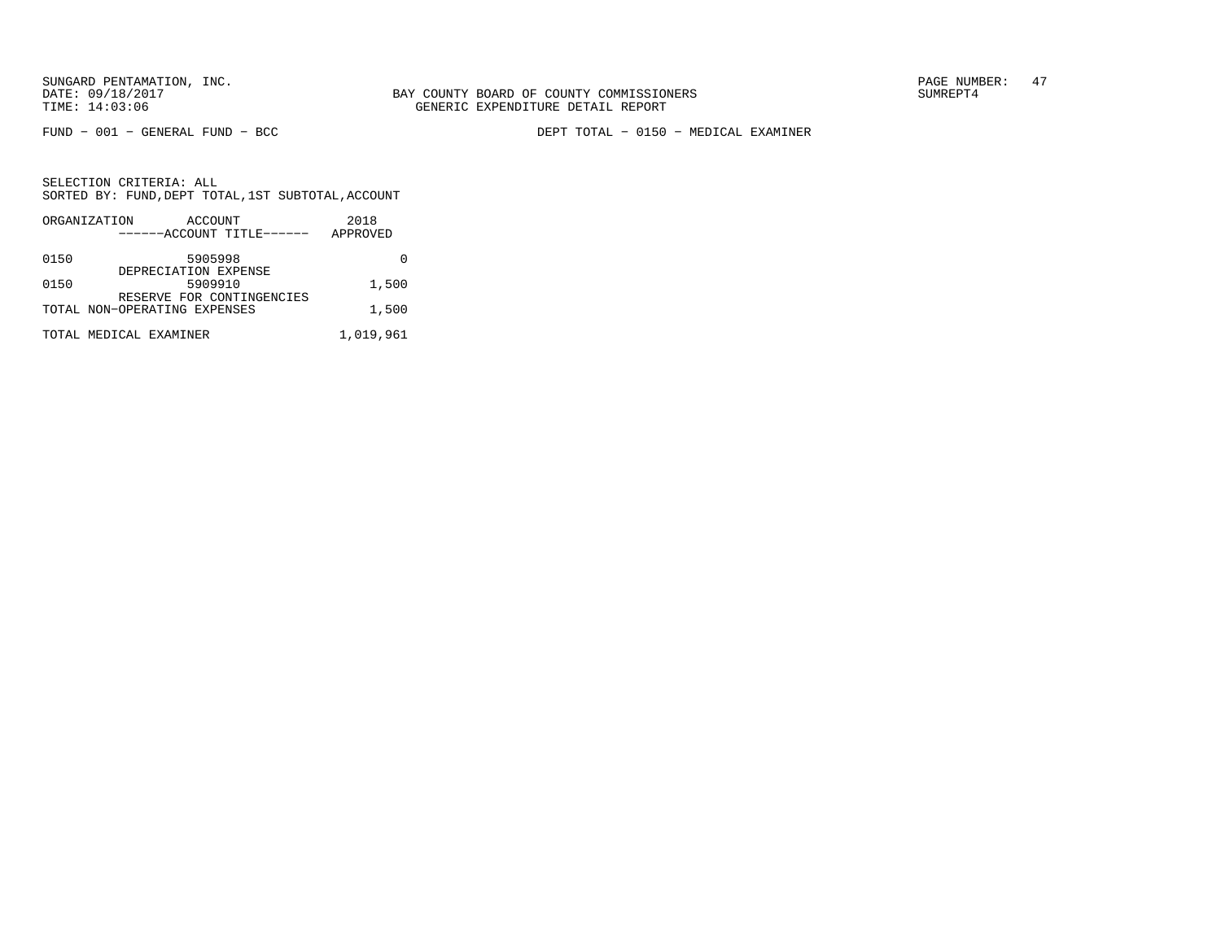BAY COUNTY BOARD OF COUNTY COMMISSIONERS
GENERIC EXPENDITURE DETAIL REPORT

FUND − 001 − GENERAL FUND − BCC

DEPT TOTAL − 0150 − MEDICAL EXAMINER

SELECTION CRITERIA: ALL
SORTED BY: FUND,DEPT TOTAL,1ST SUBTOTAL,ACCOUNT

| ORGANIZATION | ACCOUNT / ACCOUNT TITLE | 2018 APPROVED |
|---|---|---|
| 0150 | 5905998 DEPRECIATION EXPENSE | 0 |
| 0150 | 5909910 RESERVE FOR CONTINGENCIES | 1,500 |
| TOTAL NON−OPERATING EXPENSES | | 1,500 |
| TOTAL MEDICAL EXAMINER | | 1,019,961 |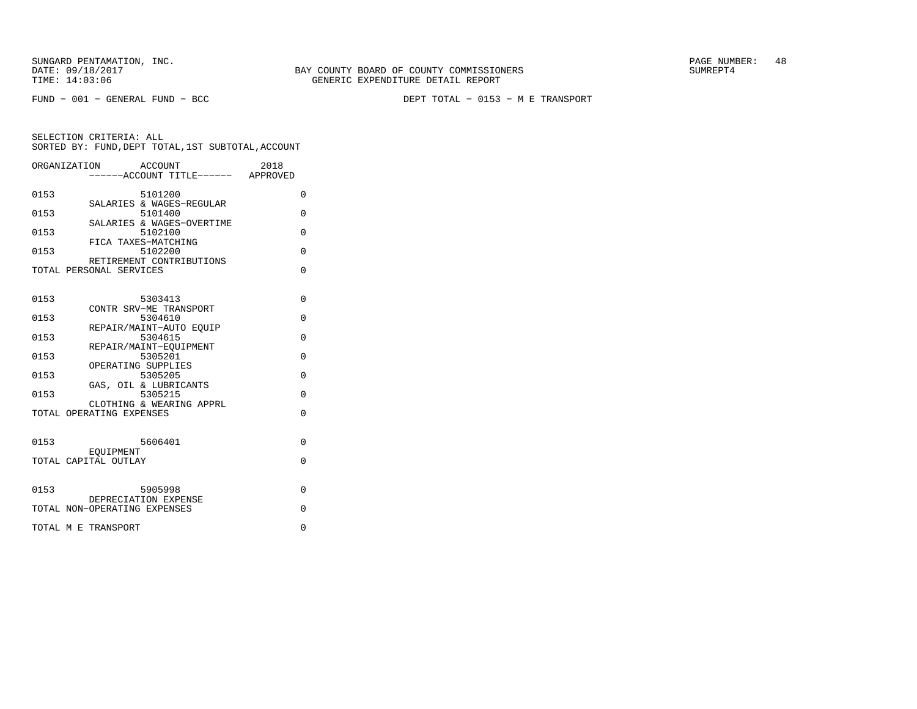SUNGARD PENTAMATION, INC.
DATE: 09/18/2017
TIME: 14:03:06

BAY COUNTY BOARD OF COUNTY COMMISSIONERS
GENERIC EXPENDITURE DETAIL REPORT

SUMREPT4

FUND − 001 − GENERAL FUND − BCC

DEPT TOTAL − 0153 − M E TRANSPORT

SELECTION CRITERIA: ALL
SORTED BY: FUND,DEPT TOTAL,1ST SUBTOTAL,ACCOUNT

| ORGANIZATION | ACCOUNT ------ACCOUNT TITLE------ | 2018 APPROVED |
|---|---|---|
| 0153 | 5101200 SALARIES & WAGES−REGULAR | 0 |
| 0153 | 5101400 SALARIES & WAGES−OVERTIME | 0 |
| 0153 | 5102100 FICA TAXES−MATCHING | 0 |
| 0153 | 5102200 RETIREMENT CONTRIBUTIONS | 0 |
| TOTAL PERSONAL SERVICES | | 0 |
| 0153 | 5303413 CONTR SRV−ME TRANSPORT | 0 |
| 0153 | 5304610 REPAIR/MAINT−AUTO EQUIP | 0 |
| 0153 | 5304615 REPAIR/MAINT−EQUIPMENT | 0 |
| 0153 | 5305201 OPERATING SUPPLIES | 0 |
| 0153 | 5305205 GAS, OIL & LUBRICANTS | 0 |
| 0153 | 5305215 CLOTHING & WEARING APPRL | 0 |
| TOTAL OPERATING EXPENSES | | 0 |
| 0153 | 5606401 EQUIPMENT | 0 |
| TOTAL CAPITAL OUTLAY | | 0 |
| 0153 | 5905998 DEPRECIATION EXPENSE | 0 |
| TOTAL NON−OPERATING EXPENSES | | 0 |
| TOTAL M E TRANSPORT | | 0 |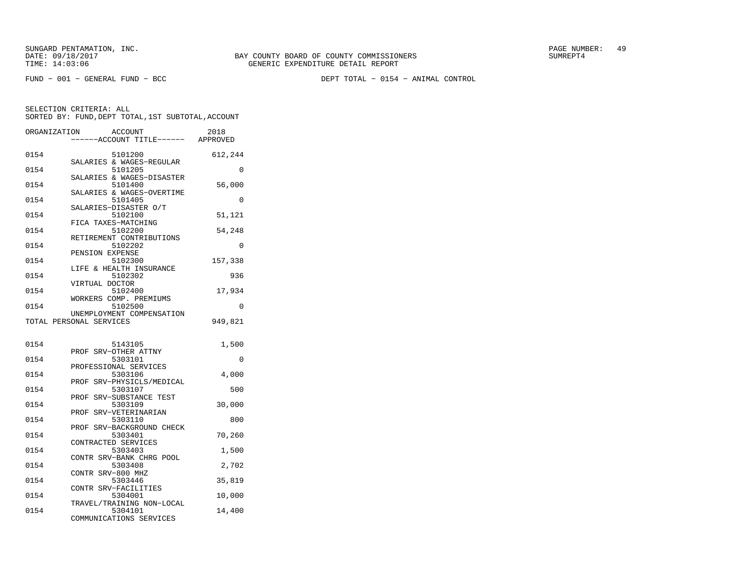SUNGARD PENTAMATION, INC.
DATE: 09/18/2017
TIME: 14:03:06

BAY COUNTY BOARD OF COUNTY COMMISSIONERS
GENERIC EXPENDITURE DETAIL REPORT

SUMREPT4

FUND - 001 - GENERAL FUND - BCC

DEPT TOTAL - 0154 - ANIMAL CONTROL

SELECTION CRITERIA: ALL
SORTED BY: FUND,DEPT TOTAL,1ST SUBTOTAL,ACCOUNT

| ORGANIZATION | ACCOUNT / ------ACCOUNT TITLE------ | 2018 APPROVED |
|---|---|---|
| 0154 | 5101200 SALARIES & WAGES-REGULAR | 612,244 |
| 0154 | 5101205 SALARIES & WAGES-DISASTER | 0 |
| 0154 | 5101400 SALARIES & WAGES-OVERTIME | 56,000 |
| 0154 | 5101405 SALARIES-DISASTER O/T | 0 |
| 0154 | 5102100 FICA TAXES-MATCHING | 51,121 |
| 0154 | 5102200 RETIREMENT CONTRIBUTIONS | 54,248 |
| 0154 | 5102202 PENSION EXPENSE | 0 |
| 0154 | 5102300 LIFE & HEALTH INSURANCE | 157,338 |
| 0154 | 5102302 VIRTUAL DOCTOR | 936 |
| 0154 | 5102400 WORKERS COMP. PREMIUMS | 17,934 |
| 0154 | 5102500 UNEMPLOYMENT COMPENSATION | 0 |
| TOTAL PERSONAL SERVICES | | 949,821 |
| 0154 | 5143105 PROF SRV-OTHER ATTNY | 1,500 |
| 0154 | 5303101 PROFESSIONAL SERVICES | 0 |
| 0154 | 5303106 PROF SRV-PHYSICLS/MEDICAL | 4,000 |
| 0154 | 5303107 PROF SRV-SUBSTANCE TEST | 500 |
| 0154 | 5303109 PROF SRV-VETERINARIAN | 30,000 |
| 0154 | 5303110 PROF SRV-BACKGROUND CHECK | 800 |
| 0154 | 5303401 CONTRACTED SERVICES | 70,260 |
| 0154 | 5303403 CONTR SRV-BANK CHRG POOL | 1,500 |
| 0154 | 5303408 CONTR SRV-800 MHZ | 2,702 |
| 0154 | 5303446 CONTR SRV-FACILITIES | 35,819 |
| 0154 | 5304001 TRAVEL/TRAINING NON-LOCAL | 10,000 |
| 0154 | 5304101 COMMUNICATIONS SERVICES | 14,400 |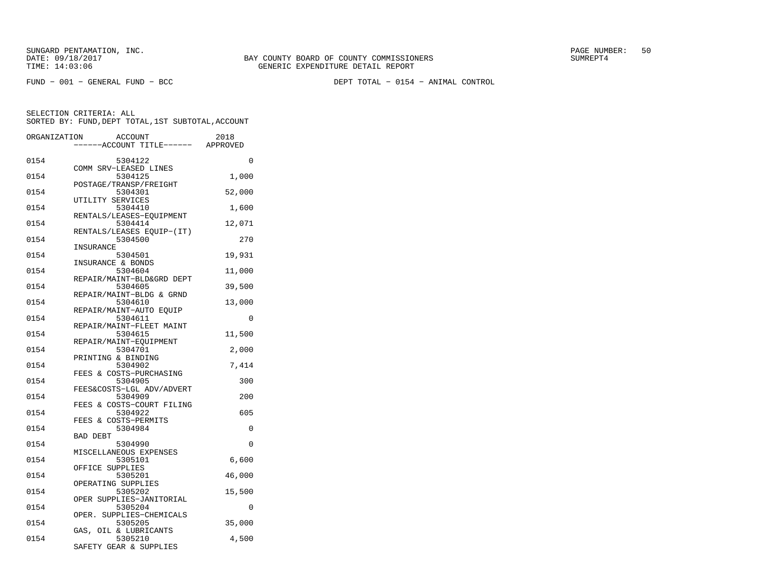SUNGARD PENTAMATION, INC.
DATE: 09/18/2017
TIME: 14:03:06

BAY COUNTY BOARD OF COUNTY COMMISSIONERS
GENERIC EXPENDITURE DETAIL REPORT

SUMREPT4

FUND − 001 − GENERAL FUND − BCC

DEPT TOTAL − 0154 − ANIMAL CONTROL

SELECTION CRITERIA: ALL
SORTED BY: FUND,DEPT TOTAL,1ST SUBTOTAL,ACCOUNT

| ORGANIZATION | ACCOUNT / ------ACCOUNT TITLE------ | 2018 APPROVED |
|---|---|---|
| 0154 | 5304122 COMM SRV−LEASED LINES | 0 |
| 0154 | 5304125 POSTAGE/TRANSP/FREIGHT | 1,000 |
| 0154 | 5304301 UTILITY SERVICES | 52,000 |
| 0154 | 5304410 RENTALS/LEASES−EQUIPMENT | 1,600 |
| 0154 | 5304414 RENTALS/LEASES EQUIP−(IT) | 12,071 |
| 0154 | 5304500 INSURANCE | 270 |
| 0154 | 5304501 INSURANCE & BONDS | 19,931 |
| 0154 | 5304604 REPAIR/MAINT−BLD&GRD DEPT | 11,000 |
| 0154 | 5304605 REPAIR/MAINT−BLDG & GRND | 39,500 |
| 0154 | 5304610 REPAIR/MAINT−AUTO EQUIP | 13,000 |
| 0154 | 5304611 REPAIR/MAINT−FLEET MAINT | 0 |
| 0154 | 5304615 REPAIR/MAINT−EQUIPMENT | 11,500 |
| 0154 | 5304701 PRINTING & BINDING | 2,000 |
| 0154 | 5304902 FEES & COSTS−PURCHASING | 7,414 |
| 0154 | 5304905 FEES&COSTS−LGL ADV/ADVERT | 300 |
| 0154 | 5304909 FEES & COSTS−COURT FILING | 200 |
| 0154 | 5304922 FEES & COSTS−PERMITS | 605 |
| 0154 | 5304984 BAD DEBT | 0 |
| 0154 | 5304990 MISCELLANEOUS EXPENSES | 0 |
| 0154 | 5305101 OFFICE SUPPLIES | 6,600 |
| 0154 | 5305201 OPERATING SUPPLIES | 46,000 |
| 0154 | 5305202 OPER SUPPLIES−JANITORIAL | 15,500 |
| 0154 | 5305204 OPER. SUPPLIES−CHEMICALS | 0 |
| 0154 | 5305205 GAS, OIL & LUBRICANTS | 35,000 |
| 0154 | 5305210 SAFETY GEAR & SUPPLIES | 4,500 |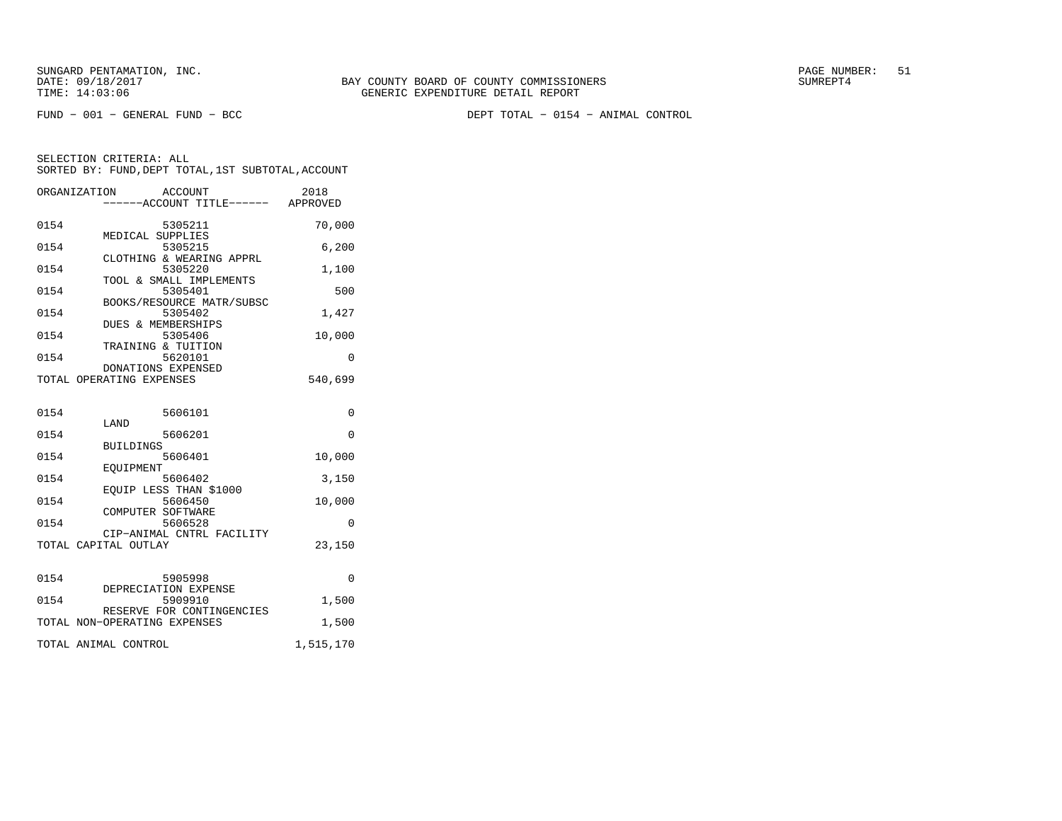SUNGARD PENTAMATION, INC.
DATE: 09/18/2017
TIME: 14:03:06

BAY COUNTY BOARD OF COUNTY COMMISSIONERS
GENERIC EXPENDITURE DETAIL REPORT

SUMREPT4

FUND - 001 - GENERAL FUND - BCC

DEPT TOTAL - 0154 - ANIMAL CONTROL

SELECTION CRITERIA: ALL
SORTED BY: FUND,DEPT TOTAL,1ST SUBTOTAL,ACCOUNT

| ORGANIZATION | ACCOUNT ------ACCOUNT TITLE------ | 2018 APPROVED |
|---|---|---|
| 0154 | 5305211 MEDICAL SUPPLIES | 70,000 |
| 0154 | 5305215 CLOTHING & WEARING APPRL | 6,200 |
| 0154 | 5305220 TOOL & SMALL IMPLEMENTS | 1,100 |
| 0154 | 5305401 BOOKS/RESOURCE MATR/SUBSC | 500 |
| 0154 | 5305402 DUES & MEMBERSHIPS | 1,427 |
| 0154 | 5305406 TRAINING & TUITION | 10,000 |
| 0154 | 5620101 DONATIONS EXPENSED | 0 |
| TOTAL OPERATING EXPENSES | | 540,699 |
| 0154 | 5606101 LAND | 0 |
| 0154 | 5606201 BUILDINGS | 0 |
| 0154 | 5606401 EQUIPMENT | 10,000 |
| 0154 | 5606402 EQUIP LESS THAN $1000 | 3,150 |
| 0154 | 5606450 COMPUTER SOFTWARE | 10,000 |
| 0154 | 5606528 CIP-ANIMAL CNTRL FACILITY | 0 |
| TOTAL CAPITAL OUTLAY | | 23,150 |
| 0154 | 5905998 DEPRECIATION EXPENSE | 0 |
| 0154 | 5909910 RESERVE FOR CONTINGENCIES | 1,500 |
| TOTAL NON-OPERATING EXPENSES | | 1,500 |
| TOTAL ANIMAL CONTROL | | 1,515,170 |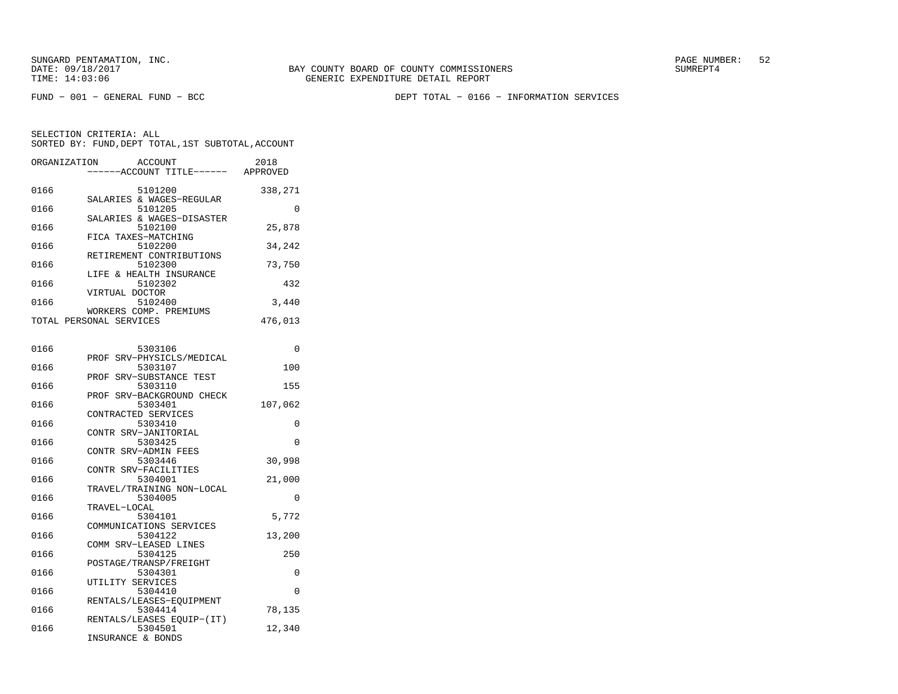SUNGARD PENTAMATION, INC.
DATE: 09/18/2017
TIME: 14:03:06

BAY COUNTY BOARD OF COUNTY COMMISSIONERS
GENERIC EXPENDITURE DETAIL REPORT

SUMREPT4

FUND - 001 - GENERAL FUND - BCC

DEPT TOTAL - 0166 - INFORMATION SERVICES

SELECTION CRITERIA: ALL
SORTED BY: FUND,DEPT TOTAL,1ST SUBTOTAL,ACCOUNT

| ORGANIZATION | ACCOUNT / ------ACCOUNT TITLE------ | 2018 APPROVED |
|---|---|---|
| 0166 | 5101200 SALARIES & WAGES-REGULAR | 338,271 |
| 0166 | 5101205 SALARIES & WAGES-DISASTER | 0 |
| 0166 | 5102100 FICA TAXES-MATCHING | 25,878 |
| 0166 | 5102200 RETIREMENT CONTRIBUTIONS | 34,242 |
| 0166 | 5102300 LIFE & HEALTH INSURANCE | 73,750 |
| 0166 | 5102302 VIRTUAL DOCTOR | 432 |
| 0166 | 5102400 WORKERS COMP. PREMIUMS | 3,440 |
| TOTAL PERSONAL SERVICES | | 476,013 |
| 0166 | 5303106 PROF SRV-PHYSICLS/MEDICAL | 0 |
| 0166 | 5303107 PROF SRV-SUBSTANCE TEST | 100 |
| 0166 | 5303110 PROF SRV-BACKGROUND CHECK | 155 |
| 0166 | 5303401 CONTRACTED SERVICES | 107,062 |
| 0166 | 5303410 CONTR SRV-JANITORIAL | 0 |
| 0166 | 5303425 CONTR SRV-ADMIN FEES | 0 |
| 0166 | 5303446 CONTR SRV-FACILITIES | 30,998 |
| 0166 | 5304001 TRAVEL/TRAINING NON-LOCAL | 21,000 |
| 0166 | 5304005 TRAVEL-LOCAL | 0 |
| 0166 | 5304101 COMMUNICATIONS SERVICES | 5,772 |
| 0166 | 5304122 COMM SRV-LEASED LINES | 13,200 |
| 0166 | 5304125 POSTAGE/TRANSP/FREIGHT | 250 |
| 0166 | 5304301 UTILITY SERVICES | 0 |
| 0166 | 5304410 RENTALS/LEASES-EQUIPMENT | 0 |
| 0166 | 5304414 RENTALS/LEASES EQUIP-(IT) | 78,135 |
| 0166 | 5304501 INSURANCE & BONDS | 12,340 |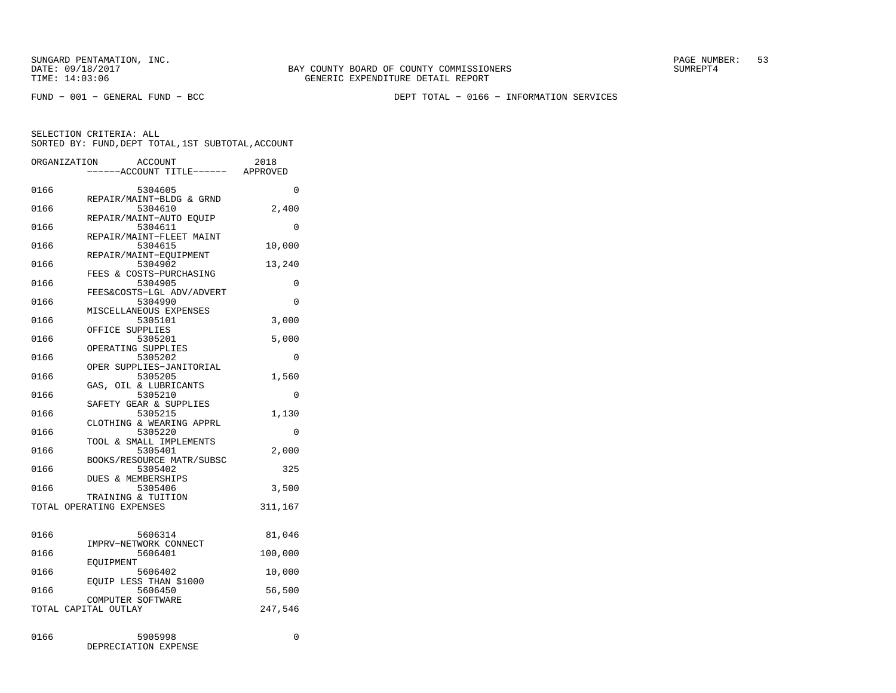BAY COUNTY BOARD OF COUNTY COMMISSIONERS
GENERIC EXPENDITURE DETAIL REPORT

SUNGARD PENTAMATION, INC.
DATE: 09/18/2017
TIME: 14:03:06

SUMREPT4

FUND − 001 − GENERAL FUND − BCC

DEPT TOTAL − 0166 − INFORMATION SERVICES

SELECTION CRITERIA: ALL
SORTED BY: FUND,DEPT TOTAL,1ST SUBTOTAL,ACCOUNT

| ORGANIZATION | ACCOUNT / ACCOUNT TITLE | 2018 APPROVED |
|---|---|---|
| 0166 | 5304605 REPAIR/MAINT−BLDG & GRND | 0 |
| 0166 | 5304610 REPAIR/MAINT−AUTO EQUIP | 2,400 |
| 0166 | 5304611 REPAIR/MAINT−FLEET MAINT | 0 |
| 0166 | 5304615 REPAIR/MAINT−EQUIPMENT | 10,000 |
| 0166 | 5304902 FEES & COSTS−PURCHASING | 13,240 |
| 0166 | 5304905 FEES&COSTS−LGL ADV/ADVERT | 0 |
| 0166 | 5304990 MISCELLANEOUS EXPENSES | 0 |
| 0166 | 5305101 OFFICE SUPPLIES | 3,000 |
| 0166 | 5305201 OPERATING SUPPLIES | 5,000 |
| 0166 | 5305202 OPER SUPPLIES−JANITORIAL | 0 |
| 0166 | 5305205 GAS, OIL & LUBRICANTS | 1,560 |
| 0166 | 5305210 SAFETY GEAR & SUPPLIES | 0 |
| 0166 | 5305215 CLOTHING & WEARING APPRL | 1,130 |
| 0166 | 5305220 TOOL & SMALL IMPLEMENTS | 0 |
| 0166 | 5305401 BOOKS/RESOURCE MATR/SUBSC | 2,000 |
| 0166 | 5305402 DUES & MEMBERSHIPS | 325 |
| 0166 | 5305406 TRAINING & TUITION | 3,500 |
| TOTAL OPERATING EXPENSES | | 311,167 |
| 0166 | 5606314 IMPRV−NETWORK CONNECT | 81,046 |
| 0166 | 5606401 EQUIPMENT | 100,000 |
| 0166 | 5606402 EQUIP LESS THAN $1000 | 10,000 |
| 0166 | 5606450 COMPUTER SOFTWARE | 56,500 |
| TOTAL CAPITAL OUTLAY | | 247,546 |
| 0166 | 5905998 DEPRECIATION EXPENSE | 0 |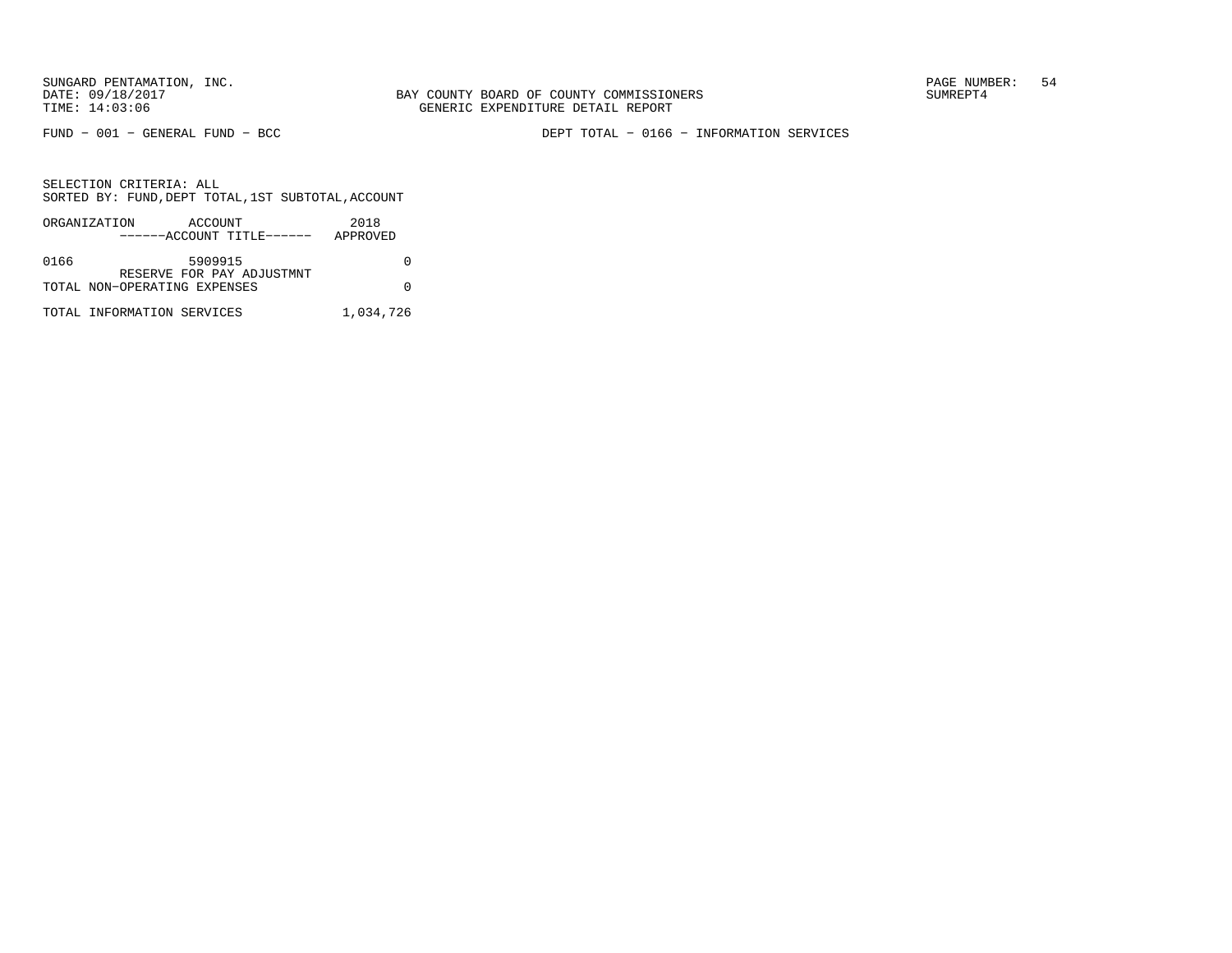FUND − 001 − GENERAL FUND − BCC

DEPT TOTAL − 0166 − INFORMATION SERVICES

SELECTION CRITERIA: ALL
SORTED BY: FUND,DEPT TOTAL,1ST SUBTOTAL,ACCOUNT

| ORGANIZATION | ACCOUNT<br>------ACCOUNT TITLE------ | 2018<br>APPROVED |
|---|---|---|
| 0166 | 5909915<br>RESERVE FOR PAY ADJUSTMNT | 0 |
| TOTAL NON−OPERATING EXPENSES | | 0 |
| TOTAL INFORMATION SERVICES | | 1,034,726 |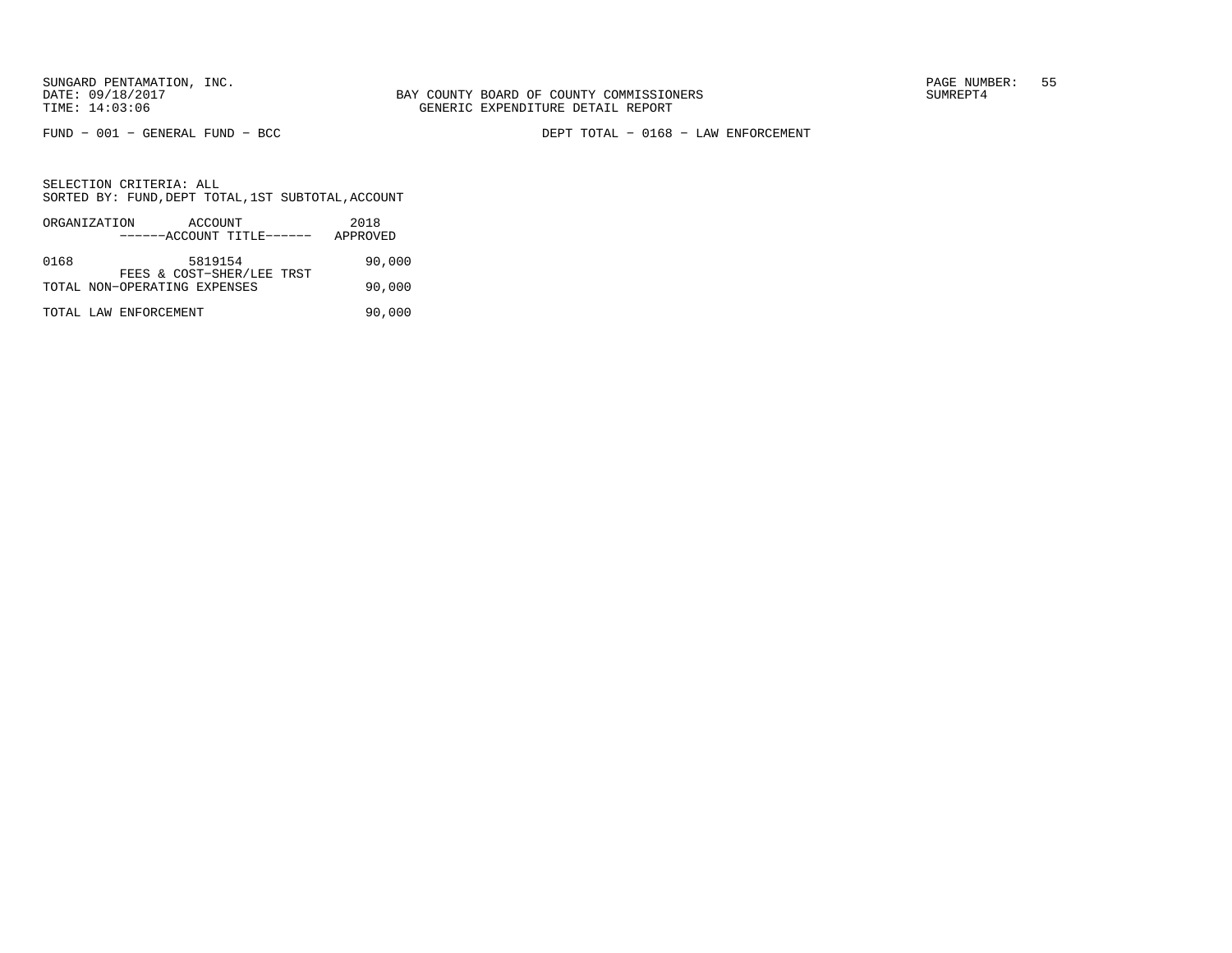BAY COUNTY BOARD OF COUNTY COMMISSIONERS
GENERIC EXPENDITURE DETAIL REPORT

FUND − 001 − GENERAL FUND − BCC

DEPT TOTAL − 0168 − LAW ENFORCEMENT

SELECTION CRITERIA: ALL
SORTED BY: FUND,DEPT TOTAL,1ST SUBTOTAL,ACCOUNT

| ORGANIZATION | ACCOUNT<br>------ACCOUNT TITLE------ | 2018<br>APPROVED |
|---|---|---|
| 0168 | 5819154<br>FEES & COST−SHER/LEE TRST | 90,000 |
| TOTAL NON−OPERATING EXPENSES | | 90,000 |
| TOTAL LAW ENFORCEMENT | | 90,000 |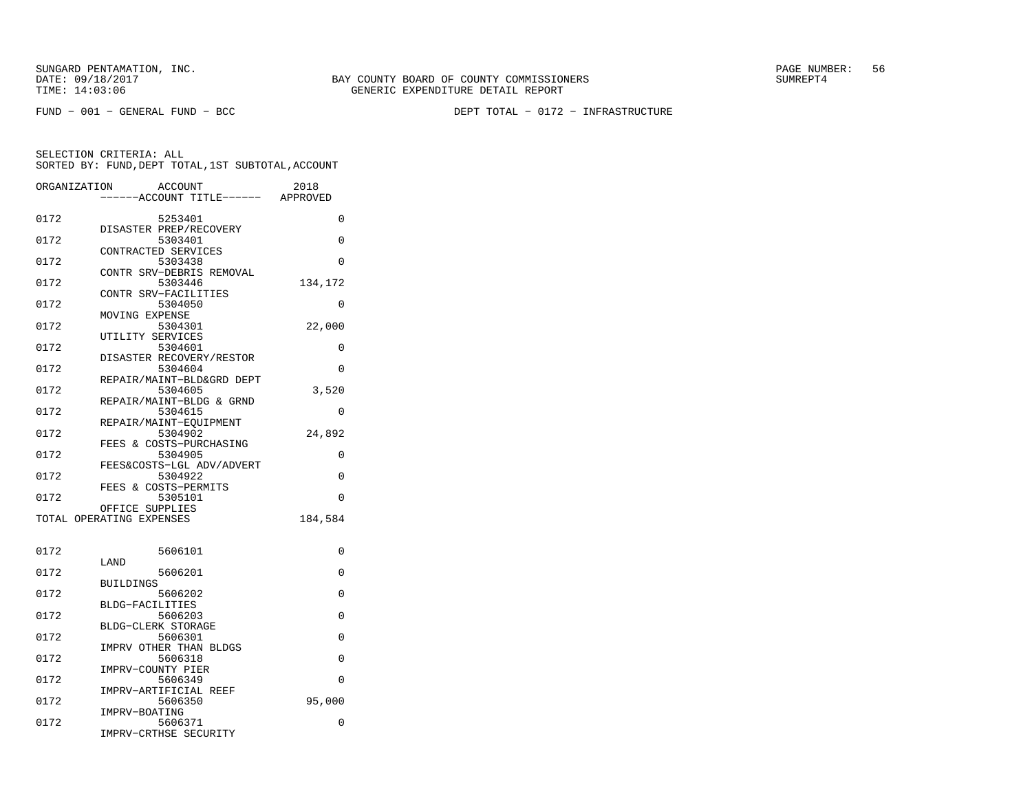SUNGARD PENTAMATION, INC.
DATE: 09/18/2017
TIME: 14:03:06

BAY COUNTY BOARD OF COUNTY COMMISSIONERS
GENERIC EXPENDITURE DETAIL REPORT

SUMREPT4

FUND - 001 - GENERAL FUND - BCC

DEPT TOTAL - 0172 - INFRASTRUCTURE

SELECTION CRITERIA: ALL
SORTED BY: FUND,DEPT TOTAL,1ST SUBTOTAL,ACCOUNT

| ORGANIZATION | ACCOUNT ------ACCOUNT TITLE------ | 2018 APPROVED |
|---|---|---|
| 0172 | 5253401 DISASTER PREP/RECOVERY | 0 |
| 0172 | 5303401 CONTRACTED SERVICES | 0 |
| 0172 | 5303438 CONTR SRV-DEBRIS REMOVAL | 0 |
| 0172 | 5303446 CONTR SRV-FACILITIES | 134,172 |
| 0172 | 5304050 MOVING EXPENSE | 0 |
| 0172 | 5304301 UTILITY SERVICES | 22,000 |
| 0172 | 5304601 DISASTER RECOVERY/RESTOR | 0 |
| 0172 | 5304604 REPAIR/MAINT-BLD&GRD DEPT | 0 |
| 0172 | 5304605 REPAIR/MAINT-BLDG & GRND | 3,520 |
| 0172 | 5304615 REPAIR/MAINT-EQUIPMENT | 0 |
| 0172 | 5304902 FEES & COSTS-PURCHASING | 24,892 |
| 0172 | 5304905 FEES&COSTS-LGL ADV/ADVERT | 0 |
| 0172 | 5304922 FEES & COSTS-PERMITS | 0 |
| 0172 | 5305101 OFFICE SUPPLIES | 0 |
| TOTAL OPERATING EXPENSES | | 184,584 |
| | | |
| 0172 | 5606101 LAND | 0 |
| 0172 | 5606201 BUILDINGS | 0 |
| 0172 | 5606202 BLDG-FACILITIES | 0 |
| 0172 | 5606203 BLDG-CLERK STORAGE | 0 |
| 0172 | 5606301 IMPRV OTHER THAN BLDGS | 0 |
| 0172 | 5606318 IMPRV-COUNTY PIER | 0 |
| 0172 | 5606349 IMPRV-ARTIFICIAL REEF | 0 |
| 0172 | 5606350 IMPRV-BOATING | 95,000 |
| 0172 | 5606371 IMPRV-CRTHSE SECURITY | 0 |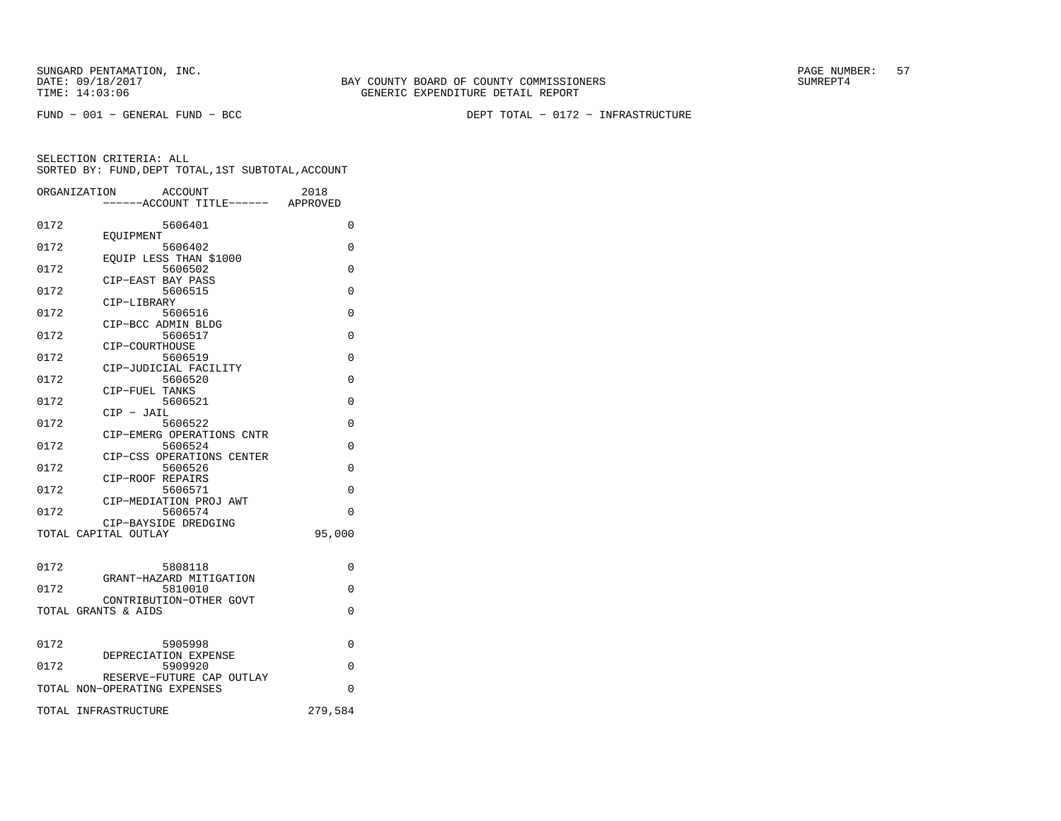FUND − 001 − GENERAL FUND − BCC

DEPT TOTAL − 0172 − INFRASTRUCTURE

SELECTION CRITERIA: ALL
SORTED BY: FUND,DEPT TOTAL,1ST SUBTOTAL,ACCOUNT

| ORGANIZATION | ACCOUNT ------ACCOUNT TITLE------ | 2018 APPROVED |
|---|---|---|
| 0172 | 5606401 EQUIPMENT | 0 |
| 0172 | 5606402 EQUIP LESS THAN $1000 | 0 |
| 0172 | 5606502 CIP−EAST BAY PASS | 0 |
| 0172 | 5606515 CIP−LIBRARY | 0 |
| 0172 | 5606516 CIP−BCC ADMIN BLDG | 0 |
| 0172 | 5606517 CIP−COURTHOUSE | 0 |
| 0172 | 5606519 CIP−JUDICIAL FACILITY | 0 |
| 0172 | 5606520 CIP−FUEL TANKS | 0 |
| 0172 | 5606521 CIP − JAIL | 0 |
| 0172 | 5606522 CIP−EMERG OPERATIONS CNTR | 0 |
| 0172 | 5606524 CIP−CSS OPERATIONS CENTER | 0 |
| 0172 | 5606526 CIP−ROOF REPAIRS | 0 |
| 0172 | 5606571 CIP−MEDIATION PROJ AWT | 0 |
| 0172 | 5606574 CIP−BAYSIDE DREDGING | 0 |
| TOTAL CAPITAL OUTLAY | | 95,000 |
| 0172 | 5808118 GRANT−HAZARD MITIGATION | 0 |
| 0172 | 5810010 CONTRIBUTION−OTHER GOVT | 0 |
| TOTAL GRANTS & AIDS | | 0 |
| 0172 | 5905998 DEPRECIATION EXPENSE | 0 |
| 0172 | 5909920 RESERVE−FUTURE CAP OUTLAY | 0 |
| TOTAL NON−OPERATING EXPENSES | | 0 |
| TOTAL INFRASTRUCTURE | | 279,584 |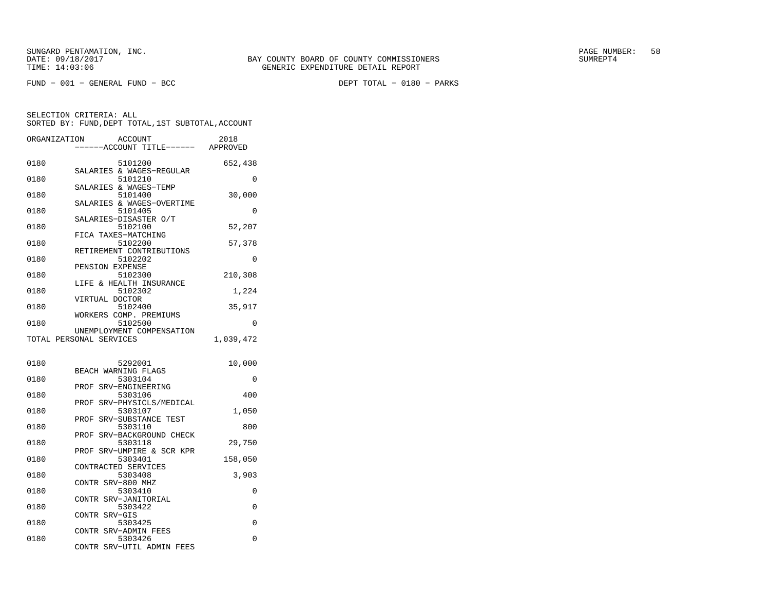SUNGARD PENTAMATION, INC.
DATE: 09/18/2017
TIME: 14:03:06

BAY COUNTY BOARD OF COUNTY COMMISSIONERS
GENERIC EXPENDITURE DETAIL REPORT

SUMREPT4

FUND − 001 − GENERAL FUND − BCC

DEPT TOTAL − 0180 − PARKS

SELECTION CRITERIA: ALL
SORTED BY: FUND,DEPT TOTAL,1ST SUBTOTAL,ACCOUNT

| ORGANIZATION | ACCOUNT / ACCOUNT TITLE | 2018 APPROVED |
|---|---|---|
| 0180 | 5101200 SALARIES & WAGES−REGULAR | 652,438 |
| 0180 | 5101210 SALARIES & WAGES−TEMP | 0 |
| 0180 | 5101400 SALARIES & WAGES−OVERTIME | 30,000 |
| 0180 | 5101405 SALARIES−DISASTER O/T | 0 |
| 0180 | 5102100 FICA TAXES−MATCHING | 52,207 |
| 0180 | 5102200 RETIREMENT CONTRIBUTIONS | 57,378 |
| 0180 | 5102202 PENSION EXPENSE | 0 |
| 0180 | 5102300 LIFE & HEALTH INSURANCE | 210,308 |
| 0180 | 5102302 VIRTUAL DOCTOR | 1,224 |
| 0180 | 5102400 WORKERS COMP. PREMIUMS | 35,917 |
| 0180 | 5102500 UNEMPLOYMENT COMPENSATION | 0 |
| TOTAL PERSONAL SERVICES | | 1,039,472 |
| | | |
| 0180 | 5292001 BEACH WARNING FLAGS | 10,000 |
| 0180 | 5303104 PROF SRV−ENGINEERING | 0 |
| 0180 | 5303106 PROF SRV−PHYSICLS/MEDICAL | 400 |
| 0180 | 5303107 PROF SRV−SUBSTANCE TEST | 1,050 |
| 0180 | 5303110 PROF SRV−BACKGROUND CHECK | 800 |
| 0180 | 5303118 PROF SRV−UMPIRE & SCR KPR | 29,750 |
| 0180 | 5303401 CONTRACTED SERVICES | 158,050 |
| 0180 | 5303408 CONTR SRV−800 MHZ | 3,903 |
| 0180 | 5303410 CONTR SRV−JANITORIAL | 0 |
| 0180 | 5303422 CONTR SRV−GIS | 0 |
| 0180 | 5303425 CONTR SRV−ADMIN FEES | 0 |
| 0180 | 5303426 CONTR SRV−UTIL ADMIN FEES | 0 |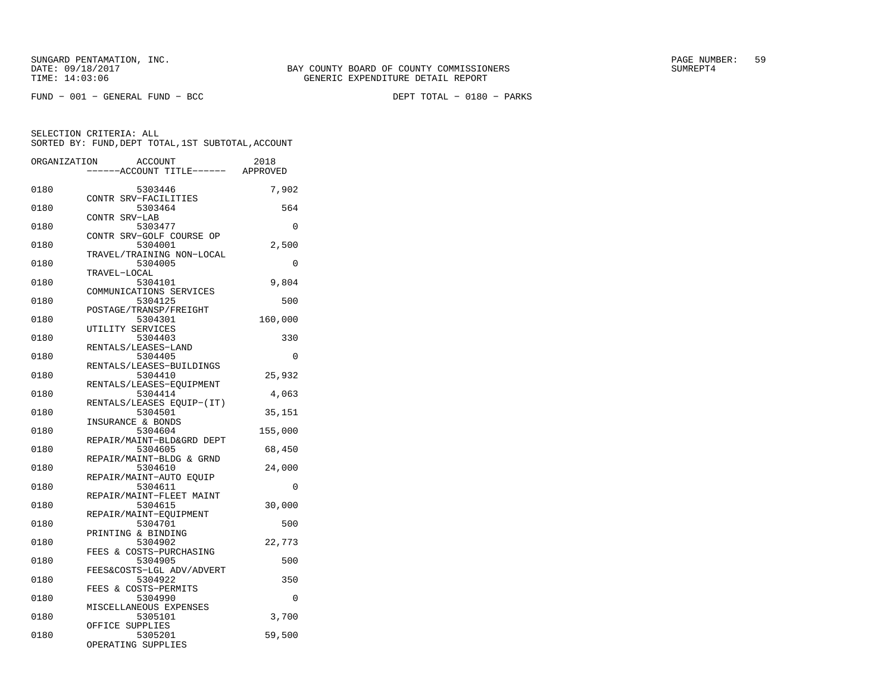SUNGARD PENTAMATION, INC.
DATE: 09/18/2017
TIME: 14:03:06

BAY COUNTY BOARD OF COUNTY COMMISSIONERS
GENERIC EXPENDITURE DETAIL REPORT

SUMREPT4

FUND − 001 − GENERAL FUND − BCC

DEPT TOTAL − 0180 − PARKS

SELECTION CRITERIA: ALL
SORTED BY: FUND,DEPT TOTAL,1ST SUBTOTAL,ACCOUNT

| ORGANIZATION | ACCOUNT / ------ACCOUNT TITLE------ | 2018 APPROVED |
|---|---|---|
| 0180 | 5303446 CONTR SRV−FACILITIES | 7,902 |
| 0180 | 5303464 CONTR SRV−LAB | 564 |
| 0180 | 5303477 CONTR SRV−GOLF COURSE OP | 0 |
| 0180 | 5304001 TRAVEL/TRAINING NON−LOCAL | 2,500 |
| 0180 | 5304005 TRAVEL−LOCAL | 0 |
| 0180 | 5304101 COMMUNICATIONS SERVICES | 9,804 |
| 0180 | 5304125 POSTAGE/TRANSP/FREIGHT | 500 |
| 0180 | 5304301 UTILITY SERVICES | 160,000 |
| 0180 | 5304403 RENTALS/LEASES−LAND | 330 |
| 0180 | 5304405 RENTALS/LEASES−BUILDINGS | 0 |
| 0180 | 5304410 RENTALS/LEASES−EQUIPMENT | 25,932 |
| 0180 | 5304414 RENTALS/LEASES EQUIP−(IT) | 4,063 |
| 0180 | 5304501 INSURANCE & BONDS | 35,151 |
| 0180 | 5304604 REPAIR/MAINT−BLD&GRD DEPT | 155,000 |
| 0180 | 5304605 REPAIR/MAINT−BLDG & GRND | 68,450 |
| 0180 | 5304610 REPAIR/MAINT−AUTO EQUIP | 24,000 |
| 0180 | 5304611 REPAIR/MAINT−FLEET MAINT | 0 |
| 0180 | 5304615 REPAIR/MAINT−EQUIPMENT | 30,000 |
| 0180 | 5304701 PRINTING & BINDING | 500 |
| 0180 | 5304902 FEES & COSTS−PURCHASING | 22,773 |
| 0180 | 5304905 FEES&COSTS−LGL ADV/ADVERT | 500 |
| 0180 | 5304922 FEES & COSTS−PERMITS | 350 |
| 0180 | 5304990 MISCELLANEOUS EXPENSES | 0 |
| 0180 | 5305101 OFFICE SUPPLIES | 3,700 |
| 0180 | 5305201 OPERATING SUPPLIES | 59,500 |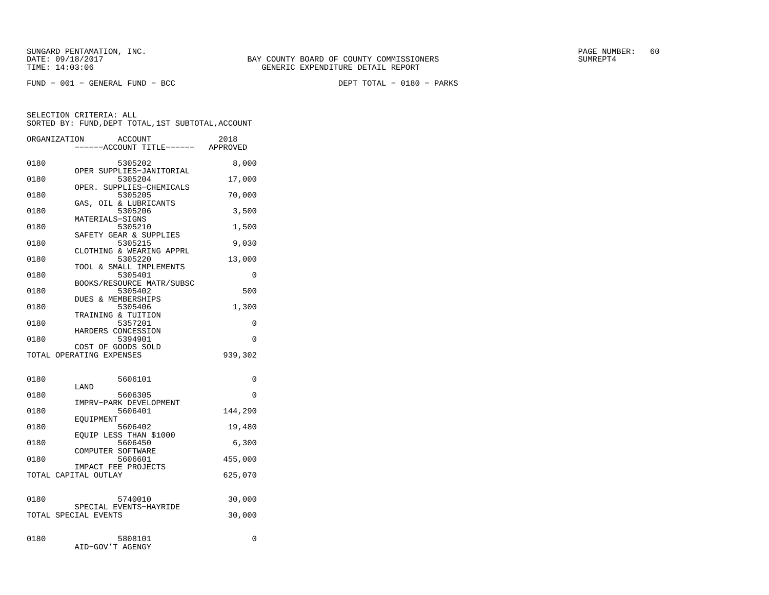SUNGARD PENTAMATION, INC.
DATE: 09/18/2017
TIME: 14:03:06

BAY COUNTY BOARD OF COUNTY COMMISSIONERS
GENERIC EXPENDITURE DETAIL REPORT

SUMREPT4

FUND - 001 - GENERAL FUND - BCC

DEPT TOTAL - 0180 - PARKS

SELECTION CRITERIA: ALL
SORTED BY: FUND,DEPT TOTAL,1ST SUBTOTAL,ACCOUNT

| ORGANIZATION | ACCOUNT / ------ACCOUNT TITLE------ | 2018 APPROVED |
|---|---|---|
| 0180 | 5305202 OPER SUPPLIES-JANITORIAL | 8,000 |
| 0180 | 5305204 OPER. SUPPLIES-CHEMICALS | 17,000 |
| 0180 | 5305205 GAS, OIL & LUBRICANTS | 70,000 |
| 0180 | 5305206 MATERIALS-SIGNS | 3,500 |
| 0180 | 5305210 SAFETY GEAR & SUPPLIES | 1,500 |
| 0180 | 5305215 CLOTHING & WEARING APPRL | 9,030 |
| 0180 | 5305220 TOOL & SMALL IMPLEMENTS | 13,000 |
| 0180 | 5305401 BOOKS/RESOURCE MATR/SUBSC | 0 |
| 0180 | 5305402 DUES & MEMBERSHIPS | 500 |
| 0180 | 5305406 TRAINING & TUITION | 1,300 |
| 0180 | 5357201 HARDERS CONCESSION | 0 |
| 0180 | 5394901 COST OF GOODS SOLD | 0 |
| TOTAL OPERATING EXPENSES | | 939,302 |
| 0180 | 5606101 LAND | 0 |
| 0180 | 5606305 IMPRV-PARK DEVELOPMENT | 0 |
| 0180 | 5606401 EQUIPMENT | 144,290 |
| 0180 | 5606402 EQUIP LESS THAN $1000 | 19,480 |
| 0180 | 5606450 COMPUTER SOFTWARE | 6,300 |
| 0180 | 5606601 IMPACT FEE PROJECTS | 455,000 |
| TOTAL CAPITAL OUTLAY | | 625,070 |
| 0180 | 5740010 SPECIAL EVENTS-HAYRIDE | 30,000 |
| TOTAL SPECIAL EVENTS | | 30,000 |
| 0180 | 5808101 AID-GOV'T AGENGY | 0 |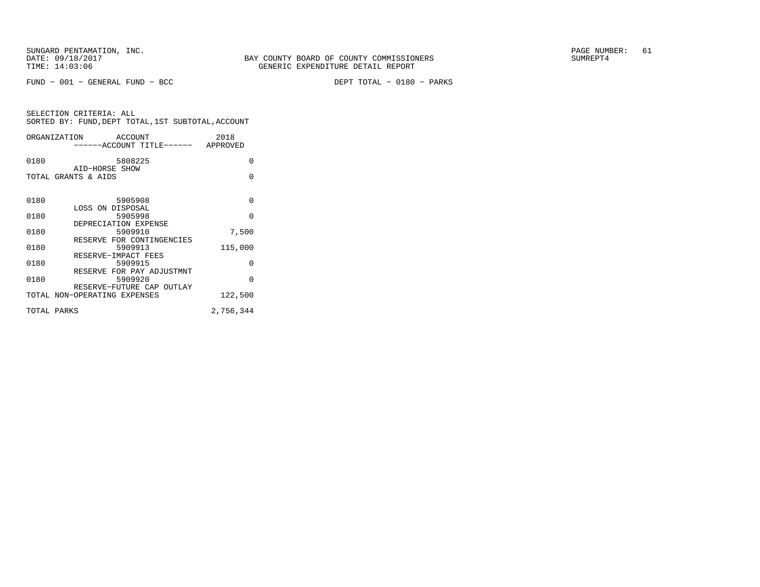BAY COUNTY BOARD OF COUNTY COMMISSIONERS
GENERIC EXPENDITURE DETAIL REPORT

FUND − 001 − GENERAL FUND − BCC

DEPT TOTAL − 0180 − PARKS

SELECTION CRITERIA: ALL
SORTED BY: FUND,DEPT TOTAL,1ST SUBTOTAL,ACCOUNT

| ORGANIZATION | ACCOUNT / ------ACCOUNT TITLE------ | 2018 APPROVED |
|---|---|---|
| 0180 | 5808225 AID−HORSE SHOW | 0 |
| TOTAL GRANTS & AIDS | | 0 |
| 0180 | 5905908 LOSS ON DISPOSAL | 0 |
| 0180 | 5905998 DEPRECIATION EXPENSE | 0 |
| 0180 | 5909910 RESERVE FOR CONTINGENCIES | 7,500 |
| 0180 | 5909913 RESERVE−IMPACT FEES | 115,000 |
| 0180 | 5909915 RESERVE FOR PAY ADJUSTMNT | 0 |
| 0180 | 5909920 RESERVE−FUTURE CAP OUTLAY | 0 |
| TOTAL NON−OPERATING EXPENSES | | 122,500 |
| TOTAL PARKS | | 2,756,344 |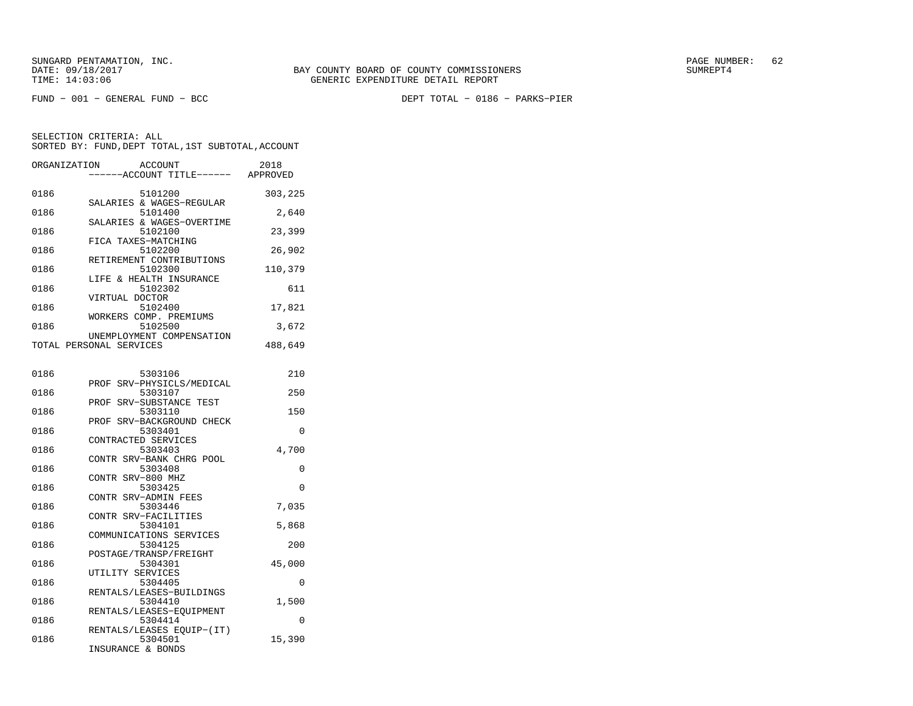SUNGARD PENTAMATION, INC.
DATE: 09/18/2017
TIME: 14:03:06

BAY COUNTY BOARD OF COUNTY COMMISSIONERS
GENERIC EXPENDITURE DETAIL REPORT

PAGE NUMBER: 62
SUMREPT4

FUND − 001 − GENERAL FUND − BCC

DEPT TOTAL − 0186 − PARKS−PIER

SELECTION CRITERIA: ALL
SORTED BY: FUND,DEPT TOTAL,1ST SUBTOTAL,ACCOUNT

| ORGANIZATION | ACCOUNT / ------ACCOUNT TITLE------ | 2018 APPROVED |
|---|---|---|
| 0186 | 5101200 SALARIES & WAGES−REGULAR | 303,225 |
| 0186 | 5101400 SALARIES & WAGES−OVERTIME | 2,640 |
| 0186 | 5102100 FICA TAXES−MATCHING | 23,399 |
| 0186 | 5102200 RETIREMENT CONTRIBUTIONS | 26,902 |
| 0186 | 5102300 LIFE & HEALTH INSURANCE | 110,379 |
| 0186 | 5102302 VIRTUAL DOCTOR | 611 |
| 0186 | 5102400 WORKERS COMP. PREMIUMS | 17,821 |
| 0186 | 5102500 UNEMPLOYMENT COMPENSATION | 3,672 |
| TOTAL PERSONAL SERVICES | | 488,649 |
| 0186 | 5303106 PROF SRV−PHYSICLS/MEDICAL | 210 |
| 0186 | 5303107 PROF SRV−SUBSTANCE TEST | 250 |
| 0186 | 5303110 PROF SRV−BACKGROUND CHECK | 150 |
| 0186 | 5303401 CONTRACTED SERVICES | 0 |
| 0186 | 5303403 CONTR SRV−BANK CHRG POOL | 4,700 |
| 0186 | 5303408 CONTR SRV−800 MHZ | 0 |
| 0186 | 5303425 CONTR SRV−ADMIN FEES | 0 |
| 0186 | 5303446 CONTR SRV−FACILITIES | 7,035 |
| 0186 | 5304101 COMMUNICATIONS SERVICES | 5,868 |
| 0186 | 5304125 POSTAGE/TRANSP/FREIGHT | 200 |
| 0186 | 5304301 UTILITY SERVICES | 45,000 |
| 0186 | 5304405 RENTALS/LEASES−BUILDINGS | 0 |
| 0186 | 5304410 RENTALS/LEASES−EQUIPMENT | 1,500 |
| 0186 | 5304414 RENTALS/LEASES EQUIP−(IT) | 0 |
| 0186 | 5304501 INSURANCE & BONDS | 15,390 |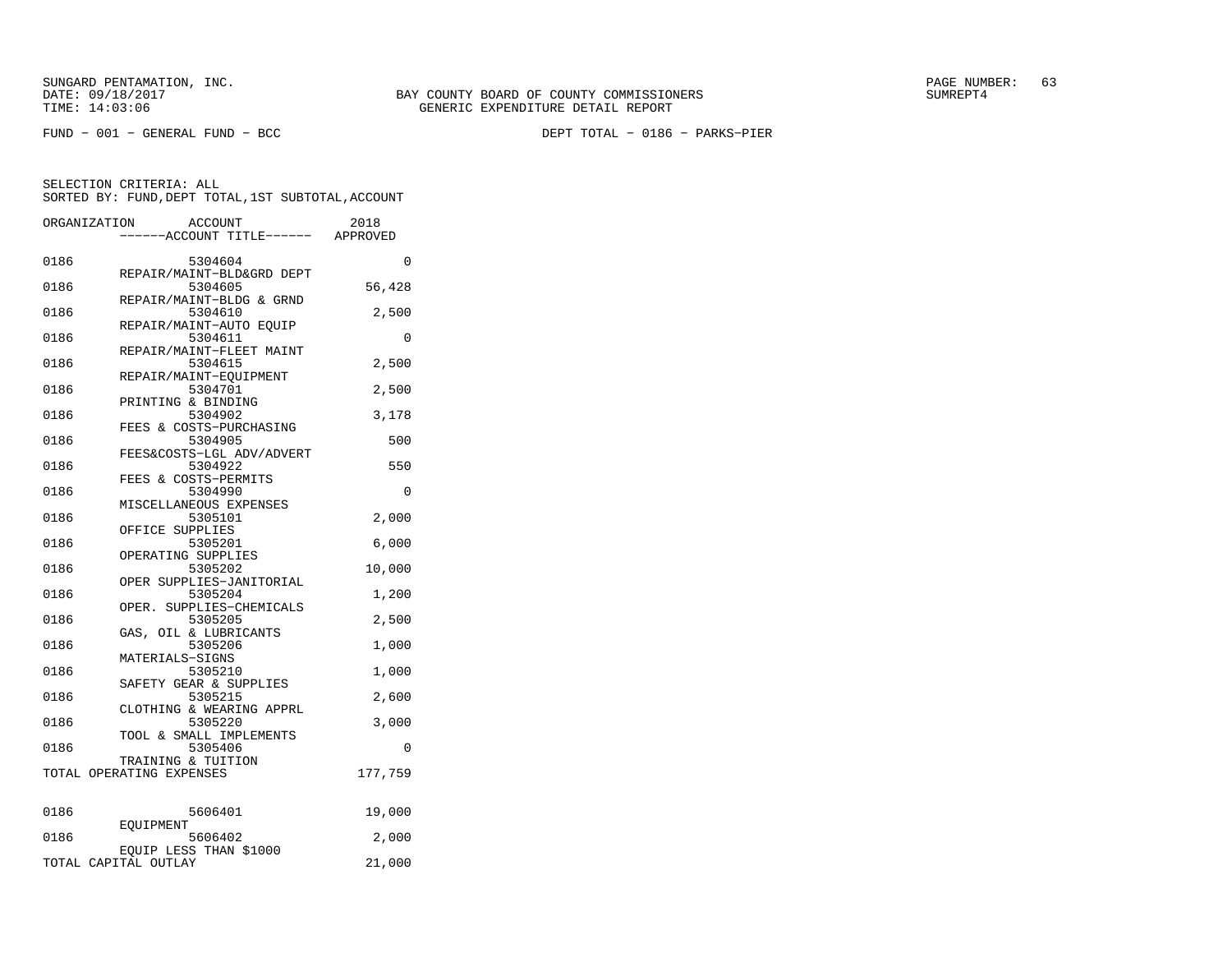SUNGARD PENTAMATION, INC.
DATE: 09/18/2017
TIME: 14:03:06

BAY COUNTY BOARD OF COUNTY COMMISSIONERS
GENERIC EXPENDITURE DETAIL REPORT

SUMREPT4

FUND − 001 − GENERAL FUND − BCC

DEPT TOTAL − 0186 − PARKS−PIER

SELECTION CRITERIA: ALL
SORTED BY: FUND,DEPT TOTAL,1ST SUBTOTAL,ACCOUNT

| ORGANIZATION | ACCOUNT / ------ACCOUNT TITLE------ | 2018 APPROVED |
|---|---|---|
| 0186 | 5304604 REPAIR/MAINT−BLD&GRD DEPT | 0 |
| 0186 | 5304605 REPAIR/MAINT−BLDG & GRND | 56,428 |
| 0186 | 5304610 REPAIR/MAINT−AUTO EQUIP | 2,500 |
| 0186 | 5304611 REPAIR/MAINT−FLEET MAINT | 0 |
| 0186 | 5304615 REPAIR/MAINT−EQUIPMENT | 2,500 |
| 0186 | 5304701 PRINTING & BINDING | 2,500 |
| 0186 | 5304902 FEES & COSTS−PURCHASING | 3,178 |
| 0186 | 5304905 FEES&COSTS−LGL ADV/ADVERT | 500 |
| 0186 | 5304922 FEES & COSTS−PERMITS | 550 |
| 0186 | 5304990 MISCELLANEOUS EXPENSES | 0 |
| 0186 | 5305101 OFFICE SUPPLIES | 2,000 |
| 0186 | 5305201 OPERATING SUPPLIES | 6,000 |
| 0186 | 5305202 OPER SUPPLIES−JANITORIAL | 10,000 |
| 0186 | 5305204 OPER. SUPPLIES−CHEMICALS | 1,200 |
| 0186 | 5305205 GAS, OIL & LUBRICANTS | 2,500 |
| 0186 | 5305206 MATERIALS−SIGNS | 1,000 |
| 0186 | 5305210 SAFETY GEAR & SUPPLIES | 1,000 |
| 0186 | 5305215 CLOTHING & WEARING APPRL | 2,600 |
| 0186 | 5305220 TOOL & SMALL IMPLEMENTS | 3,000 |
| 0186 | 5305406 TRAINING & TUITION | 0 |
| TOTAL OPERATING EXPENSES | | 177,759 |
| 0186 | 5606401 EQUIPMENT | 19,000 |
| 0186 | 5606402 EQUIP LESS THAN $1000 | 2,000 |
| TOTAL CAPITAL OUTLAY | | 21,000 |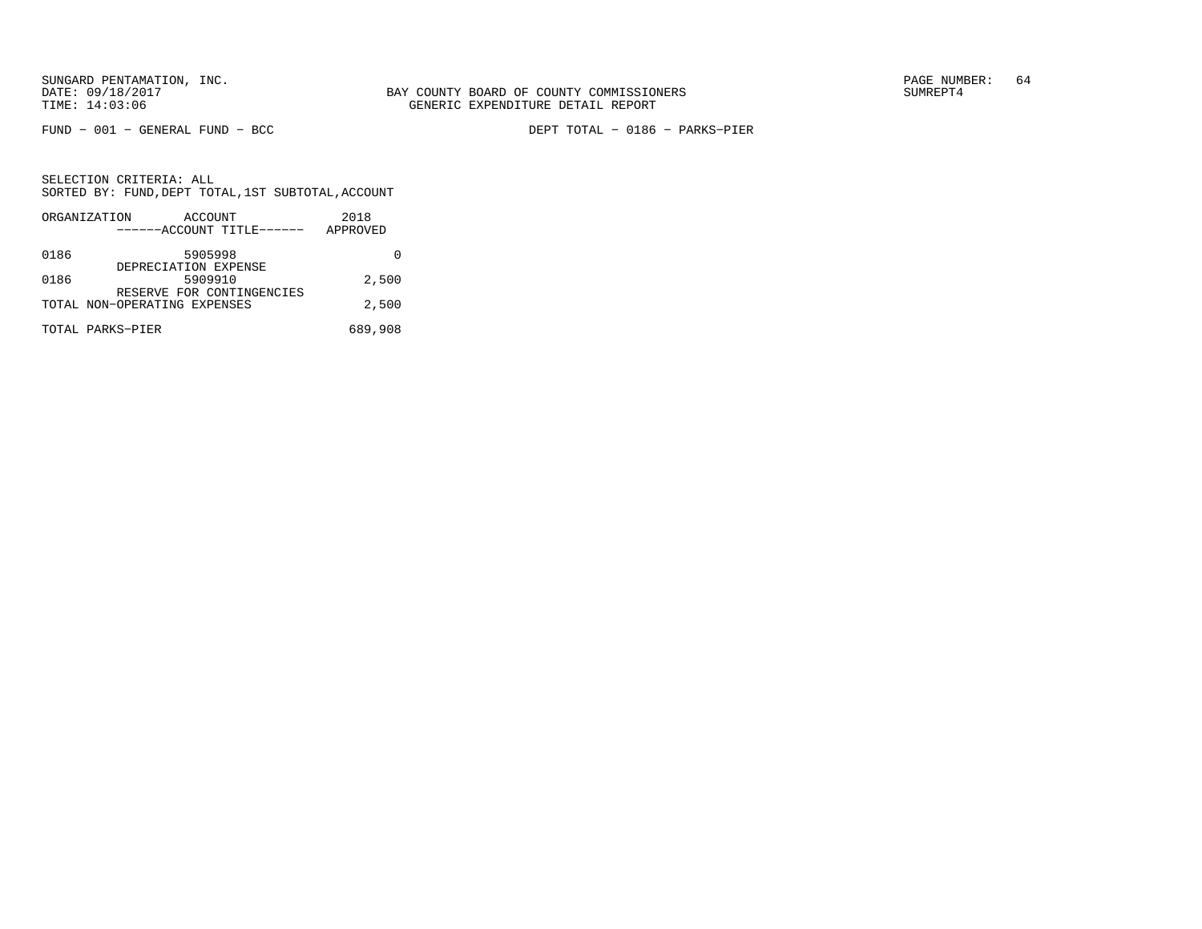FUND − 001 − GENERAL FUND − BCC

DEPT TOTAL − 0186 − PARKS−PIER

SELECTION CRITERIA: ALL
SORTED BY: FUND,DEPT TOTAL,1ST SUBTOTAL,ACCOUNT

| ORGANIZATION | ACCOUNT ------ACCOUNT TITLE------ | 2018 APPROVED |
|---|---|---|
| 0186 | 5905998 DEPRECIATION EXPENSE | 0 |
| 0186 | 5909910 RESERVE FOR CONTINGENCIES | 2,500 |
| TOTAL NON−OPERATING EXPENSES | | 2,500 |
| TOTAL PARKS−PIER | | 689,908 |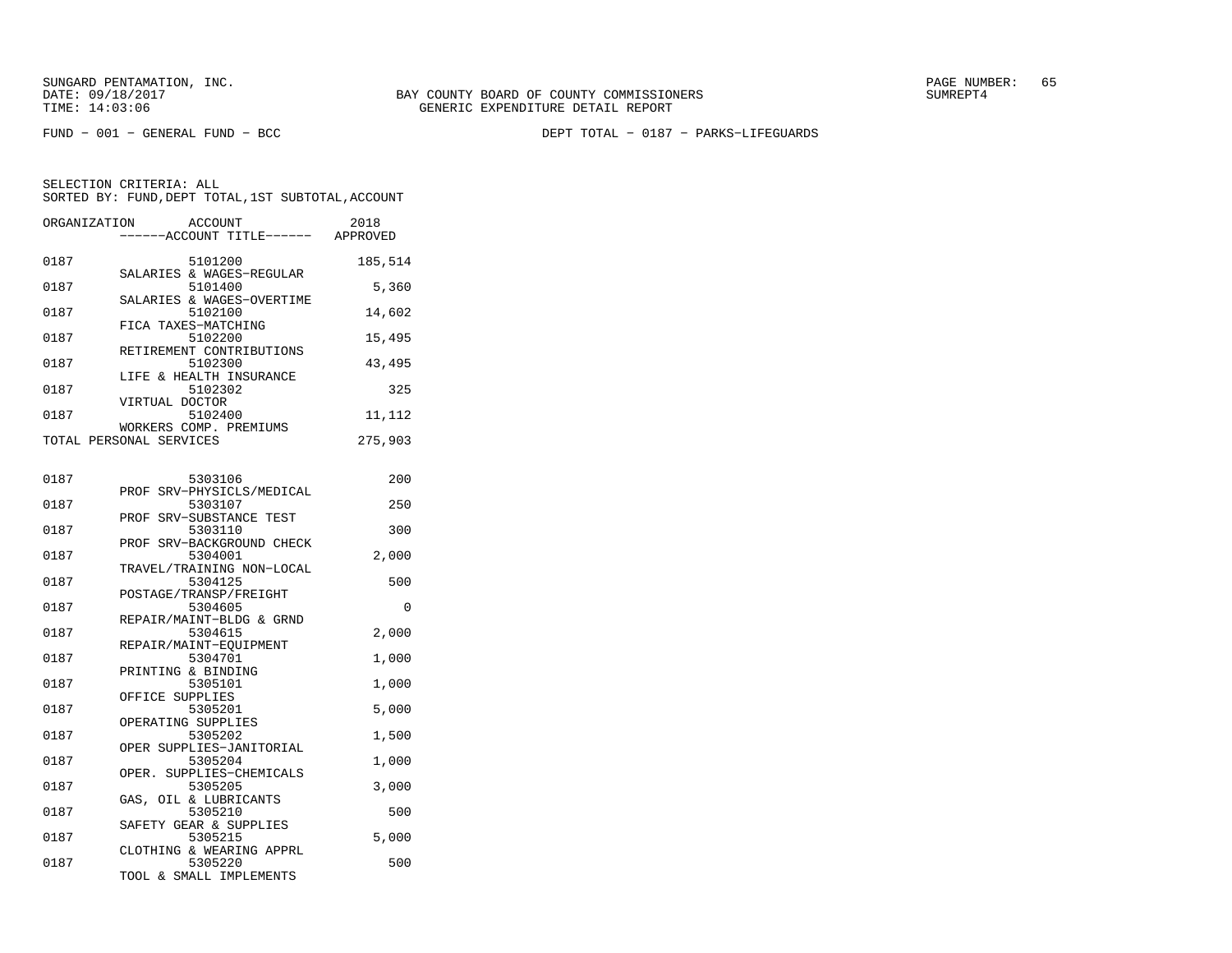SUNGARD PENTAMATION, INC.
DATE: 09/18/2017
TIME: 14:03:06

BAY COUNTY BOARD OF COUNTY COMMISSIONERS
GENERIC EXPENDITURE DETAIL REPORT

SUMREPT4

FUND − 001 − GENERAL FUND − BCC

DEPT TOTAL − 0187 − PARKS−LIFEGUARDS

SELECTION CRITERIA: ALL
SORTED BY: FUND,DEPT TOTAL,1ST SUBTOTAL,ACCOUNT

| ORGANIZATION | ACCOUNT / ------ACCOUNT TITLE------ | 2018 APPROVED |
|---|---|---|
| 0187 | 5101200 SALARIES & WAGES−REGULAR | 185,514 |
| 0187 | 5101400 SALARIES & WAGES−OVERTIME | 5,360 |
| 0187 | 5102100 FICA TAXES−MATCHING | 14,602 |
| 0187 | 5102200 RETIREMENT CONTRIBUTIONS | 15,495 |
| 0187 | 5102300 LIFE & HEALTH INSURANCE | 43,495 |
| 0187 | 5102302 VIRTUAL DOCTOR | 325 |
| 0187 | 5102400 WORKERS COMP. PREMIUMS | 11,112 |
| TOTAL PERSONAL SERVICES | | 275,903 |
| 0187 | 5303106 PROF SRV−PHYSICLS/MEDICAL | 200 |
| 0187 | 5303107 PROF SRV−SUBSTANCE TEST | 250 |
| 0187 | 5303110 PROF SRV−BACKGROUND CHECK | 300 |
| 0187 | 5304001 TRAVEL/TRAINING NON−LOCAL | 2,000 |
| 0187 | 5304125 POSTAGE/TRANSP/FREIGHT | 500 |
| 0187 | 5304605 REPAIR/MAINT−BLDG & GRND | 0 |
| 0187 | 5304615 REPAIR/MAINT−EQUIPMENT | 2,000 |
| 0187 | 5304701 PRINTING & BINDING | 1,000 |
| 0187 | 5305101 OFFICE SUPPLIES | 1,000 |
| 0187 | 5305201 OPERATING SUPPLIES | 5,000 |
| 0187 | 5305202 OPER SUPPLIES−JANITORIAL | 1,500 |
| 0187 | 5305204 OPER. SUPPLIES−CHEMICALS | 1,000 |
| 0187 | 5305205 GAS, OIL & LUBRICANTS | 3,000 |
| 0187 | 5305210 SAFETY GEAR & SUPPLIES | 500 |
| 0187 | 5305215 CLOTHING & WEARING APPRL | 5,000 |
| 0187 | 5305220 TOOL & SMALL IMPLEMENTS | 500 |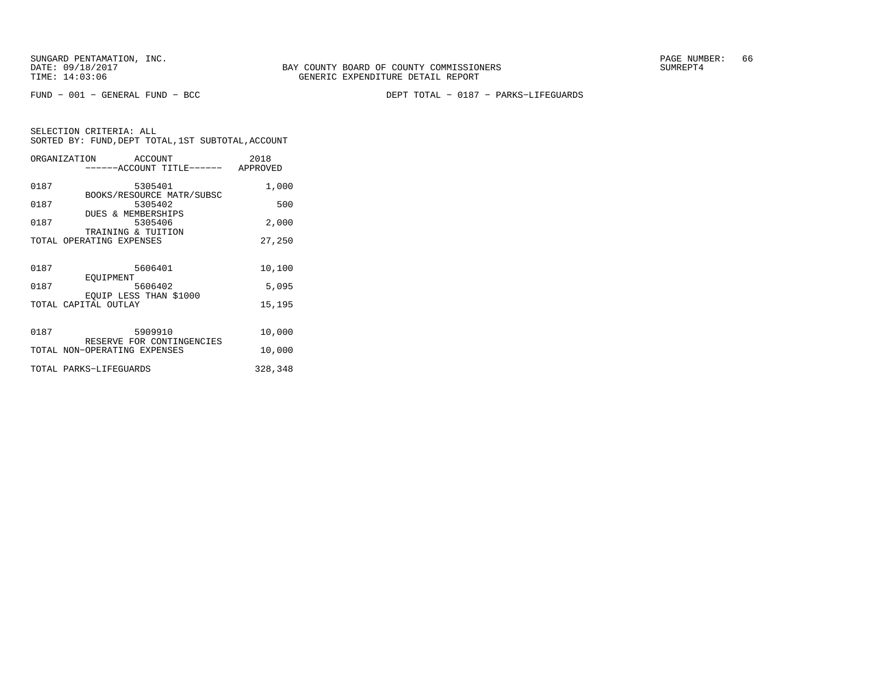FUND − 001 − GENERAL FUND − BCC DEPT TOTAL − 0187 − PARKS−LIFEGUARDS

SELECTION CRITERIA: ALL
SORTED BY: FUND,DEPT TOTAL,1ST SUBTOTAL,ACCOUNT

| ORGANIZATION | ACCOUNT / ACCOUNT TITLE | 2018 APPROVED |
|---|---|---|
| 0187 | 5305401 BOOKS/RESOURCE MATR/SUBSC | 1,000 |
| 0187 | 5305402 DUES & MEMBERSHIPS | 500 |
| 0187 | 5305406 TRAINING & TUITION | 2,000 |
| TOTAL OPERATING EXPENSES | | 27,250 |
| 0187 | 5606401 EQUIPMENT | 10,100 |
| 0187 | 5606402 EQUIP LESS THAN $1000 | 5,095 |
| TOTAL CAPITAL OUTLAY | | 15,195 |
| 0187 | 5909910 RESERVE FOR CONTINGENCIES | 10,000 |
| TOTAL NON−OPERATING EXPENSES | | 10,000 |
| TOTAL PARKS−LIFEGUARDS | | 328,348 |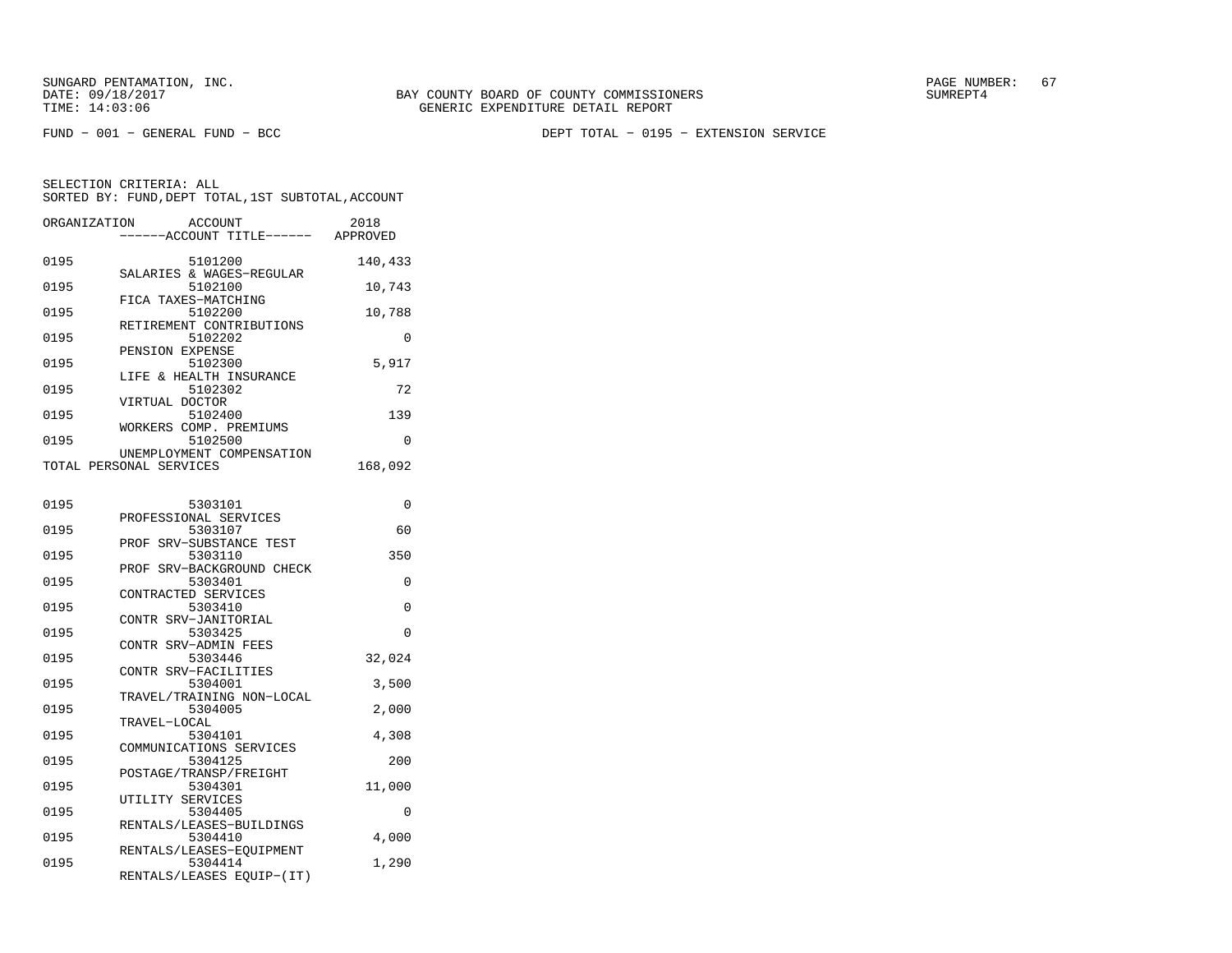SUNGARD PENTAMATION, INC.
DATE: 09/18/2017
TIME: 14:03:06

BAY COUNTY BOARD OF COUNTY COMMISSIONERS
GENERIC EXPENDITURE DETAIL REPORT

PAGE NUMBER: 67
SUMREPT4

FUND - 001 - GENERAL FUND - BCC

DEPT TOTAL - 0195 - EXTENSION SERVICE

SELECTION CRITERIA: ALL
SORTED BY: FUND,DEPT TOTAL,1ST SUBTOTAL,ACCOUNT

| ORGANIZATION | ACCOUNT / ------ACCOUNT TITLE------ | 2018 APPROVED |
|---|---|---|
| 0195 | 5101200 SALARIES & WAGES-REGULAR | 140,433 |
| 0195 | 5102100 FICA TAXES-MATCHING | 10,743 |
| 0195 | 5102200 RETIREMENT CONTRIBUTIONS | 10,788 |
| 0195 | 5102202 PENSION EXPENSE | 0 |
| 0195 | 5102300 LIFE & HEALTH INSURANCE | 5,917 |
| 0195 | 5102302 VIRTUAL DOCTOR | 72 |
| 0195 | 5102400 WORKERS COMP. PREMIUMS | 139 |
| 0195 | 5102500 UNEMPLOYMENT COMPENSATION | 0 |
| TOTAL PERSONAL SERVICES | | 168,092 |
| 0195 | 5303101 PROFESSIONAL SERVICES | 0 |
| 0195 | 5303107 PROF SRV-SUBSTANCE TEST | 60 |
| 0195 | 5303110 PROF SRV-BACKGROUND CHECK | 350 |
| 0195 | 5303401 CONTRACTED SERVICES | 0 |
| 0195 | 5303410 CONTR SRV-JANITORIAL | 0 |
| 0195 | 5303425 CONTR SRV-ADMIN FEES | 0 |
| 0195 | 5303446 CONTR SRV-FACILITIES | 32,024 |
| 0195 | 5304001 TRAVEL/TRAINING NON-LOCAL | 3,500 |
| 0195 | 5304005 TRAVEL-LOCAL | 2,000 |
| 0195 | 5304101 COMMUNICATIONS SERVICES | 4,308 |
| 0195 | 5304125 POSTAGE/TRANSP/FREIGHT | 200 |
| 0195 | 5304301 UTILITY SERVICES | 11,000 |
| 0195 | 5304405 RENTALS/LEASES-BUILDINGS | 0 |
| 0195 | 5304410 RENTALS/LEASES-EQUIPMENT | 4,000 |
| 0195 | 5304414 RENTALS/LEASES EQUIP-(IT) | 1,290 |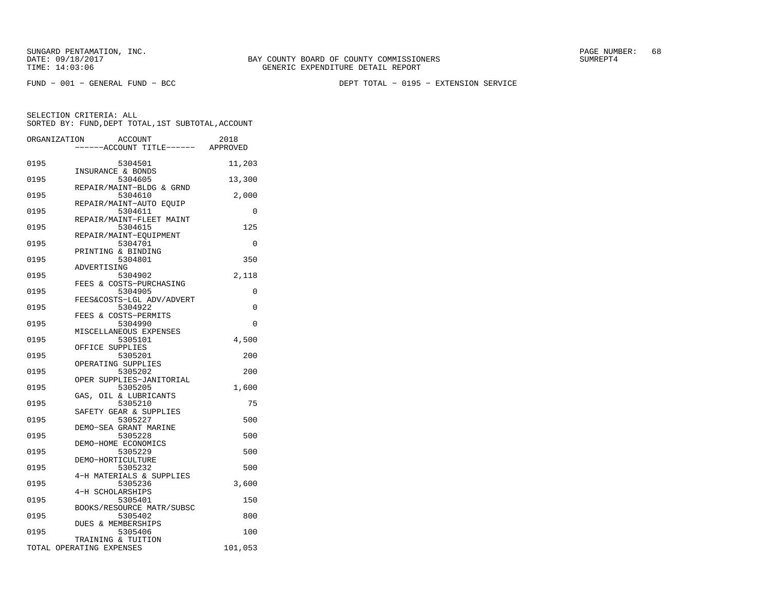SUNGARD PENTAMATION, INC.
DATE: 09/18/2017
TIME: 14:03:06

BAY COUNTY BOARD OF COUNTY COMMISSIONERS
GENERIC EXPENDITURE DETAIL REPORT

PAGE NUMBER: 68
SUMREPT4

FUND − 001 − GENERAL FUND − BCC

DEPT TOTAL − 0195 − EXTENSION SERVICE

SELECTION CRITERIA: ALL
SORTED BY: FUND,DEPT TOTAL,1ST SUBTOTAL,ACCOUNT

| ORGANIZATION | ACCOUNT / ------ACCOUNT TITLE------ | 2018 APPROVED |
|---|---|---|
| 0195 | 5304501 INSURANCE & BONDS | 11,203 |
| 0195 | 5304605 REPAIR/MAINT−BLDG & GRND | 13,300 |
| 0195 | 5304610 REPAIR/MAINT−AUTO EQUIP | 2,000 |
| 0195 | 5304611 REPAIR/MAINT−FLEET MAINT | 0 |
| 0195 | 5304615 REPAIR/MAINT−EQUIPMENT | 125 |
| 0195 | 5304701 PRINTING & BINDING | 0 |
| 0195 | 5304801 ADVERTISING | 350 |
| 0195 | 5304902 FEES & COSTS−PURCHASING | 2,118 |
| 0195 | 5304905 FEES&COSTS−LGL ADV/ADVERT | 0 |
| 0195 | 5304922 FEES & COSTS−PERMITS | 0 |
| 0195 | 5304990 MISCELLANEOUS EXPENSES | 0 |
| 0195 | 5305101 OFFICE SUPPLIES | 4,500 |
| 0195 | 5305201 OPERATING SUPPLIES | 200 |
| 0195 | 5305202 OPER SUPPLIES−JANITORIAL | 200 |
| 0195 | 5305205 GAS, OIL & LUBRICANTS | 1,600 |
| 0195 | 5305210 SAFETY GEAR & SUPPLIES | 75 |
| 0195 | 5305227 DEMO−SEA GRANT MARINE | 500 |
| 0195 | 5305228 DEMO−HOME ECONOMICS | 500 |
| 0195 | 5305229 DEMO−HORTICULTURE | 500 |
| 0195 | 5305232 4−H MATERIALS & SUPPLIES | 500 |
| 0195 | 5305236 4−H SCHOLARSHIPS | 3,600 |
| 0195 | 5305401 BOOKS/RESOURCE MATR/SUBSC | 150 |
| 0195 | 5305402 DUES & MEMBERSHIPS | 800 |
| 0195 | 5305406 TRAINING & TUITION | 100 |
| TOTAL OPERATING EXPENSES | | 101,053 |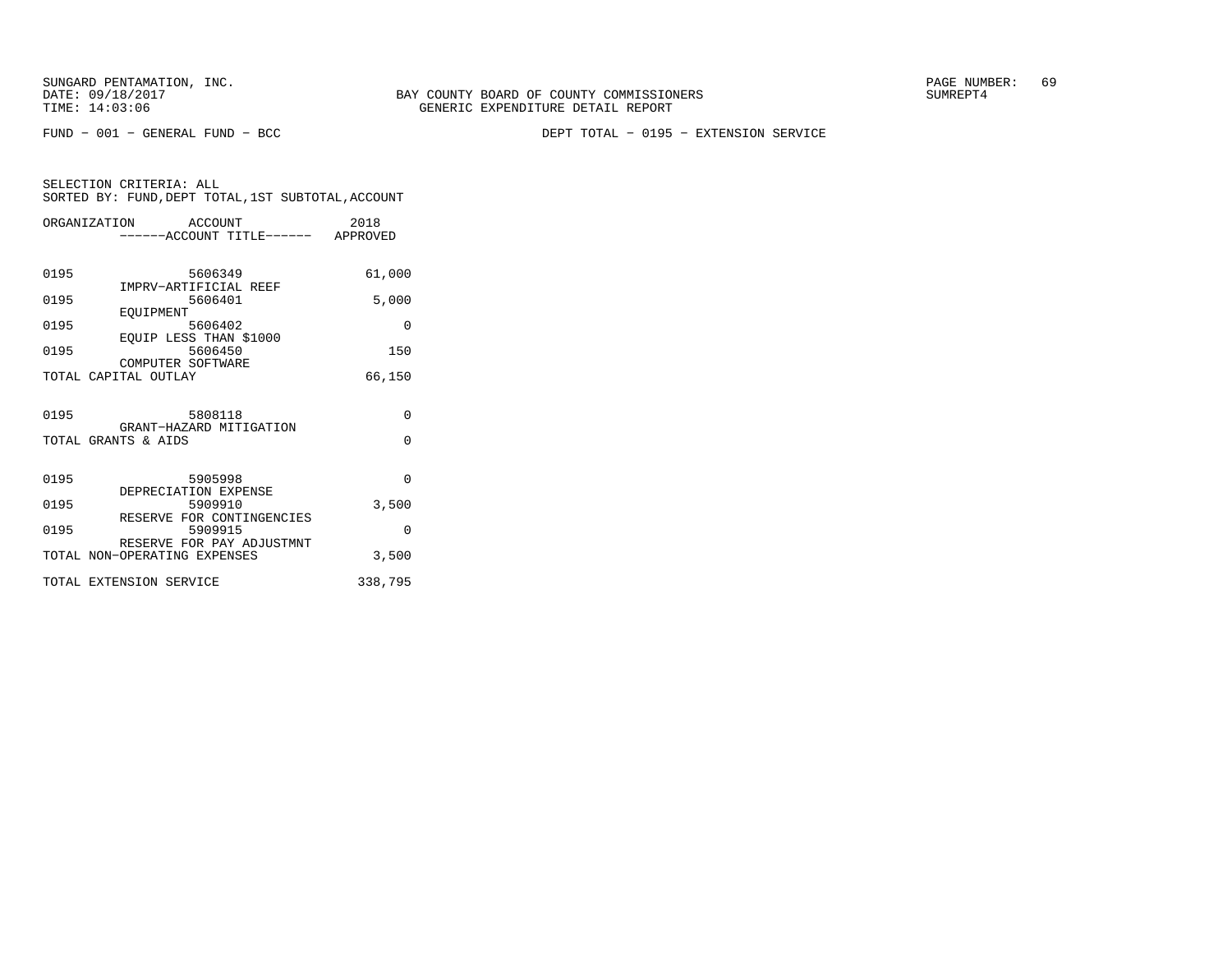SUNGARD PENTAMATION, INC.
DATE: 09/18/2017
TIME: 14:03:06

BAY COUNTY BOARD OF COUNTY COMMISSIONERS
GENERIC EXPENDITURE DETAIL REPORT

SUMREPT4

FUND - 001 - GENERAL FUND - BCC

DEPT TOTAL - 0195 - EXTENSION SERVICE

SELECTION CRITERIA: ALL
SORTED BY: FUND,DEPT TOTAL,1ST SUBTOTAL,ACCOUNT

| ORGANIZATION | ACCOUNT ------ACCOUNT TITLE------ | 2018 APPROVED |
|---|---|---|
| 0195 | 5606349 IMPRV-ARTIFICIAL REEF | 61,000 |
| 0195 | 5606401 EQUIPMENT | 5,000 |
| 0195 | 5606402 EQUIP LESS THAN $1000 | 0 |
| 0195 | 5606450 COMPUTER SOFTWARE | 150 |
| TOTAL CAPITAL OUTLAY | | 66,150 |
| 0195 | 5808118 GRANT-HAZARD MITIGATION | 0 |
| TOTAL GRANTS & AIDS | | 0 |
| 0195 | 5905998 DEPRECIATION EXPENSE | 0 |
| 0195 | 5909910 RESERVE FOR CONTINGENCIES | 3,500 |
| 0195 | 5909915 RESERVE FOR PAY ADJUSTMNT | 0 |
| TOTAL NON-OPERATING EXPENSES | | 3,500 |
| TOTAL EXTENSION SERVICE | | 338,795 |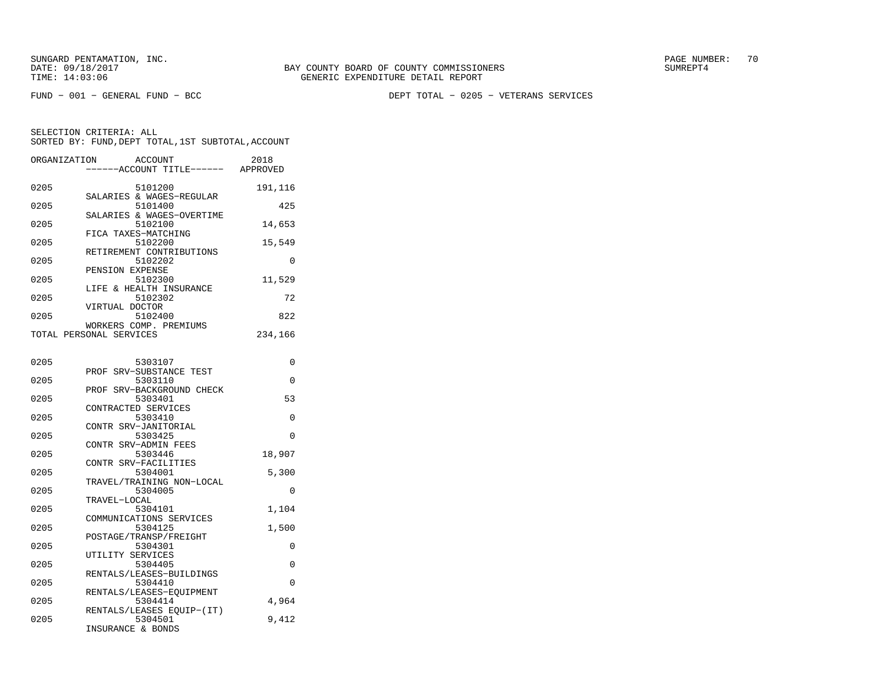BAY COUNTY BOARD OF COUNTY COMMISSIONERS
GENERIC EXPENDITURE DETAIL REPORT

FUND − 001 − GENERAL FUND − BCC

DEPT TOTAL − 0205 − VETERANS SERVICES

SELECTION CRITERIA: ALL
SORTED BY: FUND,DEPT TOTAL,1ST SUBTOTAL,ACCOUNT

| ORGANIZATION | ACCOUNT / ACCOUNT TITLE | 2018 APPROVED |
|---|---|---|
| 0205 | 5101200 SALARIES & WAGES−REGULAR | 191,116 |
| 0205 | 5101400 SALARIES & WAGES−OVERTIME | 425 |
| 0205 | 5102100 FICA TAXES−MATCHING | 14,653 |
| 0205 | 5102200 RETIREMENT CONTRIBUTIONS | 15,549 |
| 0205 | 5102202 PENSION EXPENSE | 0 |
| 0205 | 5102300 LIFE & HEALTH INSURANCE | 11,529 |
| 0205 | 5102302 VIRTUAL DOCTOR | 72 |
| 0205 | 5102400 WORKERS COMP. PREMIUMS | 822 |
| TOTAL PERSONAL SERVICES | | 234,166 |
| 0205 | 5303107 PROF SRV−SUBSTANCE TEST | 0 |
| 0205 | 5303110 PROF SRV−BACKGROUND CHECK | 0 |
| 0205 | 5303401 CONTRACTED SERVICES | 53 |
| 0205 | 5303410 CONTR SRV−JANITORIAL | 0 |
| 0205 | 5303425 CONTR SRV−ADMIN FEES | 0 |
| 0205 | 5303446 CONTR SRV−FACILITIES | 18,907 |
| 0205 | 5304001 TRAVEL/TRAINING NON−LOCAL | 5,300 |
| 0205 | 5304005 TRAVEL−LOCAL | 0 |
| 0205 | 5304101 COMMUNICATIONS SERVICES | 1,104 |
| 0205 | 5304125 POSTAGE/TRANSP/FREIGHT | 1,500 |
| 0205 | 5304301 UTILITY SERVICES | 0 |
| 0205 | 5304405 RENTALS/LEASES−BUILDINGS | 0 |
| 0205 | 5304410 RENTALS/LEASES−EQUIPMENT | 0 |
| 0205 | 5304414 RENTALS/LEASES EQUIP−(IT) | 4,964 |
| 0205 | 5304501 INSURANCE & BONDS | 9,412 |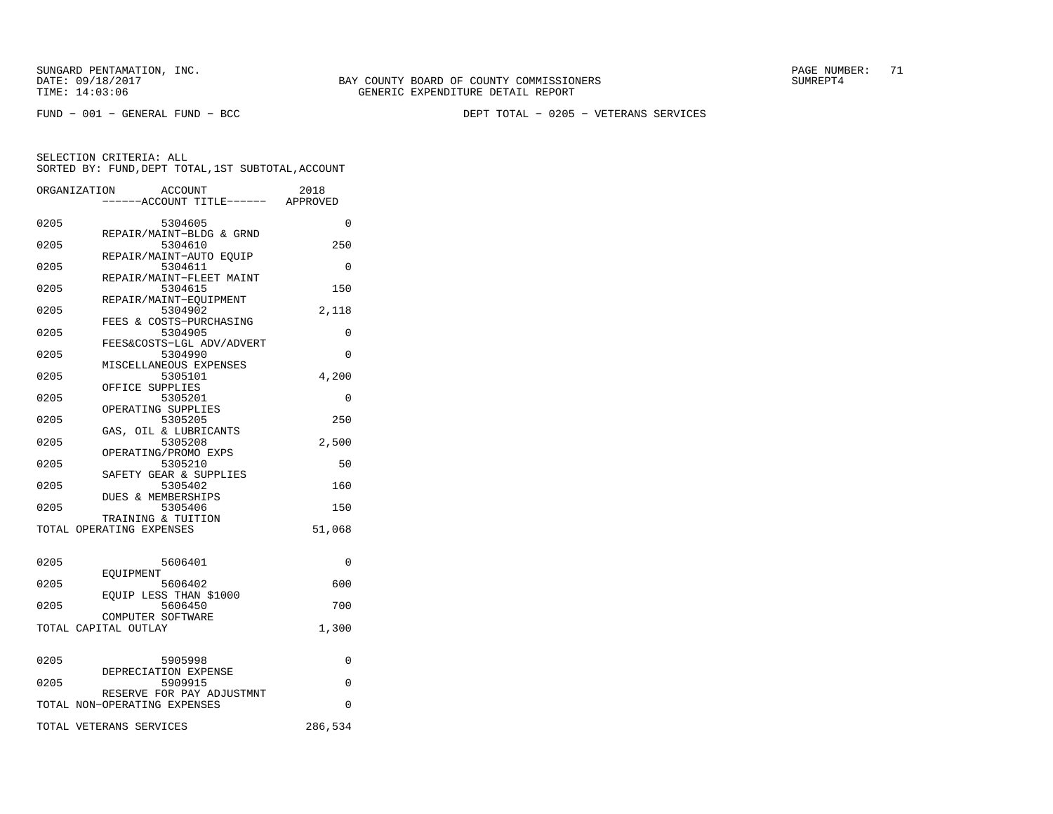SUNGARD PENTAMATION, INC.
DATE: 09/18/2017
TIME: 14:03:06

BAY COUNTY BOARD OF COUNTY COMMISSIONERS
GENERIC EXPENDITURE DETAIL REPORT

SUMREPT4

FUND − 001 − GENERAL FUND − BCC

DEPT TOTAL − 0205 − VETERANS SERVICES

SELECTION CRITERIA: ALL
SORTED BY: FUND,DEPT TOTAL,1ST SUBTOTAL,ACCOUNT

| ORGANIZATION | ACCOUNT ------ACCOUNT TITLE------ | 2018 APPROVED |
|---|---|---|
| 0205 | 5304605 REPAIR/MAINT−BLDG & GRND | 0 |
| 0205 | 5304610 REPAIR/MAINT−AUTO EQUIP | 250 |
| 0205 | 5304611 REPAIR/MAINT−FLEET MAINT | 0 |
| 0205 | 5304615 REPAIR/MAINT−EQUIPMENT | 150 |
| 0205 | 5304902 FEES & COSTS−PURCHASING | 2,118 |
| 0205 | 5304905 FEES&COSTS−LGL ADV/ADVERT | 0 |
| 0205 | 5304990 MISCELLANEOUS EXPENSES | 0 |
| 0205 | 5305101 OFFICE SUPPLIES | 4,200 |
| 0205 | 5305201 OPERATING SUPPLIES | 0 |
| 0205 | 5305205 GAS, OIL & LUBRICANTS | 250 |
| 0205 | 5305208 OPERATING/PROMO EXPS | 2,500 |
| 0205 | 5305210 SAFETY GEAR & SUPPLIES | 50 |
| 0205 | 5305402 DUES & MEMBERSHIPS | 160 |
| 0205 | 5305406 TRAINING & TUITION | 150 |
| TOTAL OPERATING EXPENSES | | 51,068 |
| 0205 | 5606401 EQUIPMENT | 0 |
| 0205 | 5606402 EQUIP LESS THAN $1000 | 600 |
| 0205 | 5606450 COMPUTER SOFTWARE | 700 |
| TOTAL CAPITAL OUTLAY | | 1,300 |
| 0205 | 5905998 DEPRECIATION EXPENSE | 0 |
| 0205 | 5909915 RESERVE FOR PAY ADJUSTMNT | 0 |
| TOTAL NON−OPERATING EXPENSES | | 0 |
| TOTAL VETERANS SERVICES | | 286,534 |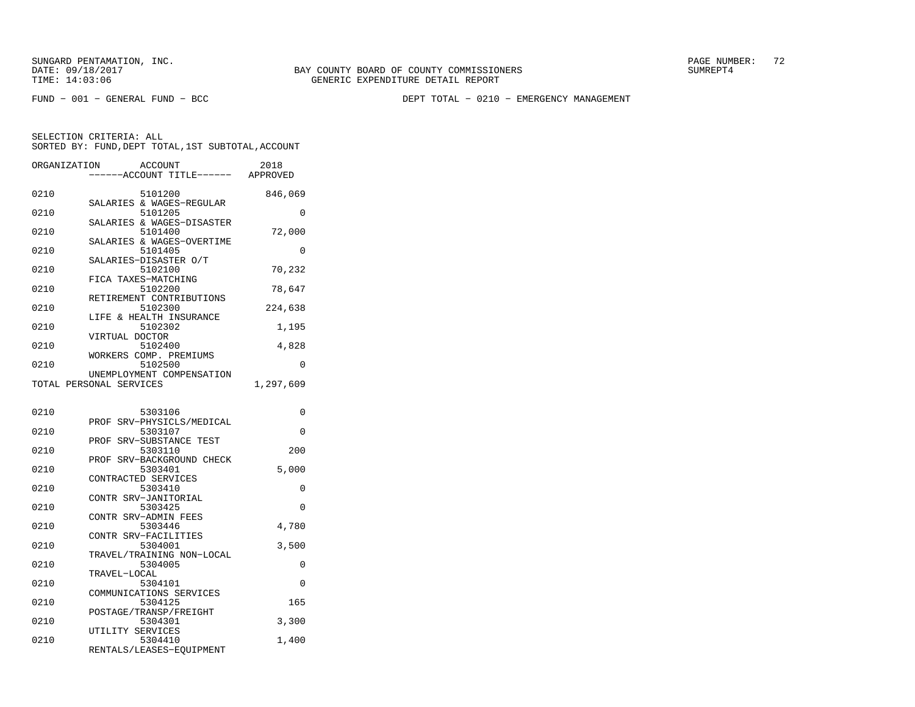SUNGARD PENTAMATION, INC.
DATE: 09/18/2017
TIME: 14:03:06

BAY COUNTY BOARD OF COUNTY COMMISSIONERS
GENERIC EXPENDITURE DETAIL REPORT

PAGE NUMBER: 72
SUMREPT4

FUND - 001 - GENERAL FUND - BCC

DEPT TOTAL - 0210 - EMERGENCY MANAGEMENT

SELECTION CRITERIA: ALL
SORTED BY: FUND,DEPT TOTAL,1ST SUBTOTAL,ACCOUNT

| ORGANIZATION | ACCOUNT ------ACCOUNT TITLE------ | 2018 APPROVED |
|---|---|---|
| 0210 | 5101200 SALARIES & WAGES-REGULAR | 846,069 |
| 0210 | 5101205 SALARIES & WAGES-DISASTER | 0 |
| 0210 | 5101400 SALARIES & WAGES-OVERTIME | 72,000 |
| 0210 | 5101405 SALARIES-DISASTER O/T | 0 |
| 0210 | 5102100 FICA TAXES-MATCHING | 70,232 |
| 0210 | 5102200 RETIREMENT CONTRIBUTIONS | 78,647 |
| 0210 | 5102300 LIFE & HEALTH INSURANCE | 224,638 |
| 0210 | 5102302 VIRTUAL DOCTOR | 1,195 |
| 0210 | 5102400 WORKERS COMP. PREMIUMS | 4,828 |
| 0210 | 5102500 UNEMPLOYMENT COMPENSATION | 0 |
| TOTAL PERSONAL SERVICES | | 1,297,609 |
| 0210 | 5303106 PROF SRV-PHYSICLS/MEDICAL | 0 |
| 0210 | 5303107 PROF SRV-SUBSTANCE TEST | 0 |
| 0210 | 5303110 PROF SRV-BACKGROUND CHECK | 200 |
| 0210 | 5303401 CONTRACTED SERVICES | 5,000 |
| 0210 | 5303410 CONTR SRV-JANITORIAL | 0 |
| 0210 | 5303425 CONTR SRV-ADMIN FEES | 0 |
| 0210 | 5303446 CONTR SRV-FACILITIES | 4,780 |
| 0210 | 5304001 TRAVEL/TRAINING NON-LOCAL | 3,500 |
| 0210 | 5304005 TRAVEL-LOCAL | 0 |
| 0210 | 5304101 COMMUNICATIONS SERVICES | 0 |
| 0210 | 5304125 POSTAGE/TRANSP/FREIGHT | 165 |
| 0210 | 5304301 UTILITY SERVICES | 3,300 |
| 0210 | 5304410 RENTALS/LEASES-EQUIPMENT | 1,400 |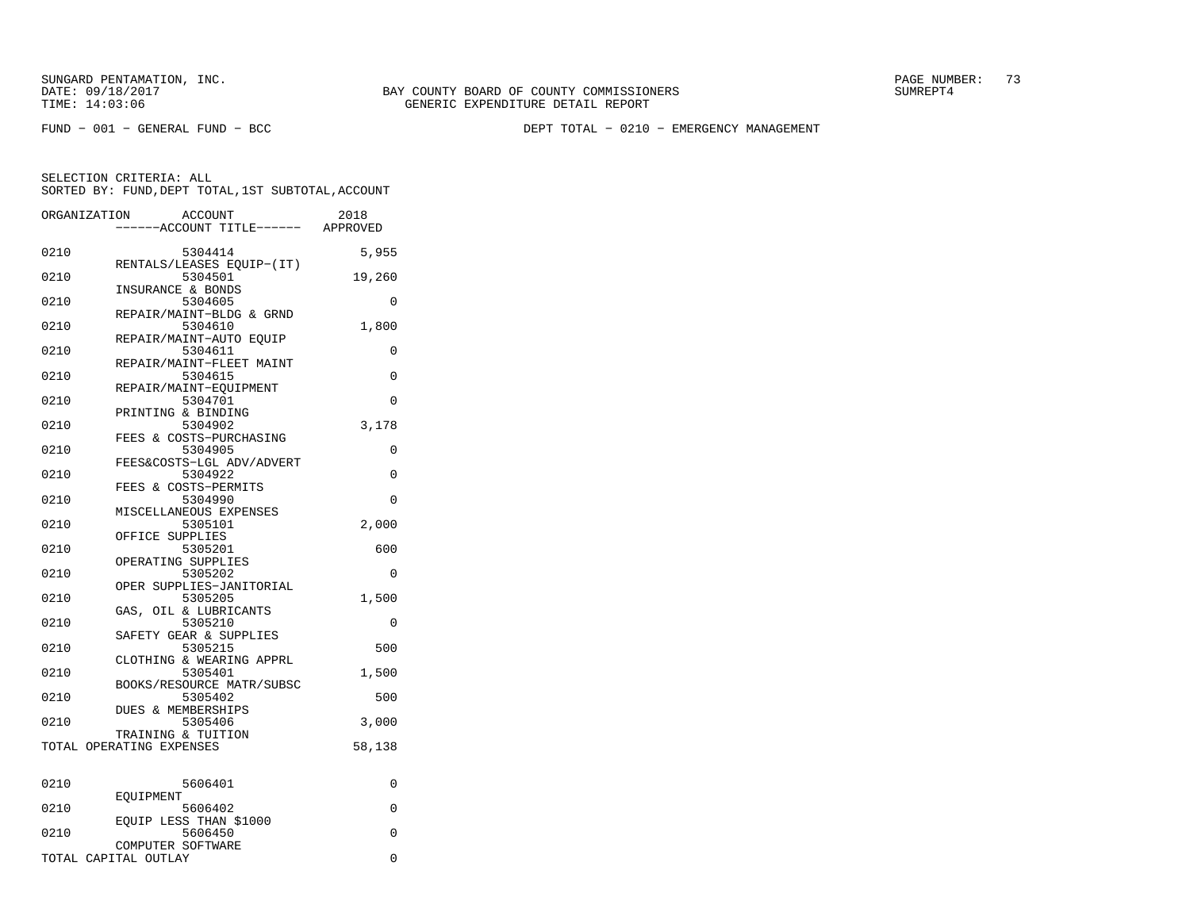SUNGARD PENTAMATION, INC.
DATE: 09/18/2017
TIME: 14:03:06

BAY COUNTY BOARD OF COUNTY COMMISSIONERS
GENERIC EXPENDITURE DETAIL REPORT

SUMREPT4

FUND − 001 − GENERAL FUND − BCC

DEPT TOTAL − 0210 − EMERGENCY MANAGEMENT

SELECTION CRITERIA: ALL
SORTED BY: FUND,DEPT TOTAL,1ST SUBTOTAL,ACCOUNT

| ORGANIZATION | ACCOUNT / ------ACCOUNT TITLE------ | 2018 APPROVED |
|---|---|---|
| 0210 | 5304414 RENTALS/LEASES EQUIP−(IT) | 5,955 |
| 0210 | 5304501 INSURANCE & BONDS | 19,260 |
| 0210 | 5304605 REPAIR/MAINT−BLDG & GRND | 0 |
| 0210 | 5304610 REPAIR/MAINT−AUTO EQUIP | 1,800 |
| 0210 | 5304611 REPAIR/MAINT−FLEET MAINT | 0 |
| 0210 | 5304615 REPAIR/MAINT−EQUIPMENT | 0 |
| 0210 | 5304701 PRINTING & BINDING | 0 |
| 0210 | 5304902 FEES & COSTS−PURCHASING | 3,178 |
| 0210 | 5304905 FEES&COSTS−LGL ADV/ADVERT | 0 |
| 0210 | 5304922 FEES & COSTS−PERMITS | 0 |
| 0210 | 5304990 MISCELLANEOUS EXPENSES | 0 |
| 0210 | 5305101 OFFICE SUPPLIES | 2,000 |
| 0210 | 5305201 OPERATING SUPPLIES | 600 |
| 0210 | 5305202 OPER SUPPLIES−JANITORIAL | 0 |
| 0210 | 5305205 GAS, OIL & LUBRICANTS | 1,500 |
| 0210 | 5305210 SAFETY GEAR & SUPPLIES | 0 |
| 0210 | 5305215 CLOTHING & WEARING APPRL | 500 |
| 0210 | 5305401 BOOKS/RESOURCE MATR/SUBSC | 1,500 |
| 0210 | 5305402 DUES & MEMBERSHIPS | 500 |
| 0210 | 5305406 TRAINING & TUITION | 3,000 |
| TOTAL OPERATING EXPENSES | | 58,138 |
| 0210 | 5606401 EQUIPMENT | 0 |
| 0210 | 5606402 EQUIP LESS THAN $1000 | 0 |
| 0210 | 5606450 COMPUTER SOFTWARE | 0 |
| TOTAL CAPITAL OUTLAY | | 0 |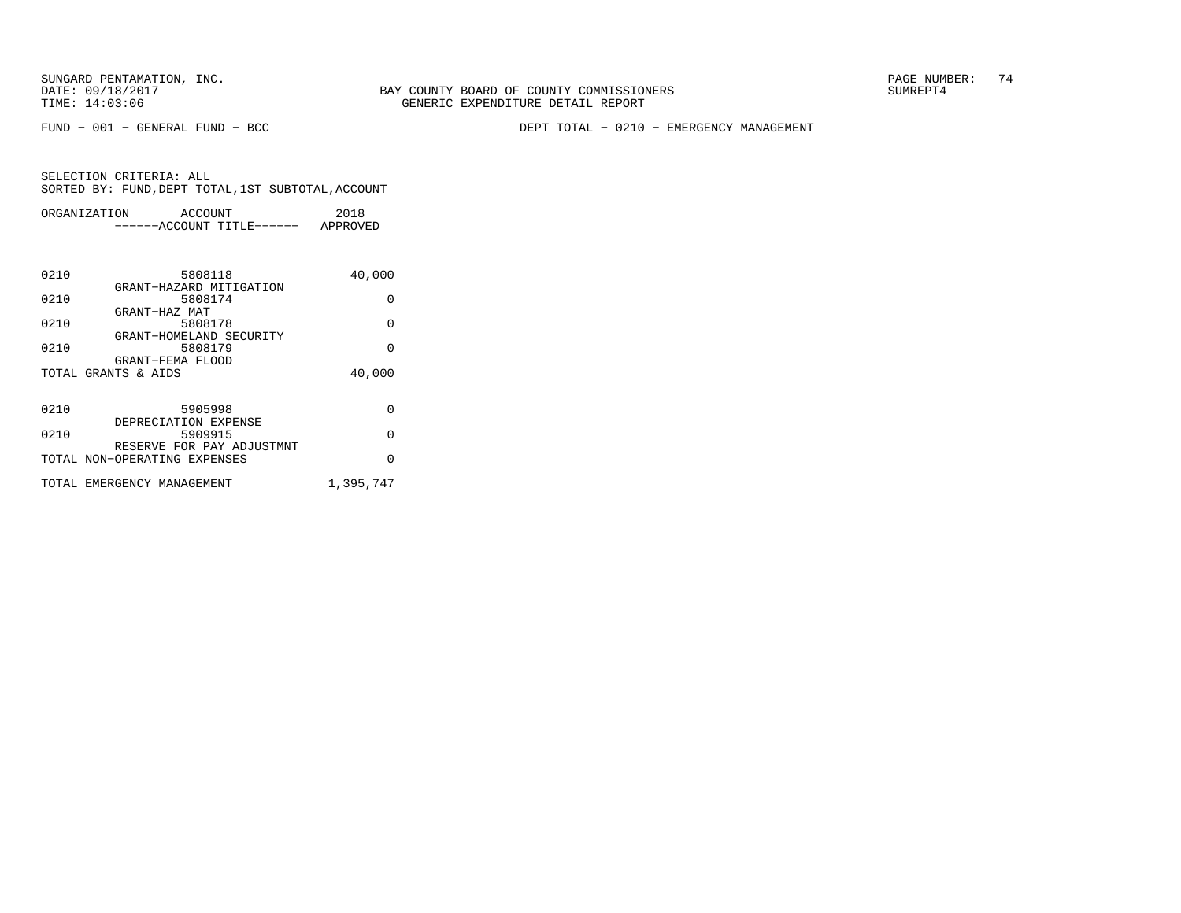BAY COUNTY BOARD OF COUNTY COMMISSIONERS
GENERIC EXPENDITURE DETAIL REPORT

FUND − 001 − GENERAL FUND − BCC

DEPT TOTAL − 0210 − EMERGENCY MANAGEMENT

SELECTION CRITERIA: ALL
SORTED BY: FUND,DEPT TOTAL,1ST SUBTOTAL,ACCOUNT

| ORGANIZATION | ACCOUNT / ACCOUNT TITLE | 2018 APPROVED |
|---|---|---|
| 0210 | 5808118 GRANT−HAZARD MITIGATION | 40,000 |
| 0210 | 5808174 GRANT−HAZ MAT | 0 |
| 0210 | 5808178 GRANT−HOMELAND SECURITY | 0 |
| 0210 | 5808179 GRANT−FEMA FLOOD | 0 |
| TOTAL GRANTS & AIDS | | 40,000 |
| 0210 | 5905998 DEPRECIATION EXPENSE | 0 |
| 0210 | 5909915 RESERVE FOR PAY ADJUSTMNT | 0 |
| TOTAL NON−OPERATING EXPENSES | | 0 |
| TOTAL EMERGENCY MANAGEMENT | | 1,395,747 |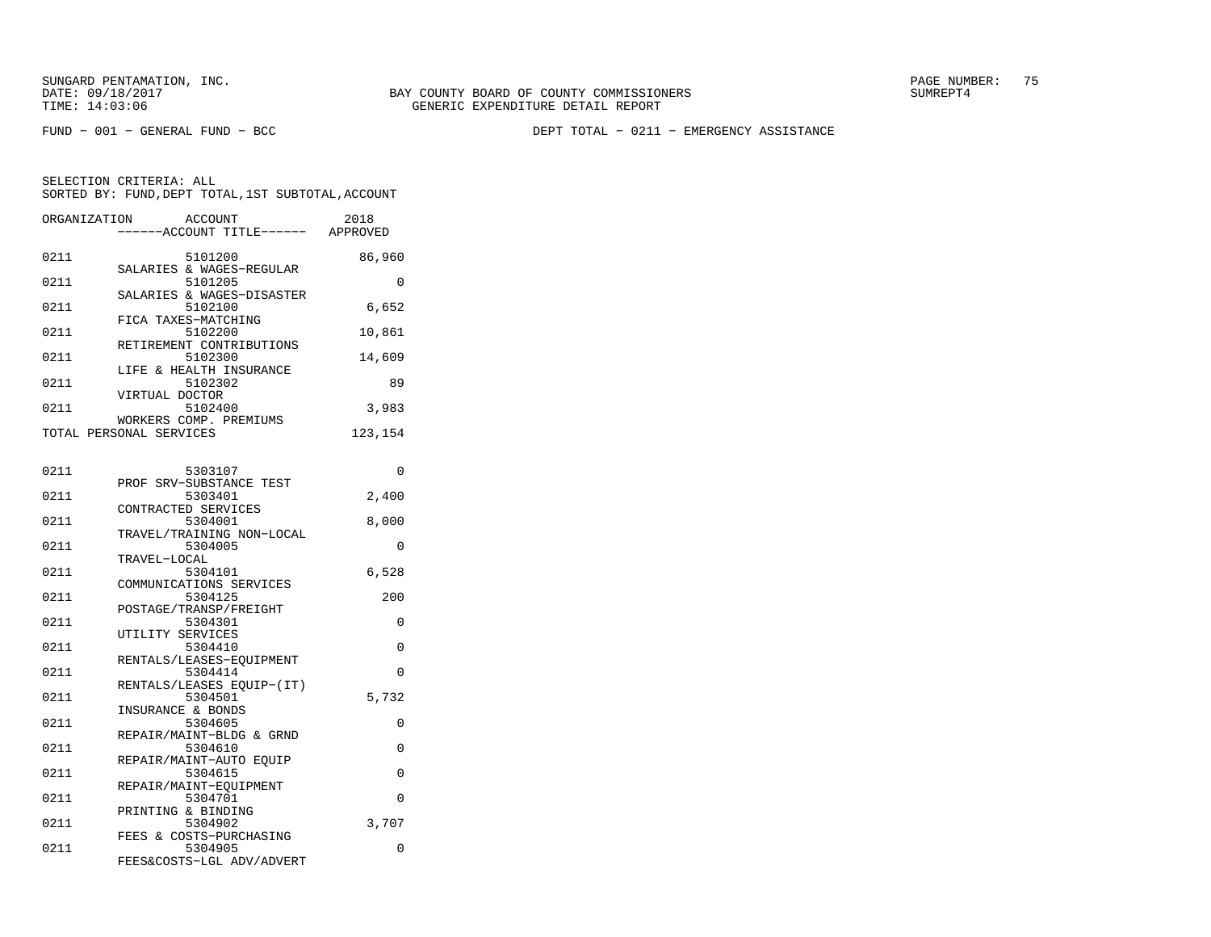FUND − 001 − GENERAL FUND − BCC

DEPT TOTAL − 0211 − EMERGENCY ASSISTANCE

SELECTION CRITERIA: ALL
SORTED BY: FUND,DEPT TOTAL,1ST SUBTOTAL,ACCOUNT

| ORGANIZATION | ACCOUNT / ACCOUNT TITLE | 2018 APPROVED |
|---|---|---|
| 0211 | 5101200 SALARIES & WAGES−REGULAR | 86,960 |
| 0211 | 5101205 SALARIES & WAGES−DISASTER | 0 |
| 0211 | 5102100 FICA TAXES−MATCHING | 6,652 |
| 0211 | 5102200 RETIREMENT CONTRIBUTIONS | 10,861 |
| 0211 | 5102300 LIFE & HEALTH INSURANCE | 14,609 |
| 0211 | 5102302 VIRTUAL DOCTOR | 89 |
| 0211 | 5102400 WORKERS COMP. PREMIUMS | 3,983 |
| TOTAL PERSONAL SERVICES | | 123,154 |
| 0211 | 5303107 PROF SRV−SUBSTANCE TEST | 0 |
| 0211 | 5303401 CONTRACTED SERVICES | 2,400 |
| 0211 | 5304001 TRAVEL/TRAINING NON−LOCAL | 8,000 |
| 0211 | 5304005 TRAVEL−LOCAL | 0 |
| 0211 | 5304101 COMMUNICATIONS SERVICES | 6,528 |
| 0211 | 5304125 POSTAGE/TRANSP/FREIGHT | 200 |
| 0211 | 5304301 UTILITY SERVICES | 0 |
| 0211 | 5304410 RENTALS/LEASES−EQUIPMENT | 0 |
| 0211 | 5304414 RENTALS/LEASES EQUIP−(IT) | 0 |
| 0211 | 5304501 INSURANCE & BONDS | 5,732 |
| 0211 | 5304605 REPAIR/MAINT−BLDG & GRND | 0 |
| 0211 | 5304610 REPAIR/MAINT−AUTO EQUIP | 0 |
| 0211 | 5304615 REPAIR/MAINT−EQUIPMENT | 0 |
| 0211 | 5304701 PRINTING & BINDING | 0 |
| 0211 | 5304902 FEES & COSTS−PURCHASING | 3,707 |
| 0211 | 5304905 FEES&COSTS−LGL ADV/ADVERT | 0 |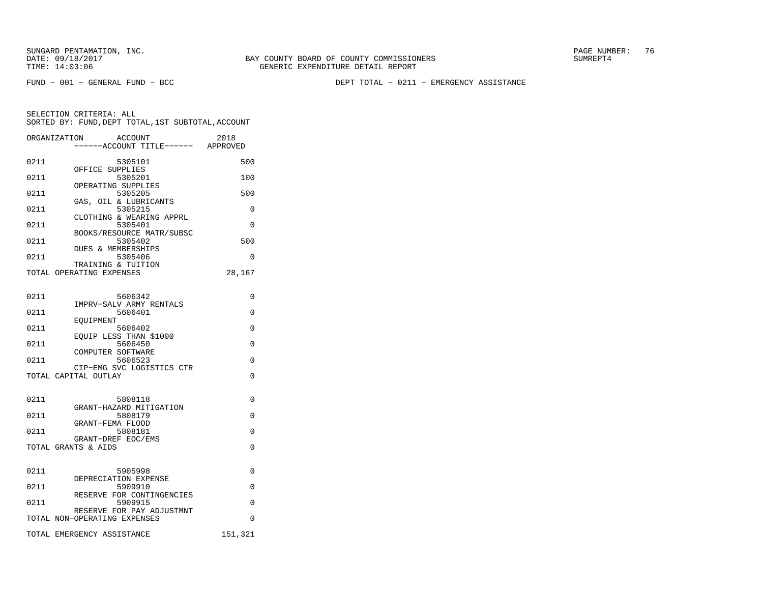SUNGARD PENTAMATION, INC.
DATE: 09/18/2017
TIME: 14:03:06

BAY COUNTY BOARD OF COUNTY COMMISSIONERS
GENERIC EXPENDITURE DETAIL REPORT

SUMREPT4

FUND − 001 − GENERAL FUND − BCC

DEPT TOTAL − 0211 − EMERGENCY ASSISTANCE

SELECTION CRITERIA: ALL
SORTED BY: FUND,DEPT TOTAL,1ST SUBTOTAL,ACCOUNT

| ORGANIZATION | ACCOUNT ------ACCOUNT TITLE------ | 2018 APPROVED |
|---|---|---|
| 0211 | 5305101 OFFICE SUPPLIES | 500 |
| 0211 | 5305201 OPERATING SUPPLIES | 100 |
| 0211 | 5305205 GAS, OIL & LUBRICANTS | 500 |
| 0211 | 5305215 CLOTHING & WEARING APPRL | 0 |
| 0211 | 5305401 BOOKS/RESOURCE MATR/SUBSC | 0 |
| 0211 | 5305402 DUES & MEMBERSHIPS | 500 |
| 0211 | 5305406 TRAINING & TUITION | 0 |
| TOTAL OPERATING EXPENSES | | 28,167 |
| 0211 | 5606342 IMPRV−SALV ARMY RENTALS | 0 |
| 0211 | 5606401 EQUIPMENT | 0 |
| 0211 | 5606402 EQUIP LESS THAN $1000 | 0 |
| 0211 | 5606450 COMPUTER SOFTWARE | 0 |
| 0211 | 5606523 CIP−EMG SVC LOGISTICS CTR | 0 |
| TOTAL CAPITAL OUTLAY | | 0 |
| 0211 | 5808118 GRANT−HAZARD MITIGATION | 0 |
| 0211 | 5808179 GRANT−FEMA FLOOD | 0 |
| 0211 | 5808181 GRANT−DREF EOC/EMS | 0 |
| TOTAL GRANTS & AIDS | | 0 |
| 0211 | 5905998 DEPRECIATION EXPENSE | 0 |
| 0211 | 5909910 RESERVE FOR CONTINGENCIES | 0 |
| 0211 | 5909915 RESERVE FOR PAY ADJUSTMNT | 0 |
| TOTAL NON−OPERATING EXPENSES | | 0 |
| TOTAL EMERGENCY ASSISTANCE | | 151,321 |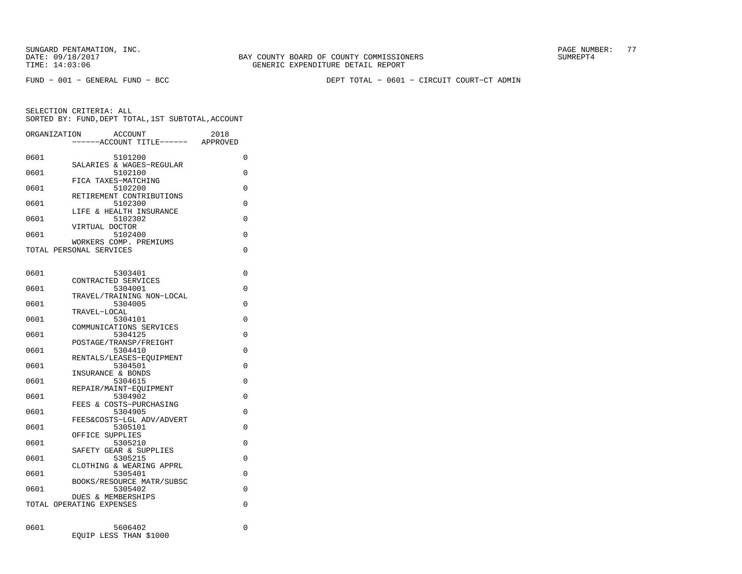BAY COUNTY BOARD OF COUNTY COMMISSIONERS
GENERIC EXPENDITURE DETAIL REPORT

SUNGARD PENTAMATION, INC.
DATE: 09/18/2017
TIME: 14:03:06

SUMREPT4

FUND - 001 - GENERAL FUND - BCC

DEPT TOTAL - 0601 - CIRCUIT COURT-CT ADMIN

SELECTION CRITERIA: ALL
SORTED BY: FUND,DEPT TOTAL,1ST SUBTOTAL,ACCOUNT

| ORGANIZATION | ACCOUNT / ------ACCOUNT TITLE------ | 2018 APPROVED |
|---|---|---|
| 0601 | 5101200 SALARIES & WAGES-REGULAR | 0 |
| 0601 | 5102100 FICA TAXES-MATCHING | 0 |
| 0601 | 5102200 RETIREMENT CONTRIBUTIONS | 0 |
| 0601 | 5102300 LIFE & HEALTH INSURANCE | 0 |
| 0601 | 5102302 VIRTUAL DOCTOR | 0 |
| 0601 | 5102400 WORKERS COMP. PREMIUMS | 0 |
| TOTAL PERSONAL SERVICES | | 0 |
| 0601 | 5303401 CONTRACTED SERVICES | 0 |
| 0601 | 5304001 TRAVEL/TRAINING NON-LOCAL | 0 |
| 0601 | 5304005 TRAVEL-LOCAL | 0 |
| 0601 | 5304101 COMMUNICATIONS SERVICES | 0 |
| 0601 | 5304125 POSTAGE/TRANSP/FREIGHT | 0 |
| 0601 | 5304410 RENTALS/LEASES-EQUIPMENT | 0 |
| 0601 | 5304501 INSURANCE & BONDS | 0 |
| 0601 | 5304615 REPAIR/MAINT-EQUIPMENT | 0 |
| 0601 | 5304902 FEES & COSTS-PURCHASING | 0 |
| 0601 | 5304905 FEES&COSTS-LGL ADV/ADVERT | 0 |
| 0601 | 5305101 OFFICE SUPPLIES | 0 |
| 0601 | 5305210 SAFETY GEAR & SUPPLIES | 0 |
| 0601 | 5305215 CLOTHING & WEARING APPRL | 0 |
| 0601 | 5305401 BOOKS/RESOURCE MATR/SUBSC | 0 |
| 0601 | 5305402 DUES & MEMBERSHIPS | 0 |
| TOTAL OPERATING EXPENSES | | 0 |
| 0601 | 5606402 EQUIP LESS THAN $1000 | 0 |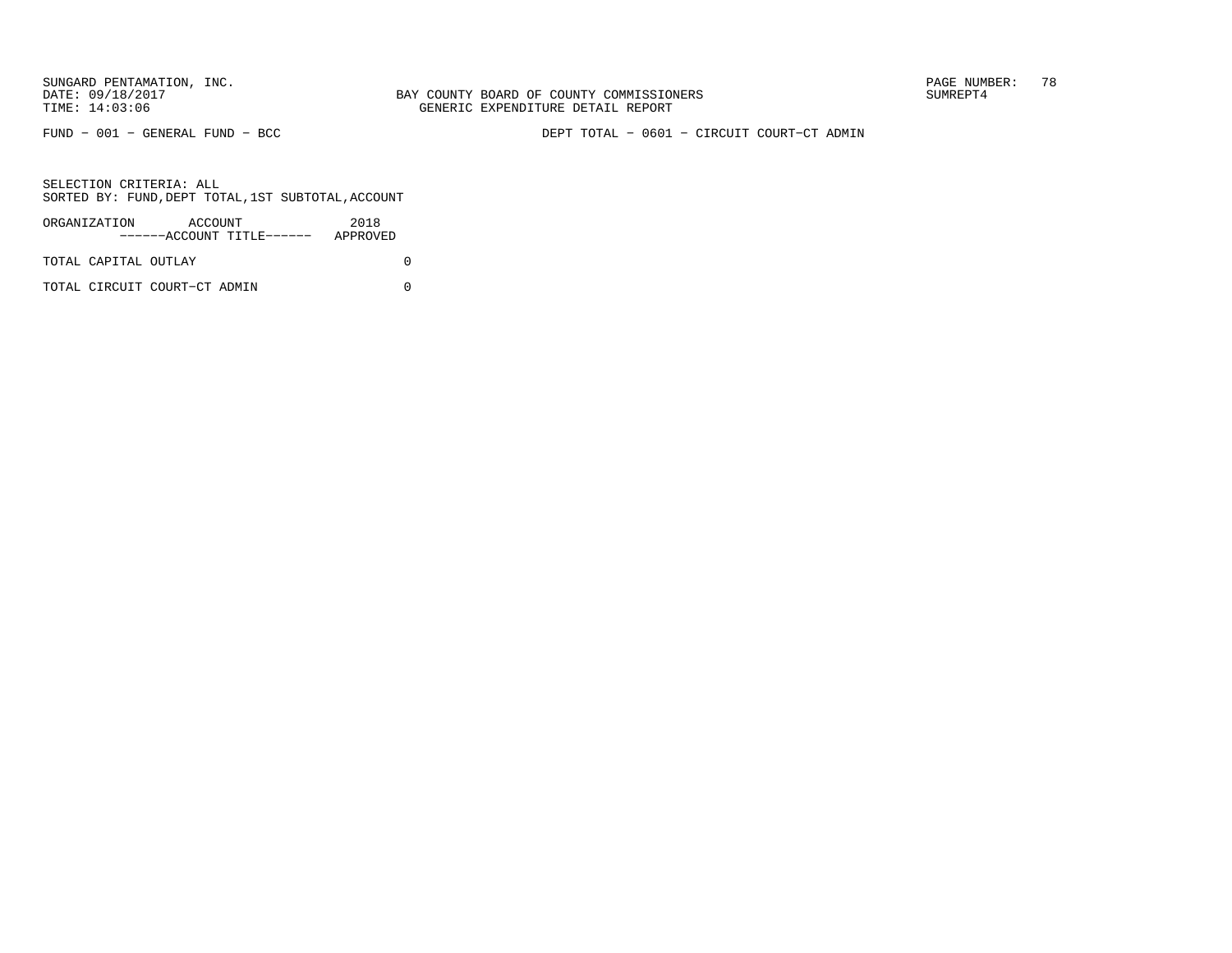FUND − 001 − GENERAL FUND − BCC

DEPT TOTAL − 0601 − CIRCUIT COURT−CT ADMIN

SELECTION CRITERIA: ALL
SORTED BY: FUND,DEPT TOTAL,1ST SUBTOTAL,ACCOUNT

| ORGANIZATION ACCOUNT ------ACCOUNT TITLE------ | 2018 APPROVED |
|---|---|
| TOTAL CAPITAL OUTLAY | 0 |
| TOTAL CIRCUIT COURT−CT ADMIN | 0 |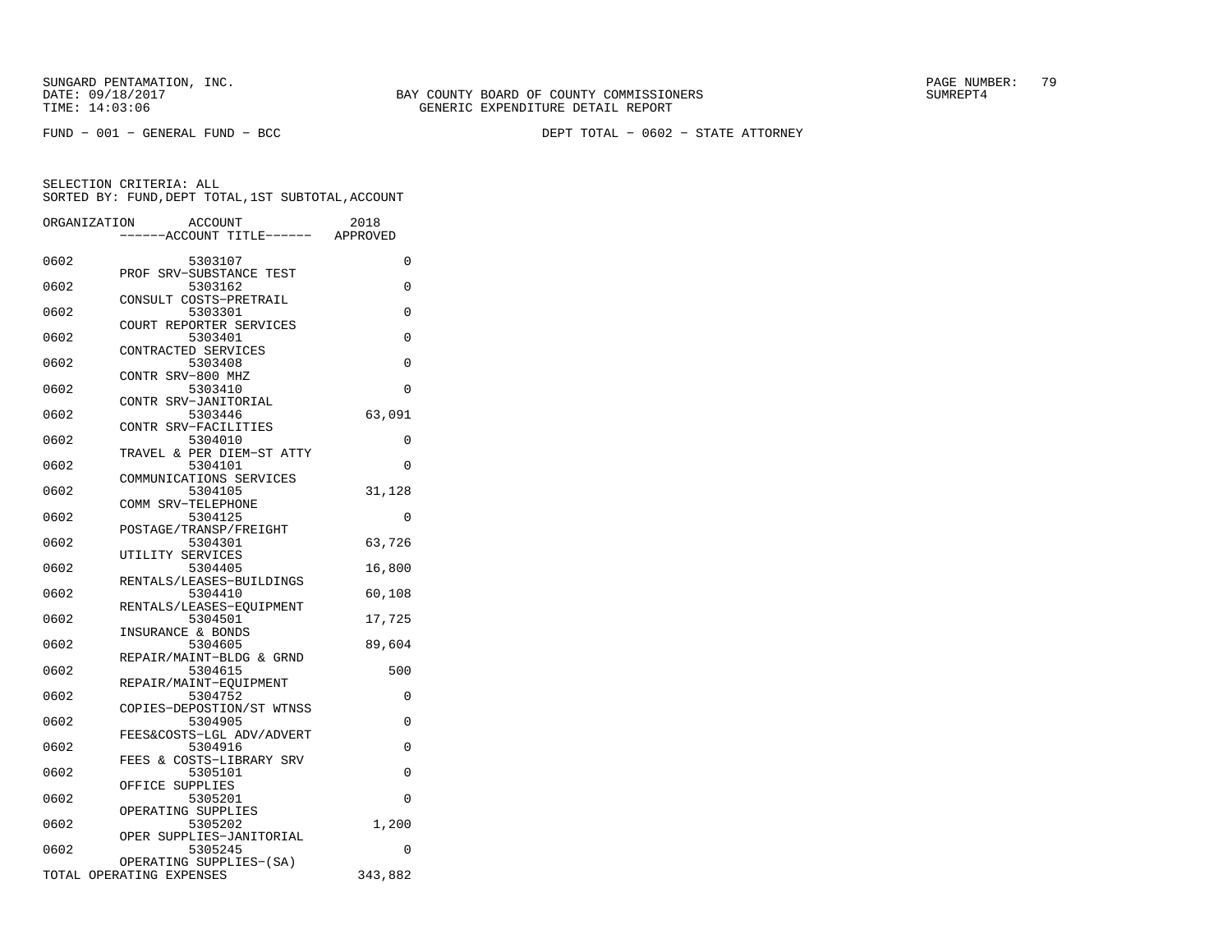SUNGARD PENTAMATION, INC.
DATE: 09/18/2017
TIME: 14:03:06

BAY COUNTY BOARD OF COUNTY COMMISSIONERS
GENERIC EXPENDITURE DETAIL REPORT

SUMREPT4

FUND - 001 - GENERAL FUND - BCC

DEPT TOTAL - 0602 - STATE ATTORNEY

SELECTION CRITERIA: ALL
SORTED BY: FUND,DEPT TOTAL,1ST SUBTOTAL,ACCOUNT

| ORGANIZATION | ACCOUNT / ------ACCOUNT TITLE------ | 2018 APPROVED |
|---|---|---|
| 0602 | 5303107 PROF SRV-SUBSTANCE TEST | 0 |
| 0602 | 5303162 CONSULT COSTS-PRETRAIL | 0 |
| 0602 | 5303301 COURT REPORTER SERVICES | 0 |
| 0602 | 5303401 CONTRACTED SERVICES | 0 |
| 0602 | 5303408 CONTR SRV-800 MHZ | 0 |
| 0602 | 5303410 CONTR SRV-JANITORIAL | 0 |
| 0602 | 5303446 CONTR SRV-FACILITIES | 63,091 |
| 0602 | 5304010 TRAVEL & PER DIEM-ST ATTY | 0 |
| 0602 | 5304101 COMMUNICATIONS SERVICES | 0 |
| 0602 | 5304105 COMM SRV-TELEPHONE | 31,128 |
| 0602 | 5304125 POSTAGE/TRANSP/FREIGHT | 0 |
| 0602 | 5304301 UTILITY SERVICES | 63,726 |
| 0602 | 5304405 RENTALS/LEASES-BUILDINGS | 16,800 |
| 0602 | 5304410 RENTALS/LEASES-EQUIPMENT | 60,108 |
| 0602 | 5304501 INSURANCE & BONDS | 17,725 |
| 0602 | 5304605 REPAIR/MAINT-BLDG & GRND | 89,604 |
| 0602 | 5304615 REPAIR/MAINT-EQUIPMENT | 500 |
| 0602 | 5304752 COPIES-DEPOSTION/ST WTNSS | 0 |
| 0602 | 5304905 FEES&COSTS-LGL ADV/ADVERT | 0 |
| 0602 | 5304916 FEES & COSTS-LIBRARY SRV | 0 |
| 0602 | 5305101 OFFICE SUPPLIES | 0 |
| 0602 | 5305201 OPERATING SUPPLIES | 0 |
| 0602 | 5305202 OPER SUPPLIES-JANITORIAL | 1,200 |
| 0602 | 5305245 OPERATING SUPPLIES-(SA) | 0 |
| TOTAL OPERATING EXPENSES | | 343,882 |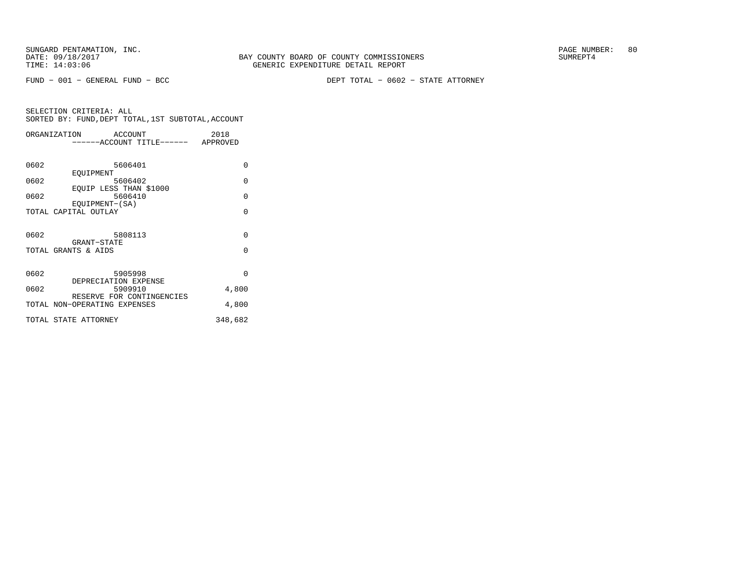BAY COUNTY BOARD OF COUNTY COMMISSIONERS
GENERIC EXPENDITURE DETAIL REPORT

FUND − 001 − GENERAL FUND − BCC    DEPT TOTAL − 0602 − STATE ATTORNEY

SELECTION CRITERIA: ALL
SORTED BY: FUND,DEPT TOTAL,1ST SUBTOTAL,ACCOUNT

| ORGANIZATION | ACCOUNT / ACCOUNT TITLE | 2018 APPROVED |
|---|---|---|
| 0602 | 5606401 EQUIPMENT | 0 |
| 0602 | 5606402 EQUIP LESS THAN $1000 | 0 |
| 0602 | 5606410 EQUIPMENT−(SA) | 0 |
| TOTAL CAPITAL OUTLAY | | 0 |
| 0602 | 5808113 GRANT−STATE | 0 |
| TOTAL GRANTS & AIDS | | 0 |
| 0602 | 5905998 DEPRECIATION EXPENSE | 0 |
| 0602 | 5909910 RESERVE FOR CONTINGENCIES | 4,800 |
| TOTAL NON−OPERATING EXPENSES | | 4,800 |
| TOTAL STATE ATTORNEY | | 348,682 |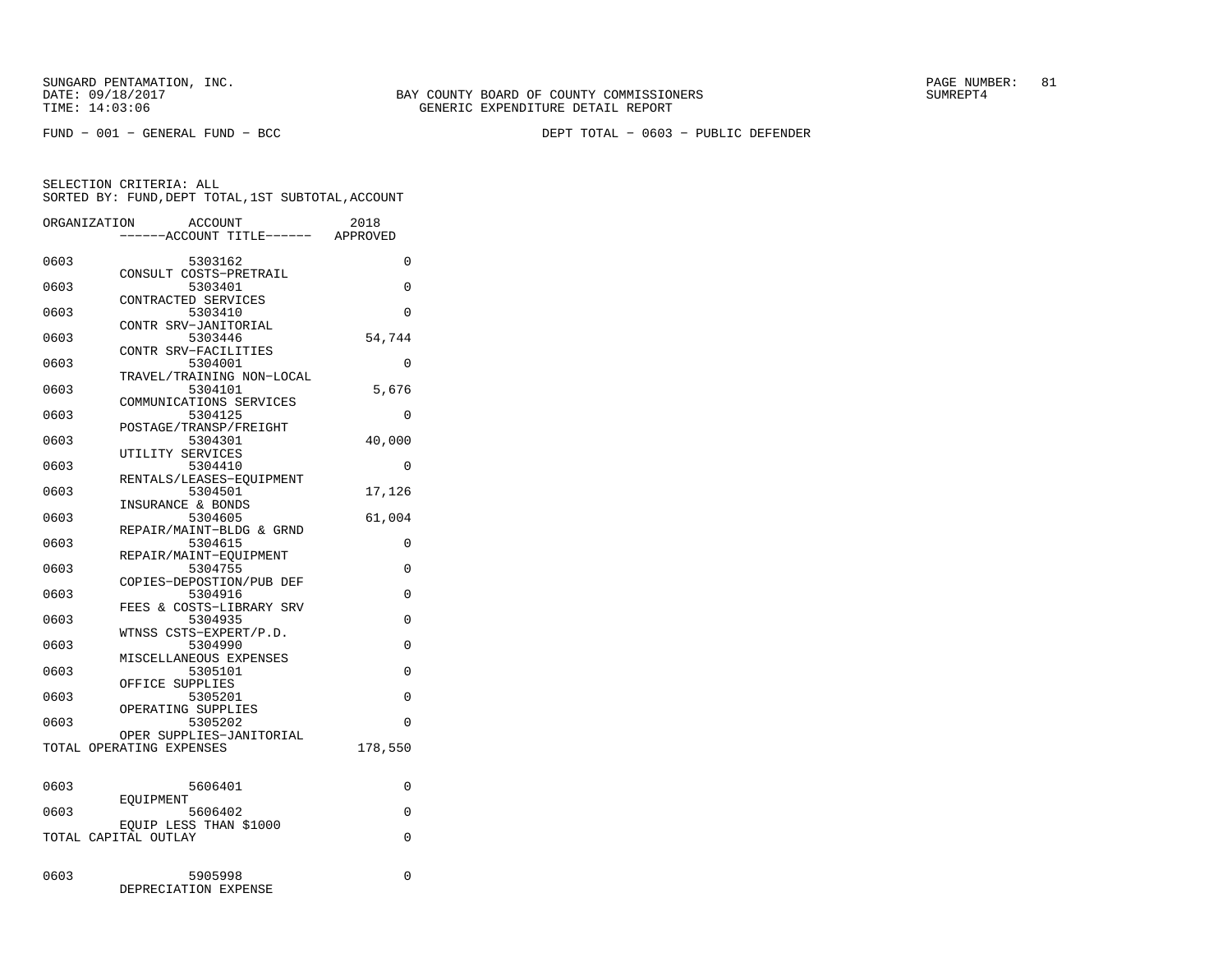SUNGARD PENTAMATION, INC.
DATE: 09/18/2017
TIME: 14:03:06

BAY COUNTY BOARD OF COUNTY COMMISSIONERS
GENERIC EXPENDITURE DETAIL REPORT

SUMREPT4

FUND - 001 - GENERAL FUND - BCC

DEPT TOTAL - 0603 - PUBLIC DEFENDER

SELECTION CRITERIA: ALL
SORTED BY: FUND,DEPT TOTAL,1ST SUBTOTAL,ACCOUNT

| ORGANIZATION | ACCOUNT ------ACCOUNT TITLE------ | 2018 APPROVED |
|---|---|---|
| 0603 | 5303162 CONSULT COSTS-PRETRAIL | 0 |
| 0603 | 5303401 CONTRACTED SERVICES | 0 |
| 0603 | 5303410 CONTR SRV-JANITORIAL | 0 |
| 0603 | 5303446 CONTR SRV-FACILITIES | 54,744 |
| 0603 | 5304001 TRAVEL/TRAINING NON-LOCAL | 0 |
| 0603 | 5304101 COMMUNICATIONS SERVICES | 5,676 |
| 0603 | 5304125 POSTAGE/TRANSP/FREIGHT | 0 |
| 0603 | 5304301 UTILITY SERVICES | 40,000 |
| 0603 | 5304410 RENTALS/LEASES-EQUIPMENT | 0 |
| 0603 | 5304501 INSURANCE & BONDS | 17,126 |
| 0603 | 5304605 REPAIR/MAINT-BLDG & GRND | 61,004 |
| 0603 | 5304615 REPAIR/MAINT-EQUIPMENT | 0 |
| 0603 | 5304755 COPIES-DEPOSTION/PUB DEF | 0 |
| 0603 | 5304916 FEES & COSTS-LIBRARY SRV | 0 |
| 0603 | 5304935 WTNSS CSTS-EXPERT/P.D. | 0 |
| 0603 | 5304990 MISCELLANEOUS EXPENSES | 0 |
| 0603 | 5305101 OFFICE SUPPLIES | 0 |
| 0603 | 5305201 OPERATING SUPPLIES | 0 |
| 0603 | 5305202 OPER SUPPLIES-JANITORIAL | 0 |
| TOTAL OPERATING EXPENSES | | 178,550 |
| 0603 | 5606401 EQUIPMENT | 0 |
| 0603 | 5606402 EQUIP LESS THAN $1000 | 0 |
| TOTAL CAPITAL OUTLAY | | 0 |
| 0603 | 5905998 DEPRECIATION EXPENSE | 0 |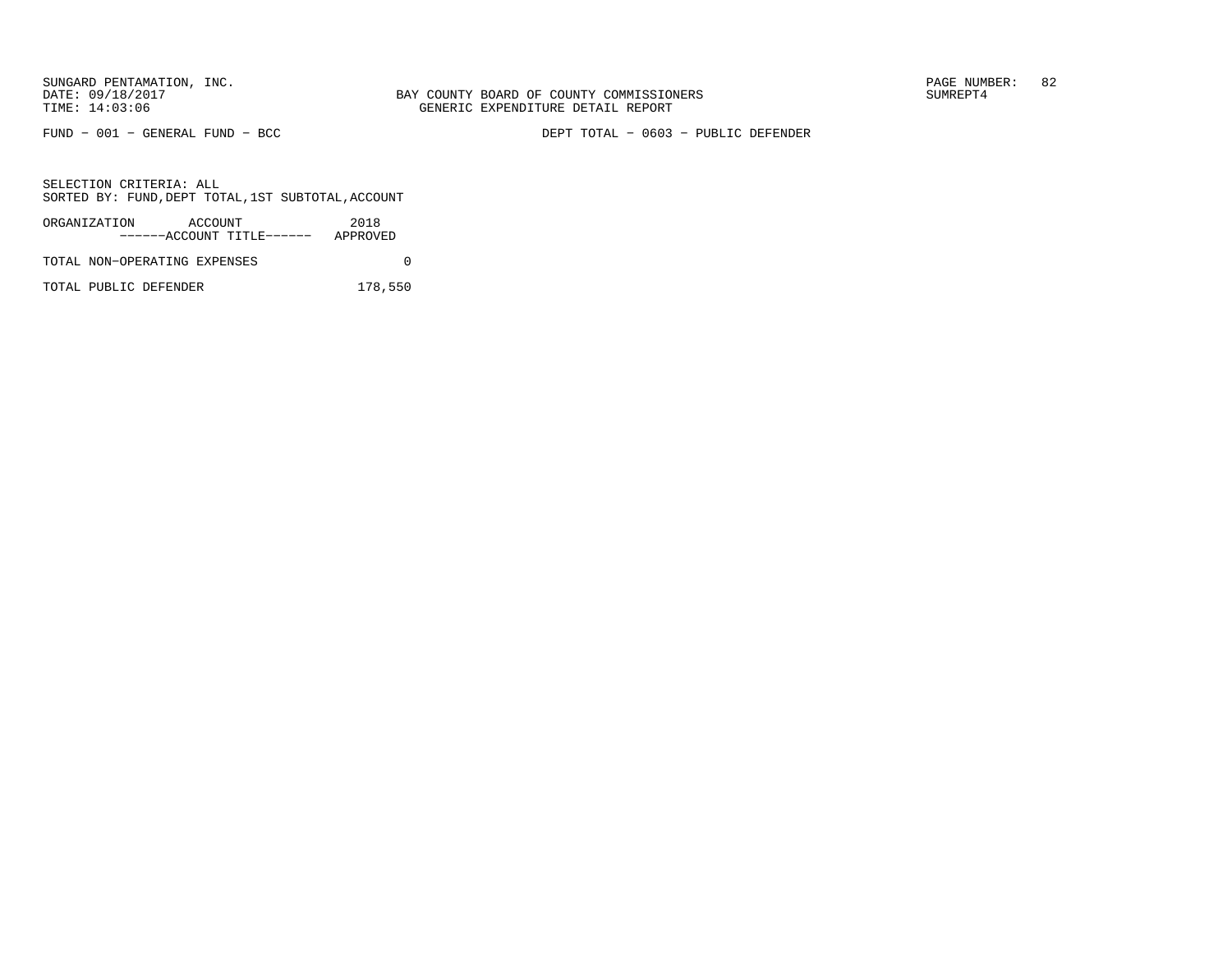SUNGARD PENTAMATION, INC.
DATE: 09/18/2017
TIME: 14:03:06

BAY COUNTY BOARD OF COUNTY COMMISSIONERS
GENERIC EXPENDITURE DETAIL REPORT

SUMREPT4

FUND − 001 − GENERAL FUND − BCC

DEPT TOTAL − 0603 − PUBLIC DEFENDER

SELECTION CRITERIA: ALL
SORTED BY: FUND,DEPT TOTAL,1ST SUBTOTAL,ACCOUNT

| ORGANIZATION ACCOUNT ------ACCOUNT TITLE------ | 2018 APPROVED |
|---|---|
| TOTAL NON−OPERATING EXPENSES | 0 |
| TOTAL PUBLIC DEFENDER | 178,550 |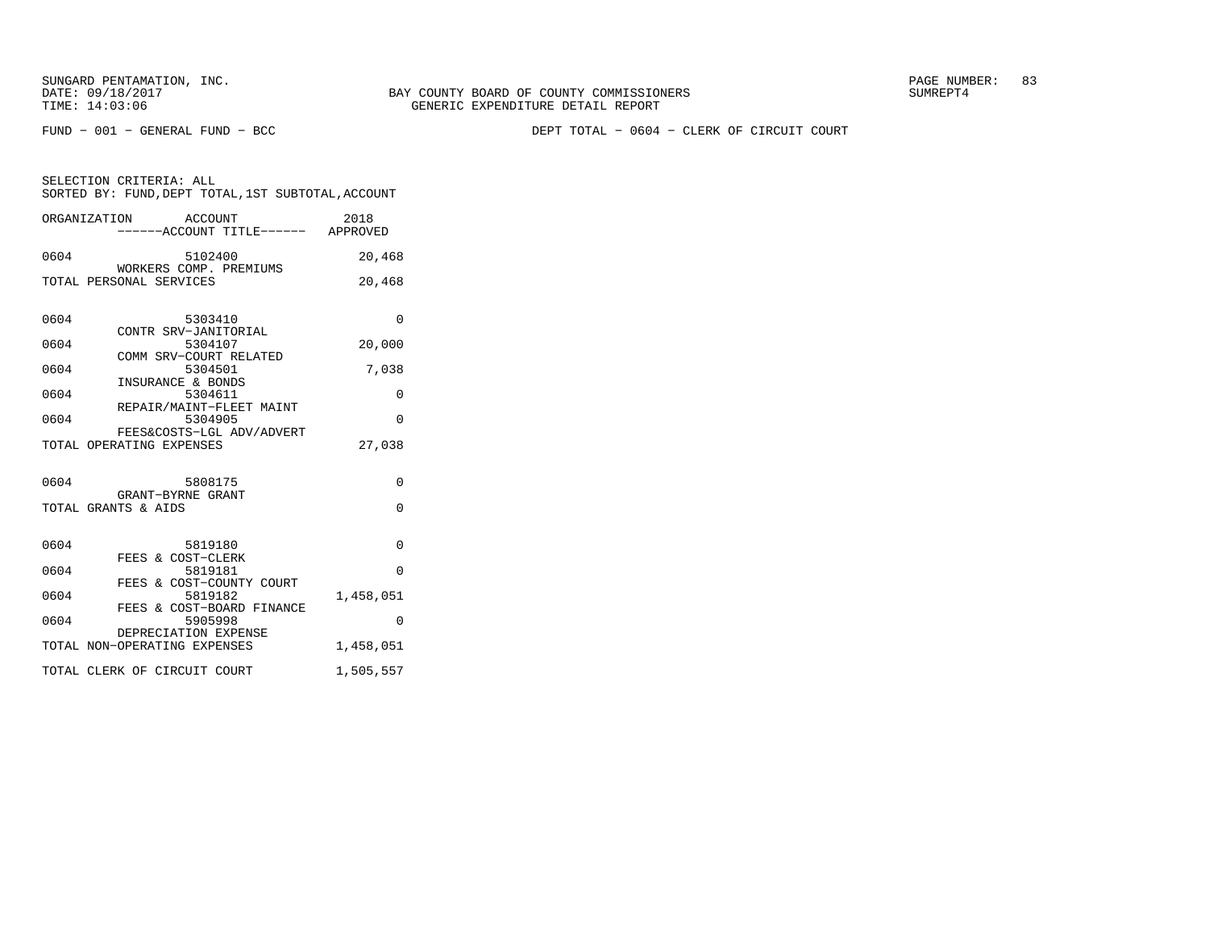SUNGARD PENTAMATION, INC.
DATE: 09/18/2017
TIME: 14:03:06

BAY COUNTY BOARD OF COUNTY COMMISSIONERS
GENERIC EXPENDITURE DETAIL REPORT

SUMREPT4

FUND - 001 - GENERAL FUND - BCC

DEPT TOTAL - 0604 - CLERK OF CIRCUIT COURT

SELECTION CRITERIA: ALL
SORTED BY: FUND,DEPT TOTAL,1ST SUBTOTAL,ACCOUNT

| ORGANIZATION | ACCOUNT / ------ACCOUNT TITLE------ | 2018 APPROVED |
|---|---|---|
| 0604 | 5102400 WORKERS COMP. PREMIUMS | 20,468 |
| TOTAL PERSONAL SERVICES | | 20,468 |
| 0604 | 5303410 CONTR SRV-JANITORIAL | 0 |
| 0604 | 5304107 COMM SRV-COURT RELATED | 20,000 |
| 0604 | 5304501 INSURANCE & BONDS | 7,038 |
| 0604 | 5304611 REPAIR/MAINT-FLEET MAINT | 0 |
| 0604 | 5304905 FEES&COSTS-LGL ADV/ADVERT | 0 |
| TOTAL OPERATING EXPENSES | | 27,038 |
| 0604 | 5808175 GRANT-BYRNE GRANT | 0 |
| TOTAL GRANTS & AIDS | | 0 |
| 0604 | 5819180 FEES & COST-CLERK | 0 |
| 0604 | 5819181 FEES & COST-COUNTY COURT | 0 |
| 0604 | 5819182 FEES & COST-BOARD FINANCE | 1,458,051 |
| 0604 | 5905998 DEPRECIATION EXPENSE | 0 |
| TOTAL NON-OPERATING EXPENSES | | 1,458,051 |
| TOTAL CLERK OF CIRCUIT COURT | | 1,505,557 |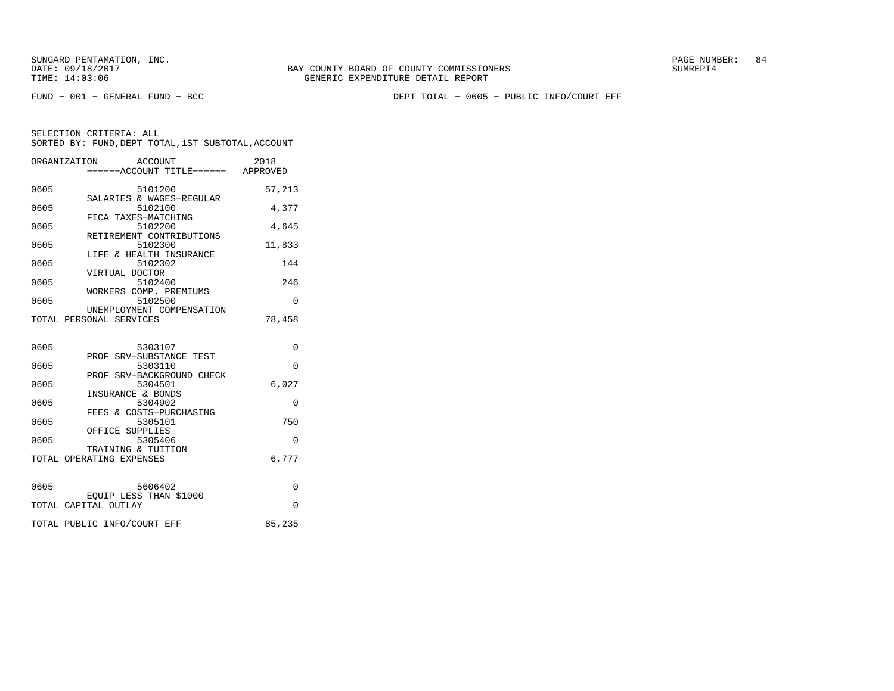BAY COUNTY BOARD OF COUNTY COMMISSIONERS
GENERIC EXPENDITURE DETAIL REPORT

SUNGARD PENTAMATION, INC.
DATE: 09/18/2017
TIME: 14:03:06

SUMREPT4

FUND − 001 − GENERAL FUND − BCC

DEPT TOTAL − 0605 − PUBLIC INFO/COURT EFF

SELECTION CRITERIA: ALL
SORTED BY: FUND,DEPT TOTAL,1ST SUBTOTAL,ACCOUNT

| ORGANIZATION | ACCOUNT ------ACCOUNT TITLE------ | 2018 APPROVED |
|---|---|---|
| 0605 | 5101200 SALARIES & WAGES−REGULAR | 57,213 |
| 0605 | 5102100 FICA TAXES−MATCHING | 4,377 |
| 0605 | 5102200 RETIREMENT CONTRIBUTIONS | 4,645 |
| 0605 | 5102300 LIFE & HEALTH INSURANCE | 11,833 |
| 0605 | 5102302 VIRTUAL DOCTOR | 144 |
| 0605 | 5102400 WORKERS COMP. PREMIUMS | 246 |
| 0605 | 5102500 UNEMPLOYMENT COMPENSATION | 0 |
| TOTAL PERSONAL SERVICES | | 78,458 |
| 0605 | 5303107 PROF SRV−SUBSTANCE TEST | 0 |
| 0605 | 5303110 PROF SRV−BACKGROUND CHECK | 0 |
| 0605 | 5304501 INSURANCE & BONDS | 6,027 |
| 0605 | 5304902 FEES & COSTS−PURCHASING | 0 |
| 0605 | 5305101 OFFICE SUPPLIES | 750 |
| 0605 | 5305406 TRAINING & TUITION | 0 |
| TOTAL OPERATING EXPENSES | | 6,777 |
| 0605 | 5606402 EQUIP LESS THAN $1000 | 0 |
| TOTAL CAPITAL OUTLAY | | 0 |
| TOTAL PUBLIC INFO/COURT EFF | | 85,235 |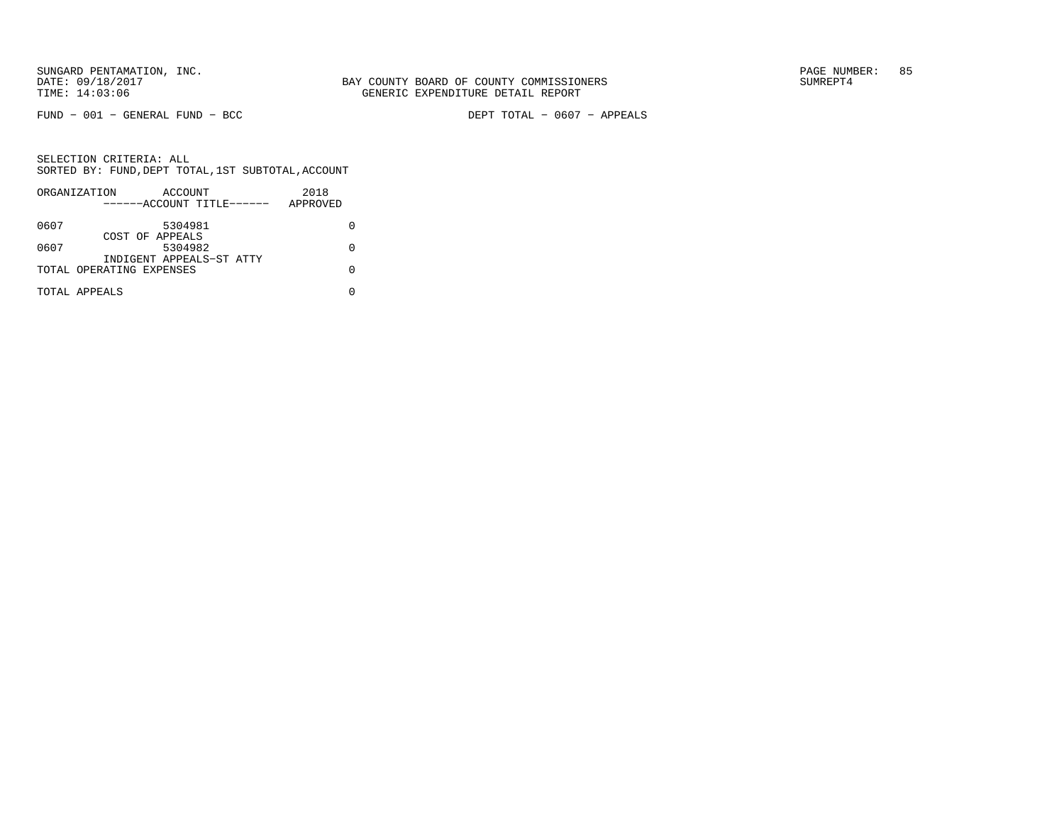SUNGARD PENTAMATION, INC.
DATE: 09/18/2017
TIME: 14:03:06

BAY COUNTY BOARD OF COUNTY COMMISSIONERS
GENERIC EXPENDITURE DETAIL REPORT

SUMREPT4

FUND - 001 - GENERAL FUND - BCC

DEPT TOTAL - 0607 - APPEALS

SELECTION CRITERIA: ALL
SORTED BY: FUND,DEPT TOTAL,1ST SUBTOTAL,ACCOUNT

| ORGANIZATION | ACCOUNT / ------ACCOUNT TITLE------ | 2018 APPROVED |
|---|---|---|
| 0607 | 5304981 COST OF APPEALS | 0 |
| 0607 | 5304982 INDIGENT APPEALS-ST ATTY | 0 |
| TOTAL OPERATING EXPENSES | | 0 |
| TOTAL APPEALS | | 0 |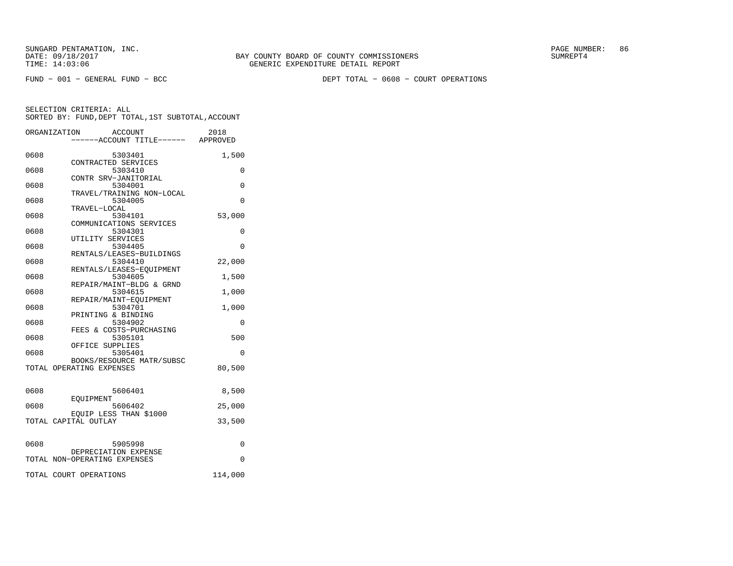SUNGARD PENTAMATION, INC.
DATE: 09/18/2017
TIME: 14:03:06

BAY COUNTY BOARD OF COUNTY COMMISSIONERS
GENERIC EXPENDITURE DETAIL REPORT

SUMREPT4

FUND − 001 − GENERAL FUND − BCC

DEPT TOTAL − 0608 − COURT OPERATIONS

SELECTION CRITERIA: ALL
SORTED BY: FUND,DEPT TOTAL,1ST SUBTOTAL,ACCOUNT

| ORGANIZATION | ACCOUNT ------ACCOUNT TITLE------ | 2018 APPROVED |
|---|---|---|
| 0608 | 5303401 CONTRACTED SERVICES | 1,500 |
| 0608 | 5303410 CONTR SRV−JANITORIAL | 0 |
| 0608 | 5304001 TRAVEL/TRAINING NON−LOCAL | 0 |
| 0608 | 5304005 TRAVEL−LOCAL | 0 |
| 0608 | 5304101 COMMUNICATIONS SERVICES | 53,000 |
| 0608 | 5304301 UTILITY SERVICES | 0 |
| 0608 | 5304405 RENTALS/LEASES−BUILDINGS | 0 |
| 0608 | 5304410 RENTALS/LEASES−EQUIPMENT | 22,000 |
| 0608 | 5304605 REPAIR/MAINT−BLDG & GRND | 1,500 |
| 0608 | 5304615 REPAIR/MAINT−EQUIPMENT | 1,000 |
| 0608 | 5304701 PRINTING & BINDING | 1,000 |
| 0608 | 5304902 FEES & COSTS−PURCHASING | 0 |
| 0608 | 5305101 OFFICE SUPPLIES | 500 |
| 0608 | 5305401 BOOKS/RESOURCE MATR/SUBSC | 0 |
| TOTAL OPERATING EXPENSES | | 80,500 |
| 0608 | 5606401 EQUIPMENT | 8,500 |
| 0608 | 5606402 EQUIP LESS THAN $1000 | 25,000 |
| TOTAL CAPITAL OUTLAY | | 33,500 |
| 0608 | 5905998 DEPRECIATION EXPENSE | 0 |
| TOTAL NON−OPERATING EXPENSES | | 0 |
| TOTAL COURT OPERATIONS | | 114,000 |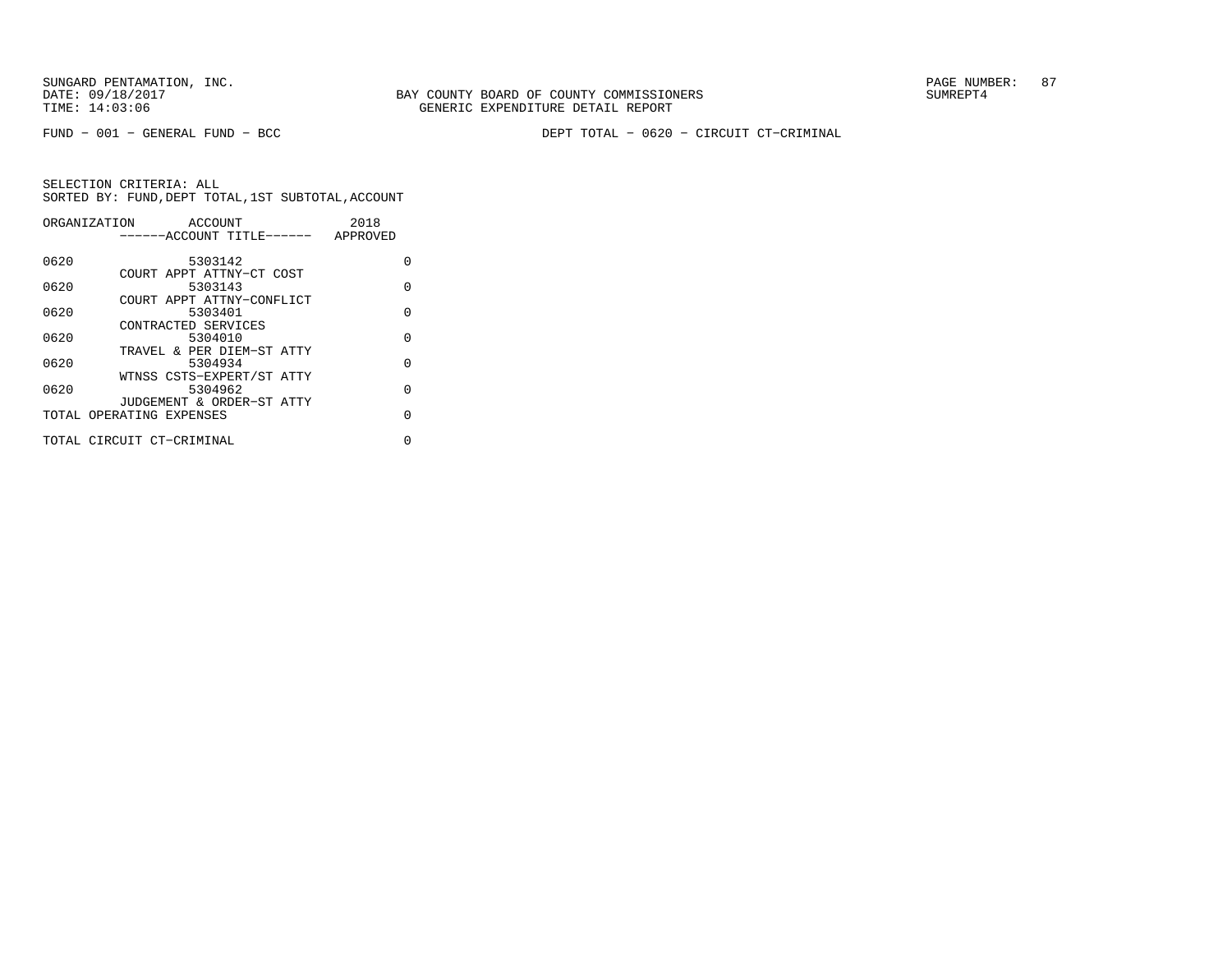SUNGARD PENTAMATION, INC.
DATE: 09/18/2017
TIME: 14:03:06

BAY COUNTY BOARD OF COUNTY COMMISSIONERS
GENERIC EXPENDITURE DETAIL REPORT

SUMREPT4

FUND - 001 - GENERAL FUND - BCC

DEPT TOTAL - 0620 - CIRCUIT CT-CRIMINAL

SELECTION CRITERIA: ALL
SORTED BY: FUND,DEPT TOTAL,1ST SUBTOTAL,ACCOUNT

| ORGANIZATION | ACCOUNT / ------ACCOUNT TITLE------ | 2018 APPROVED |
|---|---|---|
| 0620 | 5303142 COURT APPT ATTNY-CT COST | 0 |
| 0620 | 5303143 COURT APPT ATTNY-CONFLICT | 0 |
| 0620 | 5303401 CONTRACTED SERVICES | 0 |
| 0620 | 5304010 TRAVEL & PER DIEM-ST ATTY | 0 |
| 0620 | 5304934 WTNSS CSTS-EXPERT/ST ATTY | 0 |
| 0620 | 5304962 JUDGEMENT & ORDER-ST ATTY | 0 |
| TOTAL OPERATING EXPENSES | | 0 |
| TOTAL CIRCUIT CT-CRIMINAL | | 0 |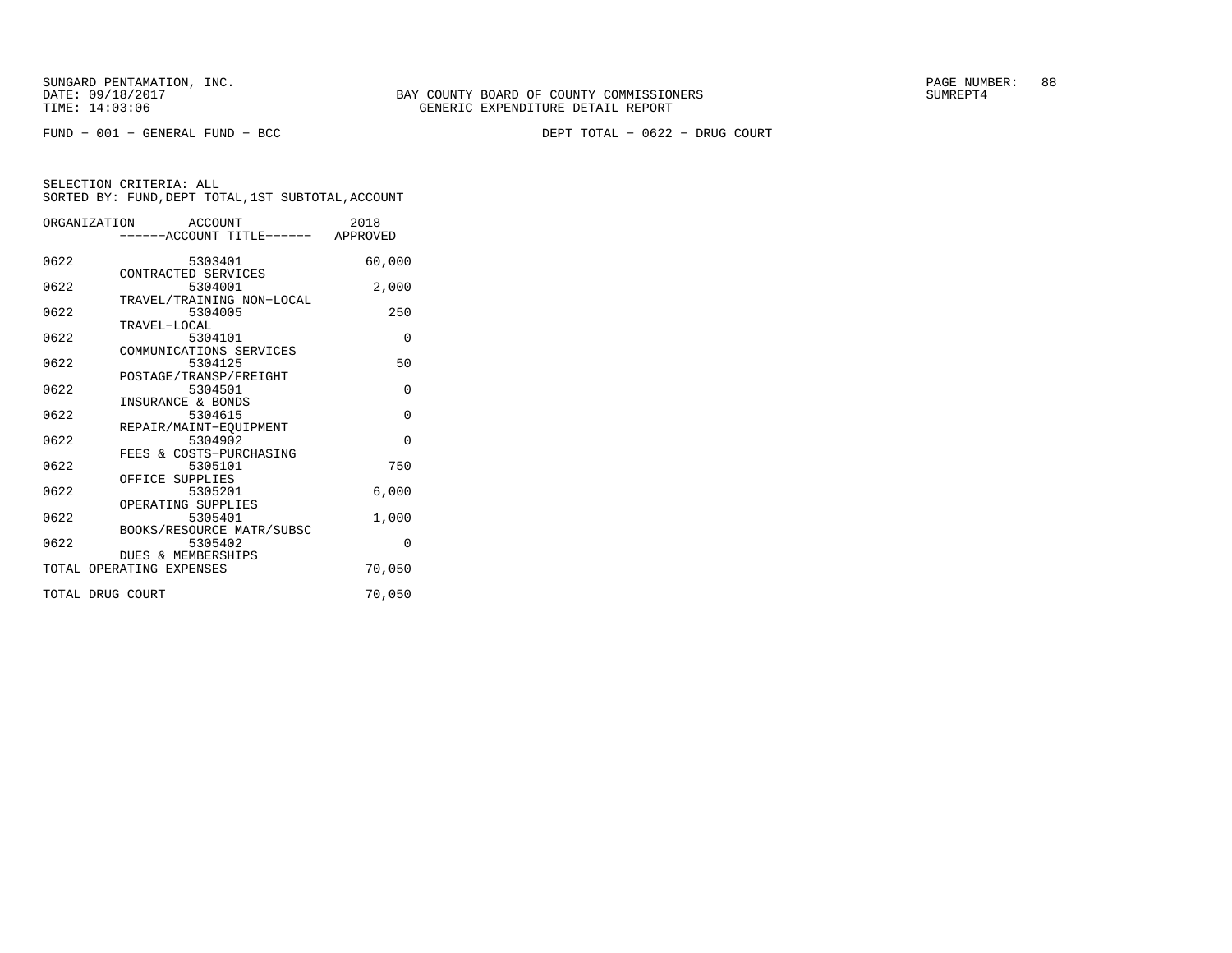SUNGARD PENTAMATION, INC.
DATE: 09/18/2017
TIME: 14:03:06

BAY COUNTY BOARD OF COUNTY COMMISSIONERS
GENERIC EXPENDITURE DETAIL REPORT

SUMREPT4

FUND − 001 − GENERAL FUND − BCC

DEPT TOTAL − 0622 − DRUG COURT

SELECTION CRITERIA: ALL
SORTED BY: FUND,DEPT TOTAL,1ST SUBTOTAL,ACCOUNT

| ORGANIZATION | ACCOUNT ------ACCOUNT TITLE------ | 2018 APPROVED |
|---|---|---|
| 0622 | 5303401 CONTRACTED SERVICES | 60,000 |
| 0622 | 5304001 TRAVEL/TRAINING NON−LOCAL | 2,000 |
| 0622 | 5304005 TRAVEL−LOCAL | 250 |
| 0622 | 5304101 COMMUNICATIONS SERVICES | 0 |
| 0622 | 5304125 POSTAGE/TRANSP/FREIGHT | 50 |
| 0622 | 5304501 INSURANCE & BONDS | 0 |
| 0622 | 5304615 REPAIR/MAINT−EQUIPMENT | 0 |
| 0622 | 5304902 FEES & COSTS−PURCHASING | 0 |
| 0622 | 5305101 OFFICE SUPPLIES | 750 |
| 0622 | 5305201 OPERATING SUPPLIES | 6,000 |
| 0622 | 5305401 BOOKS/RESOURCE MATR/SUBSC | 1,000 |
| 0622 | 5305402 DUES & MEMBERSHIPS | 0 |
| TOTAL OPERATING EXPENSES | | 70,050 |
| TOTAL DRUG COURT | | 70,050 |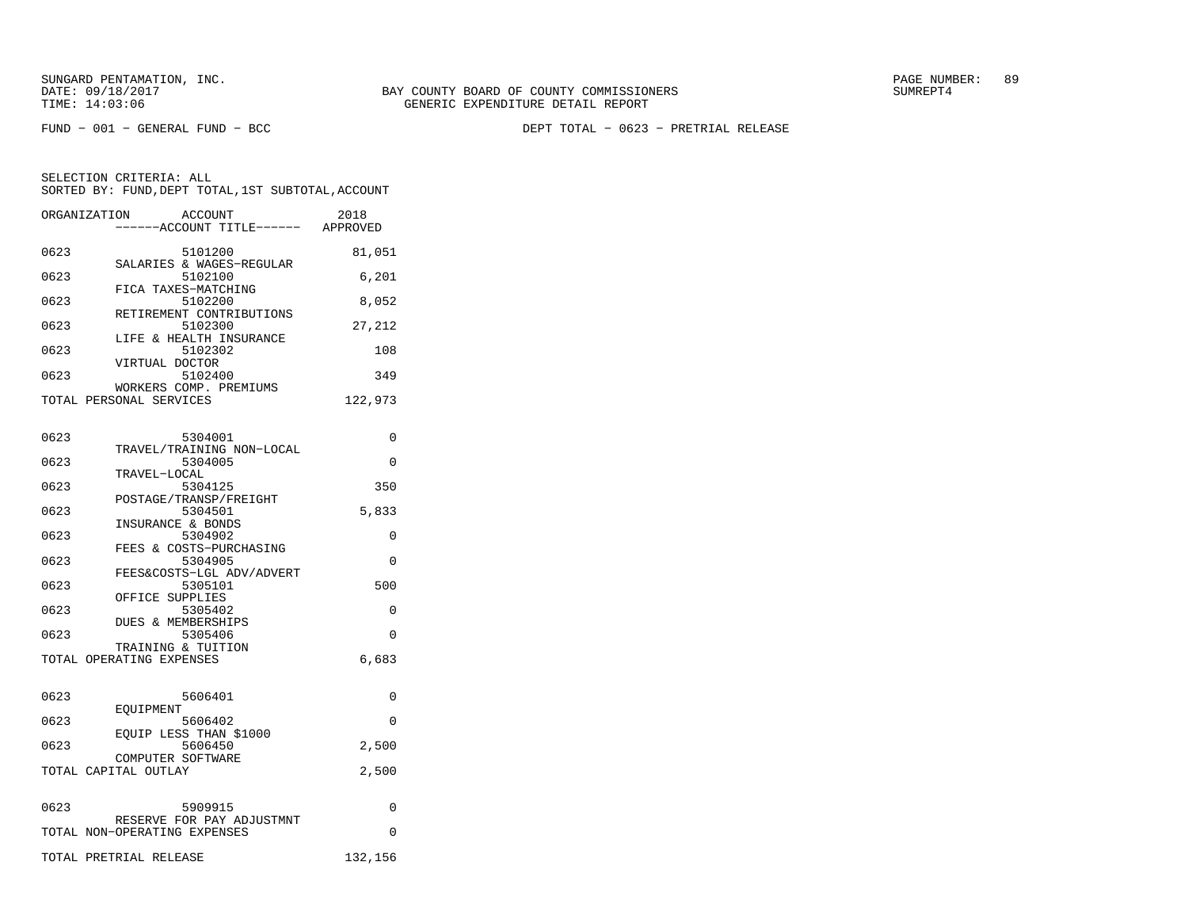SUNGARD PENTAMATION, INC.
DATE: 09/18/2017
TIME: 14:03:06

BAY COUNTY BOARD OF COUNTY COMMISSIONERS
GENERIC EXPENDITURE DETAIL REPORT

PAGE NUMBER: 89
SUMREPT4

FUND − 001 − GENERAL FUND − BCC

DEPT TOTAL − 0623 − PRETRIAL RELEASE

SELECTION CRITERIA: ALL
SORTED BY: FUND,DEPT TOTAL,1ST SUBTOTAL,ACCOUNT

| ORGANIZATION | ACCOUNT / ------ACCOUNT TITLE------ | 2018 APPROVED |
|---|---|---|
| 0623 | 5101200 SALARIES & WAGES−REGULAR | 81,051 |
| 0623 | 5102100 FICA TAXES−MATCHING | 6,201 |
| 0623 | 5102200 RETIREMENT CONTRIBUTIONS | 8,052 |
| 0623 | 5102300 LIFE & HEALTH INSURANCE | 27,212 |
| 0623 | 5102302 VIRTUAL DOCTOR | 108 |
| 0623 | 5102400 WORKERS COMP. PREMIUMS | 349 |
| TOTAL PERSONAL SERVICES | | 122,973 |
| 0623 | 5304001 TRAVEL/TRAINING NON−LOCAL | 0 |
| 0623 | 5304005 TRAVEL−LOCAL | 0 |
| 0623 | 5304125 POSTAGE/TRANSP/FREIGHT | 350 |
| 0623 | 5304501 INSURANCE & BONDS | 5,833 |
| 0623 | 5304902 FEES & COSTS−PURCHASING | 0 |
| 0623 | 5304905 FEES&COSTS−LGL ADV/ADVERT | 0 |
| 0623 | 5305101 OFFICE SUPPLIES | 500 |
| 0623 | 5305402 DUES & MEMBERSHIPS | 0 |
| 0623 | 5305406 TRAINING & TUITION | 0 |
| TOTAL OPERATING EXPENSES | | 6,683 |
| 0623 | 5606401 EQUIPMENT | 0 |
| 0623 | 5606402 EQUIP LESS THAN $1000 | 0 |
| 0623 | 5606450 COMPUTER SOFTWARE | 2,500 |
| TOTAL CAPITAL OUTLAY | | 2,500 |
| 0623 | 5909915 RESERVE FOR PAY ADJUSTMNT | 0 |
| TOTAL NON−OPERATING EXPENSES | | 0 |
| TOTAL PRETRIAL RELEASE | | 132,156 |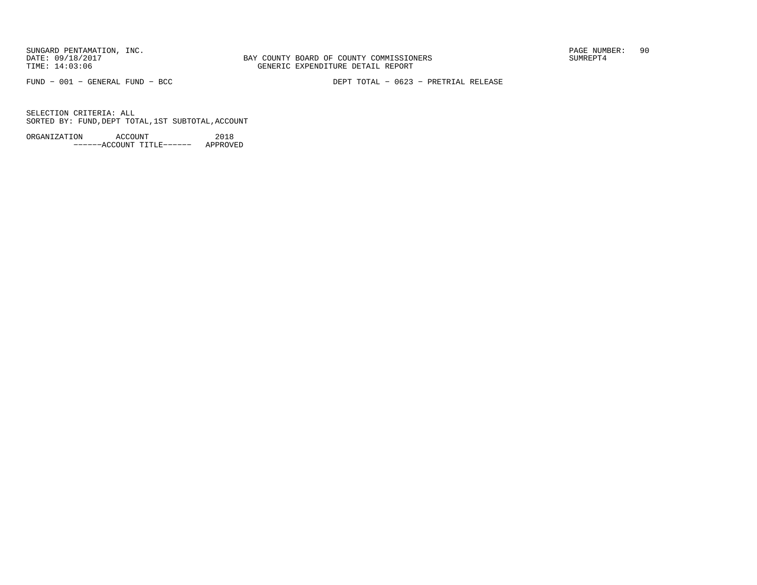SUNGARD PENTAMATION, INC.
DATE: 09/18/2017
TIME: 14:03:06

BAY COUNTY BOARD OF COUNTY COMMISSIONERS
GENERIC EXPENDITURE DETAIL REPORT

PAGE NUMBER: 90
SUMREPT4

FUND − 001 − GENERAL FUND − BCC

DEPT TOTAL − 0623 − PRETRIAL RELEASE

SELECTION CRITERIA: ALL
SORTED BY: FUND,DEPT TOTAL,1ST SUBTOTAL,ACCOUNT

| ORGANIZATION | ACCOUNT ------ACCOUNT TITLE------ | 2018 APPROVED |
|---|---|---|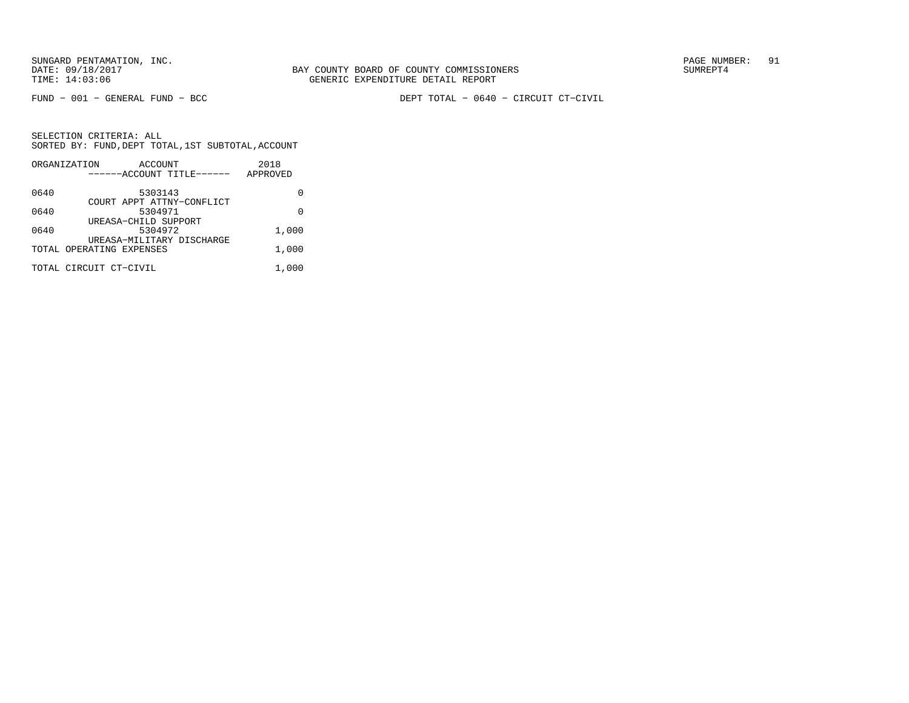SUNGARD PENTAMATION, INC.
DATE: 09/18/2017
TIME: 14:03:06

BAY COUNTY BOARD OF COUNTY COMMISSIONERS
GENERIC EXPENDITURE DETAIL REPORT

SUMREPT4

FUND - 001 - GENERAL FUND - BCC

DEPT TOTAL - 0640 - CIRCUIT CT-CIVIL

SELECTION CRITERIA: ALL
SORTED BY: FUND,DEPT TOTAL,1ST SUBTOTAL,ACCOUNT

| ORGANIZATION | ACCOUNT / ------ACCOUNT TITLE------ | 2018 APPROVED |
|---|---|---|
| 0640 | 5303143 COURT APPT ATTNY-CONFLICT | 0 |
| 0640 | 5304971 UREASA-CHILD SUPPORT | 0 |
| 0640 | 5304972 UREASA-MILITARY DISCHARGE | 1,000 |
| TOTAL OPERATING EXPENSES | | 1,000 |
| TOTAL CIRCUIT CT-CIVIL | | 1,000 |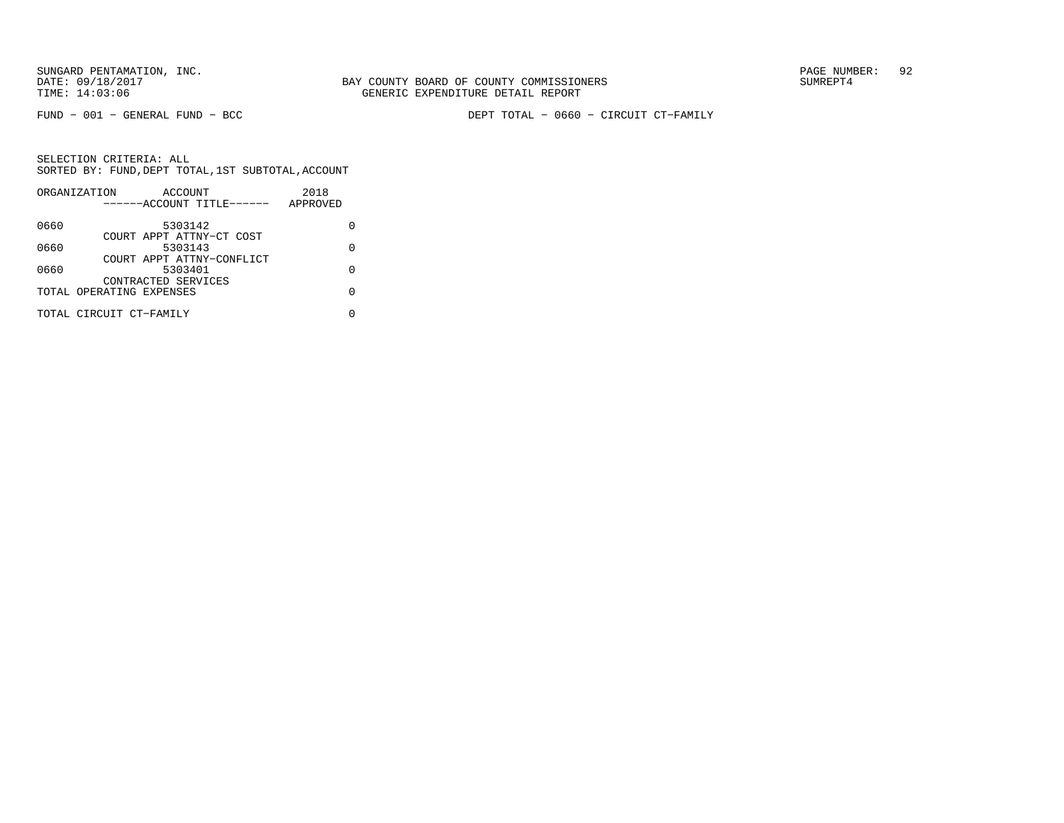FUND − 001 − GENERAL FUND − BCC DEPT TOTAL − 0660 − CIRCUIT CT−FAMILY

SELECTION CRITERIA: ALL
SORTED BY: FUND,DEPT TOTAL,1ST SUBTOTAL,ACCOUNT

| ORGANIZATION | ACCOUNT / ------ACCOUNT TITLE------ | 2018 APPROVED |
|---|---|---|
| 0660 | 5303142 COURT APPT ATTNY−CT COST | 0 |
| 0660 | 5303143 COURT APPT ATTNY−CONFLICT | 0 |
| 0660 | 5303401 CONTRACTED SERVICES | 0 |
| TOTAL OPERATING EXPENSES | | 0 |
| TOTAL CIRCUIT CT−FAMILY | | 0 |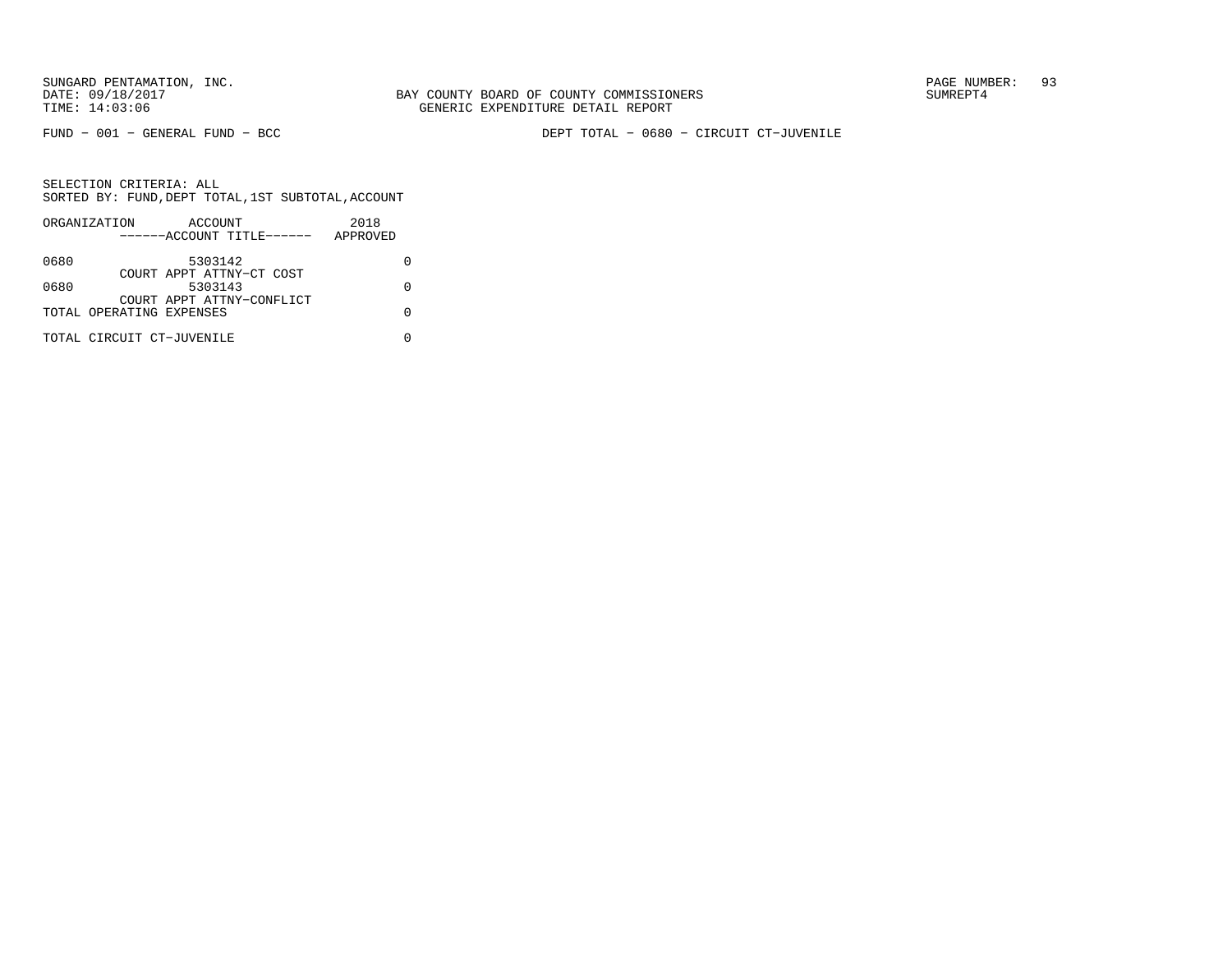SUNGARD PENTAMATION, INC.
DATE: 09/18/2017
TIME: 14:03:06

BAY COUNTY BOARD OF COUNTY COMMISSIONERS
GENERIC EXPENDITURE DETAIL REPORT

SUMREPT4

FUND - 001 - GENERAL FUND - BCC

DEPT TOTAL - 0680 - CIRCUIT CT-JUVENILE

SELECTION CRITERIA: ALL
SORTED BY: FUND,DEPT TOTAL,1ST SUBTOTAL,ACCOUNT

| ORGANIZATION | ACCOUNT / ------ACCOUNT TITLE------ | 2018 APPROVED |
|---|---|---|
| 0680 | 5303142 COURT APPT ATTNY-CT COST | 0 |
| 0680 | 5303143 COURT APPT ATTNY-CONFLICT | 0 |
| TOTAL OPERATING EXPENSES | | 0 |
| TOTAL CIRCUIT CT-JUVENILE | | 0 |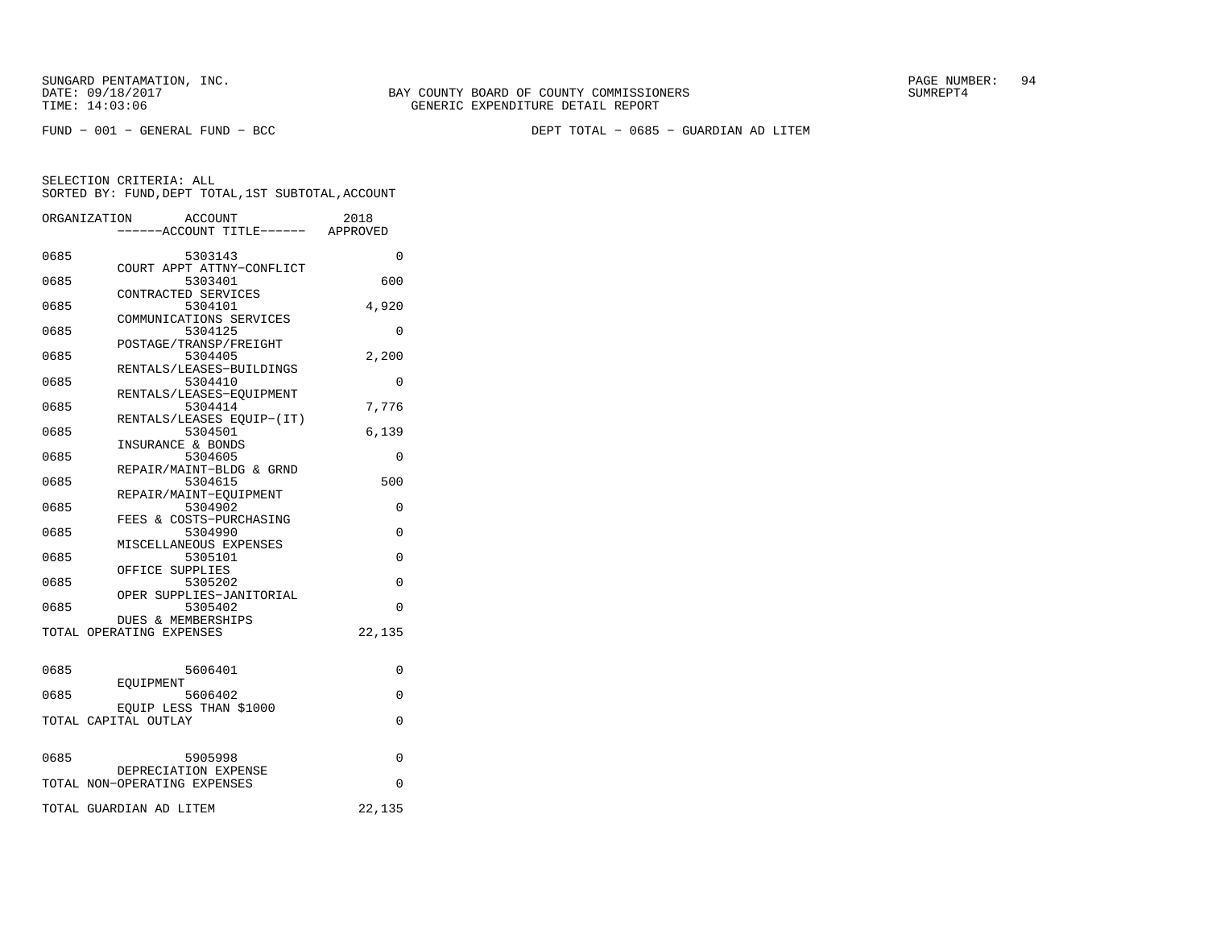BAY COUNTY BOARD OF COUNTY COMMISSIONERS
GENERIC EXPENDITURE DETAIL REPORT

FUND − 001 − GENERAL FUND − BCC

DEPT TOTAL − 0685 − GUARDIAN AD LITEM

SELECTION CRITERIA: ALL
SORTED BY: FUND,DEPT TOTAL,1ST SUBTOTAL,ACCOUNT

| ORGANIZATION | ACCOUNT / ACCOUNT TITLE | 2018 APPROVED |
|---|---|---|
| 0685 | 5303143 COURT APPT ATTNY−CONFLICT | 0 |
| 0685 | 5303401 CONTRACTED SERVICES | 600 |
| 0685 | 5304101 COMMUNICATIONS SERVICES | 4,920 |
| 0685 | 5304125 POSTAGE/TRANSP/FREIGHT | 0 |
| 0685 | 5304405 RENTALS/LEASES−BUILDINGS | 2,200 |
| 0685 | 5304410 RENTALS/LEASES−EQUIPMENT | 0 |
| 0685 | 5304414 RENTALS/LEASES EQUIP−(IT) | 7,776 |
| 0685 | 5304501 INSURANCE & BONDS | 6,139 |
| 0685 | 5304605 REPAIR/MAINT−BLDG & GRND | 0 |
| 0685 | 5304615 REPAIR/MAINT−EQUIPMENT | 500 |
| 0685 | 5304902 FEES & COSTS−PURCHASING | 0 |
| 0685 | 5304990 MISCELLANEOUS EXPENSES | 0 |
| 0685 | 5305101 OFFICE SUPPLIES | 0 |
| 0685 | 5305202 OPER SUPPLIES−JANITORIAL | 0 |
| 0685 | 5305402 DUES & MEMBERSHIPS | 0 |
| TOTAL OPERATING EXPENSES | | 22,135 |
| 0685 | 5606401 EQUIPMENT | 0 |
| 0685 | 5606402 EQUIP LESS THAN $1000 | 0 |
| TOTAL CAPITAL OUTLAY | | 0 |
| 0685 | 5905998 DEPRECIATION EXPENSE | 0 |
| TOTAL NON−OPERATING EXPENSES | | 0 |
| TOTAL GUARDIAN AD LITEM | | 22,135 |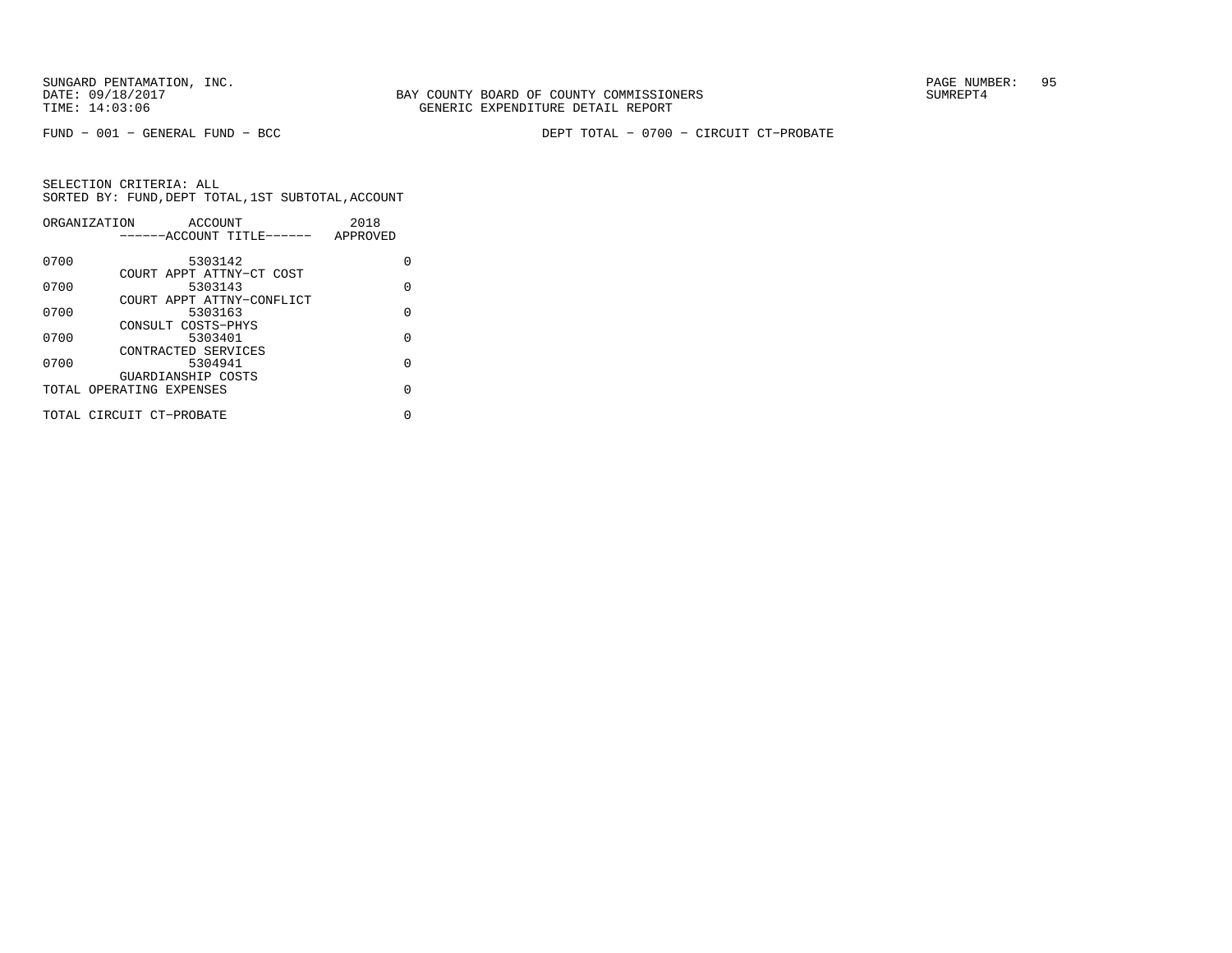SUNGARD PENTAMATION, INC.
DATE: 09/18/2017
TIME: 14:03:06

BAY COUNTY BOARD OF COUNTY COMMISSIONERS
GENERIC EXPENDITURE DETAIL REPORT

SUMREPT4

FUND - 001 - GENERAL FUND - BCC

DEPT TOTAL - 0700 - CIRCUIT CT-PROBATE

SELECTION CRITERIA: ALL
SORTED BY: FUND,DEPT TOTAL,1ST SUBTOTAL,ACCOUNT

| ORGANIZATION | ACCOUNT ------ACCOUNT TITLE------ | 2018 APPROVED |
|---|---|---|
| 0700 | 5303142 COURT APPT ATTNY-CT COST | 0 |
| 0700 | 5303143 COURT APPT ATTNY-CONFLICT | 0 |
| 0700 | 5303163 CONSULT COSTS-PHYS | 0 |
| 0700 | 5303401 CONTRACTED SERVICES | 0 |
| 0700 | 5304941 GUARDIANSHIP COSTS | 0 |
| TOTAL OPERATING EXPENSES | | 0 |
| TOTAL CIRCUIT CT-PROBATE | | 0 |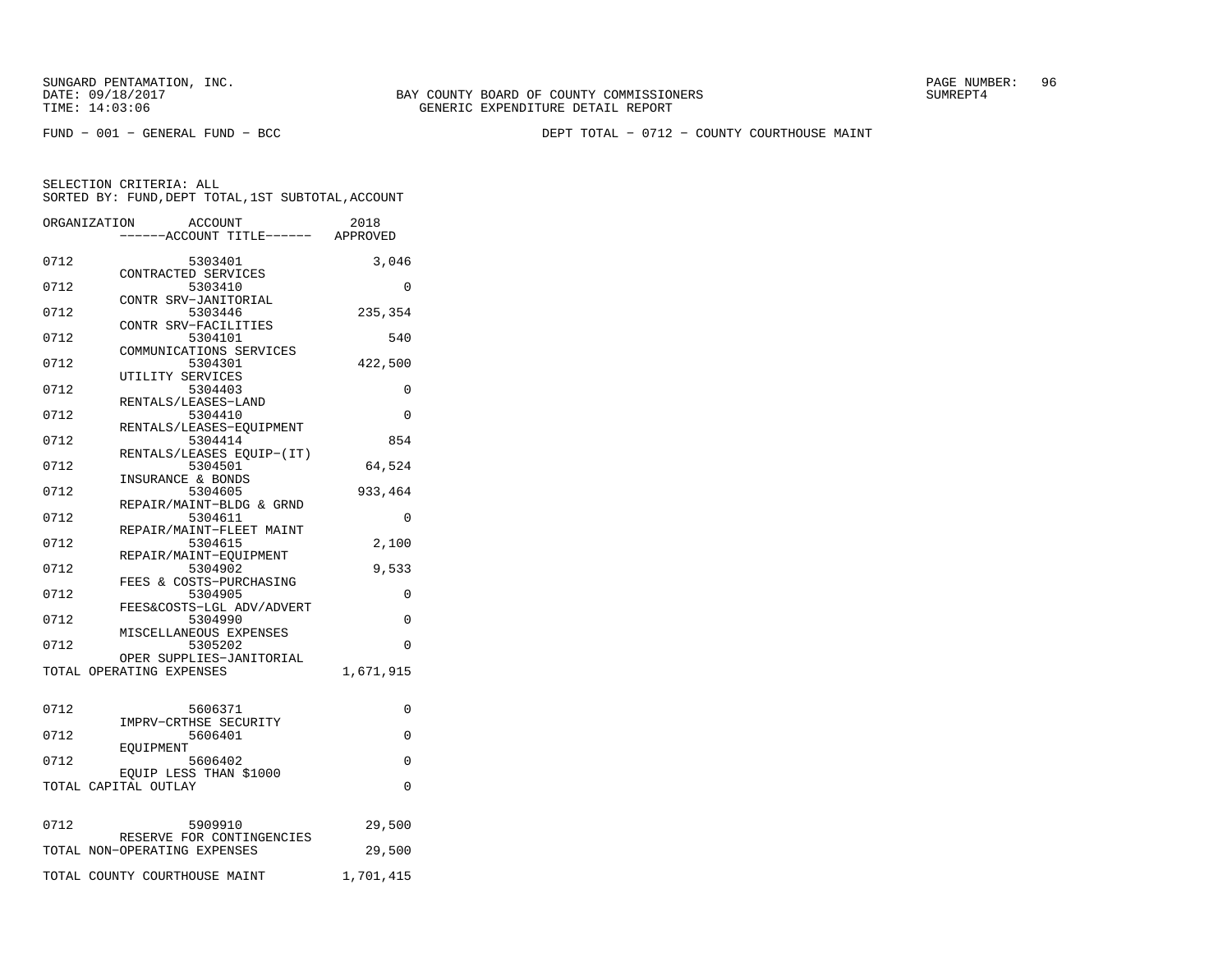BAY COUNTY BOARD OF COUNTY COMMISSIONERS
GENERIC EXPENDITURE DETAIL REPORT

FUND − 001 − GENERAL FUND − BCC

DEPT TOTAL − 0712 − COUNTY COURTHOUSE MAINT

SELECTION CRITERIA: ALL
SORTED BY: FUND,DEPT TOTAL,1ST SUBTOTAL,ACCOUNT

| ORGANIZATION | ACCOUNT / ACCOUNT TITLE | 2018 APPROVED |
|---|---|---|
| 0712 | 5303401 CONTRACTED SERVICES | 3,046 |
| 0712 | 5303410 CONTR SRV−JANITORIAL | 0 |
| 0712 | 5303446 CONTR SRV−FACILITIES | 235,354 |
| 0712 | 5304101 COMMUNICATIONS SERVICES | 540 |
| 0712 | 5304301 UTILITY SERVICES | 422,500 |
| 0712 | 5304403 RENTALS/LEASES−LAND | 0 |
| 0712 | 5304410 RENTALS/LEASES−EQUIPMENT | 0 |
| 0712 | 5304414 RENTALS/LEASES EQUIP−(IT) | 854 |
| 0712 | 5304501 INSURANCE & BONDS | 64,524 |
| 0712 | 5304605 REPAIR/MAINT−BLDG & GRND | 933,464 |
| 0712 | 5304611 REPAIR/MAINT−FLEET MAINT | 0 |
| 0712 | 5304615 REPAIR/MAINT−EQUIPMENT | 2,100 |
| 0712 | 5304902 FEES & COSTS−PURCHASING | 9,533 |
| 0712 | 5304905 FEES&COSTS−LGL ADV/ADVERT | 0 |
| 0712 | 5304990 MISCELLANEOUS EXPENSES | 0 |
| 0712 | 5305202 OPER SUPPLIES−JANITORIAL | 0 |
| TOTAL OPERATING EXPENSES | | 1,671,915 |
| 0712 | 5606371 IMPRV−CRTHSE SECURITY | 0 |
| 0712 | 5606401 EQUIPMENT | 0 |
| 0712 | 5606402 EQUIP LESS THAN $1000 | 0 |
| TOTAL CAPITAL OUTLAY | | 0 |
| 0712 | 5909910 RESERVE FOR CONTINGENCIES | 29,500 |
| TOTAL NON−OPERATING EXPENSES | | 29,500 |
| TOTAL COUNTY COURTHOUSE MAINT | | 1,701,415 |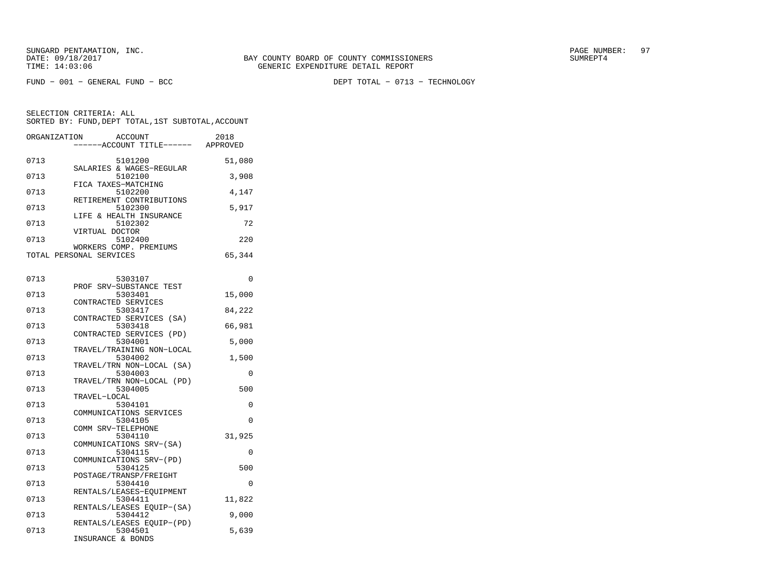SUNGARD PENTAMATION, INC.
DATE: 09/18/2017
TIME: 14:03:06

BAY COUNTY BOARD OF COUNTY COMMISSIONERS
GENERIC EXPENDITURE DETAIL REPORT

SUMREPT4

FUND − 001 − GENERAL FUND − BCC

DEPT TOTAL − 0713 − TECHNOLOGY

SELECTION CRITERIA: ALL
SORTED BY: FUND,DEPT TOTAL,1ST SUBTOTAL,ACCOUNT

| ORGANIZATION | ACCOUNT / ------ACCOUNT TITLE------ | 2018 APPROVED |
|---|---|---|
| 0713 | 5101200 SALARIES & WAGES−REGULAR | 51,080 |
| 0713 | 5102100 FICA TAXES−MATCHING | 3,908 |
| 0713 | 5102200 RETIREMENT CONTRIBUTIONS | 4,147 |
| 0713 | 5102300 LIFE & HEALTH INSURANCE | 5,917 |
| 0713 | 5102302 VIRTUAL DOCTOR | 72 |
| 0713 | 5102400 WORKERS COMP. PREMIUMS | 220 |
| TOTAL PERSONAL SERVICES | | 65,344 |
| 0713 | 5303107 PROF SRV−SUBSTANCE TEST | 0 |
| 0713 | 5303401 CONTRACTED SERVICES | 15,000 |
| 0713 | 5303417 CONTRACTED SERVICES (SA) | 84,222 |
| 0713 | 5303418 CONTRACTED SERVICES (PD) | 66,981 |
| 0713 | 5304001 TRAVEL/TRAINING NON−LOCAL | 5,000 |
| 0713 | 5304002 TRAVEL/TRN NON−LOCAL (SA) | 1,500 |
| 0713 | 5304003 TRAVEL/TRN NON−LOCAL (PD) | 0 |
| 0713 | 5304005 TRAVEL−LOCAL | 500 |
| 0713 | 5304101 COMMUNICATIONS SERVICES | 0 |
| 0713 | 5304105 COMM SRV−TELEPHONE | 0 |
| 0713 | 5304110 COMMUNICATIONS SRV−(SA) | 31,925 |
| 0713 | 5304115 COMMUNICATIONS SRV−(PD) | 0 |
| 0713 | 5304125 POSTAGE/TRANSP/FREIGHT | 500 |
| 0713 | 5304410 RENTALS/LEASES−EQUIPMENT | 0 |
| 0713 | 5304411 RENTALS/LEASES EQUIP−(SA) | 11,822 |
| 0713 | 5304412 RENTALS/LEASES EQUIP−(PD) | 9,000 |
| 0713 | 5304501 INSURANCE & BONDS | 5,639 |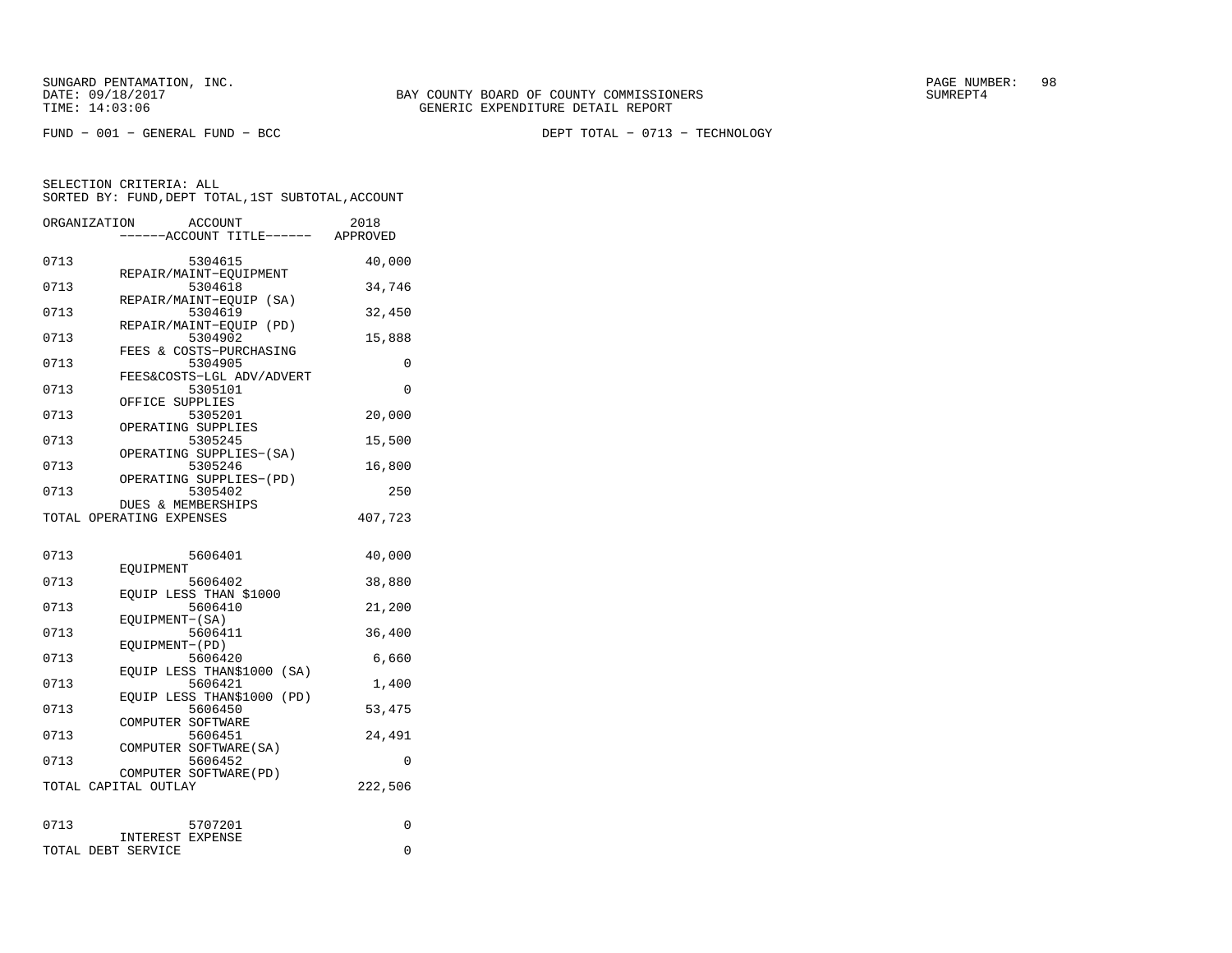SUNGARD PENTAMATION, INC.
DATE: 09/18/2017
TIME: 14:03:06

BAY COUNTY BOARD OF COUNTY COMMISSIONERS
GENERIC EXPENDITURE DETAIL REPORT

SUMREPT4

FUND − 001 − GENERAL FUND − BCC

DEPT TOTAL − 0713 − TECHNOLOGY

SELECTION CRITERIA: ALL
SORTED BY: FUND,DEPT TOTAL,1ST SUBTOTAL,ACCOUNT

| ORGANIZATION | ACCOUNT / ACCOUNT TITLE | 2018 APPROVED |
|---|---|---|
| 0713 | 5304615 REPAIR/MAINT−EQUIPMENT | 40,000 |
| 0713 | 5304618 REPAIR/MAINT−EQUIP (SA) | 34,746 |
| 0713 | 5304619 REPAIR/MAINT−EQUIP (PD) | 32,450 |
| 0713 | 5304902 FEES & COSTS−PURCHASING | 15,888 |
| 0713 | 5304905 FEES&COSTS−LGL ADV/ADVERT | 0 |
| 0713 | 5305101 OFFICE SUPPLIES | 0 |
| 0713 | 5305201 OPERATING SUPPLIES | 20,000 |
| 0713 | 5305245 OPERATING SUPPLIES−(SA) | 15,500 |
| 0713 | 5305246 OPERATING SUPPLIES−(PD) | 16,800 |
| 0713 | 5305402 DUES & MEMBERSHIPS | 250 |
| TOTAL OPERATING EXPENSES | | 407,723 |
| 0713 | 5606401 EQUIPMENT | 40,000 |
| 0713 | 5606402 EQUIP LESS THAN $1000 | 38,880 |
| 0713 | 5606410 EQUIPMENT−(SA) | 21,200 |
| 0713 | 5606411 EQUIPMENT−(PD) | 36,400 |
| 0713 | 5606420 EQUIP LESS THAN$1000 (SA) | 6,660 |
| 0713 | 5606421 EQUIP LESS THAN$1000 (PD) | 1,400 |
| 0713 | 5606450 COMPUTER SOFTWARE | 53,475 |
| 0713 | 5606451 COMPUTER SOFTWARE(SA) | 24,491 |
| 0713 | 5606452 COMPUTER SOFTWARE(PD) | 0 |
| TOTAL CAPITAL OUTLAY | | 222,506 |
| 0713 | 5707201 INTEREST EXPENSE | 0 |
| TOTAL DEBT SERVICE | | 0 |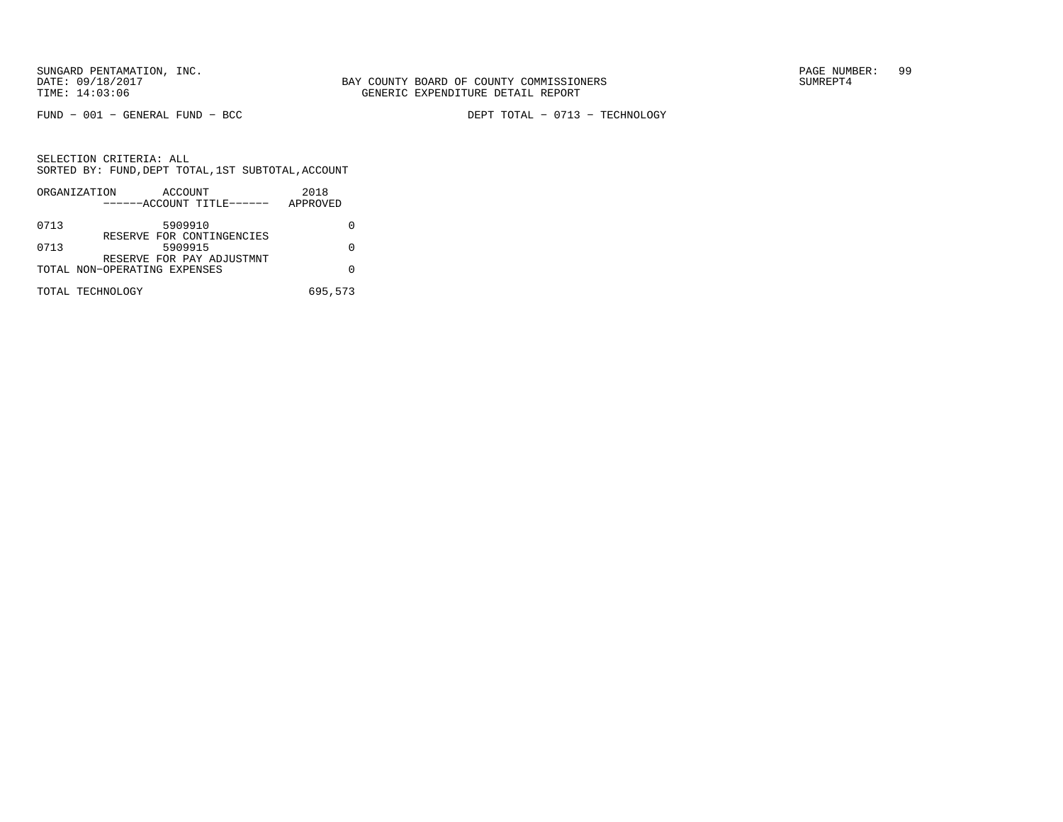SUNGARD PENTAMATION, INC.
DATE: 09/18/2017
TIME: 14:03:06

BAY COUNTY BOARD OF COUNTY COMMISSIONERS
GENERIC EXPENDITURE DETAIL REPORT

SUMREPT4

FUND - 001 - GENERAL FUND - BCC

DEPT TOTAL - 0713 - TECHNOLOGY

SELECTION CRITERIA: ALL
SORTED BY: FUND,DEPT TOTAL,1ST SUBTOTAL,ACCOUNT

| ORGANIZATION | ACCOUNT ------ACCOUNT TITLE------ | 2018 APPROVED |
|---|---|---|
| 0713 | 5909910 RESERVE FOR CONTINGENCIES | 0 |
| 0713 | 5909915 RESERVE FOR PAY ADJUSTMNT | 0 |
| TOTAL NON-OPERATING EXPENSES | | 0 |
| TOTAL TECHNOLOGY | | 695,573 |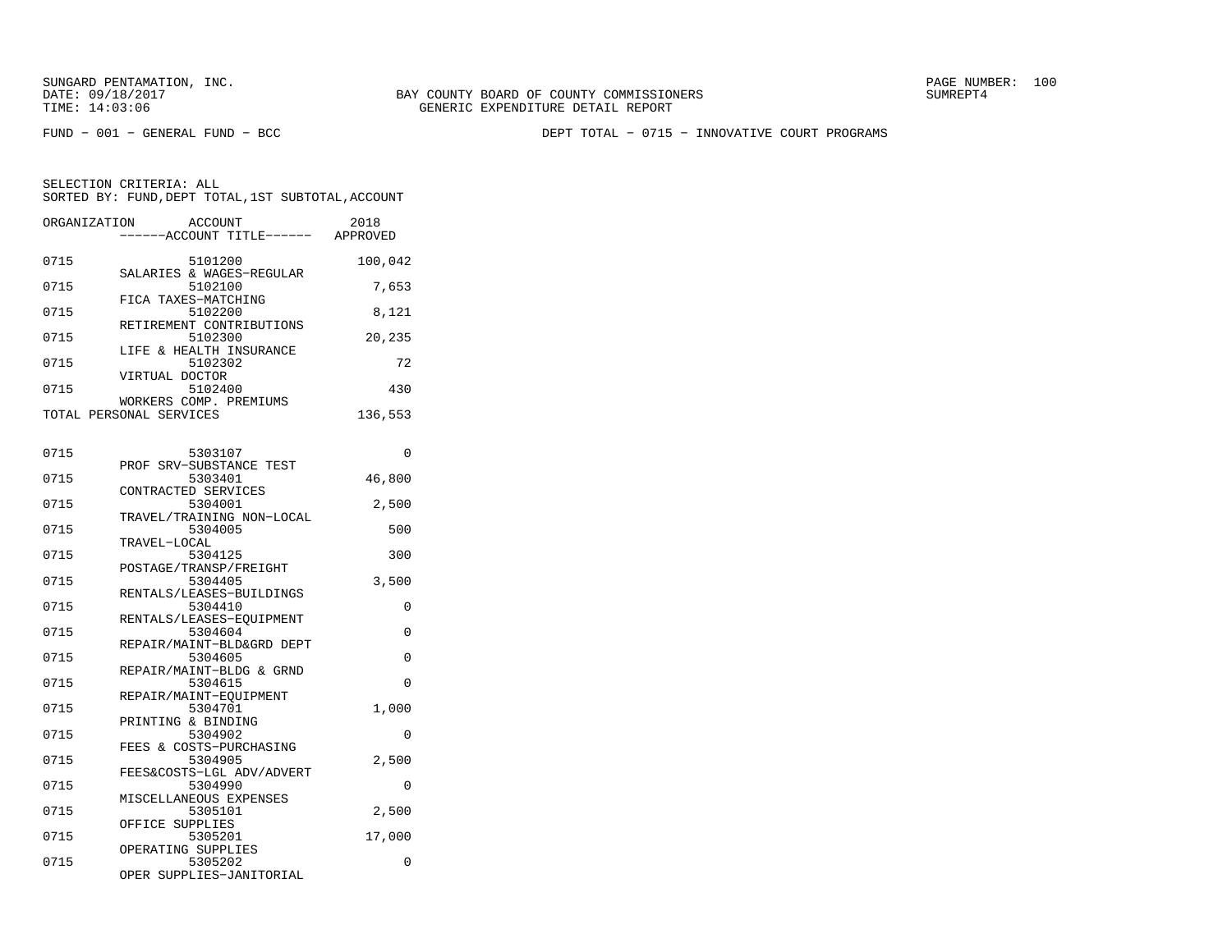SUNGARD PENTAMATION, INC.
DATE: 09/18/2017
TIME: 14:03:06

BAY COUNTY BOARD OF COUNTY COMMISSIONERS
GENERIC EXPENDITURE DETAIL REPORT

PAGE NUMBER: 100
SUMREPT4

FUND - 001 - GENERAL FUND - BCC

DEPT TOTAL - 0715 - INNOVATIVE COURT PROGRAMS

SELECTION CRITERIA: ALL
SORTED BY: FUND,DEPT TOTAL,1ST SUBTOTAL,ACCOUNT

| ORGANIZATION | ACCOUNT / ------ACCOUNT TITLE------ | 2018 APPROVED |
|---|---|---|
| 0715 | 5101200 SALARIES & WAGES-REGULAR | 100,042 |
| 0715 | 5102100 FICA TAXES-MATCHING | 7,653 |
| 0715 | 5102200 RETIREMENT CONTRIBUTIONS | 8,121 |
| 0715 | 5102300 LIFE & HEALTH INSURANCE | 20,235 |
| 0715 | 5102302 VIRTUAL DOCTOR | 72 |
| 0715 | 5102400 WORKERS COMP. PREMIUMS | 430 |
| TOTAL PERSONAL SERVICES | | 136,553 |
| 0715 | 5303107 PROF SRV-SUBSTANCE TEST | 0 |
| 0715 | 5303401 CONTRACTED SERVICES | 46,800 |
| 0715 | 5304001 TRAVEL/TRAINING NON-LOCAL | 2,500 |
| 0715 | 5304005 TRAVEL-LOCAL | 500 |
| 0715 | 5304125 POSTAGE/TRANSP/FREIGHT | 300 |
| 0715 | 5304405 RENTALS/LEASES-BUILDINGS | 3,500 |
| 0715 | 5304410 RENTALS/LEASES-EQUIPMENT | 0 |
| 0715 | 5304604 REPAIR/MAINT-BLD&GRD DEPT | 0 |
| 0715 | 5304605 REPAIR/MAINT-BLDG & GRND | 0 |
| 0715 | 5304615 REPAIR/MAINT-EQUIPMENT | 0 |
| 0715 | 5304701 PRINTING & BINDING | 1,000 |
| 0715 | 5304902 FEES & COSTS-PURCHASING | 0 |
| 0715 | 5304905 FEES&COSTS-LGL ADV/ADVERT | 2,500 |
| 0715 | 5304990 MISCELLANEOUS EXPENSES | 0 |
| 0715 | 5305101 OFFICE SUPPLIES | 2,500 |
| 0715 | 5305201 OPERATING SUPPLIES | 17,000 |
| 0715 | 5305202 OPER SUPPLIES-JANITORIAL | 0 |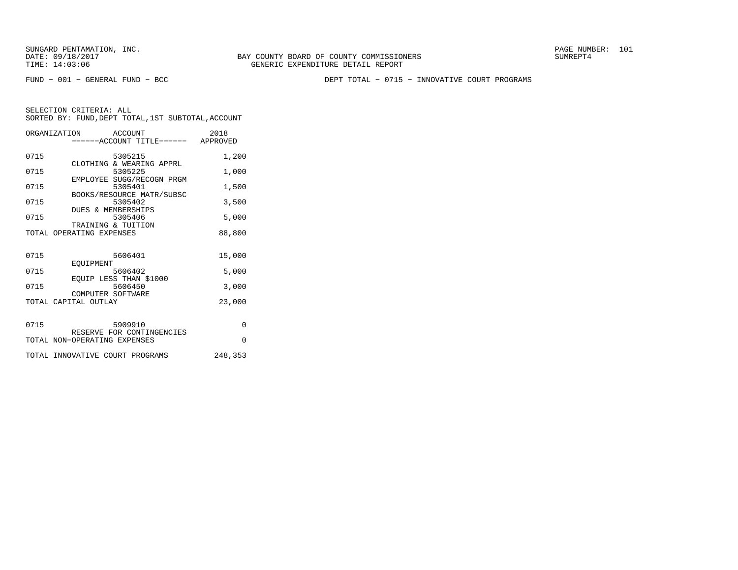SUNGARD PENTAMATION, INC.
DATE: 09/18/2017
TIME: 14:03:06

BAY COUNTY BOARD OF COUNTY COMMISSIONERS
GENERIC EXPENDITURE DETAIL REPORT

SUMREPT4

FUND - 001 - GENERAL FUND - BCC

DEPT TOTAL - 0715 - INNOVATIVE COURT PROGRAMS

SELECTION CRITERIA: ALL
SORTED BY: FUND,DEPT TOTAL,1ST SUBTOTAL,ACCOUNT

| ORGANIZATION | ACCOUNT ------ACCOUNT TITLE------ | 2018 APPROVED |
|---|---|---|
| 0715 | 5305215 CLOTHING & WEARING APPRL | 1,200 |
| 0715 | 5305225 EMPLOYEE SUGG/RECOGN PRGM | 1,000 |
| 0715 | 5305401 BOOKS/RESOURCE MATR/SUBSC | 1,500 |
| 0715 | 5305402 DUES & MEMBERSHIPS | 3,500 |
| 0715 | 5305406 TRAINING & TUITION | 5,000 |
| TOTAL OPERATING EXPENSES | | 88,800 |
| 0715 | 5606401 EQUIPMENT | 15,000 |
| 0715 | 5606402 EQUIP LESS THAN $1000 | 5,000 |
| 0715 | 5606450 COMPUTER SOFTWARE | 3,000 |
| TOTAL CAPITAL OUTLAY | | 23,000 |
| 0715 | 5909910 RESERVE FOR CONTINGENCIES | 0 |
| TOTAL NON-OPERATING EXPENSES | | 0 |
| TOTAL INNOVATIVE COURT PROGRAMS | | 248,353 |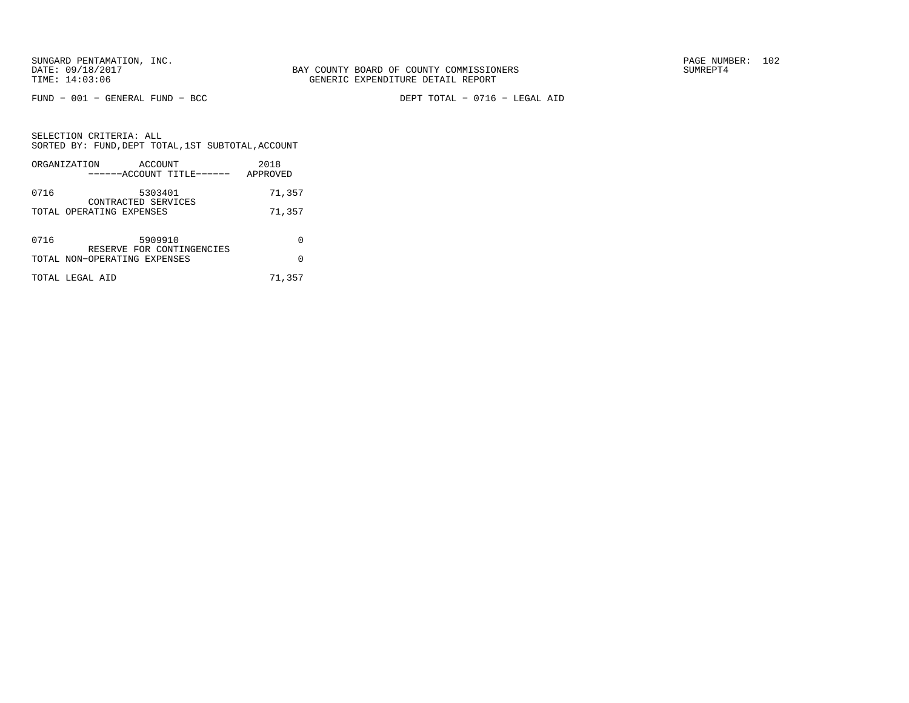BAY COUNTY BOARD OF COUNTY COMMISSIONERS
GENERIC EXPENDITURE DETAIL REPORT

FUND − 001 − GENERAL FUND − BCC

DEPT TOTAL − 0716 − LEGAL AID

SELECTION CRITERIA: ALL
SORTED BY: FUND,DEPT TOTAL,1ST SUBTOTAL,ACCOUNT

| ORGANIZATION | ACCOUNT ------ACCOUNT TITLE------ | 2018 APPROVED |
|---|---|---|
| 0716 | 5303401 CONTRACTED SERVICES | 71,357 |
| TOTAL OPERATING EXPENSES | | 71,357 |
| 0716 | 5909910 RESERVE FOR CONTINGENCIES | 0 |
| TOTAL NON−OPERATING EXPENSES | | 0 |
| TOTAL LEGAL AID | | 71,357 |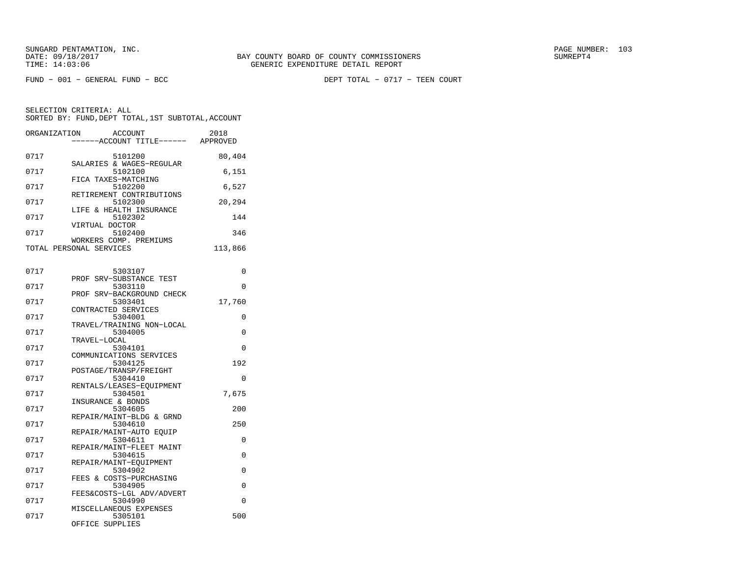BAY COUNTY BOARD OF COUNTY COMMISSIONERS
GENERIC EXPENDITURE DETAIL REPORT

FUND - 001 - GENERAL FUND - BCC

DEPT TOTAL - 0717 - TEEN COURT

SELECTION CRITERIA: ALL
SORTED BY: FUND,DEPT TOTAL,1ST SUBTOTAL,ACCOUNT

| ORGANIZATION | ACCOUNT | ------ACCOUNT TITLE------ | 2018 APPROVED |
|---|---|---|---|
| 0717 | 5101200 | SALARIES & WAGES-REGULAR | 80,404 |
| 0717 | 5102100 | FICA TAXES-MATCHING | 6,151 |
| 0717 | 5102200 | RETIREMENT CONTRIBUTIONS | 6,527 |
| 0717 | 5102300 | LIFE & HEALTH INSURANCE | 20,294 |
| 0717 | 5102302 | VIRTUAL DOCTOR | 144 |
| 0717 | 5102400 | WORKERS COMP. PREMIUMS | 346 |
| TOTAL PERSONAL SERVICES | | | 113,866 |
| 0717 | 5303107 | PROF SRV-SUBSTANCE TEST | 0 |
| 0717 | 5303110 | PROF SRV-BACKGROUND CHECK | 0 |
| 0717 | 5303401 | CONTRACTED SERVICES | 17,760 |
| 0717 | 5304001 | TRAVEL/TRAINING NON-LOCAL | 0 |
| 0717 | 5304005 | TRAVEL-LOCAL | 0 |
| 0717 | 5304101 | COMMUNICATIONS SERVICES | 0 |
| 0717 | 5304125 | POSTAGE/TRANSP/FREIGHT | 192 |
| 0717 | 5304410 | RENTALS/LEASES-EQUIPMENT | 0 |
| 0717 | 5304501 | INSURANCE & BONDS | 7,675 |
| 0717 | 5304605 | REPAIR/MAINT-BLDG & GRND | 200 |
| 0717 | 5304610 | REPAIR/MAINT-AUTO EQUIP | 250 |
| 0717 | 5304611 | REPAIR/MAINT-FLEET MAINT | 0 |
| 0717 | 5304615 | REPAIR/MAINT-EQUIPMENT | 0 |
| 0717 | 5304902 | FEES & COSTS-PURCHASING | 0 |
| 0717 | 5304905 | FEES&COSTS-LGL ADV/ADVERT | 0 |
| 0717 | 5304990 | MISCELLANEOUS EXPENSES | 0 |
| 0717 | 5305101 | OFFICE SUPPLIES | 500 |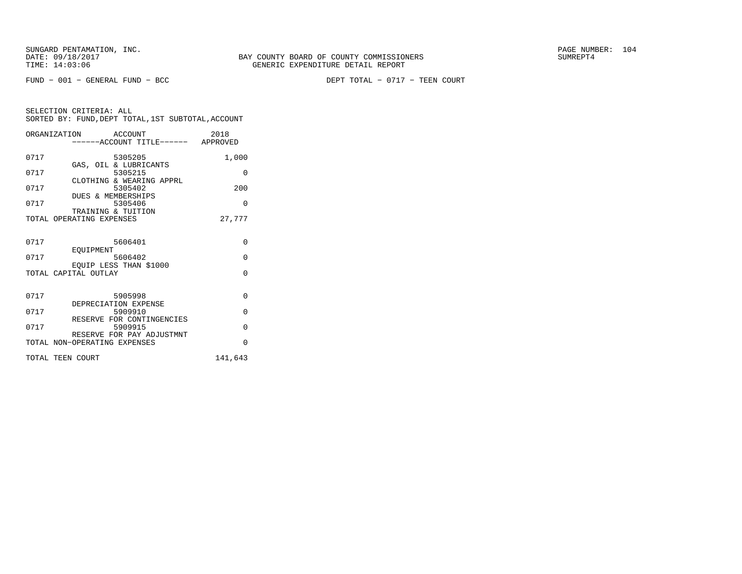SUNGARD PENTAMATION, INC.
DATE: 09/18/2017
TIME: 14:03:06

BAY COUNTY BOARD OF COUNTY COMMISSIONERS
GENERIC EXPENDITURE DETAIL REPORT

SUMREPT4

FUND − 001 − GENERAL FUND − BCC

DEPT TOTAL − 0717 − TEEN COURT

SELECTION CRITERIA: ALL
SORTED BY: FUND,DEPT TOTAL,1ST SUBTOTAL,ACCOUNT

| ORGANIZATION | ACCOUNT ------ACCOUNT TITLE------ | 2018 APPROVED |
|---|---|---|
| 0717 | 5305205 GAS, OIL & LUBRICANTS | 1,000 |
| 0717 | 5305215 CLOTHING & WEARING APPRL | 0 |
| 0717 | 5305402 DUES & MEMBERSHIPS | 200 |
| 0717 | 5305406 TRAINING & TUITION | 0 |
| TOTAL OPERATING EXPENSES | | 27,777 |
| 0717 | 5606401 EQUIPMENT | 0 |
| 0717 | 5606402 EQUIP LESS THAN $1000 | 0 |
| TOTAL CAPITAL OUTLAY | | 0 |
| 0717 | 5905998 DEPRECIATION EXPENSE | 0 |
| 0717 | 5909910 RESERVE FOR CONTINGENCIES | 0 |
| 0717 | 5909915 RESERVE FOR PAY ADJUSTMNT | 0 |
| TOTAL NON−OPERATING EXPENSES | | 0 |
| TOTAL TEEN COURT | | 141,643 |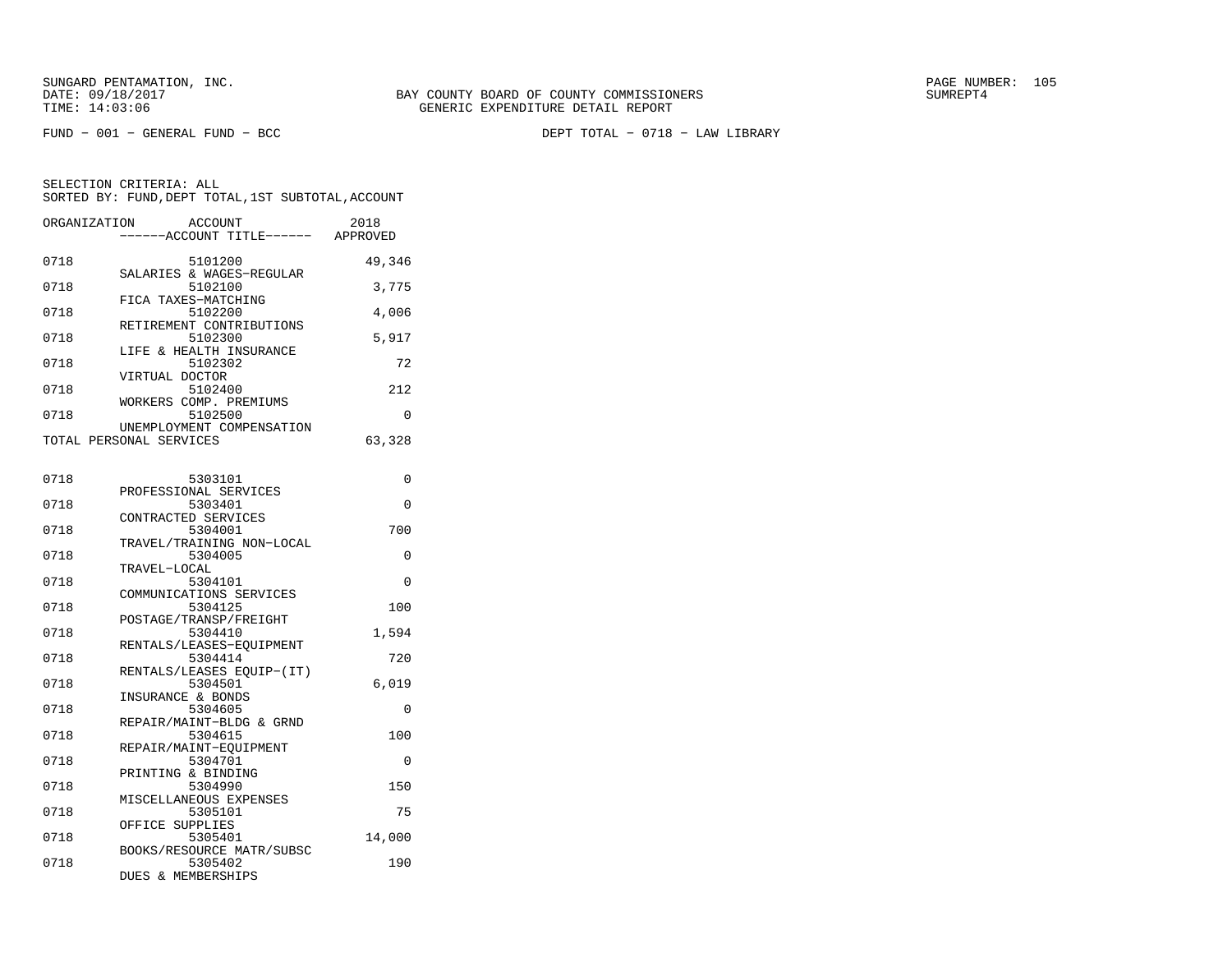SUNGARD PENTAMATION, INC.
DATE: 09/18/2017
TIME: 14:03:06

BAY COUNTY BOARD OF COUNTY COMMISSIONERS
GENERIC EXPENDITURE DETAIL REPORT

SUMREPT4

FUND - 001 - GENERAL FUND - BCC

DEPT TOTAL - 0718 - LAW LIBRARY

SELECTION CRITERIA: ALL
SORTED BY: FUND,DEPT TOTAL,1ST SUBTOTAL,ACCOUNT

| ORGANIZATION | ACCOUNT / ------ACCOUNT TITLE------ | 2018 APPROVED |
|---|---|---|
| 0718 | 5101200 SALARIES & WAGES-REGULAR | 49,346 |
| 0718 | 5102100 FICA TAXES-MATCHING | 3,775 |
| 0718 | 5102200 RETIREMENT CONTRIBUTIONS | 4,006 |
| 0718 | 5102300 LIFE & HEALTH INSURANCE | 5,917 |
| 0718 | 5102302 VIRTUAL DOCTOR | 72 |
| 0718 | 5102400 WORKERS COMP. PREMIUMS | 212 |
| 0718 | 5102500 UNEMPLOYMENT COMPENSATION | 0 |
| TOTAL PERSONAL SERVICES | | 63,328 |
| 0718 | 5303101 PROFESSIONAL SERVICES | 0 |
| 0718 | 5303401 CONTRACTED SERVICES | 0 |
| 0718 | 5304001 TRAVEL/TRAINING NON-LOCAL | 700 |
| 0718 | 5304005 TRAVEL-LOCAL | 0 |
| 0718 | 5304101 COMMUNICATIONS SERVICES | 0 |
| 0718 | 5304125 POSTAGE/TRANSP/FREIGHT | 100 |
| 0718 | 5304410 RENTALS/LEASES-EQUIPMENT | 1,594 |
| 0718 | 5304414 RENTALS/LEASES EQUIP-(IT) | 720 |
| 0718 | 5304501 INSURANCE & BONDS | 6,019 |
| 0718 | 5304605 REPAIR/MAINT-BLDG & GRND | 0 |
| 0718 | 5304615 REPAIR/MAINT-EQUIPMENT | 100 |
| 0718 | 5304701 PRINTING & BINDING | 0 |
| 0718 | 5304990 MISCELLANEOUS EXPENSES | 150 |
| 0718 | 5305101 OFFICE SUPPLIES | 75 |
| 0718 | 5305401 BOOKS/RESOURCE MATR/SUBSC | 14,000 |
| 0718 | 5305402 DUES & MEMBERSHIPS | 190 |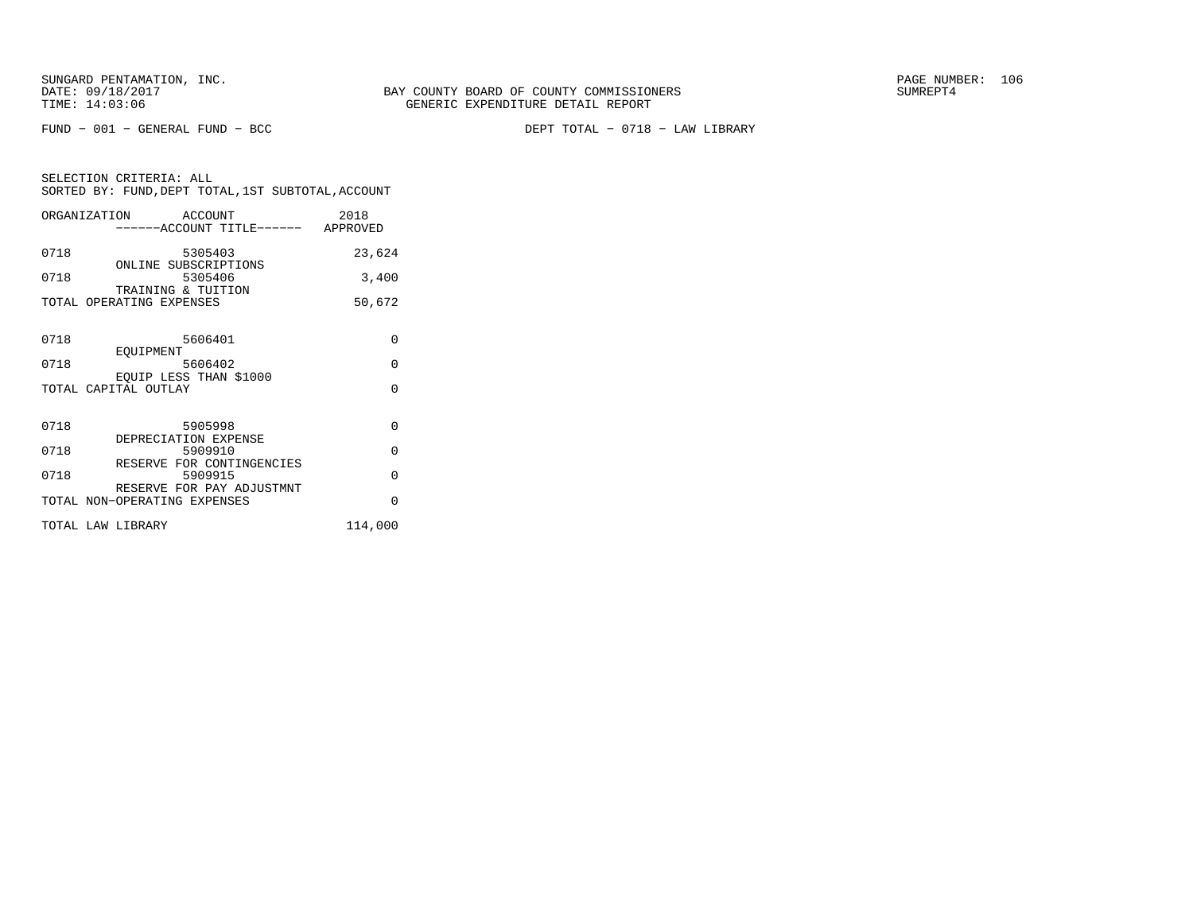SUNGARD PENTAMATION, INC.
DATE: 09/18/2017
TIME: 14:03:06

BAY COUNTY BOARD OF COUNTY COMMISSIONERS
GENERIC EXPENDITURE DETAIL REPORT

PAGE NUMBER: 106
SUMREPT4

FUND − 001 − GENERAL FUND − BCC

DEPT TOTAL − 0718 − LAW LIBRARY

SELECTION CRITERIA: ALL
SORTED BY: FUND,DEPT TOTAL,1ST SUBTOTAL,ACCOUNT

| ORGANIZATION | ACCOUNT ------ACCOUNT TITLE------ | 2018 APPROVED |
|---|---|---|
| 0718 | 5305403 ONLINE SUBSCRIPTIONS | 23,624 |
| 0718 | 5305406 TRAINING & TUITION | 3,400 |
| TOTAL OPERATING EXPENSES | | 50,672 |
| 0718 | 5606401 EQUIPMENT | 0 |
| 0718 | 5606402 EQUIP LESS THAN $1000 | 0 |
| TOTAL CAPITAL OUTLAY | | 0 |
| 0718 | 5905998 DEPRECIATION EXPENSE | 0 |
| 0718 | 5909910 RESERVE FOR CONTINGENCIES | 0 |
| 0718 | 5909915 RESERVE FOR PAY ADJUSTMNT | 0 |
| TOTAL NON−OPERATING EXPENSES | | 0 |
| TOTAL LAW LIBRARY | | 114,000 |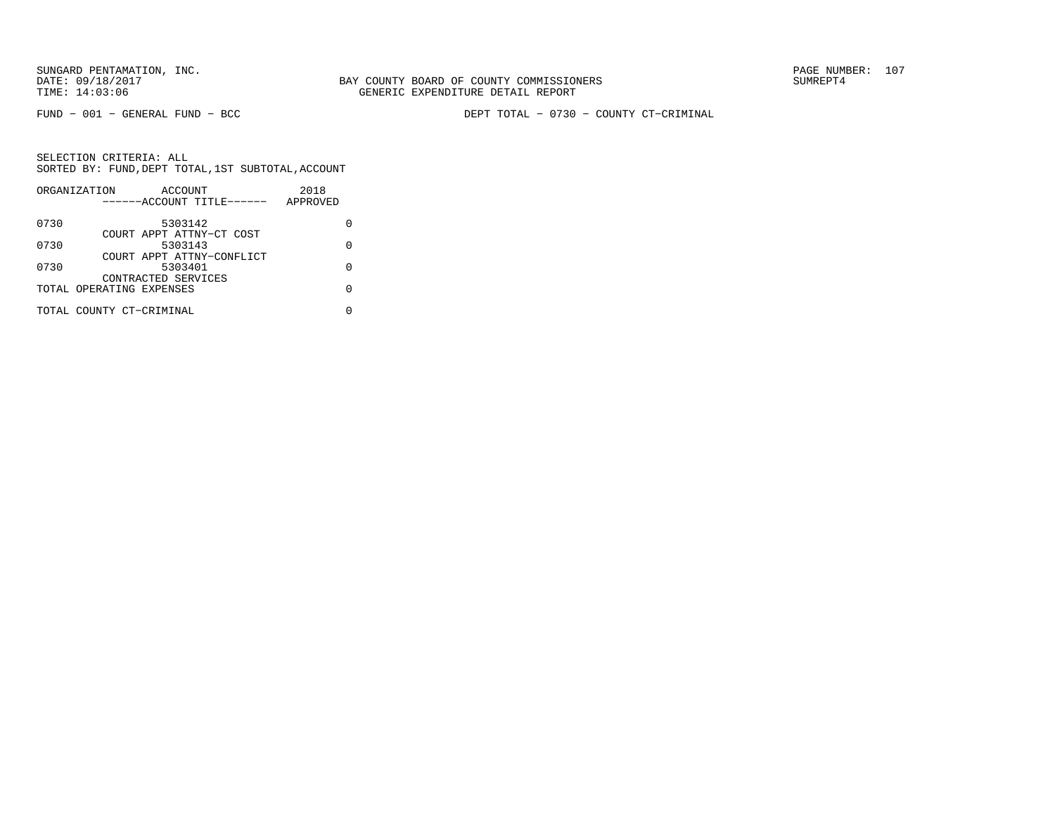BAY COUNTY BOARD OF COUNTY COMMISSIONERS
GENERIC EXPENDITURE DETAIL REPORT

FUND − 001 − GENERAL FUND − BCC

DEPT TOTAL − 0730 − COUNTY CT−CRIMINAL

SELECTION CRITERIA: ALL
SORTED BY: FUND,DEPT TOTAL,1ST SUBTOTAL,ACCOUNT

| ORGANIZATION | ACCOUNT / ------ACCOUNT TITLE------ | 2018 APPROVED |
|---|---|---|
| 0730 | 5303142<br>COURT APPT ATTNY−CT COST | 0 |
| 0730 | 5303143<br>COURT APPT ATTNY−CONFLICT | 0 |
| 0730 | 5303401<br>CONTRACTED SERVICES | 0 |
| TOTAL OPERATING EXPENSES | | 0 |
| TOTAL COUNTY CT−CRIMINAL | | 0 |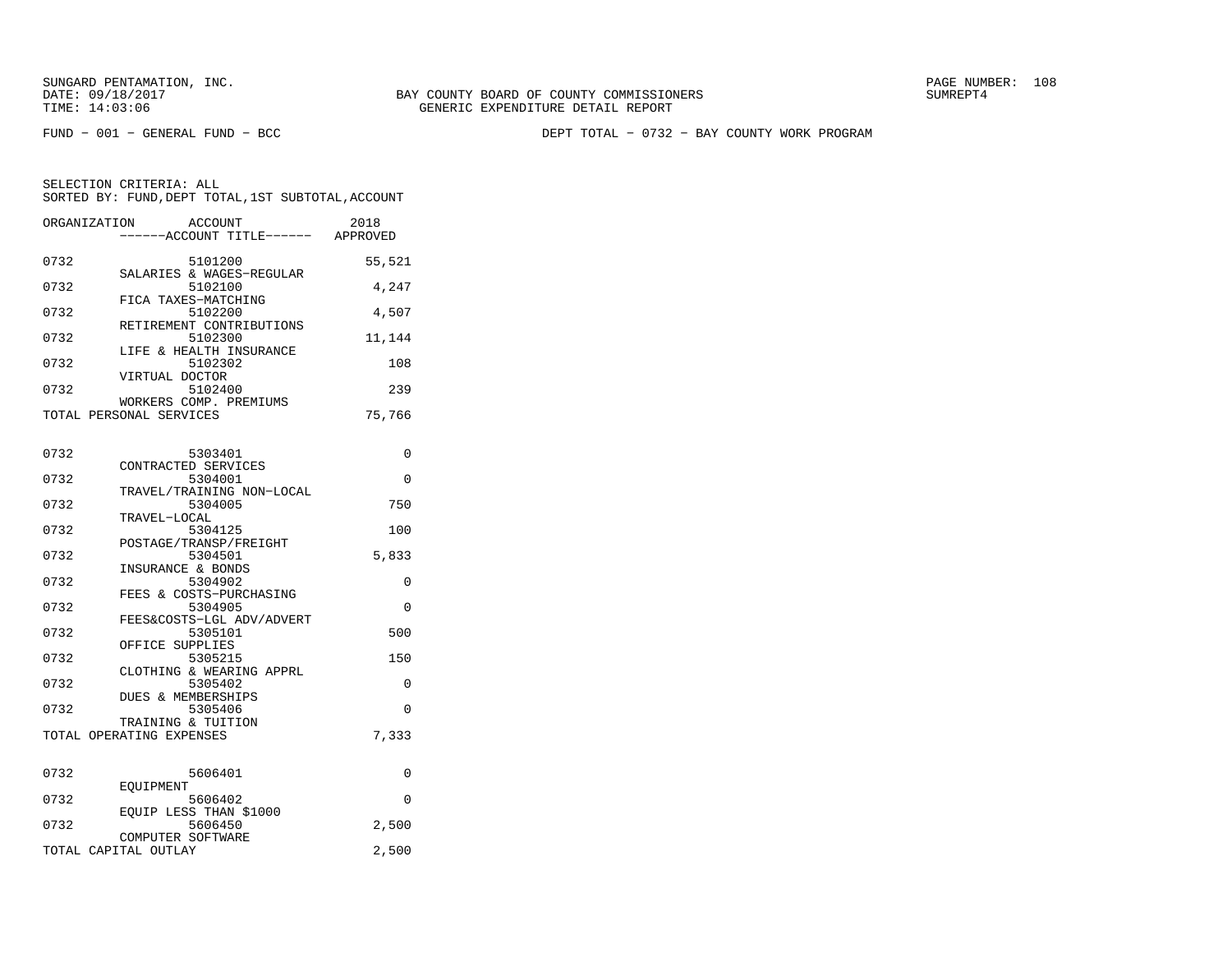SUNGARD PENTAMATION, INC.
DATE: 09/18/2017
TIME: 14:03:06

BAY COUNTY BOARD OF COUNTY COMMISSIONERS
GENERIC EXPENDITURE DETAIL REPORT

PAGE NUMBER: 108
SUMREPT4

FUND − 001 − GENERAL FUND − BCC

DEPT TOTAL − 0732 − BAY COUNTY WORK PROGRAM

SELECTION CRITERIA: ALL
SORTED BY: FUND,DEPT TOTAL,1ST SUBTOTAL,ACCOUNT

| ORGANIZATION | ACCOUNT / ------ACCOUNT TITLE------ | 2018 APPROVED |
|---|---|---|
| 0732 | 5101200 SALARIES & WAGES−REGULAR | 55,521 |
| 0732 | 5102100 FICA TAXES−MATCHING | 4,247 |
| 0732 | 5102200 RETIREMENT CONTRIBUTIONS | 4,507 |
| 0732 | 5102300 LIFE & HEALTH INSURANCE | 11,144 |
| 0732 | 5102302 VIRTUAL DOCTOR | 108 |
| 0732 | 5102400 WORKERS COMP. PREMIUMS | 239 |
| TOTAL PERSONAL SERVICES | | 75,766 |
| 0732 | 5303401 CONTRACTED SERVICES | 0 |
| 0732 | 5304001 TRAVEL/TRAINING NON−LOCAL | 0 |
| 0732 | 5304005 TRAVEL−LOCAL | 750 |
| 0732 | 5304125 POSTAGE/TRANSP/FREIGHT | 100 |
| 0732 | 5304501 INSURANCE & BONDS | 5,833 |
| 0732 | 5304902 FEES & COSTS−PURCHASING | 0 |
| 0732 | 5304905 FEES&COSTS−LGL ADV/ADVERT | 0 |
| 0732 | 5305101 OFFICE SUPPLIES | 500 |
| 0732 | 5305215 CLOTHING & WEARING APPRL | 150 |
| 0732 | 5305402 DUES & MEMBERSHIPS | 0 |
| 0732 | 5305406 TRAINING & TUITION | 0 |
| TOTAL OPERATING EXPENSES | | 7,333 |
| 0732 | 5606401 EQUIPMENT | 0 |
| 0732 | 5606402 EQUIP LESS THAN $1000 | 0 |
| 0732 | 5606450 COMPUTER SOFTWARE | 2,500 |
| TOTAL CAPITAL OUTLAY | | 2,500 |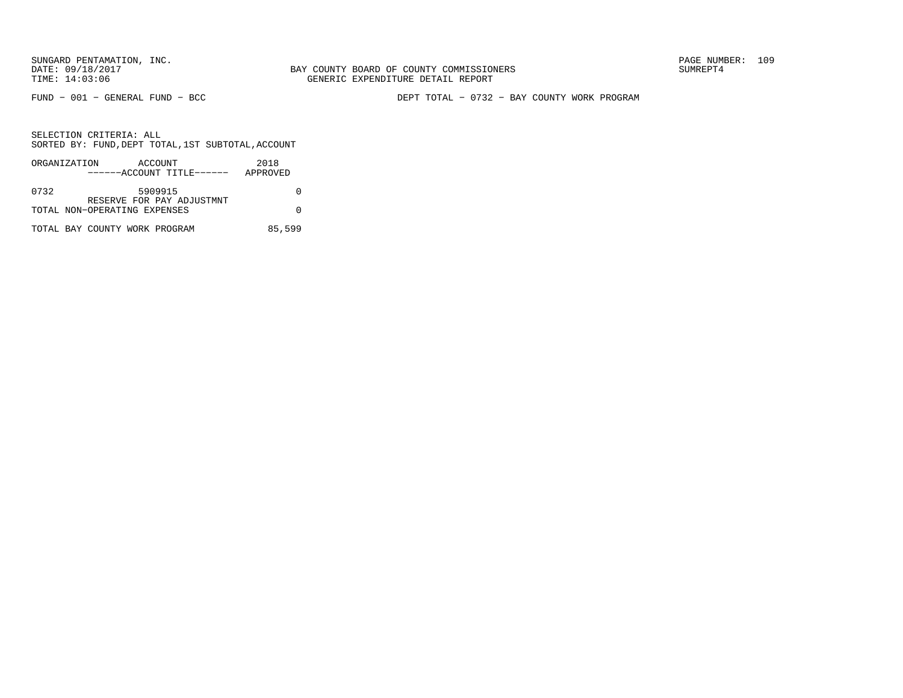FUND − 001 − GENERAL FUND − BCC

DEPT TOTAL − 0732 − BAY COUNTY WORK PROGRAM

SELECTION CRITERIA: ALL
SORTED BY: FUND,DEPT TOTAL,1ST SUBTOTAL,ACCOUNT

| ORGANIZATION | ACCOUNT / ------ACCOUNT TITLE------ | 2018 APPROVED |
|---|---|---|
| 0732 | 5909915 RESERVE FOR PAY ADJUSTMNT | 0 |
| TOTAL NON−OPERATING EXPENSES | | 0 |
| TOTAL BAY COUNTY WORK PROGRAM | | 85,599 |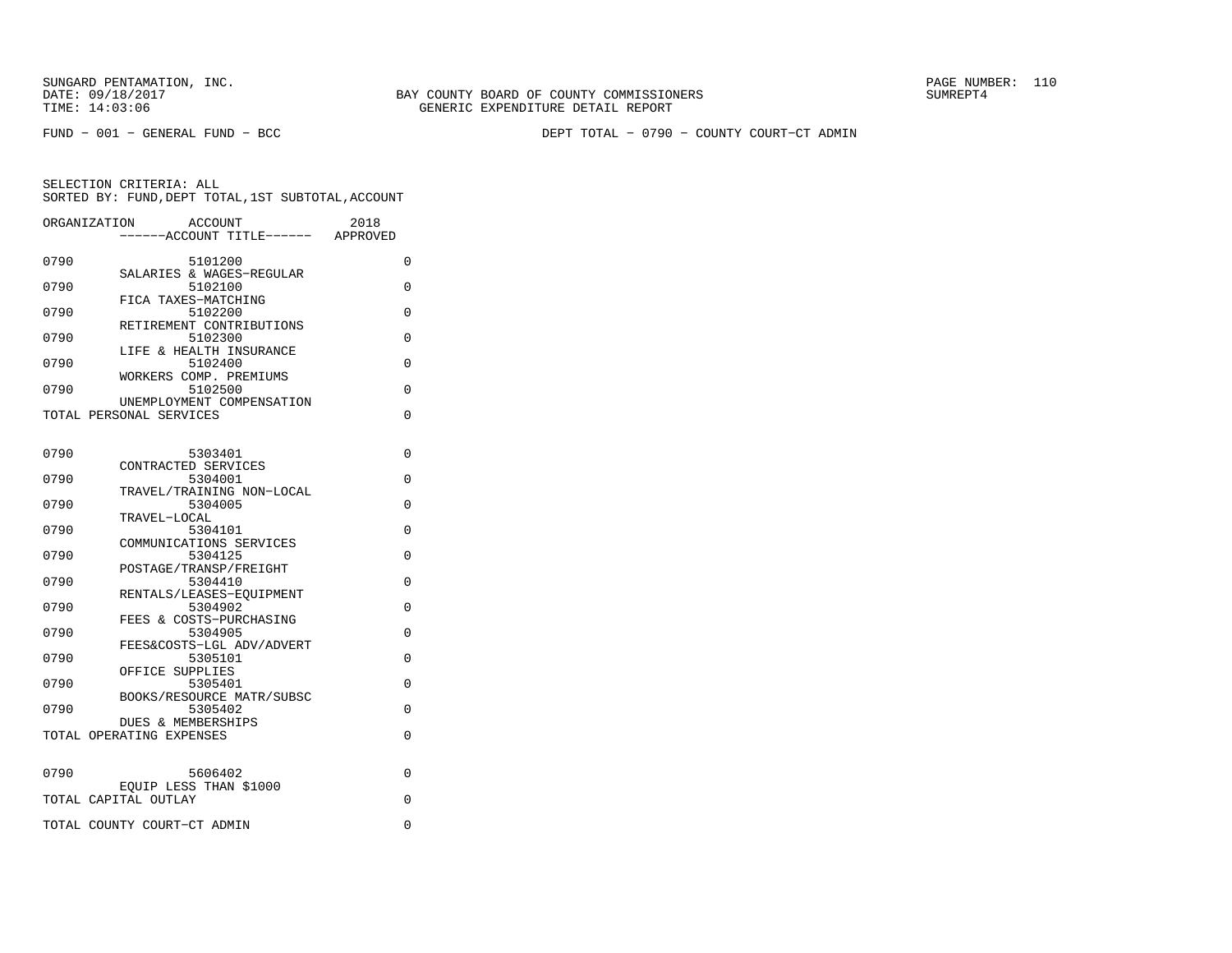SUNGARD PENTAMATION, INC.
DATE: 09/18/2017
TIME: 14:03:06

BAY COUNTY BOARD OF COUNTY COMMISSIONERS
GENERIC EXPENDITURE DETAIL REPORT

SUMREPT4

FUND - 001 - GENERAL FUND - BCC

DEPT TOTAL - 0790 - COUNTY COURT-CT ADMIN

SELECTION CRITERIA: ALL
SORTED BY: FUND,DEPT TOTAL,1ST SUBTOTAL,ACCOUNT

| ORGANIZATION | ACCOUNT ------ACCOUNT TITLE------ | 2018 APPROVED |
|---|---|---|
| 0790 | 5101200 SALARIES & WAGES-REGULAR | 0 |
| 0790 | 5102100 FICA TAXES-MATCHING | 0 |
| 0790 | 5102200 RETIREMENT CONTRIBUTIONS | 0 |
| 0790 | 5102300 LIFE & HEALTH INSURANCE | 0 |
| 0790 | 5102400 WORKERS COMP. PREMIUMS | 0 |
| 0790 | 5102500 UNEMPLOYMENT COMPENSATION | 0 |
| TOTAL PERSONAL SERVICES | | 0 |
| 0790 | 5303401 CONTRACTED SERVICES | 0 |
| 0790 | 5304001 TRAVEL/TRAINING NON-LOCAL | 0 |
| 0790 | 5304005 TRAVEL-LOCAL | 0 |
| 0790 | 5304101 COMMUNICATIONS SERVICES | 0 |
| 0790 | 5304125 POSTAGE/TRANSP/FREIGHT | 0 |
| 0790 | 5304410 RENTALS/LEASES-EQUIPMENT | 0 |
| 0790 | 5304902 FEES & COSTS-PURCHASING | 0 |
| 0790 | 5304905 FEES&COSTS-LGL ADV/ADVERT | 0 |
| 0790 | 5305101 OFFICE SUPPLIES | 0 |
| 0790 | 5305401 BOOKS/RESOURCE MATR/SUBSC | 0 |
| 0790 | 5305402 DUES & MEMBERSHIPS | 0 |
| TOTAL OPERATING EXPENSES | | 0 |
| 0790 | 5606402 EQUIP LESS THAN $1000 | 0 |
| TOTAL CAPITAL OUTLAY | | 0 |
| TOTAL COUNTY COURT-CT ADMIN | | 0 |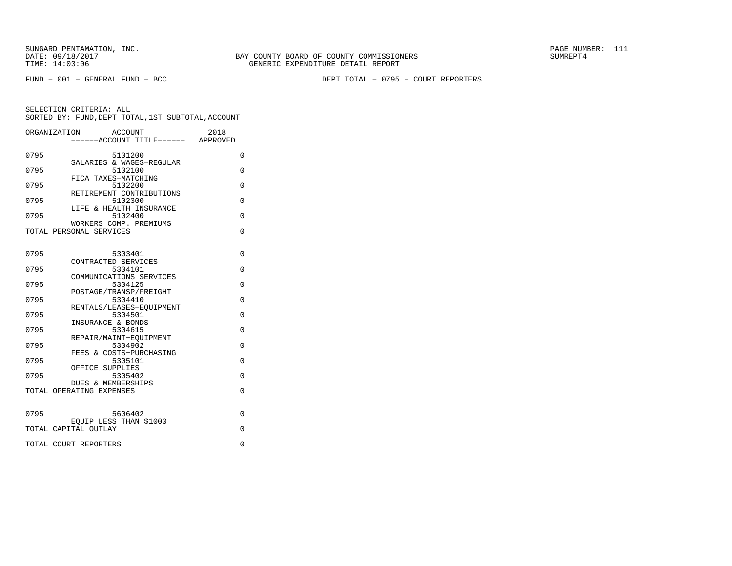SUNGARD PENTAMATION, INC.
DATE: 09/18/2017
TIME: 14:03:06

BAY COUNTY BOARD OF COUNTY COMMISSIONERS
GENERIC EXPENDITURE DETAIL REPORT

SUMREPT4

FUND - 001 - GENERAL FUND - BCC

DEPT TOTAL - 0795 - COURT REPORTERS

SELECTION CRITERIA: ALL
SORTED BY: FUND,DEPT TOTAL,1ST SUBTOTAL,ACCOUNT

| ORGANIZATION | ACCOUNT ------ACCOUNT TITLE------ | 2018 APPROVED |
|---|---|---|
| 0795 | 5101200 SALARIES & WAGES-REGULAR | 0 |
| 0795 | 5102100 FICA TAXES-MATCHING | 0 |
| 0795 | 5102200 RETIREMENT CONTRIBUTIONS | 0 |
| 0795 | 5102300 LIFE & HEALTH INSURANCE | 0 |
| 0795 | 5102400 WORKERS COMP. PREMIUMS | 0 |
| TOTAL PERSONAL SERVICES | | 0 |
| 0795 | 5303401 CONTRACTED SERVICES | 0 |
| 0795 | 5304101 COMMUNICATIONS SERVICES | 0 |
| 0795 | 5304125 POSTAGE/TRANSP/FREIGHT | 0 |
| 0795 | 5304410 RENTALS/LEASES-EQUIPMENT | 0 |
| 0795 | 5304501 INSURANCE & BONDS | 0 |
| 0795 | 5304615 REPAIR/MAINT-EQUIPMENT | 0 |
| 0795 | 5304902 FEES & COSTS-PURCHASING | 0 |
| 0795 | 5305101 OFFICE SUPPLIES | 0 |
| 0795 | 5305402 DUES & MEMBERSHIPS | 0 |
| TOTAL OPERATING EXPENSES | | 0 |
| 0795 | 5606402 EQUIP LESS THAN $1000 | 0 |
| TOTAL CAPITAL OUTLAY | | 0 |
| TOTAL COURT REPORTERS | | 0 |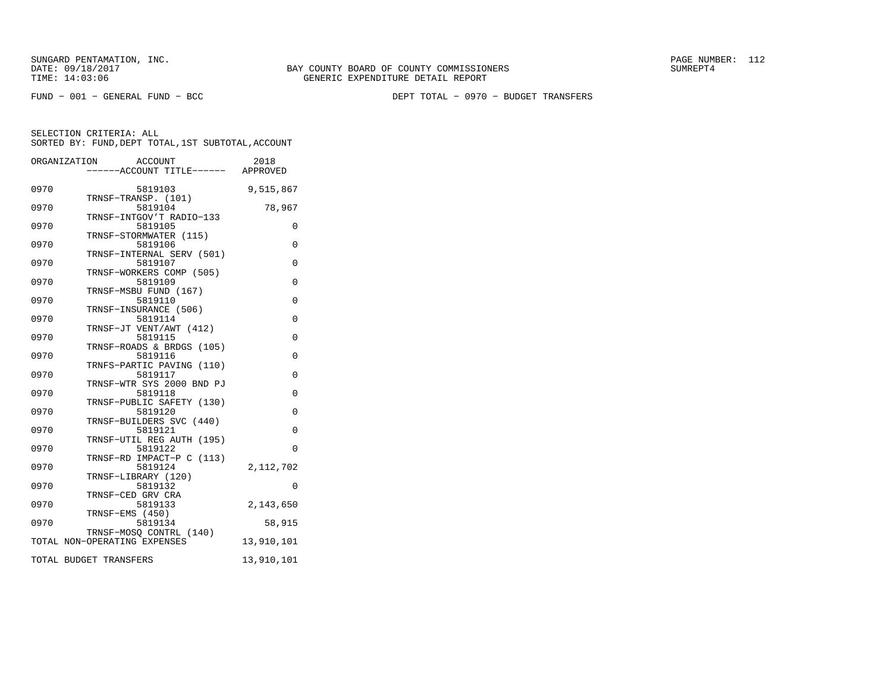FUND − 001 − GENERAL FUND − BCC

DEPT TOTAL − 0970 − BUDGET TRANSFERS

SELECTION CRITERIA: ALL
SORTED BY: FUND,DEPT TOTAL,1ST SUBTOTAL,ACCOUNT

| ORGANIZATION | ACCOUNT / ------ACCOUNT TITLE------ | 2018 APPROVED |
|---|---|---|
| 0970 | 5819103 TRNSF−TRANSP. (101) | 9,515,867 |
| 0970 | 5819104 TRNSF−INTGOV'T RADIO−133 | 78,967 |
| 0970 | 5819105 TRNSF−STORMWATER (115) | 0 |
| 0970 | 5819106 TRNSF−INTERNAL SERV (501) | 0 |
| 0970 | 5819107 TRNSF−WORKERS COMP (505) | 0 |
| 0970 | 5819109 TRNSF−MSBU FUND (167) | 0 |
| 0970 | 5819110 TRNSF−INSURANCE (506) | 0 |
| 0970 | 5819114 TRNSF−JT VENT/AWT (412) | 0 |
| 0970 | 5819115 TRNSF−ROADS & BRDGS (105) | 0 |
| 0970 | 5819116 TRNFS−PARTIC PAVING (110) | 0 |
| 0970 | 5819117 TRNSF−WTR SYS 2000 BND PJ | 0 |
| 0970 | 5819118 TRNSF−PUBLIC SAFETY (130) | 0 |
| 0970 | 5819120 TRNSF−BUILDERS SVC (440) | 0 |
| 0970 | 5819121 TRNSF−UTIL REG AUTH (195) | 0 |
| 0970 | 5819122 TRNSF−RD IMPACT−P C (113) | 0 |
| 0970 | 5819124 TRNSF−LIBRARY (120) | 2,112,702 |
| 0970 | 5819132 TRNSF−CED GRV CRA | 0 |
| 0970 | 5819133 TRNSF−EMS (450) | 2,143,650 |
| 0970 | 5819134 TRNSF−MOSQ CONTRL (140) | 58,915 |
| TOTAL NON−OPERATING EXPENSES | | 13,910,101 |
| TOTAL BUDGET TRANSFERS | | 13,910,101 |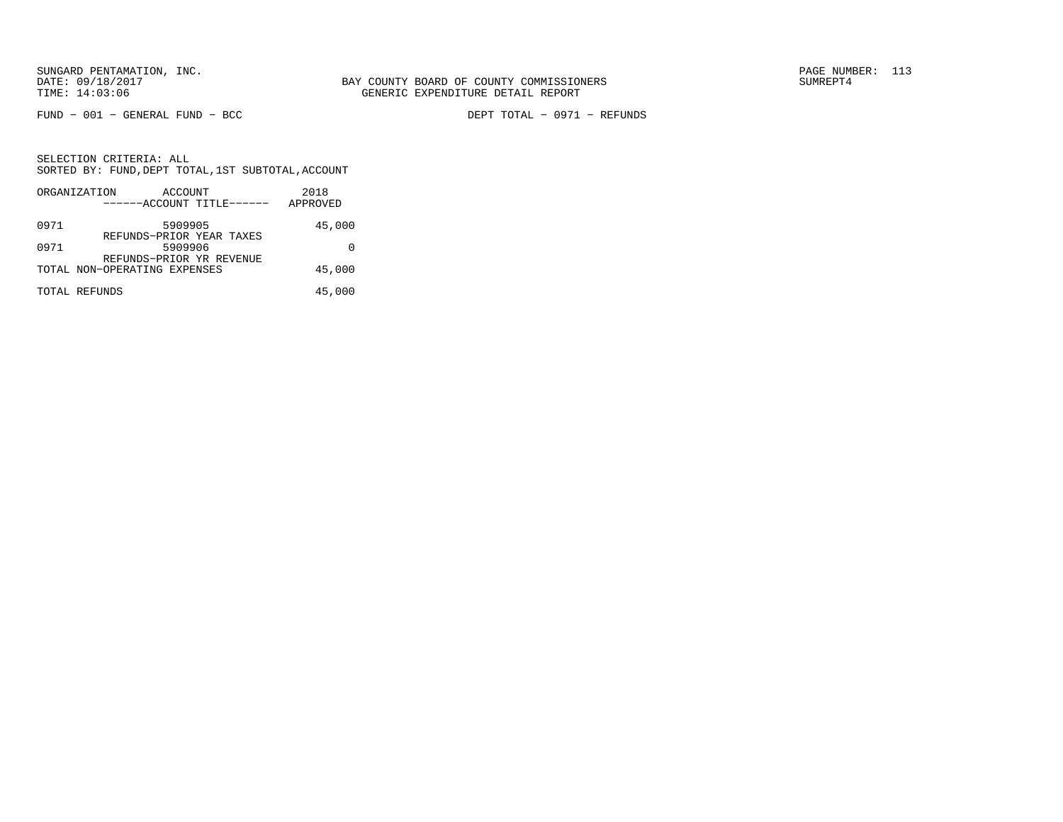SUNGARD PENTAMATION, INC.
DATE: 09/18/2017
TIME: 14:03:06

BAY COUNTY BOARD OF COUNTY COMMISSIONERS
GENERIC EXPENDITURE DETAIL REPORT

SUMREPT4

FUND - 001 - GENERAL FUND - BCC

DEPT TOTAL - 0971 - REFUNDS

SELECTION CRITERIA: ALL
SORTED BY: FUND,DEPT TOTAL,1ST SUBTOTAL,ACCOUNT

| ORGANIZATION | ACCOUNT / ------ACCOUNT TITLE------ | 2018 APPROVED |
|---|---|---|
| 0971 | 5909905 REFUNDS-PRIOR YEAR TAXES | 45,000 |
| 0971 | 5909906 REFUNDS-PRIOR YR REVENUE | 0 |
| TOTAL NON-OPERATING EXPENSES | | 45,000 |
| TOTAL REFUNDS | | 45,000 |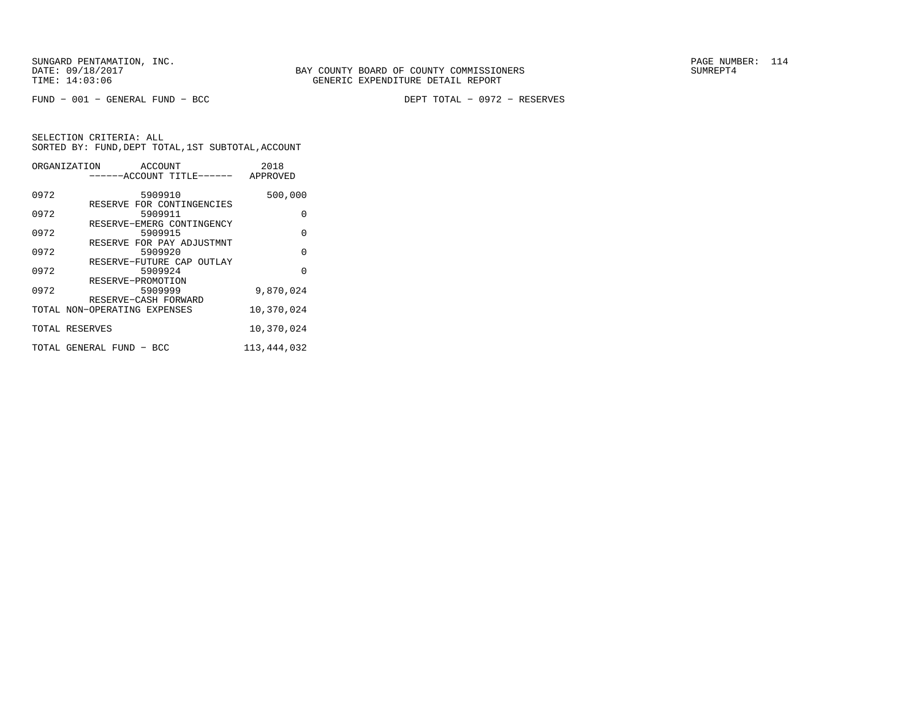SUNGARD PENTAMATION, INC.
DATE: 09/18/2017
TIME: 14:03:06

BAY COUNTY BOARD OF COUNTY COMMISSIONERS
GENERIC EXPENDITURE DETAIL REPORT

PAGE NUMBER: 114
SUMREPT4

FUND − 001 − GENERAL FUND − BCC

DEPT TOTAL − 0972 − RESERVES

SELECTION CRITERIA: ALL
SORTED BY: FUND,DEPT TOTAL,1ST SUBTOTAL,ACCOUNT

| ORGANIZATION | ACCOUNT ------ACCOUNT TITLE------ | 2018 APPROVED |
|---|---|---|
| 0972 | 5909910 RESERVE FOR CONTINGENCIES | 500,000 |
| 0972 | 5909911 RESERVE−EMERG CONTINGENCY | 0 |
| 0972 | 5909915 RESERVE FOR PAY ADJUSTMNT | 0 |
| 0972 | 5909920 RESERVE−FUTURE CAP OUTLAY | 0 |
| 0972 | 5909924 RESERVE−PROMOTION | 0 |
| 0972 | 5909999 RESERVE−CASH FORWARD | 9,870,024 |
| TOTAL NON−OPERATING EXPENSES | | 10,370,024 |
| TOTAL RESERVES | | 10,370,024 |
| TOTAL GENERAL FUND − BCC | | 113,444,032 |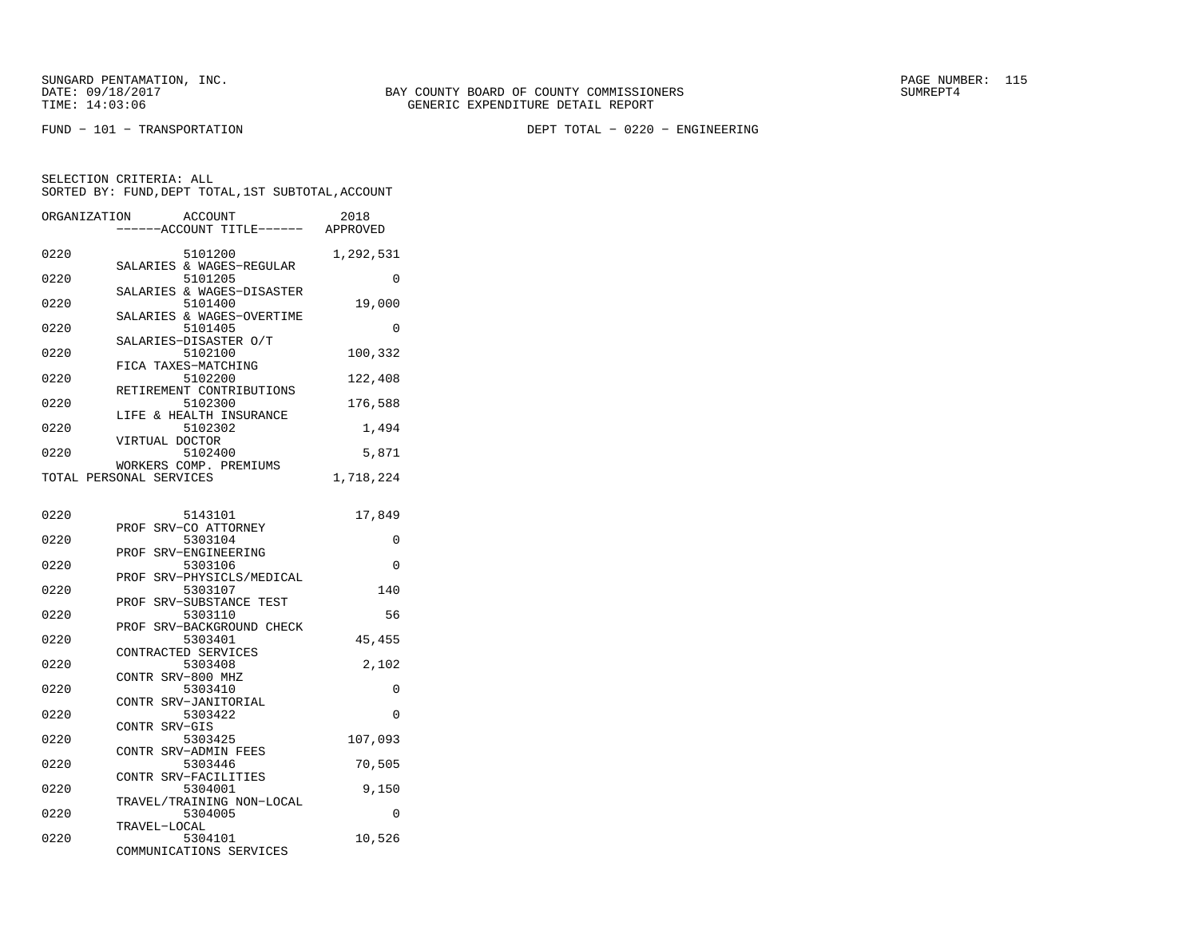SUNGARD PENTAMATION, INC.
DATE: 09/18/2017
TIME: 14:03:06

BAY COUNTY BOARD OF COUNTY COMMISSIONERS
GENERIC EXPENDITURE DETAIL REPORT

PAGE NUMBER: 115
SUMREPT4

FUND - 101 - TRANSPORTATION

DEPT TOTAL - 0220 - ENGINEERING

SELECTION CRITERIA: ALL
SORTED BY: FUND,DEPT TOTAL,1ST SUBTOTAL,ACCOUNT

| ORGANIZATION | ACCOUNT / ACCOUNT TITLE | 2018 APPROVED |
|---|---|---|
| 0220 | 5101200 SALARIES & WAGES-REGULAR | 1,292,531 |
| 0220 | 5101205 SALARIES & WAGES-DISASTER | 0 |
| 0220 | 5101400 SALARIES & WAGES-OVERTIME | 19,000 |
| 0220 | 5101405 SALARIES-DISASTER O/T | 0 |
| 0220 | 5102100 FICA TAXES-MATCHING | 100,332 |
| 0220 | 5102200 RETIREMENT CONTRIBUTIONS | 122,408 |
| 0220 | 5102300 LIFE & HEALTH INSURANCE | 176,588 |
| 0220 | 5102302 VIRTUAL DOCTOR | 1,494 |
| 0220 | 5102400 WORKERS COMP. PREMIUMS | 5,871 |
| TOTAL PERSONAL SERVICES | | 1,718,224 |
| 0220 | 5143101 PROF SRV-CO ATTORNEY | 17,849 |
| 0220 | 5303104 PROF SRV-ENGINEERING | 0 |
| 0220 | 5303106 PROF SRV-PHYSICLS/MEDICAL | 0 |
| 0220 | 5303107 PROF SRV-SUBSTANCE TEST | 140 |
| 0220 | 5303110 PROF SRV-BACKGROUND CHECK | 56 |
| 0220 | 5303401 CONTRACTED SERVICES | 45,455 |
| 0220 | 5303408 CONTR SRV-800 MHZ | 2,102 |
| 0220 | 5303410 CONTR SRV-JANITORIAL | 0 |
| 0220 | 5303422 CONTR SRV-GIS | 0 |
| 0220 | 5303425 CONTR SRV-ADMIN FEES | 107,093 |
| 0220 | 5303446 CONTR SRV-FACILITIES | 70,505 |
| 0220 | 5304001 TRAVEL/TRAINING NON-LOCAL | 9,150 |
| 0220 | 5304005 TRAVEL-LOCAL | 0 |
| 0220 | 5304101 COMMUNICATIONS SERVICES | 10,526 |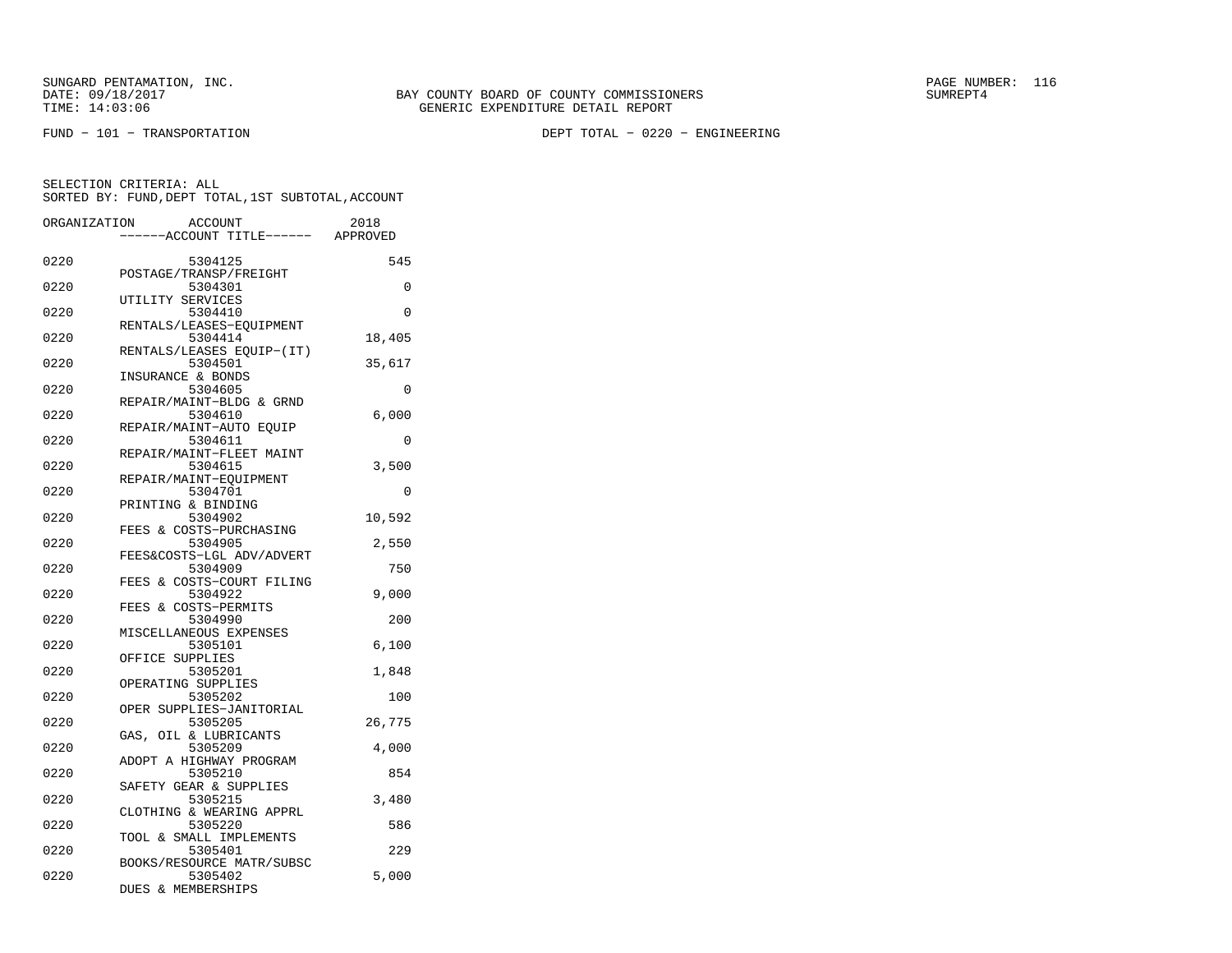SUNGARD PENTAMATION, INC.
DATE: 09/18/2017
TIME: 14:03:06

BAY COUNTY BOARD OF COUNTY COMMISSIONERS
GENERIC EXPENDITURE DETAIL REPORT

SUMREPT4

FUND - 101 - TRANSPORTATION

DEPT TOTAL - 0220 - ENGINEERING

SELECTION CRITERIA: ALL
SORTED BY: FUND,DEPT TOTAL,1ST SUBTOTAL,ACCOUNT

| ORGANIZATION | ACCOUNT / ------ACCOUNT TITLE------ | 2018 APPROVED |
|---|---|---|
| 0220 | 5304125 POSTAGE/TRANSP/FREIGHT | 545 |
| 0220 | 5304301 UTILITY SERVICES | 0 |
| 0220 | 5304410 RENTALS/LEASES-EQUIPMENT | 0 |
| 0220 | 5304414 RENTALS/LEASES EQUIP-(IT) | 18,405 |
| 0220 | 5304501 INSURANCE & BONDS | 35,617 |
| 0220 | 5304605 REPAIR/MAINT-BLDG & GRND | 0 |
| 0220 | 5304610 REPAIR/MAINT-AUTO EQUIP | 6,000 |
| 0220 | 5304611 REPAIR/MAINT-FLEET MAINT | 0 |
| 0220 | 5304615 REPAIR/MAINT-EQUIPMENT | 3,500 |
| 0220 | 5304701 PRINTING & BINDING | 0 |
| 0220 | 5304902 FEES & COSTS-PURCHASING | 10,592 |
| 0220 | 5304905 FEES&COSTS-LGL ADV/ADVERT | 2,550 |
| 0220 | 5304909 FEES & COSTS-COURT FILING | 750 |
| 0220 | 5304922 FEES & COSTS-PERMITS | 9,000 |
| 0220 | 5304990 MISCELLANEOUS EXPENSES | 200 |
| 0220 | 5305101 OFFICE SUPPLIES | 6,100 |
| 0220 | 5305201 OPERATING SUPPLIES | 1,848 |
| 0220 | 5305202 OPER SUPPLIES-JANITORIAL | 100 |
| 0220 | 5305205 GAS, OIL & LUBRICANTS | 26,775 |
| 0220 | 5305209 ADOPT A HIGHWAY PROGRAM | 4,000 |
| 0220 | 5305210 SAFETY GEAR & SUPPLIES | 854 |
| 0220 | 5305215 CLOTHING & WEARING APPRL | 3,480 |
| 0220 | 5305220 TOOL & SMALL IMPLEMENTS | 586 |
| 0220 | 5305401 BOOKS/RESOURCE MATR/SUBSC | 229 |
| 0220 | 5305402 DUES & MEMBERSHIPS | 5,000 |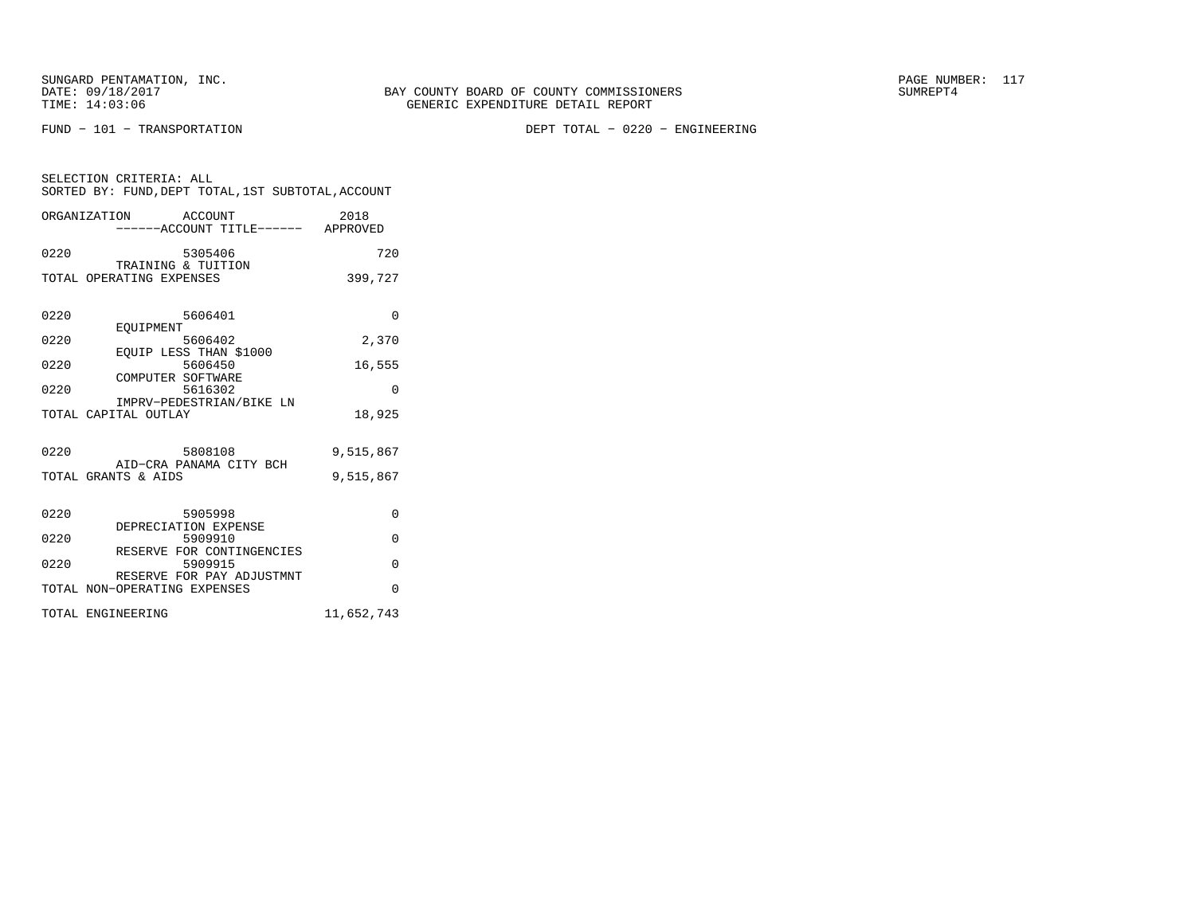FUND − 101 − TRANSPORTATION

DEPT TOTAL − 0220 − ENGINEERING

SELECTION CRITERIA: ALL
SORTED BY: FUND,DEPT TOTAL,1ST SUBTOTAL,ACCOUNT

| ORGANIZATION | ACCOUNT / ------ACCOUNT TITLE------ | 2018 APPROVED |
|---|---|---|
| 0220 | 5305406 TRAINING & TUITION | 720 |
| TOTAL OPERATING EXPENSES | | 399,727 |
| 0220 | 5606401 EQUIPMENT | 0 |
| 0220 | 5606402 EQUIP LESS THAN $1000 | 2,370 |
| 0220 | 5606450 COMPUTER SOFTWARE | 16,555 |
| 0220 | 5616302 IMPRV−PEDESTRIAN/BIKE LN | 0 |
| TOTAL CAPITAL OUTLAY | | 18,925 |
| 0220 | 5808108 AID−CRA PANAMA CITY BCH | 9,515,867 |
| TOTAL GRANTS & AIDS | | 9,515,867 |
| 0220 | 5905998 DEPRECIATION EXPENSE | 0 |
| 0220 | 5909910 RESERVE FOR CONTINGENCIES | 0 |
| 0220 | 5909915 RESERVE FOR PAY ADJUSTMNT | 0 |
| TOTAL NON−OPERATING EXPENSES | | 0 |
| TOTAL ENGINEERING | | 11,652,743 |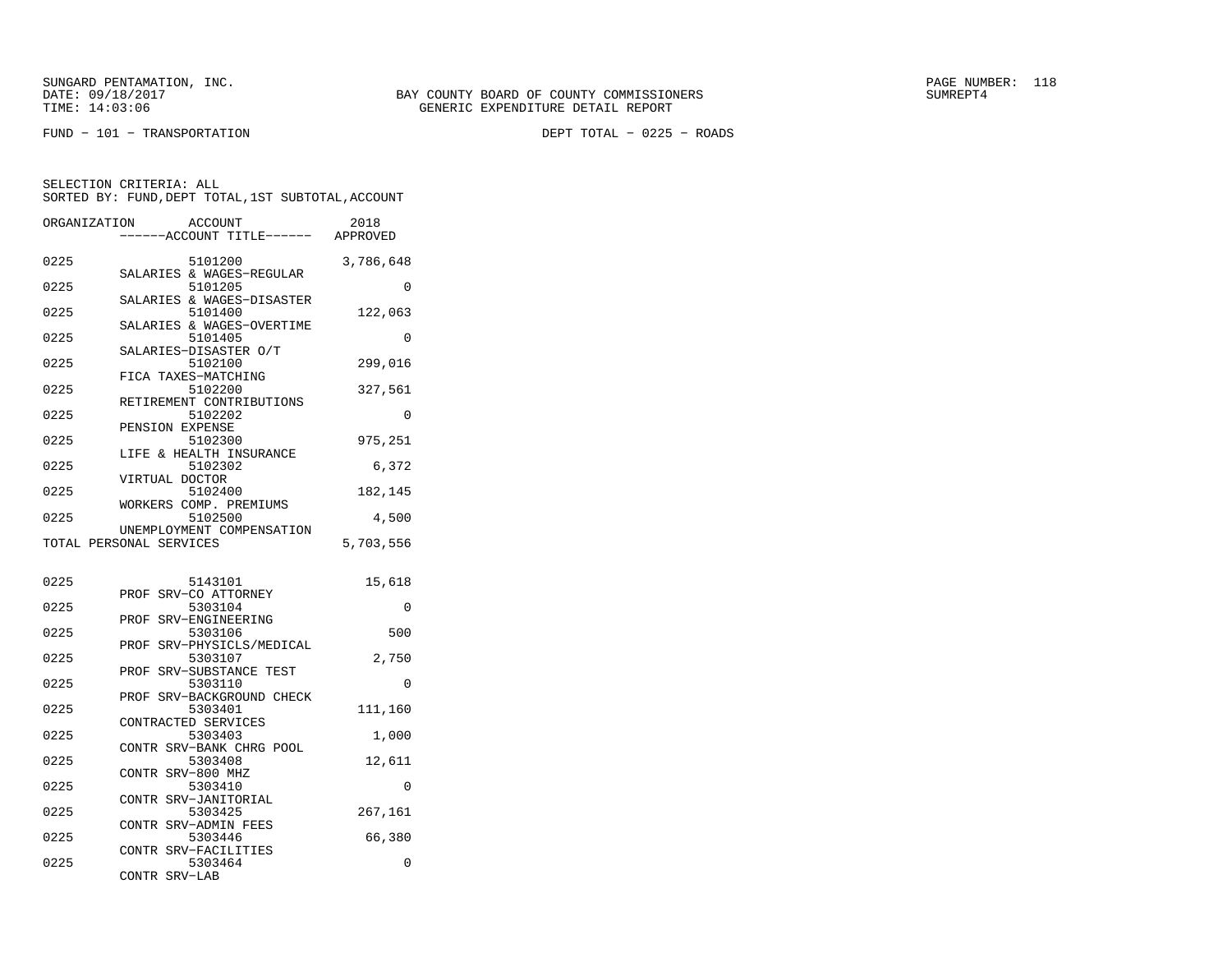SUNGARD PENTAMATION, INC.
DATE: 09/18/2017
TIME: 14:03:06

BAY COUNTY BOARD OF COUNTY COMMISSIONERS
GENERIC EXPENDITURE DETAIL REPORT

SUMREPT4

FUND - 101 - TRANSPORTATION

DEPT TOTAL - 0225 - ROADS

SELECTION CRITERIA: ALL
SORTED BY: FUND,DEPT TOTAL,1ST SUBTOTAL,ACCOUNT

| ORGANIZATION | ACCOUNT / ------ACCOUNT TITLE------ | 2018 APPROVED |
|---|---|---|
| 0225 | 5101200 SALARIES & WAGES-REGULAR | 3,786,648 |
| 0225 | 5101205 SALARIES & WAGES-DISASTER | 0 |
| 0225 | 5101400 SALARIES & WAGES-OVERTIME | 122,063 |
| 0225 | 5101405 SALARIES-DISASTER O/T | 0 |
| 0225 | 5102100 FICA TAXES-MATCHING | 299,016 |
| 0225 | 5102200 RETIREMENT CONTRIBUTIONS | 327,561 |
| 0225 | 5102202 PENSION EXPENSE | 0 |
| 0225 | 5102300 LIFE & HEALTH INSURANCE | 975,251 |
| 0225 | 5102302 VIRTUAL DOCTOR | 6,372 |
| 0225 | 5102400 WORKERS COMP. PREMIUMS | 182,145 |
| 0225 | 5102500 UNEMPLOYMENT COMPENSATION | 4,500 |
| TOTAL PERSONAL SERVICES | | 5,703,556 |
| 0225 | 5143101 PROF SRV-CO ATTORNEY | 15,618 |
| 0225 | 5303104 PROF SRV-ENGINEERING | 0 |
| 0225 | 5303106 PROF SRV-PHYSICLS/MEDICAL | 500 |
| 0225 | 5303107 PROF SRV-SUBSTANCE TEST | 2,750 |
| 0225 | 5303110 PROF SRV-BACKGROUND CHECK | 0 |
| 0225 | 5303401 CONTRACTED SERVICES | 111,160 |
| 0225 | 5303403 CONTR SRV-BANK CHRG POOL | 1,000 |
| 0225 | 5303408 CONTR SRV-800 MHZ | 12,611 |
| 0225 | 5303410 CONTR SRV-JANITORIAL | 0 |
| 0225 | 5303425 CONTR SRV-ADMIN FEES | 267,161 |
| 0225 | 5303446 CONTR SRV-FACILITIES | 66,380 |
| 0225 | 5303464 CONTR SRV-LAB | 0 |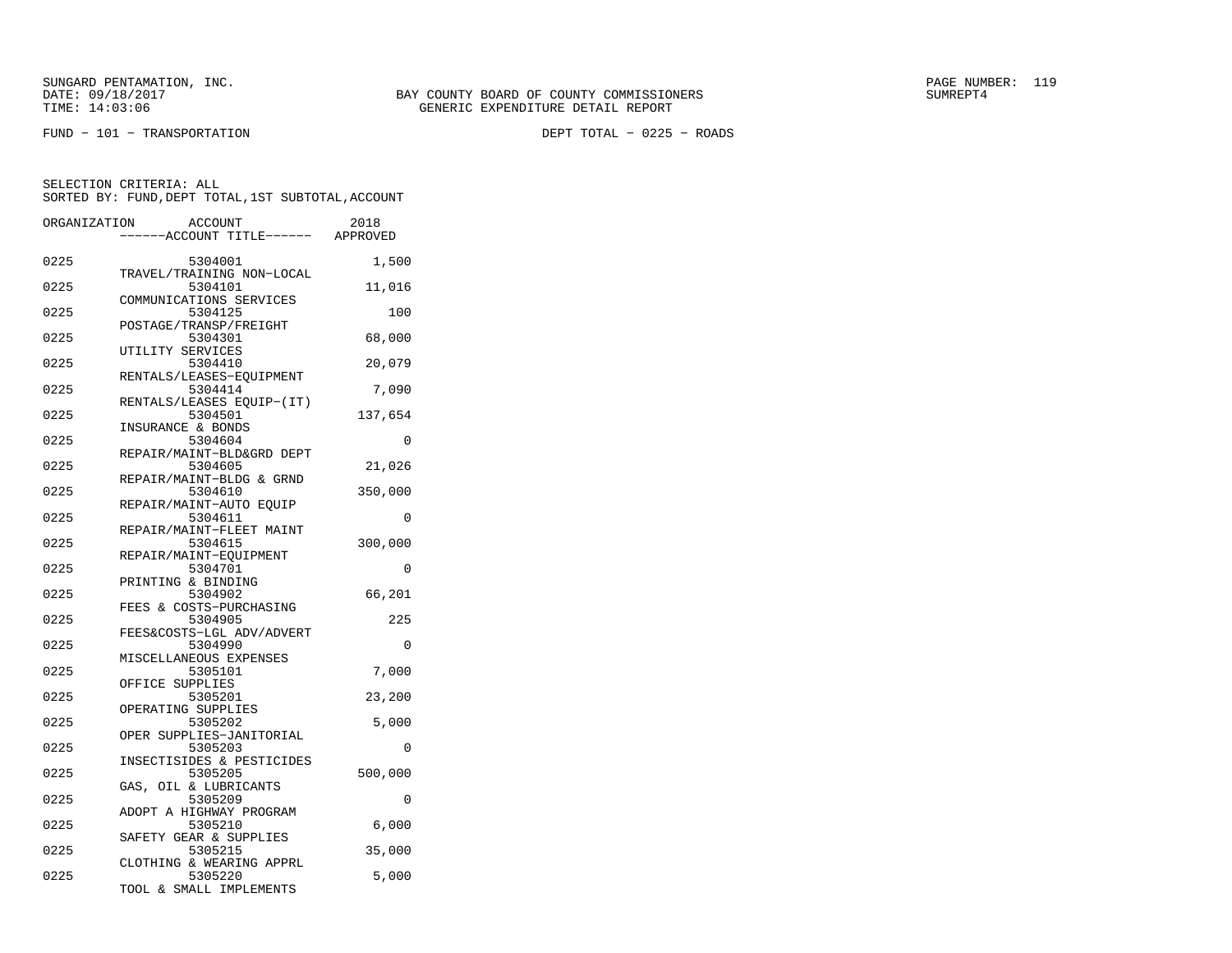SUNGARD PENTAMATION, INC.
DATE: 09/18/2017
TIME: 14:03:06

BAY COUNTY BOARD OF COUNTY COMMISSIONERS
GENERIC EXPENDITURE DETAIL REPORT

PAGE NUMBER: 119
SUMREPT4

FUND - 101 - TRANSPORTATION

DEPT TOTAL - 0225 - ROADS

SELECTION CRITERIA: ALL
SORTED BY: FUND,DEPT TOTAL,1ST SUBTOTAL,ACCOUNT

| ORGANIZATION | ACCOUNT ------ACCOUNT TITLE------ | 2018 APPROVED |
|---|---|---|
| 0225 | 5304001 TRAVEL/TRAINING NON-LOCAL | 1,500 |
| 0225 | 5304101 COMMUNICATIONS SERVICES | 11,016 |
| 0225 | 5304125 POSTAGE/TRANSP/FREIGHT | 100 |
| 0225 | 5304301 UTILITY SERVICES | 68,000 |
| 0225 | 5304410 RENTALS/LEASES-EQUIPMENT | 20,079 |
| 0225 | 5304414 RENTALS/LEASES EQUIP-(IT) | 7,090 |
| 0225 | 5304501 INSURANCE & BONDS | 137,654 |
| 0225 | 5304604 REPAIR/MAINT-BLD&GRD DEPT | 0 |
| 0225 | 5304605 REPAIR/MAINT-BLDG & GRND | 21,026 |
| 0225 | 5304610 REPAIR/MAINT-AUTO EQUIP | 350,000 |
| 0225 | 5304611 REPAIR/MAINT-FLEET MAINT | 0 |
| 0225 | 5304615 REPAIR/MAINT-EQUIPMENT | 300,000 |
| 0225 | 5304701 PRINTING & BINDING | 0 |
| 0225 | 5304902 FEES & COSTS-PURCHASING | 66,201 |
| 0225 | 5304905 FEES&COSTS-LGL ADV/ADVERT | 225 |
| 0225 | 5304990 MISCELLANEOUS EXPENSES | 0 |
| 0225 | 5305101 OFFICE SUPPLIES | 7,000 |
| 0225 | 5305201 OPERATING SUPPLIES | 23,200 |
| 0225 | 5305202 OPER SUPPLIES-JANITORIAL | 5,000 |
| 0225 | 5305203 INSECTISIDES & PESTICIDES | 0 |
| 0225 | 5305205 GAS, OIL & LUBRICANTS | 500,000 |
| 0225 | 5305209 ADOPT A HIGHWAY PROGRAM | 0 |
| 0225 | 5305210 SAFETY GEAR & SUPPLIES | 6,000 |
| 0225 | 5305215 CLOTHING & WEARING APPRL | 35,000 |
| 0225 | 5305220 TOOL & SMALL IMPLEMENTS | 5,000 |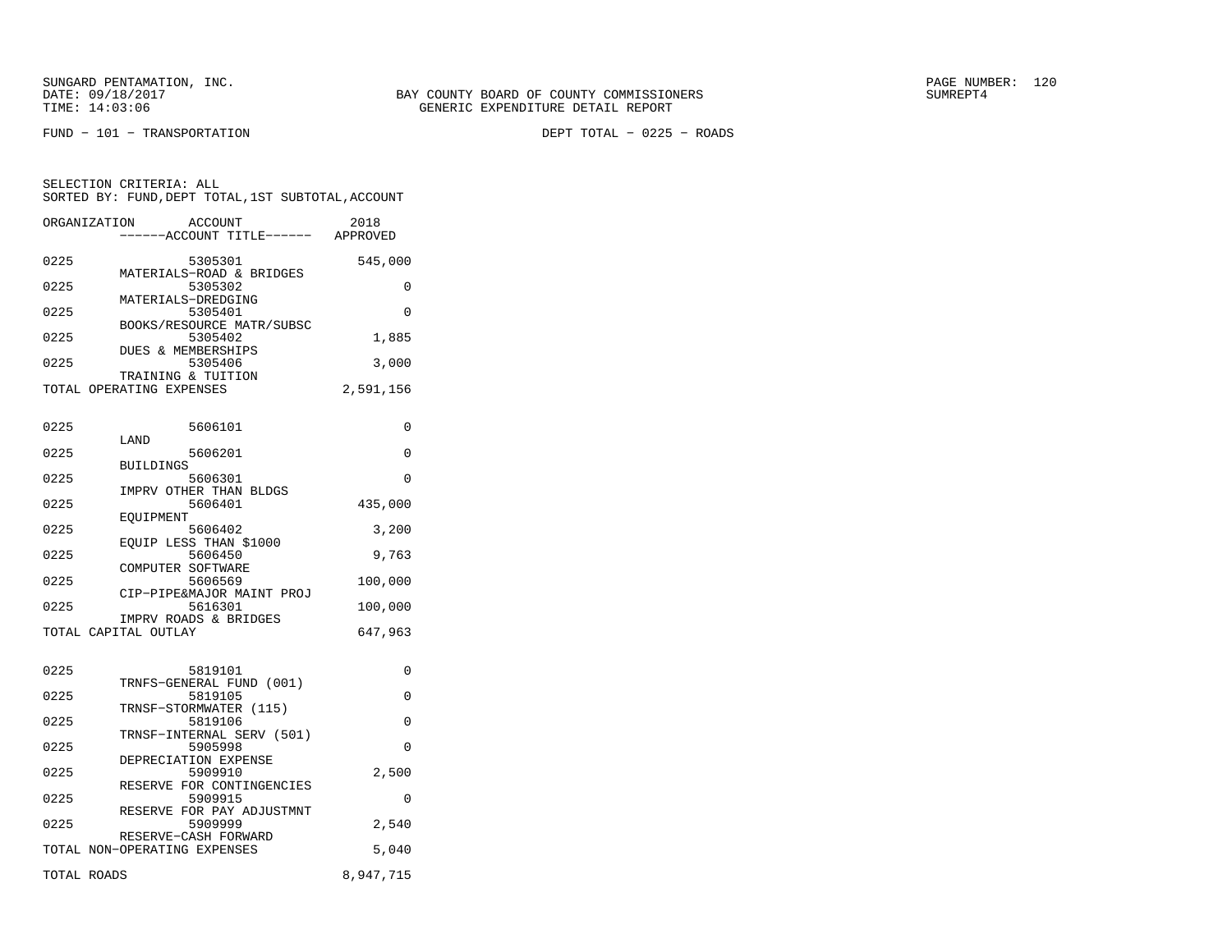BAY COUNTY BOARD OF COUNTY COMMISSIONERS
GENERIC EXPENDITURE DETAIL REPORT

FUND − 101 − TRANSPORTATION

DEPT TOTAL − 0225 − ROADS

SELECTION CRITERIA: ALL
SORTED BY: FUND,DEPT TOTAL,1ST SUBTOTAL,ACCOUNT

| ORGANIZATION | ACCOUNT / ------ACCOUNT TITLE------ | 2018 APPROVED |
|---|---|---|
| 0225 | 5305301 MATERIALS−ROAD & BRIDGES | 545,000 |
| 0225 | 5305302 MATERIALS−DREDGING | 0 |
| 0225 | 5305401 BOOKS/RESOURCE MATR/SUBSC | 0 |
| 0225 | 5305402 DUES & MEMBERSHIPS | 1,885 |
| 0225 | 5305406 TRAINING & TUITION | 3,000 |
| TOTAL OPERATING EXPENSES | | 2,591,156 |
| 0225 | 5606101 LAND | 0 |
| 0225 | 5606201 BUILDINGS | 0 |
| 0225 | 5606301 IMPRV OTHER THAN BLDGS | 0 |
| 0225 | 5606401 EQUIPMENT | 435,000 |
| 0225 | 5606402 EQUIP LESS THAN $1000 | 3,200 |
| 0225 | 5606450 COMPUTER SOFTWARE | 9,763 |
| 0225 | 5606569 CIP−PIPE&MAJOR MAINT PROJ | 100,000 |
| 0225 | 5616301 IMPRV ROADS & BRIDGES | 100,000 |
| TOTAL CAPITAL OUTLAY | | 647,963 |
| 0225 | 5819101 TRNFS−GENERAL FUND (001) | 0 |
| 0225 | 5819105 TRNSF−STORMWATER (115) | 0 |
| 0225 | 5819106 TRNSF−INTERNAL SERV (501) | 0 |
| 0225 | 5905998 DEPRECIATION EXPENSE | 0 |
| 0225 | 5909910 RESERVE FOR CONTINGENCIES | 2,500 |
| 0225 | 5909915 RESERVE FOR PAY ADJUSTMNT | 0 |
| 0225 | 5909999 RESERVE−CASH FORWARD | 2,540 |
| TOTAL NON−OPERATING EXPENSES | | 5,040 |
| TOTAL ROADS | | 8,947,715 |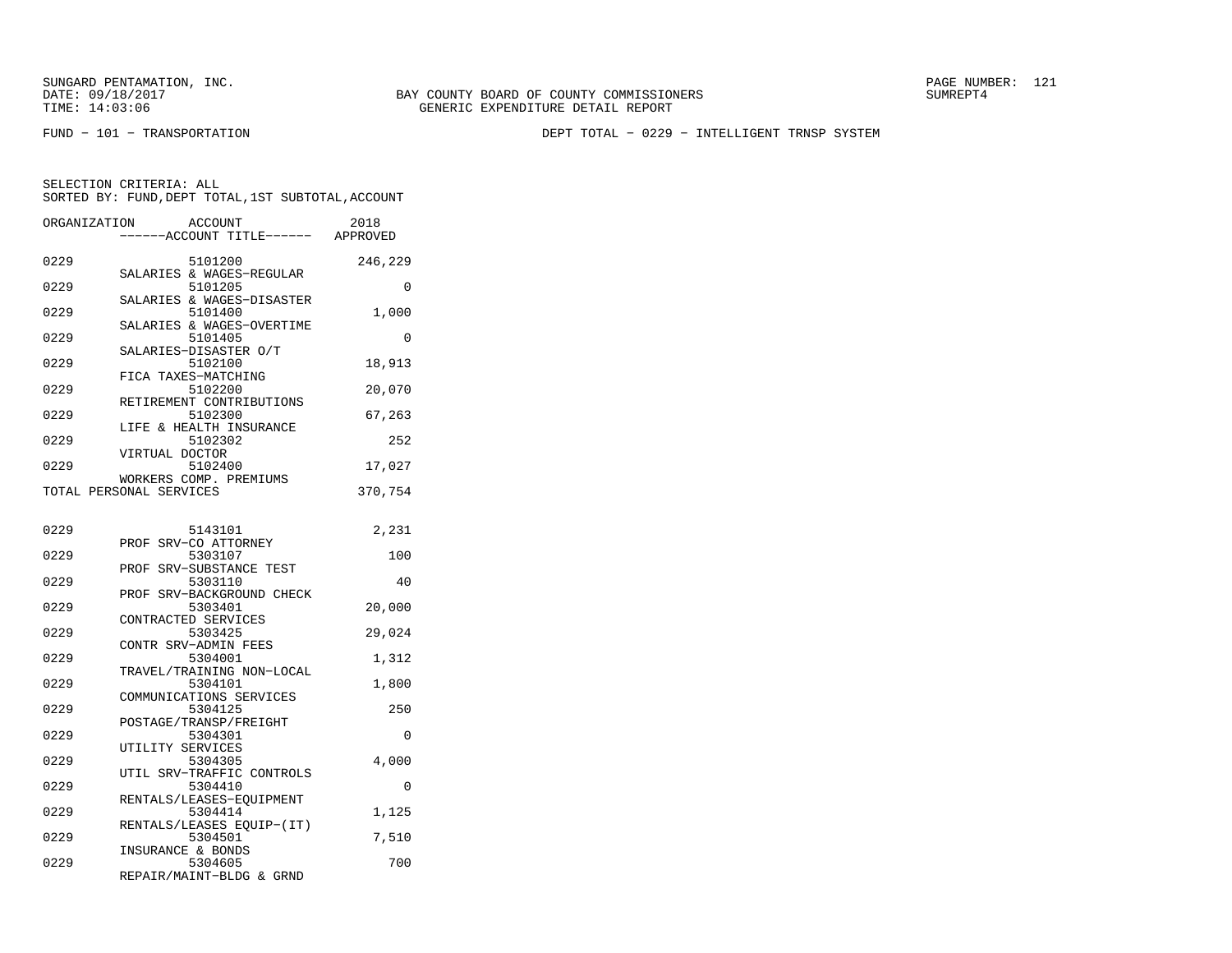BAY COUNTY BOARD OF COUNTY COMMISSIONERS
GENERIC EXPENDITURE DETAIL REPORT

FUND − 101 − TRANSPORTATION

DEPT TOTAL − 0229 − INTELLIGENT TRNSP SYSTEM

SELECTION CRITERIA: ALL
SORTED BY: FUND,DEPT TOTAL,1ST SUBTOTAL,ACCOUNT

| ORGANIZATION | ACCOUNT / ------ACCOUNT TITLE------ | 2018 APPROVED |
|---|---|---|
| 0229 | 5101200 SALARIES & WAGES−REGULAR | 246,229 |
| 0229 | 5101205 SALARIES & WAGES−DISASTER | 0 |
| 0229 | 5101400 SALARIES & WAGES−OVERTIME | 1,000 |
| 0229 | 5101405 SALARIES−DISASTER O/T | 0 |
| 0229 | 5102100 FICA TAXES−MATCHING | 18,913 |
| 0229 | 5102200 RETIREMENT CONTRIBUTIONS | 20,070 |
| 0229 | 5102300 LIFE & HEALTH INSURANCE | 67,263 |
| 0229 | 5102302 VIRTUAL DOCTOR | 252 |
| 0229 | 5102400 WORKERS COMP. PREMIUMS | 17,027 |
| TOTAL PERSONAL SERVICES | | 370,754 |
| 0229 | 5143101 PROF SRV−CO ATTORNEY | 2,231 |
| 0229 | 5303107 PROF SRV−SUBSTANCE TEST | 100 |
| 0229 | 5303110 PROF SRV−BACKGROUND CHECK | 40 |
| 0229 | 5303401 CONTRACTED SERVICES | 20,000 |
| 0229 | 5303425 CONTR SRV−ADMIN FEES | 29,024 |
| 0229 | 5304001 TRAVEL/TRAINING NON−LOCAL | 1,312 |
| 0229 | 5304101 COMMUNICATIONS SERVICES | 1,800 |
| 0229 | 5304125 POSTAGE/TRANSP/FREIGHT | 250 |
| 0229 | 5304301 UTILITY SERVICES | 0 |
| 0229 | 5304305 UTIL SRV−TRAFFIC CONTROLS | 4,000 |
| 0229 | 5304410 RENTALS/LEASES−EQUIPMENT | 0 |
| 0229 | 5304414 RENTALS/LEASES EQUIP−(IT) | 1,125 |
| 0229 | 5304501 INSURANCE & BONDS | 7,510 |
| 0229 | 5304605 REPAIR/MAINT−BLDG & GRND | 700 |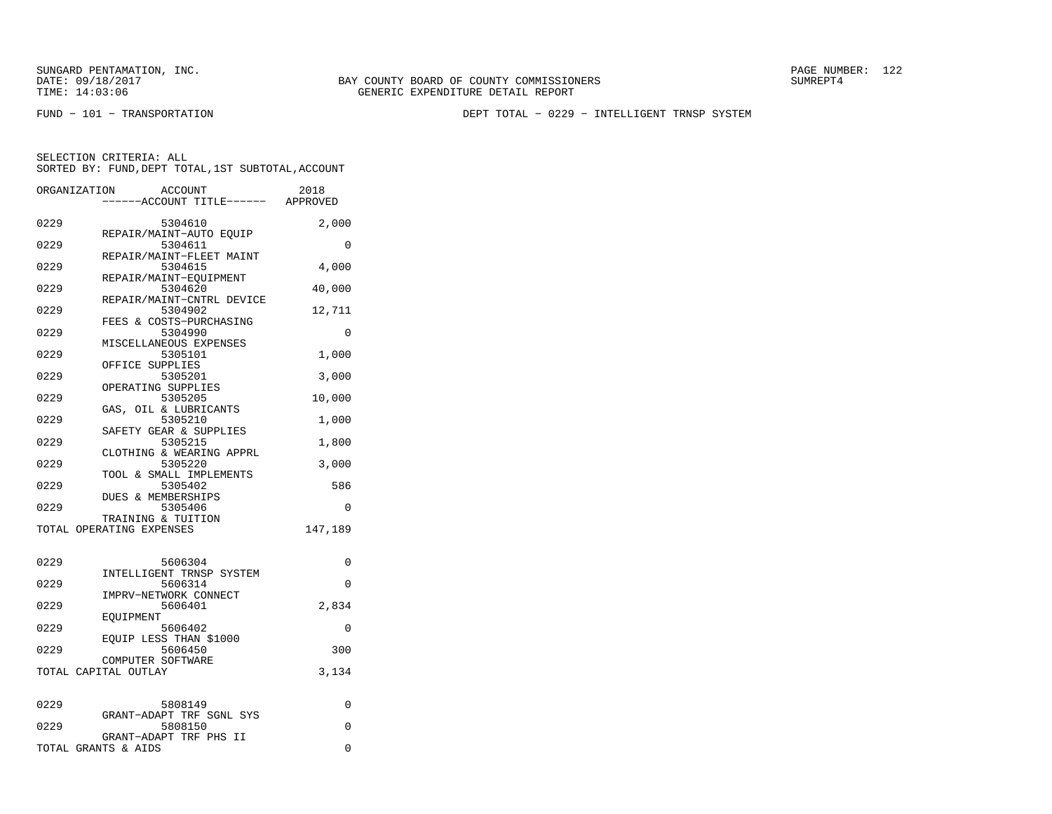SUNGARD PENTAMATION, INC.
DATE: 09/18/2017
TIME: 14:03:06

BAY COUNTY BOARD OF COUNTY COMMISSIONERS
GENERIC EXPENDITURE DETAIL REPORT

SUMREPT4

FUND − 101 − TRANSPORTATION

DEPT TOTAL − 0229 − INTELLIGENT TRNSP SYSTEM

SELECTION CRITERIA: ALL
SORTED BY: FUND,DEPT TOTAL,1ST SUBTOTAL,ACCOUNT

| ORGANIZATION | ACCOUNT<br>------ACCOUNT TITLE------ | 2018<br>APPROVED |
|---|---|---|
| 0229 | 5304610<br>REPAIR/MAINT−AUTO EQUIP | 2,000 |
| 0229 | 5304611<br>REPAIR/MAINT−FLEET MAINT | 0 |
| 0229 | 5304615<br>REPAIR/MAINT−EQUIPMENT | 4,000 |
| 0229 | 5304620<br>REPAIR/MAINT−CNTRL DEVICE | 40,000 |
| 0229 | 5304902<br>FEES & COSTS−PURCHASING | 12,711 |
| 0229 | 5304990<br>MISCELLANEOUS EXPENSES | 0 |
| 0229 | 5305101<br>OFFICE SUPPLIES | 1,000 |
| 0229 | 5305201<br>OPERATING SUPPLIES | 3,000 |
| 0229 | 5305205<br>GAS, OIL & LUBRICANTS | 10,000 |
| 0229 | 5305210<br>SAFETY GEAR & SUPPLIES | 1,000 |
| 0229 | 5305215<br>CLOTHING & WEARING APPRL | 1,800 |
| 0229 | 5305220<br>TOOL & SMALL IMPLEMENTS | 3,000 |
| 0229 | 5305402<br>DUES & MEMBERSHIPS | 586 |
| 0229 | 5305406<br>TRAINING & TUITION | 0 |
| TOTAL OPERATING EXPENSES | | 147,189 |
| 0229 | 5606304<br>INTELLIGENT TRNSP SYSTEM | 0 |
| 0229 | 5606314<br>IMPRV−NETWORK CONNECT | 0 |
| 0229 | 5606401<br>EQUIPMENT | 2,834 |
| 0229 | 5606402<br>EQUIP LESS THAN $1000 | 0 |
| 0229 | 5606450<br>COMPUTER SOFTWARE | 300 |
| TOTAL CAPITAL OUTLAY | | 3,134 |
| 0229 | 5808149<br>GRANT−ADAPT TRF SGNL SYS | 0 |
| 0229 | 5808150<br>GRANT−ADAPT TRF PHS II | 0 |
| TOTAL GRANTS & AIDS | | 0 |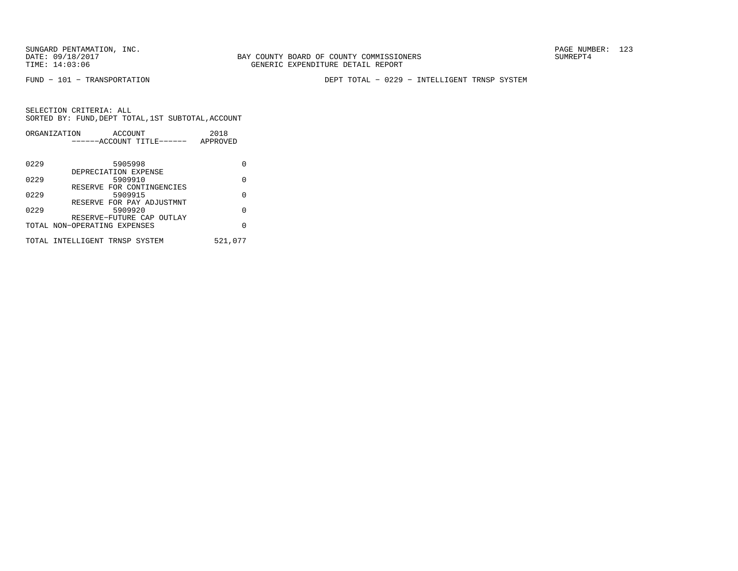BAY COUNTY BOARD OF COUNTY COMMISSIONERS
GENERIC EXPENDITURE DETAIL REPORT

FUND - 101 - TRANSPORTATION

DEPT TOTAL - 0229 - INTELLIGENT TRNSP SYSTEM

SELECTION CRITERIA: ALL
SORTED BY: FUND,DEPT TOTAL,1ST SUBTOTAL,ACCOUNT

| ORGANIZATION | ACCOUNT / ------ACCOUNT TITLE------ | 2018 APPROVED |
|---|---|---|
| 0229 | 5905998 DEPRECIATION EXPENSE | 0 |
| 0229 | 5909910 RESERVE FOR CONTINGENCIES | 0 |
| 0229 | 5909915 RESERVE FOR PAY ADJUSTMNT | 0 |
| 0229 | 5909920 RESERVE-FUTURE CAP OUTLAY | 0 |
| TOTAL NON-OPERATING EXPENSES | | 0 |
| TOTAL INTELLIGENT TRNSP SYSTEM | | 521,077 |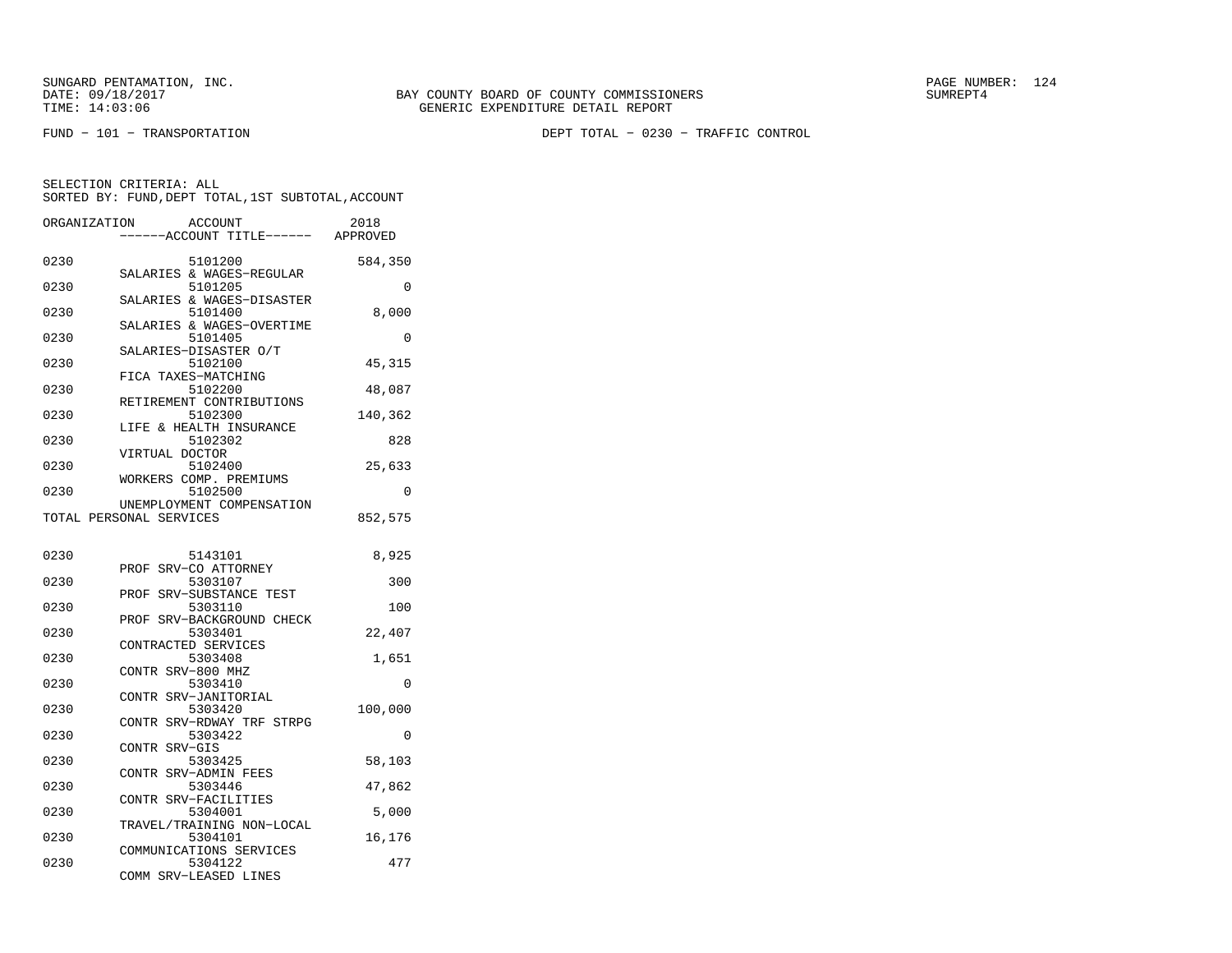BAY COUNTY BOARD OF COUNTY COMMISSIONERS
GENERIC EXPENDITURE DETAIL REPORT

SUNGARD PENTAMATION, INC.
DATE: 09/18/2017
TIME: 14:03:06

SUMREPT4

FUND - 101 - TRANSPORTATION

DEPT TOTAL - 0230 - TRAFFIC CONTROL

SELECTION CRITERIA: ALL
SORTED BY: FUND,DEPT TOTAL,1ST SUBTOTAL,ACCOUNT

| ORGANIZATION | ACCOUNT | ACCOUNT TITLE | 2018 APPROVED |
|---|---|---|---|
| 0230 | 5101200 | SALARIES & WAGES-REGULAR | 584,350 |
| 0230 | 5101205 | SALARIES & WAGES-DISASTER | 0 |
| 0230 | 5101400 | SALARIES & WAGES-OVERTIME | 8,000 |
| 0230 | 5101405 | SALARIES-DISASTER O/T | 0 |
| 0230 | 5102100 | FICA TAXES-MATCHING | 45,315 |
| 0230 | 5102200 | RETIREMENT CONTRIBUTIONS | 48,087 |
| 0230 | 5102300 | LIFE & HEALTH INSURANCE | 140,362 |
| 0230 | 5102302 | VIRTUAL DOCTOR | 828 |
| 0230 | 5102400 | WORKERS COMP. PREMIUMS | 25,633 |
| 0230 | 5102500 | UNEMPLOYMENT COMPENSATION | 0 |
| TOTAL PERSONAL SERVICES | | | 852,575 |
| 0230 | 5143101 | PROF SRV-CO ATTORNEY | 8,925 |
| 0230 | 5303107 | PROF SRV-SUBSTANCE TEST | 300 |
| 0230 | 5303110 | PROF SRV-BACKGROUND CHECK | 100 |
| 0230 | 5303401 | CONTRACTED SERVICES | 22,407 |
| 0230 | 5303408 | CONTR SRV-800 MHZ | 1,651 |
| 0230 | 5303410 | CONTR SRV-JANITORIAL | 0 |
| 0230 | 5303420 | CONTR SRV-RDWAY TRF STRPG | 100,000 |
| 0230 | 5303422 | CONTR SRV-GIS | 0 |
| 0230 | 5303425 | CONTR SRV-ADMIN FEES | 58,103 |
| 0230 | 5303446 | CONTR SRV-FACILITIES | 47,862 |
| 0230 | 5304001 | TRAVEL/TRAINING NON-LOCAL | 5,000 |
| 0230 | 5304101 | COMMUNICATIONS SERVICES | 16,176 |
| 0230 | 5304122 | COMM SRV-LEASED LINES | 477 |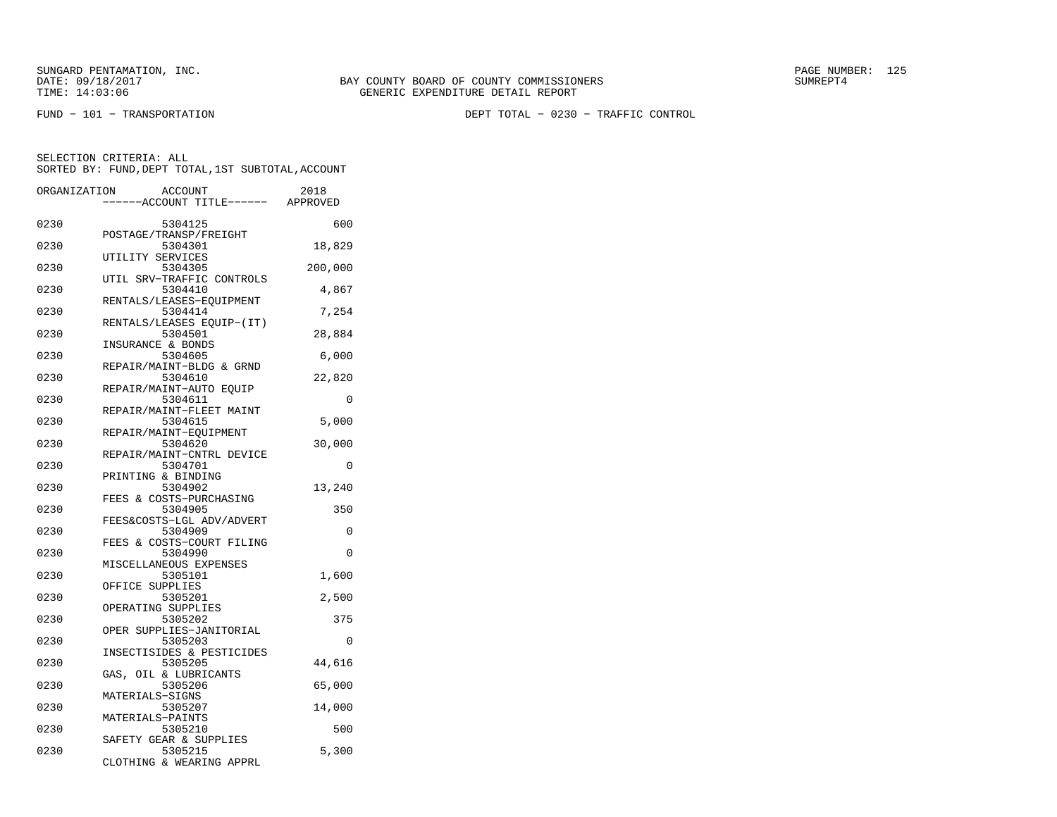SUNGARD PENTAMATION, INC.
DATE: 09/18/2017
TIME: 14:03:06

BAY COUNTY BOARD OF COUNTY COMMISSIONERS
GENERIC EXPENDITURE DETAIL REPORT

SUMREPT4

FUND − 101 − TRANSPORTATION

DEPT TOTAL − 0230 − TRAFFIC CONTROL

SELECTION CRITERIA: ALL
SORTED BY: FUND,DEPT TOTAL,1ST SUBTOTAL,ACCOUNT

| ORGANIZATION | ACCOUNT | ------ACCOUNT TITLE------ | 2018 APPROVED |
|---|---|---|---|
| 0230 | 5304125 | POSTAGE/TRANSP/FREIGHT | 600 |
| 0230 | 5304301 | UTILITY SERVICES | 18,829 |
| 0230 | 5304305 | UTIL SRV−TRAFFIC CONTROLS | 200,000 |
| 0230 | 5304410 | RENTALS/LEASES−EQUIPMENT | 4,867 |
| 0230 | 5304414 | RENTALS/LEASES EQUIP−(IT) | 7,254 |
| 0230 | 5304501 | INSURANCE & BONDS | 28,884 |
| 0230 | 5304605 | REPAIR/MAINT−BLDG & GRND | 6,000 |
| 0230 | 5304610 | REPAIR/MAINT−AUTO EQUIP | 22,820 |
| 0230 | 5304611 | REPAIR/MAINT−FLEET MAINT | 0 |
| 0230 | 5304615 | REPAIR/MAINT−EQUIPMENT | 5,000 |
| 0230 | 5304620 | REPAIR/MAINT−CNTRL DEVICE | 30,000 |
| 0230 | 5304701 | PRINTING & BINDING | 0 |
| 0230 | 5304902 | FEES & COSTS−PURCHASING | 13,240 |
| 0230 | 5304905 | FEES&COSTS−LGL ADV/ADVERT | 350 |
| 0230 | 5304909 | FEES & COSTS−COURT FILING | 0 |
| 0230 | 5304990 | MISCELLANEOUS EXPENSES | 0 |
| 0230 | 5305101 | OFFICE SUPPLIES | 1,600 |
| 0230 | 5305201 | OPERATING SUPPLIES | 2,500 |
| 0230 | 5305202 | OPER SUPPLIES−JANITORIAL | 375 |
| 0230 | 5305203 | INSECTISIDES & PESTICIDES | 0 |
| 0230 | 5305205 | GAS, OIL & LUBRICANTS | 44,616 |
| 0230 | 5305206 | MATERIALS−SIGNS | 65,000 |
| 0230 | 5305207 | MATERIALS−PAINTS | 14,000 |
| 0230 | 5305210 | SAFETY GEAR & SUPPLIES | 500 |
| 0230 | 5305215 | CLOTHING & WEARING APPRL | 5,300 |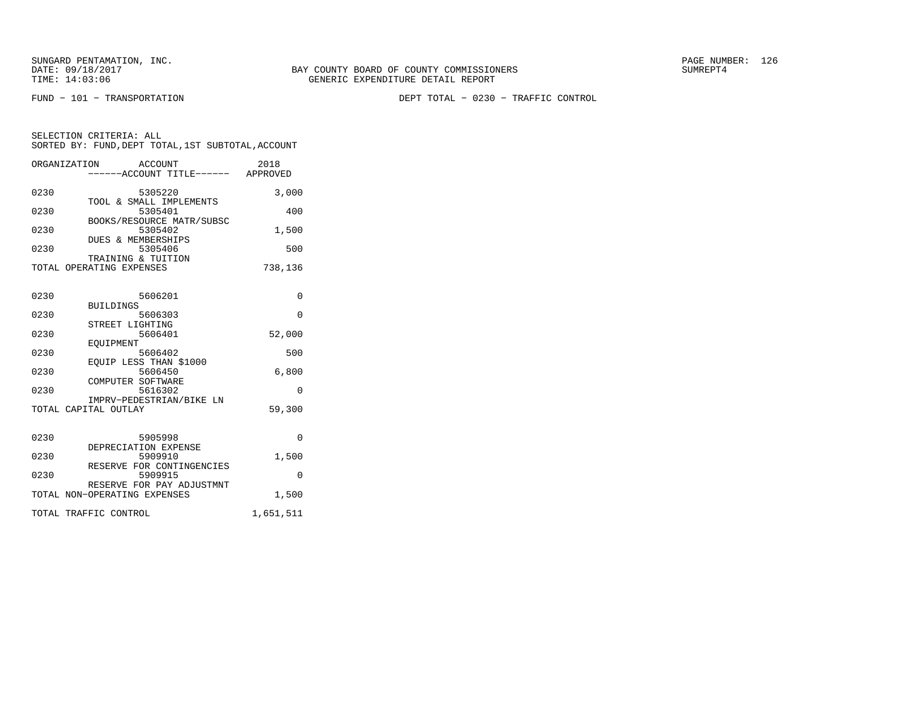BAY COUNTY BOARD OF COUNTY COMMISSIONERS
GENERIC EXPENDITURE DETAIL REPORT

FUND − 101 − TRANSPORTATION

DEPT TOTAL − 0230 − TRAFFIC CONTROL

SELECTION CRITERIA: ALL
SORTED BY: FUND,DEPT TOTAL,1ST SUBTOTAL,ACCOUNT

| ORGANIZATION | ACCOUNT / ------ACCOUNT TITLE------ | 2018 APPROVED |
|---|---|---|
| 0230 | 5305220 TOOL & SMALL IMPLEMENTS | 3,000 |
| 0230 | 5305401 BOOKS/RESOURCE MATR/SUBSC | 400 |
| 0230 | 5305402 DUES & MEMBERSHIPS | 1,500 |
| 0230 | 5305406 TRAINING & TUITION | 500 |
| TOTAL OPERATING EXPENSES | | 738,136 |
| 0230 | 5606201 BUILDINGS | 0 |
| 0230 | 5606303 STREET LIGHTING | 0 |
| 0230 | 5606401 EQUIPMENT | 52,000 |
| 0230 | 5606402 EQUIP LESS THAN $1000 | 500 |
| 0230 | 5606450 COMPUTER SOFTWARE | 6,800 |
| 0230 | 5616302 IMPRV−PEDESTRIAN/BIKE LN | 0 |
| TOTAL CAPITAL OUTLAY | | 59,300 |
| 0230 | 5905998 DEPRECIATION EXPENSE | 0 |
| 0230 | 5909910 RESERVE FOR CONTINGENCIES | 1,500 |
| 0230 | 5909915 RESERVE FOR PAY ADJUSTMNT | 0 |
| TOTAL NON−OPERATING EXPENSES | | 1,500 |
| TOTAL TRAFFIC CONTROL | | 1,651,511 |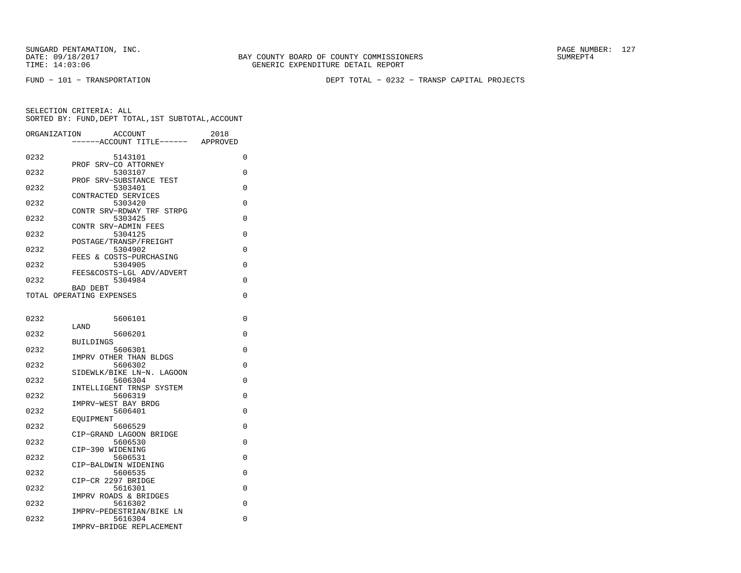BAY COUNTY BOARD OF COUNTY COMMISSIONERS
GENERIC EXPENDITURE DETAIL REPORT

SUNGARD PENTAMATION, INC.
DATE: 09/18/2017
TIME: 14:03:06

SUMREPT4

FUND − 101 − TRANSPORTATION

DEPT TOTAL − 0232 − TRANSP CAPITAL PROJECTS

SELECTION CRITERIA: ALL
SORTED BY: FUND,DEPT TOTAL,1ST SUBTOTAL,ACCOUNT

| ORGANIZATION | ACCOUNT / ------ACCOUNT TITLE------ | 2018 APPROVED |
|---|---|---|
| 0232 | 5143101 PROF SRV−CO ATTORNEY | 0 |
| 0232 | 5303107 PROF SRV−SUBSTANCE TEST | 0 |
| 0232 | 5303401 CONTRACTED SERVICES | 0 |
| 0232 | 5303420 CONTR SRV−RDWAY TRF STRPG | 0 |
| 0232 | 5303425 CONTR SRV−ADMIN FEES | 0 |
| 0232 | 5304125 POSTAGE/TRANSP/FREIGHT | 0 |
| 0232 | 5304902 FEES & COSTS−PURCHASING | 0 |
| 0232 | 5304905 FEES&COSTS−LGL ADV/ADVERT | 0 |
| 0232 | 5304984 BAD DEBT | 0 |
| TOTAL OPERATING EXPENSES | | 0 |
| 0232 | 5606101 LAND | 0 |
| 0232 | 5606201 BUILDINGS | 0 |
| 0232 | 5606301 IMPRV OTHER THAN BLDGS | 0 |
| 0232 | 5606302 SIDEWLK/BIKE LN−N. LAGOON | 0 |
| 0232 | 5606304 INTELLIGENT TRNSP SYSTEM | 0 |
| 0232 | 5606319 IMPRV−WEST BAY BRDG | 0 |
| 0232 | 5606401 EQUIPMENT | 0 |
| 0232 | 5606529 CIP−GRAND LAGOON BRIDGE | 0 |
| 0232 | 5606530 CIP−390 WIDENING | 0 |
| 0232 | 5606531 CIP−BALDWIN WIDENING | 0 |
| 0232 | 5606535 CIP−CR 2297 BRIDGE | 0 |
| 0232 | 5616301 IMPRV ROADS & BRIDGES | 0 |
| 0232 | 5616302 IMPRV−PEDESTRIAN/BIKE LN | 0 |
| 0232 | 5616304 IMPRV−BRIDGE REPLACEMENT | 0 |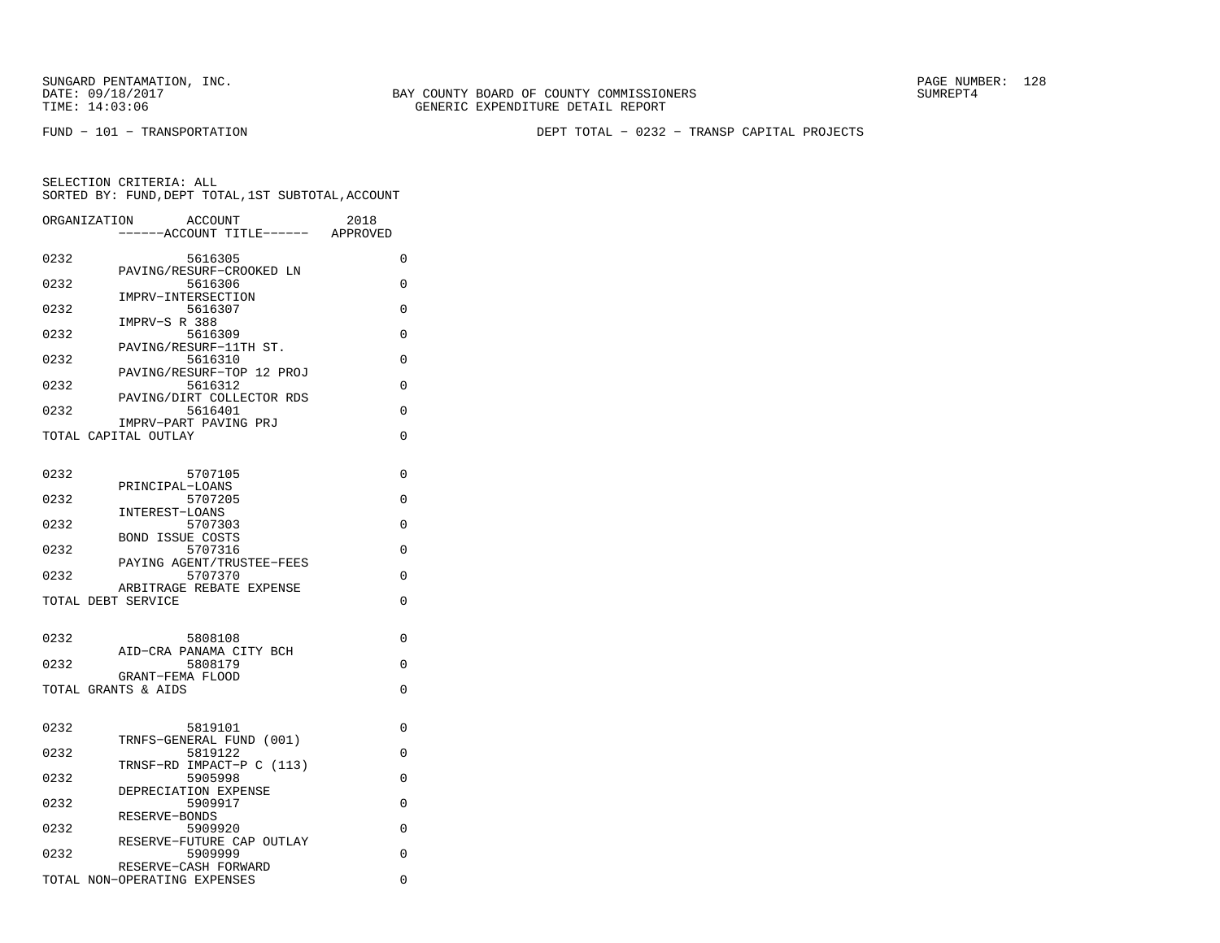SUNGARD PENTAMATION, INC.
DATE: 09/18/2017
TIME: 14:03:06

BAY COUNTY BOARD OF COUNTY COMMISSIONERS
GENERIC EXPENDITURE DETAIL REPORT

SUMREPT4

FUND − 101 − TRANSPORTATION

DEPT TOTAL − 0232 − TRANSP CAPITAL PROJECTS

SELECTION CRITERIA: ALL
SORTED BY: FUND,DEPT TOTAL,1ST SUBTOTAL,ACCOUNT

| ORGANIZATION | ACCOUNT / ------ACCOUNT TITLE------ | 2018 APPROVED |
|---|---|---|
| 0232 | 5616305 PAVING/RESURF−CROOKED LN | 0 |
| 0232 | 5616306 IMPRV−INTERSECTION | 0 |
| 0232 | 5616307 IMPRV−S R 388 | 0 |
| 0232 | 5616309 PAVING/RESURF−11TH ST. | 0 |
| 0232 | 5616310 PAVING/RESURF−TOP 12 PROJ | 0 |
| 0232 | 5616312 PAVING/DIRT COLLECTOR RDS | 0 |
| 0232 | 5616401 IMPRV−PART PAVING PRJ | 0 |
| TOTAL CAPITAL OUTLAY | | 0 |
| 0232 | 5707105 PRINCIPAL−LOANS | 0 |
| 0232 | 5707205 INTEREST−LOANS | 0 |
| 0232 | 5707303 BOND ISSUE COSTS | 0 |
| 0232 | 5707316 PAYING AGENT/TRUSTEE−FEES | 0 |
| 0232 | 5707370 ARBITRAGE REBATE EXPENSE | 0 |
| TOTAL DEBT SERVICE | | 0 |
| 0232 | 5808108 AID−CRA PANAMA CITY BCH | 0 |
| 0232 | 5808179 GRANT−FEMA FLOOD | 0 |
| TOTAL GRANTS & AIDS | | 0 |
| 0232 | 5819101 TRNFS−GENERAL FUND (001) | 0 |
| 0232 | 5819122 TRNSF−RD IMPACT−P C (113) | 0 |
| 0232 | 5905998 DEPRECIATION EXPENSE | 0 |
| 0232 | 5909917 RESERVE−BONDS | 0 |
| 0232 | 5909920 RESERVE−FUTURE CAP OUTLAY | 0 |
| 0232 | 5909999 RESERVE−CASH FORWARD | 0 |
| TOTAL NON−OPERATING EXPENSES | | 0 |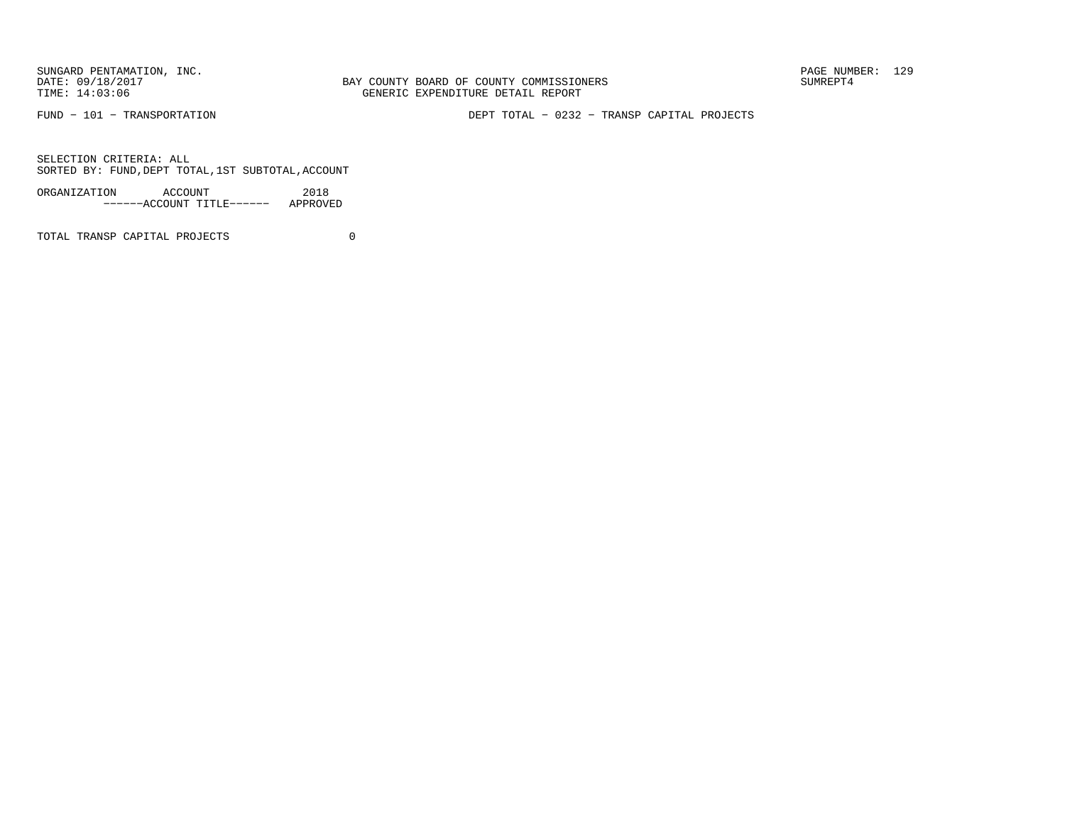BAY COUNTY BOARD OF COUNTY COMMISSIONERS
GENERIC EXPENDITURE DETAIL REPORT

FUND - 101 - TRANSPORTATION

DEPT TOTAL - 0232 - TRANSP CAPITAL PROJECTS

SELECTION CRITERIA: ALL
SORTED BY: FUND,DEPT TOTAL,1ST SUBTOTAL,ACCOUNT

| ORGANIZATION | ACCOUNT<br>------ACCOUNT TITLE------ | 2018<br>APPROVED |
|---|---|---|
| TOTAL TRANSP CAPITAL PROJECTS | | 0 |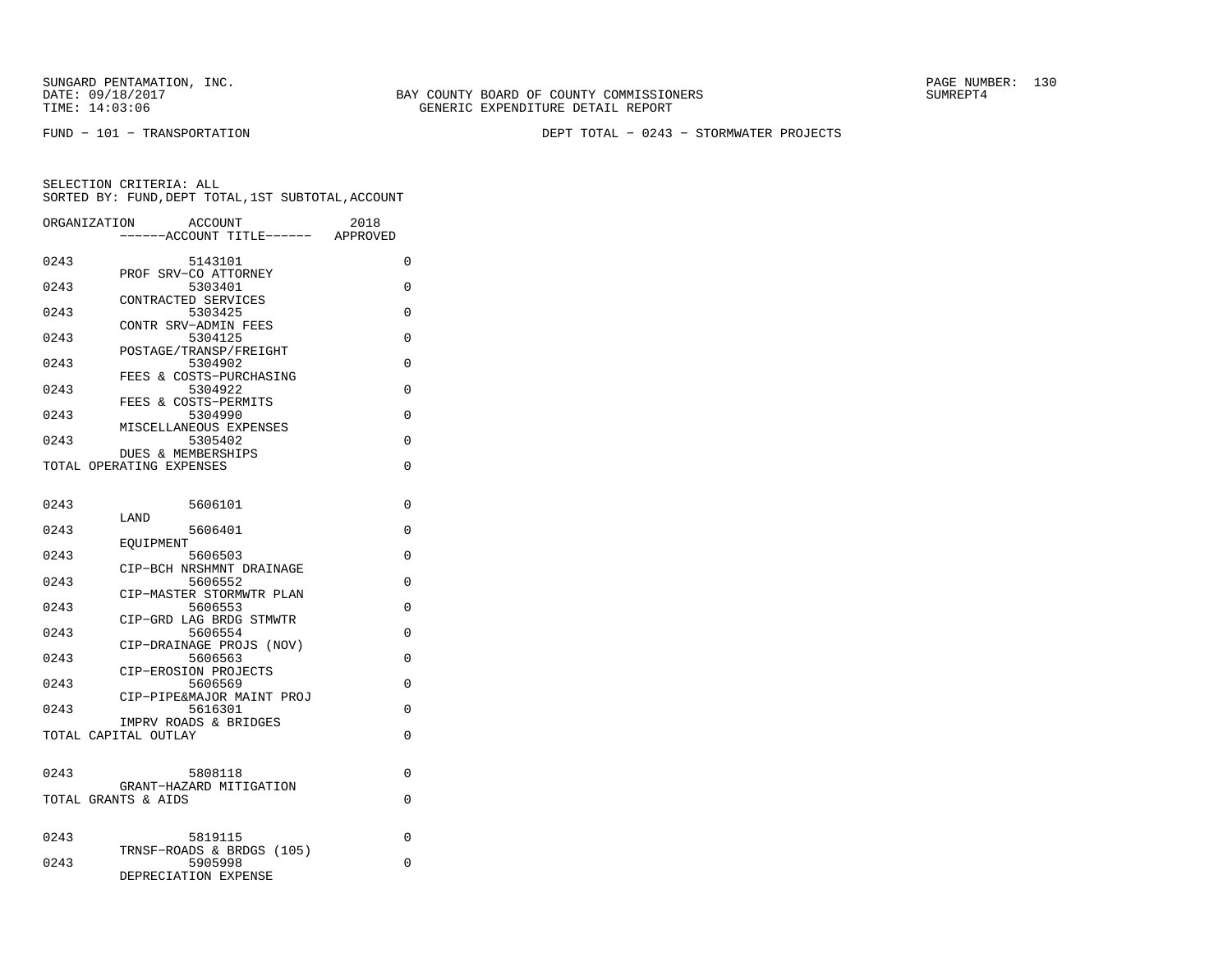SUNGARD PENTAMATION, INC.
DATE: 09/18/2017
TIME: 14:03:06

BAY COUNTY BOARD OF COUNTY COMMISSIONERS
GENERIC EXPENDITURE DETAIL REPORT

SUMREPT4

FUND − 101 − TRANSPORTATION

DEPT TOTAL − 0243 − STORMWATER PROJECTS

SELECTION CRITERIA: ALL
SORTED BY: FUND,DEPT TOTAL,1ST SUBTOTAL,ACCOUNT

| ORGANIZATION | ACCOUNT / ------ACCOUNT TITLE------ | 2018 APPROVED |
|---|---|---|
| 0243 | 5143101 PROF SRV−CO ATTORNEY | 0 |
| 0243 | 5303401 CONTRACTED SERVICES | 0 |
| 0243 | 5303425 CONTR SRV−ADMIN FEES | 0 |
| 0243 | 5304125 POSTAGE/TRANSP/FREIGHT | 0 |
| 0243 | 5304902 FEES & COSTS−PURCHASING | 0 |
| 0243 | 5304922 FEES & COSTS−PERMITS | 0 |
| 0243 | 5304990 MISCELLANEOUS EXPENSES | 0 |
| 0243 | 5305402 DUES & MEMBERSHIPS | 0 |
| TOTAL OPERATING EXPENSES | | 0 |
| 0243 | 5606101 LAND | 0 |
| 0243 | 5606401 EQUIPMENT | 0 |
| 0243 | 5606503 CIP−BCH NRSHMNT DRAINAGE | 0 |
| 0243 | 5606552 CIP−MASTER STORMWTR PLAN | 0 |
| 0243 | 5606553 CIP−GRD LAG BRDG STMWTR | 0 |
| 0243 | 5606554 CIP−DRAINAGE PROJS (NOV) | 0 |
| 0243 | 5606563 CIP−EROSION PROJECTS | 0 |
| 0243 | 5606569 CIP−PIPE&MAJOR MAINT PROJ | 0 |
| 0243 | 5616301 IMPRV ROADS & BRIDGES | 0 |
| TOTAL CAPITAL OUTLAY | | 0 |
| 0243 | 5808118 GRANT−HAZARD MITIGATION | 0 |
| TOTAL GRANTS & AIDS | | 0 |
| 0243 | 5819115 TRNSF−ROADS & BRDGS (105) | 0 |
| 0243 | 5905998 DEPRECIATION EXPENSE | 0 |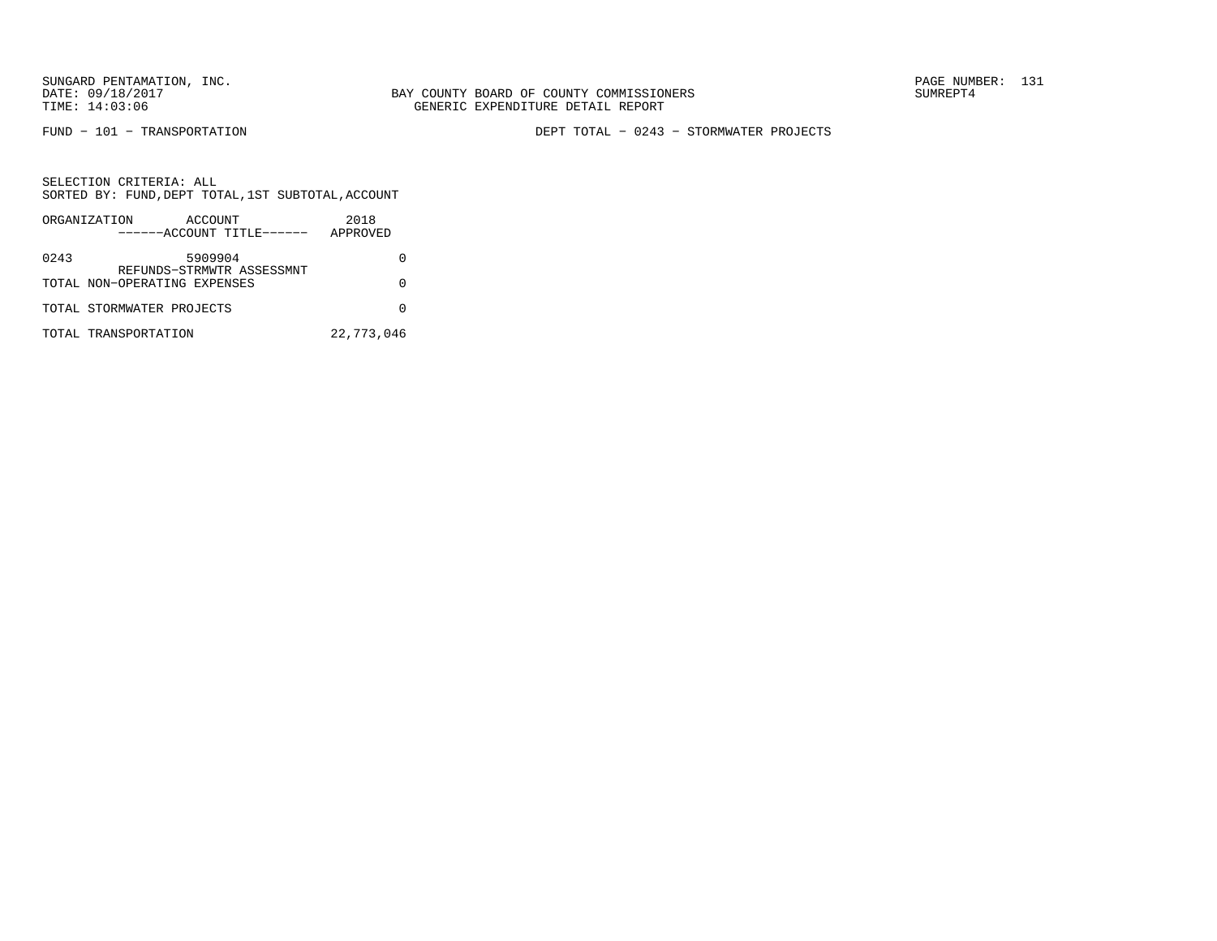BAY COUNTY BOARD OF COUNTY COMMISSIONERS
GENERIC EXPENDITURE DETAIL REPORT

FUND − 101 − TRANSPORTATION

DEPT TOTAL − 0243 − STORMWATER PROJECTS

SELECTION CRITERIA: ALL
SORTED BY: FUND,DEPT TOTAL,1ST SUBTOTAL,ACCOUNT

| ORGANIZATION | ACCOUNT ------ACCOUNT TITLE------ | 2018 APPROVED |
|---|---|---|
| 0243 | 5909904 REFUNDS−STRMWTR ASSESSMNT | 0 |
| TOTAL NON−OPERATING EXPENSES | | 0 |
| TOTAL STORMWATER PROJECTS | | 0 |
| TOTAL TRANSPORTATION | | 22,773,046 |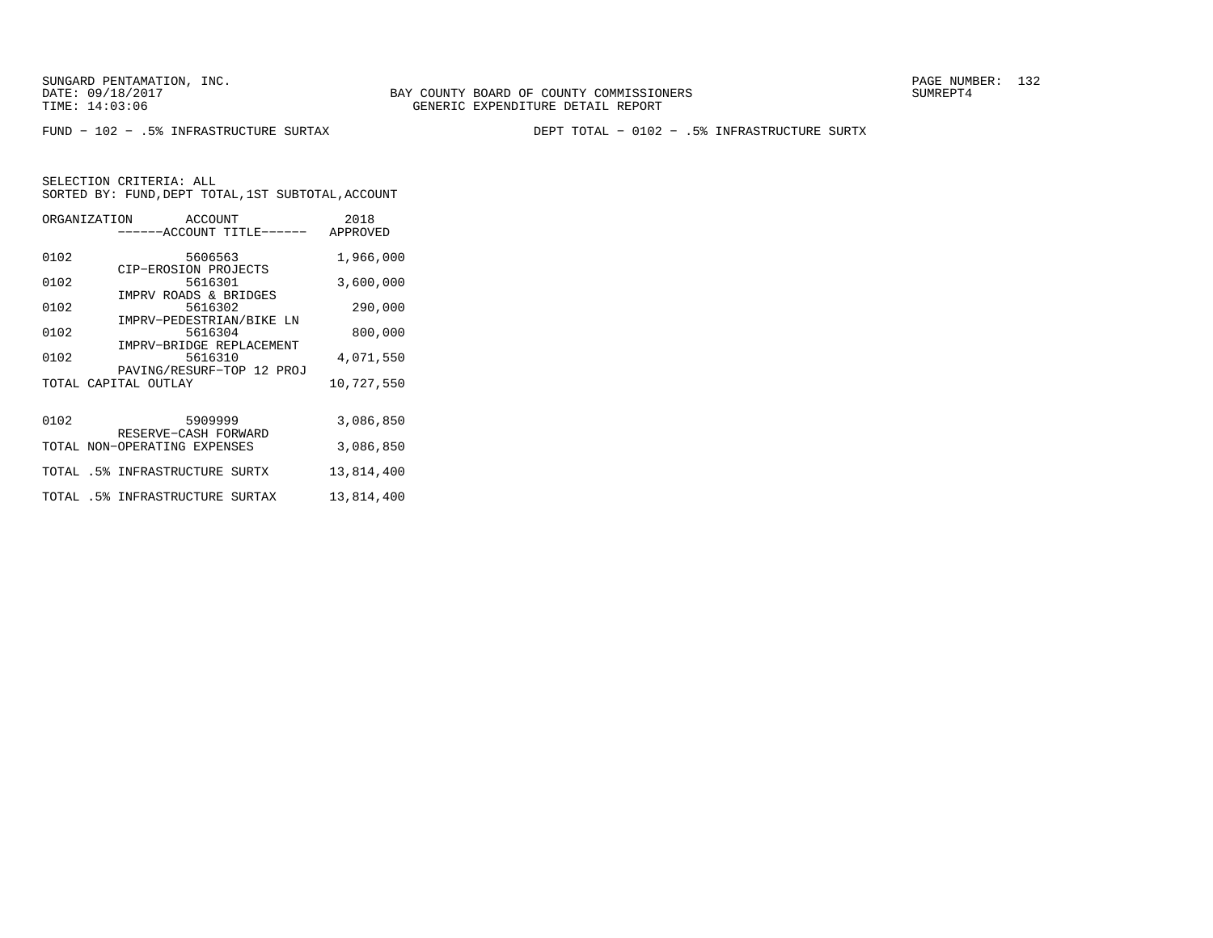SUNGARD PENTAMATION, INC.
DATE: 09/18/2017
TIME: 14:03:06

BAY COUNTY BOARD OF COUNTY COMMISSIONERS
GENERIC EXPENDITURE DETAIL REPORT

SUMREPT4

FUND − 102 − .5% INFRASTRUCTURE SURTAX

DEPT TOTAL − 0102 − .5% INFRASTRUCTURE SURTX

SELECTION CRITERIA: ALL
SORTED BY: FUND,DEPT TOTAL,1ST SUBTOTAL,ACCOUNT

| ORGANIZATION | ACCOUNT / ------ACCOUNT TITLE------ | 2018 APPROVED |
|---|---|---|
| 0102 | 5606563 CIP−EROSION PROJECTS | 1,966,000 |
| 0102 | 5616301 IMPRV ROADS & BRIDGES | 3,600,000 |
| 0102 | 5616302 IMPRV−PEDESTRIAN/BIKE LN | 290,000 |
| 0102 | 5616304 IMPRV−BRIDGE REPLACEMENT | 800,000 |
| 0102 | 5616310 PAVING/RESURF−TOP 12 PROJ | 4,071,550 |
| TOTAL CAPITAL OUTLAY | | 10,727,550 |
| 0102 | 5909999 RESERVE−CASH FORWARD | 3,086,850 |
| TOTAL NON−OPERATING EXPENSES | | 3,086,850 |
| TOTAL .5% INFRASTRUCTURE SURTX | | 13,814,400 |
| TOTAL .5% INFRASTRUCTURE SURTAX | | 13,814,400 |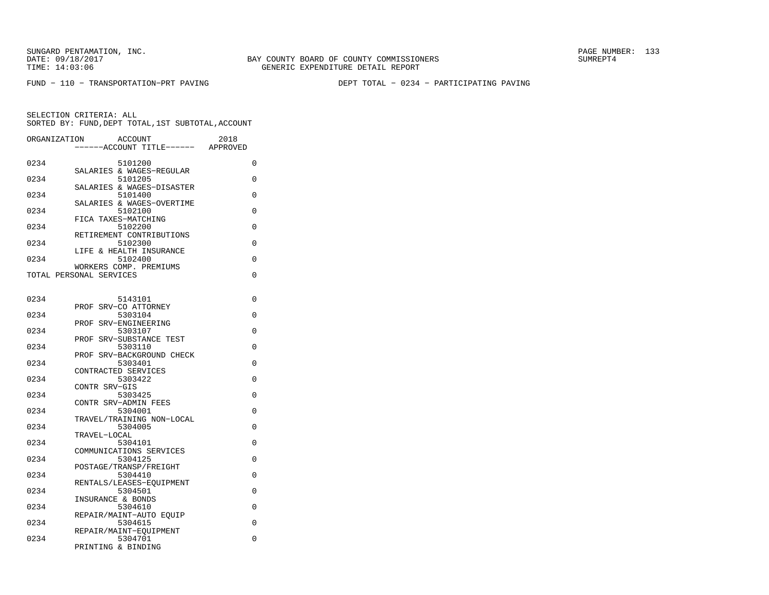FUND − 110 − TRANSPORTATION−PRT PAVING

DEPT TOTAL − 0234 − PARTICIPATING PAVING

SELECTION CRITERIA: ALL
SORTED BY: FUND,DEPT TOTAL,1ST SUBTOTAL,ACCOUNT

| ORGANIZATION | ACCOUNT / ACCOUNT TITLE | 2018 APPROVED |
|---|---|---|
| 0234 | 5101200 SALARIES & WAGES−REGULAR | 0 |
| 0234 | 5101205 SALARIES & WAGES−DISASTER | 0 |
| 0234 | 5101400 SALARIES & WAGES−OVERTIME | 0 |
| 0234 | 5102100 FICA TAXES−MATCHING | 0 |
| 0234 | 5102200 RETIREMENT CONTRIBUTIONS | 0 |
| 0234 | 5102300 LIFE & HEALTH INSURANCE | 0 |
| 0234 | 5102400 WORKERS COMP. PREMIUMS | 0 |
| TOTAL PERSONAL SERVICES | | 0 |
| 0234 | 5143101 PROF SRV−CO ATTORNEY | 0 |
| 0234 | 5303104 PROF SRV−ENGINEERING | 0 |
| 0234 | 5303107 PROF SRV−SUBSTANCE TEST | 0 |
| 0234 | 5303110 PROF SRV−BACKGROUND CHECK | 0 |
| 0234 | 5303401 CONTRACTED SERVICES | 0 |
| 0234 | 5303422 CONTR SRV−GIS | 0 |
| 0234 | 5303425 CONTR SRV−ADMIN FEES | 0 |
| 0234 | 5304001 TRAVEL/TRAINING NON−LOCAL | 0 |
| 0234 | 5304005 TRAVEL−LOCAL | 0 |
| 0234 | 5304101 COMMUNICATIONS SERVICES | 0 |
| 0234 | 5304125 POSTAGE/TRANSP/FREIGHT | 0 |
| 0234 | 5304410 RENTALS/LEASES−EQUIPMENT | 0 |
| 0234 | 5304501 INSURANCE & BONDS | 0 |
| 0234 | 5304610 REPAIR/MAINT−AUTO EQUIP | 0 |
| 0234 | 5304615 REPAIR/MAINT−EQUIPMENT | 0 |
| 0234 | 5304701 PRINTING & BINDING | 0 |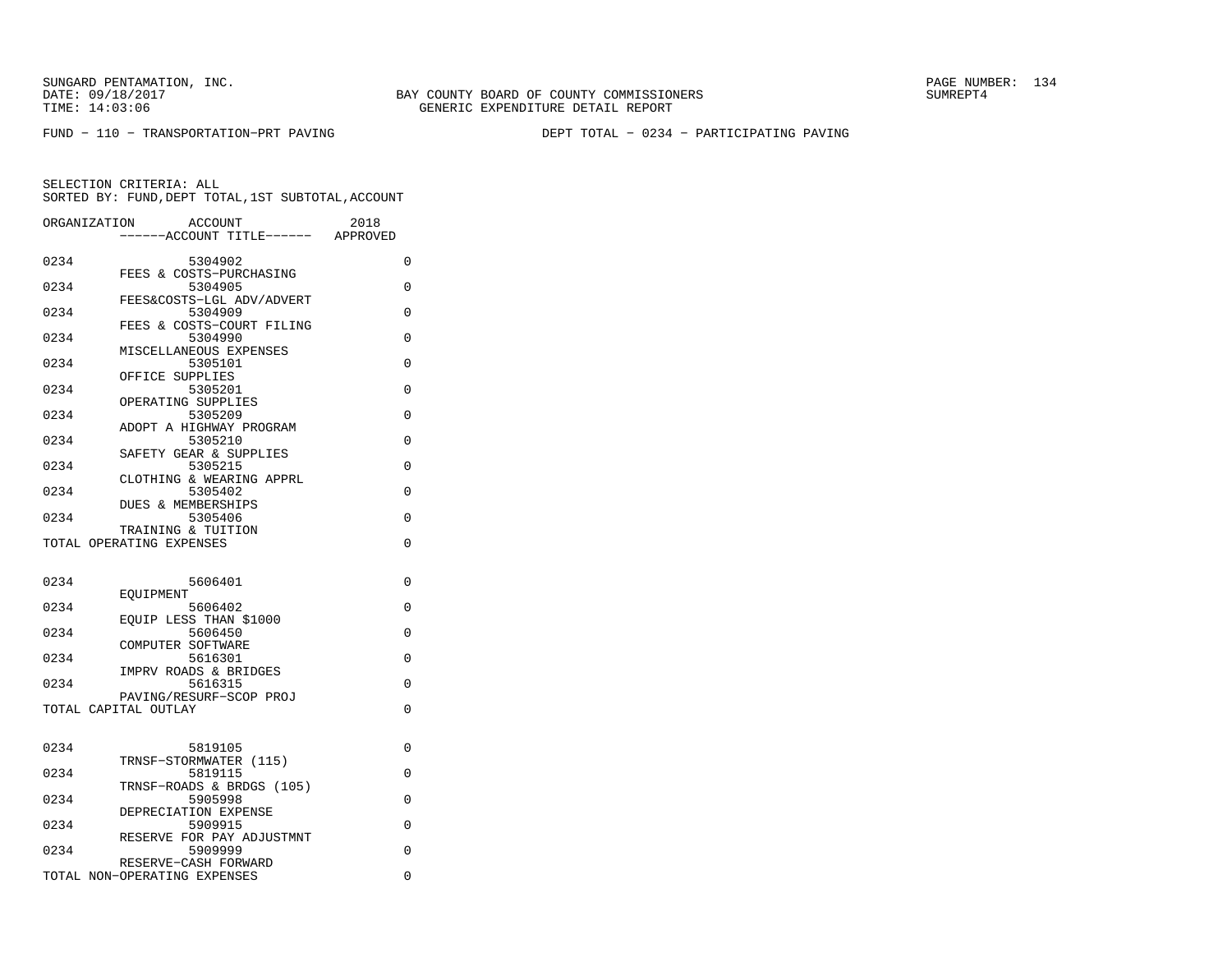BAY COUNTY BOARD OF COUNTY COMMISSIONERS
GENERIC EXPENDITURE DETAIL REPORT

FUND − 110 − TRANSPORTATION−PRT PAVING

DEPT TOTAL − 0234 − PARTICIPATING PAVING

SELECTION CRITERIA: ALL
SORTED BY: FUND,DEPT TOTAL,1ST SUBTOTAL,ACCOUNT

| ORGANIZATION | ACCOUNT / ACCOUNT TITLE | 2018 APPROVED |
|---|---|---|
| 0234 | 5304902 FEES & COSTS−PURCHASING | 0 |
| 0234 | 5304905 FEES&COSTS−LGL ADV/ADVERT | 0 |
| 0234 | 5304909 FEES & COSTS−COURT FILING | 0 |
| 0234 | 5304990 MISCELLANEOUS EXPENSES | 0 |
| 0234 | 5305101 OFFICE SUPPLIES | 0 |
| 0234 | 5305201 OPERATING SUPPLIES | 0 |
| 0234 | 5305209 ADOPT A HIGHWAY PROGRAM | 0 |
| 0234 | 5305210 SAFETY GEAR & SUPPLIES | 0 |
| 0234 | 5305215 CLOTHING & WEARING APPRL | 0 |
| 0234 | 5305402 DUES & MEMBERSHIPS | 0 |
| 0234 | 5305406 TRAINING & TUITION | 0 |
| TOTAL OPERATING EXPENSES | | 0 |
| 0234 | 5606401 EQUIPMENT | 0 |
| 0234 | 5606402 EQUIP LESS THAN $1000 | 0 |
| 0234 | 5606450 COMPUTER SOFTWARE | 0 |
| 0234 | 5616301 IMPRV ROADS & BRIDGES | 0 |
| 0234 | 5616315 PAVING/RESURF−SCOP PROJ | 0 |
| TOTAL CAPITAL OUTLAY | | 0 |
| 0234 | 5819105 TRNSF−STORMWATER (115) | 0 |
| 0234 | 5819115 TRNSF−ROADS & BRDGS (105) | 0 |
| 0234 | 5905998 DEPRECIATION EXPENSE | 0 |
| 0234 | 5909915 RESERVE FOR PAY ADJUSTMNT | 0 |
| 0234 | 5909999 RESERVE−CASH FORWARD | 0 |
| TOTAL NON−OPERATING EXPENSES | | 0 |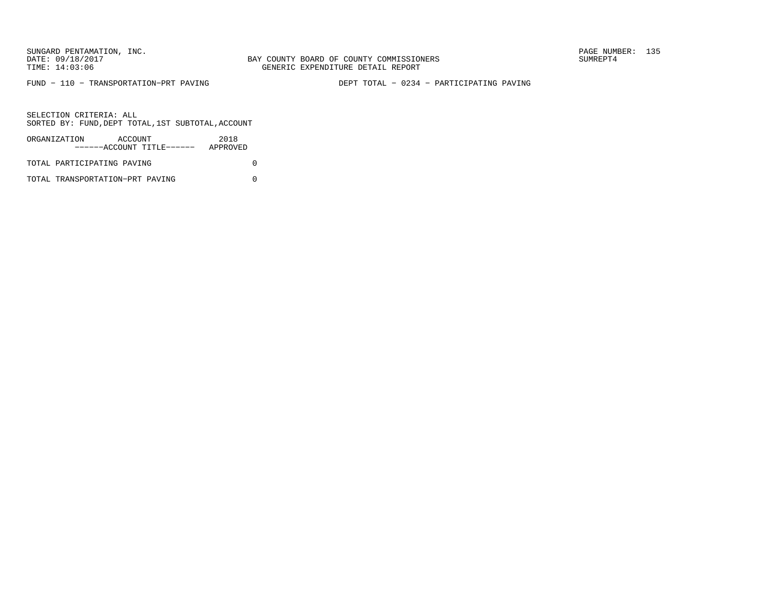FUND – 110 – TRANSPORTATION–PRT PAVING DEPT TOTAL – 0234 – PARTICIPATING PAVING

SELECTION CRITERIA: ALL
SORTED BY: FUND,DEPT TOTAL,1ST SUBTOTAL,ACCOUNT

| ORGANIZATION ACCOUNT ------ACCOUNT TITLE------ | 2018 APPROVED |
|---|---|
| TOTAL PARTICIPATING PAVING | 0 |
| TOTAL TRANSPORTATION–PRT PAVING | 0 |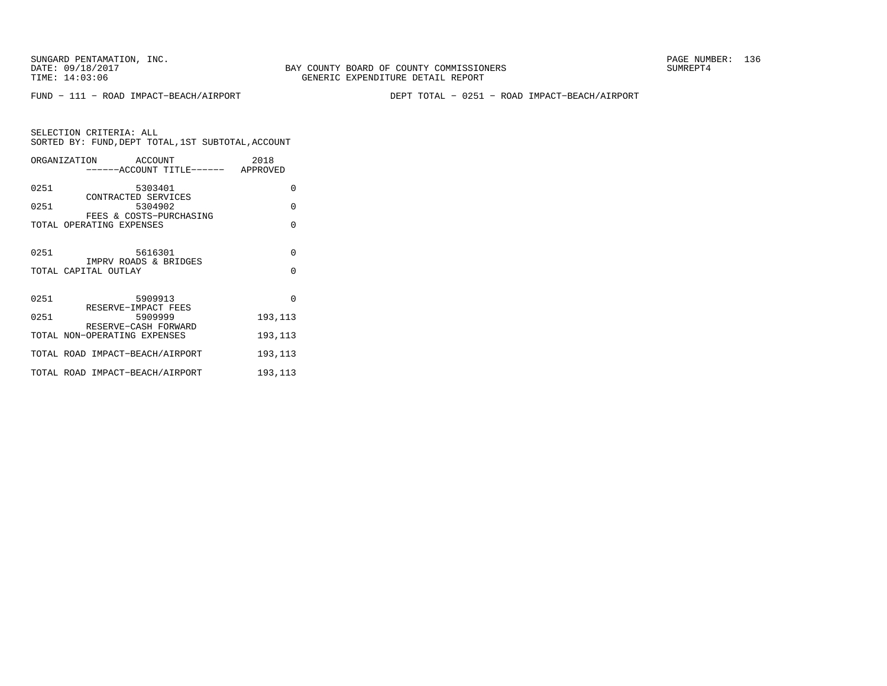SUNGARD PENTAMATION, INC.
DATE: 09/18/2017
TIME: 14:03:06

BAY COUNTY BOARD OF COUNTY COMMISSIONERS
GENERIC EXPENDITURE DETAIL REPORT

SUMREPT4

FUND − 111 − ROAD IMPACT−BEACH/AIRPORT

DEPT TOTAL − 0251 − ROAD IMPACT−BEACH/AIRPORT

SELECTION CRITERIA: ALL
SORTED BY: FUND,DEPT TOTAL,1ST SUBTOTAL,ACCOUNT

| ORGANIZATION | ACCOUNT ------ACCOUNT TITLE------ | 2018 APPROVED |
|---|---|---|
| 0251 | 5303401 CONTRACTED SERVICES | 0 |
| 0251 | 5304902 FEES & COSTS−PURCHASING | 0 |
| TOTAL OPERATING EXPENSES | | 0 |
| 0251 | 5616301 IMPRV ROADS & BRIDGES | 0 |
| TOTAL CAPITAL OUTLAY | | 0 |
| 0251 | 5909913 RESERVE−IMPACT FEES | 0 |
| 0251 | 5909999 RESERVE−CASH FORWARD | 193,113 |
| TOTAL NON−OPERATING EXPENSES | | 193,113 |
| TOTAL ROAD IMPACT−BEACH/AIRPORT | | 193,113 |
| TOTAL ROAD IMPACT−BEACH/AIRPORT | | 193,113 |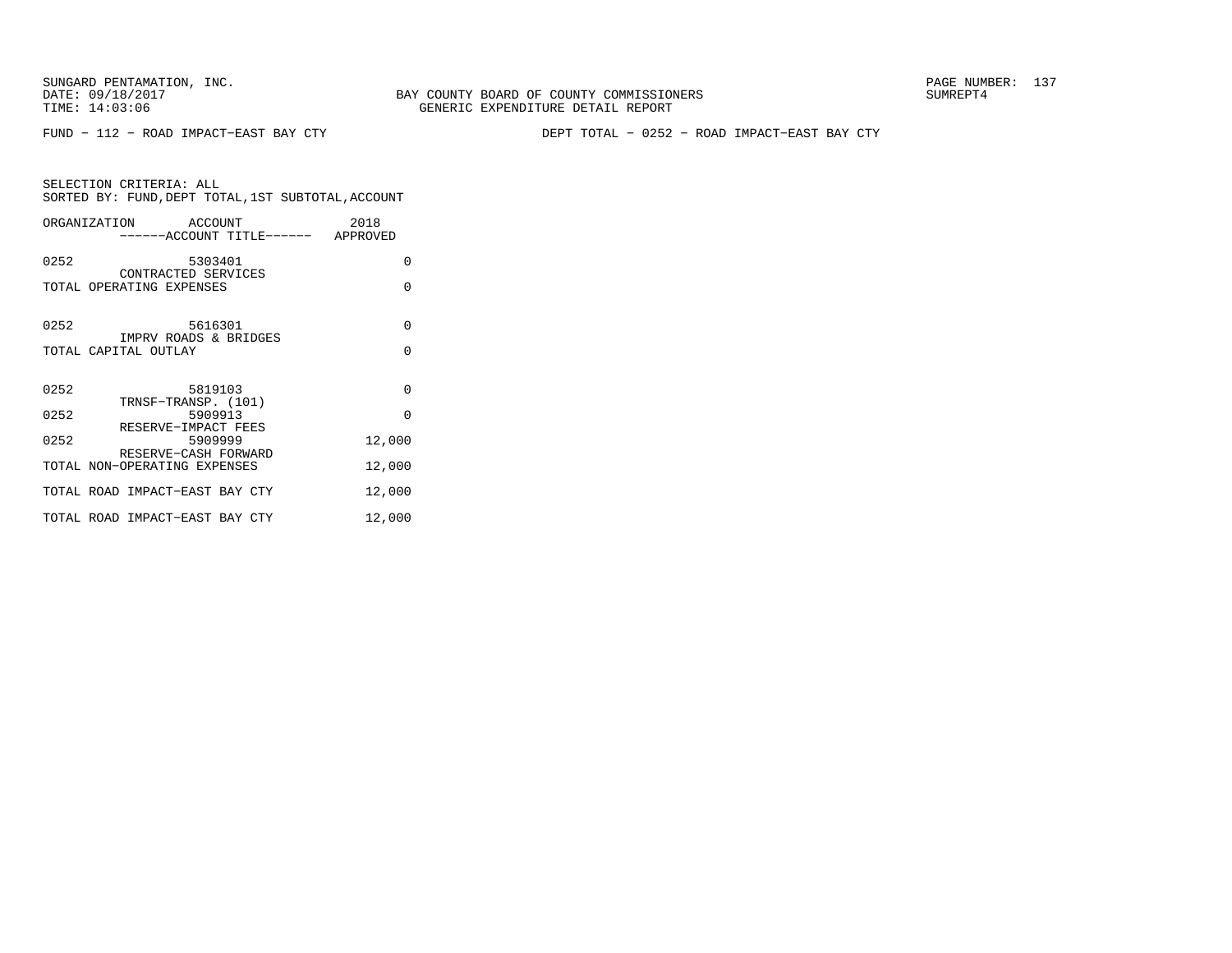FUND − 112 − ROAD IMPACT−EAST BAY CTY

DEPT TOTAL − 0252 − ROAD IMPACT−EAST BAY CTY

SELECTION CRITERIA: ALL
SORTED BY: FUND,DEPT TOTAL,1ST SUBTOTAL,ACCOUNT

| ORGANIZATION | ACCOUNT ------ACCOUNT TITLE------ | 2018 APPROVED |
|---|---|---|
| 0252 | 5303401 CONTRACTED SERVICES | 0 |
| TOTAL OPERATING EXPENSES | | 0 |
| 0252 | 5616301 IMPRV ROADS & BRIDGES | 0 |
| TOTAL CAPITAL OUTLAY | | 0 |
| 0252 | 5819103 TRNSF−TRANSP. (101) | 0 |
| 0252 | 5909913 RESERVE−IMPACT FEES | 0 |
| 0252 | 5909999 RESERVE−CASH FORWARD | 12,000 |
| TOTAL NON−OPERATING EXPENSES | | 12,000 |
| TOTAL ROAD IMPACT−EAST BAY CTY | | 12,000 |
| TOTAL ROAD IMPACT−EAST BAY CTY | | 12,000 |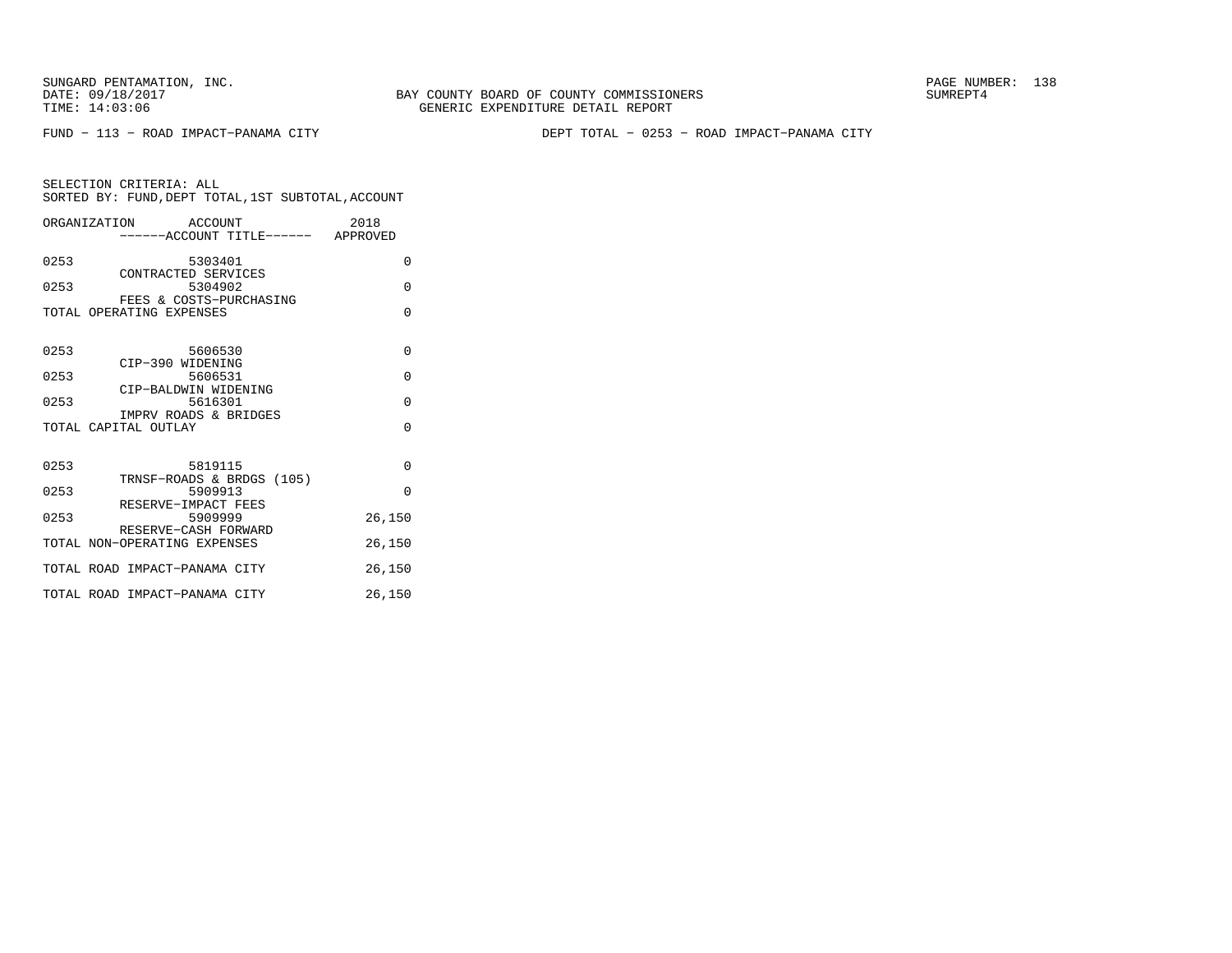SUNGARD PENTAMATION, INC.
DATE: 09/18/2017
TIME: 14:03:06

BAY COUNTY BOARD OF COUNTY COMMISSIONERS
GENERIC EXPENDITURE DETAIL REPORT

SUMREPT4

FUND - 113 - ROAD IMPACT-PANAMA CITY

DEPT TOTAL - 0253 - ROAD IMPACT-PANAMA CITY

SELECTION CRITERIA: ALL
SORTED BY: FUND,DEPT TOTAL,1ST SUBTOTAL,ACCOUNT

| ORGANIZATION | ACCOUNT ------ACCOUNT TITLE------ | 2018 APPROVED |
|---|---|---|
| 0253 | 5303401 CONTRACTED SERVICES | 0 |
| 0253 | 5304902 FEES & COSTS-PURCHASING | 0 |
| TOTAL OPERATING EXPENSES | | 0 |
| 0253 | 5606530 CIP-390 WIDENING | 0 |
| 0253 | 5606531 CIP-BALDWIN WIDENING | 0 |
| 0253 | 5616301 IMPRV ROADS & BRIDGES | 0 |
| TOTAL CAPITAL OUTLAY | | 0 |
| 0253 | 5819115 TRNSF-ROADS & BRDGS (105) | 0 |
| 0253 | 5909913 RESERVE-IMPACT FEES | 0 |
| 0253 | 5909999 RESERVE-CASH FORWARD | 26,150 |
| TOTAL NON-OPERATING EXPENSES | | 26,150 |
| TOTAL ROAD IMPACT-PANAMA CITY | | 26,150 |
| TOTAL ROAD IMPACT-PANAMA CITY | | 26,150 |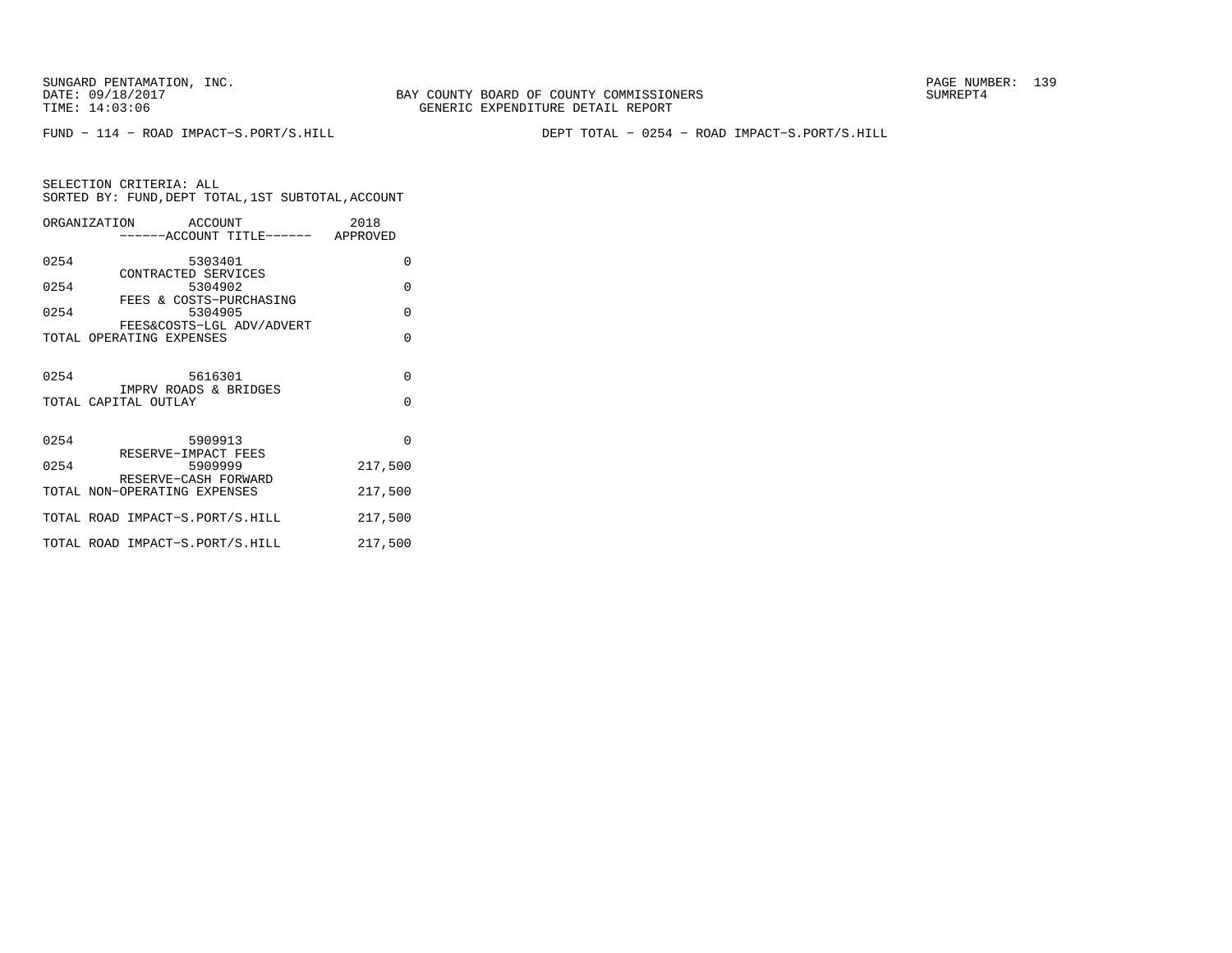BAY COUNTY BOARD OF COUNTY COMMISSIONERS
GENERIC EXPENDITURE DETAIL REPORT

SUNGARD PENTAMATION, INC.
DATE: 09/18/2017
TIME: 14:03:06

SUMREPT4

FUND − 114 − ROAD IMPACT−S.PORT/S.HILL

DEPT TOTAL − 0254 − ROAD IMPACT−S.PORT/S.HILL

SELECTION CRITERIA: ALL
SORTED BY: FUND,DEPT TOTAL,1ST SUBTOTAL,ACCOUNT

| ORGANIZATION | ACCOUNT / ------ACCOUNT TITLE------ | 2018 APPROVED |
|---|---|---|
| 0254 | 5303401 CONTRACTED SERVICES | 0 |
| 0254 | 5304902 FEES & COSTS−PURCHASING | 0 |
| 0254 | 5304905 FEES&COSTS−LGL ADV/ADVERT | 0 |
| TOTAL OPERATING EXPENSES | | 0 |
| 0254 | 5616301 IMPRV ROADS & BRIDGES | 0 |
| TOTAL CAPITAL OUTLAY | | 0 |
| 0254 | 5909913 RESERVE−IMPACT FEES | 0 |
| 0254 | 5909999 RESERVE−CASH FORWARD | 217,500 |
| TOTAL NON−OPERATING EXPENSES | | 217,500 |
| TOTAL ROAD IMPACT−S.PORT/S.HILL | | 217,500 |
| TOTAL ROAD IMPACT−S.PORT/S.HILL | | 217,500 |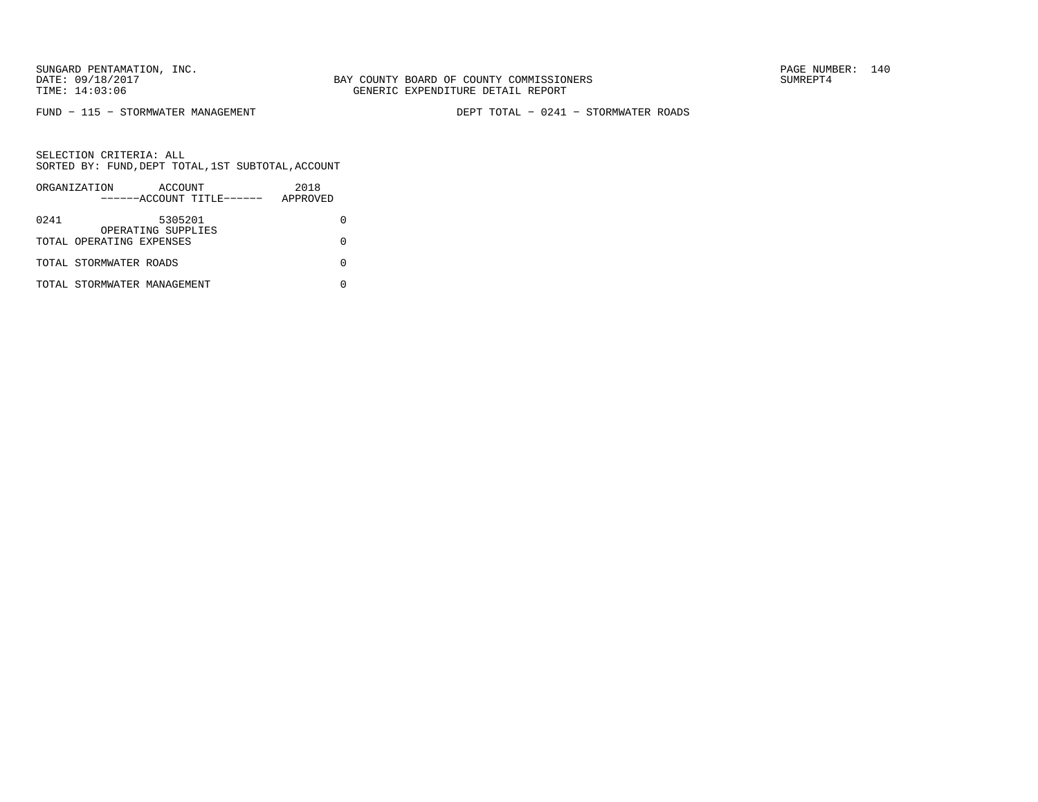BAY COUNTY BOARD OF COUNTY COMMISSIONERS
GENERIC EXPENDITURE DETAIL REPORT

FUND − 115 − STORMWATER MANAGEMENT

DEPT TOTAL − 0241 − STORMWATER ROADS

SELECTION CRITERIA: ALL
SORTED BY: FUND,DEPT TOTAL,1ST SUBTOTAL,ACCOUNT

| ORGANIZATION | ACCOUNT<br>------ACCOUNT TITLE------ | 2018<br>APPROVED |
|---|---|---|
| 0241 | 5305201<br>OPERATING SUPPLIES | 0 |
| TOTAL OPERATING EXPENSES | | 0 |
| TOTAL STORMWATER ROADS | | 0 |
| TOTAL STORMWATER MANAGEMENT | | 0 |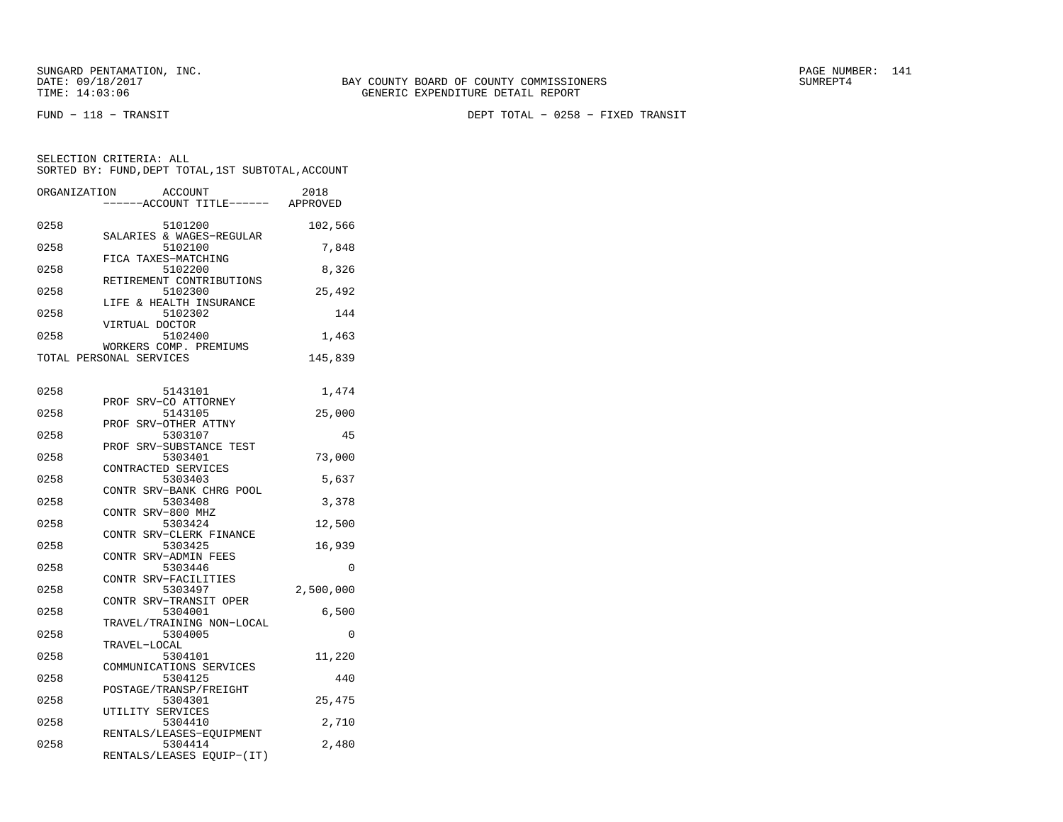BAY COUNTY BOARD OF COUNTY COMMISSIONERS
GENERIC EXPENDITURE DETAIL REPORT

FUND − 118 − TRANSIT

DEPT TOTAL − 0258 − FIXED TRANSIT

SELECTION CRITERIA: ALL
SORTED BY: FUND,DEPT TOTAL,1ST SUBTOTAL,ACCOUNT

| ORGANIZATION | ACCOUNT | ------ACCOUNT TITLE------ | 2018 APPROVED |
|---|---|---|---|
| 0258 | 5101200 | SALARIES & WAGES−REGULAR | 102,566 |
| 0258 | 5102100 | FICA TAXES−MATCHING | 7,848 |
| 0258 | 5102200 | RETIREMENT CONTRIBUTIONS | 8,326 |
| 0258 | 5102300 | LIFE & HEALTH INSURANCE | 25,492 |
| 0258 | 5102302 | VIRTUAL DOCTOR | 144 |
| 0258 | 5102400 | WORKERS COMP. PREMIUMS | 1,463 |
| TOTAL PERSONAL SERVICES | | | 145,839 |
| 0258 | 5143101 | PROF SRV−CO ATTORNEY | 1,474 |
| 0258 | 5143105 | PROF SRV−OTHER ATTNY | 25,000 |
| 0258 | 5303107 | PROF SRV−SUBSTANCE TEST | 45 |
| 0258 | 5303401 | CONTRACTED SERVICES | 73,000 |
| 0258 | 5303403 | CONTR SRV−BANK CHRG POOL | 5,637 |
| 0258 | 5303408 | CONTR SRV−800 MHZ | 3,378 |
| 0258 | 5303424 | CONTR SRV−CLERK FINANCE | 12,500 |
| 0258 | 5303425 | CONTR SRV−ADMIN FEES | 16,939 |
| 0258 | 5303446 | CONTR SRV−FACILITIES | 0 |
| 0258 | 5303497 | CONTR SRV−TRANSIT OPER | 2,500,000 |
| 0258 | 5304001 | TRAVEL/TRAINING NON−LOCAL | 6,500 |
| 0258 | 5304005 | TRAVEL−LOCAL | 0 |
| 0258 | 5304101 | COMMUNICATIONS SERVICES | 11,220 |
| 0258 | 5304125 | POSTAGE/TRANSP/FREIGHT | 440 |
| 0258 | 5304301 | UTILITY SERVICES | 25,475 |
| 0258 | 5304410 | RENTALS/LEASES−EQUIPMENT | 2,710 |
| 0258 | 5304414 | RENTALS/LEASES EQUIP−(IT) | 2,480 |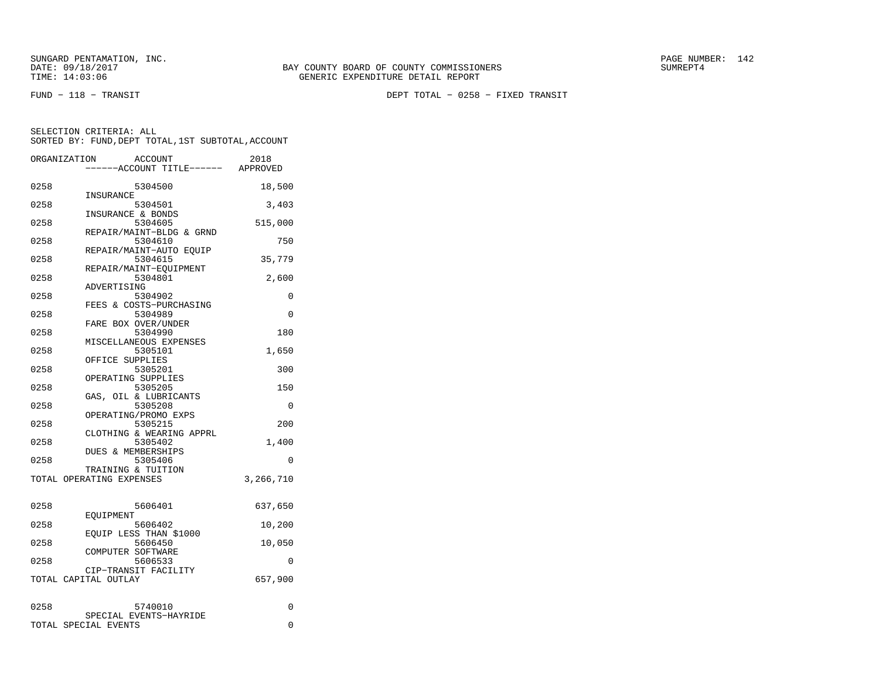SUNGARD PENTAMATION, INC.
DATE: 09/18/2017
TIME: 14:03:06

BAY COUNTY BOARD OF COUNTY COMMISSIONERS
GENERIC EXPENDITURE DETAIL REPORT

PAGE NUMBER: 142
SUMREPT4

FUND - 118 - TRANSIT

DEPT TOTAL - 0258 - FIXED TRANSIT

SELECTION CRITERIA: ALL
SORTED BY: FUND,DEPT TOTAL,1ST SUBTOTAL,ACCOUNT

| ORGANIZATION | ACCOUNT / ------ACCOUNT TITLE------ | 2018 APPROVED |
|---|---|---|
| 0258 | 5304500 INSURANCE | 18,500 |
| 0258 | 5304501 INSURANCE & BONDS | 3,403 |
| 0258 | 5304605 REPAIR/MAINT-BLDG & GRND | 515,000 |
| 0258 | 5304610 REPAIR/MAINT-AUTO EQUIP | 750 |
| 0258 | 5304615 REPAIR/MAINT-EQUIPMENT | 35,779 |
| 0258 | 5304801 ADVERTISING | 2,600 |
| 0258 | 5304902 FEES & COSTS-PURCHASING | 0 |
| 0258 | 5304989 FARE BOX OVER/UNDER | 0 |
| 0258 | 5304990 MISCELLANEOUS EXPENSES | 180 |
| 0258 | 5305101 OFFICE SUPPLIES | 1,650 |
| 0258 | 5305201 OPERATING SUPPLIES | 300 |
| 0258 | 5305205 GAS, OIL & LUBRICANTS | 150 |
| 0258 | 5305208 OPERATING/PROMO EXPS | 0 |
| 0258 | 5305215 CLOTHING & WEARING APPRL | 200 |
| 0258 | 5305402 DUES & MEMBERSHIPS | 1,400 |
| 0258 | 5305406 TRAINING & TUITION | 0 |
| TOTAL OPERATING EXPENSES | | 3,266,710 |
| 0258 | 5606401 EQUIPMENT | 637,650 |
| 0258 | 5606402 EQUIP LESS THAN $1000 | 10,200 |
| 0258 | 5606450 COMPUTER SOFTWARE | 10,050 |
| 0258 | 5606533 CIP-TRANSIT FACILITY | 0 |
| TOTAL CAPITAL OUTLAY | | 657,900 |
| 0258 | 5740010 SPECIAL EVENTS-HAYRIDE | 0 |
| TOTAL SPECIAL EVENTS | | 0 |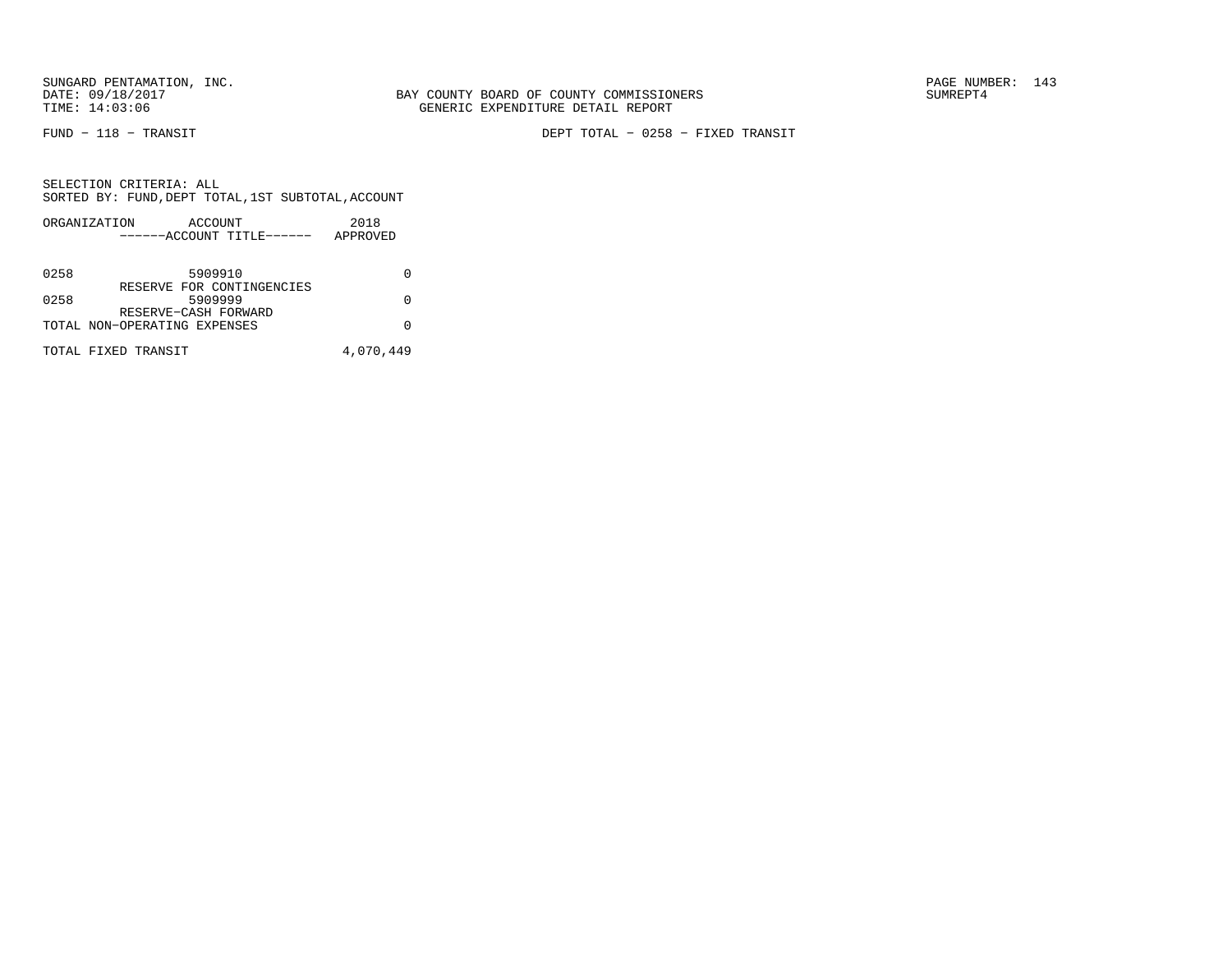BAY COUNTY BOARD OF COUNTY COMMISSIONERS
GENERIC EXPENDITURE DETAIL REPORT

FUND − 118 − TRANSIT

DEPT TOTAL − 0258 − FIXED TRANSIT

SELECTION CRITERIA: ALL
SORTED BY: FUND,DEPT TOTAL,1ST SUBTOTAL,ACCOUNT

| ORGANIZATION | ACCOUNT ------ACCOUNT TITLE------ | 2018 APPROVED |
|---|---|---|
| 0258 | 5909910 RESERVE FOR CONTINGENCIES | 0 |
| 0258 | 5909999 RESERVE−CASH FORWARD | 0 |
| TOTAL NON−OPERATING EXPENSES | | 0 |
| TOTAL FIXED TRANSIT | | 4,070,449 |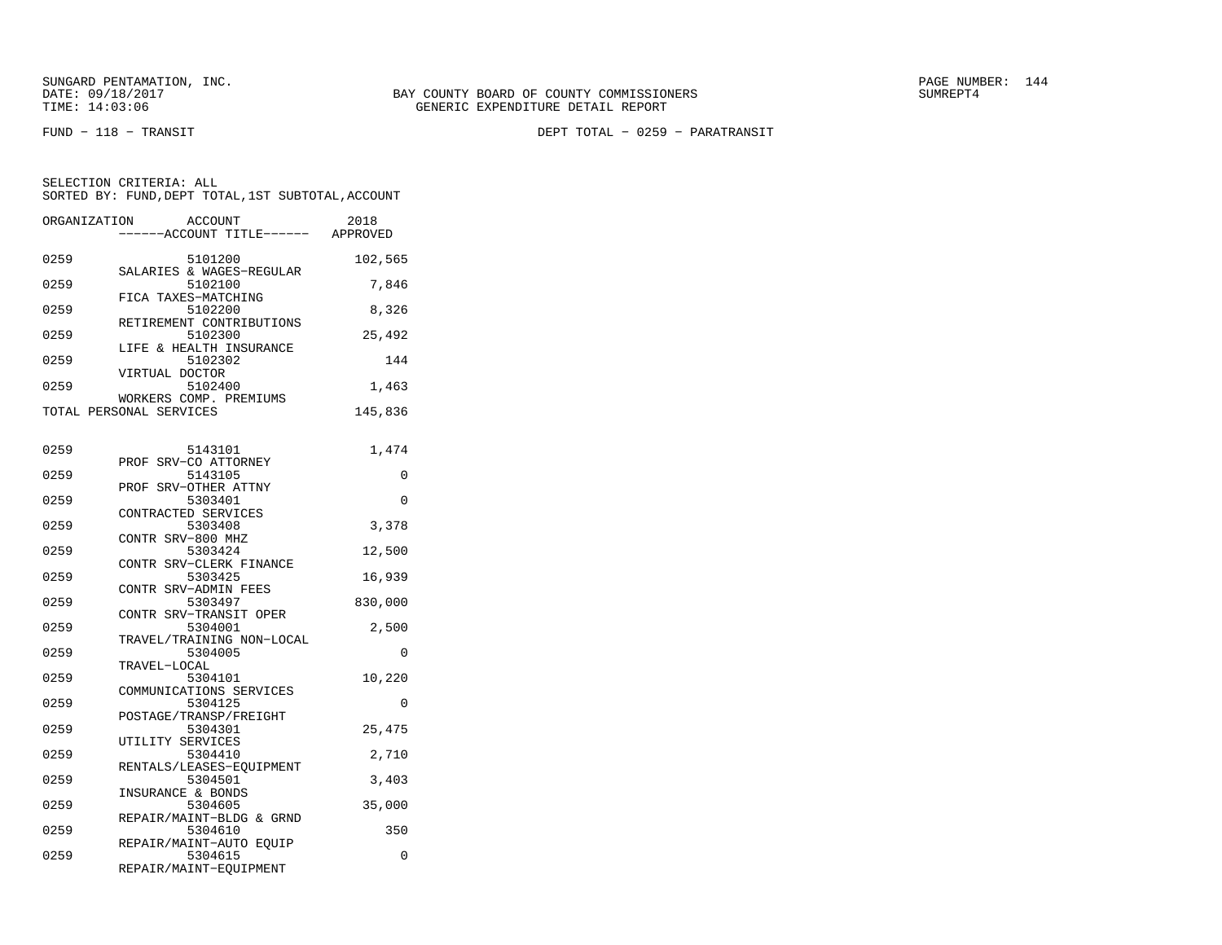SUNGARD PENTAMATION, INC.
DATE: 09/18/2017
TIME: 14:03:06

BAY COUNTY BOARD OF COUNTY COMMISSIONERS
GENERIC EXPENDITURE DETAIL REPORT

SUMREPT4

FUND - 118 - TRANSIT

DEPT TOTAL - 0259 - PARATRANSIT

SELECTION CRITERIA: ALL
SORTED BY: FUND,DEPT TOTAL,1ST SUBTOTAL,ACCOUNT

| ORGANIZATION | ACCOUNT / ------ACCOUNT TITLE------ | 2018 APPROVED |
|---|---|---|
| 0259 | 5101200 SALARIES & WAGES-REGULAR | 102,565 |
| 0259 | 5102100 FICA TAXES-MATCHING | 7,846 |
| 0259 | 5102200 RETIREMENT CONTRIBUTIONS | 8,326 |
| 0259 | 5102300 LIFE & HEALTH INSURANCE | 25,492 |
| 0259 | 5102302 VIRTUAL DOCTOR | 144 |
| 0259 | 5102400 WORKERS COMP. PREMIUMS | 1,463 |
| TOTAL PERSONAL SERVICES | | 145,836 |
| 0259 | 5143101 PROF SRV-CO ATTORNEY | 1,474 |
| 0259 | 5143105 PROF SRV-OTHER ATTNY | 0 |
| 0259 | 5303401 CONTRACTED SERVICES | 0 |
| 0259 | 5303408 CONTR SRV-800 MHZ | 3,378 |
| 0259 | 5303424 CONTR SRV-CLERK FINANCE | 12,500 |
| 0259 | 5303425 CONTR SRV-ADMIN FEES | 16,939 |
| 0259 | 5303497 CONTR SRV-TRANSIT OPER | 830,000 |
| 0259 | 5304001 TRAVEL/TRAINING NON-LOCAL | 2,500 |
| 0259 | 5304005 TRAVEL-LOCAL | 0 |
| 0259 | 5304101 COMMUNICATIONS SERVICES | 10,220 |
| 0259 | 5304125 POSTAGE/TRANSP/FREIGHT | 0 |
| 0259 | 5304301 UTILITY SERVICES | 25,475 |
| 0259 | 5304410 RENTALS/LEASES-EQUIPMENT | 2,710 |
| 0259 | 5304501 INSURANCE & BONDS | 3,403 |
| 0259 | 5304605 REPAIR/MAINT-BLDG & GRND | 35,000 |
| 0259 | 5304610 REPAIR/MAINT-AUTO EQUIP | 350 |
| 0259 | 5304615 REPAIR/MAINT-EQUIPMENT | 0 |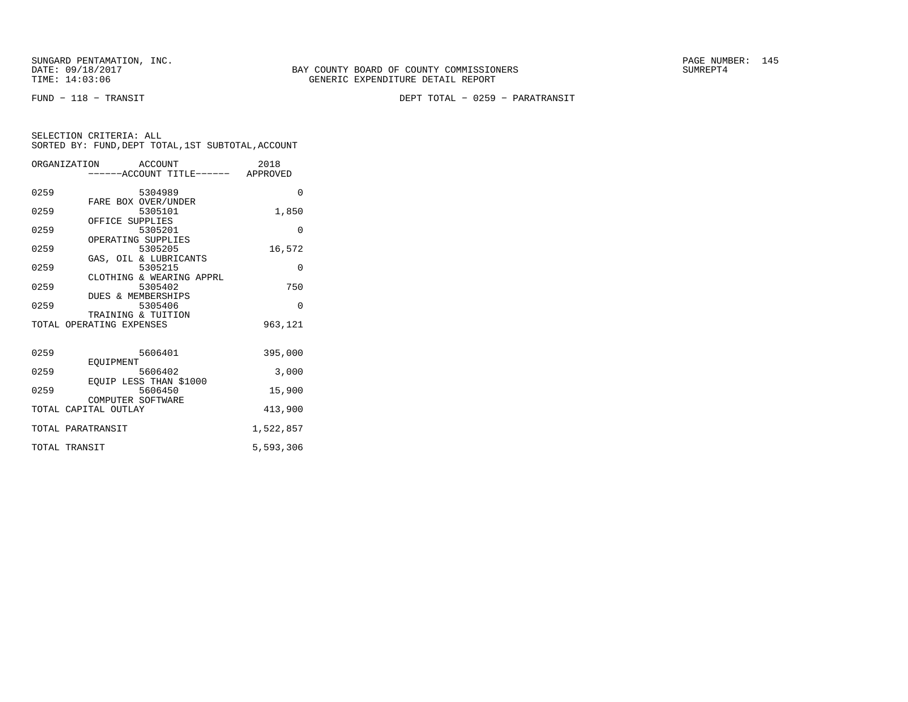FUND − 118 − TRANSIT

DEPT TOTAL − 0259 − PARATRANSIT

SELECTION CRITERIA: ALL
SORTED BY: FUND,DEPT TOTAL,1ST SUBTOTAL,ACCOUNT

| ORGANIZATION | ACCOUNT ------ACCOUNT TITLE------ | 2018 APPROVED |
|---|---|---|
| 0259 | 5304989 FARE BOX OVER/UNDER | 0 |
| 0259 | 5305101 OFFICE SUPPLIES | 1,850 |
| 0259 | 5305201 OPERATING SUPPLIES | 0 |
| 0259 | 5305205 GAS, OIL & LUBRICANTS | 16,572 |
| 0259 | 5305215 CLOTHING & WEARING APPRL | 0 |
| 0259 | 5305402 DUES & MEMBERSHIPS | 750 |
| 0259 | 5305406 TRAINING & TUITION | 0 |
| TOTAL OPERATING EXPENSES | | 963,121 |
| 0259 | 5606401 EQUIPMENT | 395,000 |
| 0259 | 5606402 EQUIP LESS THAN $1000 | 3,000 |
| 0259 | 5606450 COMPUTER SOFTWARE | 15,900 |
| TOTAL CAPITAL OUTLAY | | 413,900 |
| TOTAL PARATRANSIT | | 1,522,857 |
| TOTAL TRANSIT | | 5,593,306 |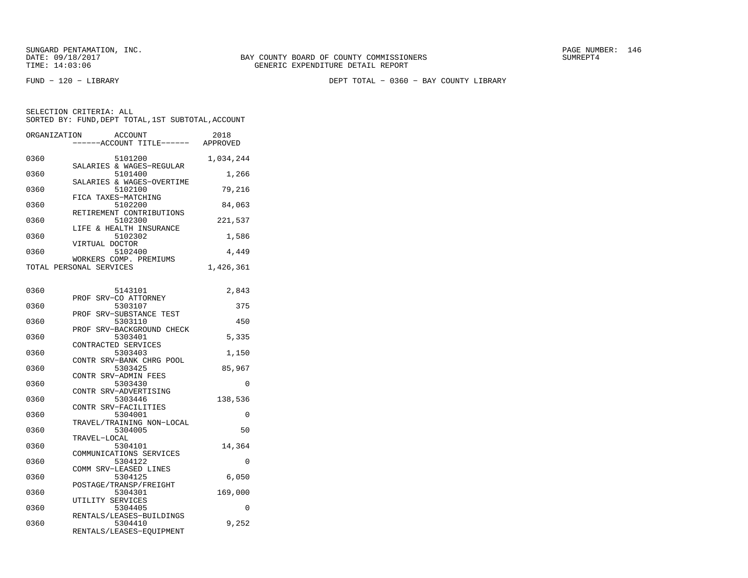SUNGARD PENTAMATION, INC.
DATE: 09/18/2017
TIME: 14:03:06

BAY COUNTY BOARD OF COUNTY COMMISSIONERS
GENERIC EXPENDITURE DETAIL REPORT

SUMREPT4

FUND - 120 - LIBRARY

DEPT TOTAL - 0360 - BAY COUNTY LIBRARY

SELECTION CRITERIA: ALL
SORTED BY: FUND,DEPT TOTAL,1ST SUBTOTAL,ACCOUNT

| ORGANIZATION | ACCOUNT / ------ACCOUNT TITLE------ | 2018 APPROVED |
|---|---|---|
| 0360 | 5101200 SALARIES & WAGES-REGULAR | 1,034,244 |
| 0360 | 5101400 SALARIES & WAGES-OVERTIME | 1,266 |
| 0360 | 5102100 FICA TAXES-MATCHING | 79,216 |
| 0360 | 5102200 RETIREMENT CONTRIBUTIONS | 84,063 |
| 0360 | 5102300 LIFE & HEALTH INSURANCE | 221,537 |
| 0360 | 5102302 VIRTUAL DOCTOR | 1,586 |
| 0360 | 5102400 WORKERS COMP. PREMIUMS | 4,449 |
| TOTAL PERSONAL SERVICES | | 1,426,361 |
| 0360 | 5143101 PROF SRV-CO ATTORNEY | 2,843 |
| 0360 | 5303107 PROF SRV-SUBSTANCE TEST | 375 |
| 0360 | 5303110 PROF SRV-BACKGROUND CHECK | 450 |
| 0360 | 5303401 CONTRACTED SERVICES | 5,335 |
| 0360 | 5303403 CONTR SRV-BANK CHRG POOL | 1,150 |
| 0360 | 5303425 CONTR SRV-ADMIN FEES | 85,967 |
| 0360 | 5303430 CONTR SRV-ADVERTISING | 0 |
| 0360 | 5303446 CONTR SRV-FACILITIES | 138,536 |
| 0360 | 5304001 TRAVEL/TRAINING NON-LOCAL | 0 |
| 0360 | 5304005 TRAVEL-LOCAL | 50 |
| 0360 | 5304101 COMMUNICATIONS SERVICES | 14,364 |
| 0360 | 5304122 COMM SRV-LEASED LINES | 0 |
| 0360 | 5304125 POSTAGE/TRANSP/FREIGHT | 6,050 |
| 0360 | 5304301 UTILITY SERVICES | 169,000 |
| 0360 | 5304405 RENTALS/LEASES-BUILDINGS | 0 |
| 0360 | 5304410 RENTALS/LEASES-EQUIPMENT | 9,252 |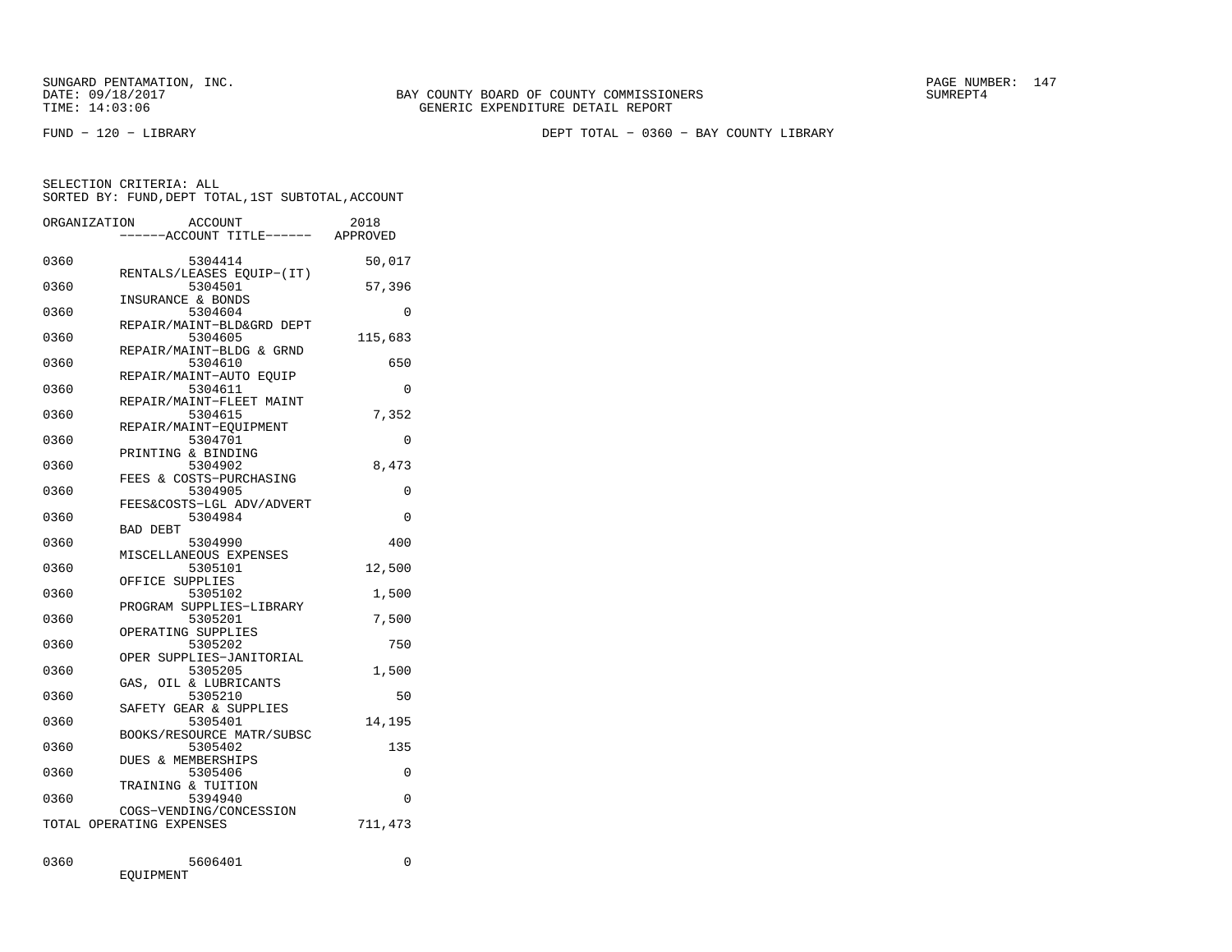SUNGARD PENTAMATION, INC.
DATE: 09/18/2017
TIME: 14:03:06

BAY COUNTY BOARD OF COUNTY COMMISSIONERS
GENERIC EXPENDITURE DETAIL REPORT

SUMREPT4

FUND − 120 − LIBRARY

DEPT TOTAL − 0360 − BAY COUNTY LIBRARY

SELECTION CRITERIA: ALL
SORTED BY: FUND,DEPT TOTAL,1ST SUBTOTAL,ACCOUNT

| ORGANIZATION | ACCOUNT / ------ACCOUNT TITLE------ | 2018 APPROVED |
|---|---|---|
| 0360 | 5304414 RENTALS/LEASES EQUIP−(IT) | 50,017 |
| 0360 | 5304501 INSURANCE & BONDS | 57,396 |
| 0360 | 5304604 REPAIR/MAINT−BLD&GRD DEPT | 0 |
| 0360 | 5304605 REPAIR/MAINT−BLDG & GRND | 115,683 |
| 0360 | 5304610 REPAIR/MAINT−AUTO EQUIP | 650 |
| 0360 | 5304611 REPAIR/MAINT−FLEET MAINT | 0 |
| 0360 | 5304615 REPAIR/MAINT−EQUIPMENT | 7,352 |
| 0360 | 5304701 PRINTING & BINDING | 0 |
| 0360 | 5304902 FEES & COSTS−PURCHASING | 8,473 |
| 0360 | 5304905 FEES&COSTS−LGL ADV/ADVERT | 0 |
| 0360 | 5304984 BAD DEBT | 0 |
| 0360 | 5304990 MISCELLANEOUS EXPENSES | 400 |
| 0360 | 5305101 OFFICE SUPPLIES | 12,500 |
| 0360 | 5305102 PROGRAM SUPPLIES−LIBRARY | 1,500 |
| 0360 | 5305201 OPERATING SUPPLIES | 7,500 |
| 0360 | 5305202 OPER SUPPLIES−JANITORIAL | 750 |
| 0360 | 5305205 GAS, OIL & LUBRICANTS | 1,500 |
| 0360 | 5305210 SAFETY GEAR & SUPPLIES | 50 |
| 0360 | 5305401 BOOKS/RESOURCE MATR/SUBSC | 14,195 |
| 0360 | 5305402 DUES & MEMBERSHIPS | 135 |
| 0360 | 5305406 TRAINING & TUITION | 0 |
| 0360 | 5394940 COGS−VENDING/CONCESSION | 0 |
| TOTAL OPERATING EXPENSES | | 711,473 |
| 0360 | 5606401 EQUIPMENT | 0 |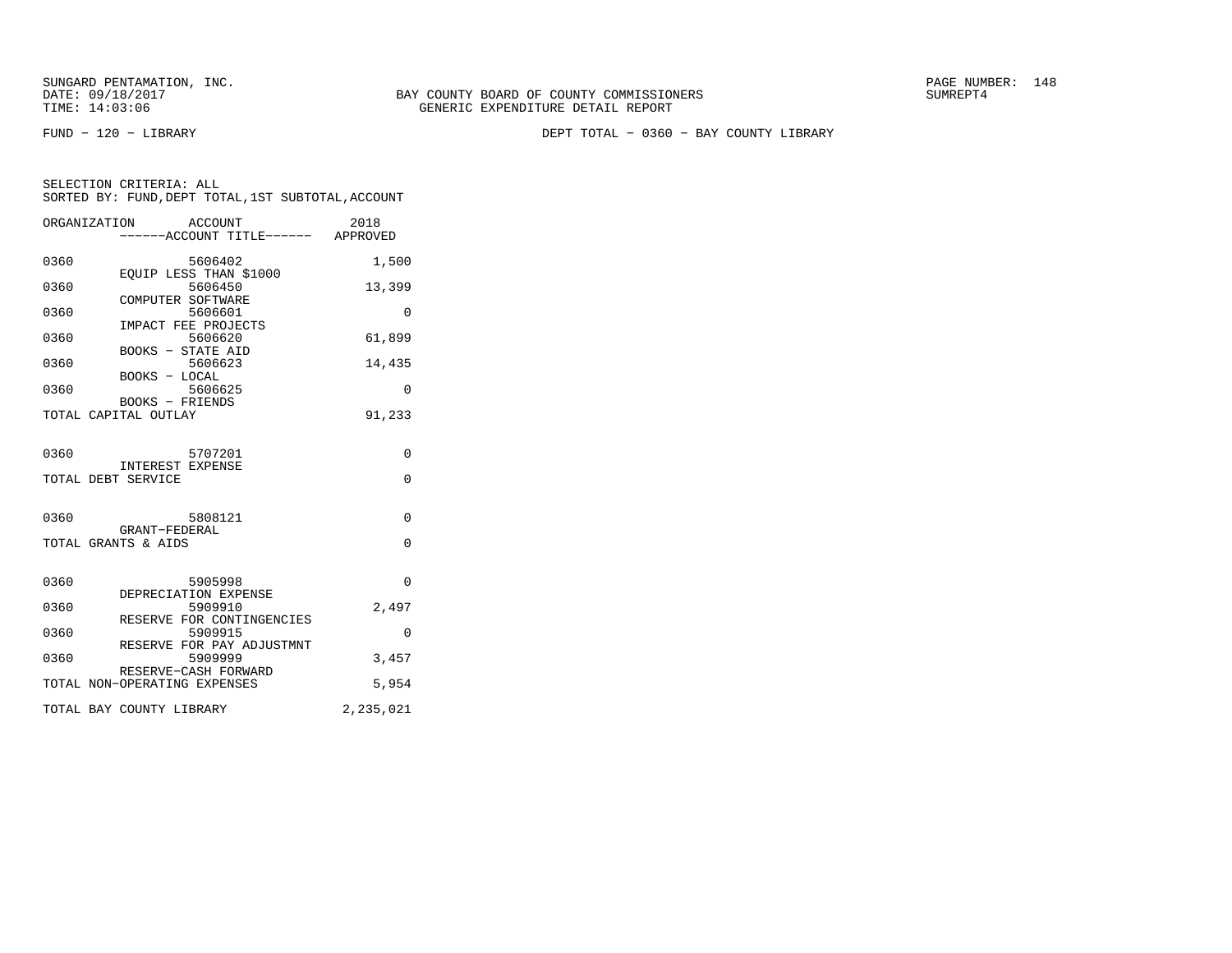SUNGARD PENTAMATION, INC.
DATE: 09/18/2017
TIME: 14:03:06

BAY COUNTY BOARD OF COUNTY COMMISSIONERS
GENERIC EXPENDITURE DETAIL REPORT

SUMREPT4

FUND - 120 - LIBRARY

DEPT TOTAL - 0360 - BAY COUNTY LIBRARY

SELECTION CRITERIA: ALL
SORTED BY: FUND,DEPT TOTAL,1ST SUBTOTAL,ACCOUNT

| ORGANIZATION | ACCOUNT / ------ACCOUNT TITLE------ | 2018 APPROVED |
|---|---|---|
| 0360 | 5606402 EQUIP LESS THAN $1000 | 1,500 |
| 0360 | 5606450 COMPUTER SOFTWARE | 13,399 |
| 0360 | 5606601 IMPACT FEE PROJECTS | 0 |
| 0360 | 5606620 BOOKS - STATE AID | 61,899 |
| 0360 | 5606623 BOOKS - LOCAL | 14,435 |
| 0360 | 5606625 BOOKS - FRIENDS | 0 |
| TOTAL CAPITAL OUTLAY | | 91,233 |
| 0360 | 5707201 INTEREST EXPENSE | 0 |
| TOTAL DEBT SERVICE | | 0 |
| 0360 | 5808121 GRANT-FEDERAL | 0 |
| TOTAL GRANTS & AIDS | | 0 |
| 0360 | 5905998 DEPRECIATION EXPENSE | 0 |
| 0360 | 5909910 RESERVE FOR CONTINGENCIES | 2,497 |
| 0360 | 5909915 RESERVE FOR PAY ADJUSTMNT | 0 |
| 0360 | 5909999 RESERVE-CASH FORWARD | 3,457 |
| TOTAL NON-OPERATING EXPENSES | | 5,954 |
| TOTAL BAY COUNTY LIBRARY | | 2,235,021 |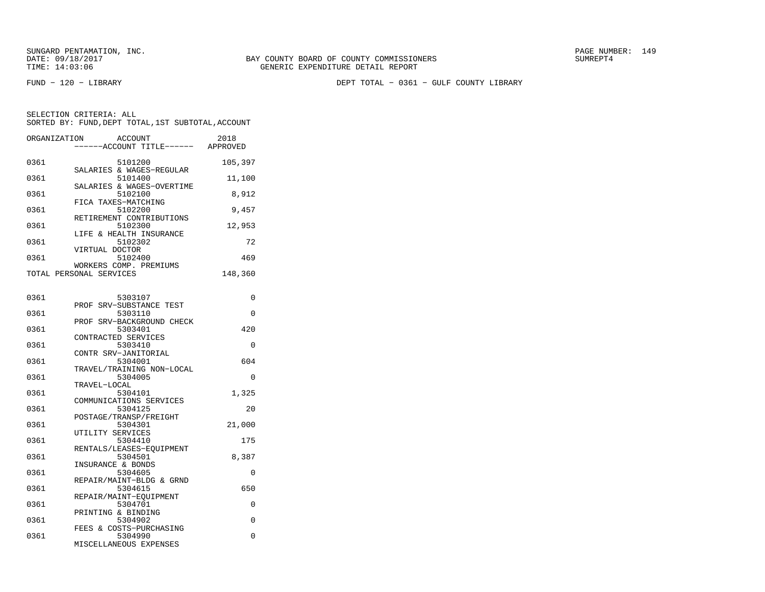BAY COUNTY BOARD OF COUNTY COMMISSIONERS
GENERIC EXPENDITURE DETAIL REPORT

FUND − 120 − LIBRARY

DEPT TOTAL − 0361 − GULF COUNTY LIBRARY

SELECTION CRITERIA: ALL
SORTED BY: FUND,DEPT TOTAL,1ST SUBTOTAL,ACCOUNT

| ORGANIZATION | ACCOUNT ------ACCOUNT TITLE------ | 2018 APPROVED |
|---|---|---|
| 0361 | 5101200 SALARIES & WAGES−REGULAR | 105,397 |
| 0361 | 5101400 SALARIES & WAGES−OVERTIME | 11,100 |
| 0361 | 5102100 FICA TAXES−MATCHING | 8,912 |
| 0361 | 5102200 RETIREMENT CONTRIBUTIONS | 9,457 |
| 0361 | 5102300 LIFE & HEALTH INSURANCE | 12,953 |
| 0361 | 5102302 VIRTUAL DOCTOR | 72 |
| 0361 | 5102400 WORKERS COMP. PREMIUMS | 469 |
| TOTAL PERSONAL SERVICES | | 148,360 |
| 0361 | 5303107 PROF SRV−SUBSTANCE TEST | 0 |
| 0361 | 5303110 PROF SRV−BACKGROUND CHECK | 0 |
| 0361 | 5303401 CONTRACTED SERVICES | 420 |
| 0361 | 5303410 CONTR SRV−JANITORIAL | 0 |
| 0361 | 5304001 TRAVEL/TRAINING NON−LOCAL | 604 |
| 0361 | 5304005 TRAVEL−LOCAL | 0 |
| 0361 | 5304101 COMMUNICATIONS SERVICES | 1,325 |
| 0361 | 5304125 POSTAGE/TRANSP/FREIGHT | 20 |
| 0361 | 5304301 UTILITY SERVICES | 21,000 |
| 0361 | 5304410 RENTALS/LEASES−EQUIPMENT | 175 |
| 0361 | 5304501 INSURANCE & BONDS | 8,387 |
| 0361 | 5304605 REPAIR/MAINT−BLDG & GRND | 0 |
| 0361 | 5304615 REPAIR/MAINT−EQUIPMENT | 650 |
| 0361 | 5304701 PRINTING & BINDING | 0 |
| 0361 | 5304902 FEES & COSTS−PURCHASING | 0 |
| 0361 | 5304990 MISCELLANEOUS EXPENSES | 0 |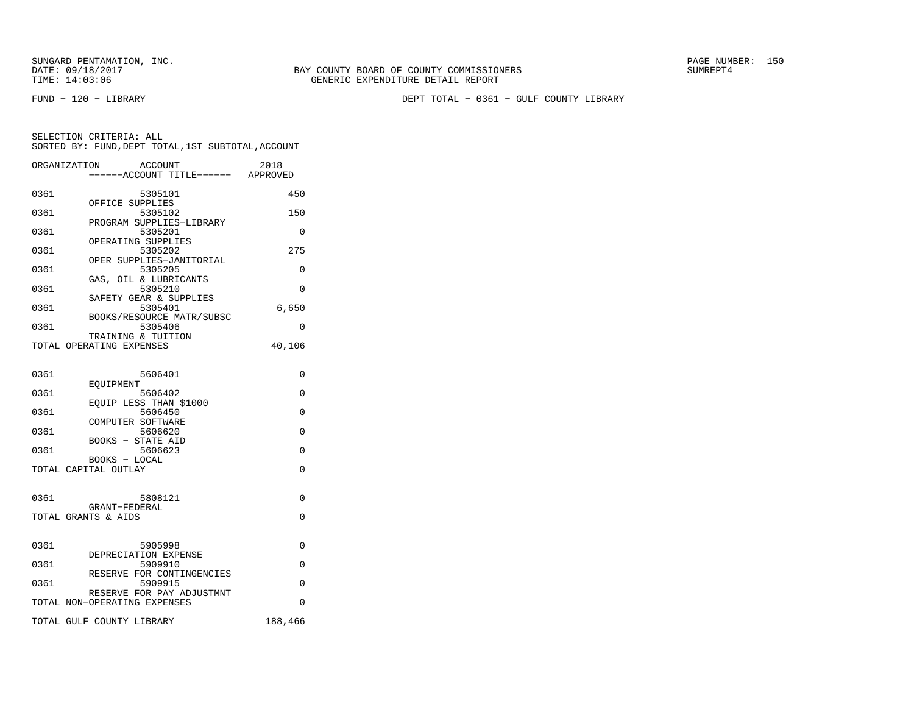SUNGARD PENTAMATION, INC.
DATE: 09/18/2017
TIME: 14:03:06

BAY COUNTY BOARD OF COUNTY COMMISSIONERS
GENERIC EXPENDITURE DETAIL REPORT

SUMREPT4

FUND − 120 − LIBRARY

DEPT TOTAL − 0361 − GULF COUNTY LIBRARY

SELECTION CRITERIA: ALL
SORTED BY: FUND,DEPT TOTAL,1ST SUBTOTAL,ACCOUNT

| ORGANIZATION | ACCOUNT / ------ACCOUNT TITLE------ | 2018 APPROVED |
|---|---|---|
| 0361 | 5305101 OFFICE SUPPLIES | 450 |
| 0361 | 5305102 PROGRAM SUPPLIES−LIBRARY | 150 |
| 0361 | 5305201 OPERATING SUPPLIES | 0 |
| 0361 | 5305202 OPER SUPPLIES−JANITORIAL | 275 |
| 0361 | 5305205 GAS, OIL & LUBRICANTS | 0 |
| 0361 | 5305210 SAFETY GEAR & SUPPLIES | 0 |
| 0361 | 5305401 BOOKS/RESOURCE MATR/SUBSC | 6,650 |
| 0361 | 5305406 TRAINING & TUITION | 0 |
| TOTAL OPERATING EXPENSES | | 40,106 |
| 0361 | 5606401 EQUIPMENT | 0 |
| 0361 | 5606402 EQUIP LESS THAN $1000 | 0 |
| 0361 | 5606450 COMPUTER SOFTWARE | 0 |
| 0361 | 5606620 BOOKS − STATE AID | 0 |
| 0361 | 5606623 BOOKS − LOCAL | 0 |
| TOTAL CAPITAL OUTLAY | | 0 |
| 0361 | 5808121 GRANT−FEDERAL | 0 |
| TOTAL GRANTS & AIDS | | 0 |
| 0361 | 5905998 DEPRECIATION EXPENSE | 0 |
| 0361 | 5909910 RESERVE FOR CONTINGENCIES | 0 |
| 0361 | 5909915 RESERVE FOR PAY ADJUSTMNT | 0 |
| TOTAL NON−OPERATING EXPENSES | | 0 |
| TOTAL GULF COUNTY LIBRARY | | 188,466 |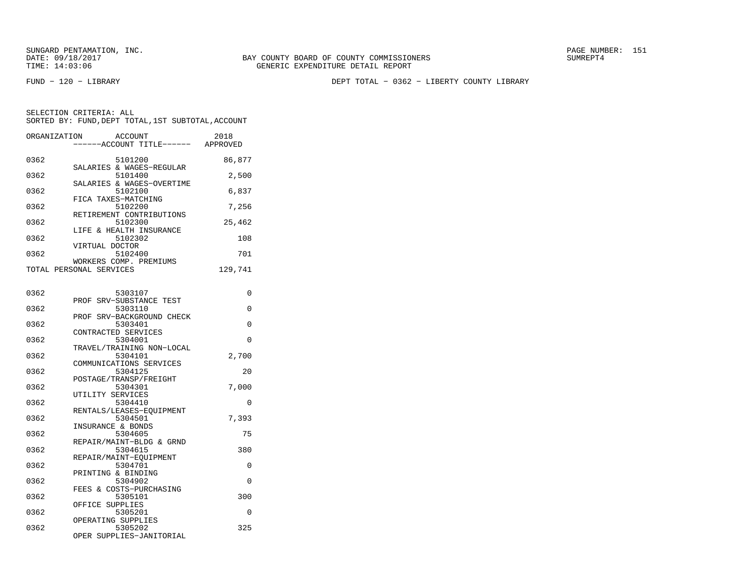SUNGARD PENTAMATION, INC.
DATE: 09/18/2017
TIME: 14:03:06

BAY COUNTY BOARD OF COUNTY COMMISSIONERS
GENERIC EXPENDITURE DETAIL REPORT

SUMREPT4

FUND - 120 - LIBRARY

DEPT TOTAL - 0362 - LIBERTY COUNTY LIBRARY

SELECTION CRITERIA: ALL
SORTED BY: FUND,DEPT TOTAL,1ST SUBTOTAL,ACCOUNT

| ORGANIZATION | ACCOUNT / ------ACCOUNT TITLE------ | 2018 APPROVED |
|---|---|---|
| 0362 | 5101200 SALARIES & WAGES-REGULAR | 86,877 |
| 0362 | 5101400 SALARIES & WAGES-OVERTIME | 2,500 |
| 0362 | 5102100 FICA TAXES-MATCHING | 6,837 |
| 0362 | 5102200 RETIREMENT CONTRIBUTIONS | 7,256 |
| 0362 | 5102300 LIFE & HEALTH INSURANCE | 25,462 |
| 0362 | 5102302 VIRTUAL DOCTOR | 108 |
| 0362 | 5102400 WORKERS COMP. PREMIUMS | 701 |
| TOTAL PERSONAL SERVICES | | 129,741 |
| 0362 | 5303107 PROF SRV-SUBSTANCE TEST | 0 |
| 0362 | 5303110 PROF SRV-BACKGROUND CHECK | 0 |
| 0362 | 5303401 CONTRACTED SERVICES | 0 |
| 0362 | 5304001 TRAVEL/TRAINING NON-LOCAL | 0 |
| 0362 | 5304101 COMMUNICATIONS SERVICES | 2,700 |
| 0362 | 5304125 POSTAGE/TRANSP/FREIGHT | 20 |
| 0362 | 5304301 UTILITY SERVICES | 7,000 |
| 0362 | 5304410 RENTALS/LEASES-EQUIPMENT | 0 |
| 0362 | 5304501 INSURANCE & BONDS | 7,393 |
| 0362 | 5304605 REPAIR/MAINT-BLDG & GRND | 75 |
| 0362 | 5304615 REPAIR/MAINT-EQUIPMENT | 380 |
| 0362 | 5304701 PRINTING & BINDING | 0 |
| 0362 | 5304902 FEES & COSTS-PURCHASING | 0 |
| 0362 | 5305101 OFFICE SUPPLIES | 300 |
| 0362 | 5305201 OPERATING SUPPLIES | 0 |
| 0362 | 5305202 OPER SUPPLIES-JANITORIAL | 325 |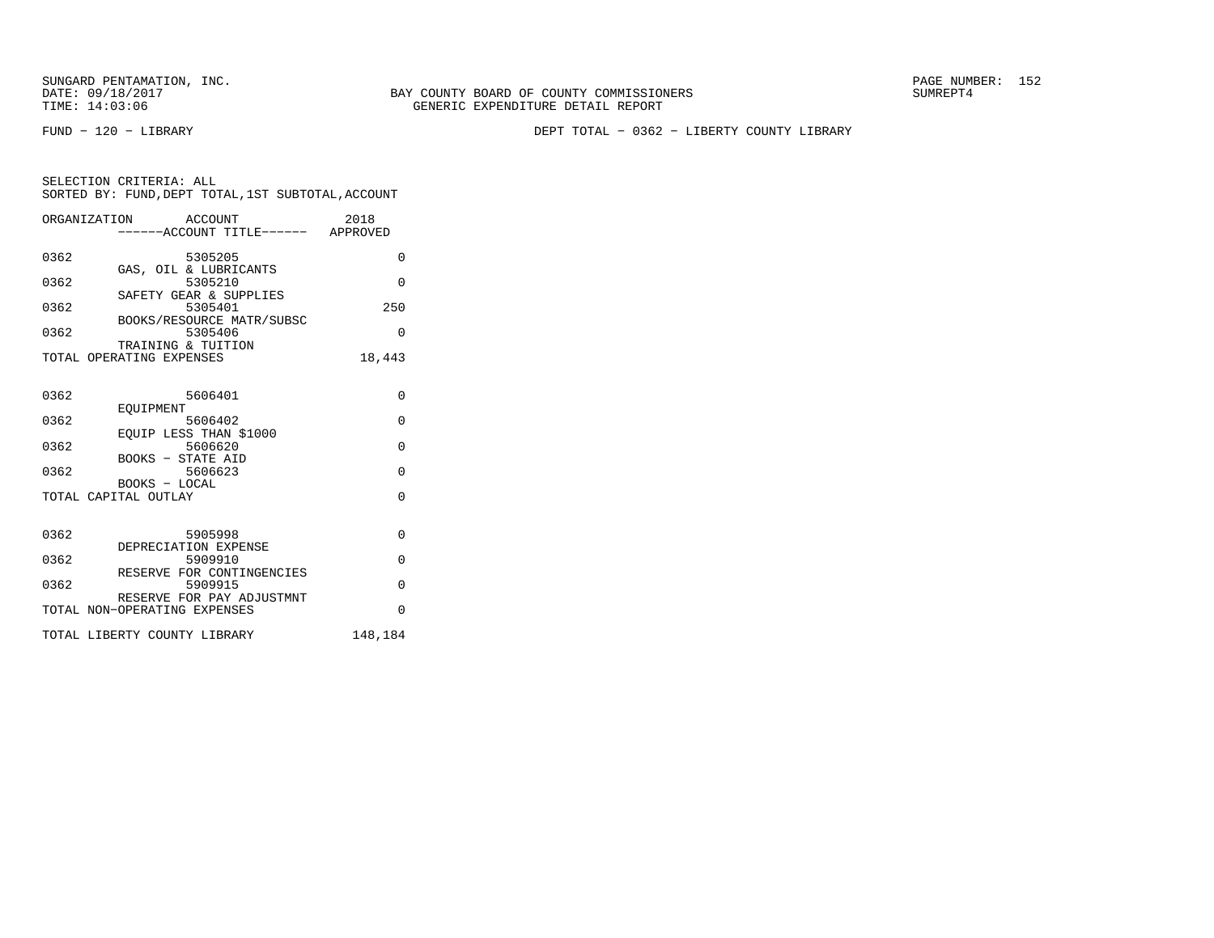SUNGARD PENTAMATION, INC.
DATE: 09/18/2017
TIME: 14:03:06

BAY COUNTY BOARD OF COUNTY COMMISSIONERS
GENERIC EXPENDITURE DETAIL REPORT

SUMREPT4

FUND - 120 - LIBRARY

DEPT TOTAL - 0362 - LIBERTY COUNTY LIBRARY

SELECTION CRITERIA: ALL
SORTED BY: FUND,DEPT TOTAL,1ST SUBTOTAL,ACCOUNT

| ORGANIZATION | ACCOUNT ------ACCOUNT TITLE------ | 2018 APPROVED |
|---|---|---|
| 0362 | 5305205 GAS, OIL & LUBRICANTS | 0 |
| 0362 | 5305210 SAFETY GEAR & SUPPLIES | 0 |
| 0362 | 5305401 BOOKS/RESOURCE MATR/SUBSC | 250 |
| 0362 | 5305406 TRAINING & TUITION | 0 |
| TOTAL OPERATING EXPENSES | | 18,443 |
| 0362 | 5606401 EQUIPMENT | 0 |
| 0362 | 5606402 EQUIP LESS THAN $1000 | 0 |
| 0362 | 5606620 BOOKS - STATE AID | 0 |
| 0362 | 5606623 BOOKS - LOCAL | 0 |
| TOTAL CAPITAL OUTLAY | | 0 |
| 0362 | 5905998 DEPRECIATION EXPENSE | 0 |
| 0362 | 5909910 RESERVE FOR CONTINGENCIES | 0 |
| 0362 | 5909915 RESERVE FOR PAY ADJUSTMNT | 0 |
| TOTAL NON-OPERATING EXPENSES | | 0 |
| TOTAL LIBERTY COUNTY LIBRARY | | 148,184 |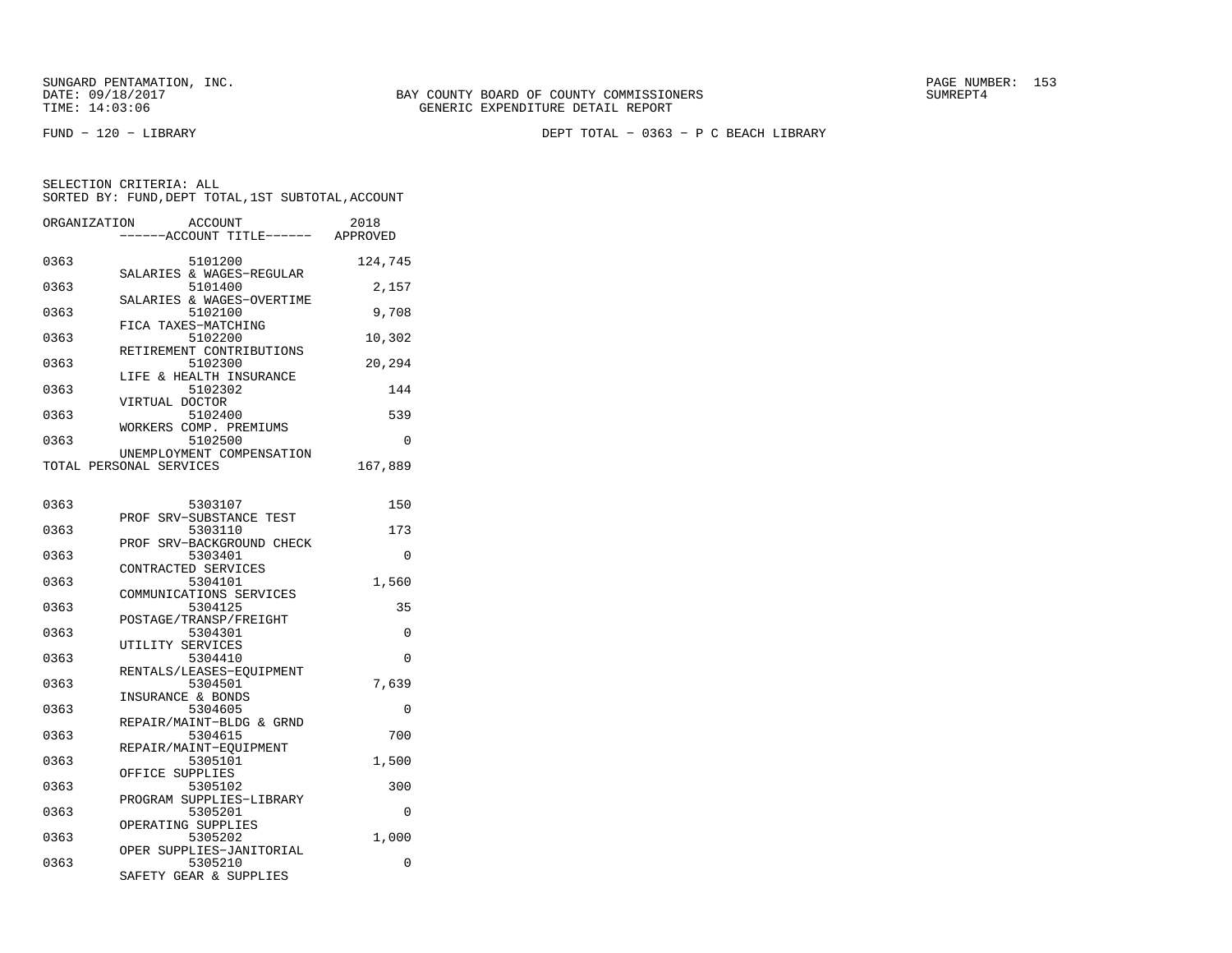SUNGARD PENTAMATION, INC.
DATE: 09/18/2017
TIME: 14:03:06

BAY COUNTY BOARD OF COUNTY COMMISSIONERS
GENERIC EXPENDITURE DETAIL REPORT

SUMREPT4

FUND - 120 - LIBRARY

DEPT TOTAL - 0363 - P C BEACH LIBRARY

SELECTION CRITERIA: ALL
SORTED BY: FUND,DEPT TOTAL,1ST SUBTOTAL,ACCOUNT

| ORGANIZATION | ACCOUNT / ------ACCOUNT TITLE------ | 2018 APPROVED |
|---|---|---|
| 0363 | 5101200 SALARIES & WAGES-REGULAR | 124,745 |
| 0363 | 5101400 SALARIES & WAGES-OVERTIME | 2,157 |
| 0363 | 5102100 FICA TAXES-MATCHING | 9,708 |
| 0363 | 5102200 RETIREMENT CONTRIBUTIONS | 10,302 |
| 0363 | 5102300 LIFE & HEALTH INSURANCE | 20,294 |
| 0363 | 5102302 VIRTUAL DOCTOR | 144 |
| 0363 | 5102400 WORKERS COMP. PREMIUMS | 539 |
| 0363 | 5102500 UNEMPLOYMENT COMPENSATION | 0 |
| TOTAL PERSONAL SERVICES | | 167,889 |
| 0363 | 5303107 PROF SRV-SUBSTANCE TEST | 150 |
| 0363 | 5303110 PROF SRV-BACKGROUND CHECK | 173 |
| 0363 | 5303401 CONTRACTED SERVICES | 0 |
| 0363 | 5304101 COMMUNICATIONS SERVICES | 1,560 |
| 0363 | 5304125 POSTAGE/TRANSP/FREIGHT | 35 |
| 0363 | 5304301 UTILITY SERVICES | 0 |
| 0363 | 5304410 RENTALS/LEASES-EQUIPMENT | 0 |
| 0363 | 5304501 INSURANCE & BONDS | 7,639 |
| 0363 | 5304605 REPAIR/MAINT-BLDG & GRND | 0 |
| 0363 | 5304615 REPAIR/MAINT-EQUIPMENT | 700 |
| 0363 | 5305101 OFFICE SUPPLIES | 1,500 |
| 0363 | 5305102 PROGRAM SUPPLIES-LIBRARY | 300 |
| 0363 | 5305201 OPERATING SUPPLIES | 0 |
| 0363 | 5305202 OPER SUPPLIES-JANITORIAL | 1,000 |
| 0363 | 5305210 SAFETY GEAR & SUPPLIES | 0 |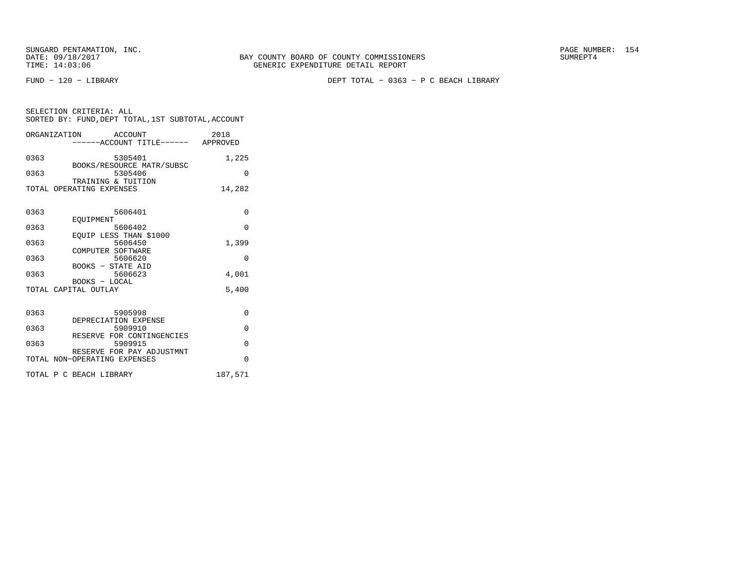SUNGARD PENTAMATION, INC.
DATE: 09/18/2017
TIME: 14:03:06

BAY COUNTY BOARD OF COUNTY COMMISSIONERS
GENERIC EXPENDITURE DETAIL REPORT

SUMREPT4

FUND − 120 − LIBRARY

DEPT TOTAL − 0363 − P C BEACH LIBRARY

SELECTION CRITERIA: ALL
SORTED BY: FUND,DEPT TOTAL,1ST SUBTOTAL,ACCOUNT

| ORGANIZATION | ACCOUNT / ------ACCOUNT TITLE------ | 2018 APPROVED |
|---|---|---|
| 0363 | 5305401 BOOKS/RESOURCE MATR/SUBSC | 1,225 |
| 0363 | 5305406 TRAINING & TUITION | 0 |
| TOTAL OPERATING EXPENSES | | 14,282 |
| 0363 | 5606401 EQUIPMENT | 0 |
| 0363 | 5606402 EQUIP LESS THAN $1000 | 0 |
| 0363 | 5606450 COMPUTER SOFTWARE | 1,399 |
| 0363 | 5606620 BOOKS − STATE AID | 0 |
| 0363 | 5606623 BOOKS − LOCAL | 4,001 |
| TOTAL CAPITAL OUTLAY | | 5,400 |
| 0363 | 5905998 DEPRECIATION EXPENSE | 0 |
| 0363 | 5909910 RESERVE FOR CONTINGENCIES | 0 |
| 0363 | 5909915 RESERVE FOR PAY ADJUSTMNT | 0 |
| TOTAL NON−OPERATING EXPENSES | | 0 |
| TOTAL P C BEACH LIBRARY | | 187,571 |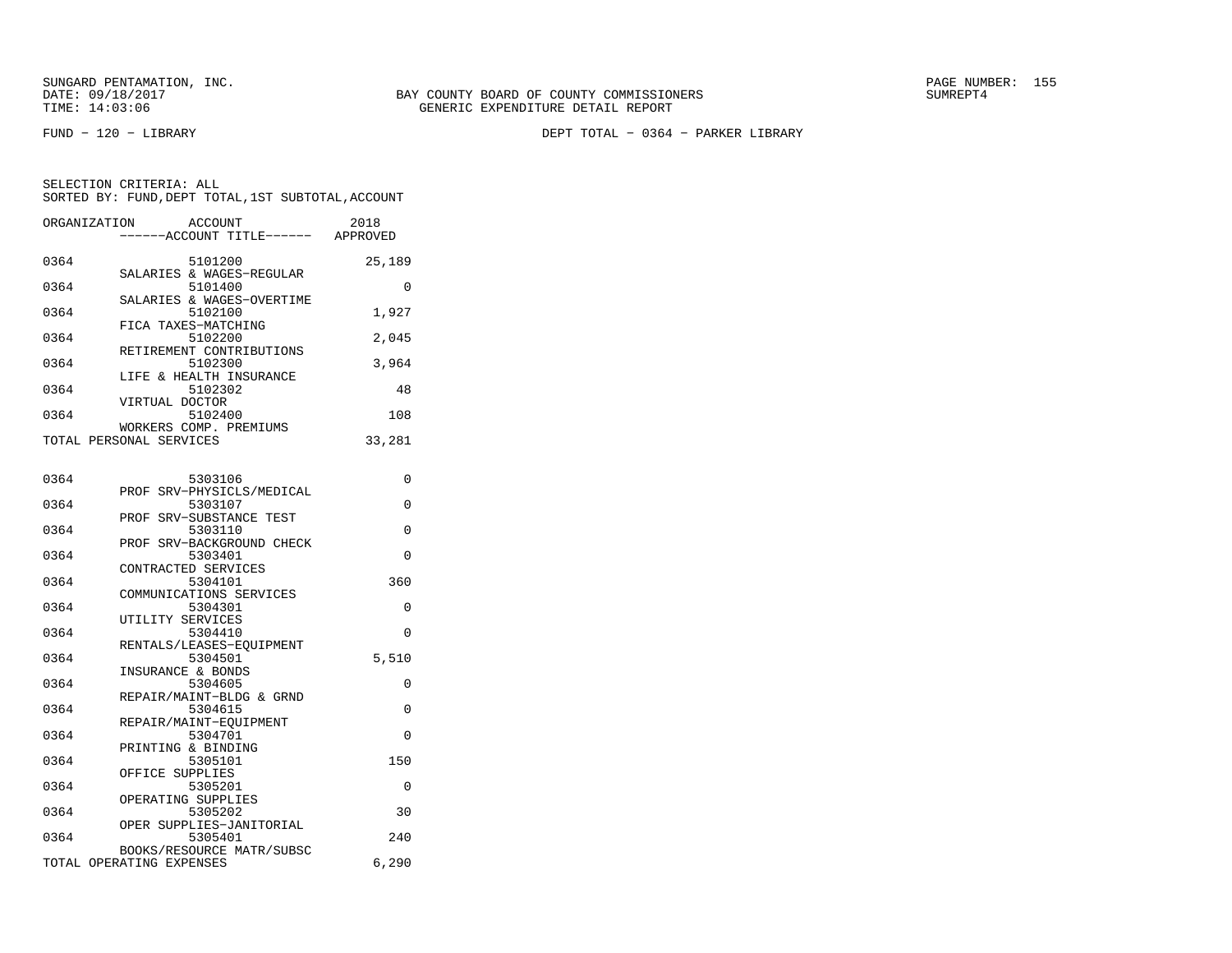SUNGARD PENTAMATION, INC.
DATE: 09/18/2017
TIME: 14:03:06

BAY COUNTY BOARD OF COUNTY COMMISSIONERS
GENERIC EXPENDITURE DETAIL REPORT

SUMREPT4

FUND − 120 − LIBRARY

DEPT TOTAL − 0364 − PARKER LIBRARY

SELECTION CRITERIA: ALL
SORTED BY: FUND,DEPT TOTAL,1ST SUBTOTAL,ACCOUNT

| ORGANIZATION | ACCOUNT / ------ACCOUNT TITLE------ | 2018 APPROVED |
|---|---|---|
| 0364 | 5101200 SALARIES & WAGES−REGULAR | 25,189 |
| 0364 | 5101400 SALARIES & WAGES−OVERTIME | 0 |
| 0364 | 5102100 FICA TAXES−MATCHING | 1,927 |
| 0364 | 5102200 RETIREMENT CONTRIBUTIONS | 2,045 |
| 0364 | 5102300 LIFE & HEALTH INSURANCE | 3,964 |
| 0364 | 5102302 VIRTUAL DOCTOR | 48 |
| 0364 | 5102400 WORKERS COMP. PREMIUMS | 108 |
| TOTAL PERSONAL SERVICES | | 33,281 |
| 0364 | 5303106 PROF SRV−PHYSICLS/MEDICAL | 0 |
| 0364 | 5303107 PROF SRV−SUBSTANCE TEST | 0 |
| 0364 | 5303110 PROF SRV−BACKGROUND CHECK | 0 |
| 0364 | 5303401 CONTRACTED SERVICES | 0 |
| 0364 | 5304101 COMMUNICATIONS SERVICES | 360 |
| 0364 | 5304301 UTILITY SERVICES | 0 |
| 0364 | 5304410 RENTALS/LEASES−EQUIPMENT | 0 |
| 0364 | 5304501 INSURANCE & BONDS | 5,510 |
| 0364 | 5304605 REPAIR/MAINT−BLDG & GRND | 0 |
| 0364 | 5304615 REPAIR/MAINT−EQUIPMENT | 0 |
| 0364 | 5304701 PRINTING & BINDING | 0 |
| 0364 | 5305101 OFFICE SUPPLIES | 150 |
| 0364 | 5305201 OPERATING SUPPLIES | 0 |
| 0364 | 5305202 OPER SUPPLIES−JANITORIAL | 30 |
| 0364 | 5305401 BOOKS/RESOURCE MATR/SUBSC | 240 |
| TOTAL OPERATING EXPENSES | | 6,290 |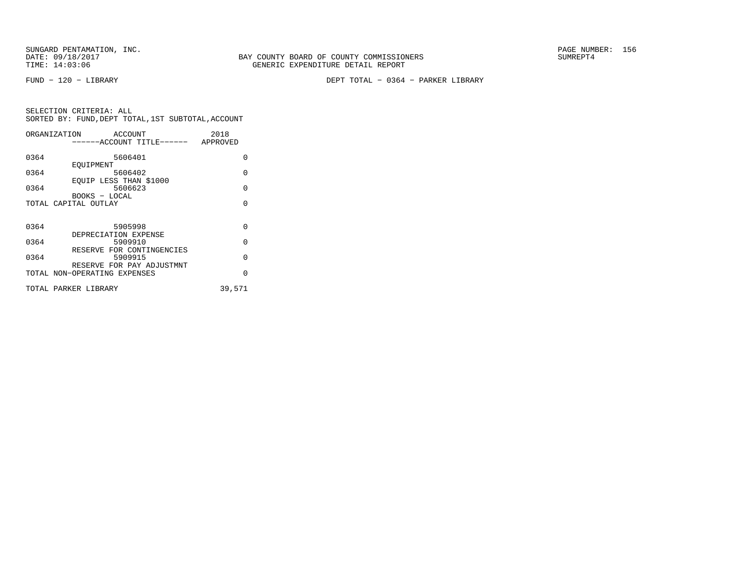FUND − 120 − LIBRARY

DEPT TOTAL − 0364 − PARKER LIBRARY

SELECTION CRITERIA: ALL
SORTED BY: FUND,DEPT TOTAL,1ST SUBTOTAL,ACCOUNT

| ORGANIZATION | ACCOUNT / ACCOUNT TITLE | 2018 APPROVED |
|---|---|---|
| 0364 | 5606401 EQUIPMENT | 0 |
| 0364 | 5606402 EQUIP LESS THAN $1000 | 0 |
| 0364 | 5606623 BOOKS − LOCAL | 0 |
| TOTAL CAPITAL OUTLAY | | 0 |
| 0364 | 5905998 DEPRECIATION EXPENSE | 0 |
| 0364 | 5909910 RESERVE FOR CONTINGENCIES | 0 |
| 0364 | 5909915 RESERVE FOR PAY ADJUSTMNT | 0 |
| TOTAL NON−OPERATING EXPENSES | | 0 |
| TOTAL PARKER LIBRARY | | 39,571 |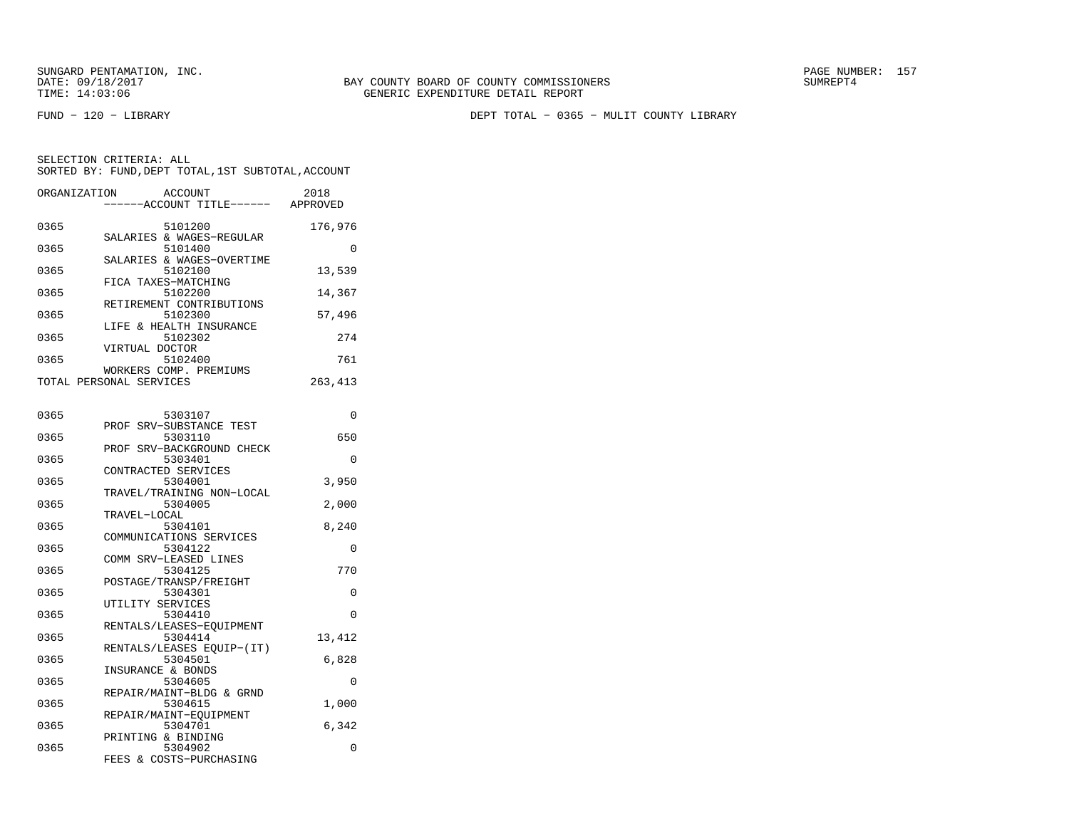SUNGARD PENTAMATION, INC.
DATE: 09/18/2017
TIME: 14:03:06

BAY COUNTY BOARD OF COUNTY COMMISSIONERS
GENERIC EXPENDITURE DETAIL REPORT

SUMREPT4

FUND - 120 - LIBRARY

DEPT TOTAL - 0365 - MULIT COUNTY LIBRARY

SELECTION CRITERIA: ALL
SORTED BY: FUND,DEPT TOTAL,1ST SUBTOTAL,ACCOUNT

| ORGANIZATION | ACCOUNT / ------ACCOUNT TITLE------ | 2018 APPROVED |
|---|---|---|
| 0365 | 5101200 SALARIES & WAGES-REGULAR | 176,976 |
| 0365 | 5101400 SALARIES & WAGES-OVERTIME | 0 |
| 0365 | 5102100 FICA TAXES-MATCHING | 13,539 |
| 0365 | 5102200 RETIREMENT CONTRIBUTIONS | 14,367 |
| 0365 | 5102300 LIFE & HEALTH INSURANCE | 57,496 |
| 0365 | 5102302 VIRTUAL DOCTOR | 274 |
| 0365 | 5102400 WORKERS COMP. PREMIUMS | 761 |
| TOTAL PERSONAL SERVICES | | 263,413 |
| 0365 | 5303107 PROF SRV-SUBSTANCE TEST | 0 |
| 0365 | 5303110 PROF SRV-BACKGROUND CHECK | 650 |
| 0365 | 5303401 CONTRACTED SERVICES | 0 |
| 0365 | 5304001 TRAVEL/TRAINING NON-LOCAL | 3,950 |
| 0365 | 5304005 TRAVEL-LOCAL | 2,000 |
| 0365 | 5304101 COMMUNICATIONS SERVICES | 8,240 |
| 0365 | 5304122 COMM SRV-LEASED LINES | 0 |
| 0365 | 5304125 POSTAGE/TRANSP/FREIGHT | 770 |
| 0365 | 5304301 UTILITY SERVICES | 0 |
| 0365 | 5304410 RENTALS/LEASES-EQUIPMENT | 0 |
| 0365 | 5304414 RENTALS/LEASES EQUIP-(IT) | 13,412 |
| 0365 | 5304501 INSURANCE & BONDS | 6,828 |
| 0365 | 5304605 REPAIR/MAINT-BLDG & GRND | 0 |
| 0365 | 5304615 REPAIR/MAINT-EQUIPMENT | 1,000 |
| 0365 | 5304701 PRINTING & BINDING | 6,342 |
| 0365 | 5304902 FEES & COSTS-PURCHASING | 0 |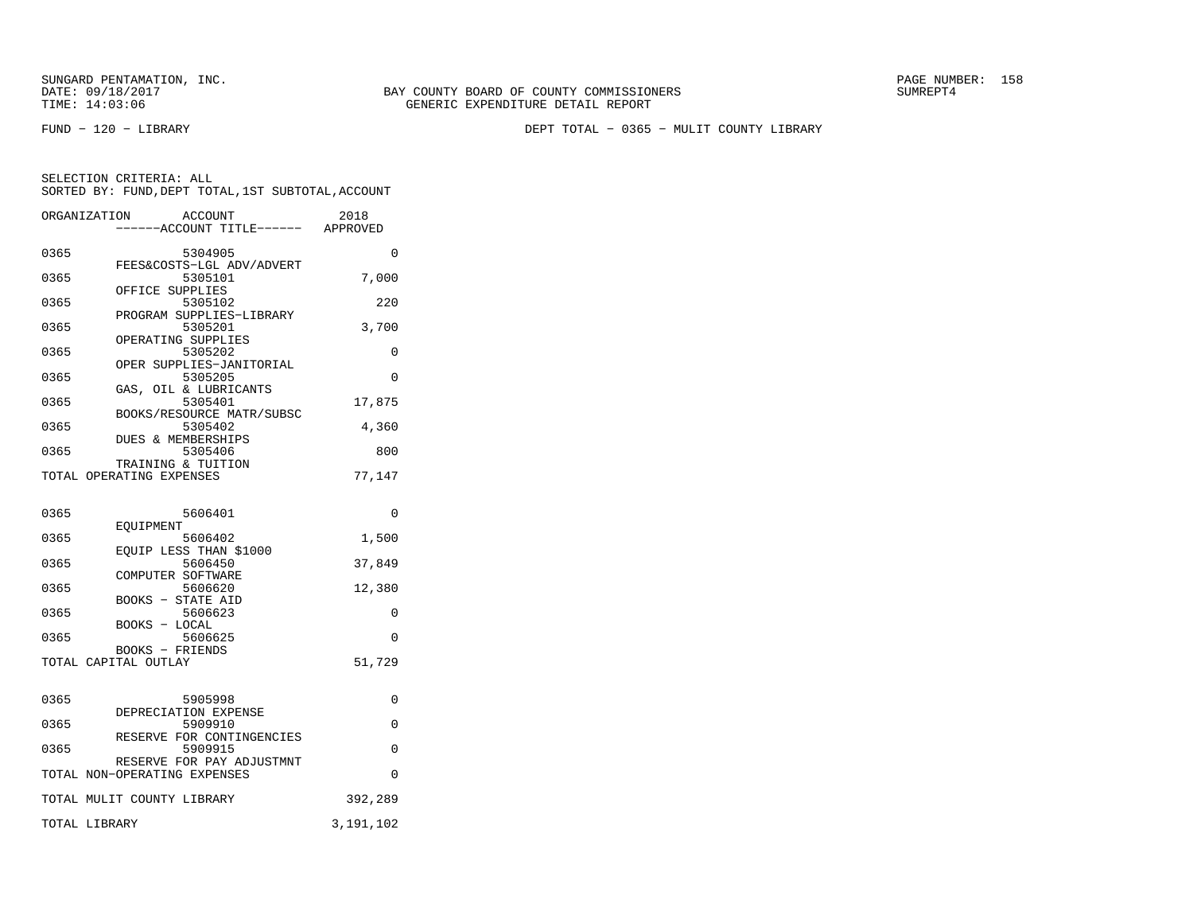SUNGARD PENTAMATION, INC.
DATE: 09/18/2017
TIME: 14:03:06

BAY COUNTY BOARD OF COUNTY COMMISSIONERS
GENERIC EXPENDITURE DETAIL REPORT

SUMREPT4

FUND - 120 - LIBRARY

DEPT TOTAL - 0365 - MULIT COUNTY LIBRARY

SELECTION CRITERIA: ALL
SORTED BY: FUND,DEPT TOTAL,1ST SUBTOTAL,ACCOUNT

| ORGANIZATION | ACCOUNT / ------ACCOUNT TITLE------ | 2018 APPROVED |
|---|---|---|
| 0365 | 5304905 FEES&COSTS-LGL ADV/ADVERT | 0 |
| 0365 | 5305101 OFFICE SUPPLIES | 7,000 |
| 0365 | 5305102 PROGRAM SUPPLIES-LIBRARY | 220 |
| 0365 | 5305201 OPERATING SUPPLIES | 3,700 |
| 0365 | 5305202 OPER SUPPLIES-JANITORIAL | 0 |
| 0365 | 5305205 GAS, OIL & LUBRICANTS | 0 |
| 0365 | 5305401 BOOKS/RESOURCE MATR/SUBSC | 17,875 |
| 0365 | 5305402 DUES & MEMBERSHIPS | 4,360 |
| 0365 | 5305406 TRAINING & TUITION | 800 |
| TOTAL OPERATING EXPENSES | | 77,147 |
| 0365 | 5606401 EQUIPMENT | 0 |
| 0365 | 5606402 EQUIP LESS THAN $1000 | 1,500 |
| 0365 | 5606450 COMPUTER SOFTWARE | 37,849 |
| 0365 | 5606620 BOOKS - STATE AID | 12,380 |
| 0365 | 5606623 BOOKS - LOCAL | 0 |
| 0365 | 5606625 BOOKS - FRIENDS | 0 |
| TOTAL CAPITAL OUTLAY | | 51,729 |
| 0365 | 5905998 DEPRECIATION EXPENSE | 0 |
| 0365 | 5909910 RESERVE FOR CONTINGENCIES | 0 |
| 0365 | 5909915 RESERVE FOR PAY ADJUSTMNT | 0 |
| TOTAL NON-OPERATING EXPENSES | | 0 |
| TOTAL MULIT COUNTY LIBRARY | | 392,289 |
| TOTAL LIBRARY | | 3,191,102 |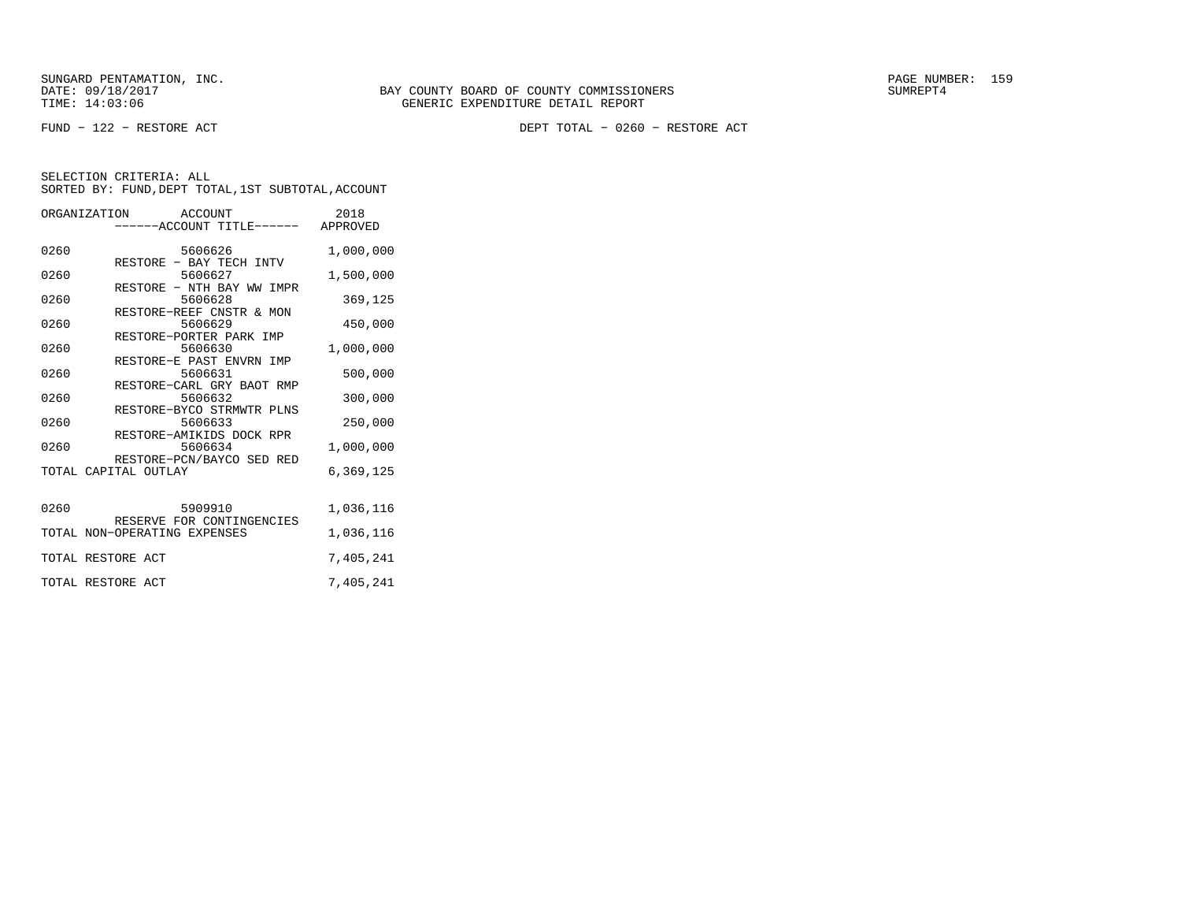FUND − 122 − RESTORE ACT

DEPT TOTAL − 0260 − RESTORE ACT

SELECTION CRITERIA: ALL
SORTED BY: FUND,DEPT TOTAL,1ST SUBTOTAL,ACCOUNT

| ORGANIZATION | ACCOUNT ------ACCOUNT TITLE------ | 2018 APPROVED |
|---|---|---|
| 0260 | 5606626 RESTORE − BAY TECH INTV | 1,000,000 |
| 0260 | 5606627 RESTORE − NTH BAY WW IMPR | 1,500,000 |
| 0260 | 5606628 RESTORE−REEF CNSTR & MON | 369,125 |
| 0260 | 5606629 RESTORE−PORTER PARK IMP | 450,000 |
| 0260 | 5606630 RESTORE−E PAST ENVRN IMP | 1,000,000 |
| 0260 | 5606631 RESTORE−CARL GRY BAOT RMP | 500,000 |
| 0260 | 5606632 RESTORE−BYCO STRMWTR PLNS | 300,000 |
| 0260 | 5606633 RESTORE−AMIKIDS DOCK RPR | 250,000 |
| 0260 | 5606634 RESTORE−PCN/BAYCO SED RED | 1,000,000 |
| TOTAL CAPITAL OUTLAY | | 6,369,125 |
| 0260 | 5909910 RESERVE FOR CONTINGENCIES | 1,036,116 |
| TOTAL NON−OPERATING EXPENSES | | 1,036,116 |
| TOTAL RESTORE ACT | | 7,405,241 |
| TOTAL RESTORE ACT | | 7,405,241 |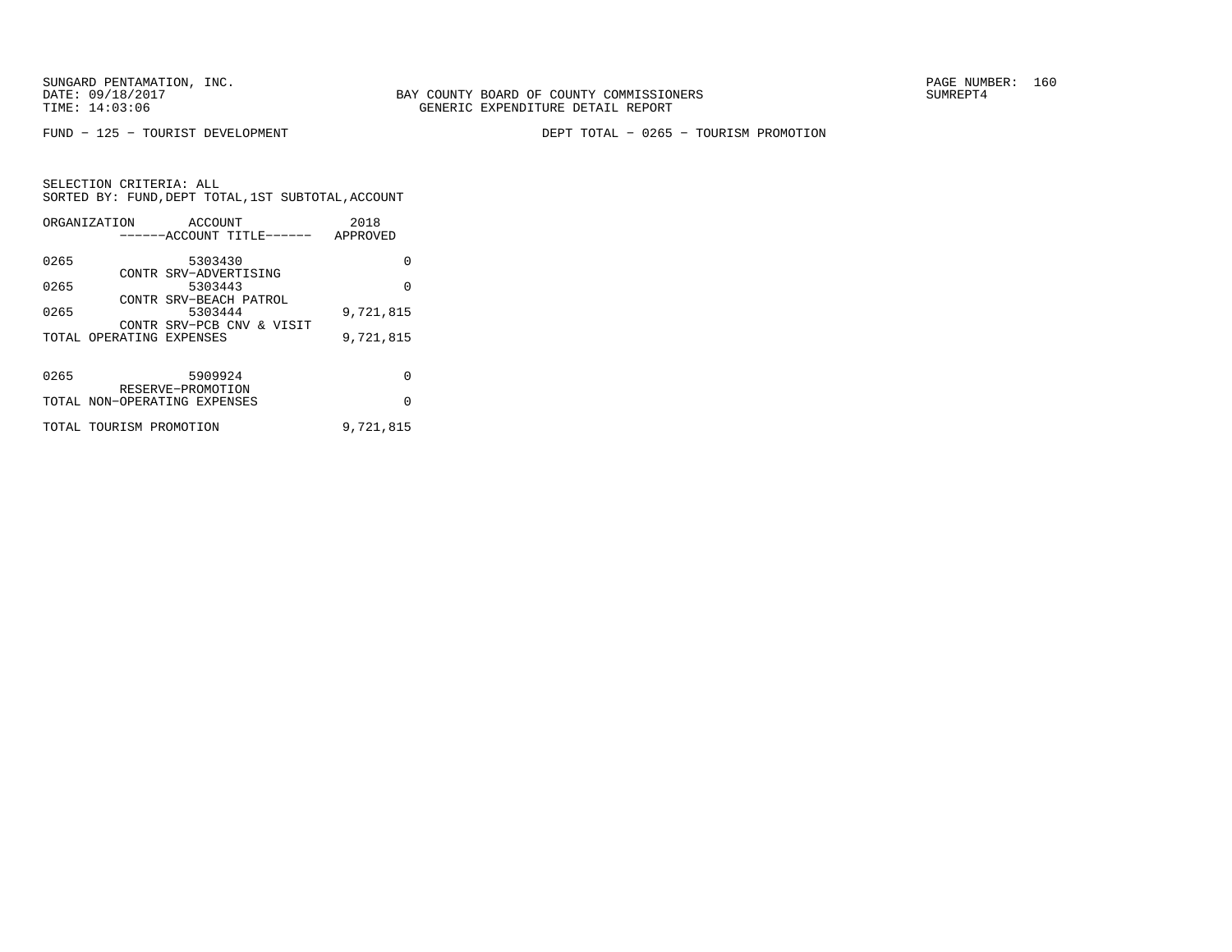BAY COUNTY BOARD OF COUNTY COMMISSIONERS
GENERIC EXPENDITURE DETAIL REPORT

SUNGARD PENTAMATION, INC.
DATE: 09/18/2017
TIME: 14:03:06

SUMREPT4

FUND - 125 - TOURIST DEVELOPMENT

DEPT TOTAL - 0265 - TOURISM PROMOTION

SELECTION CRITERIA: ALL
SORTED BY: FUND,DEPT TOTAL,1ST SUBTOTAL,ACCOUNT

| ORGANIZATION | ACCOUNT ------ACCOUNT TITLE------ | 2018 APPROVED |
|---|---|---|
| 0265 | 5303430 CONTR SRV-ADVERTISING | 0 |
| 0265 | 5303443 CONTR SRV-BEACH PATROL | 0 |
| 0265 | 5303444 CONTR SRV-PCB CNV & VISIT | 9,721,815 |
| TOTAL OPERATING EXPENSES | | 9,721,815 |
| 0265 | 5909924 RESERVE-PROMOTION | 0 |
| TOTAL NON-OPERATING EXPENSES | | 0 |
| TOTAL TOURISM PROMOTION | | 9,721,815 |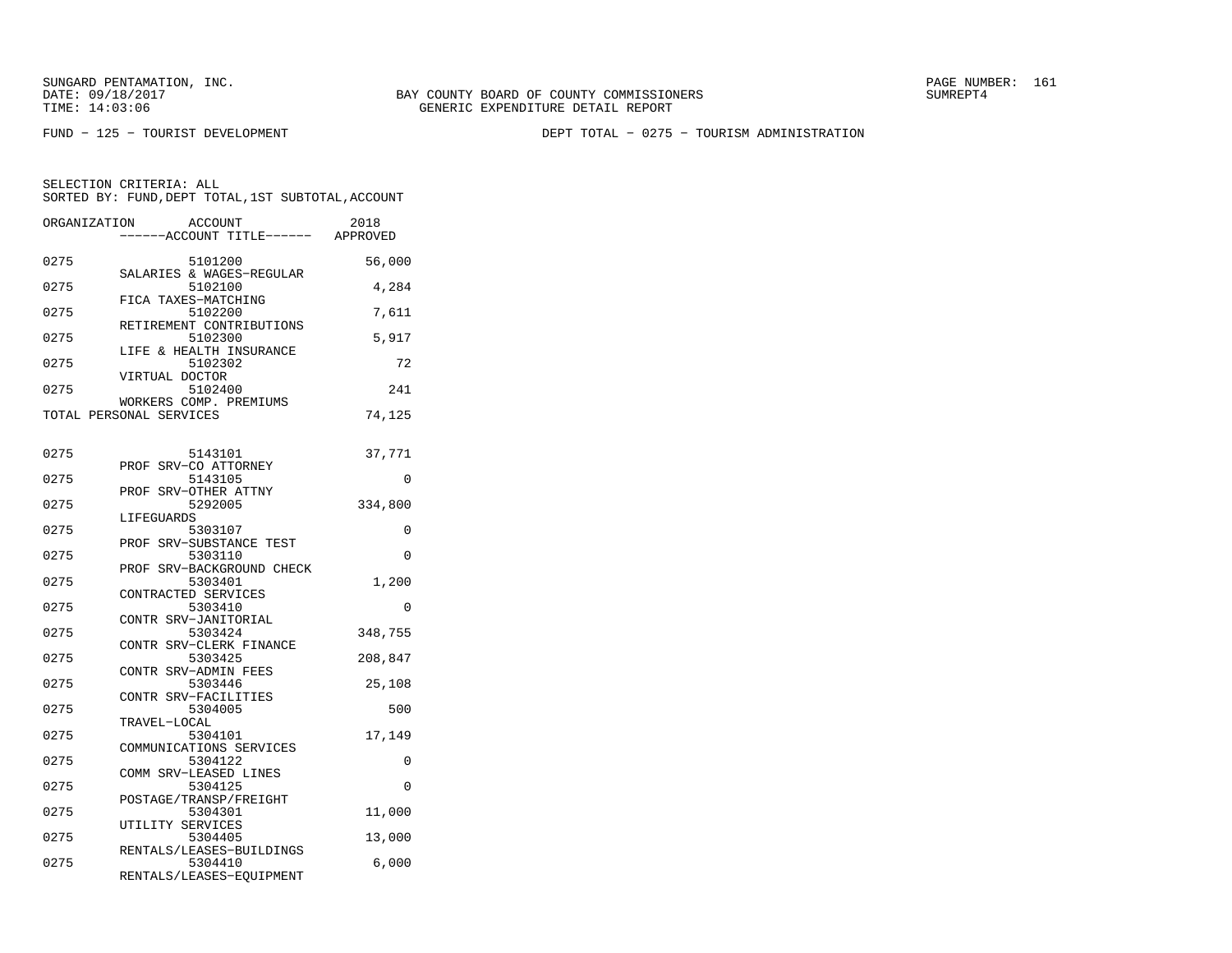SUNGARD PENTAMATION, INC.
DATE: 09/18/2017
TIME: 14:03:06

BAY COUNTY BOARD OF COUNTY COMMISSIONERS
GENERIC EXPENDITURE DETAIL REPORT

SUMREPT4

FUND - 125 - TOURIST DEVELOPMENT

DEPT TOTAL - 0275 - TOURISM ADMINISTRATION

SELECTION CRITERIA: ALL
SORTED BY: FUND,DEPT TOTAL,1ST SUBTOTAL,ACCOUNT

| ORGANIZATION | ACCOUNT ------ACCOUNT TITLE------ | 2018 APPROVED |
|---|---|---|
| 0275 | 5101200 SALARIES & WAGES-REGULAR | 56,000 |
| 0275 | 5102100 FICA TAXES-MATCHING | 4,284 |
| 0275 | 5102200 RETIREMENT CONTRIBUTIONS | 7,611 |
| 0275 | 5102300 LIFE & HEALTH INSURANCE | 5,917 |
| 0275 | 5102302 VIRTUAL DOCTOR | 72 |
| 0275 | 5102400 WORKERS COMP. PREMIUMS | 241 |
| TOTAL PERSONAL SERVICES | | 74,125 |
| 0275 | 5143101 PROF SRV-CO ATTORNEY | 37,771 |
| 0275 | 5143105 PROF SRV-OTHER ATTNY | 0 |
| 0275 | 5292005 LIFEGUARDS | 334,800 |
| 0275 | 5303107 PROF SRV-SUBSTANCE TEST | 0 |
| 0275 | 5303110 PROF SRV-BACKGROUND CHECK | 0 |
| 0275 | 5303401 CONTRACTED SERVICES | 1,200 |
| 0275 | 5303410 CONTR SRV-JANITORIAL | 0 |
| 0275 | 5303424 CONTR SRV-CLERK FINANCE | 348,755 |
| 0275 | 5303425 CONTR SRV-ADMIN FEES | 208,847 |
| 0275 | 5303446 CONTR SRV-FACILITIES | 25,108 |
| 0275 | 5304005 TRAVEL-LOCAL | 500 |
| 0275 | 5304101 COMMUNICATIONS SERVICES | 17,149 |
| 0275 | 5304122 COMM SRV-LEASED LINES | 0 |
| 0275 | 5304125 POSTAGE/TRANSP/FREIGHT | 0 |
| 0275 | 5304301 UTILITY SERVICES | 11,000 |
| 0275 | 5304405 RENTALS/LEASES-BUILDINGS | 13,000 |
| 0275 | 5304410 RENTALS/LEASES-EQUIPMENT | 6,000 |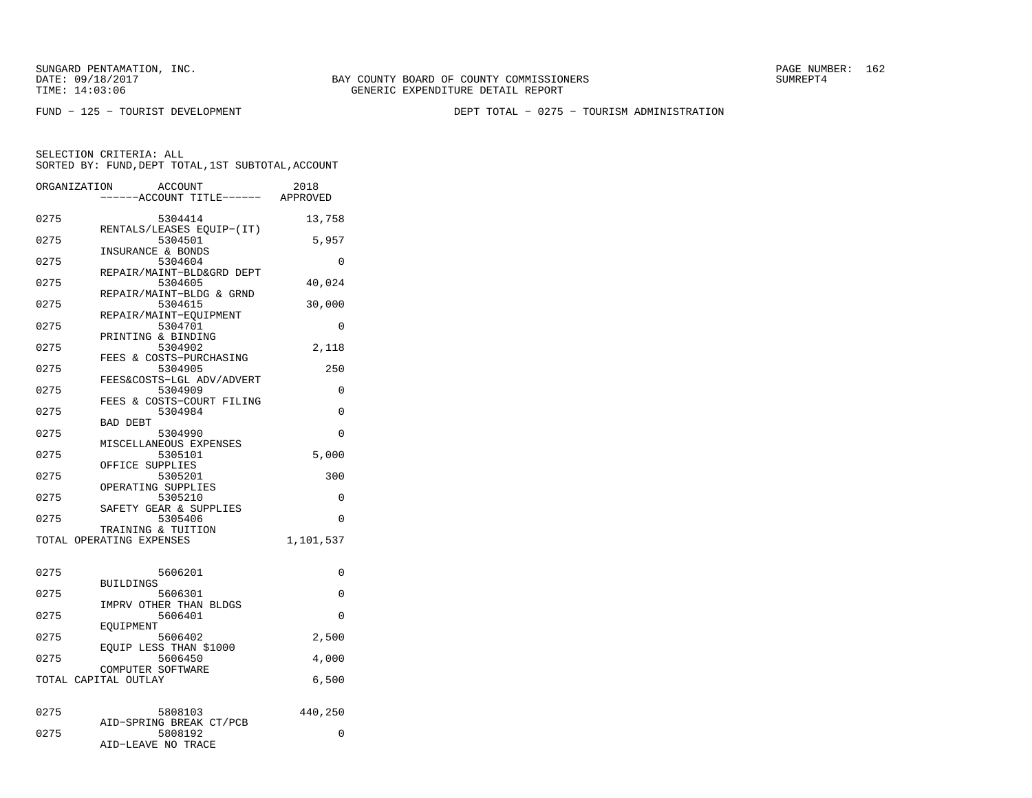SUNGARD PENTAMATION, INC.
DATE: 09/18/2017
TIME: 14:03:06

BAY COUNTY BOARD OF COUNTY COMMISSIONERS
GENERIC EXPENDITURE DETAIL REPORT

SUMREPT4

FUND - 125 - TOURIST DEVELOPMENT

DEPT TOTAL - 0275 - TOURISM ADMINISTRATION

SELECTION CRITERIA: ALL
SORTED BY: FUND,DEPT TOTAL,1ST SUBTOTAL,ACCOUNT

| ORGANIZATION | ACCOUNT / ------ACCOUNT TITLE------ | 2018 APPROVED |
|---|---|---|
| 0275 | 5304414 RENTALS/LEASES EQUIP-(IT) | 13,758 |
| 0275 | 5304501 INSURANCE & BONDS | 5,957 |
| 0275 | 5304604 REPAIR/MAINT-BLD&GRD DEPT | 0 |
| 0275 | 5304605 REPAIR/MAINT-BLDG & GRND | 40,024 |
| 0275 | 5304615 REPAIR/MAINT-EQUIPMENT | 30,000 |
| 0275 | 5304701 PRINTING & BINDING | 0 |
| 0275 | 5304902 FEES & COSTS-PURCHASING | 2,118 |
| 0275 | 5304905 FEES&COSTS-LGL ADV/ADVERT | 250 |
| 0275 | 5304909 FEES & COSTS-COURT FILING | 0 |
| 0275 | 5304984 BAD DEBT | 0 |
| 0275 | 5304990 MISCELLANEOUS EXPENSES | 0 |
| 0275 | 5305101 OFFICE SUPPLIES | 5,000 |
| 0275 | 5305201 OPERATING SUPPLIES | 300 |
| 0275 | 5305210 SAFETY GEAR & SUPPLIES | 0 |
| 0275 | 5305406 TRAINING & TUITION | 0 |
| TOTAL OPERATING EXPENSES | | 1,101,537 |
| 0275 | 5606201 BUILDINGS | 0 |
| 0275 | 5606301 IMPRV OTHER THAN BLDGS | 0 |
| 0275 | 5606401 EQUIPMENT | 0 |
| 0275 | 5606402 EQUIP LESS THAN $1000 | 2,500 |
| 0275 | 5606450 COMPUTER SOFTWARE | 4,000 |
| TOTAL CAPITAL OUTLAY | | 6,500 |
| 0275 | 5808103 AID-SPRING BREAK CT/PCB | 440,250 |
| 0275 | 5808192 AID-LEAVE NO TRACE | 0 |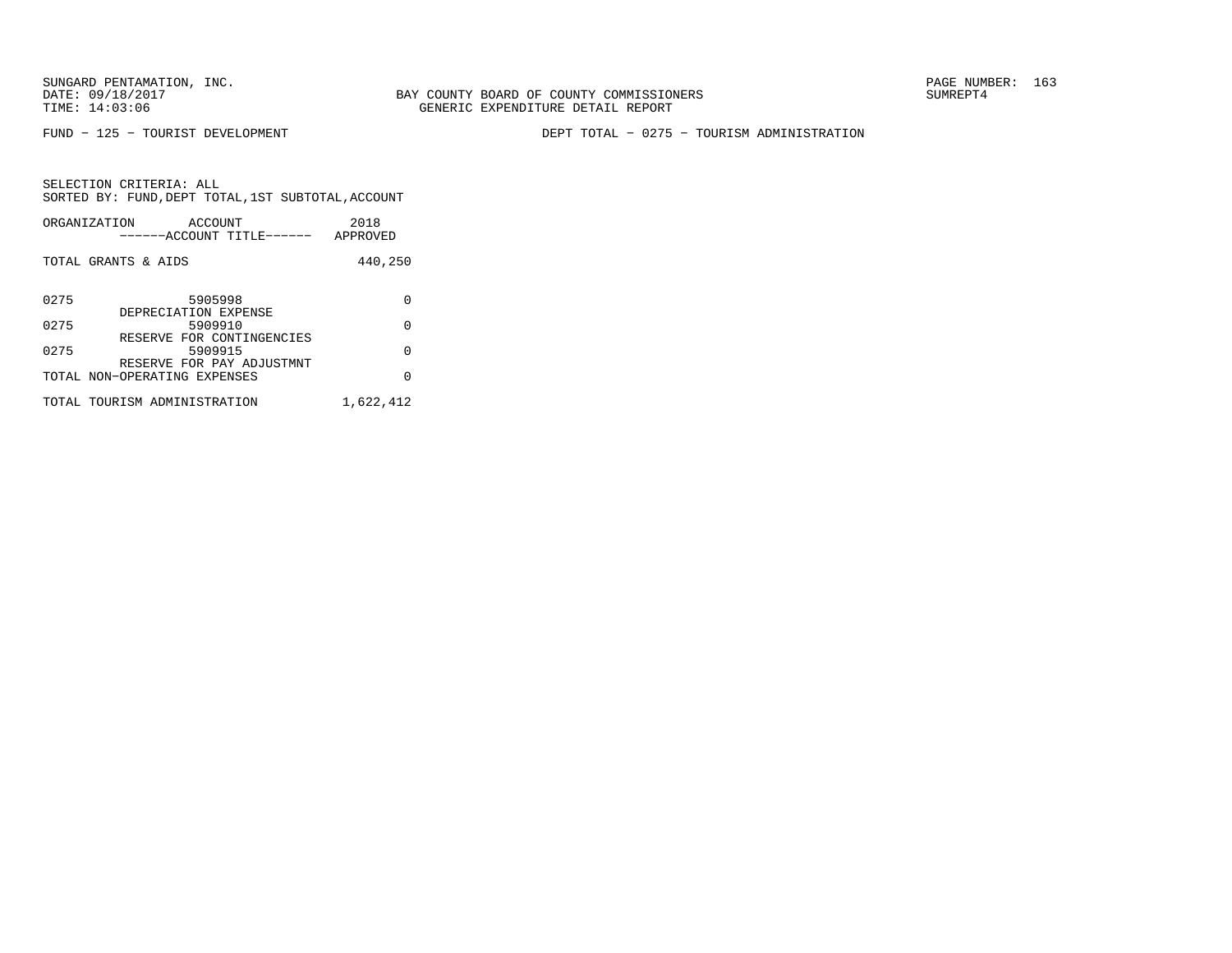SUNGARD PENTAMATION, INC.
DATE: 09/18/2017
TIME: 14:03:06

BAY COUNTY BOARD OF COUNTY COMMISSIONERS
GENERIC EXPENDITURE DETAIL REPORT

PAGE NUMBER: 163
SUMREPT4

FUND - 125 - TOURIST DEVELOPMENT

DEPT TOTAL - 0275 - TOURISM ADMINISTRATION

SELECTION CRITERIA: ALL
SORTED BY: FUND,DEPT TOTAL,1ST SUBTOTAL,ACCOUNT

| ORGANIZATION | ACCOUNT ------ACCOUNT TITLE------ | 2018 APPROVED |
|---|---|---|
| TOTAL GRANTS & AIDS | | 440,250 |
| 0275 | 5905998 DEPRECIATION EXPENSE | 0 |
| 0275 | 5909910 RESERVE FOR CONTINGENCIES | 0 |
| 0275 | 5909915 RESERVE FOR PAY ADJUSTMNT | 0 |
| TOTAL NON-OPERATING EXPENSES | | 0 |
| TOTAL TOURISM ADMINISTRATION | | 1,622,412 |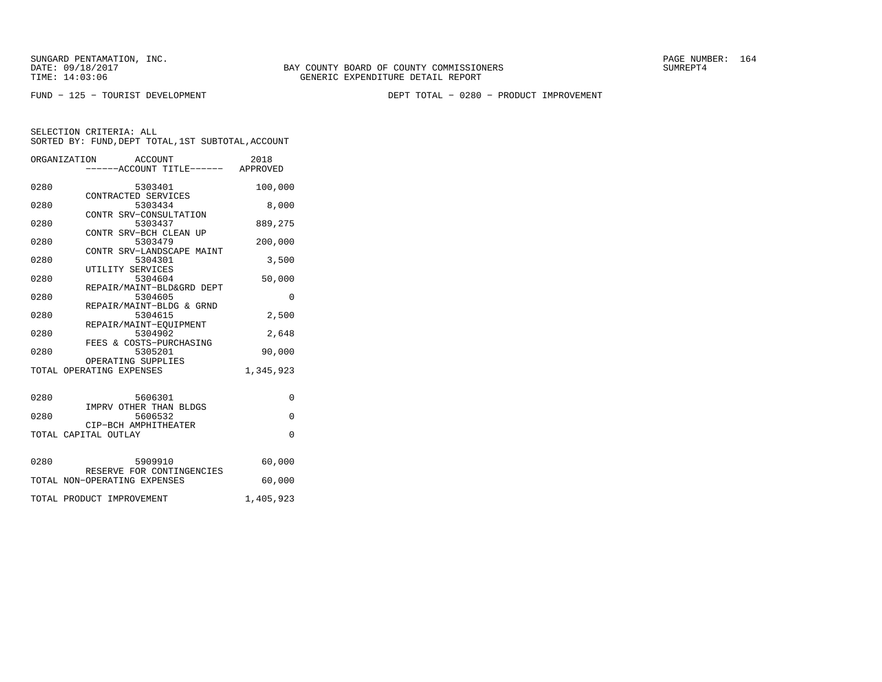FUND − 125 − TOURIST DEVELOPMENT

DEPT TOTAL − 0280 − PRODUCT IMPROVEMENT

SELECTION CRITERIA: ALL
SORTED BY: FUND,DEPT TOTAL,1ST SUBTOTAL,ACCOUNT

| ORGANIZATION | ACCOUNT ------ACCOUNT TITLE------ | 2018 APPROVED |
|---|---|---|
| 0280 | 5303401 CONTRACTED SERVICES | 100,000 |
| 0280 | 5303434 CONTR SRV−CONSULTATION | 8,000 |
| 0280 | 5303437 CONTR SRV−BCH CLEAN UP | 889,275 |
| 0280 | 5303479 CONTR SRV−LANDSCAPE MAINT | 200,000 |
| 0280 | 5304301 UTILITY SERVICES | 3,500 |
| 0280 | 5304604 REPAIR/MAINT−BLD&GRD DEPT | 50,000 |
| 0280 | 5304605 REPAIR/MAINT−BLDG & GRND | 0 |
| 0280 | 5304615 REPAIR/MAINT−EQUIPMENT | 2,500 |
| 0280 | 5304902 FEES & COSTS−PURCHASING | 2,648 |
| 0280 | 5305201 OPERATING SUPPLIES | 90,000 |
| TOTAL OPERATING EXPENSES | | 1,345,923 |
| 0280 | 5606301 IMPRV OTHER THAN BLDGS | 0 |
| 0280 | 5606532 CIP−BCH AMPHITHEATER | 0 |
| TOTAL CAPITAL OUTLAY | | 0 |
| 0280 | 5909910 RESERVE FOR CONTINGENCIES | 60,000 |
| TOTAL NON−OPERATING EXPENSES | | 60,000 |
| TOTAL PRODUCT IMPROVEMENT | | 1,405,923 |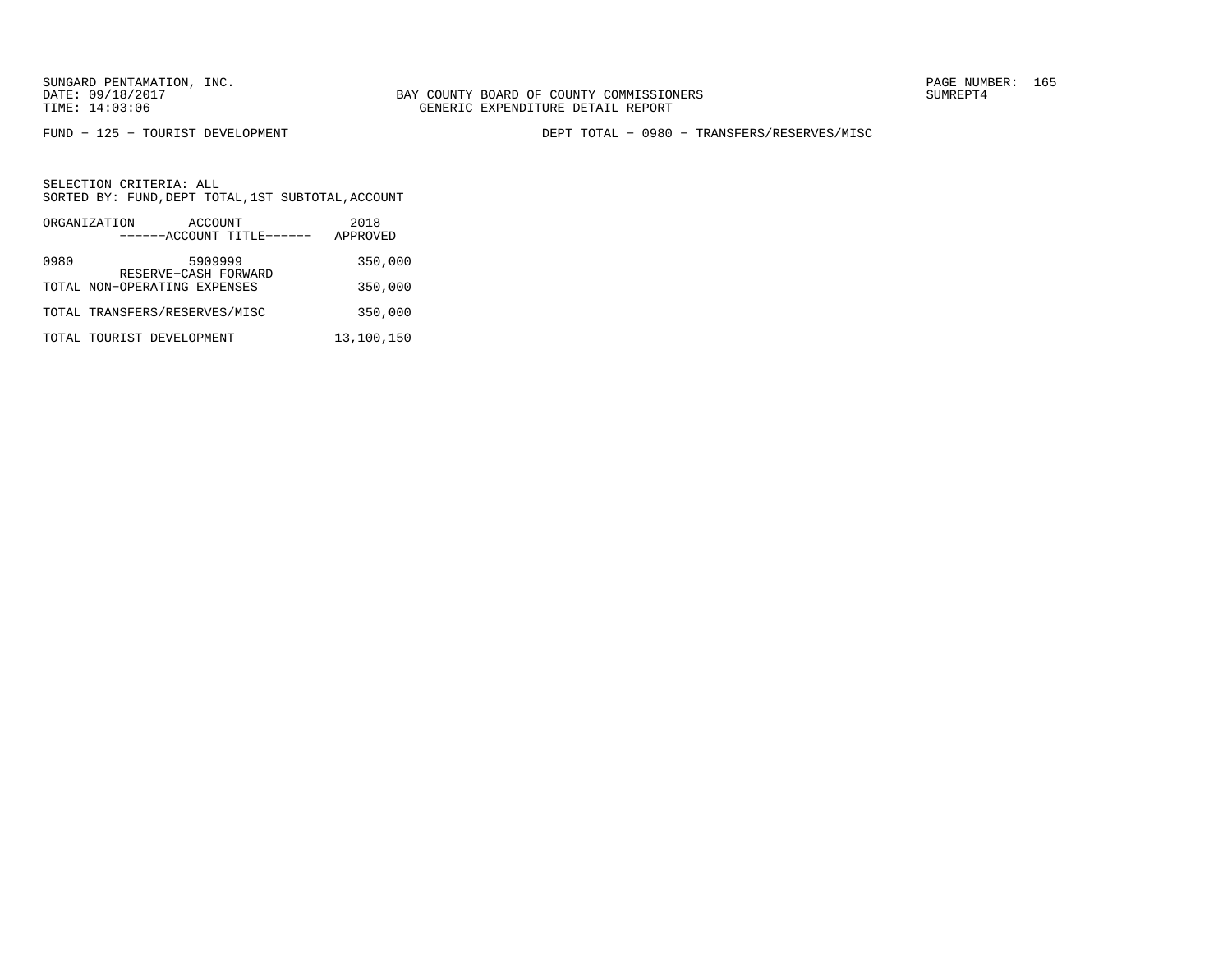SUNGARD PENTAMATION, INC.
DATE: 09/18/2017
TIME: 14:03:06

BAY COUNTY BOARD OF COUNTY COMMISSIONERS
GENERIC EXPENDITURE DETAIL REPORT

SUMREPT4

FUND - 125 - TOURIST DEVELOPMENT

DEPT TOTAL - 0980 - TRANSFERS/RESERVES/MISC

SELECTION CRITERIA: ALL
SORTED BY: FUND,DEPT TOTAL,1ST SUBTOTAL,ACCOUNT

| ORGANIZATION | ACCOUNT<br>------ACCOUNT TITLE------ | 2018<br>APPROVED |
|---|---|---|
| 0980 | 5909999<br>RESERVE-CASH FORWARD | 350,000 |
| TOTAL NON-OPERATING EXPENSES | | 350,000 |
| TOTAL TRANSFERS/RESERVES/MISC | | 350,000 |
| TOTAL TOURIST DEVELOPMENT | | 13,100,150 |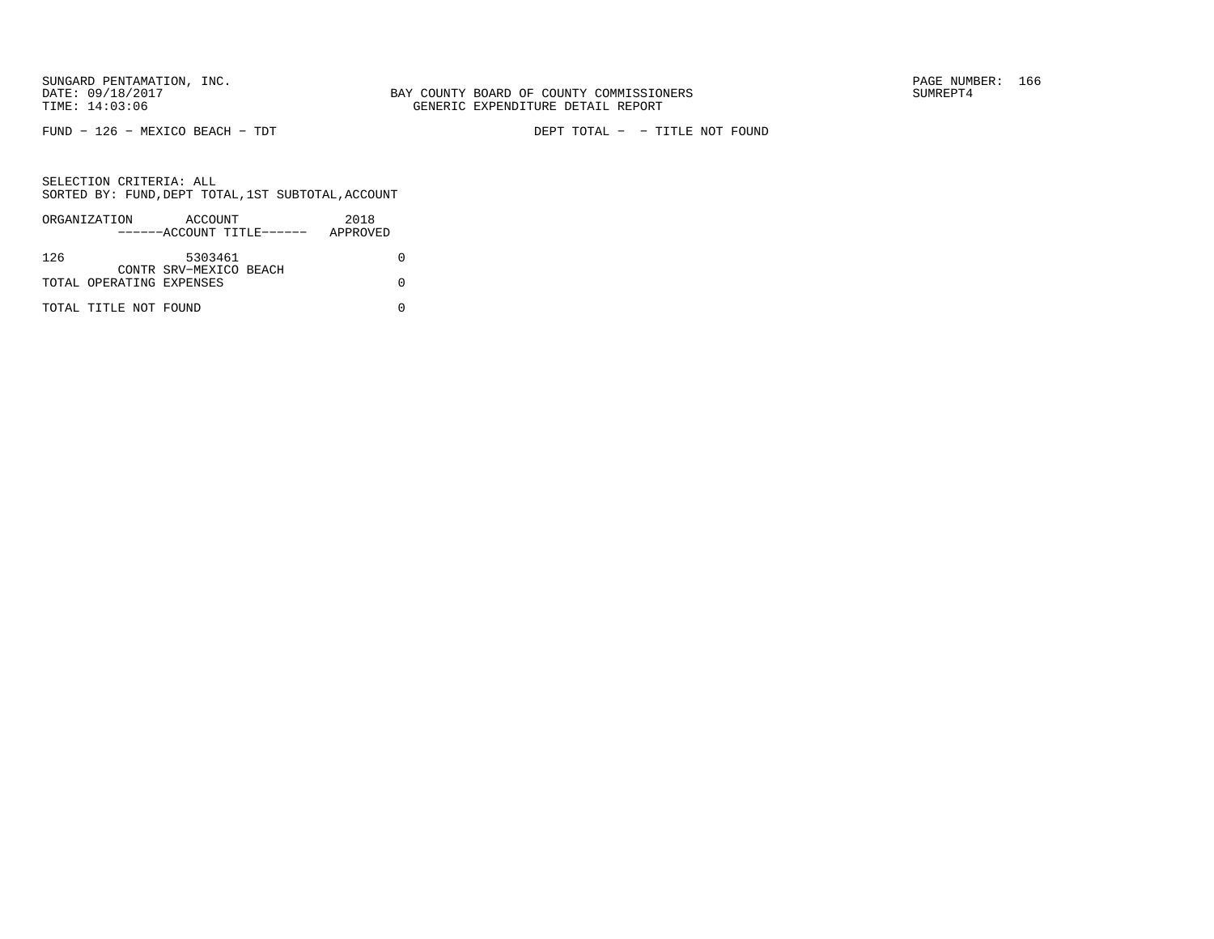SUNGARD PENTAMATION, INC.
DATE: 09/18/2017
TIME: 14:03:06

BAY COUNTY BOARD OF COUNTY COMMISSIONERS
GENERIC EXPENDITURE DETAIL REPORT

SUMREPT4

FUND − 126 − MEXICO BEACH − TDT

DEPT TOTAL − − TITLE NOT FOUND

SELECTION CRITERIA: ALL
SORTED BY: FUND,DEPT TOTAL,1ST SUBTOTAL,ACCOUNT

| ORGANIZATION | ACCOUNT<br>------ACCOUNT TITLE------ | 2018<br>APPROVED |
|---|---|---|
| 126 | 5303461<br>CONTR SRV−MEXICO BEACH | 0 |
| TOTAL OPERATING EXPENSES | | 0 |
| TOTAL TITLE NOT FOUND | | 0 |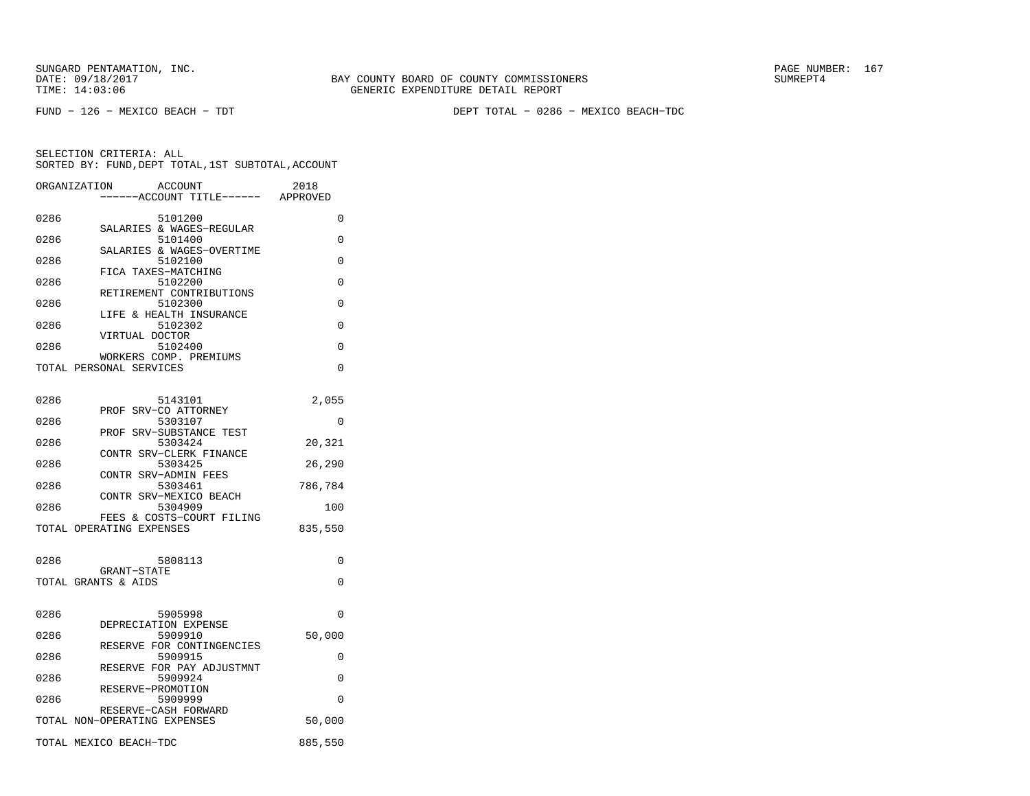SUNGARD PENTAMATION, INC.
DATE: 09/18/2017
TIME: 14:03:06

BAY COUNTY BOARD OF COUNTY COMMISSIONERS
GENERIC EXPENDITURE DETAIL REPORT

SUMREPT4

FUND - 126 - MEXICO BEACH - TDT

DEPT TOTAL - 0286 - MEXICO BEACH-TDC

SELECTION CRITERIA: ALL
SORTED BY: FUND,DEPT TOTAL,1ST SUBTOTAL,ACCOUNT

| ORGANIZATION | ACCOUNT / ------ACCOUNT TITLE------ | 2018 APPROVED |
|---|---|---|
| 0286 | 5101200 SALARIES & WAGES-REGULAR | 0 |
| 0286 | 5101400 SALARIES & WAGES-OVERTIME | 0 |
| 0286 | 5102100 FICA TAXES-MATCHING | 0 |
| 0286 | 5102200 RETIREMENT CONTRIBUTIONS | 0 |
| 0286 | 5102300 LIFE & HEALTH INSURANCE | 0 |
| 0286 | 5102302 VIRTUAL DOCTOR | 0 |
| 0286 | 5102400 WORKERS COMP. PREMIUMS | 0 |
| TOTAL PERSONAL SERVICES | | 0 |
| 0286 | 5143101 PROF SRV-CO ATTORNEY | 2,055 |
| 0286 | 5303107 PROF SRV-SUBSTANCE TEST | 0 |
| 0286 | 5303424 CONTR SRV-CLERK FINANCE | 20,321 |
| 0286 | 5303425 CONTR SRV-ADMIN FEES | 26,290 |
| 0286 | 5303461 CONTR SRV-MEXICO BEACH | 786,784 |
| 0286 | 5304909 FEES & COSTS-COURT FILING | 100 |
| TOTAL OPERATING EXPENSES | | 835,550 |
| 0286 | 5808113 GRANT-STATE | 0 |
| TOTAL GRANTS & AIDS | | 0 |
| 0286 | 5905998 DEPRECIATION EXPENSE | 0 |
| 0286 | 5909910 RESERVE FOR CONTINGENCIES | 50,000 |
| 0286 | 5909915 RESERVE FOR PAY ADJUSTMNT | 0 |
| 0286 | 5909924 RESERVE-PROMOTION | 0 |
| 0286 | 5909999 RESERVE-CASH FORWARD | 0 |
| TOTAL NON-OPERATING EXPENSES | | 50,000 |
| TOTAL MEXICO BEACH-TDC | | 885,550 |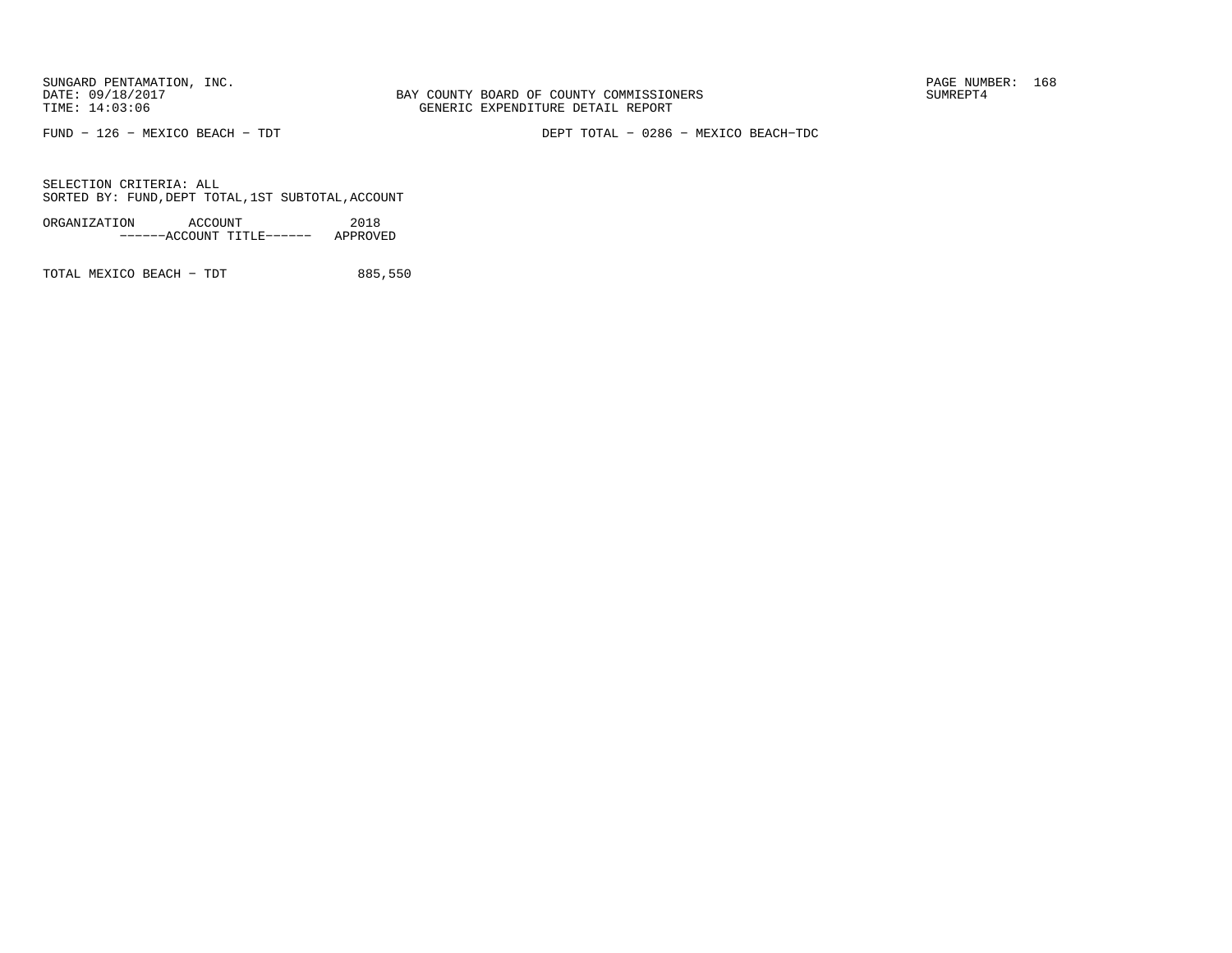FUND − 126 − MEXICO BEACH − TDT　　　　　　DEPT TOTAL − 0286 − MEXICO BEACH−TDC

SELECTION CRITERIA: ALL
SORTED BY: FUND,DEPT TOTAL,1ST SUBTOTAL,ACCOUNT

| ORGANIZATION | ACCOUNT<br>------ACCOUNT TITLE------ | 2018<br>APPROVED |
| --- | --- | --- |
| TOTAL MEXICO BEACH − TDT | | 885,550 |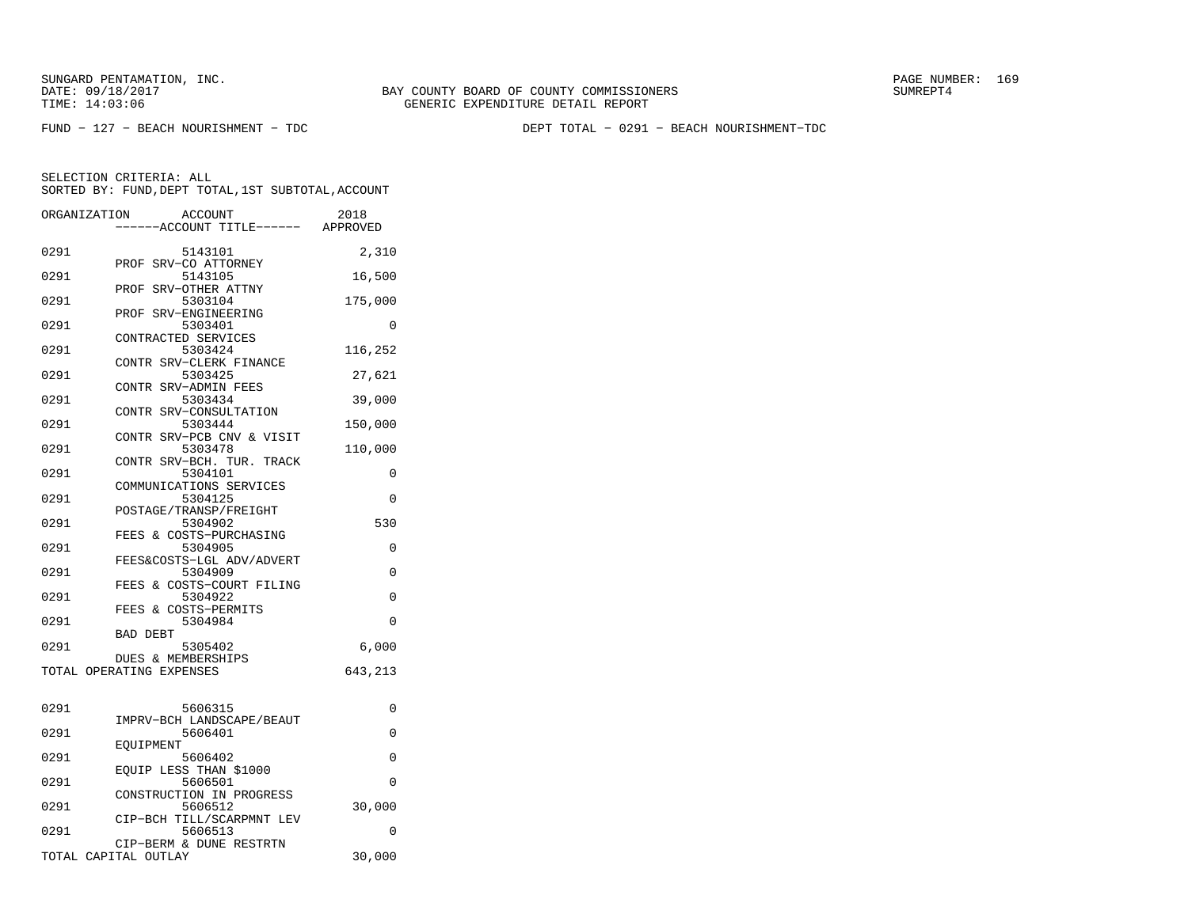SUNGARD PENTAMATION, INC.
DATE: 09/18/2017
TIME: 14:03:06

BAY COUNTY BOARD OF COUNTY COMMISSIONERS
GENERIC EXPENDITURE DETAIL REPORT

SUMREPT4

FUND - 127 - BEACH NOURISHMENT - TDC

DEPT TOTAL - 0291 - BEACH NOURISHMENT-TDC

SELECTION CRITERIA: ALL
SORTED BY: FUND,DEPT TOTAL,1ST SUBTOTAL,ACCOUNT

| ORGANIZATION | ACCOUNT / ------ACCOUNT TITLE------ | 2018 APPROVED |
|---|---|---|
| 0291 | 5143101 PROF SRV-CO ATTORNEY | 2,310 |
| 0291 | 5143105 PROF SRV-OTHER ATTNY | 16,500 |
| 0291 | 5303104 PROF SRV-ENGINEERING | 175,000 |
| 0291 | 5303401 CONTRACTED SERVICES | 0 |
| 0291 | 5303424 CONTR SRV-CLERK FINANCE | 116,252 |
| 0291 | 5303425 CONTR SRV-ADMIN FEES | 27,621 |
| 0291 | 5303434 CONTR SRV-CONSULTATION | 39,000 |
| 0291 | 5303444 CONTR SRV-PCB CNV & VISIT | 150,000 |
| 0291 | 5303478 CONTR SRV-BCH. TUR. TRACK | 110,000 |
| 0291 | 5304101 COMMUNICATIONS SERVICES | 0 |
| 0291 | 5304125 POSTAGE/TRANSP/FREIGHT | 0 |
| 0291 | 5304902 FEES & COSTS-PURCHASING | 530 |
| 0291 | 5304905 FEES&COSTS-LGL ADV/ADVERT | 0 |
| 0291 | 5304909 FEES & COSTS-COURT FILING | 0 |
| 0291 | 5304922 FEES & COSTS-PERMITS | 0 |
| 0291 | 5304984 BAD DEBT | 0 |
| 0291 | 5305402 DUES & MEMBERSHIPS | 6,000 |
| TOTAL OPERATING EXPENSES | | 643,213 |
| 0291 | 5606315 IMPRV-BCH LANDSCAPE/BEAUT | 0 |
| 0291 | 5606401 EQUIPMENT | 0 |
| 0291 | 5606402 EQUIP LESS THAN $1000 | 0 |
| 0291 | 5606501 CONSTRUCTION IN PROGRESS | 0 |
| 0291 | 5606512 CIP-BCH TILL/SCARPMNT LEV | 30,000 |
| 0291 | 5606513 CIP-BERM & DUNE RESTRTN | 0 |
| TOTAL CAPITAL OUTLAY | | 30,000 |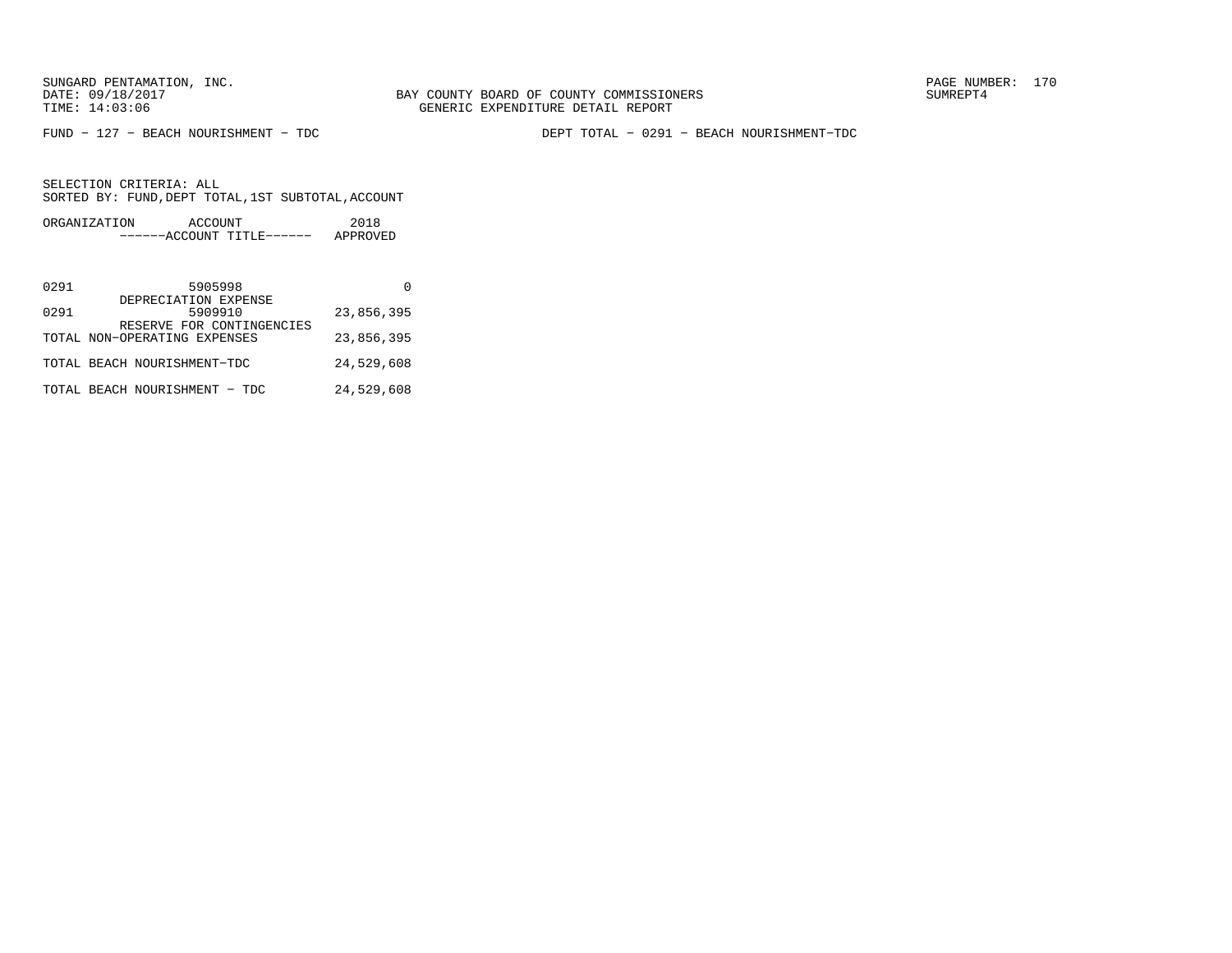SUNGARD PENTAMATION, INC.
DATE: 09/18/2017
TIME: 14:03:06

BAY COUNTY BOARD OF COUNTY COMMISSIONERS
GENERIC EXPENDITURE DETAIL REPORT

PAGE NUMBER: 170
SUMREPT4

FUND - 127 - BEACH NOURISHMENT - TDC

DEPT TOTAL - 0291 - BEACH NOURISHMENT-TDC

SELECTION CRITERIA: ALL
SORTED BY: FUND,DEPT TOTAL,1ST SUBTOTAL,ACCOUNT

| ORGANIZATION | ACCOUNT ------ACCOUNT TITLE------ | 2018 APPROVED |
|---|---|---|
| 0291 | 5905998 DEPRECIATION EXPENSE | 0 |
| 0291 | 5909910 RESERVE FOR CONTINGENCIES | 23,856,395 |
| TOTAL NON-OPERATING EXPENSES | | 23,856,395 |
| TOTAL BEACH NOURISHMENT-TDC | | 24,529,608 |
| TOTAL BEACH NOURISHMENT - TDC | | 24,529,608 |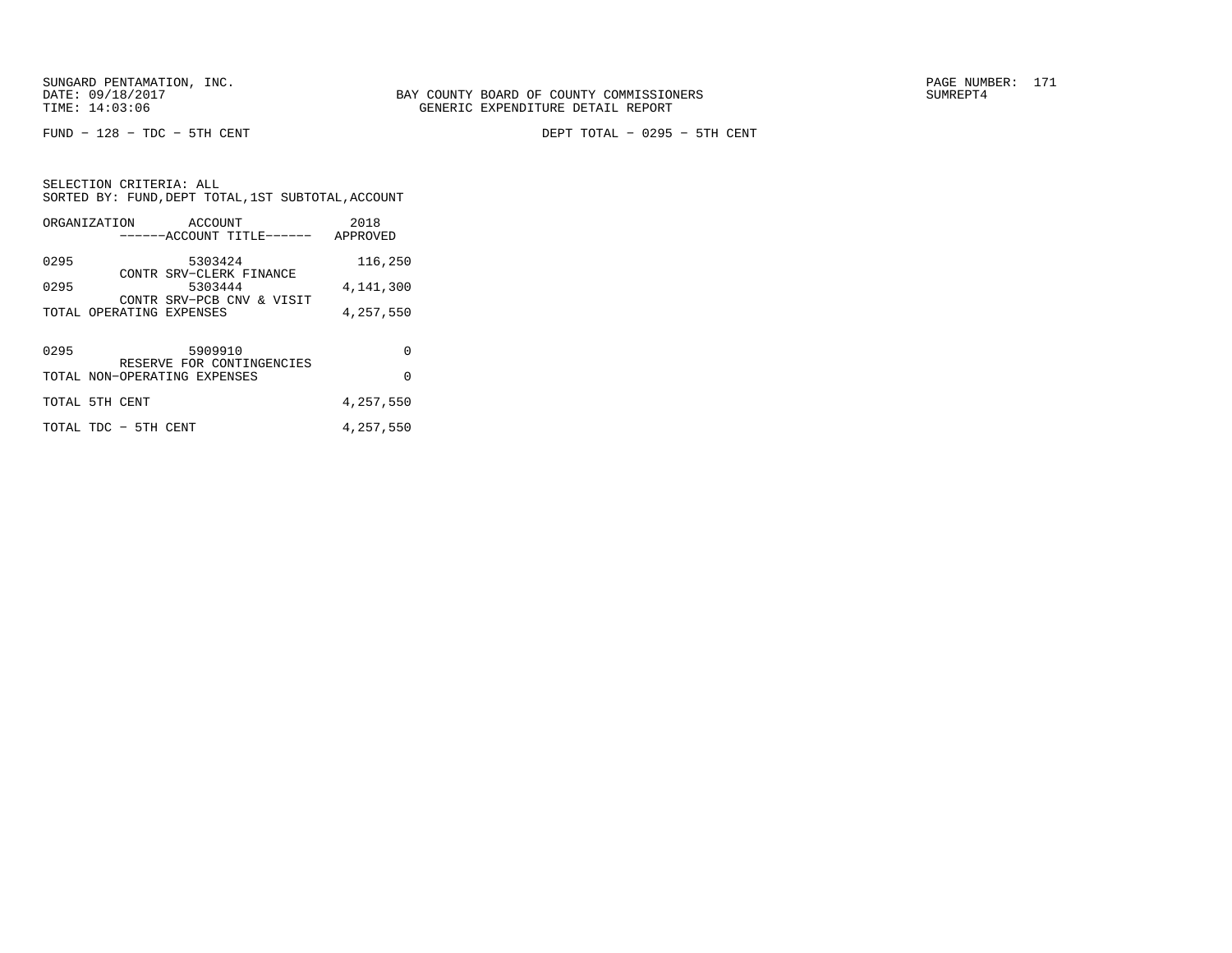BAY COUNTY BOARD OF COUNTY COMMISSIONERS
GENERIC EXPENDITURE DETAIL REPORT

FUND − 128 − TDC − 5TH CENT

DEPT TOTAL − 0295 − 5TH CENT

SELECTION CRITERIA: ALL
SORTED BY: FUND,DEPT TOTAL,1ST SUBTOTAL,ACCOUNT

| ORGANIZATION | ACCOUNT / ------ACCOUNT TITLE------ | 2018 APPROVED |
|---|---|---|
| 0295 | 5303424 CONTR SRV−CLERK FINANCE | 116,250 |
| 0295 | 5303444 CONTR SRV−PCB CNV & VISIT | 4,141,300 |
| TOTAL OPERATING EXPENSES | | 4,257,550 |
| 0295 | 5909910 RESERVE FOR CONTINGENCIES | 0 |
| TOTAL NON−OPERATING EXPENSES | | 0 |
| TOTAL 5TH CENT | | 4,257,550 |
| TOTAL TDC − 5TH CENT | | 4,257,550 |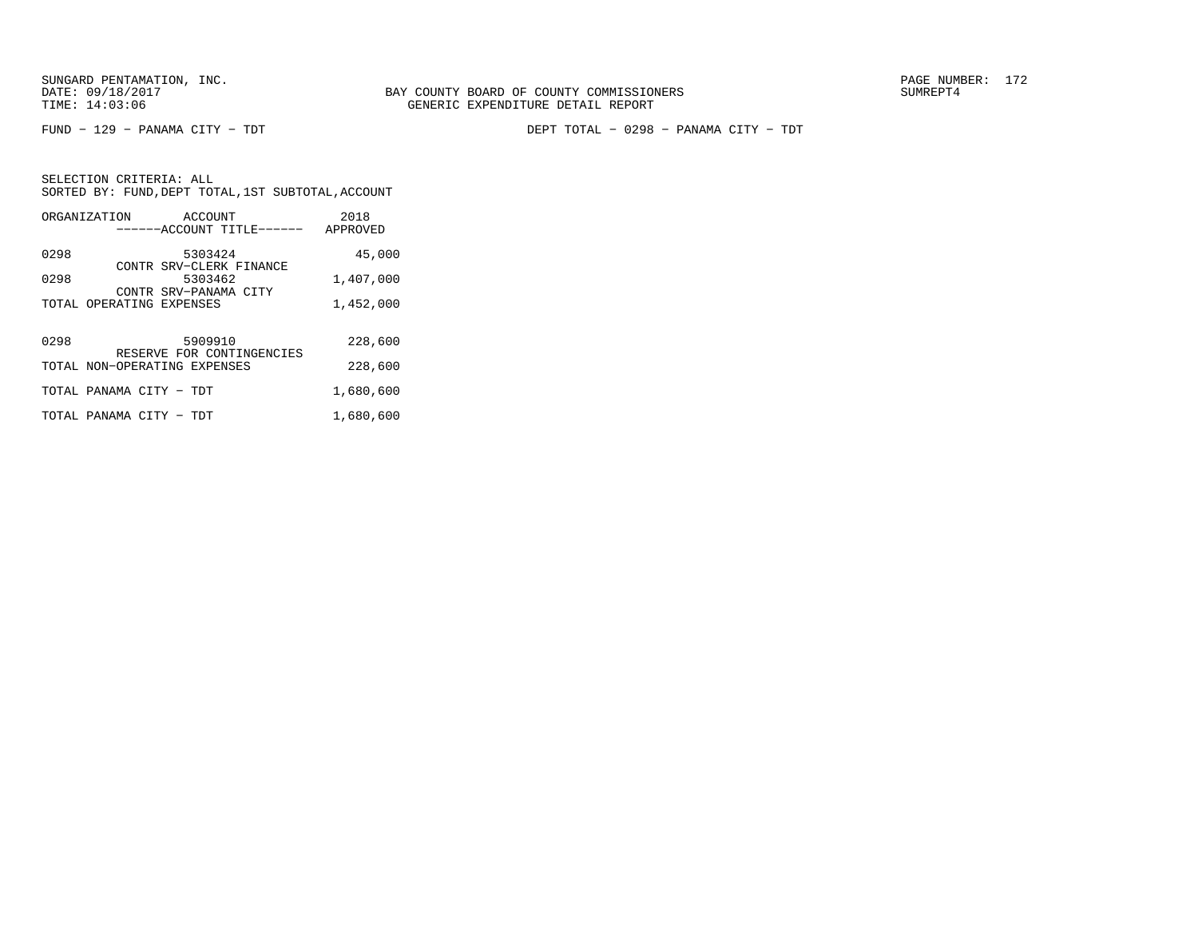SUNGARD PENTAMATION, INC.
DATE: 09/18/2017
TIME: 14:03:06

BAY COUNTY BOARD OF COUNTY COMMISSIONERS
GENERIC EXPENDITURE DETAIL REPORT

SUMREPT4

FUND - 129 - PANAMA CITY - TDT

DEPT TOTAL - 0298 - PANAMA CITY - TDT

SELECTION CRITERIA: ALL
SORTED BY: FUND,DEPT TOTAL,1ST SUBTOTAL,ACCOUNT

| ORGANIZATION | ACCOUNT ------ACCOUNT TITLE------ | 2018 APPROVED |
|---|---|---|
| 0298 | 5303424 CONTR SRV-CLERK FINANCE | 45,000 |
| 0298 | 5303462 CONTR SRV-PANAMA CITY | 1,407,000 |
| TOTAL OPERATING EXPENSES | | 1,452,000 |
| 0298 | 5909910 RESERVE FOR CONTINGENCIES | 228,600 |
| TOTAL NON-OPERATING EXPENSES | | 228,600 |
| TOTAL PANAMA CITY - TDT | | 1,680,600 |
| TOTAL PANAMA CITY - TDT | | 1,680,600 |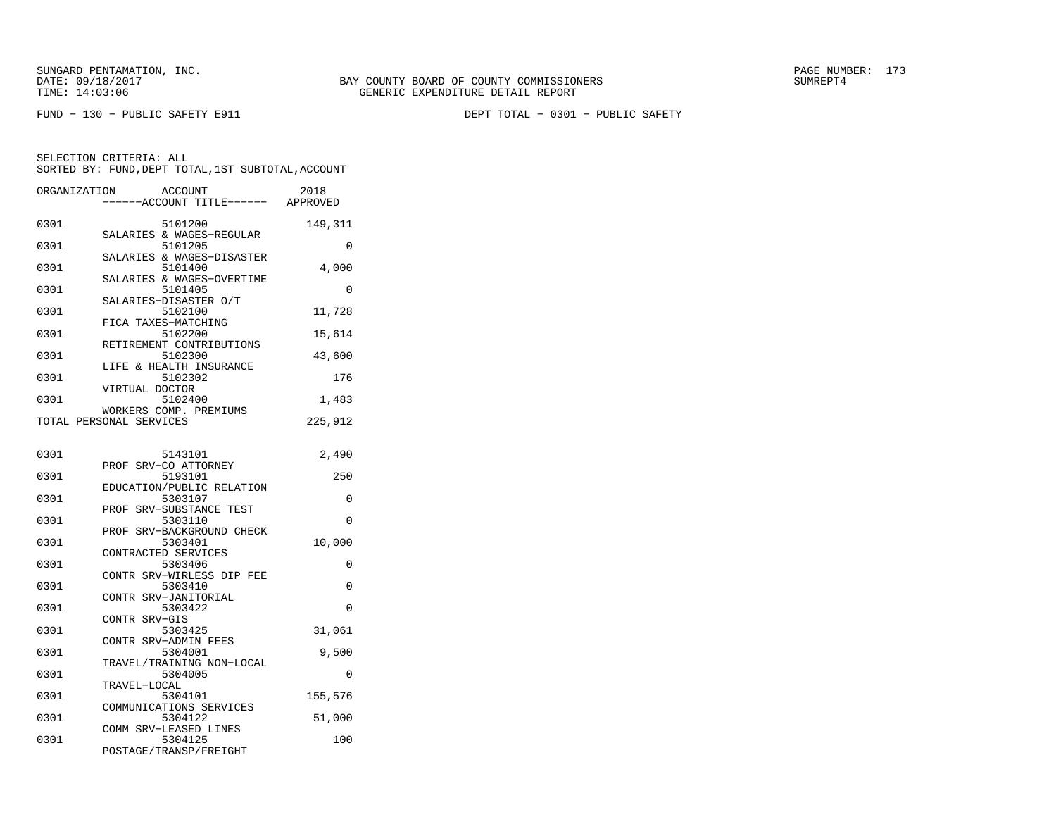SUNGARD PENTAMATION, INC.
DATE: 09/18/2017
TIME: 14:03:06

BAY COUNTY BOARD OF COUNTY COMMISSIONERS
GENERIC EXPENDITURE DETAIL REPORT

SUMREPT4

FUND - 130 - PUBLIC SAFETY E911

DEPT TOTAL - 0301 - PUBLIC SAFETY

SELECTION CRITERIA: ALL
SORTED BY: FUND,DEPT TOTAL,1ST SUBTOTAL,ACCOUNT

| ORGANIZATION | ACCOUNT / ------ACCOUNT TITLE------ | 2018 APPROVED |
|---|---|---|
| 0301 | 5101200 SALARIES & WAGES-REGULAR | 149,311 |
| 0301 | 5101205 SALARIES & WAGES-DISASTER | 0 |
| 0301 | 5101400 SALARIES & WAGES-OVERTIME | 4,000 |
| 0301 | 5101405 SALARIES-DISASTER O/T | 0 |
| 0301 | 5102100 FICA TAXES-MATCHING | 11,728 |
| 0301 | 5102200 RETIREMENT CONTRIBUTIONS | 15,614 |
| 0301 | 5102300 LIFE & HEALTH INSURANCE | 43,600 |
| 0301 | 5102302 VIRTUAL DOCTOR | 176 |
| 0301 | 5102400 WORKERS COMP. PREMIUMS | 1,483 |
| TOTAL PERSONAL SERVICES | | 225,912 |
| 0301 | 5143101 PROF SRV-CO ATTORNEY | 2,490 |
| 0301 | 5193101 EDUCATION/PUBLIC RELATION | 250 |
| 0301 | 5303107 PROF SRV-SUBSTANCE TEST | 0 |
| 0301 | 5303110 PROF SRV-BACKGROUND CHECK | 0 |
| 0301 | 5303401 CONTRACTED SERVICES | 10,000 |
| 0301 | 5303406 CONTR SRV-WIRLESS DIP FEE | 0 |
| 0301 | 5303410 CONTR SRV-JANITORIAL | 0 |
| 0301 | 5303422 CONTR SRV-GIS | 0 |
| 0301 | 5303425 CONTR SRV-ADMIN FEES | 31,061 |
| 0301 | 5304001 TRAVEL/TRAINING NON-LOCAL | 9,500 |
| 0301 | 5304005 TRAVEL-LOCAL | 0 |
| 0301 | 5304101 COMMUNICATIONS SERVICES | 155,576 |
| 0301 | 5304122 COMM SRV-LEASED LINES | 51,000 |
| 0301 | 5304125 POSTAGE/TRANSP/FREIGHT | 100 |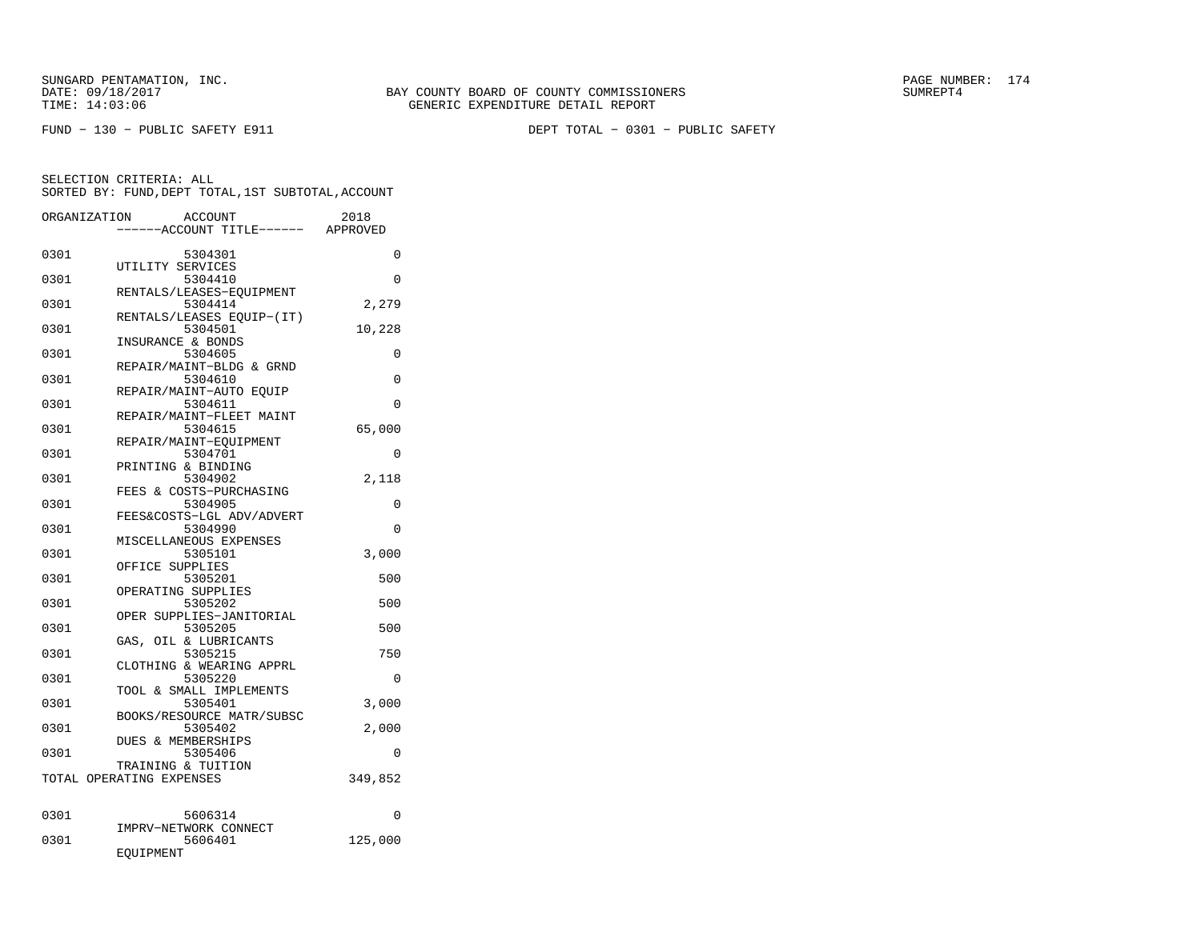SUNGARD PENTAMATION, INC.
DATE: 09/18/2017
TIME: 14:03:06

BAY COUNTY BOARD OF COUNTY COMMISSIONERS
GENERIC EXPENDITURE DETAIL REPORT

SUMREPT4

FUND - 130 - PUBLIC SAFETY E911

DEPT TOTAL - 0301 - PUBLIC SAFETY

SELECTION CRITERIA: ALL
SORTED BY: FUND,DEPT TOTAL,1ST SUBTOTAL,ACCOUNT

| ORGANIZATION | ACCOUNT / ------ACCOUNT TITLE------ | 2018 APPROVED |
|---|---|---|
| 0301 | 5304301 UTILITY SERVICES | 0 |
| 0301 | 5304410 RENTALS/LEASES-EQUIPMENT | 0 |
| 0301 | 5304414 RENTALS/LEASES EQUIP-(IT) | 2,279 |
| 0301 | 5304501 INSURANCE & BONDS | 10,228 |
| 0301 | 5304605 REPAIR/MAINT-BLDG & GRND | 0 |
| 0301 | 5304610 REPAIR/MAINT-AUTO EQUIP | 0 |
| 0301 | 5304611 REPAIR/MAINT-FLEET MAINT | 0 |
| 0301 | 5304615 REPAIR/MAINT-EQUIPMENT | 65,000 |
| 0301 | 5304701 PRINTING & BINDING | 0 |
| 0301 | 5304902 FEES & COSTS-PURCHASING | 2,118 |
| 0301 | 5304905 FEES&COSTS-LGL ADV/ADVERT | 0 |
| 0301 | 5304990 MISCELLANEOUS EXPENSES | 0 |
| 0301 | 5305101 OFFICE SUPPLIES | 3,000 |
| 0301 | 5305201 OPERATING SUPPLIES | 500 |
| 0301 | 5305202 OPER SUPPLIES-JANITORIAL | 500 |
| 0301 | 5305205 GAS, OIL & LUBRICANTS | 500 |
| 0301 | 5305215 CLOTHING & WEARING APPRL | 750 |
| 0301 | 5305220 TOOL & SMALL IMPLEMENTS | 0 |
| 0301 | 5305401 BOOKS/RESOURCE MATR/SUBSC | 3,000 |
| 0301 | 5305402 DUES & MEMBERSHIPS | 2,000 |
| 0301 | 5305406 TRAINING & TUITION | 0 |
| TOTAL OPERATING EXPENSES | | 349,852 |
| 0301 | 5606314 IMPRV-NETWORK CONNECT | 0 |
| 0301 | 5606401 EQUIPMENT | 125,000 |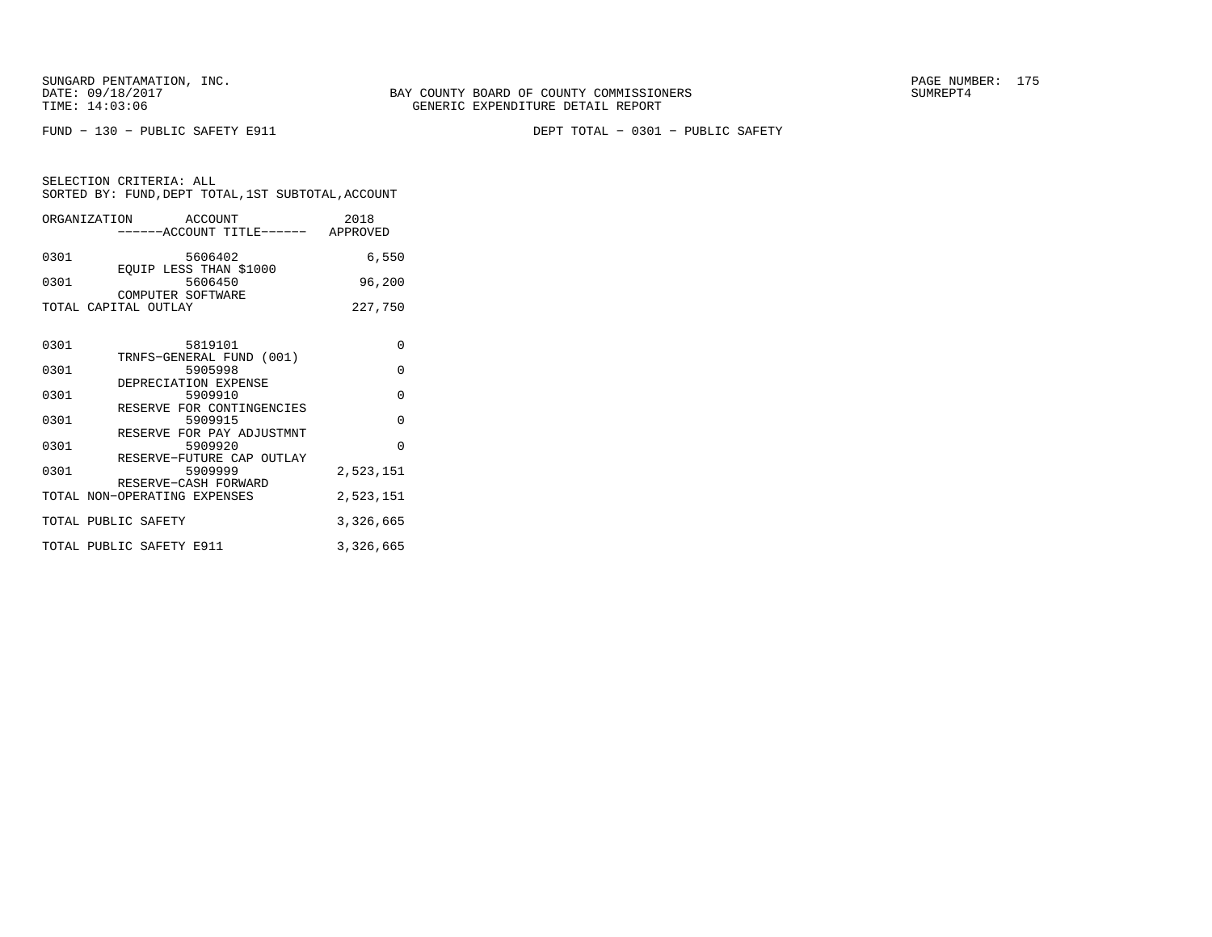SUNGARD PENTAMATION, INC.
DATE: 09/18/2017
TIME: 14:03:06

BAY COUNTY BOARD OF COUNTY COMMISSIONERS
GENERIC EXPENDITURE DETAIL REPORT

SUMREPT4

FUND − 130 − PUBLIC SAFETY E911

DEPT TOTAL − 0301 − PUBLIC SAFETY

SELECTION CRITERIA: ALL
SORTED BY: FUND,DEPT TOTAL,1ST SUBTOTAL,ACCOUNT

| ORGANIZATION | ACCOUNT ------ACCOUNT TITLE------ | 2018 APPROVED |
|---|---|---|
| 0301 | 5606402 EQUIP LESS THAN $1000 | 6,550 |
| 0301 | 5606450 COMPUTER SOFTWARE | 96,200 |
| TOTAL CAPITAL OUTLAY | | 227,750 |
| 0301 | 5819101 TRNFS−GENERAL FUND (001) | 0 |
| 0301 | 5905998 DEPRECIATION EXPENSE | 0 |
| 0301 | 5909910 RESERVE FOR CONTINGENCIES | 0 |
| 0301 | 5909915 RESERVE FOR PAY ADJUSTMNT | 0 |
| 0301 | 5909920 RESERVE−FUTURE CAP OUTLAY | 0 |
| 0301 | 5909999 RESERVE−CASH FORWARD | 2,523,151 |
| TOTAL NON−OPERATING EXPENSES | | 2,523,151 |
| TOTAL PUBLIC SAFETY | | 3,326,665 |
| TOTAL PUBLIC SAFETY E911 | | 3,326,665 |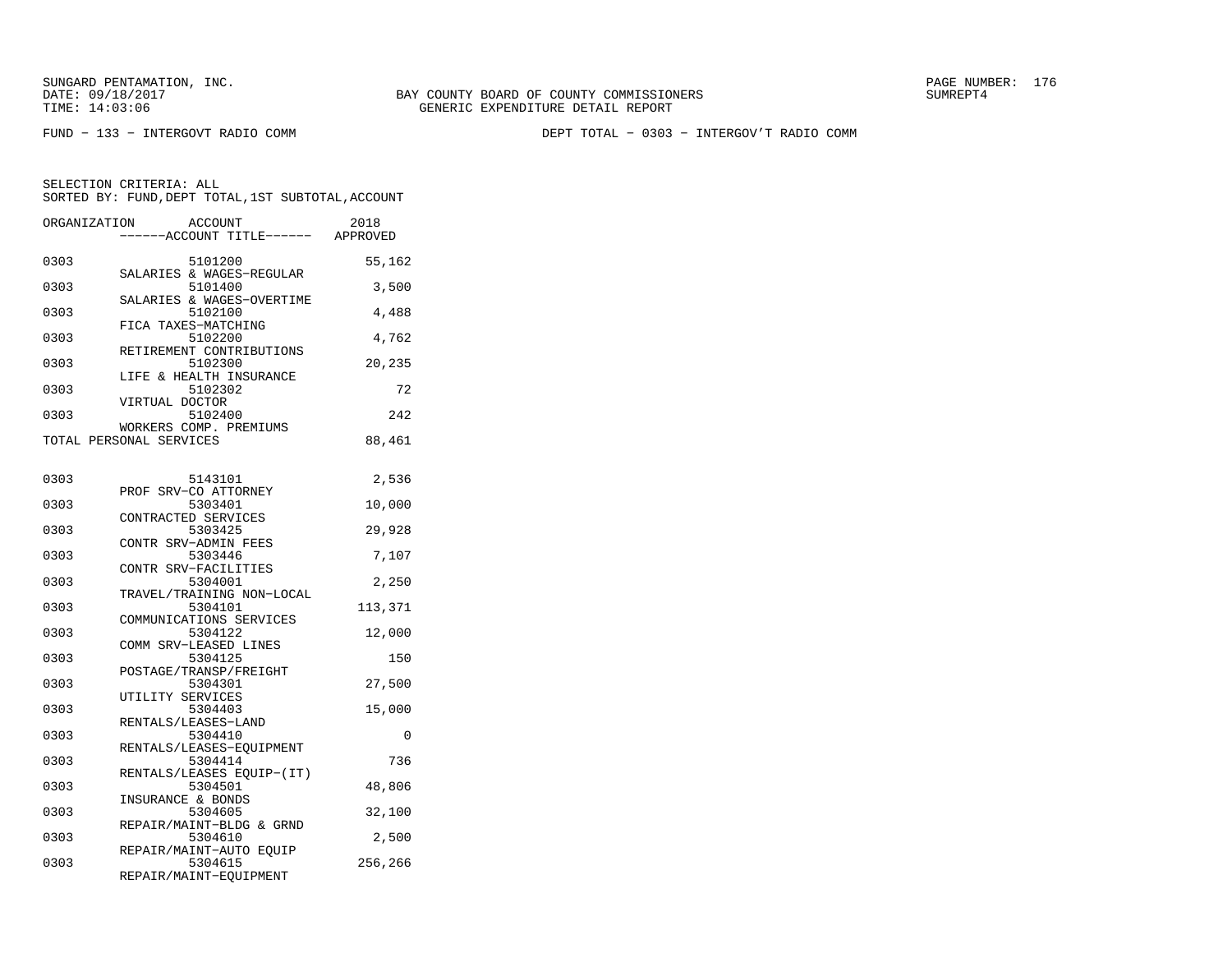SUNGARD PENTAMATION, INC.
DATE: 09/18/2017
TIME: 14:03:06

BAY COUNTY BOARD OF COUNTY COMMISSIONERS
GENERIC EXPENDITURE DETAIL REPORT

SUMREPT4

FUND - 133 - INTERGOVT RADIO COMM

DEPT TOTAL - 0303 - INTERGOV'T RADIO COMM

SELECTION CRITERIA: ALL
SORTED BY: FUND,DEPT TOTAL,1ST SUBTOTAL,ACCOUNT

| ORGANIZATION | ACCOUNT / ------ACCOUNT TITLE------ | 2018 APPROVED |
|---|---|---|
| 0303 | 5101200 SALARIES & WAGES-REGULAR | 55,162 |
| 0303 | 5101400 SALARIES & WAGES-OVERTIME | 3,500 |
| 0303 | 5102100 FICA TAXES-MATCHING | 4,488 |
| 0303 | 5102200 RETIREMENT CONTRIBUTIONS | 4,762 |
| 0303 | 5102300 LIFE & HEALTH INSURANCE | 20,235 |
| 0303 | 5102302 VIRTUAL DOCTOR | 72 |
| 0303 | 5102400 WORKERS COMP. PREMIUMS | 242 |
| TOTAL PERSONAL SERVICES | | 88,461 |
| 0303 | 5143101 PROF SRV-CO ATTORNEY | 2,536 |
| 0303 | 5303401 CONTRACTED SERVICES | 10,000 |
| 0303 | 5303425 CONTR SRV-ADMIN FEES | 29,928 |
| 0303 | 5303446 CONTR SRV-FACILITIES | 7,107 |
| 0303 | 5304001 TRAVEL/TRAINING NON-LOCAL | 2,250 |
| 0303 | 5304101 COMMUNICATIONS SERVICES | 113,371 |
| 0303 | 5304122 COMM SRV-LEASED LINES | 12,000 |
| 0303 | 5304125 POSTAGE/TRANSP/FREIGHT | 150 |
| 0303 | 5304301 UTILITY SERVICES | 27,500 |
| 0303 | 5304403 RENTALS/LEASES-LAND | 15,000 |
| 0303 | 5304410 RENTALS/LEASES-EQUIPMENT | 0 |
| 0303 | 5304414 RENTALS/LEASES EQUIP-(IT) | 736 |
| 0303 | 5304501 INSURANCE & BONDS | 48,806 |
| 0303 | 5304605 REPAIR/MAINT-BLDG & GRND | 32,100 |
| 0303 | 5304610 REPAIR/MAINT-AUTO EQUIP | 2,500 |
| 0303 | 5304615 REPAIR/MAINT-EQUIPMENT | 256,266 |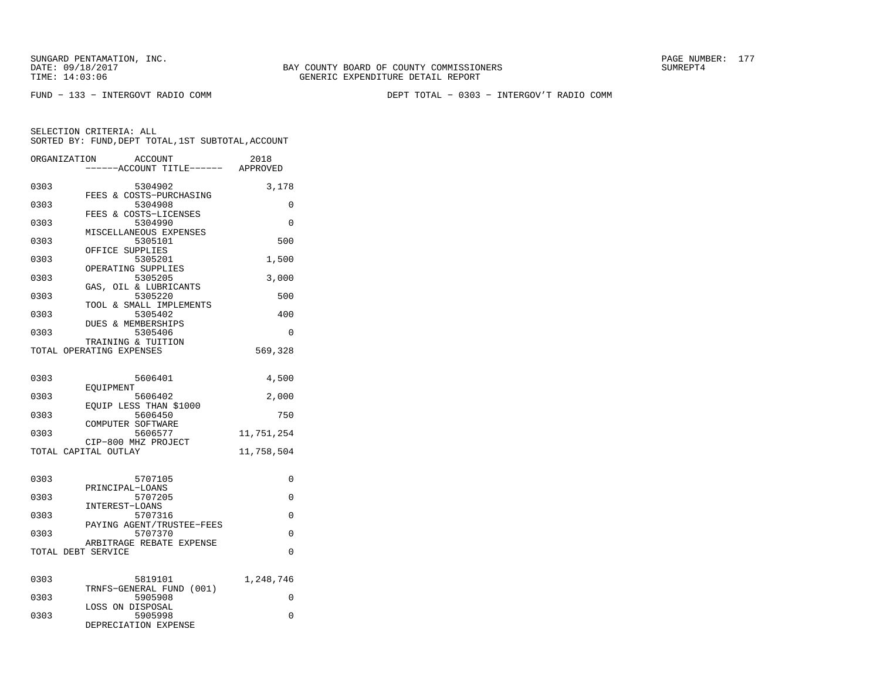BAY COUNTY BOARD OF COUNTY COMMISSIONERS
GENERIC EXPENDITURE DETAIL REPORT

FUND − 133 − INTERGOVT RADIO COMM

DEPT TOTAL − 0303 − INTERGOV'T RADIO COMM

SELECTION CRITERIA: ALL
SORTED BY: FUND,DEPT TOTAL,1ST SUBTOTAL,ACCOUNT

| ORGANIZATION | ACCOUNT / ------ACCOUNT TITLE------ | 2018 APPROVED |
|---|---|---|
| 0303 | 5304902 FEES & COSTS−PURCHASING | 3,178 |
| 0303 | 5304908 FEES & COSTS−LICENSES | 0 |
| 0303 | 5304990 MISCELLANEOUS EXPENSES | 0 |
| 0303 | 5305101 OFFICE SUPPLIES | 500 |
| 0303 | 5305201 OPERATING SUPPLIES | 1,500 |
| 0303 | 5305205 GAS, OIL & LUBRICANTS | 3,000 |
| 0303 | 5305220 TOOL & SMALL IMPLEMENTS | 500 |
| 0303 | 5305402 DUES & MEMBERSHIPS | 400 |
| 0303 | 5305406 TRAINING & TUITION | 0 |
| TOTAL OPERATING EXPENSES | | 569,328 |
| 0303 | 5606401 EQUIPMENT | 4,500 |
| 0303 | 5606402 EQUIP LESS THAN $1000 | 2,000 |
| 0303 | 5606450 COMPUTER SOFTWARE | 750 |
| 0303 | 5606577 CIP−800 MHZ PROJECT | 11,751,254 |
| TOTAL CAPITAL OUTLAY | | 11,758,504 |
| 0303 | 5707105 PRINCIPAL−LOANS | 0 |
| 0303 | 5707205 INTEREST−LOANS | 0 |
| 0303 | 5707316 PAYING AGENT/TRUSTEE−FEES | 0 |
| 0303 | 5707370 ARBITRAGE REBATE EXPENSE | 0 |
| TOTAL DEBT SERVICE | | 0 |
| 0303 | 5819101 TRNFS−GENERAL FUND (001) | 1,248,746 |
| 0303 | 5905908 LOSS ON DISPOSAL | 0 |
| 0303 | 5905998 DEPRECIATION EXPENSE | 0 |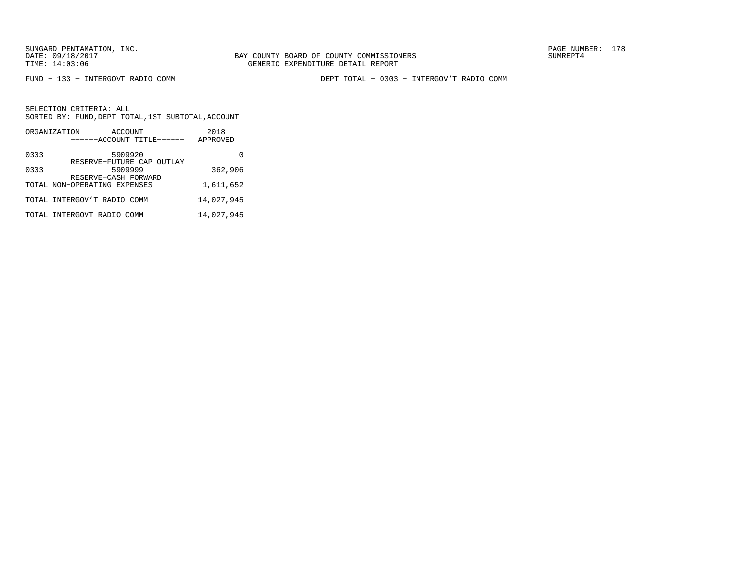FUND − 133 − INTERGOVT RADIO COMM

DEPT TOTAL − 0303 − INTERGOV'T RADIO COMM

SELECTION CRITERIA: ALL
SORTED BY: FUND,DEPT TOTAL,1ST SUBTOTAL,ACCOUNT

| ORGANIZATION | ACCOUNT ------ACCOUNT TITLE------ | 2018 APPROVED |
|---|---|---|
| 0303 | 5909920 RESERVE−FUTURE CAP OUTLAY | 0 |
| 0303 | 5909999 RESERVE−CASH FORWARD | 362,906 |
| TOTAL NON−OPERATING EXPENSES | | 1,611,652 |
| TOTAL INTERGOV'T RADIO COMM | | 14,027,945 |
| TOTAL INTERGOVT RADIO COMM | | 14,027,945 |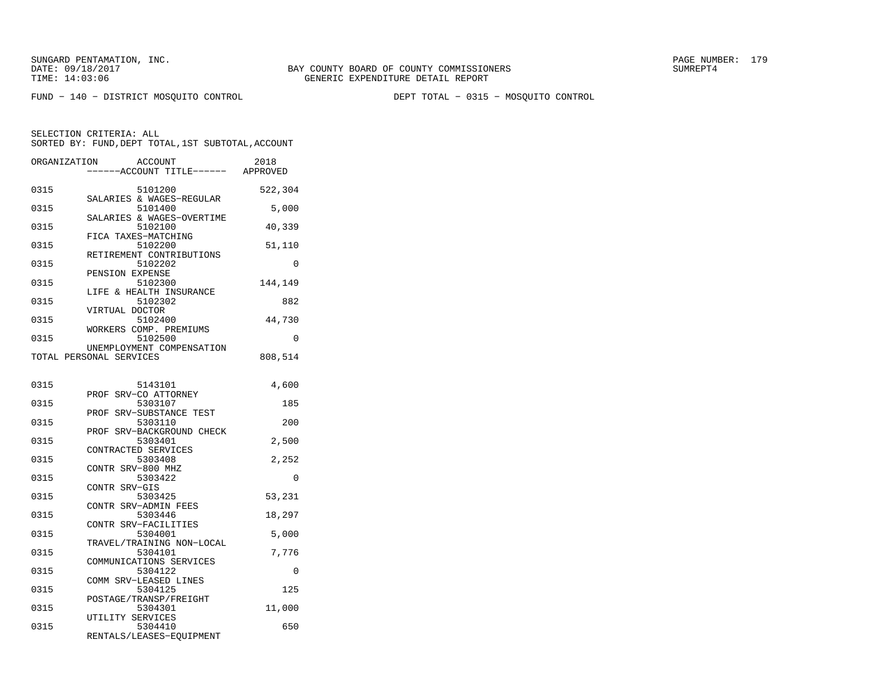SUNGARD PENTAMATION, INC.
DATE: 09/18/2017
TIME: 14:03:06

BAY COUNTY BOARD OF COUNTY COMMISSIONERS
GENERIC EXPENDITURE DETAIL REPORT

SUMREPT4

FUND - 140 - DISTRICT MOSQUITO CONTROL

DEPT TOTAL - 0315 - MOSQUITO CONTROL

SELECTION CRITERIA: ALL
SORTED BY: FUND,DEPT TOTAL,1ST SUBTOTAL,ACCOUNT

| ORGANIZATION | ACCOUNT / ------ACCOUNT TITLE------ | 2018 APPROVED |
|---|---|---|
| 0315 | 5101200 SALARIES & WAGES-REGULAR | 522,304 |
| 0315 | 5101400 SALARIES & WAGES-OVERTIME | 5,000 |
| 0315 | 5102100 FICA TAXES-MATCHING | 40,339 |
| 0315 | 5102200 RETIREMENT CONTRIBUTIONS | 51,110 |
| 0315 | 5102202 PENSION EXPENSE | 0 |
| 0315 | 5102300 LIFE & HEALTH INSURANCE | 144,149 |
| 0315 | 5102302 VIRTUAL DOCTOR | 882 |
| 0315 | 5102400 WORKERS COMP. PREMIUMS | 44,730 |
| 0315 | 5102500 UNEMPLOYMENT COMPENSATION | 0 |
| TOTAL PERSONAL SERVICES | | 808,514 |
| 0315 | 5143101 PROF SRV-CO ATTORNEY | 4,600 |
| 0315 | 5303107 PROF SRV-SUBSTANCE TEST | 185 |
| 0315 | 5303110 PROF SRV-BACKGROUND CHECK | 200 |
| 0315 | 5303401 CONTRACTED SERVICES | 2,500 |
| 0315 | 5303408 CONTR SRV-800 MHZ | 2,252 |
| 0315 | 5303422 CONTR SRV-GIS | 0 |
| 0315 | 5303425 CONTR SRV-ADMIN FEES | 53,231 |
| 0315 | 5303446 CONTR SRV-FACILITIES | 18,297 |
| 0315 | 5304001 TRAVEL/TRAINING NON-LOCAL | 5,000 |
| 0315 | 5304101 COMMUNICATIONS SERVICES | 7,776 |
| 0315 | 5304122 COMM SRV-LEASED LINES | 0 |
| 0315 | 5304125 POSTAGE/TRANSP/FREIGHT | 125 |
| 0315 | 5304301 UTILITY SERVICES | 11,000 |
| 0315 | 5304410 RENTALS/LEASES-EQUIPMENT | 650 |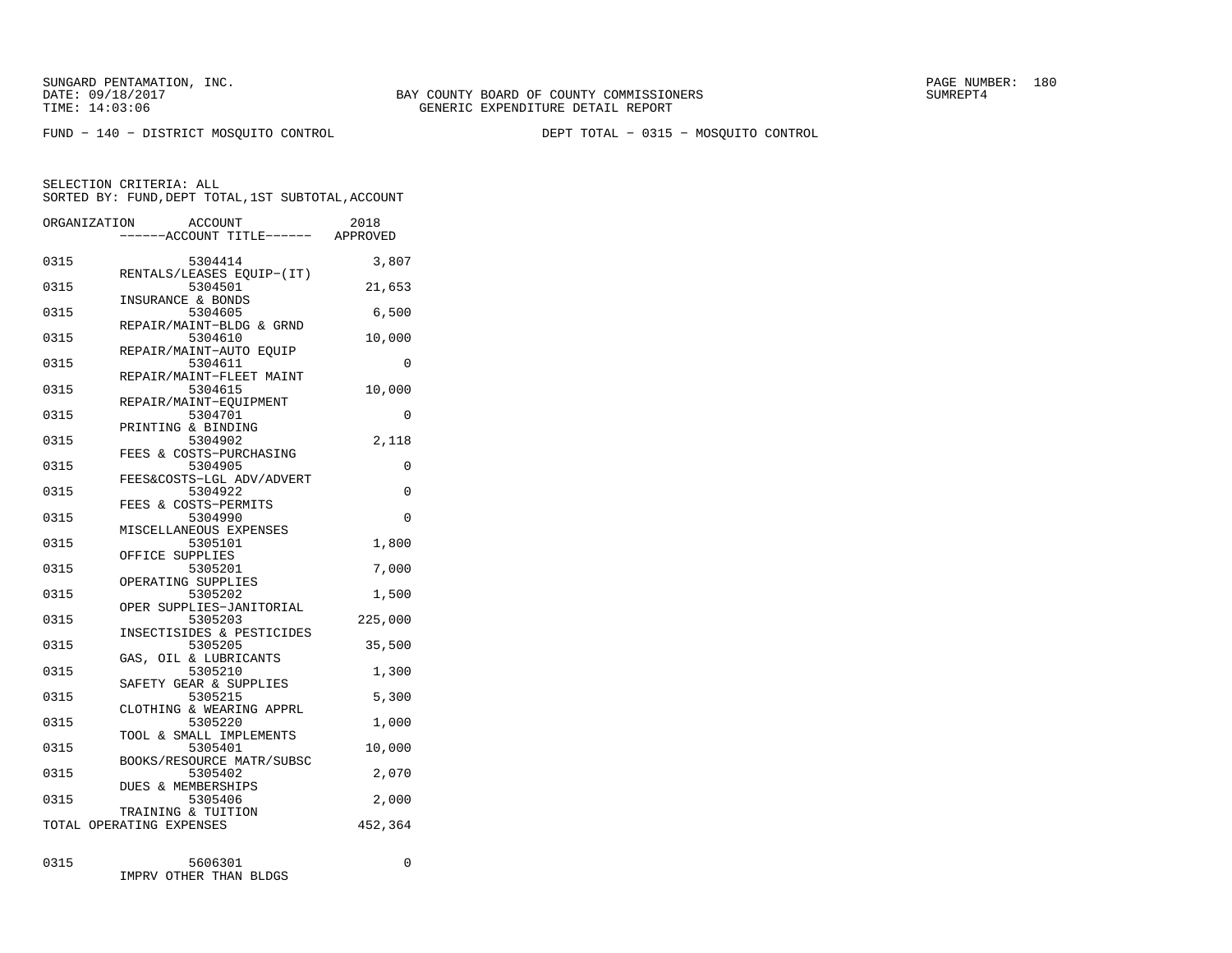FUND − 140 − DISTRICT MOSQUITO CONTROL DEPT TOTAL − 0315 − MOSQUITO CONTROL

SELECTION CRITERIA: ALL
SORTED BY: FUND,DEPT TOTAL,1ST SUBTOTAL,ACCOUNT

| ORGANIZATION | ACCOUNT / ------ACCOUNT TITLE------ | 2018 APPROVED |
|---|---|---|
| 0315 | 5304414 RENTALS/LEASES EQUIP−(IT) | 3,807 |
| 0315 | 5304501 INSURANCE & BONDS | 21,653 |
| 0315 | 5304605 REPAIR/MAINT−BLDG & GRND | 6,500 |
| 0315 | 5304610 REPAIR/MAINT−AUTO EQUIP | 10,000 |
| 0315 | 5304611 REPAIR/MAINT−FLEET MAINT | 0 |
| 0315 | 5304615 REPAIR/MAINT−EQUIPMENT | 10,000 |
| 0315 | 5304701 PRINTING & BINDING | 0 |
| 0315 | 5304902 FEES & COSTS−PURCHASING | 2,118 |
| 0315 | 5304905 FEES&COSTS−LGL ADV/ADVERT | 0 |
| 0315 | 5304922 FEES & COSTS−PERMITS | 0 |
| 0315 | 5304990 MISCELLANEOUS EXPENSES | 0 |
| 0315 | 5305101 OFFICE SUPPLIES | 1,800 |
| 0315 | 5305201 OPERATING SUPPLIES | 7,000 |
| 0315 | 5305202 OPER SUPPLIES−JANITORIAL | 1,500 |
| 0315 | 5305203 INSECTISIDES & PESTICIDES | 225,000 |
| 0315 | 5305205 GAS, OIL & LUBRICANTS | 35,500 |
| 0315 | 5305210 SAFETY GEAR & SUPPLIES | 1,300 |
| 0315 | 5305215 CLOTHING & WEARING APPRL | 5,300 |
| 0315 | 5305220 TOOL & SMALL IMPLEMENTS | 1,000 |
| 0315 | 5305401 BOOKS/RESOURCE MATR/SUBSC | 10,000 |
| 0315 | 5305402 DUES & MEMBERSHIPS | 2,070 |
| 0315 | 5305406 TRAINING & TUITION | 2,000 |
| TOTAL OPERATING EXPENSES | | 452,364 |
| 0315 | 5606301 IMPRV OTHER THAN BLDGS | 0 |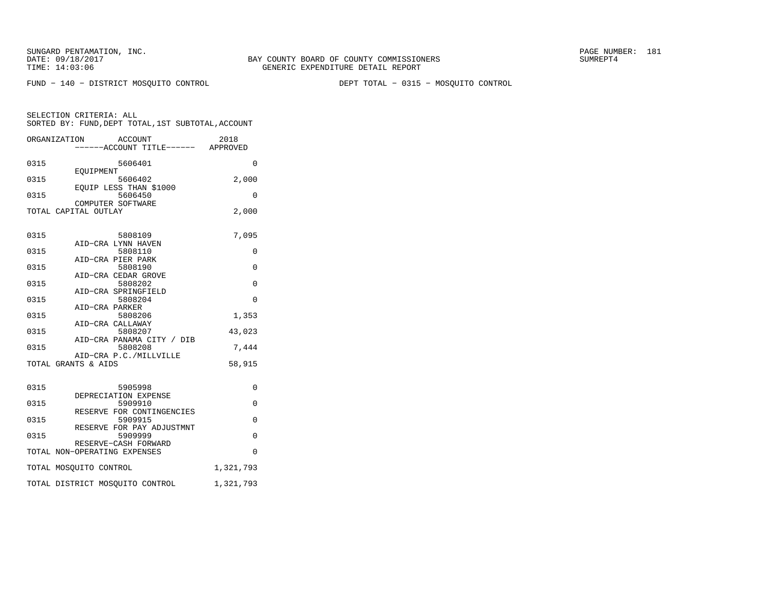BAY COUNTY BOARD OF COUNTY COMMISSIONERS
GENERIC EXPENDITURE DETAIL REPORT

FUND - 140 - DISTRICT MOSQUITO CONTROL

DEPT TOTAL - 0315 - MOSQUITO CONTROL

SELECTION CRITERIA: ALL
SORTED BY: FUND,DEPT TOTAL,1ST SUBTOTAL,ACCOUNT

| ORGANIZATION | ACCOUNT / ------ACCOUNT TITLE------ | 2018 APPROVED |
|---|---|---|
| 0315 | 5606401 EQUIPMENT | 0 |
| 0315 | 5606402 EQUIP LESS THAN $1000 | 2,000 |
| 0315 | 5606450 COMPUTER SOFTWARE | 0 |
| TOTAL CAPITAL OUTLAY | | 2,000 |
| 0315 | 5808109 AID-CRA LYNN HAVEN | 7,095 |
| 0315 | 5808110 AID-CRA PIER PARK | 0 |
| 0315 | 5808190 AID-CRA CEDAR GROVE | 0 |
| 0315 | 5808202 AID-CRA SPRINGFIELD | 0 |
| 0315 | 5808204 AID-CRA PARKER | 0 |
| 0315 | 5808206 AID-CRA CALLAWAY | 1,353 |
| 0315 | 5808207 AID-CRA PANAMA CITY / DIB | 43,023 |
| 0315 | 5808208 AID-CRA P.C./MILLVILLE | 7,444 |
| TOTAL GRANTS & AIDS | | 58,915 |
| 0315 | 5905998 DEPRECIATION EXPENSE | 0 |
| 0315 | 5909910 RESERVE FOR CONTINGENCIES | 0 |
| 0315 | 5909915 RESERVE FOR PAY ADJUSTMNT | 0 |
| 0315 | 5909999 RESERVE-CASH FORWARD | 0 |
| TOTAL NON-OPERATING EXPENSES | | 0 |
| TOTAL MOSQUITO CONTROL | | 1,321,793 |
| TOTAL DISTRICT MOSQUITO CONTROL | | 1,321,793 |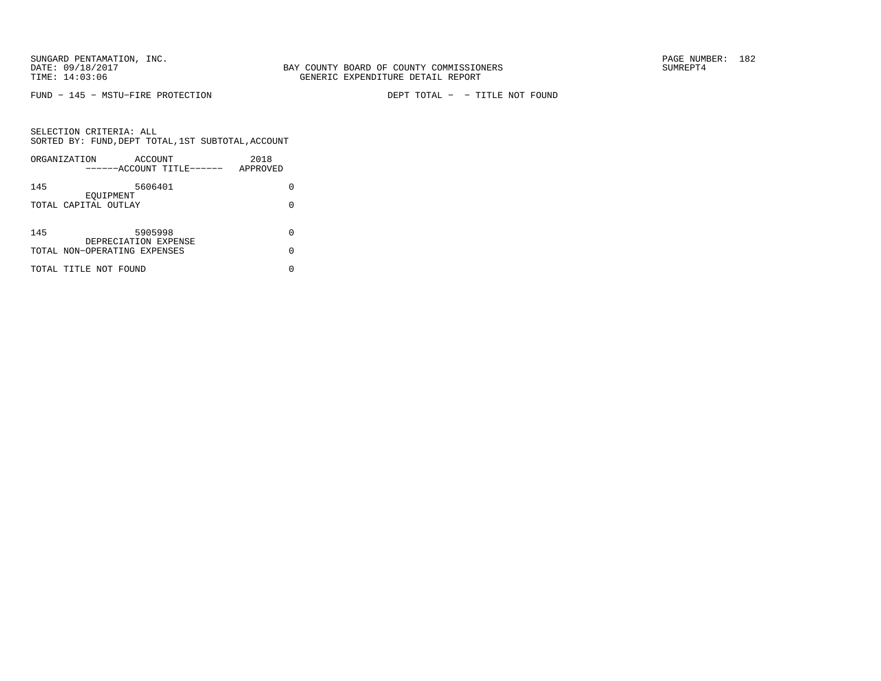BAY COUNTY BOARD OF COUNTY COMMISSIONERS
GENERIC EXPENDITURE DETAIL REPORT

SUNGARD PENTAMATION, INC.
DATE: 09/18/2017
TIME: 14:03:06

SUMREPT4

FUND - 145 - MSTU-FIRE PROTECTION

DEPT TOTAL - - TITLE NOT FOUND

SELECTION CRITERIA: ALL
SORTED BY: FUND,DEPT TOTAL,1ST SUBTOTAL,ACCOUNT

| ORGANIZATION | ACCOUNT ------ACCOUNT TITLE------ | 2018 APPROVED |
|---|---|---|
| 145 | 5606401 EQUIPMENT | 0 |
| TOTAL CAPITAL OUTLAY | | 0 |
| 145 | 5905998 DEPRECIATION EXPENSE | 0 |
| TOTAL NON-OPERATING EXPENSES | | 0 |
| TOTAL TITLE NOT FOUND | | 0 |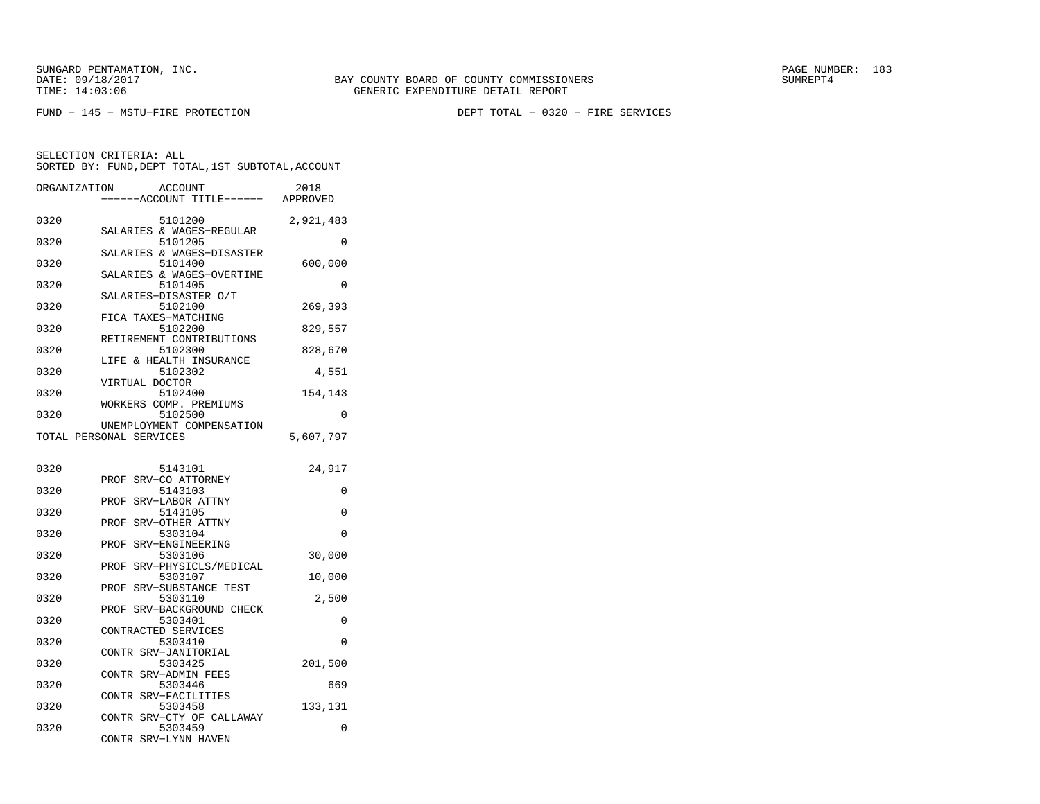SUNGARD PENTAMATION, INC.
DATE: 09/18/2017
TIME: 14:03:06

BAY COUNTY BOARD OF COUNTY COMMISSIONERS
GENERIC EXPENDITURE DETAIL REPORT

SUMREPT4

FUND - 145 - MSTU-FIRE PROTECTION

DEPT TOTAL - 0320 - FIRE SERVICES

SELECTION CRITERIA: ALL
SORTED BY: FUND,DEPT TOTAL,1ST SUBTOTAL,ACCOUNT

| ORGANIZATION | ACCOUNT / ------ACCOUNT TITLE------ | 2018 APPROVED |
|---|---|---|
| 0320 | 5101200 SALARIES & WAGES-REGULAR | 2,921,483 |
| 0320 | 5101205 SALARIES & WAGES-DISASTER | 0 |
| 0320 | 5101400 SALARIES & WAGES-OVERTIME | 600,000 |
| 0320 | 5101405 SALARIES-DISASTER O/T | 0 |
| 0320 | 5102100 FICA TAXES-MATCHING | 269,393 |
| 0320 | 5102200 RETIREMENT CONTRIBUTIONS | 829,557 |
| 0320 | 5102300 LIFE & HEALTH INSURANCE | 828,670 |
| 0320 | 5102302 VIRTUAL DOCTOR | 4,551 |
| 0320 | 5102400 WORKERS COMP. PREMIUMS | 154,143 |
| 0320 | 5102500 UNEMPLOYMENT COMPENSATION | 0 |
| TOTAL PERSONAL SERVICES | | 5,607,797 |
| 0320 | 5143101 PROF SRV-CO ATTORNEY | 24,917 |
| 0320 | 5143103 PROF SRV-LABOR ATTNY | 0 |
| 0320 | 5143105 PROF SRV-OTHER ATTNY | 0 |
| 0320 | 5303104 PROF SRV-ENGINEERING | 0 |
| 0320 | 5303106 PROF SRV-PHYSICLS/MEDICAL | 30,000 |
| 0320 | 5303107 PROF SRV-SUBSTANCE TEST | 10,000 |
| 0320 | 5303110 PROF SRV-BACKGROUND CHECK | 2,500 |
| 0320 | 5303401 CONTRACTED SERVICES | 0 |
| 0320 | 5303410 CONTR SRV-JANITORIAL | 0 |
| 0320 | 5303425 CONTR SRV-ADMIN FEES | 201,500 |
| 0320 | 5303446 CONTR SRV-FACILITIES | 669 |
| 0320 | 5303458 CONTR SRV-CTY OF CALLAWAY | 133,131 |
| 0320 | 5303459 CONTR SRV-LYNN HAVEN | 0 |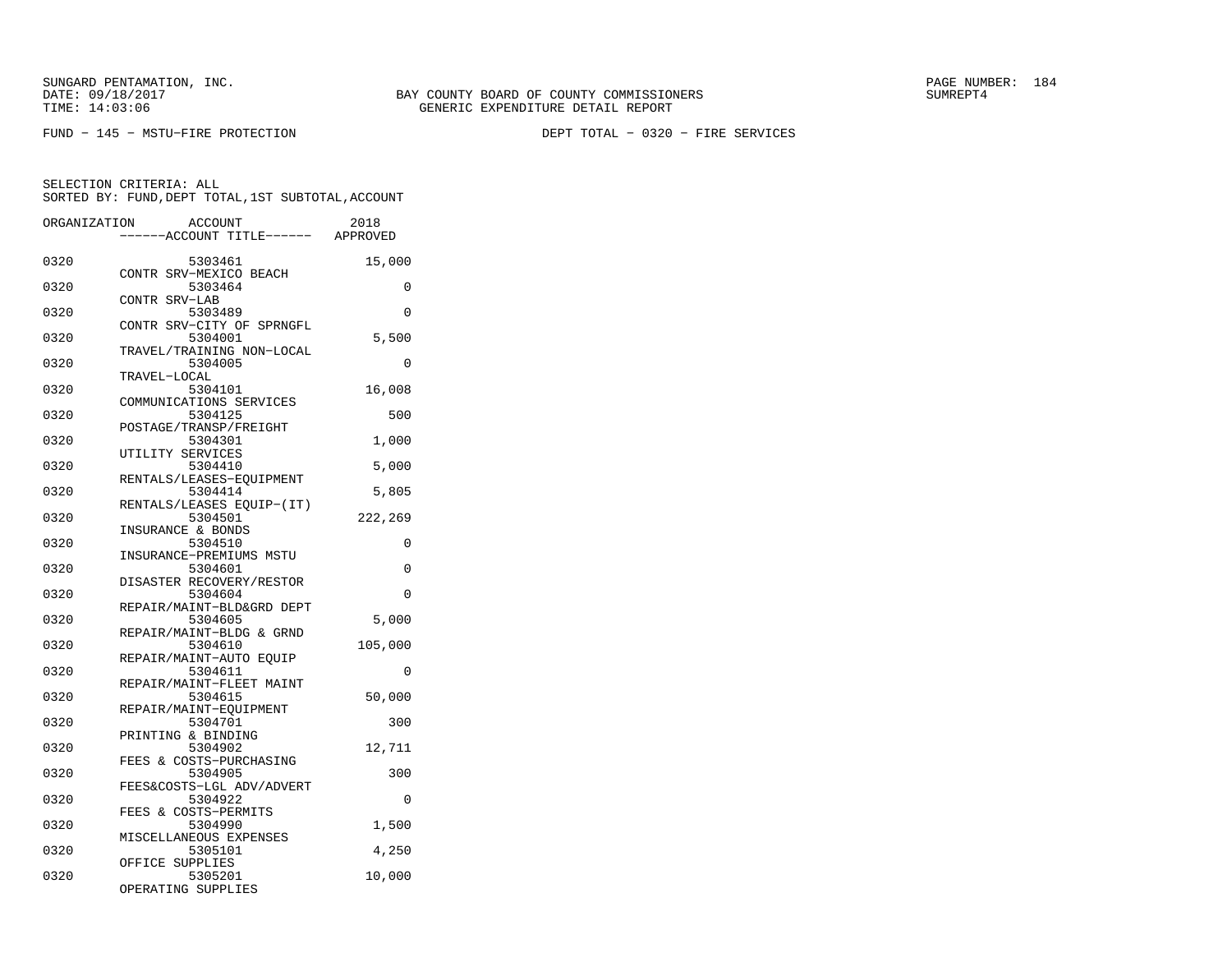SUNGARD PENTAMATION, INC.
DATE: 09/18/2017
TIME: 14:03:06

BAY COUNTY BOARD OF COUNTY COMMISSIONERS
GENERIC EXPENDITURE DETAIL REPORT

SUMREPT4

FUND − 145 − MSTU−FIRE PROTECTION

DEPT TOTAL − 0320 − FIRE SERVICES

SELECTION CRITERIA: ALL
SORTED BY: FUND,DEPT TOTAL,1ST SUBTOTAL,ACCOUNT

| ORGANIZATION | ACCOUNT / ------ACCOUNT TITLE------ | 2018 APPROVED |
|---|---|---|
| 0320 | 5303461 CONTR SRV−MEXICO BEACH | 15,000 |
| 0320 | 5303464 CONTR SRV−LAB | 0 |
| 0320 | 5303489 CONTR SRV−CITY OF SPRNGFL | 0 |
| 0320 | 5304001 TRAVEL/TRAINING NON−LOCAL | 5,500 |
| 0320 | 5304005 TRAVEL−LOCAL | 0 |
| 0320 | 5304101 COMMUNICATIONS SERVICES | 16,008 |
| 0320 | 5304125 POSTAGE/TRANSP/FREIGHT | 500 |
| 0320 | 5304301 UTILITY SERVICES | 1,000 |
| 0320 | 5304410 RENTALS/LEASES−EQUIPMENT | 5,000 |
| 0320 | 5304414 RENTALS/LEASES EQUIP−(IT) | 5,805 |
| 0320 | 5304501 INSURANCE & BONDS | 222,269 |
| 0320 | 5304510 INSURANCE−PREMIUMS MSTU | 0 |
| 0320 | 5304601 DISASTER RECOVERY/RESTOR | 0 |
| 0320 | 5304604 REPAIR/MAINT−BLD&GRD DEPT | 0 |
| 0320 | 5304605 REPAIR/MAINT−BLDG & GRND | 5,000 |
| 0320 | 5304610 REPAIR/MAINT−AUTO EQUIP | 105,000 |
| 0320 | 5304611 REPAIR/MAINT−FLEET MAINT | 0 |
| 0320 | 5304615 REPAIR/MAINT−EQUIPMENT | 50,000 |
| 0320 | 5304701 PRINTING & BINDING | 300 |
| 0320 | 5304902 FEES & COSTS−PURCHASING | 12,711 |
| 0320 | 5304905 FEES&COSTS−LGL ADV/ADVERT | 300 |
| 0320 | 5304922 FEES & COSTS−PERMITS | 0 |
| 0320 | 5304990 MISCELLANEOUS EXPENSES | 1,500 |
| 0320 | 5305101 OFFICE SUPPLIES | 4,250 |
| 0320 | 5305201 OPERATING SUPPLIES | 10,000 |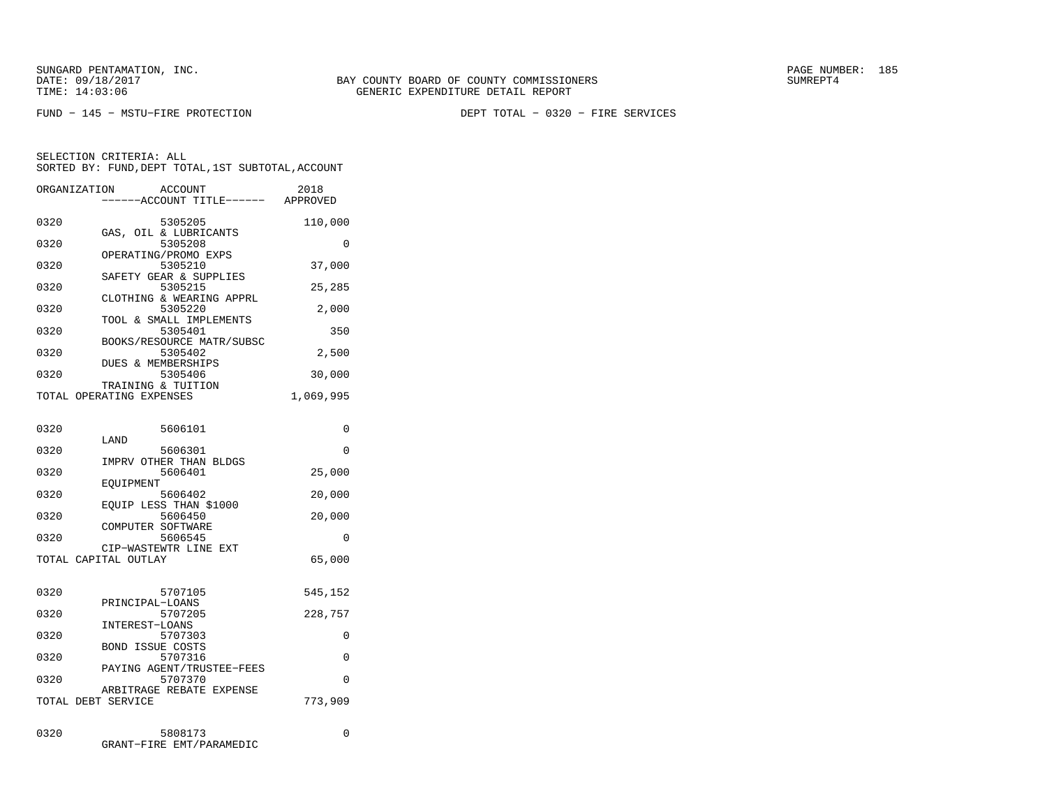SUNGARD PENTAMATION, INC.
DATE: 09/18/2017
TIME: 14:03:06

BAY COUNTY BOARD OF COUNTY COMMISSIONERS
GENERIC EXPENDITURE DETAIL REPORT

SUMREPT4

FUND - 145 - MSTU-FIRE PROTECTION

DEPT TOTAL - 0320 - FIRE SERVICES

SELECTION CRITERIA: ALL
SORTED BY: FUND,DEPT TOTAL,1ST SUBTOTAL,ACCOUNT

| ORGANIZATION | ACCOUNT ------ACCOUNT TITLE------ | 2018 APPROVED |
|---|---|---|
| 0320 | 5305205 GAS, OIL & LUBRICANTS | 110,000 |
| 0320 | 5305208 OPERATING/PROMO EXPS | 0 |
| 0320 | 5305210 SAFETY GEAR & SUPPLIES | 37,000 |
| 0320 | 5305215 CLOTHING & WEARING APPRL | 25,285 |
| 0320 | 5305220 TOOL & SMALL IMPLEMENTS | 2,000 |
| 0320 | 5305401 BOOKS/RESOURCE MATR/SUBSC | 350 |
| 0320 | 5305402 DUES & MEMBERSHIPS | 2,500 |
| 0320 | 5305406 TRAINING & TUITION | 30,000 |
| TOTAL OPERATING EXPENSES | | 1,069,995 |
| 0320 | 5606101 LAND | 0 |
| 0320 | 5606301 IMPRV OTHER THAN BLDGS | 0 |
| 0320 | 5606401 EQUIPMENT | 25,000 |
| 0320 | 5606402 EQUIP LESS THAN $1000 | 20,000 |
| 0320 | 5606450 COMPUTER SOFTWARE | 20,000 |
| 0320 | 5606545 CIP-WASTEWTR LINE EXT | 0 |
| TOTAL CAPITAL OUTLAY | | 65,000 |
| 0320 | 5707105 PRINCIPAL-LOANS | 545,152 |
| 0320 | 5707205 INTEREST-LOANS | 228,757 |
| 0320 | 5707303 BOND ISSUE COSTS | 0 |
| 0320 | 5707316 PAYING AGENT/TRUSTEE-FEES | 0 |
| 0320 | 5707370 ARBITRAGE REBATE EXPENSE | 0 |
| TOTAL DEBT SERVICE | | 773,909 |
| 0320 | 5808173 GRANT-FIRE EMT/PARAMEDIC | 0 |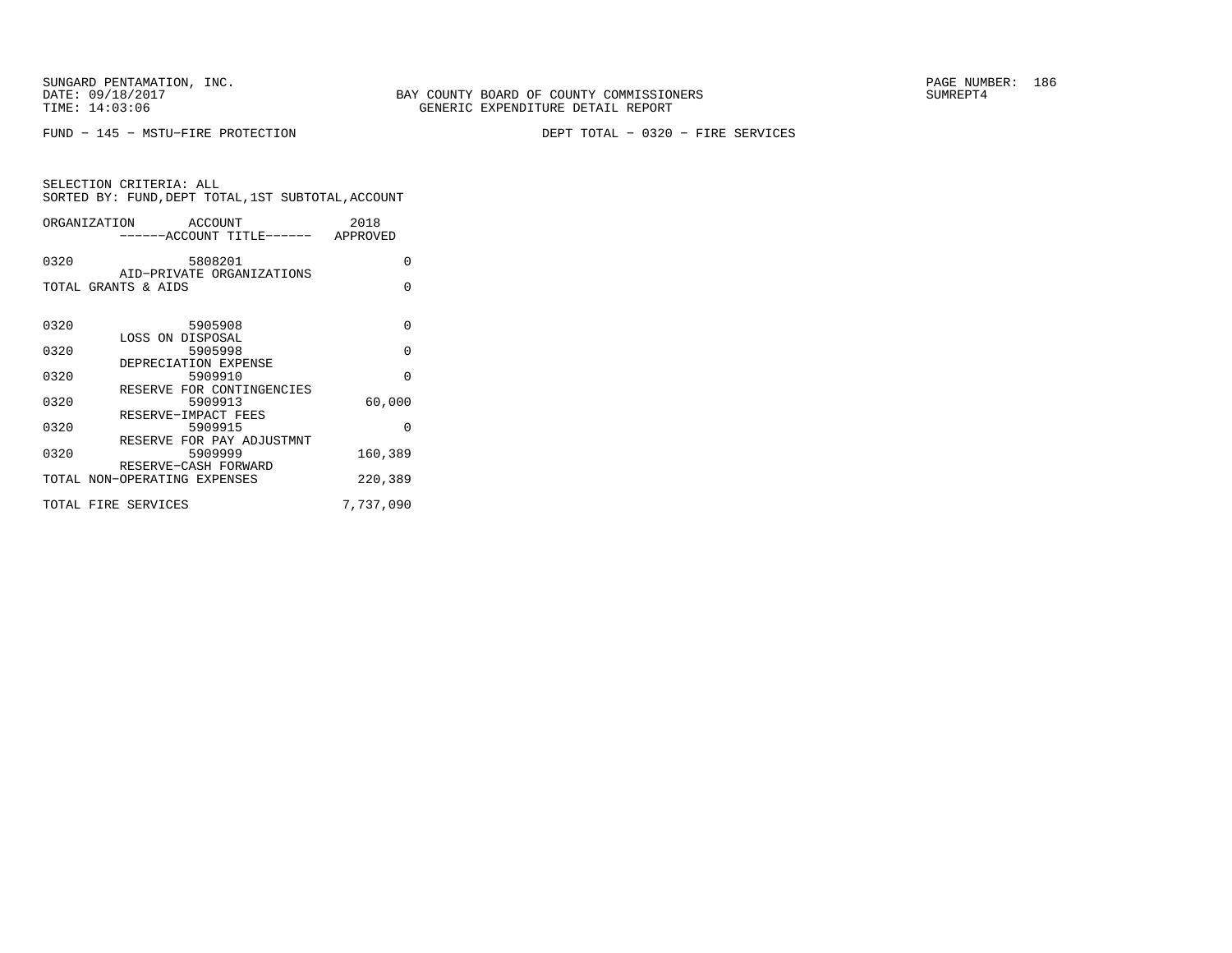SUNGARD PENTAMATION, INC.
DATE: 09/18/2017
TIME: 14:03:06

BAY COUNTY BOARD OF COUNTY COMMISSIONERS
GENERIC EXPENDITURE DETAIL REPORT

SUMREPT4

FUND − 145 − MSTU−FIRE PROTECTION

DEPT TOTAL − 0320 − FIRE SERVICES

SELECTION CRITERIA: ALL
SORTED BY: FUND,DEPT TOTAL,1ST SUBTOTAL,ACCOUNT

| ORGANIZATION | ACCOUNT / ------ACCOUNT TITLE------ | 2018 APPROVED |
|---|---|---|
| 0320 | 5808201 AID−PRIVATE ORGANIZATIONS | 0 |
| TOTAL GRANTS & AIDS | | 0 |
| 0320 | 5905908 LOSS ON DISPOSAL | 0 |
| 0320 | 5905998 DEPRECIATION EXPENSE | 0 |
| 0320 | 5909910 RESERVE FOR CONTINGENCIES | 0 |
| 0320 | 5909913 RESERVE−IMPACT FEES | 60,000 |
| 0320 | 5909915 RESERVE FOR PAY ADJUSTMNT | 0 |
| 0320 | 5909999 RESERVE−CASH FORWARD | 160,389 |
| TOTAL NON−OPERATING EXPENSES | | 220,389 |
| TOTAL FIRE SERVICES | | 7,737,090 |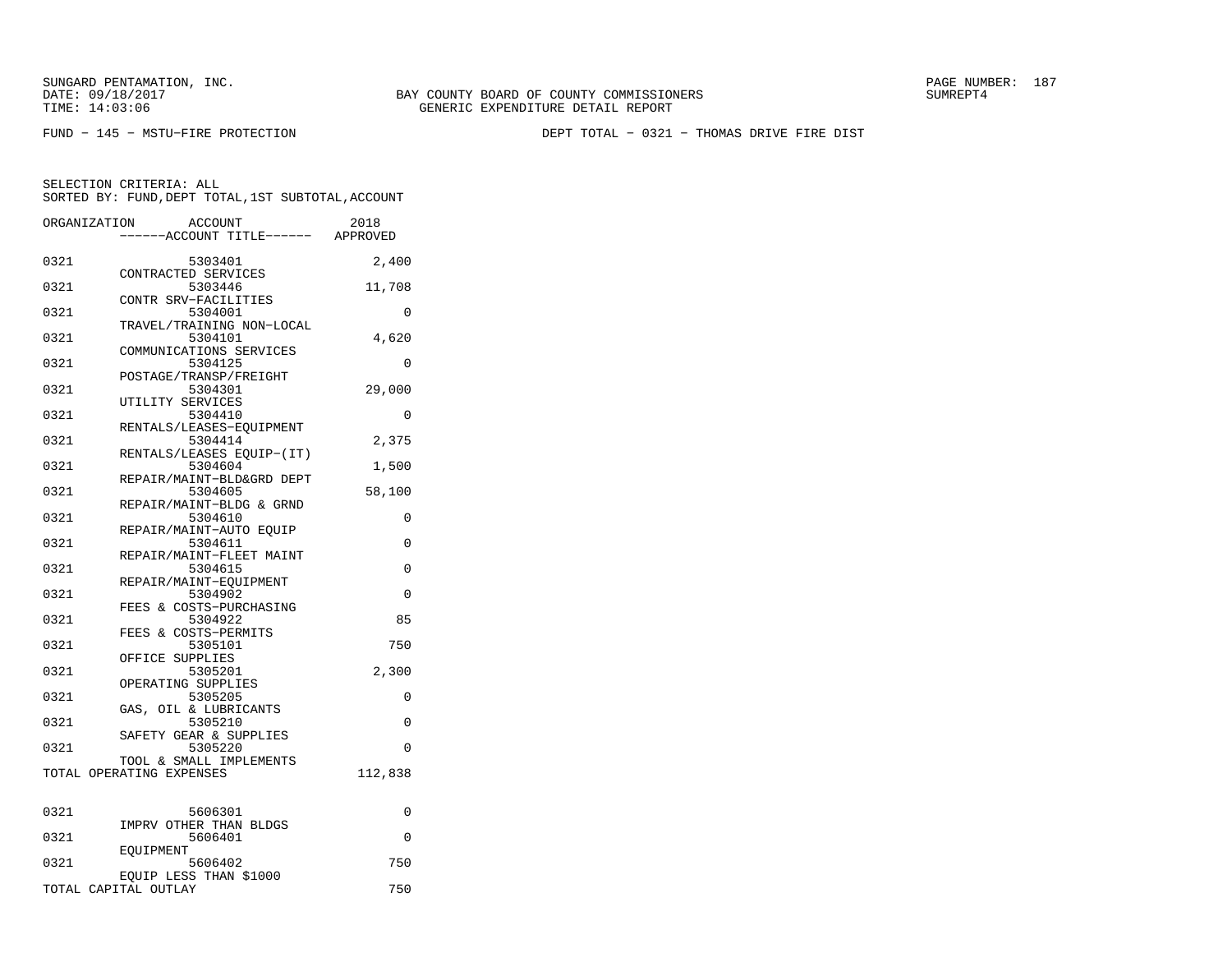SUNGARD PENTAMATION, INC.
DATE: 09/18/2017
TIME: 14:03:06

BAY COUNTY BOARD OF COUNTY COMMISSIONERS
GENERIC EXPENDITURE DETAIL REPORT

SUMREPT4

FUND − 145 − MSTU−FIRE PROTECTION

DEPT TOTAL − 0321 − THOMAS DRIVE FIRE DIST

SELECTION CRITERIA: ALL
SORTED BY: FUND,DEPT TOTAL,1ST SUBTOTAL,ACCOUNT

| ORGANIZATION | ACCOUNT / ------ACCOUNT TITLE------ | 2018 APPROVED |
|---|---|---|
| 0321 | 5303401 CONTRACTED SERVICES | 2,400 |
| 0321 | 5303446 CONTR SRV−FACILITIES | 11,708 |
| 0321 | 5304001 TRAVEL/TRAINING NON−LOCAL | 0 |
| 0321 | 5304101 COMMUNICATIONS SERVICES | 4,620 |
| 0321 | 5304125 POSTAGE/TRANSP/FREIGHT | 0 |
| 0321 | 5304301 UTILITY SERVICES | 29,000 |
| 0321 | 5304410 RENTALS/LEASES−EQUIPMENT | 0 |
| 0321 | 5304414 RENTALS/LEASES EQUIP−(IT) | 2,375 |
| 0321 | 5304604 REPAIR/MAINT−BLD&GRD DEPT | 1,500 |
| 0321 | 5304605 REPAIR/MAINT−BLDG & GRND | 58,100 |
| 0321 | 5304610 REPAIR/MAINT−AUTO EQUIP | 0 |
| 0321 | 5304611 REPAIR/MAINT−FLEET MAINT | 0 |
| 0321 | 5304615 REPAIR/MAINT−EQUIPMENT | 0 |
| 0321 | 5304902 FEES & COSTS−PURCHASING | 0 |
| 0321 | 5304922 FEES & COSTS−PERMITS | 85 |
| 0321 | 5305101 OFFICE SUPPLIES | 750 |
| 0321 | 5305201 OPERATING SUPPLIES | 2,300 |
| 0321 | 5305205 GAS, OIL & LUBRICANTS | 0 |
| 0321 | 5305210 SAFETY GEAR & SUPPLIES | 0 |
| 0321 | 5305220 TOOL & SMALL IMPLEMENTS | 0 |
| TOTAL OPERATING EXPENSES | | 112,838 |
| | | |
| 0321 | 5606301 IMPRV OTHER THAN BLDGS | 0 |
| 0321 | 5606401 EQUIPMENT | 0 |
| 0321 | 5606402 EQUIP LESS THAN $1000 | 750 |
| TOTAL CAPITAL OUTLAY | | 750 |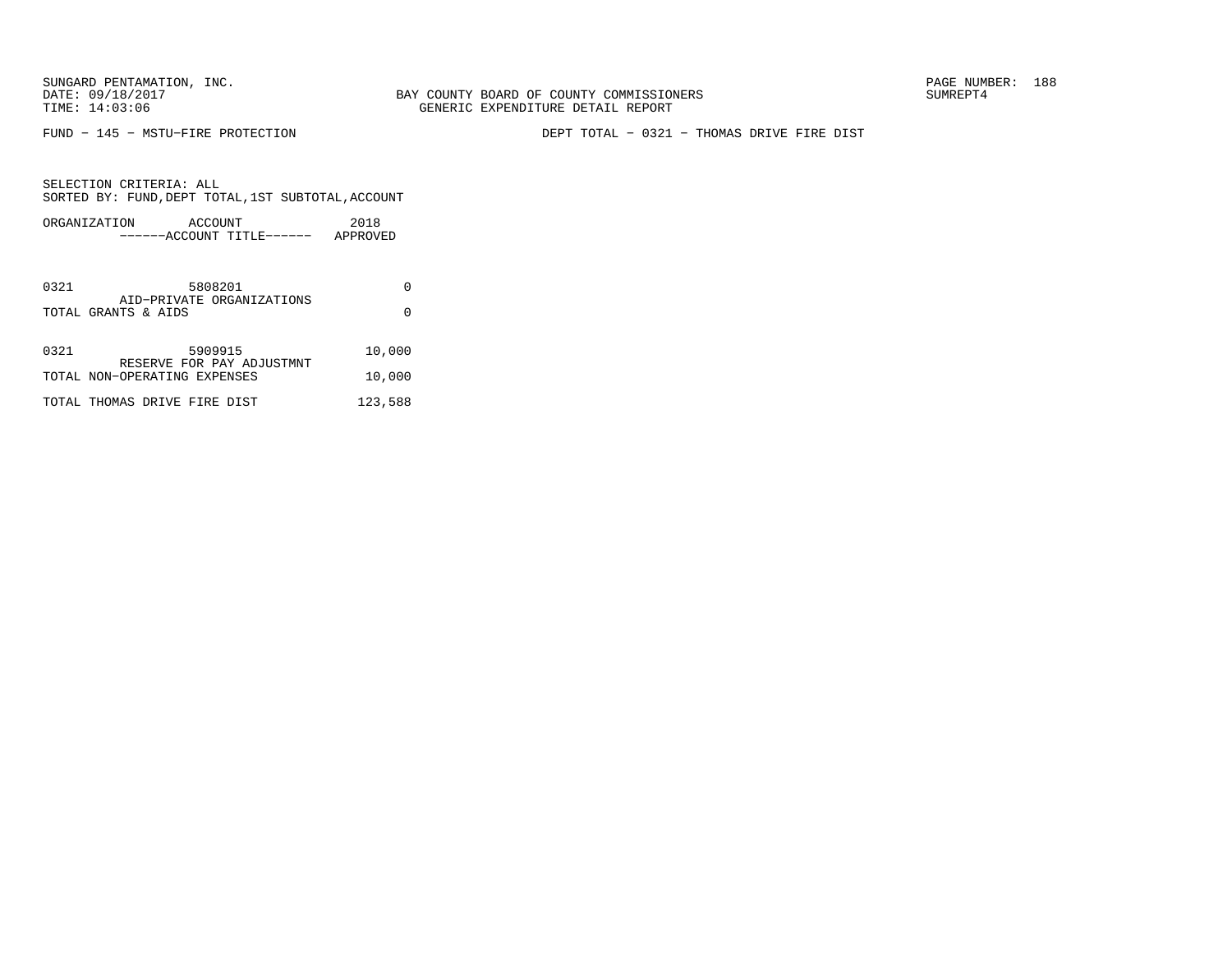FUND − 145 − MSTU−FIRE PROTECTION

DEPT TOTAL − 0321 − THOMAS DRIVE FIRE DIST

SELECTION CRITERIA: ALL
SORTED BY: FUND,DEPT TOTAL,1ST SUBTOTAL,ACCOUNT

| ORGANIZATION | ACCOUNT<br>------ACCOUNT TITLE------ | 2018<br>APPROVED |
|---|---|---|
| 0321 | 5808201<br>AID−PRIVATE ORGANIZATIONS | 0 |
| TOTAL GRANTS & AIDS | | 0 |
| 0321 | 5909915<br>RESERVE FOR PAY ADJUSTMNT | 10,000 |
| TOTAL NON−OPERATING EXPENSES | | 10,000 |
| TOTAL THOMAS DRIVE FIRE DIST | | 123,588 |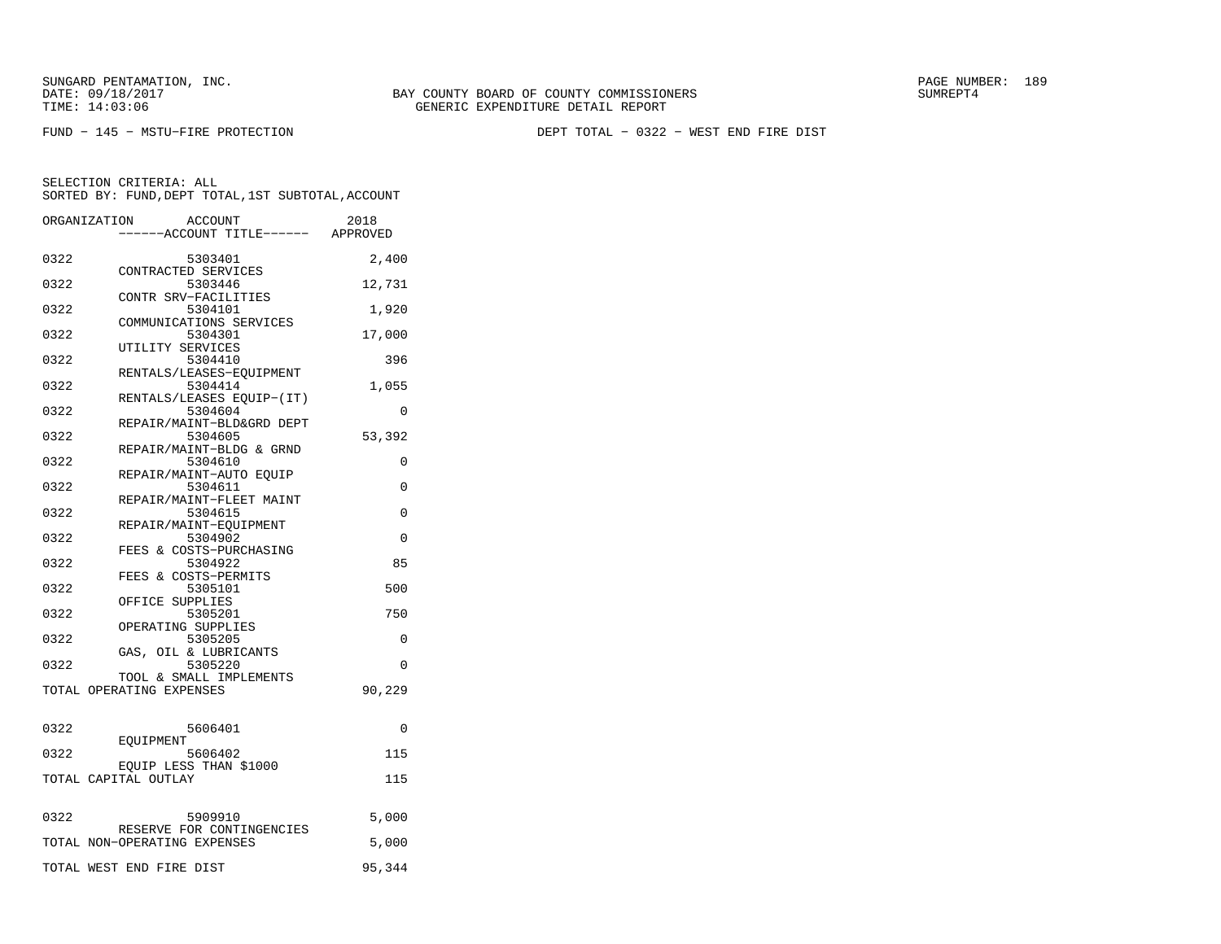SUNGARD PENTAMATION, INC.
DATE: 09/18/2017
TIME: 14:03:06

BAY COUNTY BOARD OF COUNTY COMMISSIONERS
GENERIC EXPENDITURE DETAIL REPORT

SUMREPT4

FUND − 145 − MSTU−FIRE PROTECTION

DEPT TOTAL − 0322 − WEST END FIRE DIST

SELECTION CRITERIA: ALL
SORTED BY: FUND,DEPT TOTAL,1ST SUBTOTAL,ACCOUNT

| ORGANIZATION | ACCOUNT / ------ACCOUNT TITLE------ | 2018 APPROVED |
|---|---|---|
| 0322 | 5303401 CONTRACTED SERVICES | 2,400 |
| 0322 | 5303446 CONTR SRV−FACILITIES | 12,731 |
| 0322 | 5304101 COMMUNICATIONS SERVICES | 1,920 |
| 0322 | 5304301 UTILITY SERVICES | 17,000 |
| 0322 | 5304410 RENTALS/LEASES−EQUIPMENT | 396 |
| 0322 | 5304414 RENTALS/LEASES EQUIP−(IT) | 1,055 |
| 0322 | 5304604 REPAIR/MAINT−BLD&GRD DEPT | 0 |
| 0322 | 5304605 REPAIR/MAINT−BLDG & GRND | 53,392 |
| 0322 | 5304610 REPAIR/MAINT−AUTO EQUIP | 0 |
| 0322 | 5304611 REPAIR/MAINT−FLEET MAINT | 0 |
| 0322 | 5304615 REPAIR/MAINT−EQUIPMENT | 0 |
| 0322 | 5304902 FEES & COSTS−PURCHASING | 0 |
| 0322 | 5304922 FEES & COSTS−PERMITS | 85 |
| 0322 | 5305101 OFFICE SUPPLIES | 500 |
| 0322 | 5305201 OPERATING SUPPLIES | 750 |
| 0322 | 5305205 GAS, OIL & LUBRICANTS | 0 |
| 0322 | 5305220 TOOL & SMALL IMPLEMENTS | 0 |
| TOTAL OPERATING EXPENSES | | 90,229 |
| 0322 | 5606401 EQUIPMENT | 0 |
| 0322 | 5606402 EQUIP LESS THAN $1000 | 115 |
| TOTAL CAPITAL OUTLAY | | 115 |
| 0322 | 5909910 RESERVE FOR CONTINGENCIES | 5,000 |
| TOTAL NON−OPERATING EXPENSES | | 5,000 |
| TOTAL WEST END FIRE DIST | | 95,344 |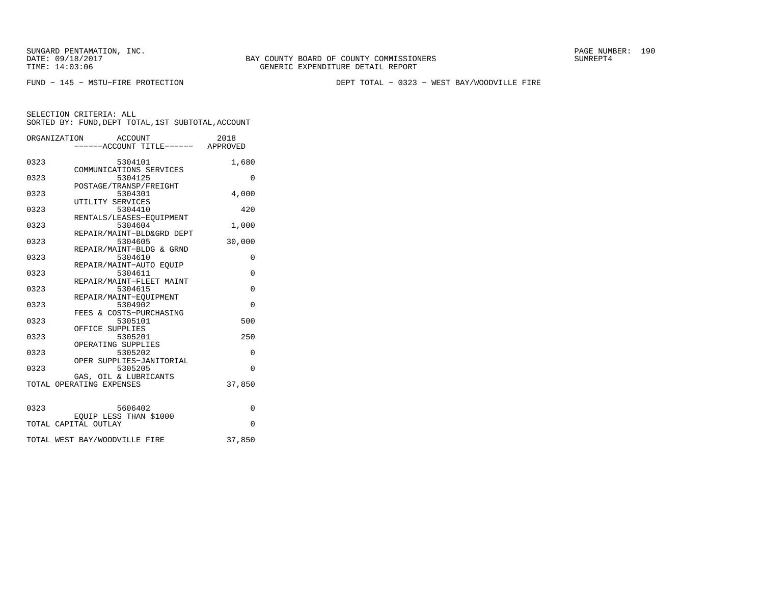SUNGARD PENTAMATION, INC.
DATE: 09/18/2017
TIME: 14:03:06

BAY COUNTY BOARD OF COUNTY COMMISSIONERS
GENERIC EXPENDITURE DETAIL REPORT

SUMREPT4

FUND − 145 − MSTU−FIRE PROTECTION

DEPT TOTAL − 0323 − WEST BAY/WOODVILLE FIRE

SELECTION CRITERIA: ALL
SORTED BY: FUND,DEPT TOTAL,1ST SUBTOTAL,ACCOUNT

| ORGANIZATION | ACCOUNT / ------ACCOUNT TITLE------ | 2018 APPROVED |
|---|---|---|
| 0323 | 5304101 COMMUNICATIONS SERVICES | 1,680 |
| 0323 | 5304125 POSTAGE/TRANSP/FREIGHT | 0 |
| 0323 | 5304301 UTILITY SERVICES | 4,000 |
| 0323 | 5304410 RENTALS/LEASES−EQUIPMENT | 420 |
| 0323 | 5304604 REPAIR/MAINT−BLD&GRD DEPT | 1,000 |
| 0323 | 5304605 REPAIR/MAINT−BLDG & GRND | 30,000 |
| 0323 | 5304610 REPAIR/MAINT−AUTO EQUIP | 0 |
| 0323 | 5304611 REPAIR/MAINT−FLEET MAINT | 0 |
| 0323 | 5304615 REPAIR/MAINT−EQUIPMENT | 0 |
| 0323 | 5304902 FEES & COSTS−PURCHASING | 0 |
| 0323 | 5305101 OFFICE SUPPLIES | 500 |
| 0323 | 5305201 OPERATING SUPPLIES | 250 |
| 0323 | 5305202 OPER SUPPLIES−JANITORIAL | 0 |
| 0323 | 5305205 GAS, OIL & LUBRICANTS | 0 |
| TOTAL OPERATING EXPENSES | | 37,850 |
| 0323 | 5606402 EQUIP LESS THAN $1000 | 0 |
| TOTAL CAPITAL OUTLAY | | 0 |
| TOTAL WEST BAY/WOODVILLE FIRE | | 37,850 |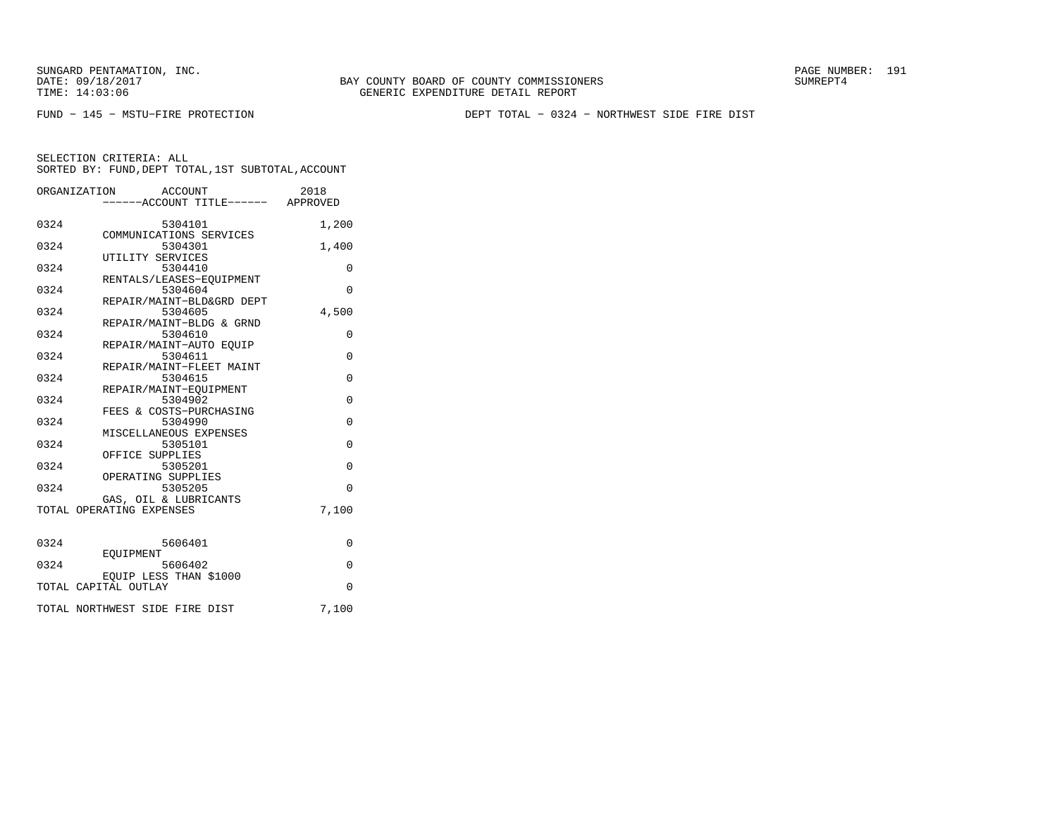BAY COUNTY BOARD OF COUNTY COMMISSIONERS
GENERIC EXPENDITURE DETAIL REPORT

SUNGARD PENTAMATION, INC.
DATE: 09/18/2017
TIME: 14:03:06

SUMREPT4

FUND − 145 − MSTU−FIRE PROTECTION

DEPT TOTAL − 0324 − NORTHWEST SIDE FIRE DIST

SELECTION CRITERIA: ALL
SORTED BY: FUND,DEPT TOTAL,1ST SUBTOTAL,ACCOUNT

| ORGANIZATION | ACCOUNT / ACCOUNT TITLE | 2018 APPROVED |
|---|---|---|
| 0324 | 5304101 COMMUNICATIONS SERVICES | 1,200 |
| 0324 | 5304301 UTILITY SERVICES | 1,400 |
| 0324 | 5304410 RENTALS/LEASES−EQUIPMENT | 0 |
| 0324 | 5304604 REPAIR/MAINT−BLD&GRD DEPT | 0 |
| 0324 | 5304605 REPAIR/MAINT−BLDG & GRND | 4,500 |
| 0324 | 5304610 REPAIR/MAINT−AUTO EQUIP | 0 |
| 0324 | 5304611 REPAIR/MAINT−FLEET MAINT | 0 |
| 0324 | 5304615 REPAIR/MAINT−EQUIPMENT | 0 |
| 0324 | 5304902 FEES & COSTS−PURCHASING | 0 |
| 0324 | 5304990 MISCELLANEOUS EXPENSES | 0 |
| 0324 | 5305101 OFFICE SUPPLIES | 0 |
| 0324 | 5305201 OPERATING SUPPLIES | 0 |
| 0324 | 5305205 GAS, OIL & LUBRICANTS | 0 |
| TOTAL OPERATING EXPENSES | | 7,100 |
| 0324 | 5606401 EQUIPMENT | 0 |
| 0324 | 5606402 EQUIP LESS THAN $1000 | 0 |
| TOTAL CAPITAL OUTLAY | | 0 |
| TOTAL NORTHWEST SIDE FIRE DIST | | 7,100 |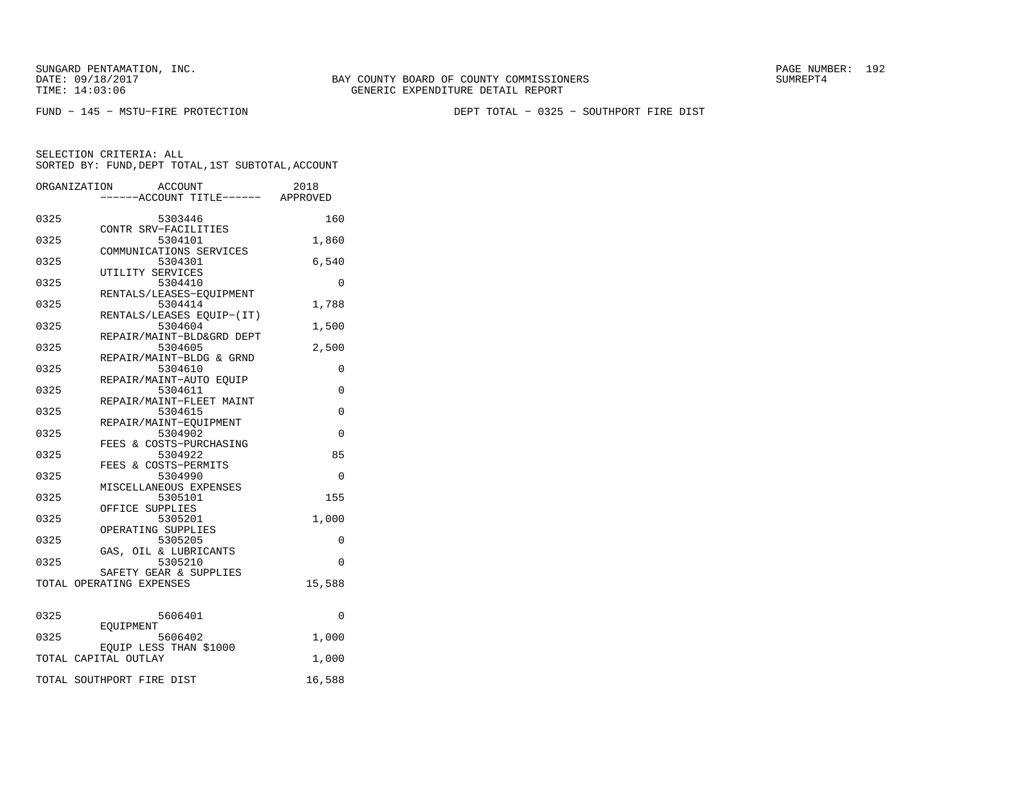SUNGARD PENTAMATION, INC.
DATE: 09/18/2017
TIME: 14:03:06

BAY COUNTY BOARD OF COUNTY COMMISSIONERS
GENERIC EXPENDITURE DETAIL REPORT

SUMREPT4

FUND − 145 − MSTU−FIRE PROTECTION

DEPT TOTAL − 0325 − SOUTHPORT FIRE DIST

SELECTION CRITERIA: ALL
SORTED BY: FUND,DEPT TOTAL,1ST SUBTOTAL,ACCOUNT

| ORGANIZATION | ACCOUNT / ------ACCOUNT TITLE------ | 2018 APPROVED |
|---|---|---|
| 0325 | 5303446 CONTR SRV−FACILITIES | 160 |
| 0325 | 5304101 COMMUNICATIONS SERVICES | 1,860 |
| 0325 | 5304301 UTILITY SERVICES | 6,540 |
| 0325 | 5304410 RENTALS/LEASES−EQUIPMENT | 0 |
| 0325 | 5304414 RENTALS/LEASES EQUIP−(IT) | 1,788 |
| 0325 | 5304604 REPAIR/MAINT−BLD&GRD DEPT | 1,500 |
| 0325 | 5304605 REPAIR/MAINT−BLDG & GRND | 2,500 |
| 0325 | 5304610 REPAIR/MAINT−AUTO EQUIP | 0 |
| 0325 | 5304611 REPAIR/MAINT−FLEET MAINT | 0 |
| 0325 | 5304615 REPAIR/MAINT−EQUIPMENT | 0 |
| 0325 | 5304902 FEES & COSTS−PURCHASING | 0 |
| 0325 | 5304922 FEES & COSTS−PERMITS | 85 |
| 0325 | 5304990 MISCELLANEOUS EXPENSES | 0 |
| 0325 | 5305101 OFFICE SUPPLIES | 155 |
| 0325 | 5305201 OPERATING SUPPLIES | 1,000 |
| 0325 | 5305205 GAS, OIL & LUBRICANTS | 0 |
| 0325 | 5305210 SAFETY GEAR & SUPPLIES | 0 |
| TOTAL OPERATING EXPENSES | | 15,588 |
| 0325 | 5606401 EQUIPMENT | 0 |
| 0325 | 5606402 EQUIP LESS THAN $1000 | 1,000 |
| TOTAL CAPITAL OUTLAY | | 1,000 |
| TOTAL SOUTHPORT FIRE DIST | | 16,588 |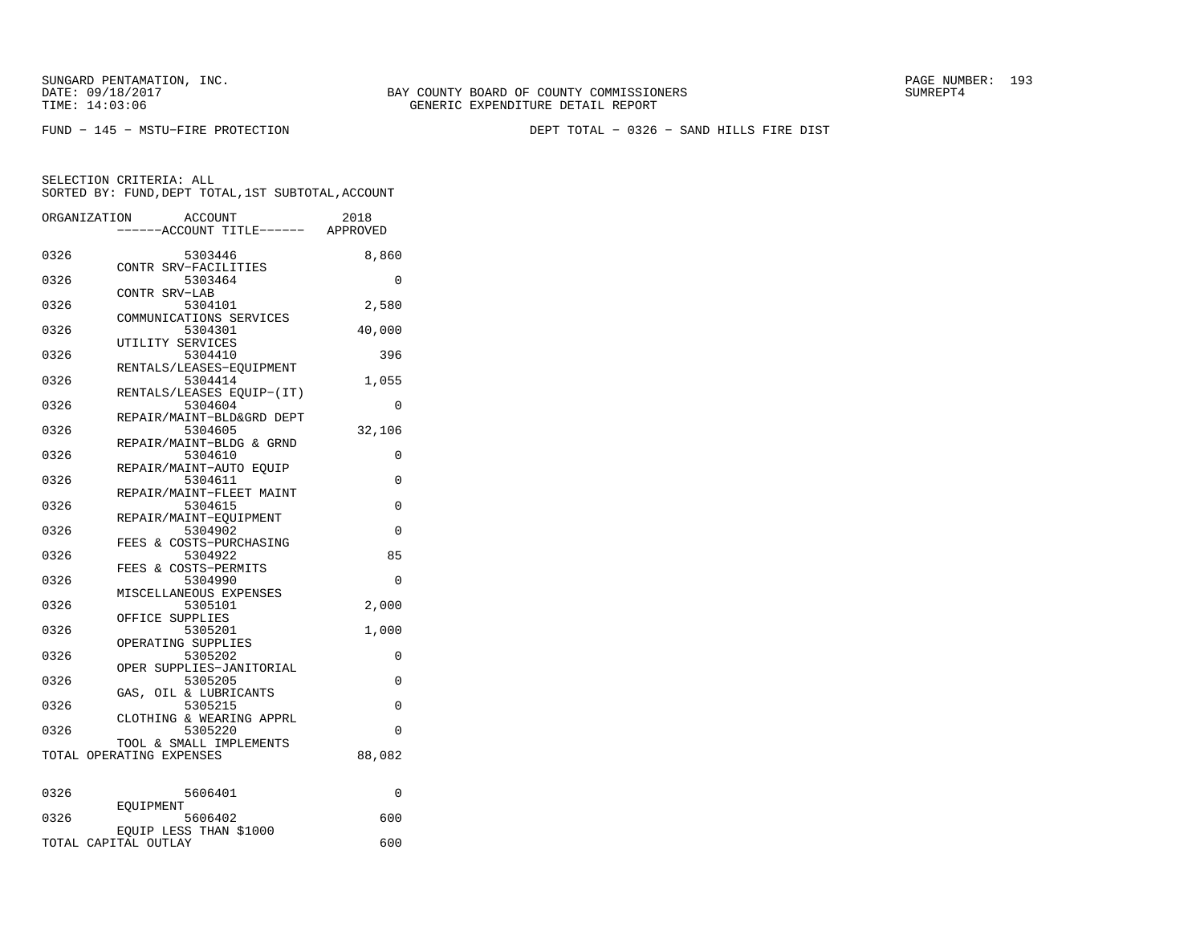SUNGARD PENTAMATION, INC.
DATE: 09/18/2017
TIME: 14:03:06

BAY COUNTY BOARD OF COUNTY COMMISSIONERS
GENERIC EXPENDITURE DETAIL REPORT

SUMREPT4

FUND − 145 − MSTU−FIRE PROTECTION

DEPT TOTAL − 0326 − SAND HILLS FIRE DIST

SELECTION CRITERIA: ALL
SORTED BY: FUND,DEPT TOTAL,1ST SUBTOTAL,ACCOUNT

| ORGANIZATION | ACCOUNT / ------ACCOUNT TITLE------ | 2018 APPROVED |
|---|---|---|
| 0326 | 5303446 CONTR SRV−FACILITIES | 8,860 |
| 0326 | 5303464 CONTR SRV−LAB | 0 |
| 0326 | 5304101 COMMUNICATIONS SERVICES | 2,580 |
| 0326 | 5304301 UTILITY SERVICES | 40,000 |
| 0326 | 5304410 RENTALS/LEASES−EQUIPMENT | 396 |
| 0326 | 5304414 RENTALS/LEASES EQUIP−(IT) | 1,055 |
| 0326 | 5304604 REPAIR/MAINT−BLD&GRD DEPT | 0 |
| 0326 | 5304605 REPAIR/MAINT−BLDG & GRND | 32,106 |
| 0326 | 5304610 REPAIR/MAINT−AUTO EQUIP | 0 |
| 0326 | 5304611 REPAIR/MAINT−FLEET MAINT | 0 |
| 0326 | 5304615 REPAIR/MAINT−EQUIPMENT | 0 |
| 0326 | 5304902 FEES & COSTS−PURCHASING | 0 |
| 0326 | 5304922 FEES & COSTS−PERMITS | 85 |
| 0326 | 5304990 MISCELLANEOUS EXPENSES | 0 |
| 0326 | 5305101 OFFICE SUPPLIES | 2,000 |
| 0326 | 5305201 OPERATING SUPPLIES | 1,000 |
| 0326 | 5305202 OPER SUPPLIES−JANITORIAL | 0 |
| 0326 | 5305205 GAS, OIL & LUBRICANTS | 0 |
| 0326 | 5305215 CLOTHING & WEARING APPRL | 0 |
| 0326 | 5305220 TOOL & SMALL IMPLEMENTS | 0 |
| TOTAL OPERATING EXPENSES | | 88,082 |
| 0326 | 5606401 EQUIPMENT | 0 |
| 0326 | 5606402 EQUIP LESS THAN $1000 | 600 |
| TOTAL CAPITAL OUTLAY | | 600 |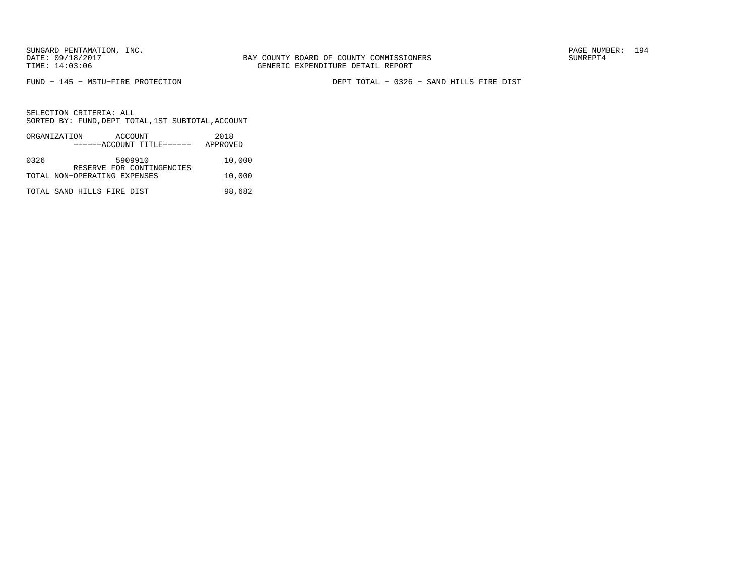SUNGARD PENTAMATION, INC.
DATE: 09/18/2017
TIME: 14:03:06

BAY COUNTY BOARD OF COUNTY COMMISSIONERS
GENERIC EXPENDITURE DETAIL REPORT

SUMREPT4

FUND − 145 − MSTU−FIRE PROTECTION

DEPT TOTAL − 0326 − SAND HILLS FIRE DIST

SELECTION CRITERIA: ALL
SORTED BY: FUND,DEPT TOTAL,1ST SUBTOTAL,ACCOUNT

| ORGANIZATION | ACCOUNT<br>------ACCOUNT TITLE------ | 2018<br>APPROVED |
|---|---|---|
| 0326 | 5909910<br>RESERVE FOR CONTINGENCIES | 10,000 |
| TOTAL NON−OPERATING EXPENSES | | 10,000 |
| TOTAL SAND HILLS FIRE DIST | | 98,682 |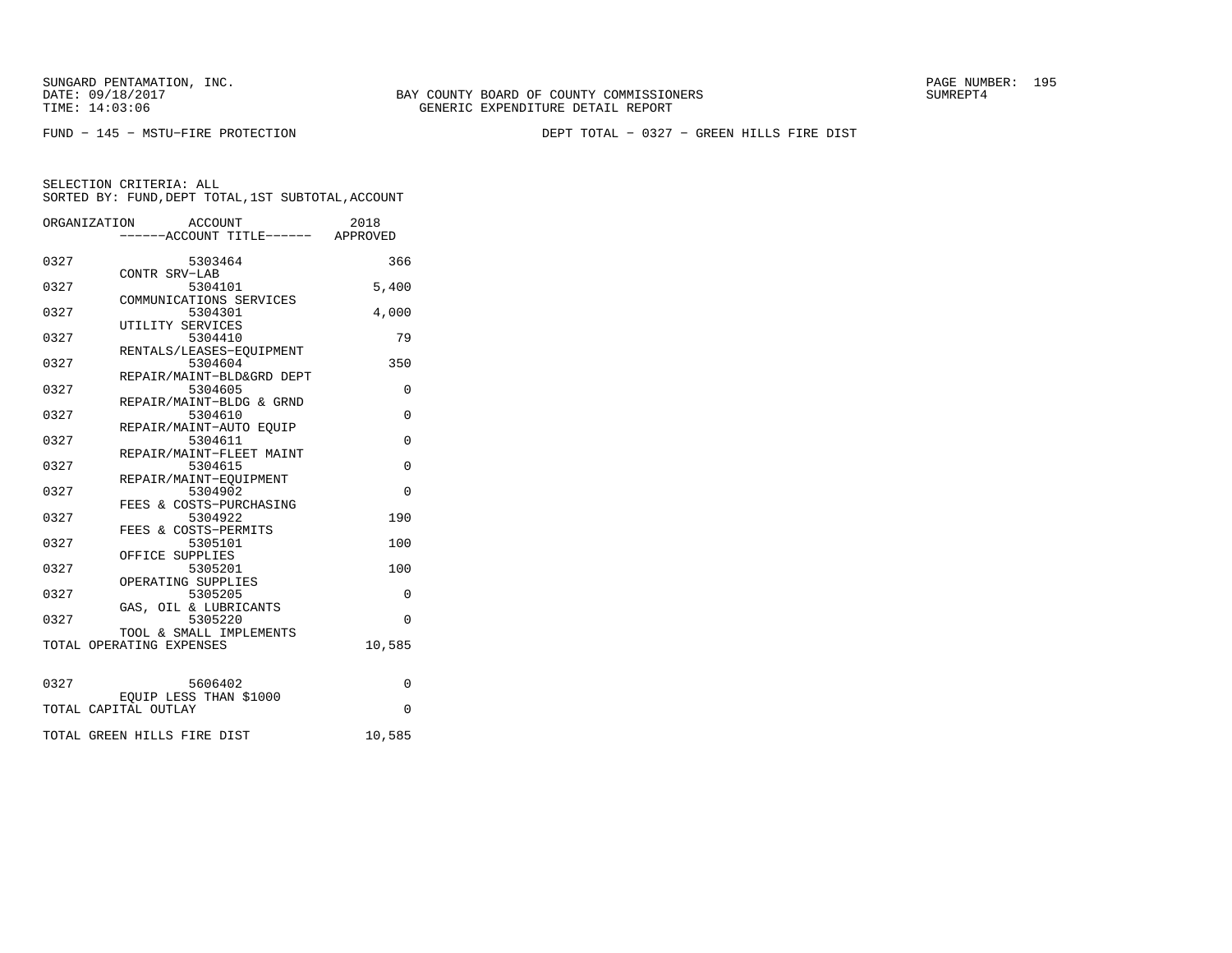SUNGARD PENTAMATION, INC.
DATE: 09/18/2017
TIME: 14:03:06

BAY COUNTY BOARD OF COUNTY COMMISSIONERS
GENERIC EXPENDITURE DETAIL REPORT

SUMREPT4

FUND - 145 - MSTU-FIRE PROTECTION

DEPT TOTAL - 0327 - GREEN HILLS FIRE DIST

SELECTION CRITERIA: ALL
SORTED BY: FUND,DEPT TOTAL,1ST SUBTOTAL,ACCOUNT

| ORGANIZATION | ACCOUNT / ------ACCOUNT TITLE------ | 2018 APPROVED |
|---|---|---|
| 0327 | 5303464 CONTR SRV-LAB | 366 |
| 0327 | 5304101 COMMUNICATIONS SERVICES | 5,400 |
| 0327 | 5304301 UTILITY SERVICES | 4,000 |
| 0327 | 5304410 RENTALS/LEASES-EQUIPMENT | 79 |
| 0327 | 5304604 REPAIR/MAINT-BLD&GRD DEPT | 350 |
| 0327 | 5304605 REPAIR/MAINT-BLDG & GRND | 0 |
| 0327 | 5304610 REPAIR/MAINT-AUTO EQUIP | 0 |
| 0327 | 5304611 REPAIR/MAINT-FLEET MAINT | 0 |
| 0327 | 5304615 REPAIR/MAINT-EQUIPMENT | 0 |
| 0327 | 5304902 FEES & COSTS-PURCHASING | 0 |
| 0327 | 5304922 FEES & COSTS-PERMITS | 190 |
| 0327 | 5305101 OFFICE SUPPLIES | 100 |
| 0327 | 5305201 OPERATING SUPPLIES | 100 |
| 0327 | 5305205 GAS, OIL & LUBRICANTS | 0 |
| 0327 | 5305220 TOOL & SMALL IMPLEMENTS | 0 |
| TOTAL OPERATING EXPENSES | | 10,585 |
| 0327 | 5606402 EQUIP LESS THAN $1000 | 0 |
| TOTAL CAPITAL OUTLAY | | 0 |
| TOTAL GREEN HILLS FIRE DIST | | 10,585 |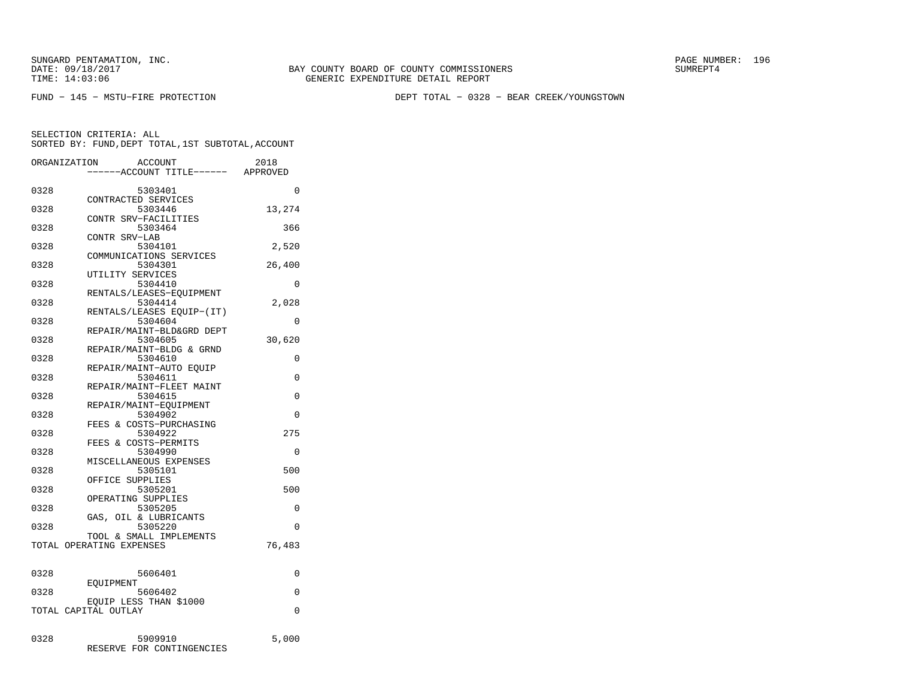SUNGARD PENTAMATION, INC.
DATE: 09/18/2017
TIME: 14:03:06

BAY COUNTY BOARD OF COUNTY COMMISSIONERS
GENERIC EXPENDITURE DETAIL REPORT

PAGE NUMBER: 196
SUMREPT4

FUND − 145 − MSTU−FIRE PROTECTION

DEPT TOTAL − 0328 − BEAR CREEK/YOUNGSTOWN

SELECTION CRITERIA: ALL
SORTED BY: FUND,DEPT TOTAL,1ST SUBTOTAL,ACCOUNT

| ORGANIZATION | ACCOUNT / ACCOUNT TITLE | 2018 APPROVED |
|---|---|---|
| 0328 | 5303401 CONTRACTED SERVICES | 0 |
| 0328 | 5303446 CONTR SRV−FACILITIES | 13,274 |
| 0328 | 5303464 CONTR SRV−LAB | 366 |
| 0328 | 5304101 COMMUNICATIONS SERVICES | 2,520 |
| 0328 | 5304301 UTILITY SERVICES | 26,400 |
| 0328 | 5304410 RENTALS/LEASES−EQUIPMENT | 0 |
| 0328 | 5304414 RENTALS/LEASES EQUIP−(IT) | 2,028 |
| 0328 | 5304604 REPAIR/MAINT−BLD&GRD DEPT | 0 |
| 0328 | 5304605 REPAIR/MAINT−BLDG & GRND | 30,620 |
| 0328 | 5304610 REPAIR/MAINT−AUTO EQUIP | 0 |
| 0328 | 5304611 REPAIR/MAINT−FLEET MAINT | 0 |
| 0328 | 5304615 REPAIR/MAINT−EQUIPMENT | 0 |
| 0328 | 5304902 FEES & COSTS−PURCHASING | 0 |
| 0328 | 5304922 FEES & COSTS−PERMITS | 275 |
| 0328 | 5304990 MISCELLANEOUS EXPENSES | 0 |
| 0328 | 5305101 OFFICE SUPPLIES | 500 |
| 0328 | 5305201 OPERATING SUPPLIES | 500 |
| 0328 | 5305205 GAS, OIL & LUBRICANTS | 0 |
| 0328 | 5305220 TOOL & SMALL IMPLEMENTS | 0 |
| TOTAL OPERATING EXPENSES | | 76,483 |
| 0328 | 5606401 EQUIPMENT | 0 |
| 0328 | 5606402 EQUIP LESS THAN $1000 | 0 |
| TOTAL CAPITAL OUTLAY | | 0 |
| 0328 | 5909910 RESERVE FOR CONTINGENCIES | 5,000 |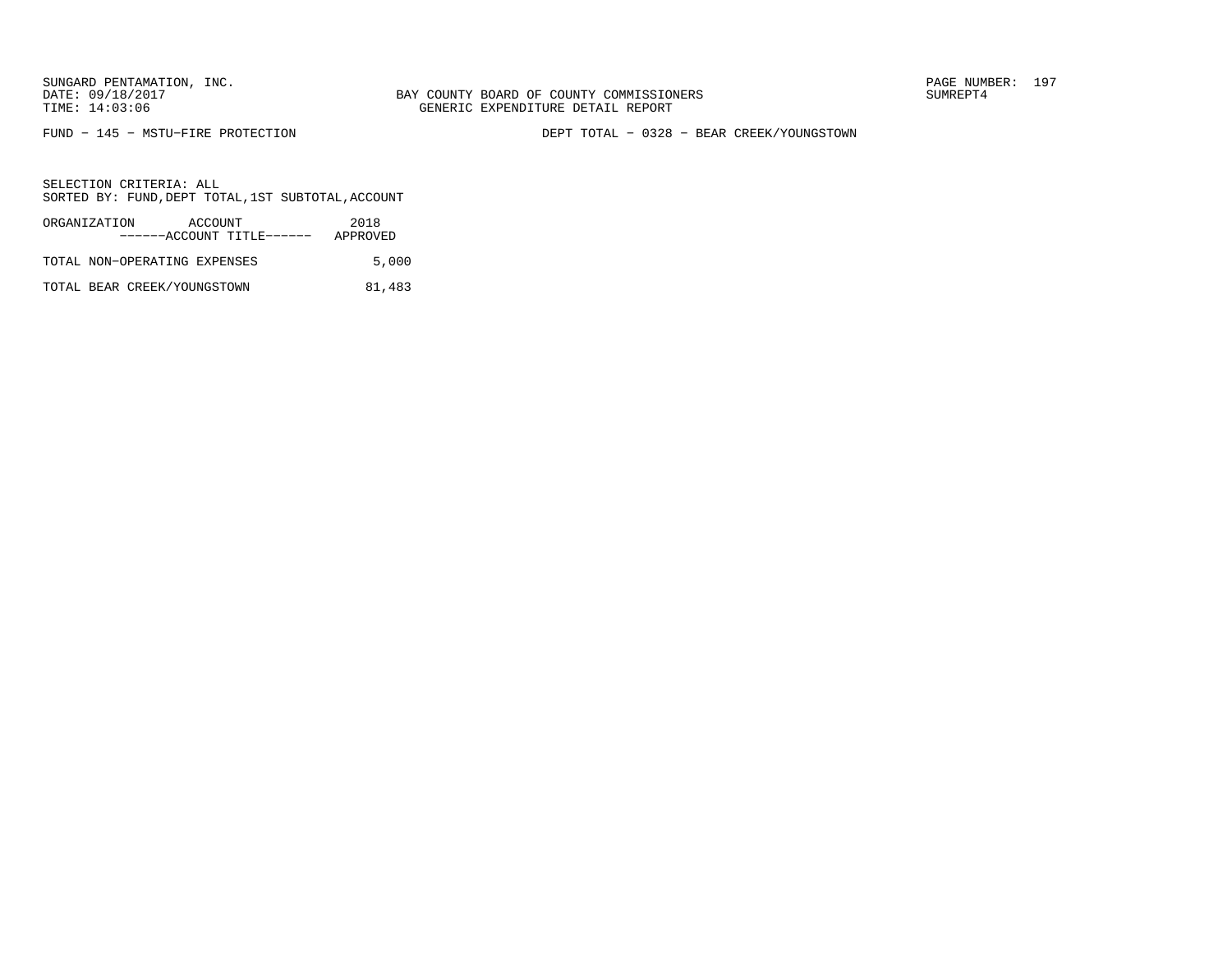FUND − 145 − MSTU−FIRE PROTECTION

DEPT TOTAL − 0328 − BEAR CREEK/YOUNGSTOWN

SELECTION CRITERIA: ALL
SORTED BY: FUND,DEPT TOTAL,1ST SUBTOTAL,ACCOUNT

| ORGANIZATION ACCOUNT ------ACCOUNT TITLE------ | 2018 APPROVED |
|---|---|
| TOTAL NON−OPERATING EXPENSES | 5,000 |
| TOTAL BEAR CREEK/YOUNGSTOWN | 81,483 |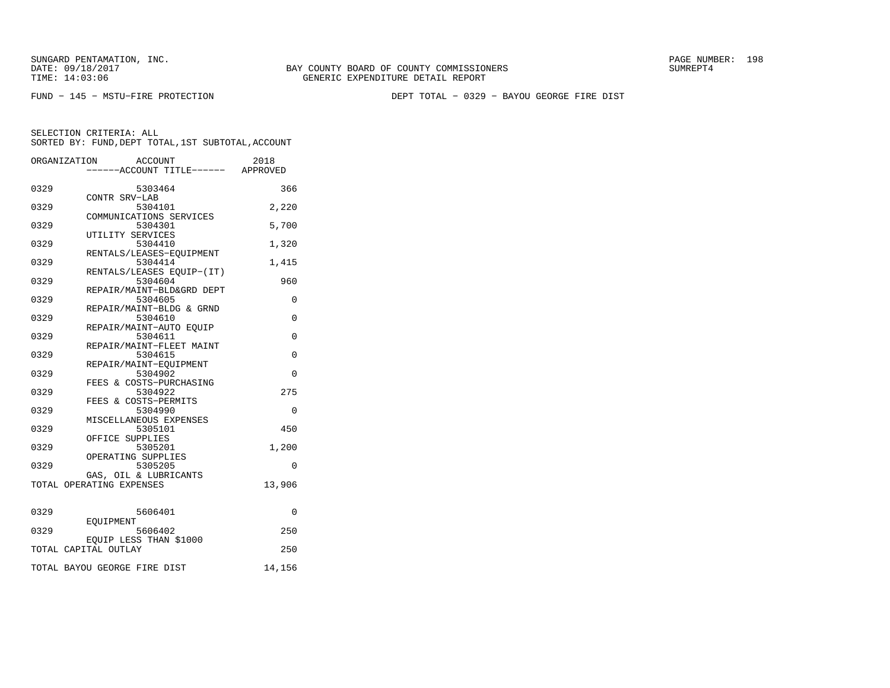SUNGARD PENTAMATION, INC.
DATE: 09/18/2017
TIME: 14:03:06

BAY COUNTY BOARD OF COUNTY COMMISSIONERS
GENERIC EXPENDITURE DETAIL REPORT

SUMREPT4

FUND − 145 − MSTU−FIRE PROTECTION

DEPT TOTAL − 0329 − BAYOU GEORGE FIRE DIST

SELECTION CRITERIA: ALL
SORTED BY: FUND,DEPT TOTAL,1ST SUBTOTAL,ACCOUNT

| ORGANIZATION | ACCOUNT / ------ACCOUNT TITLE------ | 2018 APPROVED |
|---|---|---|
| 0329 | 5303464 CONTR SRV−LAB | 366 |
| 0329 | 5304101 COMMUNICATIONS SERVICES | 2,220 |
| 0329 | 5304301 UTILITY SERVICES | 5,700 |
| 0329 | 5304410 RENTALS/LEASES−EQUIPMENT | 1,320 |
| 0329 | 5304414 RENTALS/LEASES EQUIP−(IT) | 1,415 |
| 0329 | 5304604 REPAIR/MAINT−BLD&GRD DEPT | 960 |
| 0329 | 5304605 REPAIR/MAINT−BLDG & GRND | 0 |
| 0329 | 5304610 REPAIR/MAINT−AUTO EQUIP | 0 |
| 0329 | 5304611 REPAIR/MAINT−FLEET MAINT | 0 |
| 0329 | 5304615 REPAIR/MAINT−EQUIPMENT | 0 |
| 0329 | 5304902 FEES & COSTS−PURCHASING | 0 |
| 0329 | 5304922 FEES & COSTS−PERMITS | 275 |
| 0329 | 5304990 MISCELLANEOUS EXPENSES | 0 |
| 0329 | 5305101 OFFICE SUPPLIES | 450 |
| 0329 | 5305201 OPERATING SUPPLIES | 1,200 |
| 0329 | 5305205 GAS, OIL & LUBRICANTS | 0 |
| TOTAL OPERATING EXPENSES | | 13,906 |
| 0329 | 5606401 EQUIPMENT | 0 |
| 0329 | 5606402 EQUIP LESS THAN $1000 | 250 |
| TOTAL CAPITAL OUTLAY | | 250 |
| TOTAL BAYOU GEORGE FIRE DIST | | 14,156 |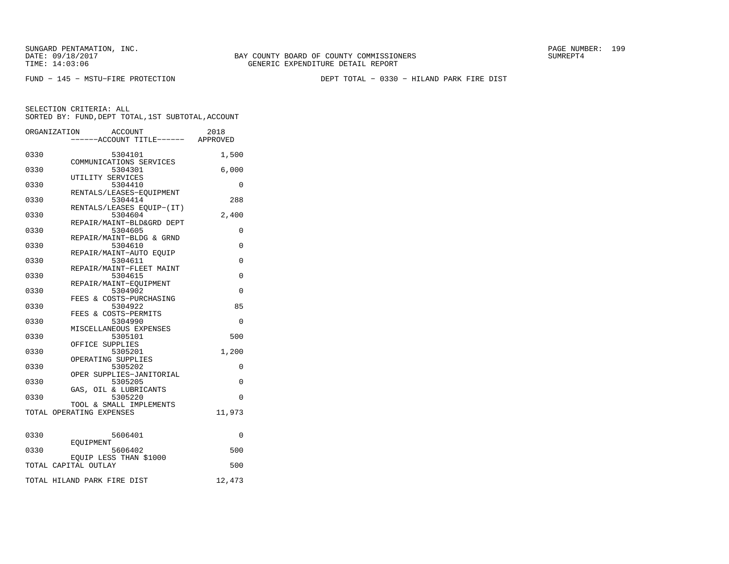SUNGARD PENTAMATION, INC.
DATE: 09/18/2017
TIME: 14:03:06

BAY COUNTY BOARD OF COUNTY COMMISSIONERS
GENERIC EXPENDITURE DETAIL REPORT

SUMREPT4

FUND − 145 − MSTU−FIRE PROTECTION

DEPT TOTAL − 0330 − HILAND PARK FIRE DIST

SELECTION CRITERIA: ALL
SORTED BY: FUND,DEPT TOTAL,1ST SUBTOTAL,ACCOUNT

| ORGANIZATION | ACCOUNT ------ACCOUNT TITLE------ | 2018 APPROVED |
|---|---|---|
| 0330 | 5304101 COMMUNICATIONS SERVICES | 1,500 |
| 0330 | 5304301 UTILITY SERVICES | 6,000 |
| 0330 | 5304410 RENTALS/LEASES−EQUIPMENT | 0 |
| 0330 | 5304414 RENTALS/LEASES EQUIP−(IT) | 288 |
| 0330 | 5304604 REPAIR/MAINT−BLD&GRD DEPT | 2,400 |
| 0330 | 5304605 REPAIR/MAINT−BLDG & GRND | 0 |
| 0330 | 5304610 REPAIR/MAINT−AUTO EQUIP | 0 |
| 0330 | 5304611 REPAIR/MAINT−FLEET MAINT | 0 |
| 0330 | 5304615 REPAIR/MAINT−EQUIPMENT | 0 |
| 0330 | 5304902 FEES & COSTS−PURCHASING | 0 |
| 0330 | 5304922 FEES & COSTS−PERMITS | 85 |
| 0330 | 5304990 MISCELLANEOUS EXPENSES | 0 |
| 0330 | 5305101 OFFICE SUPPLIES | 500 |
| 0330 | 5305201 OPERATING SUPPLIES | 1,200 |
| 0330 | 5305202 OPER SUPPLIES−JANITORIAL | 0 |
| 0330 | 5305205 GAS, OIL & LUBRICANTS | 0 |
| 0330 | 5305220 TOOL & SMALL IMPLEMENTS | 0 |
| TOTAL OPERATING EXPENSES | | 11,973 |
| 0330 | 5606401 EQUIPMENT | 0 |
| 0330 | 5606402 EQUIP LESS THAN $1000 | 500 |
| TOTAL CAPITAL OUTLAY | | 500 |
| TOTAL HILAND PARK FIRE DIST | | 12,473 |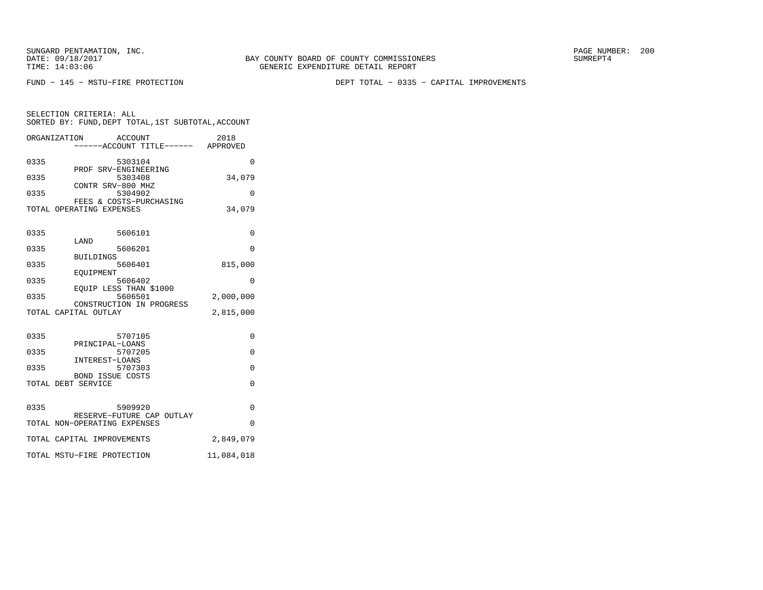SUNGARD PENTAMATION, INC.
DATE: 09/18/2017
TIME: 14:03:06

BAY COUNTY BOARD OF COUNTY COMMISSIONERS
GENERIC EXPENDITURE DETAIL REPORT

SUMREPT4

FUND − 145 − MSTU−FIRE PROTECTION

DEPT TOTAL − 0335 − CAPITAL IMPROVEMENTS

SELECTION CRITERIA: ALL
SORTED BY: FUND,DEPT TOTAL,1ST SUBTOTAL,ACCOUNT

| ORGANIZATION | ACCOUNT ------ACCOUNT TITLE------ | 2018 APPROVED |
|---|---|---|
| 0335 | 5303104 PROF SRV−ENGINEERING | 0 |
| 0335 | 5303408 CONTR SRV−800 MHZ | 34,079 |
| 0335 | 5304902 FEES & COSTS−PURCHASING | 0 |
| TOTAL OPERATING EXPENSES | | 34,079 |
| 0335 | 5606101 LAND | 0 |
| 0335 | 5606201 BUILDINGS | 0 |
| 0335 | 5606401 EQUIPMENT | 815,000 |
| 0335 | 5606402 EQUIP LESS THAN $1000 | 0 |
| 0335 | 5606501 CONSTRUCTION IN PROGRESS | 2,000,000 |
| TOTAL CAPITAL OUTLAY | | 2,815,000 |
| 0335 | 5707105 PRINCIPAL−LOANS | 0 |
| 0335 | 5707205 INTEREST−LOANS | 0 |
| 0335 | 5707303 BOND ISSUE COSTS | 0 |
| TOTAL DEBT SERVICE | | 0 |
| 0335 | 5909920 RESERVE−FUTURE CAP OUTLAY | 0 |
| TOTAL NON−OPERATING EXPENSES | | 0 |
| TOTAL CAPITAL IMPROVEMENTS | | 2,849,079 |
| TOTAL MSTU−FIRE PROTECTION | | 11,084,018 |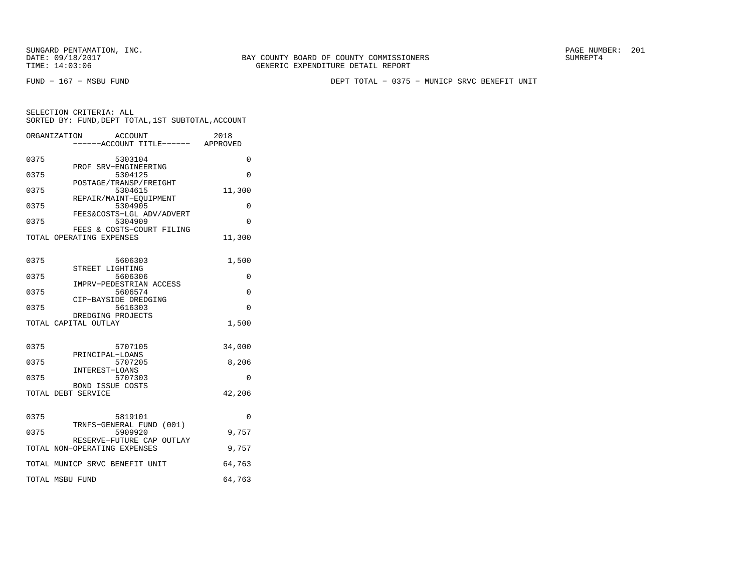SUNGARD PENTAMATION, INC.
DATE: 09/18/2017
TIME: 14:03:06

BAY COUNTY BOARD OF COUNTY COMMISSIONERS
GENERIC EXPENDITURE DETAIL REPORT

PAGE NUMBER: 201
SUMREPT4

FUND - 167 - MSBU FUND

DEPT TOTAL - 0375 - MUNICP SRVC BENEFIT UNIT

SELECTION CRITERIA: ALL
SORTED BY: FUND,DEPT TOTAL,1ST SUBTOTAL,ACCOUNT

| ORGANIZATION | ACCOUNT ------ACCOUNT TITLE------ | 2018 APPROVED |
|---|---|---|
| 0375 | 5303104 PROF SRV-ENGINEERING | 0 |
| 0375 | 5304125 POSTAGE/TRANSP/FREIGHT | 0 |
| 0375 | 5304615 REPAIR/MAINT-EQUIPMENT | 11,300 |
| 0375 | 5304905 FEES&COSTS-LGL ADV/ADVERT | 0 |
| 0375 | 5304909 FEES & COSTS-COURT FILING | 0 |
| TOTAL OPERATING EXPENSES | | 11,300 |
| 0375 | 5606303 STREET LIGHTING | 1,500 |
| 0375 | 5606306 IMPRV-PEDESTRIAN ACCESS | 0 |
| 0375 | 5606574 CIP-BAYSIDE DREDGING | 0 |
| 0375 | 5616303 DREDGING PROJECTS | 0 |
| TOTAL CAPITAL OUTLAY | | 1,500 |
| 0375 | 5707105 PRINCIPAL-LOANS | 34,000 |
| 0375 | 5707205 INTEREST-LOANS | 8,206 |
| 0375 | 5707303 BOND ISSUE COSTS | 0 |
| TOTAL DEBT SERVICE | | 42,206 |
| 0375 | 5819101 TRNFS-GENERAL FUND (001) | 0 |
| 0375 | 5909920 RESERVE-FUTURE CAP OUTLAY | 9,757 |
| TOTAL NON-OPERATING EXPENSES | | 9,757 |
| TOTAL MUNICP SRVC BENEFIT UNIT | | 64,763 |
| TOTAL MSBU FUND | | 64,763 |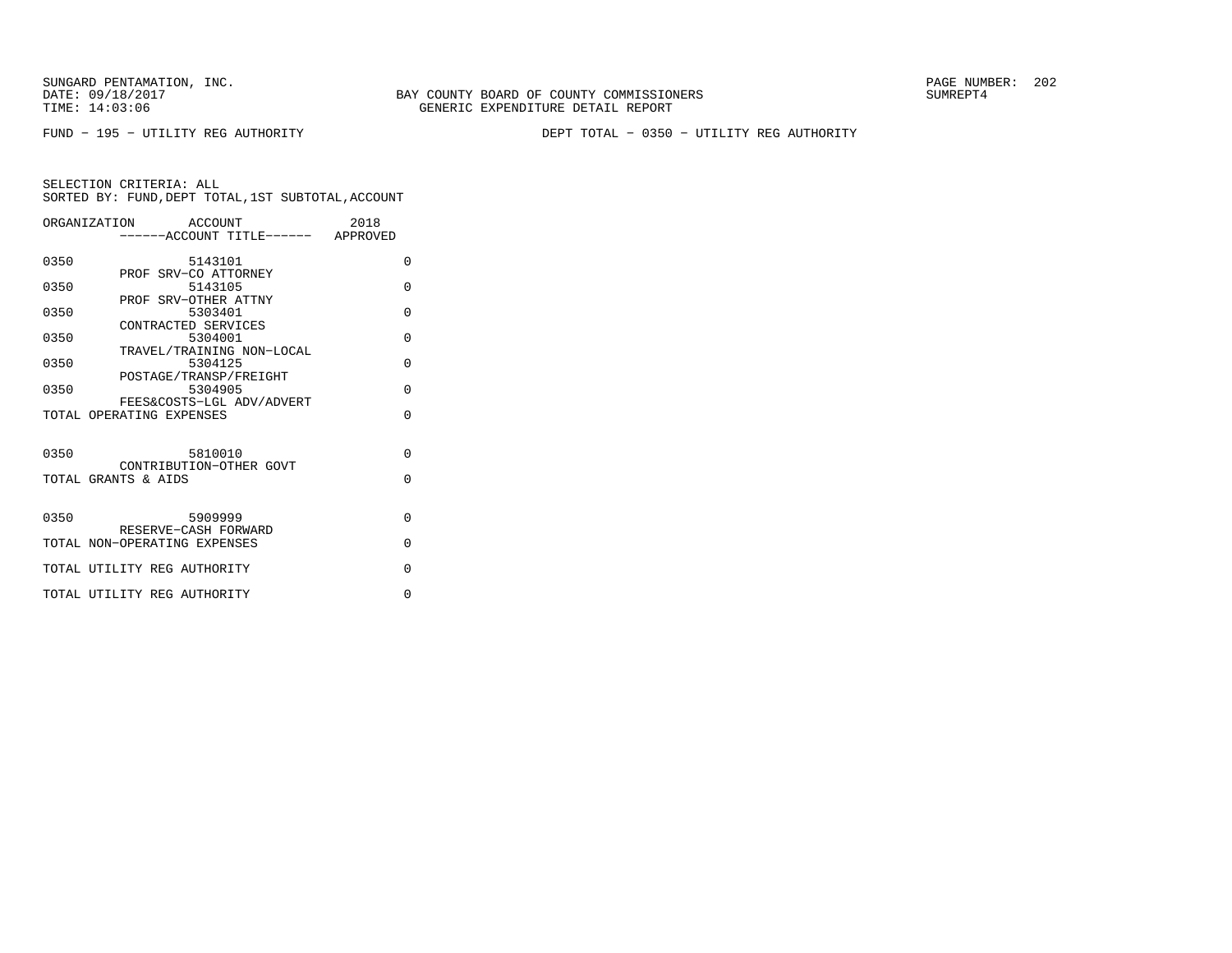SUNGARD PENTAMATION, INC.
DATE: 09/18/2017
TIME: 14:03:06

BAY COUNTY BOARD OF COUNTY COMMISSIONERS
GENERIC EXPENDITURE DETAIL REPORT

SUMREPT4

FUND - 195 - UTILITY REG AUTHORITY

DEPT TOTAL - 0350 - UTILITY REG AUTHORITY

SELECTION CRITERIA: ALL
SORTED BY: FUND,DEPT TOTAL,1ST SUBTOTAL,ACCOUNT

| ORGANIZATION | ACCOUNT ------ACCOUNT TITLE------ | 2018 APPROVED |
|---|---|---|
| 0350 | 5143101 PROF SRV-CO ATTORNEY | 0 |
| 0350 | 5143105 PROF SRV-OTHER ATTNY | 0 |
| 0350 | 5303401 CONTRACTED SERVICES | 0 |
| 0350 | 5304001 TRAVEL/TRAINING NON-LOCAL | 0 |
| 0350 | 5304125 POSTAGE/TRANSP/FREIGHT | 0 |
| 0350 | 5304905 FEES&COSTS-LGL ADV/ADVERT | 0 |
| TOTAL OPERATING EXPENSES | | 0 |
| 0350 | 5810010 CONTRIBUTION-OTHER GOVT | 0 |
| TOTAL GRANTS & AIDS | | 0 |
| 0350 | 5909999 RESERVE-CASH FORWARD | 0 |
| TOTAL NON-OPERATING EXPENSES | | 0 |
| TOTAL UTILITY REG AUTHORITY | | 0 |
| TOTAL UTILITY REG AUTHORITY | | 0 |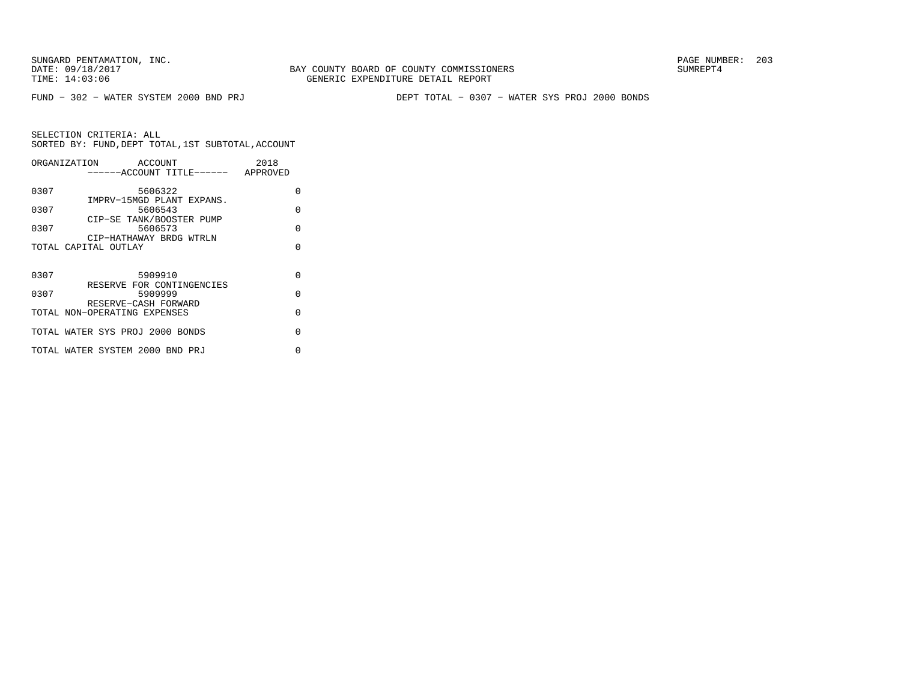SUNGARD PENTAMATION, INC.
DATE: 09/18/2017
TIME: 14:03:06

BAY COUNTY BOARD OF COUNTY COMMISSIONERS
GENERIC EXPENDITURE DETAIL REPORT

SUMREPT4

FUND - 302 - WATER SYSTEM 2000 BND PRJ

DEPT TOTAL - 0307 - WATER SYS PROJ 2000 BONDS

SELECTION CRITERIA: ALL
SORTED BY: FUND,DEPT TOTAL,1ST SUBTOTAL,ACCOUNT

| ORGANIZATION | ACCOUNT / ------ACCOUNT TITLE------ | 2018 APPROVED |
|---|---|---|
| 0307 | 5606322 IMPRV-15MGD PLANT EXPANS. | 0 |
| 0307 | 5606543 CIP-SE TANK/BOOSTER PUMP | 0 |
| 0307 | 5606573 CIP-HATHAWAY BRDG WTRLN | 0 |
| TOTAL CAPITAL OUTLAY | | 0 |
| 0307 | 5909910 RESERVE FOR CONTINGENCIES | 0 |
| 0307 | 5909999 RESERVE-CASH FORWARD | 0 |
| TOTAL NON-OPERATING EXPENSES | | 0 |
| TOTAL WATER SYS PROJ 2000 BONDS | | 0 |
| TOTAL WATER SYSTEM 2000 BND PRJ | | 0 |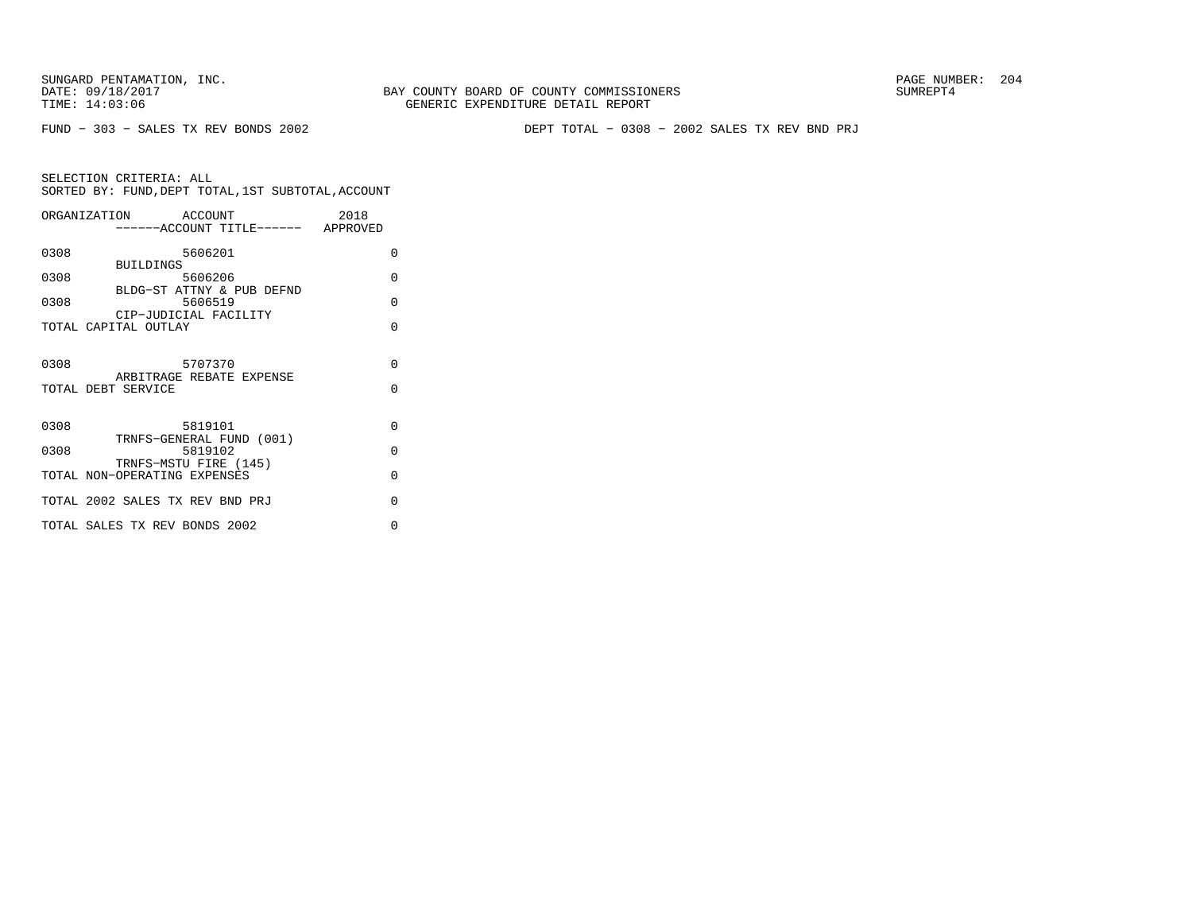BAY COUNTY BOARD OF COUNTY COMMISSIONERS
GENERIC EXPENDITURE DETAIL REPORT

SUNGARD PENTAMATION, INC.
DATE: 09/18/2017
TIME: 14:03:06

SUMREPT4

FUND - 303 - SALES TX REV BONDS 2002

DEPT TOTAL - 0308 - 2002 SALES TX REV BND PRJ

SELECTION CRITERIA: ALL
SORTED BY: FUND,DEPT TOTAL,1ST SUBTOTAL,ACCOUNT

| ORGANIZATION | ACCOUNT ------ACCOUNT TITLE------ | 2018 APPROVED |
|---|---|---|
| 0308 | 5606201 BUILDINGS | 0 |
| 0308 | 5606206 BLDG-ST ATTNY & PUB DEFND | 0 |
| 0308 | 5606519 CIP-JUDICIAL FACILITY | 0 |
| TOTAL CAPITAL OUTLAY | | 0 |
| 0308 | 5707370 ARBITRAGE REBATE EXPENSE | 0 |
| TOTAL DEBT SERVICE | | 0 |
| 0308 | 5819101 TRNFS-GENERAL FUND (001) | 0 |
| 0308 | 5819102 TRNFS-MSTU FIRE (145) | 0 |
| TOTAL NON-OPERATING EXPENSES | | 0 |
| TOTAL 2002 SALES TX REV BND PRJ | | 0 |
| TOTAL SALES TX REV BONDS 2002 | | 0 |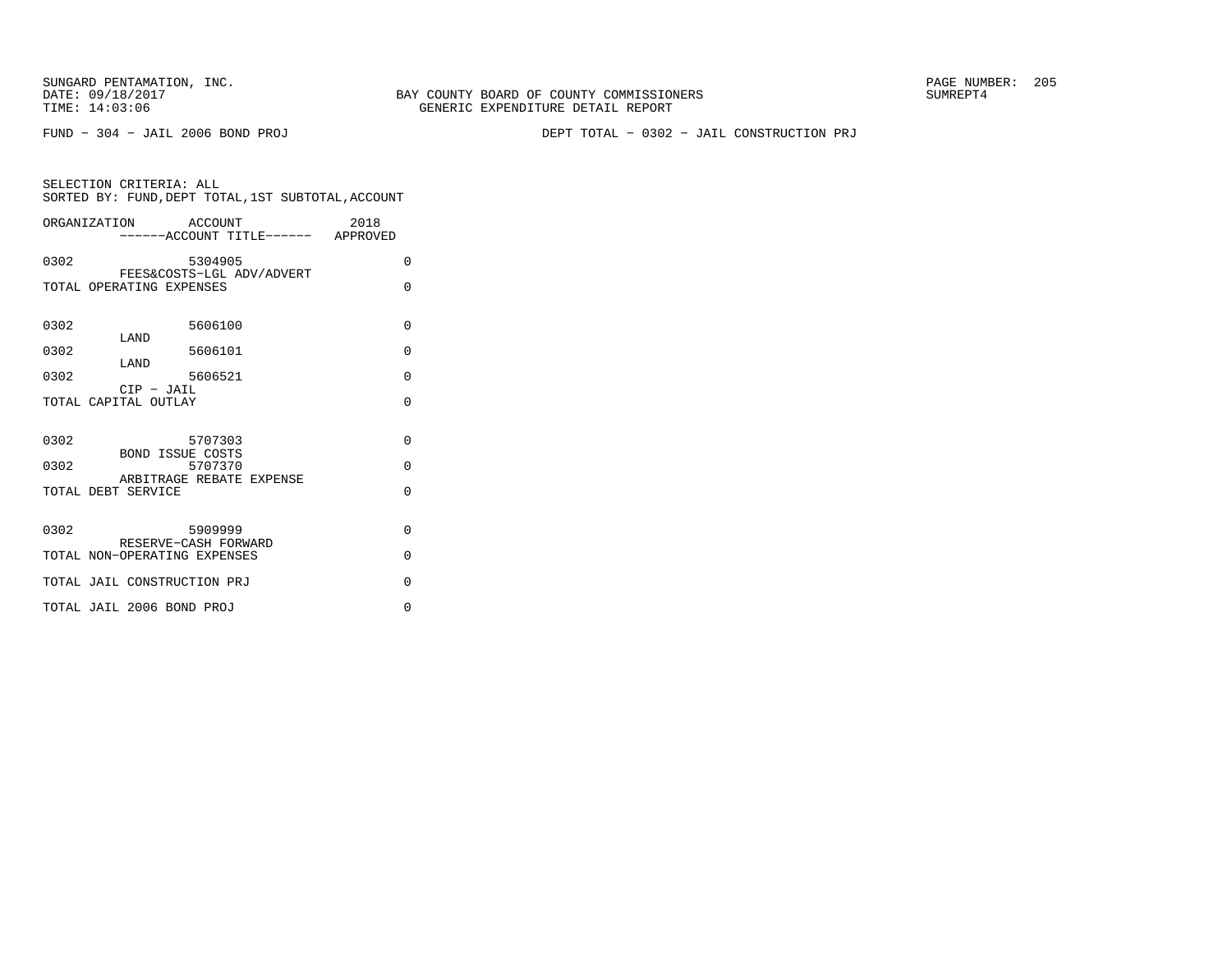FUND − 304 − JAIL 2006 BOND PROJ

DEPT TOTAL − 0302 − JAIL CONSTRUCTION PRJ

SELECTION CRITERIA: ALL
SORTED BY: FUND,DEPT TOTAL,1ST SUBTOTAL,ACCOUNT

| ORGANIZATION | ACCOUNT ------ACCOUNT TITLE------ | 2018 APPROVED |
|---|---|---|
| 0302 | 5304905 FEES&COSTS−LGL ADV/ADVERT | 0 |
| TOTAL OPERATING EXPENSES | | 0 |
| 0302 | 5606100 LAND | 0 |
| 0302 | 5606101 LAND | 0 |
| 0302 | 5606521 CIP − JAIL | 0 |
| TOTAL CAPITAL OUTLAY | | 0 |
| 0302 | 5707303 BOND ISSUE COSTS | 0 |
| 0302 | 5707370 ARBITRAGE REBATE EXPENSE | 0 |
| TOTAL DEBT SERVICE | | 0 |
| 0302 | 5909999 RESERVE−CASH FORWARD | 0 |
| TOTAL NON−OPERATING EXPENSES | | 0 |
| TOTAL JAIL CONSTRUCTION PRJ | | 0 |
| TOTAL JAIL 2006 BOND PROJ | | 0 |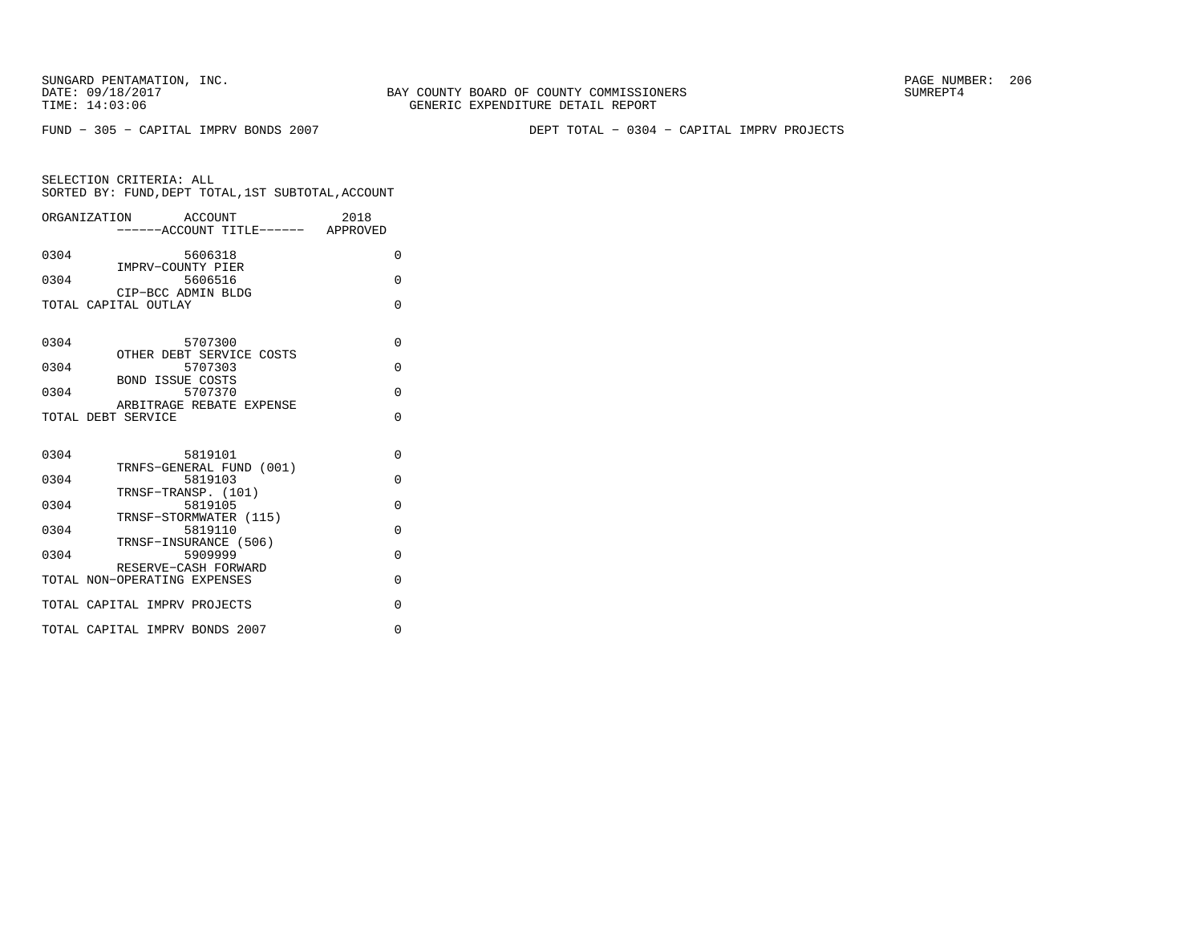BAY COUNTY BOARD OF COUNTY COMMISSIONERS
GENERIC EXPENDITURE DETAIL REPORT

SUNGARD PENTAMATION, INC.
DATE: 09/18/2017
TIME: 14:03:06

SUMREPT4

FUND - 305 - CAPITAL IMPRV BONDS 2007

DEPT TOTAL - 0304 - CAPITAL IMPRV PROJECTS

SELECTION CRITERIA: ALL
SORTED BY: FUND,DEPT TOTAL,1ST SUBTOTAL,ACCOUNT

| ORGANIZATION | ACCOUNT / ------ACCOUNT TITLE------ | 2018 APPROVED |
|---|---|---|
| 0304 | 5606318 IMPRV-COUNTY PIER | 0 |
| 0304 | 5606516 CIP-BCC ADMIN BLDG | 0 |
| TOTAL CAPITAL OUTLAY | | 0 |
| 0304 | 5707300 OTHER DEBT SERVICE COSTS | 0 |
| 0304 | 5707303 BOND ISSUE COSTS | 0 |
| 0304 | 5707370 ARBITRAGE REBATE EXPENSE | 0 |
| TOTAL DEBT SERVICE | | 0 |
| 0304 | 5819101 TRNFS-GENERAL FUND (001) | 0 |
| 0304 | 5819103 TRNSF-TRANSP. (101) | 0 |
| 0304 | 5819105 TRNSF-STORMWATER (115) | 0 |
| 0304 | 5819110 TRNSF-INSURANCE (506) | 0 |
| 0304 | 5909999 RESERVE-CASH FORWARD | 0 |
| TOTAL NON-OPERATING EXPENSES | | 0 |
| TOTAL CAPITAL IMPRV PROJECTS | | 0 |
| TOTAL CAPITAL IMPRV BONDS 2007 | | 0 |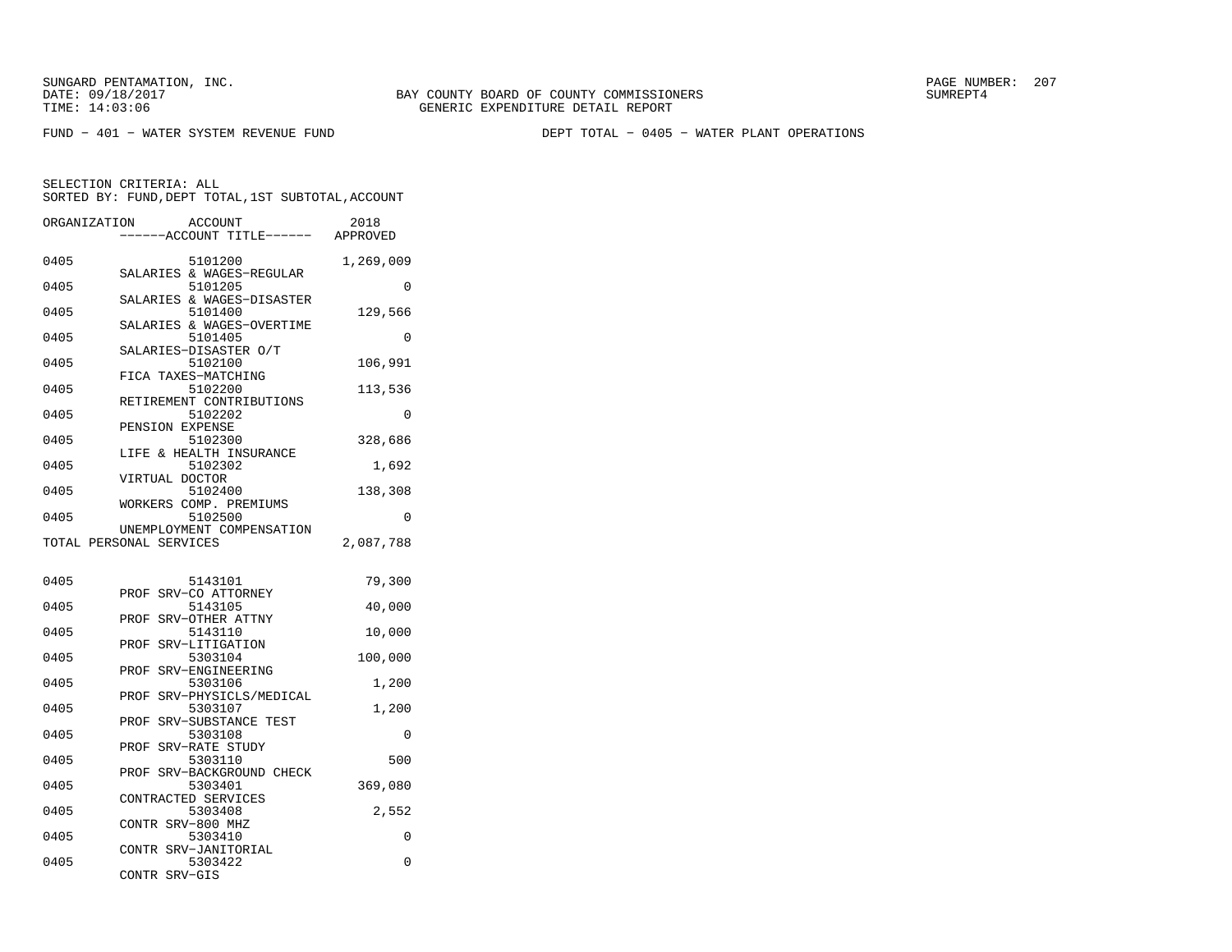FUND - 401 - WATER SYSTEM REVENUE FUND

DEPT TOTAL - 0405 - WATER PLANT OPERATIONS

SELECTION CRITERIA: ALL
SORTED BY: FUND,DEPT TOTAL,1ST SUBTOTAL,ACCOUNT

| ORGANIZATION | ACCOUNT / ACCOUNT TITLE | 2018 APPROVED |
|---|---|---|
| 0405 | 5101200 SALARIES & WAGES-REGULAR | 1,269,009 |
| 0405 | 5101205 SALARIES & WAGES-DISASTER | 0 |
| 0405 | 5101400 SALARIES & WAGES-OVERTIME | 129,566 |
| 0405 | 5101405 SALARIES-DISASTER O/T | 0 |
| 0405 | 5102100 FICA TAXES-MATCHING | 106,991 |
| 0405 | 5102200 RETIREMENT CONTRIBUTIONS | 113,536 |
| 0405 | 5102202 PENSION EXPENSE | 0 |
| 0405 | 5102300 LIFE & HEALTH INSURANCE | 328,686 |
| 0405 | 5102302 VIRTUAL DOCTOR | 1,692 |
| 0405 | 5102400 WORKERS COMP. PREMIUMS | 138,308 |
| 0405 | 5102500 UNEMPLOYMENT COMPENSATION | 0 |
| TOTAL PERSONAL SERVICES | | 2,087,788 |
| 0405 | 5143101 PROF SRV-CO ATTORNEY | 79,300 |
| 0405 | 5143105 PROF SRV-OTHER ATTNY | 40,000 |
| 0405 | 5143110 PROF SRV-LITIGATION | 10,000 |
| 0405 | 5303104 PROF SRV-ENGINEERING | 100,000 |
| 0405 | 5303106 PROF SRV-PHYSICLS/MEDICAL | 1,200 |
| 0405 | 5303107 PROF SRV-SUBSTANCE TEST | 1,200 |
| 0405 | 5303108 PROF SRV-RATE STUDY | 0 |
| 0405 | 5303110 PROF SRV-BACKGROUND CHECK | 500 |
| 0405 | 5303401 CONTRACTED SERVICES | 369,080 |
| 0405 | 5303408 CONTR SRV-800 MHZ | 2,552 |
| 0405 | 5303410 CONTR SRV-JANITORIAL | 0 |
| 0405 | 5303422 CONTR SRV-GIS | 0 |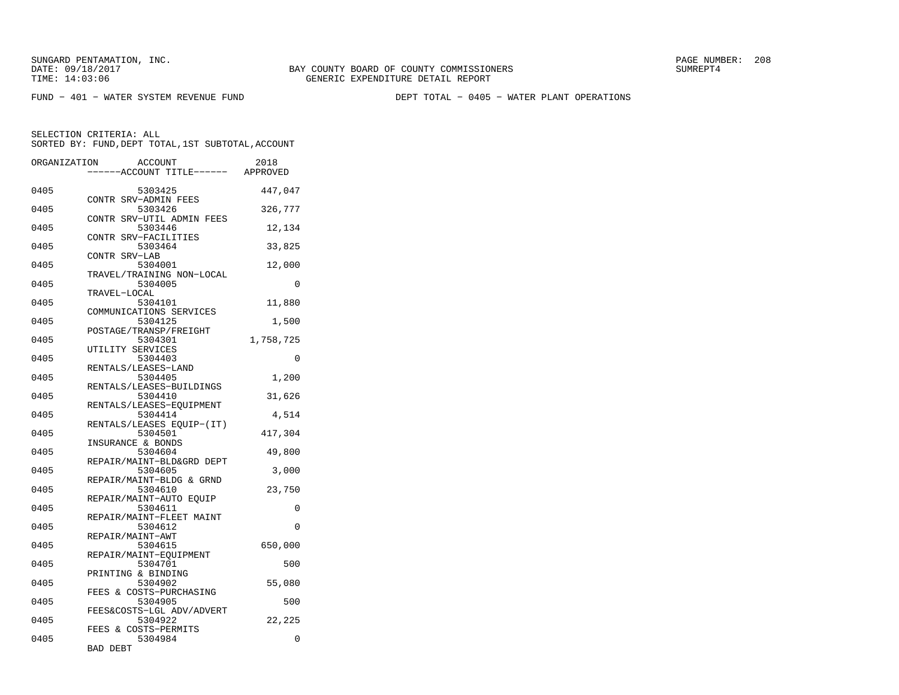SUNGARD PENTAMATION, INC.
DATE: 09/18/2017
TIME: 14:03:06

BAY COUNTY BOARD OF COUNTY COMMISSIONERS
GENERIC EXPENDITURE DETAIL REPORT

PAGE NUMBER: 208
SUMREPT4

FUND - 401 - WATER SYSTEM REVENUE FUND

DEPT TOTAL - 0405 - WATER PLANT OPERATIONS

SELECTION CRITERIA: ALL
SORTED BY: FUND,DEPT TOTAL,1ST SUBTOTAL,ACCOUNT

| ORGANIZATION | ACCOUNT | ------ACCOUNT TITLE------ | 2018 APPROVED |
|---|---|---|---|
| 0405 | 5303425 | CONTR SRV-ADMIN FEES | 447,047 |
| 0405 | 5303426 | CONTR SRV-UTIL ADMIN FEES | 326,777 |
| 0405 | 5303446 | CONTR SRV-FACILITIES | 12,134 |
| 0405 | 5303464 | CONTR SRV-LAB | 33,825 |
| 0405 | 5304001 | TRAVEL/TRAINING NON-LOCAL | 12,000 |
| 0405 | 5304005 | TRAVEL-LOCAL | 0 |
| 0405 | 5304101 | COMMUNICATIONS SERVICES | 11,880 |
| 0405 | 5304125 | POSTAGE/TRANSP/FREIGHT | 1,500 |
| 0405 | 5304301 | UTILITY SERVICES | 1,758,725 |
| 0405 | 5304403 | RENTALS/LEASES-LAND | 0 |
| 0405 | 5304405 | RENTALS/LEASES-BUILDINGS | 1,200 |
| 0405 | 5304410 | RENTALS/LEASES-EQUIPMENT | 31,626 |
| 0405 | 5304414 | RENTALS/LEASES EQUIP-(IT) | 4,514 |
| 0405 | 5304501 | INSURANCE & BONDS | 417,304 |
| 0405 | 5304604 | REPAIR/MAINT-BLD&GRD DEPT | 49,800 |
| 0405 | 5304605 | REPAIR/MAINT-BLDG & GRND | 3,000 |
| 0405 | 5304610 | REPAIR/MAINT-AUTO EQUIP | 23,750 |
| 0405 | 5304611 | REPAIR/MAINT-FLEET MAINT | 0 |
| 0405 | 5304612 | REPAIR/MAINT-AWT | 0 |
| 0405 | 5304615 | REPAIR/MAINT-EQUIPMENT | 650,000 |
| 0405 | 5304701 | PRINTING & BINDING | 500 |
| 0405 | 5304902 | FEES & COSTS-PURCHASING | 55,080 |
| 0405 | 5304905 | FEES&COSTS-LGL ADV/ADVERT | 500 |
| 0405 | 5304922 | FEES & COSTS-PERMITS | 22,225 |
| 0405 | 5304984 | BAD DEBT | 0 |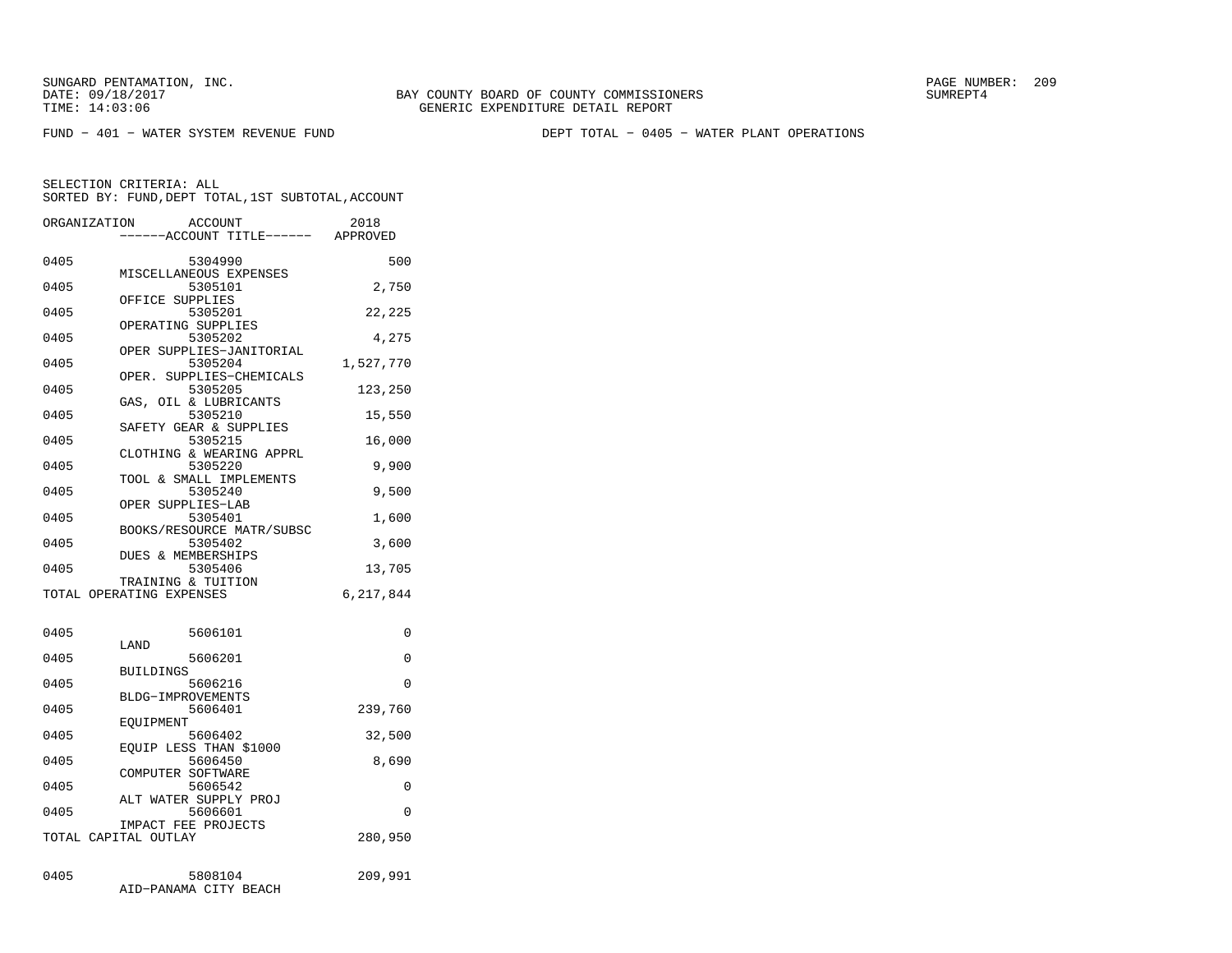SUNGARD PENTAMATION, INC.
DATE: 09/18/2017
TIME: 14:03:06

BAY COUNTY BOARD OF COUNTY COMMISSIONERS
GENERIC EXPENDITURE DETAIL REPORT

SUMREPT4

FUND - 401 - WATER SYSTEM REVENUE FUND

DEPT TOTAL - 0405 - WATER PLANT OPERATIONS

SELECTION CRITERIA: ALL
SORTED BY: FUND,DEPT TOTAL,1ST SUBTOTAL,ACCOUNT

| ORGANIZATION | ACCOUNT ------ACCOUNT TITLE------ | 2018 APPROVED |
|---|---|---|
| 0405 | 5304990 MISCELLANEOUS EXPENSES | 500 |
| 0405 | 5305101 OFFICE SUPPLIES | 2,750 |
| 0405 | 5305201 OPERATING SUPPLIES | 22,225 |
| 0405 | 5305202 OPER SUPPLIES-JANITORIAL | 4,275 |
| 0405 | 5305204 OPER. SUPPLIES-CHEMICALS | 1,527,770 |
| 0405 | 5305205 GAS, OIL & LUBRICANTS | 123,250 |
| 0405 | 5305210 SAFETY GEAR & SUPPLIES | 15,550 |
| 0405 | 5305215 CLOTHING & WEARING APPRL | 16,000 |
| 0405 | 5305220 TOOL & SMALL IMPLEMENTS | 9,900 |
| 0405 | 5305240 OPER SUPPLIES-LAB | 9,500 |
| 0405 | 5305401 BOOKS/RESOURCE MATR/SUBSC | 1,600 |
| 0405 | 5305402 DUES & MEMBERSHIPS | 3,600 |
| 0405 | 5305406 TRAINING & TUITION | 13,705 |
| TOTAL OPERATING EXPENSES | | 6,217,844 |
| 0405 | 5606101 LAND | 0 |
| 0405 | 5606201 BUILDINGS | 0 |
| 0405 | 5606216 BLDG-IMPROVEMENTS | 0 |
| 0405 | 5606401 EQUIPMENT | 239,760 |
| 0405 | 5606402 EQUIP LESS THAN $1000 | 32,500 |
| 0405 | 5606450 COMPUTER SOFTWARE | 8,690 |
| 0405 | 5606542 ALT WATER SUPPLY PROJ | 0 |
| 0405 | 5606601 IMPACT FEE PROJECTS | 0 |
| TOTAL CAPITAL OUTLAY | | 280,950 |
| 0405 | 5808104 AID-PANAMA CITY BEACH | 209,991 |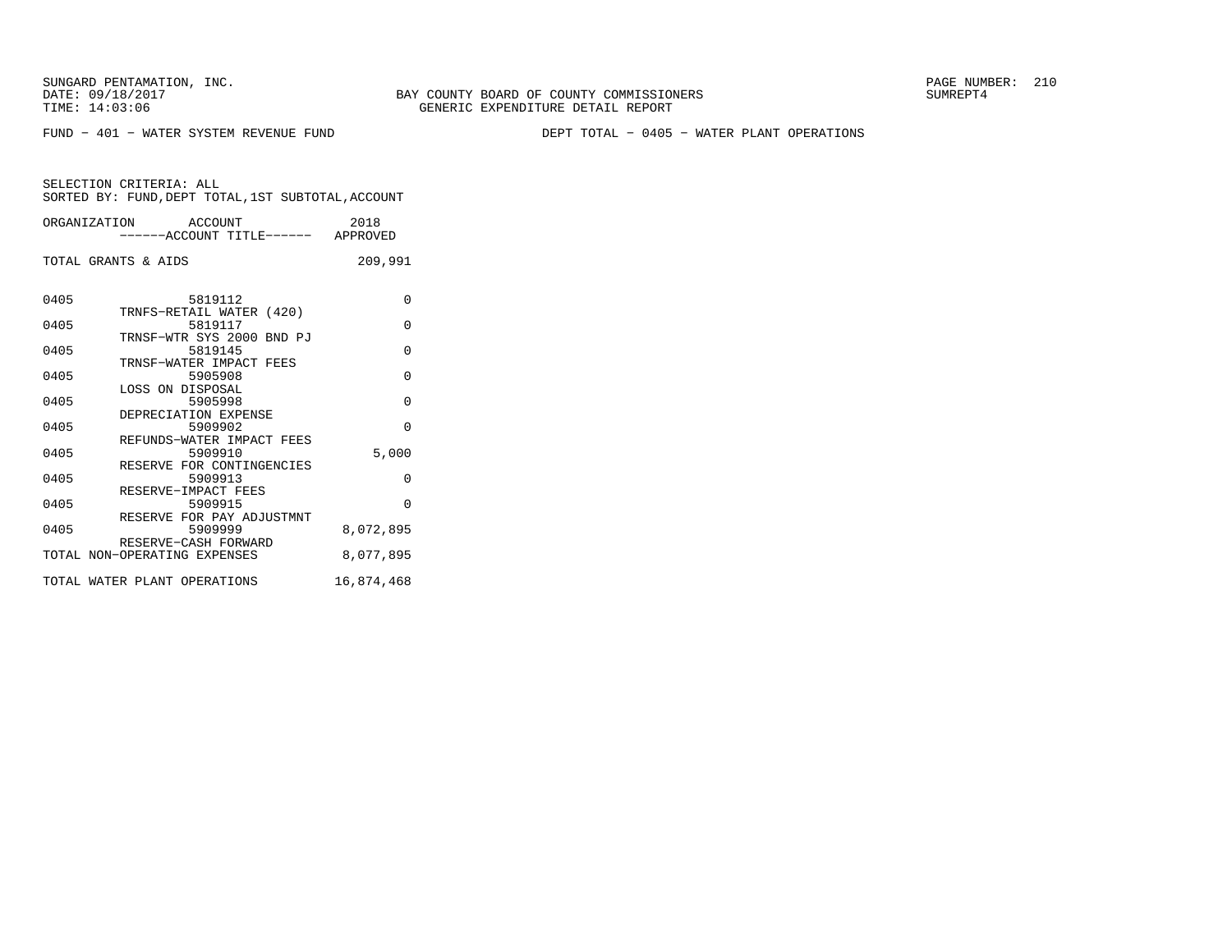BAY COUNTY BOARD OF COUNTY COMMISSIONERS
GENERIC EXPENDITURE DETAIL REPORT

FUND - 401 - WATER SYSTEM REVENUE FUND DEPT TOTAL - 0405 - WATER PLANT OPERATIONS

SELECTION CRITERIA: ALL
SORTED BY: FUND,DEPT TOTAL,1ST SUBTOTAL,ACCOUNT

| ORGANIZATION | ACCOUNT ------ACCOUNT TITLE------ | 2018 APPROVED |
|---|---|---|
| TOTAL GRANTS & AIDS | | 209,991 |
| 0405 | 5819112 TRNFS-RETAIL WATER (420) | 0 |
| 0405 | 5819117 TRNSF-WTR SYS 2000 BND PJ | 0 |
| 0405 | 5819145 TRNSF-WATER IMPACT FEES | 0 |
| 0405 | 5905908 LOSS ON DISPOSAL | 0 |
| 0405 | 5905998 DEPRECIATION EXPENSE | 0 |
| 0405 | 5909902 REFUNDS-WATER IMPACT FEES | 0 |
| 0405 | 5909910 RESERVE FOR CONTINGENCIES | 5,000 |
| 0405 | 5909913 RESERVE-IMPACT FEES | 0 |
| 0405 | 5909915 RESERVE FOR PAY ADJUSTMNT | 0 |
| 0405 | 5909999 RESERVE-CASH FORWARD | 8,072,895 |
| TOTAL NON-OPERATING EXPENSES | | 8,077,895 |
| TOTAL WATER PLANT OPERATIONS | | 16,874,468 |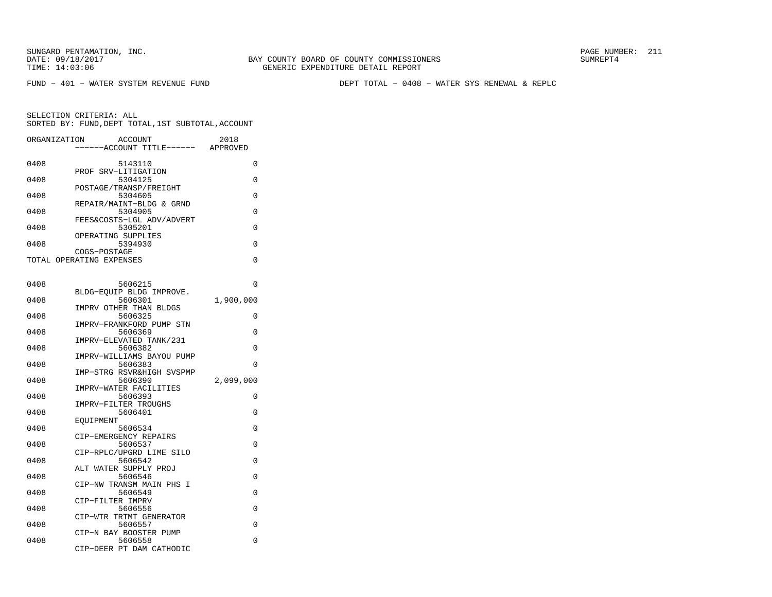SUNGARD PENTAMATION, INC.
DATE: 09/18/2017
TIME: 14:03:06

BAY COUNTY BOARD OF COUNTY COMMISSIONERS
GENERIC EXPENDITURE DETAIL REPORT

PAGE NUMBER: 211
SUMREPT4

FUND - 401 - WATER SYSTEM REVENUE FUND

DEPT TOTAL - 0408 - WATER SYS RENEWAL & REPLC

SELECTION CRITERIA: ALL
SORTED BY: FUND,DEPT TOTAL,1ST SUBTOTAL,ACCOUNT

| ORGANIZATION | ACCOUNT / ------ACCOUNT TITLE------ | 2018 APPROVED |
|---|---|---|
| 0408 | 5143110 PROF SRV-LITIGATION | 0 |
| 0408 | 5304125 POSTAGE/TRANSP/FREIGHT | 0 |
| 0408 | 5304605 REPAIR/MAINT-BLDG & GRND | 0 |
| 0408 | 5304905 FEES&COSTS-LGL ADV/ADVERT | 0 |
| 0408 | 5305201 OPERATING SUPPLIES | 0 |
| 0408 | 5394930 COGS-POSTAGE | 0 |
| TOTAL OPERATING EXPENSES | | 0 |
| 0408 | 5606215 BLDG-EQUIP BLDG IMPROVE. | 0 |
| 0408 | 5606301 IMPRV OTHER THAN BLDGS | 1,900,000 |
| 0408 | 5606325 IMPRV-FRANKFORD PUMP STN | 0 |
| 0408 | 5606369 IMPRV-ELEVATED TANK/231 | 0 |
| 0408 | 5606382 IMPRV-WILLIAMS BAYOU PUMP | 0 |
| 0408 | 5606383 IMP-STRG RSVR&HIGH SVSPMP | 0 |
| 0408 | 5606390 IMPRV-WATER FACILITIES | 2,099,000 |
| 0408 | 5606393 IMPRV-FILTER TROUGHS | 0 |
| 0408 | 5606401 EQUIPMENT | 0 |
| 0408 | 5606534 CIP-EMERGENCY REPAIRS | 0 |
| 0408 | 5606537 CIP-RPLC/UPGRD LIME SILO | 0 |
| 0408 | 5606542 ALT WATER SUPPLY PROJ | 0 |
| 0408 | 5606546 CIP-NW TRANSM MAIN PHS I | 0 |
| 0408 | 5606549 CIP-FILTER IMPRV | 0 |
| 0408 | 5606556 CIP-WTR TRTMT GENERATOR | 0 |
| 0408 | 5606557 CIP-N BAY BOOSTER PUMP | 0 |
| 0408 | 5606558 CIP-DEER PT DAM CATHODIC | 0 |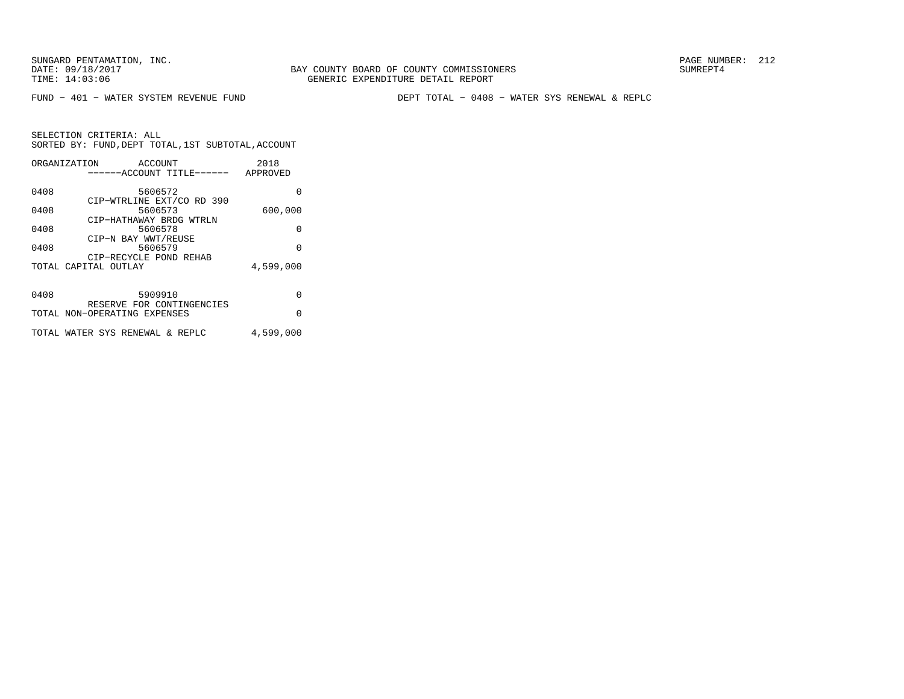SUNGARD PENTAMATION, INC.
DATE: 09/18/2017
TIME: 14:03:06

BAY COUNTY BOARD OF COUNTY COMMISSIONERS
GENERIC EXPENDITURE DETAIL REPORT

SUMREPT4

FUND - 401 - WATER SYSTEM REVENUE FUND

DEPT TOTAL - 0408 - WATER SYS RENEWAL & REPLC

SELECTION CRITERIA: ALL
SORTED BY: FUND,DEPT TOTAL,1ST SUBTOTAL,ACCOUNT

| ORGANIZATION | ACCOUNT / ------ACCOUNT TITLE------ | 2018 APPROVED |
|---|---|---|
| 0408 | 5606572 CIP-WTRLINE EXT/CO RD 390 | 0 |
| 0408 | 5606573 CIP-HATHAWAY BRDG WTRLN | 600,000 |
| 0408 | 5606578 CIP-N BAY WWT/REUSE | 0 |
| 0408 | 5606579 CIP-RECYCLE POND REHAB | 0 |
| TOTAL CAPITAL OUTLAY | | 4,599,000 |
| 0408 | 5909910 RESERVE FOR CONTINGENCIES | 0 |
| TOTAL NON-OPERATING EXPENSES | | 0 |
| TOTAL WATER SYS RENEWAL & REPLC | | 4,599,000 |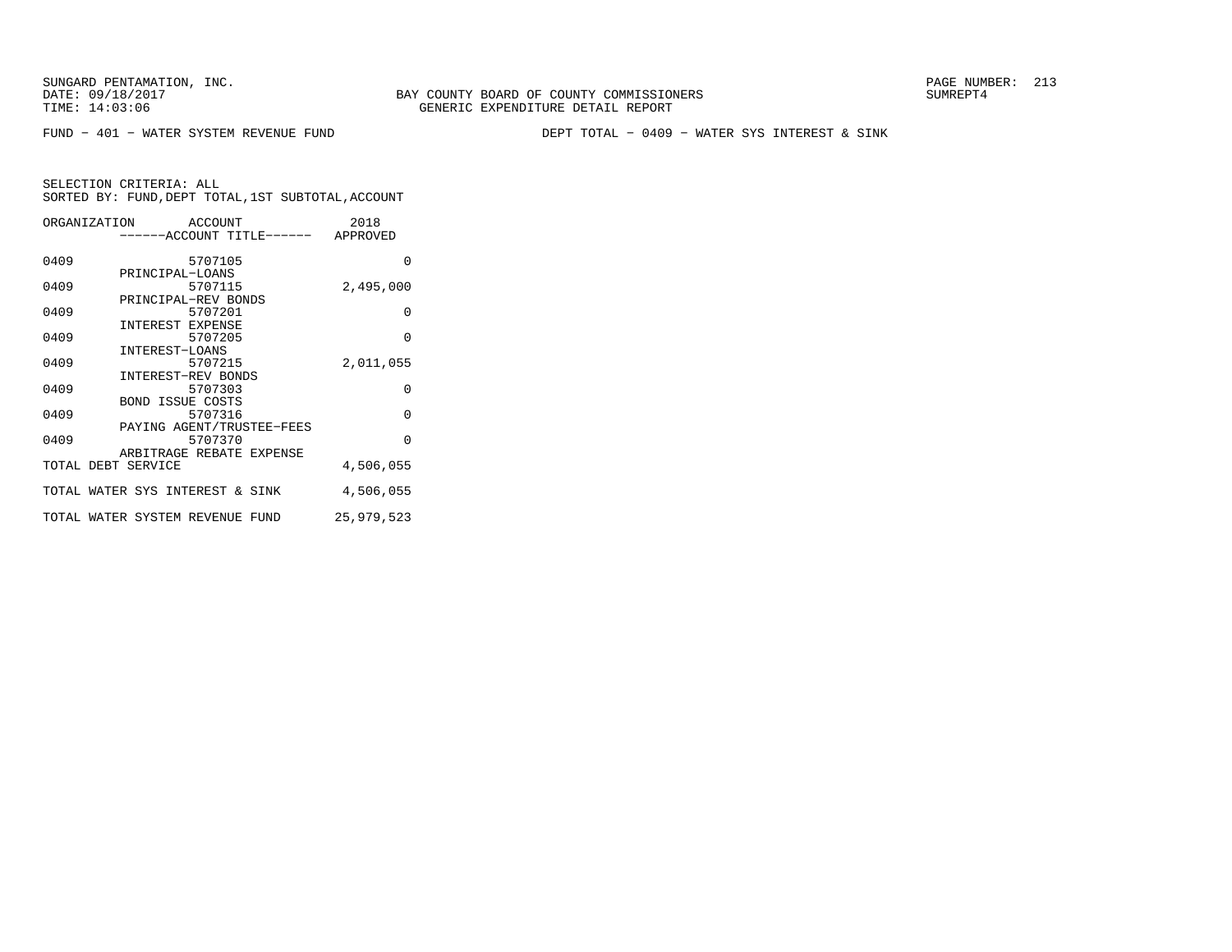SUNGARD PENTAMATION, INC.
DATE: 09/18/2017
TIME: 14:03:06

BAY COUNTY BOARD OF COUNTY COMMISSIONERS
GENERIC EXPENDITURE DETAIL REPORT

SUMREPT4

FUND - 401 - WATER SYSTEM REVENUE FUND

DEPT TOTAL - 0409 - WATER SYS INTEREST & SINK

SELECTION CRITERIA: ALL
SORTED BY: FUND,DEPT TOTAL,1ST SUBTOTAL,ACCOUNT

| ORGANIZATION | ACCOUNT / ------ACCOUNT TITLE------ | 2018 APPROVED |
|---|---|---|
| 0409 | 5707105<br>PRINCIPAL-LOANS | 0 |
| 0409 | 5707115<br>PRINCIPAL-REV BONDS | 2,495,000 |
| 0409 | 5707201<br>INTEREST EXPENSE | 0 |
| 0409 | 5707205<br>INTEREST-LOANS | 0 |
| 0409 | 5707215<br>INTEREST-REV BONDS | 2,011,055 |
| 0409 | 5707303<br>BOND ISSUE COSTS | 0 |
| 0409 | 5707316<br>PAYING AGENT/TRUSTEE-FEES | 0 |
| 0409 | 5707370<br>ARBITRAGE REBATE EXPENSE | 0 |
| TOTAL DEBT SERVICE | | 4,506,055 |
| TOTAL WATER SYS INTEREST & SINK | | 4,506,055 |
| TOTAL WATER SYSTEM REVENUE FUND | | 25,979,523 |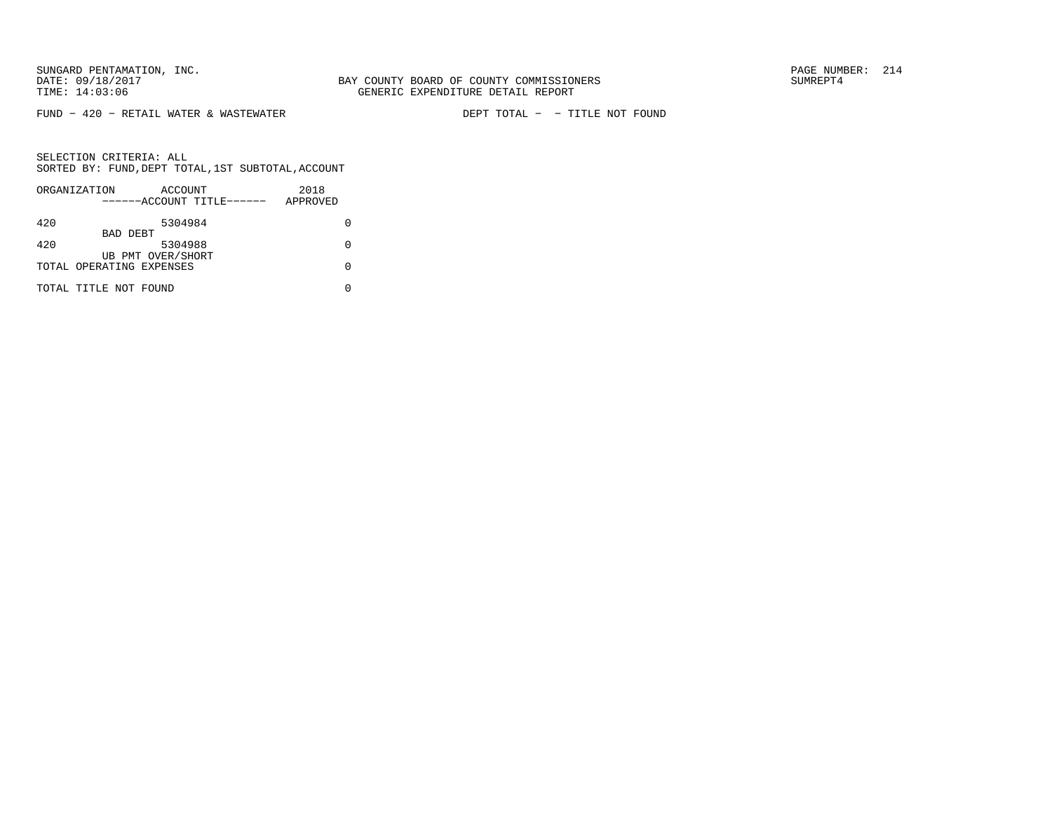FUND − 420 − RETAIL WATER & WASTEWATER DEPT TOTAL − − TITLE NOT FOUND

SELECTION CRITERIA: ALL
SORTED BY: FUND,DEPT TOTAL,1ST SUBTOTAL,ACCOUNT

| ORGANIZATION | ACCOUNT ------ACCOUNT TITLE------ | 2018 APPROVED |
|---|---|---|
| 420 | 5304984 BAD DEBT | 0 |
| 420 | 5304988 UB PMT OVER/SHORT | 0 |
| TOTAL OPERATING EXPENSES | | 0 |
| TOTAL TITLE NOT FOUND | | 0 |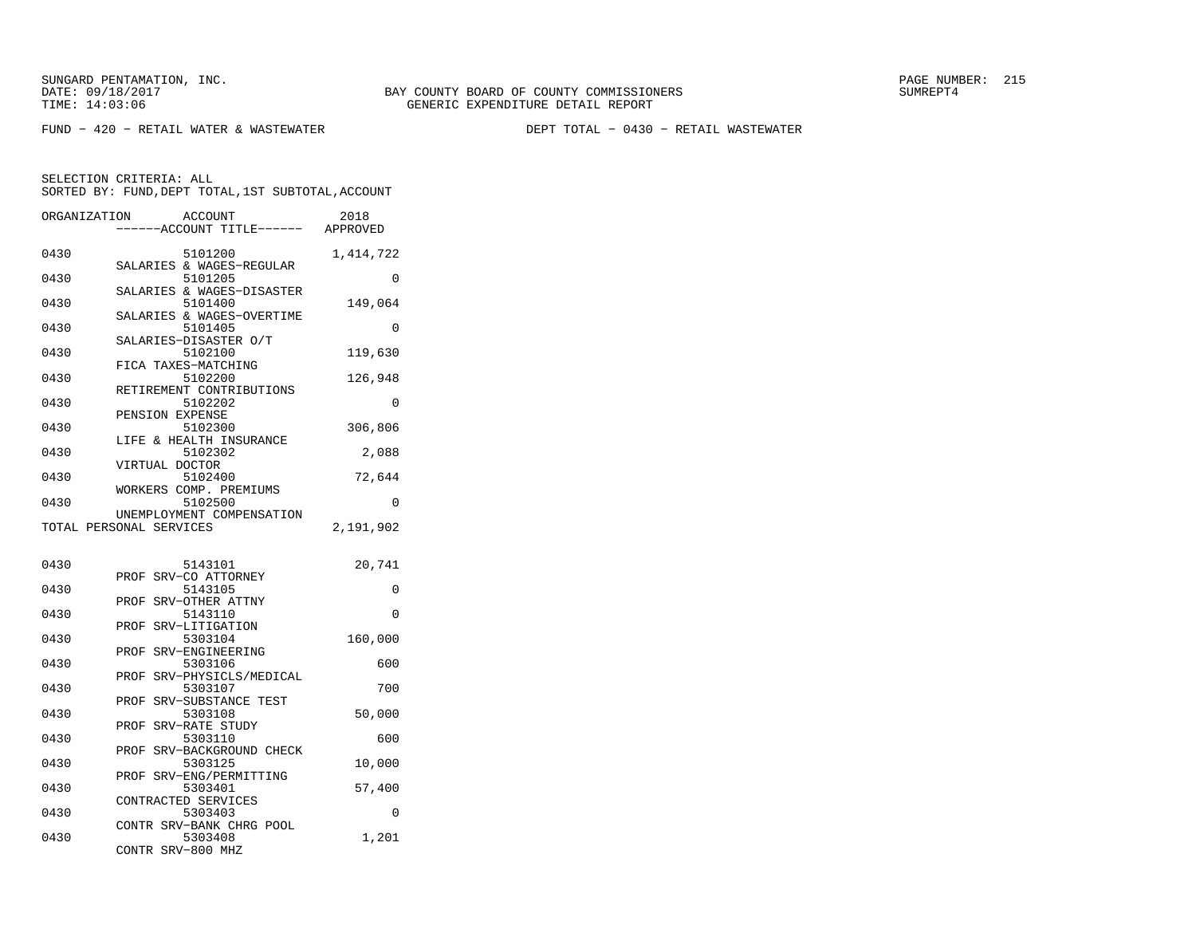SUNGARD PENTAMATION, INC.
DATE: 09/18/2017
TIME: 14:03:06

BAY COUNTY BOARD OF COUNTY COMMISSIONERS
GENERIC EXPENDITURE DETAIL REPORT

SUMREPT4

FUND - 420 - RETAIL WATER & WASTEWATER

DEPT TOTAL - 0430 - RETAIL WASTEWATER

SELECTION CRITERIA: ALL
SORTED BY: FUND,DEPT TOTAL,1ST SUBTOTAL,ACCOUNT

| ORGANIZATION | ACCOUNT / ------ACCOUNT TITLE------ | 2018 APPROVED |
|---|---|---|
| 0430 | 5101200 SALARIES & WAGES-REGULAR | 1,414,722 |
| 0430 | 5101205 SALARIES & WAGES-DISASTER | 0 |
| 0430 | 5101400 SALARIES & WAGES-OVERTIME | 149,064 |
| 0430 | 5101405 SALARIES-DISASTER O/T | 0 |
| 0430 | 5102100 FICA TAXES-MATCHING | 119,630 |
| 0430 | 5102200 RETIREMENT CONTRIBUTIONS | 126,948 |
| 0430 | 5102202 PENSION EXPENSE | 0 |
| 0430 | 5102300 LIFE & HEALTH INSURANCE | 306,806 |
| 0430 | 5102302 VIRTUAL DOCTOR | 2,088 |
| 0430 | 5102400 WORKERS COMP. PREMIUMS | 72,644 |
| 0430 | 5102500 UNEMPLOYMENT COMPENSATION | 0 |
| TOTAL PERSONAL SERVICES | | 2,191,902 |
| 0430 | 5143101 PROF SRV-CO ATTORNEY | 20,741 |
| 0430 | 5143105 PROF SRV-OTHER ATTNY | 0 |
| 0430 | 5143110 PROF SRV-LITIGATION | 0 |
| 0430 | 5303104 PROF SRV-ENGINEERING | 160,000 |
| 0430 | 5303106 PROF SRV-PHYSICLS/MEDICAL | 600 |
| 0430 | 5303107 PROF SRV-SUBSTANCE TEST | 700 |
| 0430 | 5303108 PROF SRV-RATE STUDY | 50,000 |
| 0430 | 5303110 PROF SRV-BACKGROUND CHECK | 600 |
| 0430 | 5303125 PROF SRV-ENG/PERMITTING | 10,000 |
| 0430 | 5303401 CONTRACTED SERVICES | 57,400 |
| 0430 | 5303403 CONTR SRV-BANK CHRG POOL | 0 |
| 0430 | 5303408 CONTR SRV-800 MHZ | 1,201 |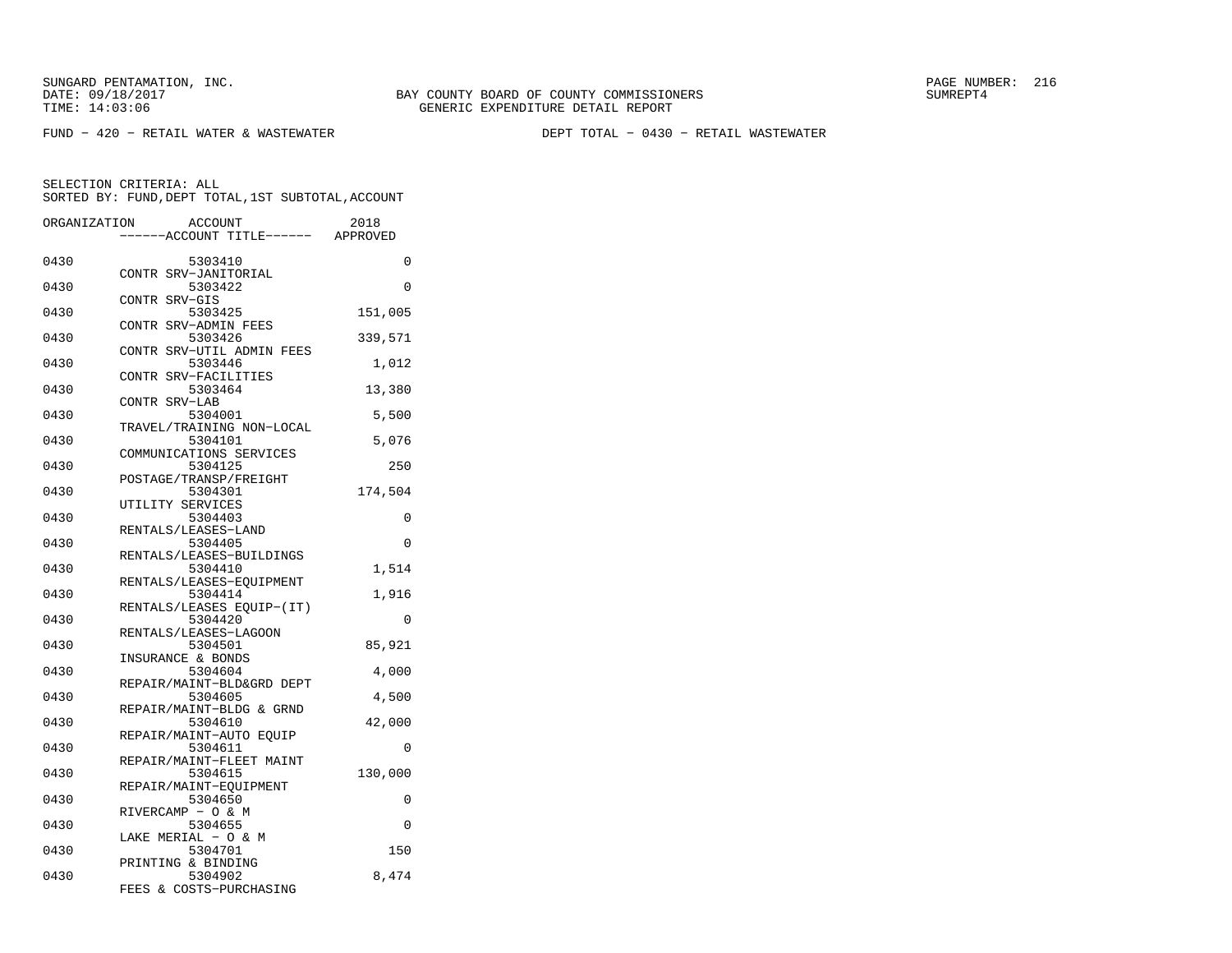BAY COUNTY BOARD OF COUNTY COMMISSIONERS
GENERIC EXPENDITURE DETAIL REPORT

FUND − 420 − RETAIL WATER & WASTEWATER　　　DEPT TOTAL − 0430 − RETAIL WASTEWATER

SELECTION CRITERIA: ALL
SORTED BY: FUND,DEPT TOTAL,1ST SUBTOTAL,ACCOUNT

| ORGANIZATION | ACCOUNT / ACCOUNT TITLE | 2018 APPROVED |
|---|---|---|
| 0430 | 5303410 CONTR SRV−JANITORIAL | 0 |
| 0430 | 5303422 CONTR SRV−GIS | 0 |
| 0430 | 5303425 CONTR SRV−ADMIN FEES | 151,005 |
| 0430 | 5303426 CONTR SRV−UTIL ADMIN FEES | 339,571 |
| 0430 | 5303446 CONTR SRV−FACILITIES | 1,012 |
| 0430 | 5303464 CONTR SRV−LAB | 13,380 |
| 0430 | 5304001 TRAVEL/TRAINING NON−LOCAL | 5,500 |
| 0430 | 5304101 COMMUNICATIONS SERVICES | 5,076 |
| 0430 | 5304125 POSTAGE/TRANSP/FREIGHT | 250 |
| 0430 | 5304301 UTILITY SERVICES | 174,504 |
| 0430 | 5304403 RENTALS/LEASES−LAND | 0 |
| 0430 | 5304405 RENTALS/LEASES−BUILDINGS | 0 |
| 0430 | 5304410 RENTALS/LEASES−EQUIPMENT | 1,514 |
| 0430 | 5304414 RENTALS/LEASES EQUIP−(IT) | 1,916 |
| 0430 | 5304420 RENTALS/LEASES−LAGOON | 0 |
| 0430 | 5304501 INSURANCE & BONDS | 85,921 |
| 0430 | 5304604 REPAIR/MAINT−BLD&GRD DEPT | 4,000 |
| 0430 | 5304605 REPAIR/MAINT−BLDG & GRND | 4,500 |
| 0430 | 5304610 REPAIR/MAINT−AUTO EQUIP | 42,000 |
| 0430 | 5304611 REPAIR/MAINT−FLEET MAINT | 0 |
| 0430 | 5304615 REPAIR/MAINT−EQUIPMENT | 130,000 |
| 0430 | 5304650 RIVERCAMP − O & M | 0 |
| 0430 | 5304655 LAKE MERIAL − O & M | 0 |
| 0430 | 5304701 PRINTING & BINDING | 150 |
| 0430 | 5304902 FEES & COSTS−PURCHASING | 8,474 |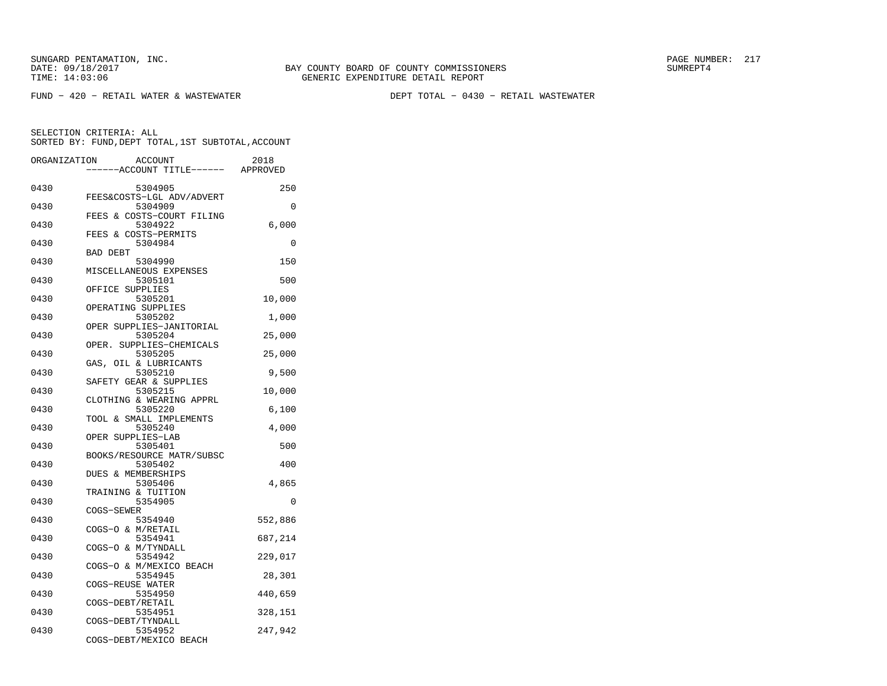FUND − 420 − RETAIL WATER & WASTEWATER

DEPT TOTAL − 0430 − RETAIL WASTEWATER

SELECTION CRITERIA: ALL
SORTED BY: FUND,DEPT TOTAL,1ST SUBTOTAL,ACCOUNT

| ORGANIZATION | ACCOUNT / ACCOUNT TITLE | 2018 APPROVED |
|---|---|---|
| 0430 | 5304905 FEES&COSTS−LGL ADV/ADVERT | 250 |
| 0430 | 5304909 FEES & COSTS−COURT FILING | 0 |
| 0430 | 5304922 FEES & COSTS−PERMITS | 6,000 |
| 0430 | 5304984 BAD DEBT | 0 |
| 0430 | 5304990 MISCELLANEOUS EXPENSES | 150 |
| 0430 | 5305101 OFFICE SUPPLIES | 500 |
| 0430 | 5305201 OPERATING SUPPLIES | 10,000 |
| 0430 | 5305202 OPER SUPPLIES−JANITORIAL | 1,000 |
| 0430 | 5305204 OPER. SUPPLIES−CHEMICALS | 25,000 |
| 0430 | 5305205 GAS, OIL & LUBRICANTS | 25,000 |
| 0430 | 5305210 SAFETY GEAR & SUPPLIES | 9,500 |
| 0430 | 5305215 CLOTHING & WEARING APPRL | 10,000 |
| 0430 | 5305220 TOOL & SMALL IMPLEMENTS | 6,100 |
| 0430 | 5305240 OPER SUPPLIES−LAB | 4,000 |
| 0430 | 5305401 BOOKS/RESOURCE MATR/SUBSC | 500 |
| 0430 | 5305402 DUES & MEMBERSHIPS | 400 |
| 0430 | 5305406 TRAINING & TUITION | 4,865 |
| 0430 | 5354905 COGS−SEWER | 0 |
| 0430 | 5354940 COGS−O & M/RETAIL | 552,886 |
| 0430 | 5354941 COGS−O & M/TYNDALL | 687,214 |
| 0430 | 5354942 COGS−O & M/MEXICO BEACH | 229,017 |
| 0430 | 5354945 COGS−REUSE WATER | 28,301 |
| 0430 | 5354950 COGS−DEBT/RETAIL | 440,659 |
| 0430 | 5354951 COGS−DEBT/TYNDALL | 328,151 |
| 0430 | 5354952 COGS−DEBT/MEXICO BEACH | 247,942 |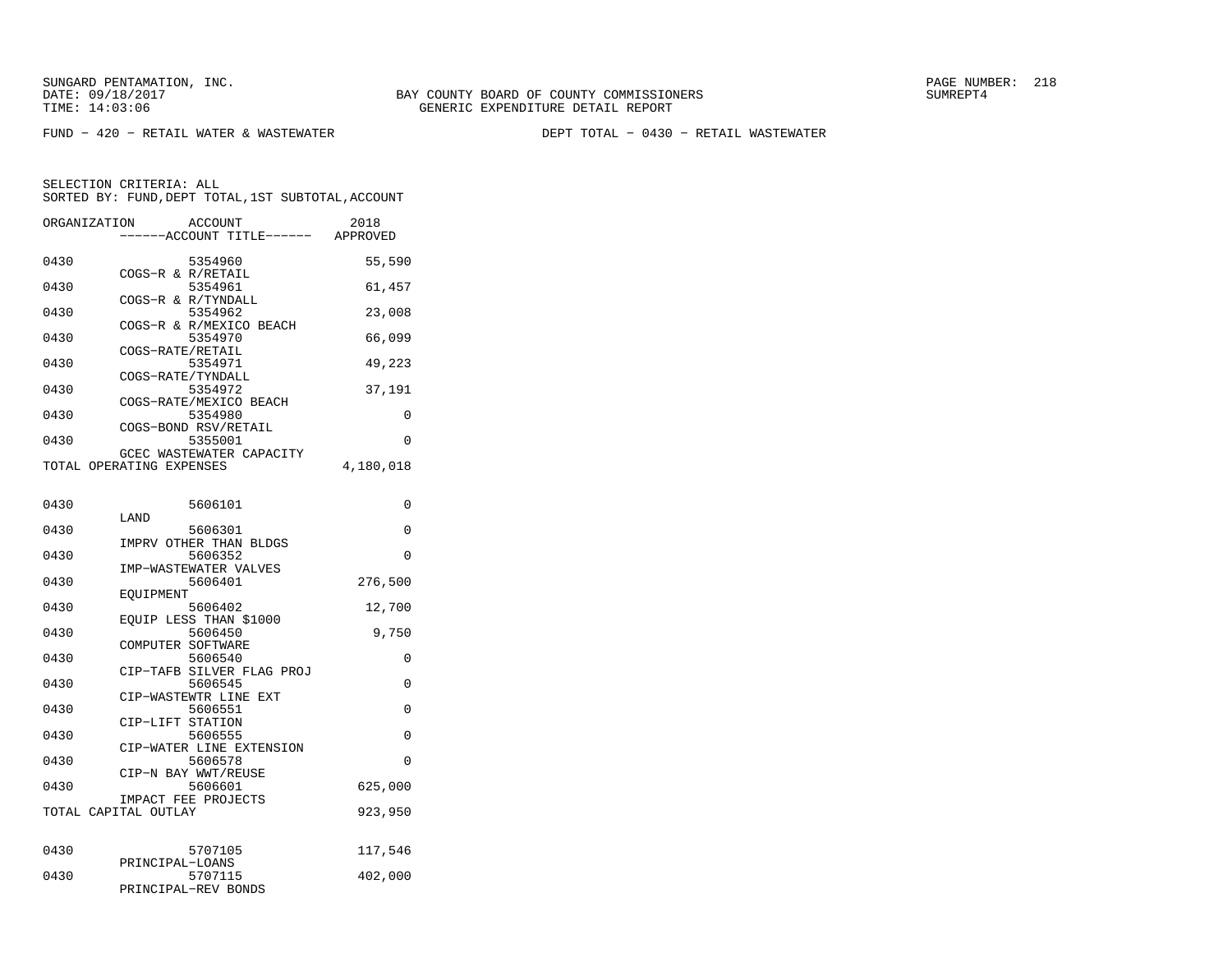BAY COUNTY BOARD OF COUNTY COMMISSIONERS
GENERIC EXPENDITURE DETAIL REPORT

FUND - 420 - RETAIL WATER & WASTEWATER    DEPT TOTAL - 0430 - RETAIL WASTEWATER

SELECTION CRITERIA: ALL
SORTED BY: FUND,DEPT TOTAL,1ST SUBTOTAL,ACCOUNT

| ORGANIZATION | ACCOUNT / ACCOUNT TITLE | 2018 APPROVED |
|---|---|---|
| 0430 | 5354960 COGS-R & R/RETAIL | 55,590 |
| 0430 | 5354961 COGS-R & R/TYNDALL | 61,457 |
| 0430 | 5354962 COGS-R & R/MEXICO BEACH | 23,008 |
| 0430 | 5354970 COGS-RATE/RETAIL | 66,099 |
| 0430 | 5354971 COGS-RATE/TYNDALL | 49,223 |
| 0430 | 5354972 COGS-RATE/MEXICO BEACH | 37,191 |
| 0430 | 5354980 COGS-BOND RSV/RETAIL | 0 |
| 0430 | 5355001 GCEC WASTEWATER CAPACITY | 0 |
| TOTAL OPERATING EXPENSES | | 4,180,018 |
| 0430 | 5606101 LAND | 0 |
| 0430 | 5606301 IMPRV OTHER THAN BLDGS | 0 |
| 0430 | 5606352 IMP-WASTEWATER VALVES | 0 |
| 0430 | 5606401 EQUIPMENT | 276,500 |
| 0430 | 5606402 EQUIP LESS THAN $1000 | 12,700 |
| 0430 | 5606450 COMPUTER SOFTWARE | 9,750 |
| 0430 | 5606540 CIP-TAFB SILVER FLAG PROJ | 0 |
| 0430 | 5606545 CIP-WASTEWTR LINE EXT | 0 |
| 0430 | 5606551 CIP-LIFT STATION | 0 |
| 0430 | 5606555 CIP-WATER LINE EXTENSION | 0 |
| 0430 | 5606578 CIP-N BAY WWT/REUSE | 0 |
| 0430 | 5606601 IMPACT FEE PROJECTS | 625,000 |
| TOTAL CAPITAL OUTLAY | | 923,950 |
| 0430 | 5707105 PRINCIPAL-LOANS | 117,546 |
| 0430 | 5707115 PRINCIPAL-REV BONDS | 402,000 |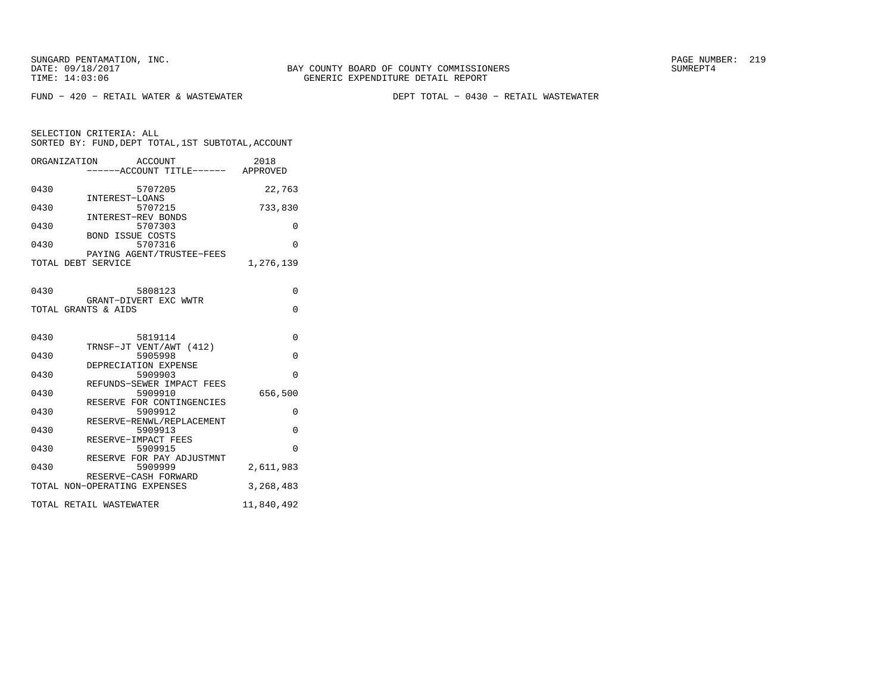BAY COUNTY BOARD OF COUNTY COMMISSIONERS
GENERIC EXPENDITURE DETAIL REPORT

FUND − 420 − RETAIL WATER & WASTEWATER DEPT TOTAL − 0430 − RETAIL WASTEWATER

SELECTION CRITERIA: ALL
SORTED BY: FUND,DEPT TOTAL,1ST SUBTOTAL,ACCOUNT

| ORGANIZATION | ACCOUNT / ACCOUNT TITLE | 2018 APPROVED |
|---|---|---|
| 0430 | 5707205 INTEREST−LOANS | 22,763 |
| 0430 | 5707215 INTEREST−REV BONDS | 733,830 |
| 0430 | 5707303 BOND ISSUE COSTS | 0 |
| 0430 | 5707316 PAYING AGENT/TRUSTEE−FEES | 0 |
| TOTAL DEBT SERVICE | | 1,276,139 |
| 0430 | 5808123 GRANT−DIVERT EXC WWTR | 0 |
| TOTAL GRANTS & AIDS | | 0 |
| 0430 | 5819114 TRNSF−JT VENT/AWT (412) | 0 |
| 0430 | 5905998 DEPRECIATION EXPENSE | 0 |
| 0430 | 5909903 REFUNDS−SEWER IMPACT FEES | 0 |
| 0430 | 5909910 RESERVE FOR CONTINGENCIES | 656,500 |
| 0430 | 5909912 RESERVE−RENWL/REPLACEMENT | 0 |
| 0430 | 5909913 RESERVE−IMPACT FEES | 0 |
| 0430 | 5909915 RESERVE FOR PAY ADJUSTMNT | 0 |
| 0430 | 5909999 RESERVE−CASH FORWARD | 2,611,983 |
| TOTAL NON−OPERATING EXPENSES | | 3,268,483 |
| TOTAL RETAIL WASTEWATER | | 11,840,492 |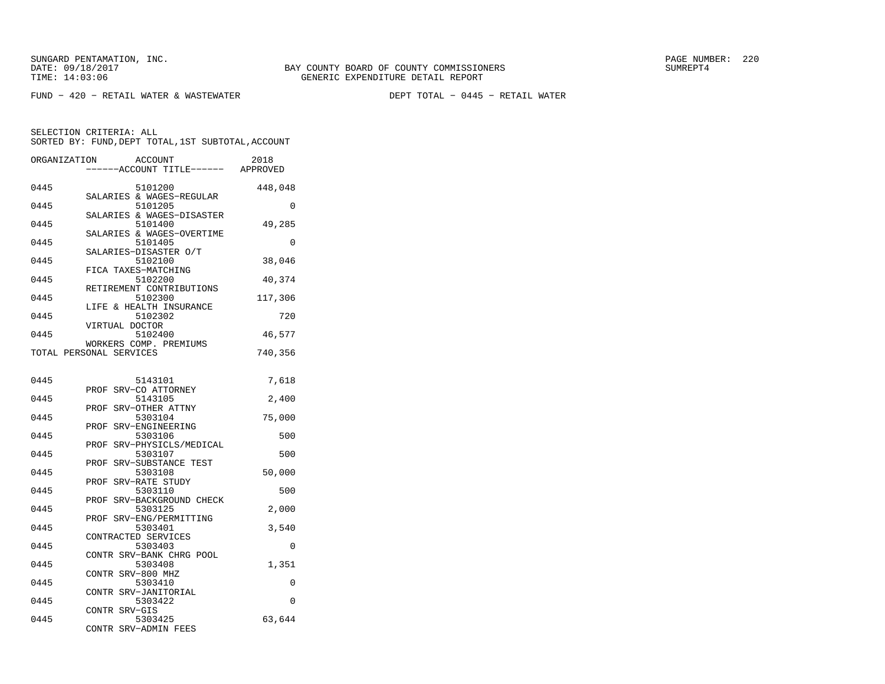SUNGARD PENTAMATION, INC.
DATE: 09/18/2017
TIME: 14:03:06

BAY COUNTY BOARD OF COUNTY COMMISSIONERS
GENERIC EXPENDITURE DETAIL REPORT

SUMREPT4

FUND - 420 - RETAIL WATER & WASTEWATER        DEPT TOTAL - 0445 - RETAIL WATER

SELECTION CRITERIA: ALL
SORTED BY: FUND,DEPT TOTAL,1ST SUBTOTAL,ACCOUNT

| ORGANIZATION | ACCOUNT / ACCOUNT TITLE | 2018 APPROVED |
|---|---|---|
| 0445 | 5101200 SALARIES & WAGES-REGULAR | 448,048 |
| 0445 | 5101205 SALARIES & WAGES-DISASTER | 0 |
| 0445 | 5101400 SALARIES & WAGES-OVERTIME | 49,285 |
| 0445 | 5101405 SALARIES-DISASTER O/T | 0 |
| 0445 | 5102100 FICA TAXES-MATCHING | 38,046 |
| 0445 | 5102200 RETIREMENT CONTRIBUTIONS | 40,374 |
| 0445 | 5102300 LIFE & HEALTH INSURANCE | 117,306 |
| 0445 | 5102302 VIRTUAL DOCTOR | 720 |
| 0445 | 5102400 WORKERS COMP. PREMIUMS | 46,577 |
| TOTAL PERSONAL SERVICES | | 740,356 |
| 0445 | 5143101 PROF SRV-CO ATTORNEY | 7,618 |
| 0445 | 5143105 PROF SRV-OTHER ATTNY | 2,400 |
| 0445 | 5303104 PROF SRV-ENGINEERING | 75,000 |
| 0445 | 5303106 PROF SRV-PHYSICLS/MEDICAL | 500 |
| 0445 | 5303107 PROF SRV-SUBSTANCE TEST | 500 |
| 0445 | 5303108 PROF SRV-RATE STUDY | 50,000 |
| 0445 | 5303110 PROF SRV-BACKGROUND CHECK | 500 |
| 0445 | 5303125 PROF SRV-ENG/PERMITTING | 2,000 |
| 0445 | 5303401 CONTRACTED SERVICES | 3,540 |
| 0445 | 5303403 CONTR SRV-BANK CHRG POOL | 0 |
| 0445 | 5303408 CONTR SRV-800 MHZ | 1,351 |
| 0445 | 5303410 CONTR SRV-JANITORIAL | 0 |
| 0445 | 5303422 CONTR SRV-GIS | 0 |
| 0445 | 5303425 CONTR SRV-ADMIN FEES | 63,644 |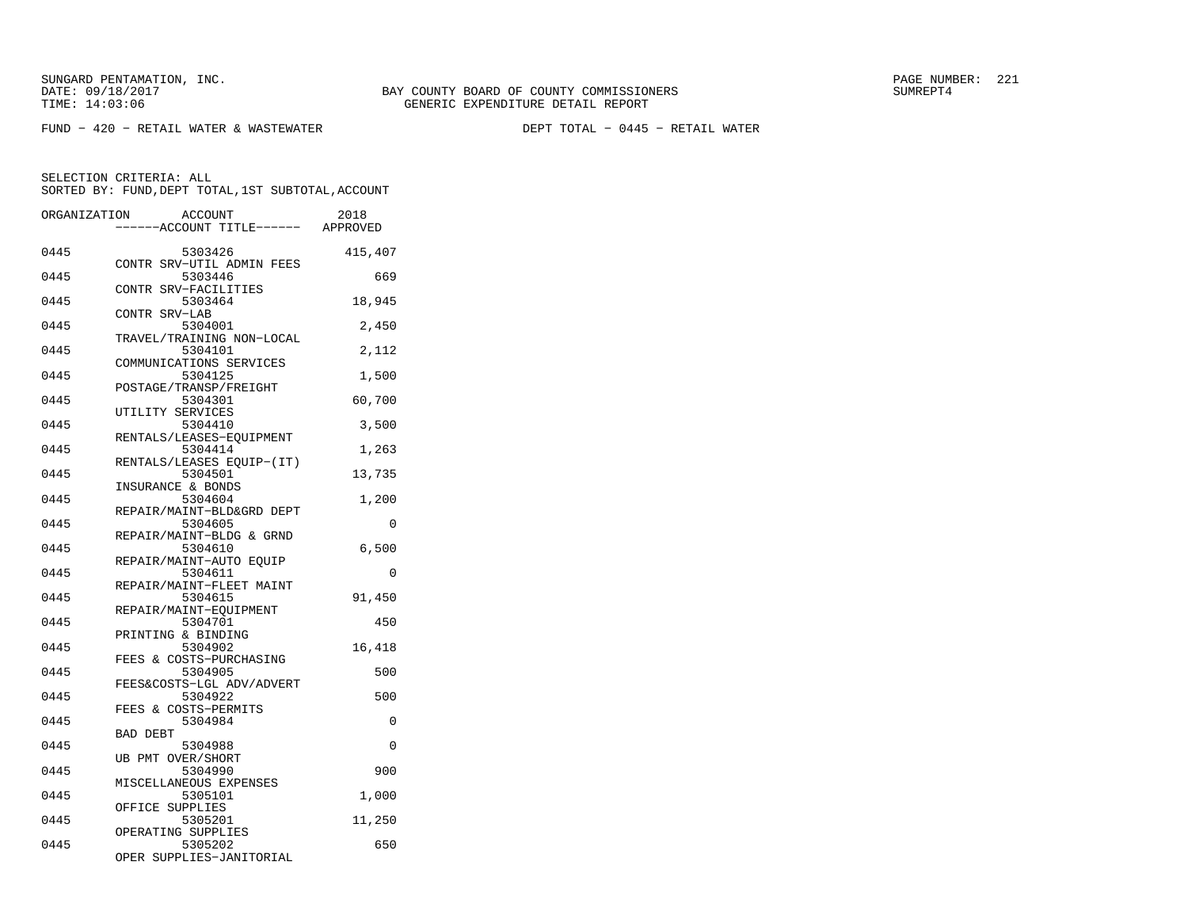SUNGARD PENTAMATION, INC.
DATE: 09/18/2017
TIME: 14:03:06

BAY COUNTY BOARD OF COUNTY COMMISSIONERS
GENERIC EXPENDITURE DETAIL REPORT

SUMREPT4

FUND − 420 − RETAIL WATER & WASTEWATER

DEPT TOTAL − 0445 − RETAIL WATER

SELECTION CRITERIA: ALL
SORTED BY: FUND,DEPT TOTAL,1ST SUBTOTAL,ACCOUNT

| ORGANIZATION | ACCOUNT / ACCOUNT TITLE | 2018 APPROVED |
|---|---|---|
| 0445 | 5303426 CONTR SRV−UTIL ADMIN FEES | 415,407 |
| 0445 | 5303446 CONTR SRV−FACILITIES | 669 |
| 0445 | 5303464 CONTR SRV−LAB | 18,945 |
| 0445 | 5304001 TRAVEL/TRAINING NON−LOCAL | 2,450 |
| 0445 | 5304101 COMMUNICATIONS SERVICES | 2,112 |
| 0445 | 5304125 POSTAGE/TRANSP/FREIGHT | 1,500 |
| 0445 | 5304301 UTILITY SERVICES | 60,700 |
| 0445 | 5304410 RENTALS/LEASES−EQUIPMENT | 3,500 |
| 0445 | 5304414 RENTALS/LEASES EQUIP−(IT) | 1,263 |
| 0445 | 5304501 INSURANCE & BONDS | 13,735 |
| 0445 | 5304604 REPAIR/MAINT−BLD&GRD DEPT | 1,200 |
| 0445 | 5304605 REPAIR/MAINT−BLDG & GRND | 0 |
| 0445 | 5304610 REPAIR/MAINT−AUTO EQUIP | 6,500 |
| 0445 | 5304611 REPAIR/MAINT−FLEET MAINT | 0 |
| 0445 | 5304615 REPAIR/MAINT−EQUIPMENT | 91,450 |
| 0445 | 5304701 PRINTING & BINDING | 450 |
| 0445 | 5304902 FEES & COSTS−PURCHASING | 16,418 |
| 0445 | 5304905 FEES&COSTS−LGL ADV/ADVERT | 500 |
| 0445 | 5304922 FEES & COSTS−PERMITS | 500 |
| 0445 | 5304984 BAD DEBT | 0 |
| 0445 | 5304988 UB PMT OVER/SHORT | 0 |
| 0445 | 5304990 MISCELLANEOUS EXPENSES | 900 |
| 0445 | 5305101 OFFICE SUPPLIES | 1,000 |
| 0445 | 5305201 OPERATING SUPPLIES | 11,250 |
| 0445 | 5305202 OPER SUPPLIES−JANITORIAL | 650 |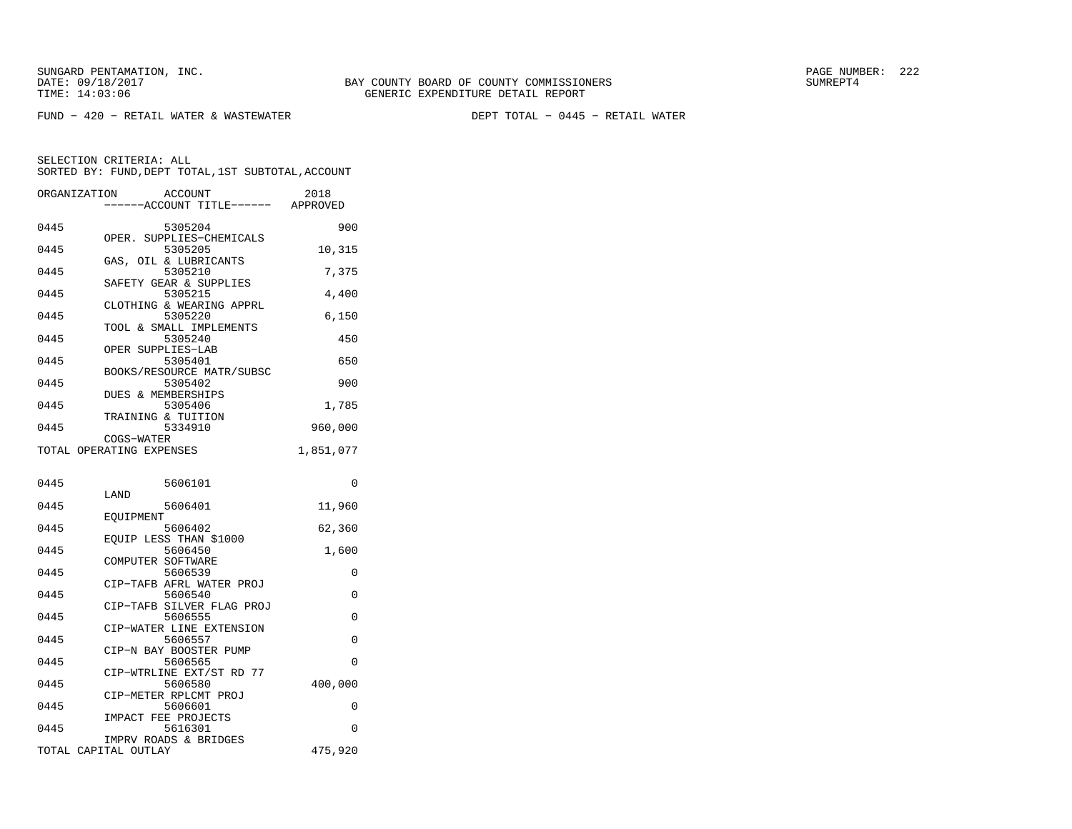SUNGARD PENTAMATION, INC.
DATE: 09/18/2017
TIME: 14:03:06

BAY COUNTY BOARD OF COUNTY COMMISSIONERS
GENERIC EXPENDITURE DETAIL REPORT

SUMREPT4

FUND - 420 - RETAIL WATER & WASTEWATER          DEPT TOTAL - 0445 - RETAIL WATER

SELECTION CRITERIA: ALL
SORTED BY: FUND,DEPT TOTAL,1ST SUBTOTAL,ACCOUNT

| ORGANIZATION | ACCOUNT ------ACCOUNT TITLE------ | 2018 APPROVED |
|---|---|---|
| 0445 | 5305204 OPER. SUPPLIES-CHEMICALS | 900 |
| 0445 | 5305205 GAS, OIL & LUBRICANTS | 10,315 |
| 0445 | 5305210 SAFETY GEAR & SUPPLIES | 7,375 |
| 0445 | 5305215 CLOTHING & WEARING APPRL | 4,400 |
| 0445 | 5305220 TOOL & SMALL IMPLEMENTS | 6,150 |
| 0445 | 5305240 OPER SUPPLIES-LAB | 450 |
| 0445 | 5305401 BOOKS/RESOURCE MATR/SUBSC | 650 |
| 0445 | 5305402 DUES & MEMBERSHIPS | 900 |
| 0445 | 5305406 TRAINING & TUITION | 1,785 |
| 0445 | 5334910 COGS-WATER | 960,000 |
| TOTAL OPERATING EXPENSES | | 1,851,077 |
| | | |
| 0445 | 5606101 LAND | 0 |
| 0445 | 5606401 EQUIPMENT | 11,960 |
| 0445 | 5606402 EQUIP LESS THAN $1000 | 62,360 |
| 0445 | 5606450 COMPUTER SOFTWARE | 1,600 |
| 0445 | 5606539 CIP-TAFB AFRL WATER PROJ | 0 |
| 0445 | 5606540 CIP-TAFB SILVER FLAG PROJ | 0 |
| 0445 | 5606555 CIP-WATER LINE EXTENSION | 0 |
| 0445 | 5606557 CIP-N BAY BOOSTER PUMP | 0 |
| 0445 | 5606565 CIP-WTRLINE EXT/ST RD 77 | 0 |
| 0445 | 5606580 CIP-METER RPLCMT PROJ | 400,000 |
| 0445 | 5606601 IMPACT FEE PROJECTS | 0 |
| 0445 | 5616301 IMPRV ROADS & BRIDGES | 0 |
| TOTAL CAPITAL OUTLAY | | 475,920 |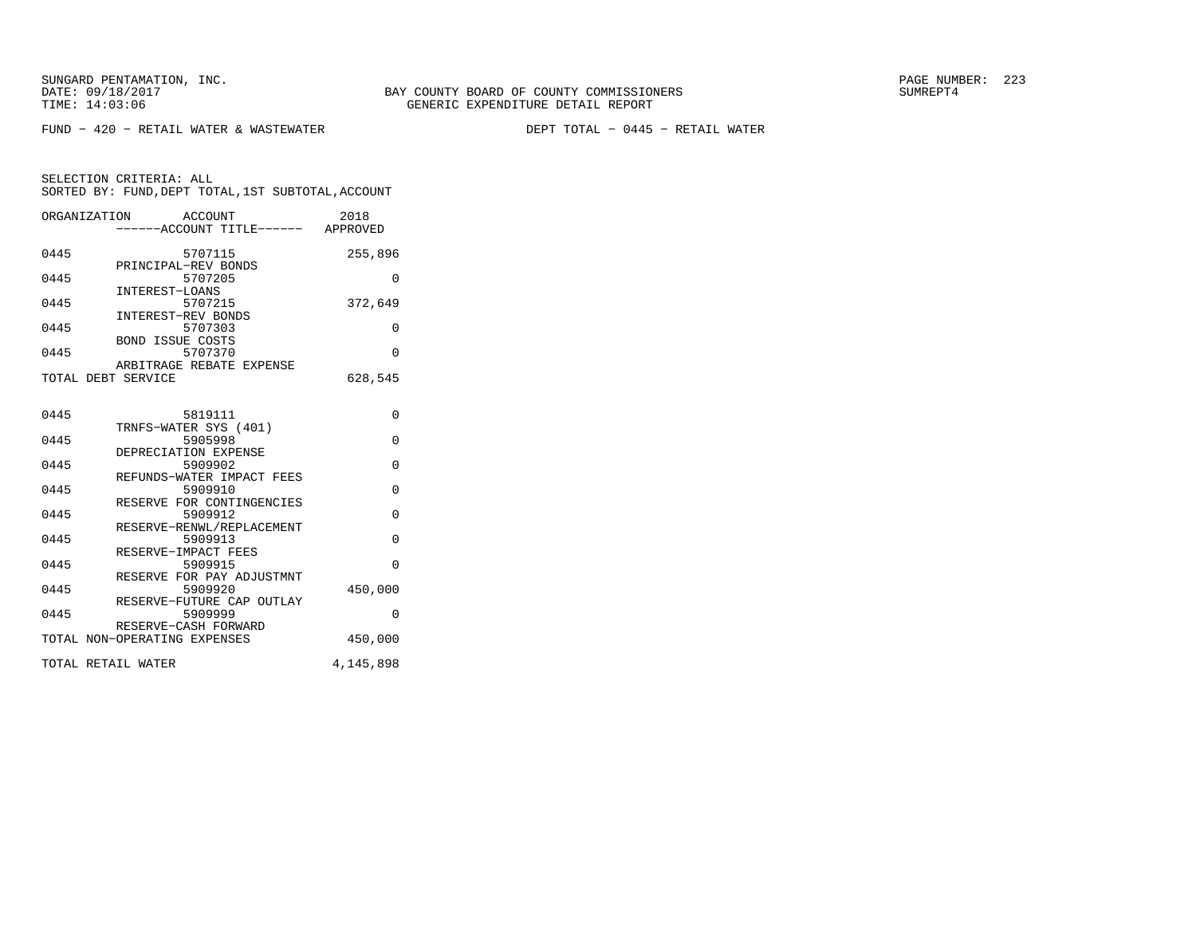BAY COUNTY BOARD OF COUNTY COMMISSIONERS
GENERIC EXPENDITURE DETAIL REPORT

FUND - 420 - RETAIL WATER & WASTEWATER　　　　DEPT TOTAL - 0445 - RETAIL WATER

SELECTION CRITERIA: ALL
SORTED BY: FUND,DEPT TOTAL,1ST SUBTOTAL,ACCOUNT

| ORGANIZATION | ACCOUNT / ACCOUNT TITLE | 2018 APPROVED |
|---|---|---|
| 0445 | 5707115 PRINCIPAL-REV BONDS | 255,896 |
| 0445 | 5707205 INTEREST-LOANS | 0 |
| 0445 | 5707215 INTEREST-REV BONDS | 372,649 |
| 0445 | 5707303 BOND ISSUE COSTS | 0 |
| 0445 | 5707370 ARBITRAGE REBATE EXPENSE | 0 |
| TOTAL DEBT SERVICE | | 628,545 |
| 0445 | 5819111 TRNFS-WATER SYS (401) | 0 |
| 0445 | 5905998 DEPRECIATION EXPENSE | 0 |
| 0445 | 5909902 REFUNDS-WATER IMPACT FEES | 0 |
| 0445 | 5909910 RESERVE FOR CONTINGENCIES | 0 |
| 0445 | 5909912 RESERVE-RENWL/REPLACEMENT | 0 |
| 0445 | 5909913 RESERVE-IMPACT FEES | 0 |
| 0445 | 5909915 RESERVE FOR PAY ADJUSTMNT | 0 |
| 0445 | 5909920 RESERVE-FUTURE CAP OUTLAY | 450,000 |
| 0445 | 5909999 RESERVE-CASH FORWARD | 0 |
| TOTAL NON-OPERATING EXPENSES | | 450,000 |
| TOTAL RETAIL WATER | | 4,145,898 |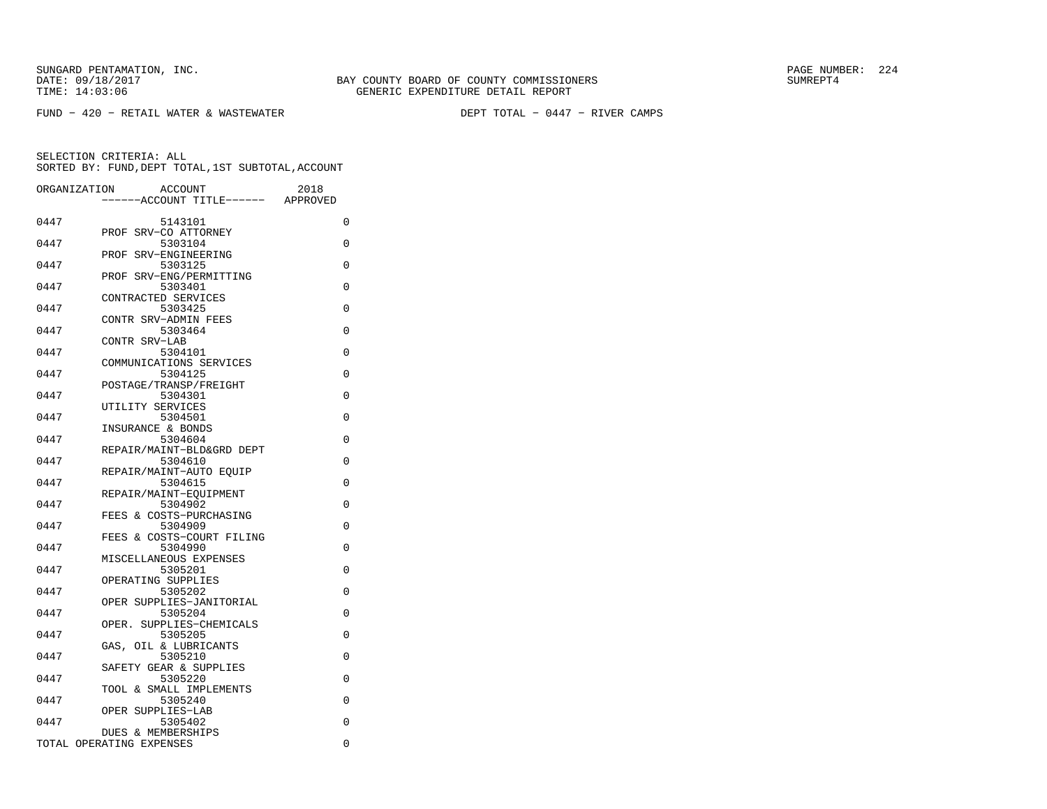SUNGARD PENTAMATION, INC.
DATE: 09/18/2017
TIME: 14:03:06

BAY COUNTY BOARD OF COUNTY COMMISSIONERS
GENERIC EXPENDITURE DETAIL REPORT

SUMREPT4

FUND - 420 - RETAIL WATER & WASTEWATER

DEPT TOTAL - 0447 - RIVER CAMPS

SELECTION CRITERIA: ALL
SORTED BY: FUND,DEPT TOTAL,1ST SUBTOTAL,ACCOUNT

| ORGANIZATION | ACCOUNT<br>------ACCOUNT TITLE------ | 2018<br>APPROVED |
|---|---|---|
| 0447 | 5143101<br>PROF SRV-CO ATTORNEY | 0 |
| 0447 | 5303104<br>PROF SRV-ENGINEERING | 0 |
| 0447 | 5303125<br>PROF SRV-ENG/PERMITTING | 0 |
| 0447 | 5303401<br>CONTRACTED SERVICES | 0 |
| 0447 | 5303425<br>CONTR SRV-ADMIN FEES | 0 |
| 0447 | 5303464<br>CONTR SRV-LAB | 0 |
| 0447 | 5304101<br>COMMUNICATIONS SERVICES | 0 |
| 0447 | 5304125<br>POSTAGE/TRANSP/FREIGHT | 0 |
| 0447 | 5304301<br>UTILITY SERVICES | 0 |
| 0447 | 5304501<br>INSURANCE & BONDS | 0 |
| 0447 | 5304604<br>REPAIR/MAINT-BLD&GRD DEPT | 0 |
| 0447 | 5304610<br>REPAIR/MAINT-AUTO EQUIP | 0 |
| 0447 | 5304615<br>REPAIR/MAINT-EQUIPMENT | 0 |
| 0447 | 5304902<br>FEES & COSTS-PURCHASING | 0 |
| 0447 | 5304909<br>FEES & COSTS-COURT FILING | 0 |
| 0447 | 5304990<br>MISCELLANEOUS EXPENSES | 0 |
| 0447 | 5305201<br>OPERATING SUPPLIES | 0 |
| 0447 | 5305202<br>OPER SUPPLIES-JANITORIAL | 0 |
| 0447 | 5305204<br>OPER. SUPPLIES-CHEMICALS | 0 |
| 0447 | 5305205<br>GAS, OIL & LUBRICANTS | 0 |
| 0447 | 5305210<br>SAFETY GEAR & SUPPLIES | 0 |
| 0447 | 5305220<br>TOOL & SMALL IMPLEMENTS | 0 |
| 0447 | 5305240<br>OPER SUPPLIES-LAB | 0 |
| 0447 | 5305402<br>DUES & MEMBERSHIPS | 0 |
| TOTAL OPERATING EXPENSES | | 0 |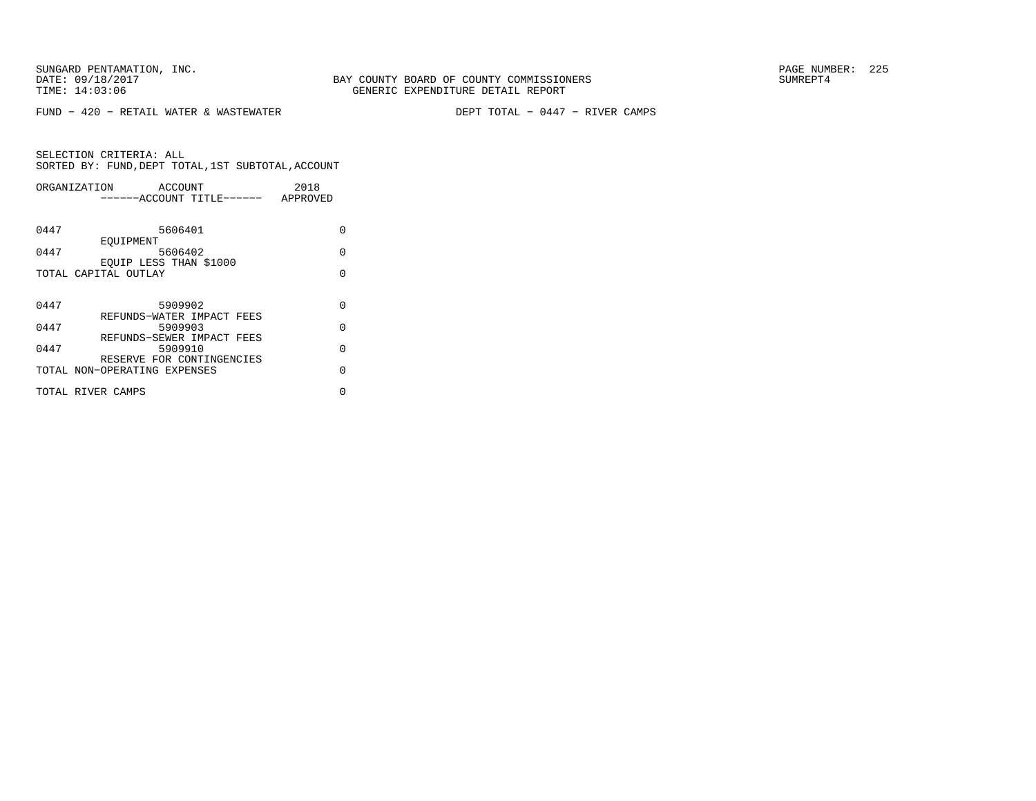FUND − 420 − RETAIL WATER & WASTEWATER　　　　　DEPT TOTAL − 0447 − RIVER CAMPS

SELECTION CRITERIA: ALL
SORTED BY: FUND,DEPT TOTAL,1ST SUBTOTAL,ACCOUNT

| ORGANIZATION | ACCOUNT ------ACCOUNT TITLE------ | 2018 APPROVED |
|---|---|---|
| 0447 | 5606401 EQUIPMENT | 0 |
| 0447 | 5606402 EQUIP LESS THAN $1000 | 0 |
| TOTAL CAPITAL OUTLAY | | 0 |
| 0447 | 5909902 REFUNDS−WATER IMPACT FEES | 0 |
| 0447 | 5909903 REFUNDS−SEWER IMPACT FEES | 0 |
| 0447 | 5909910 RESERVE FOR CONTINGENCIES | 0 |
| TOTAL NON−OPERATING EXPENSES | | 0 |
| TOTAL RIVER CAMPS | | 0 |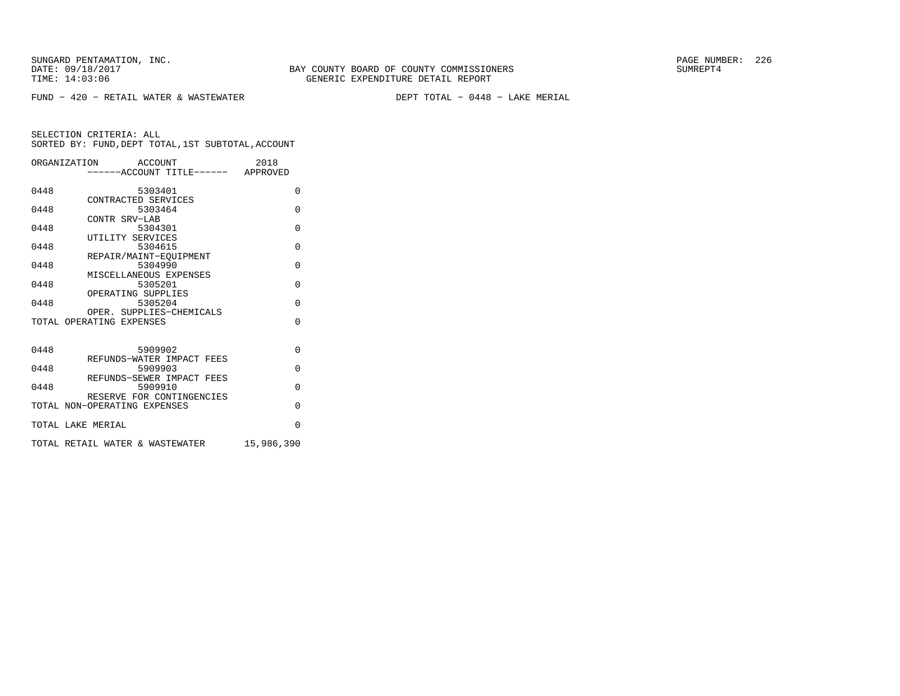SUNGARD PENTAMATION, INC.
DATE: 09/18/2017
TIME: 14:03:06

BAY COUNTY BOARD OF COUNTY COMMISSIONERS
GENERIC EXPENDITURE DETAIL REPORT

SUMREPT4

FUND - 420 - RETAIL WATER & WASTEWATER

DEPT TOTAL - 0448 - LAKE MERIAL

SELECTION CRITERIA: ALL
SORTED BY: FUND,DEPT TOTAL,1ST SUBTOTAL,ACCOUNT

| ORGANIZATION | ACCOUNT ------ACCOUNT TITLE------ | 2018 APPROVED |
|---|---|---|
| 0448 | 5303401 CONTRACTED SERVICES | 0 |
| 0448 | 5303464 CONTR SRV-LAB | 0 |
| 0448 | 5304301 UTILITY SERVICES | 0 |
| 0448 | 5304615 REPAIR/MAINT-EQUIPMENT | 0 |
| 0448 | 5304990 MISCELLANEOUS EXPENSES | 0 |
| 0448 | 5305201 OPERATING SUPPLIES | 0 |
| 0448 | 5305204 OPER. SUPPLIES-CHEMICALS | 0 |
| TOTAL OPERATING EXPENSES | | 0 |
| 0448 | 5909902 REFUNDS-WATER IMPACT FEES | 0 |
| 0448 | 5909903 REFUNDS-SEWER IMPACT FEES | 0 |
| 0448 | 5909910 RESERVE FOR CONTINGENCIES | 0 |
| TOTAL NON-OPERATING EXPENSES | | 0 |
| TOTAL LAKE MERIAL | | 0 |
| TOTAL RETAIL WATER & WASTEWATER | | 15,986,390 |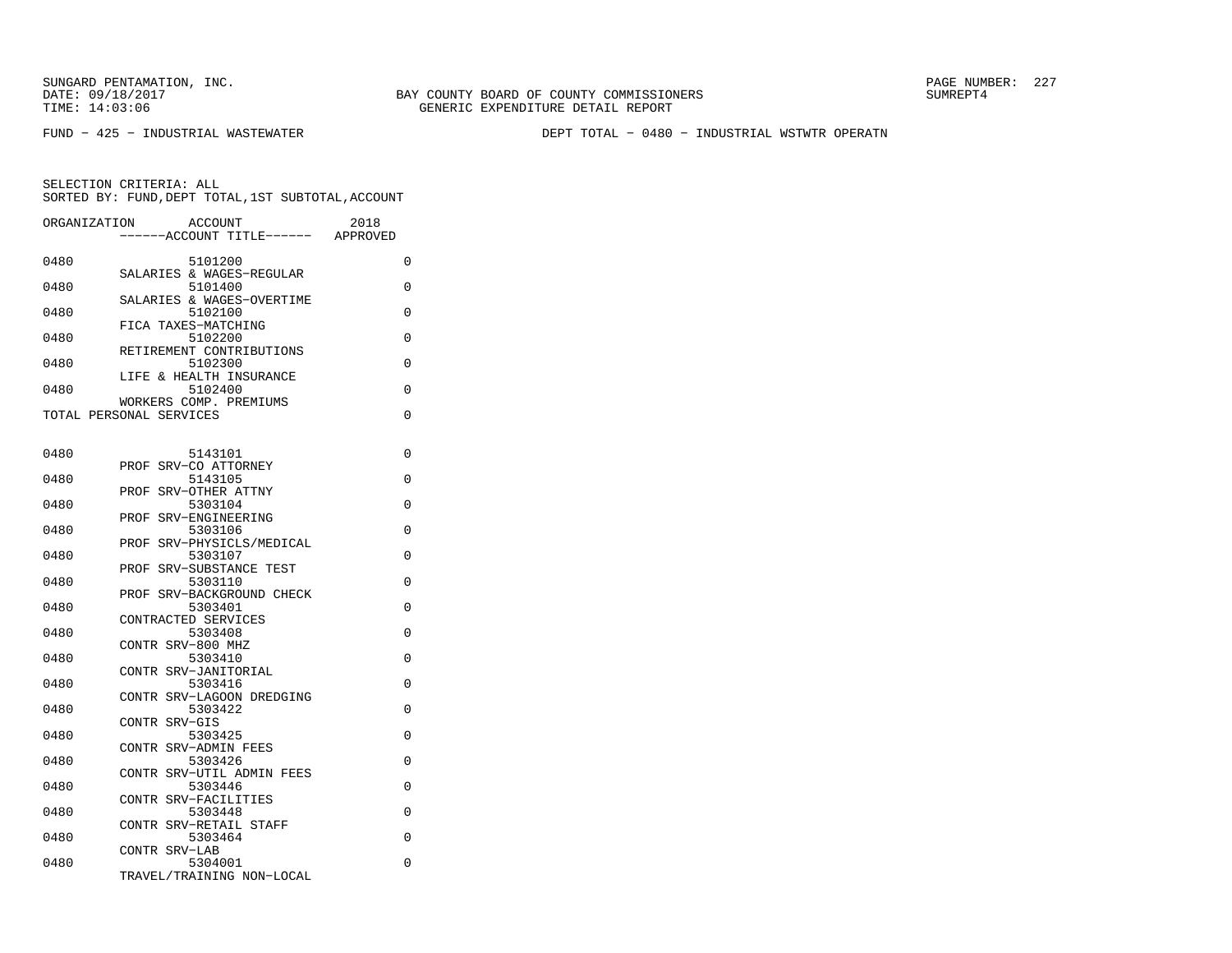SUNGARD PENTAMATION, INC.
DATE: 09/18/2017
TIME: 14:03:06

BAY COUNTY BOARD OF COUNTY COMMISSIONERS
GENERIC EXPENDITURE DETAIL REPORT

SUMREPT4

FUND - 425 - INDUSTRIAL WASTEWATER

DEPT TOTAL - 0480 - INDUSTRIAL WSTWTR OPERATN

SELECTION CRITERIA: ALL
SORTED BY: FUND,DEPT TOTAL,1ST SUBTOTAL,ACCOUNT

| ORGANIZATION | ACCOUNT / ------ACCOUNT TITLE------ | 2018 APPROVED |
|---|---|---|
| 0480 | 5101200 SALARIES & WAGES-REGULAR | 0 |
| 0480 | 5101400 SALARIES & WAGES-OVERTIME | 0 |
| 0480 | 5102100 FICA TAXES-MATCHING | 0 |
| 0480 | 5102200 RETIREMENT CONTRIBUTIONS | 0 |
| 0480 | 5102300 LIFE & HEALTH INSURANCE | 0 |
| 0480 | 5102400 WORKERS COMP. PREMIUMS | 0 |
| TOTAL PERSONAL SERVICES | | 0 |
| 0480 | 5143101 PROF SRV-CO ATTORNEY | 0 |
| 0480 | 5143105 PROF SRV-OTHER ATTNY | 0 |
| 0480 | 5303104 PROF SRV-ENGINEERING | 0 |
| 0480 | 5303106 PROF SRV-PHYSICLS/MEDICAL | 0 |
| 0480 | 5303107 PROF SRV-SUBSTANCE TEST | 0 |
| 0480 | 5303110 PROF SRV-BACKGROUND CHECK | 0 |
| 0480 | 5303401 CONTRACTED SERVICES | 0 |
| 0480 | 5303408 CONTR SRV-800 MHZ | 0 |
| 0480 | 5303410 CONTR SRV-JANITORIAL | 0 |
| 0480 | 5303416 CONTR SRV-LAGOON DREDGING | 0 |
| 0480 | 5303422 CONTR SRV-GIS | 0 |
| 0480 | 5303425 CONTR SRV-ADMIN FEES | 0 |
| 0480 | 5303426 CONTR SRV-UTIL ADMIN FEES | 0 |
| 0480 | 5303446 CONTR SRV-FACILITIES | 0 |
| 0480 | 5303448 CONTR SRV-RETAIL STAFF | 0 |
| 0480 | 5303464 CONTR SRV-LAB | 0 |
| 0480 | 5304001 TRAVEL/TRAINING NON-LOCAL | 0 |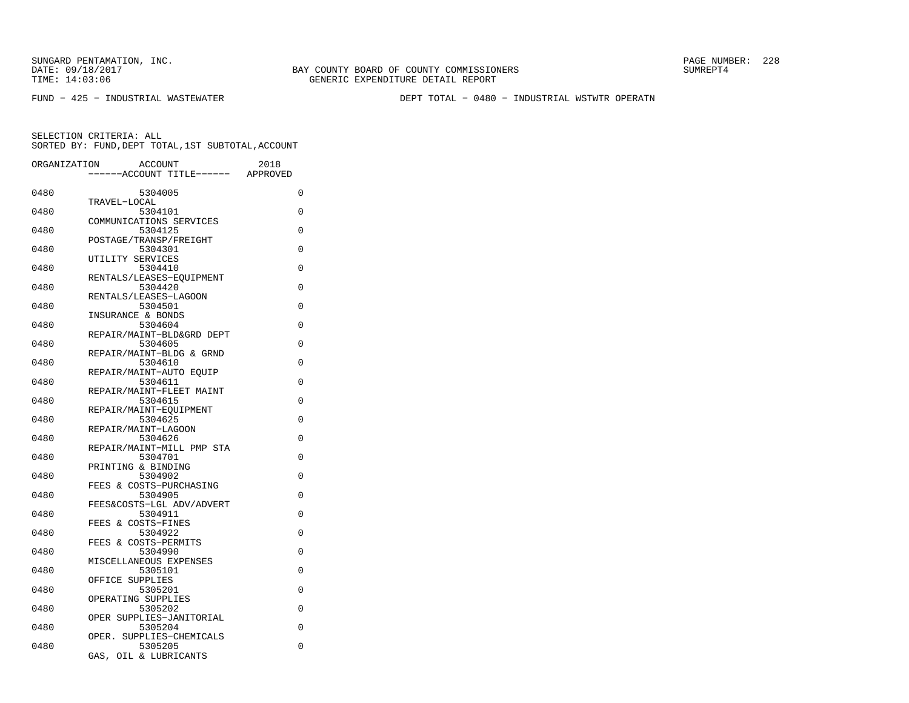SUNGARD PENTAMATION, INC.
DATE: 09/18/2017
TIME: 14:03:06

BAY COUNTY BOARD OF COUNTY COMMISSIONERS
GENERIC EXPENDITURE DETAIL REPORT

SUMREPT4

FUND - 425 - INDUSTRIAL WASTEWATER

DEPT TOTAL - 0480 - INDUSTRIAL WSTWTR OPERATN

SELECTION CRITERIA: ALL
SORTED BY: FUND,DEPT TOTAL,1ST SUBTOTAL,ACCOUNT

| ORGANIZATION | ACCOUNT / ------ACCOUNT TITLE------ | 2018 APPROVED |
|---|---|---|
| 0480 | 5304005 TRAVEL-LOCAL | 0 |
| 0480 | 5304101 COMMUNICATIONS SERVICES | 0 |
| 0480 | 5304125 POSTAGE/TRANSP/FREIGHT | 0 |
| 0480 | 5304301 UTILITY SERVICES | 0 |
| 0480 | 5304410 RENTALS/LEASES-EQUIPMENT | 0 |
| 0480 | 5304420 RENTALS/LEASES-LAGOON | 0 |
| 0480 | 5304501 INSURANCE & BONDS | 0 |
| 0480 | 5304604 REPAIR/MAINT-BLD&GRD DEPT | 0 |
| 0480 | 5304605 REPAIR/MAINT-BLDG & GRND | 0 |
| 0480 | 5304610 REPAIR/MAINT-AUTO EQUIP | 0 |
| 0480 | 5304611 REPAIR/MAINT-FLEET MAINT | 0 |
| 0480 | 5304615 REPAIR/MAINT-EQUIPMENT | 0 |
| 0480 | 5304625 REPAIR/MAINT-LAGOON | 0 |
| 0480 | 5304626 REPAIR/MAINT-MILL PMP STA | 0 |
| 0480 | 5304701 PRINTING & BINDING | 0 |
| 0480 | 5304902 FEES & COSTS-PURCHASING | 0 |
| 0480 | 5304905 FEES&COSTS-LGL ADV/ADVERT | 0 |
| 0480 | 5304911 FEES & COSTS-FINES | 0 |
| 0480 | 5304922 FEES & COSTS-PERMITS | 0 |
| 0480 | 5304990 MISCELLANEOUS EXPENSES | 0 |
| 0480 | 5305101 OFFICE SUPPLIES | 0 |
| 0480 | 5305201 OPERATING SUPPLIES | 0 |
| 0480 | 5305202 OPER SUPPLIES-JANITORIAL | 0 |
| 0480 | 5305204 OPER. SUPPLIES-CHEMICALS | 0 |
| 0480 | 5305205 GAS, OIL & LUBRICANTS | 0 |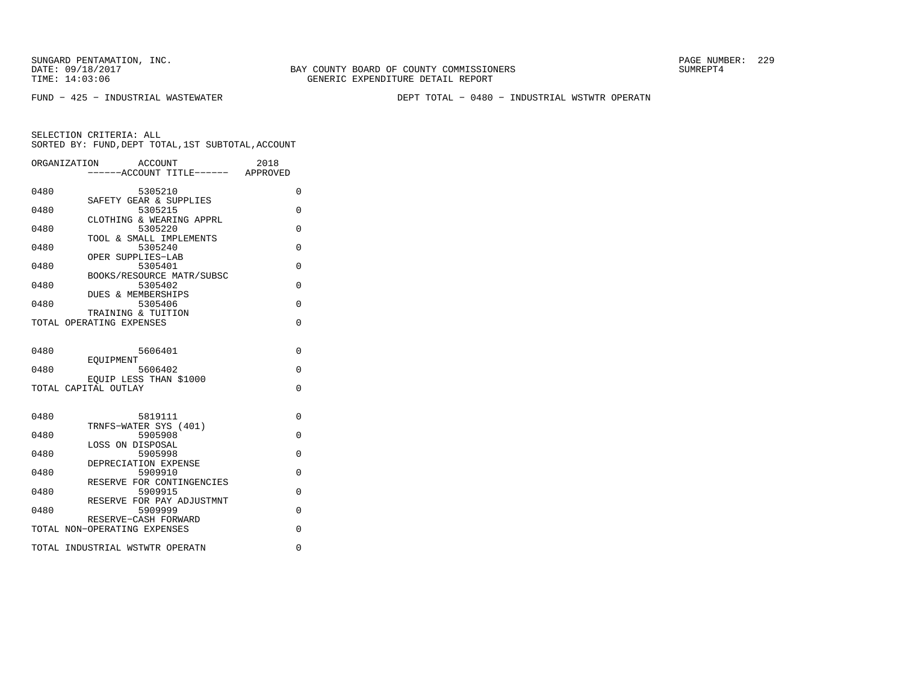SUNGARD PENTAMATION, INC.
DATE: 09/18/2017
TIME: 14:03:06

BAY COUNTY BOARD OF COUNTY COMMISSIONERS
GENERIC EXPENDITURE DETAIL REPORT

SUMREPT4

FUND − 425 − INDUSTRIAL WASTEWATER

DEPT TOTAL − 0480 − INDUSTRIAL WSTWTR OPERATN

SELECTION CRITERIA: ALL
SORTED BY: FUND,DEPT TOTAL,1ST SUBTOTAL,ACCOUNT

| ORGANIZATION | ACCOUNT ------ACCOUNT TITLE------ | 2018 APPROVED |
|---|---|---|
| 0480 | 5305210 SAFETY GEAR & SUPPLIES | 0 |
| 0480 | 5305215 CLOTHING & WEARING APPRL | 0 |
| 0480 | 5305220 TOOL & SMALL IMPLEMENTS | 0 |
| 0480 | 5305240 OPER SUPPLIES−LAB | 0 |
| 0480 | 5305401 BOOKS/RESOURCE MATR/SUBSC | 0 |
| 0480 | 5305402 DUES & MEMBERSHIPS | 0 |
| 0480 | 5305406 TRAINING & TUITION | 0 |
| TOTAL OPERATING EXPENSES | | 0 |
| 0480 | 5606401 EQUIPMENT | 0 |
| 0480 | 5606402 EQUIP LESS THAN $1000 | 0 |
| TOTAL CAPITAL OUTLAY | | 0 |
| 0480 | 5819111 TRNFS−WATER SYS (401) | 0 |
| 0480 | 5905908 LOSS ON DISPOSAL | 0 |
| 0480 | 5905998 DEPRECIATION EXPENSE | 0 |
| 0480 | 5909910 RESERVE FOR CONTINGENCIES | 0 |
| 0480 | 5909915 RESERVE FOR PAY ADJUSTMNT | 0 |
| 0480 | 5909999 RESERVE−CASH FORWARD | 0 |
| TOTAL NON−OPERATING EXPENSES | | 0 |
| TOTAL INDUSTRIAL WSTWTR OPERATN | | 0 |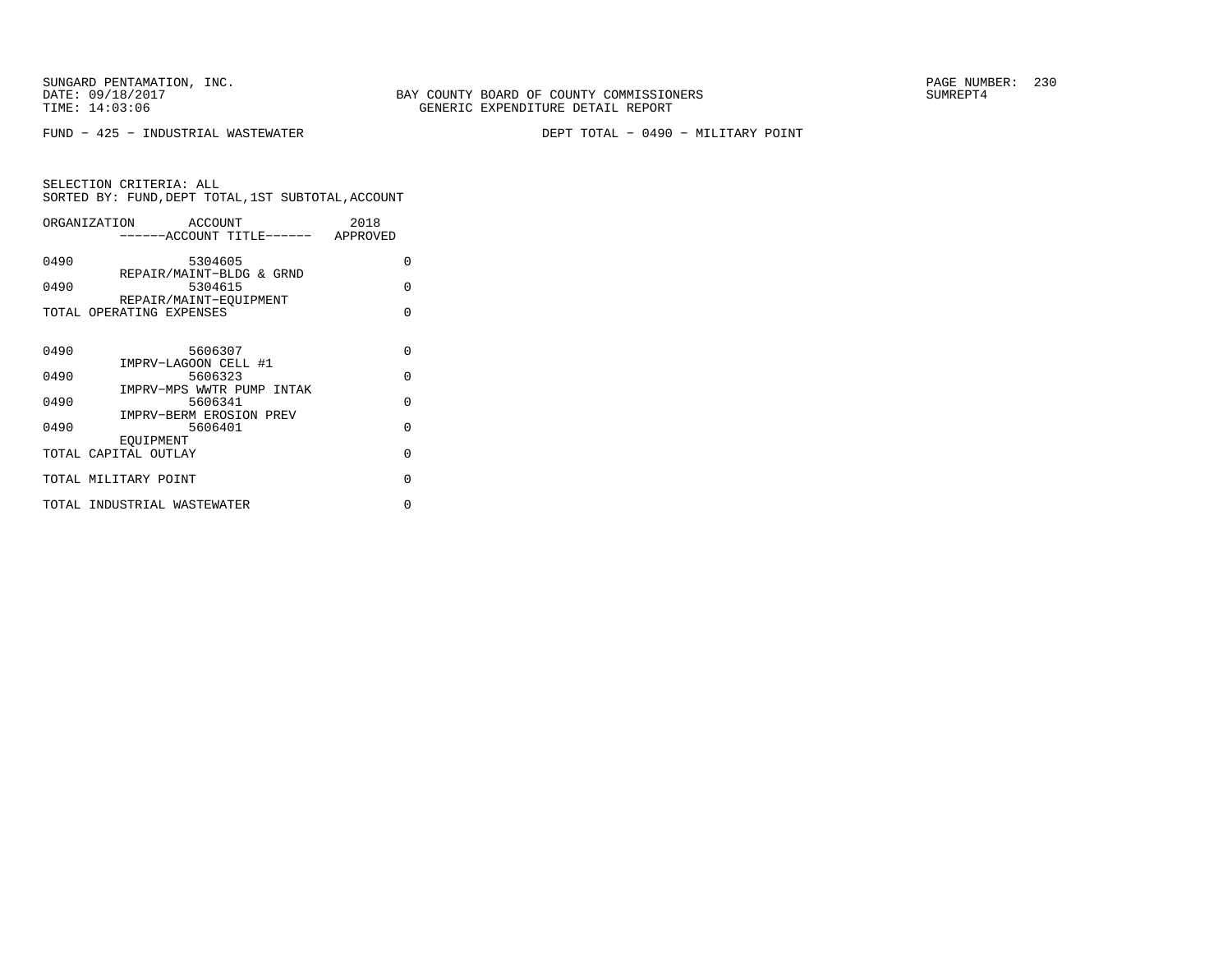BAY COUNTY BOARD OF COUNTY COMMISSIONERS
GENERIC EXPENDITURE DETAIL REPORT

FUND − 425 − INDUSTRIAL WASTEWATER

DEPT TOTAL − 0490 − MILITARY POINT

SELECTION CRITERIA: ALL
SORTED BY: FUND,DEPT TOTAL,1ST SUBTOTAL,ACCOUNT

| ORGANIZATION | ACCOUNT / ------ACCOUNT TITLE------ | 2018 APPROVED |
|---|---|---|
| 0490 | 5304605 REPAIR/MAINT−BLDG & GRND | 0 |
| 0490 | 5304615 REPAIR/MAINT−EQUIPMENT | 0 |
| TOTAL OPERATING EXPENSES | | 0 |
| 0490 | 5606307 IMPRV−LAGOON CELL #1 | 0 |
| 0490 | 5606323 IMPRV−MPS WWTR PUMP INTAK | 0 |
| 0490 | 5606341 IMPRV−BERM EROSION PREV | 0 |
| 0490 | 5606401 EQUIPMENT | 0 |
| TOTAL CAPITAL OUTLAY | | 0 |
| TOTAL MILITARY POINT | | 0 |
| TOTAL INDUSTRIAL WASTEWATER | | 0 |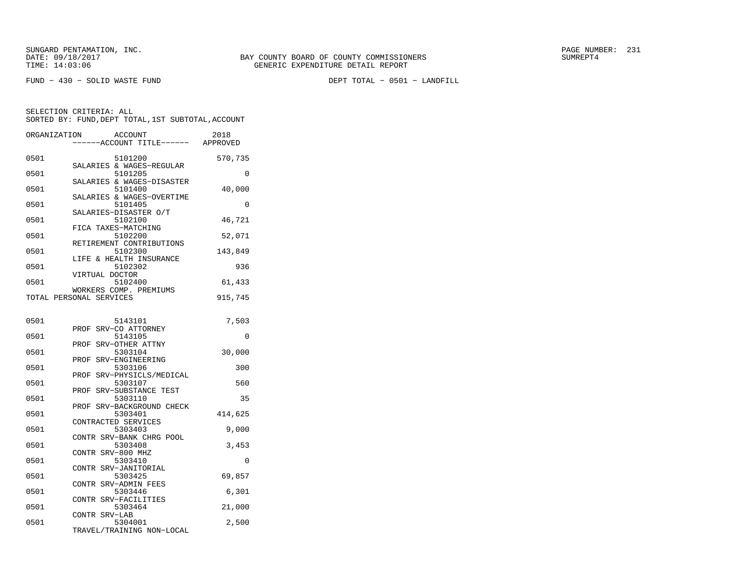SUNGARD PENTAMATION, INC.
DATE: 09/18/2017
TIME: 14:03:06

BAY COUNTY BOARD OF COUNTY COMMISSIONERS
GENERIC EXPENDITURE DETAIL REPORT

SUMREPT4

FUND - 430 - SOLID WASTE FUND

DEPT TOTAL - 0501 - LANDFILL

SELECTION CRITERIA: ALL
SORTED BY: FUND,DEPT TOTAL,1ST SUBTOTAL,ACCOUNT

| ORGANIZATION | ACCOUNT / ------ACCOUNT TITLE------ | 2018 APPROVED |
|---|---|---|
| 0501 | 5101200 SALARIES & WAGES-REGULAR | 570,735 |
| 0501 | 5101205 SALARIES & WAGES-DISASTER | 0 |
| 0501 | 5101400 SALARIES & WAGES-OVERTIME | 40,000 |
| 0501 | 5101405 SALARIES-DISASTER O/T | 0 |
| 0501 | 5102100 FICA TAXES-MATCHING | 46,721 |
| 0501 | 5102200 RETIREMENT CONTRIBUTIONS | 52,071 |
| 0501 | 5102300 LIFE & HEALTH INSURANCE | 143,849 |
| 0501 | 5102302 VIRTUAL DOCTOR | 936 |
| 0501 | 5102400 WORKERS COMP. PREMIUMS | 61,433 |
| TOTAL PERSONAL SERVICES | | 915,745 |
| 0501 | 5143101 PROF SRV-CO ATTORNEY | 7,503 |
| 0501 | 5143105 PROF SRV-OTHER ATTNY | 0 |
| 0501 | 5303104 PROF SRV-ENGINEERING | 30,000 |
| 0501 | 5303106 PROF SRV-PHYSICLS/MEDICAL | 300 |
| 0501 | 5303107 PROF SRV-SUBSTANCE TEST | 560 |
| 0501 | 5303110 PROF SRV-BACKGROUND CHECK | 35 |
| 0501 | 5303401 CONTRACTED SERVICES | 414,625 |
| 0501 | 5303403 CONTR SRV-BANK CHRG POOL | 9,000 |
| 0501 | 5303408 CONTR SRV-800 MHZ | 3,453 |
| 0501 | 5303410 CONTR SRV-JANITORIAL | 0 |
| 0501 | 5303425 CONTR SRV-ADMIN FEES | 69,857 |
| 0501 | 5303446 CONTR SRV-FACILITIES | 6,301 |
| 0501 | 5303464 CONTR SRV-LAB | 21,000 |
| 0501 | 5304001 TRAVEL/TRAINING NON-LOCAL | 2,500 |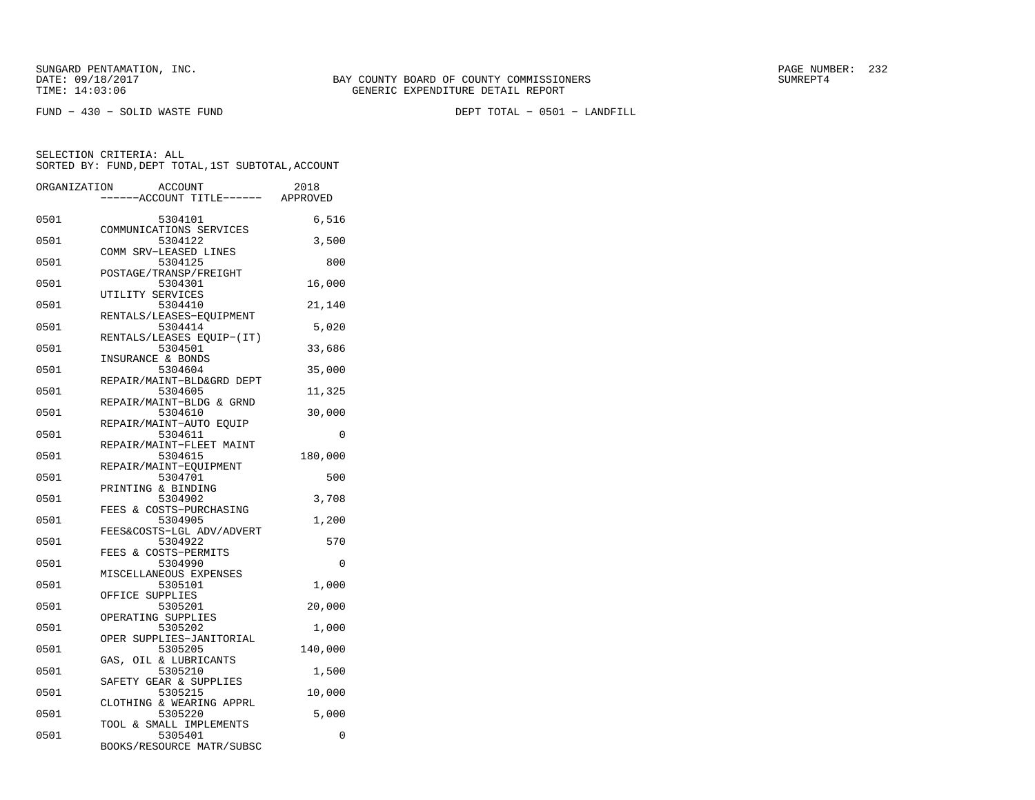SUNGARD PENTAMATION, INC.
DATE: 09/18/2017
TIME: 14:03:06

BAY COUNTY BOARD OF COUNTY COMMISSIONERS
GENERIC EXPENDITURE DETAIL REPORT

SUMREPT4

FUND - 430 - SOLID WASTE FUND

DEPT TOTAL - 0501 - LANDFILL

SELECTION CRITERIA: ALL
SORTED BY: FUND,DEPT TOTAL,1ST SUBTOTAL,ACCOUNT

| ORGANIZATION | ACCOUNT / ------ACCOUNT TITLE------ | 2018 APPROVED |
|---|---|---|
| 0501 | 5304101 COMMUNICATIONS SERVICES | 6,516 |
| 0501 | 5304122 COMM SRV-LEASED LINES | 3,500 |
| 0501 | 5304125 POSTAGE/TRANSP/FREIGHT | 800 |
| 0501 | 5304301 UTILITY SERVICES | 16,000 |
| 0501 | 5304410 RENTALS/LEASES-EQUIPMENT | 21,140 |
| 0501 | 5304414 RENTALS/LEASES EQUIP-(IT) | 5,020 |
| 0501 | 5304501 INSURANCE & BONDS | 33,686 |
| 0501 | 5304604 REPAIR/MAINT-BLD&GRD DEPT | 35,000 |
| 0501 | 5304605 REPAIR/MAINT-BLDG & GRND | 11,325 |
| 0501 | 5304610 REPAIR/MAINT-AUTO EQUIP | 30,000 |
| 0501 | 5304611 REPAIR/MAINT-FLEET MAINT | 0 |
| 0501 | 5304615 REPAIR/MAINT-EQUIPMENT | 180,000 |
| 0501 | 5304701 PRINTING & BINDING | 500 |
| 0501 | 5304902 FEES & COSTS-PURCHASING | 3,708 |
| 0501 | 5304905 FEES&COSTS-LGL ADV/ADVERT | 1,200 |
| 0501 | 5304922 FEES & COSTS-PERMITS | 570 |
| 0501 | 5304990 MISCELLANEOUS EXPENSES | 0 |
| 0501 | 5305101 OFFICE SUPPLIES | 1,000 |
| 0501 | 5305201 OPERATING SUPPLIES | 20,000 |
| 0501 | 5305202 OPER SUPPLIES-JANITORIAL | 1,000 |
| 0501 | 5305205 GAS, OIL & LUBRICANTS | 140,000 |
| 0501 | 5305210 SAFETY GEAR & SUPPLIES | 1,500 |
| 0501 | 5305215 CLOTHING & WEARING APPRL | 10,000 |
| 0501 | 5305220 TOOL & SMALL IMPLEMENTS | 5,000 |
| 0501 | 5305401 BOOKS/RESOURCE MATR/SUBSC | 0 |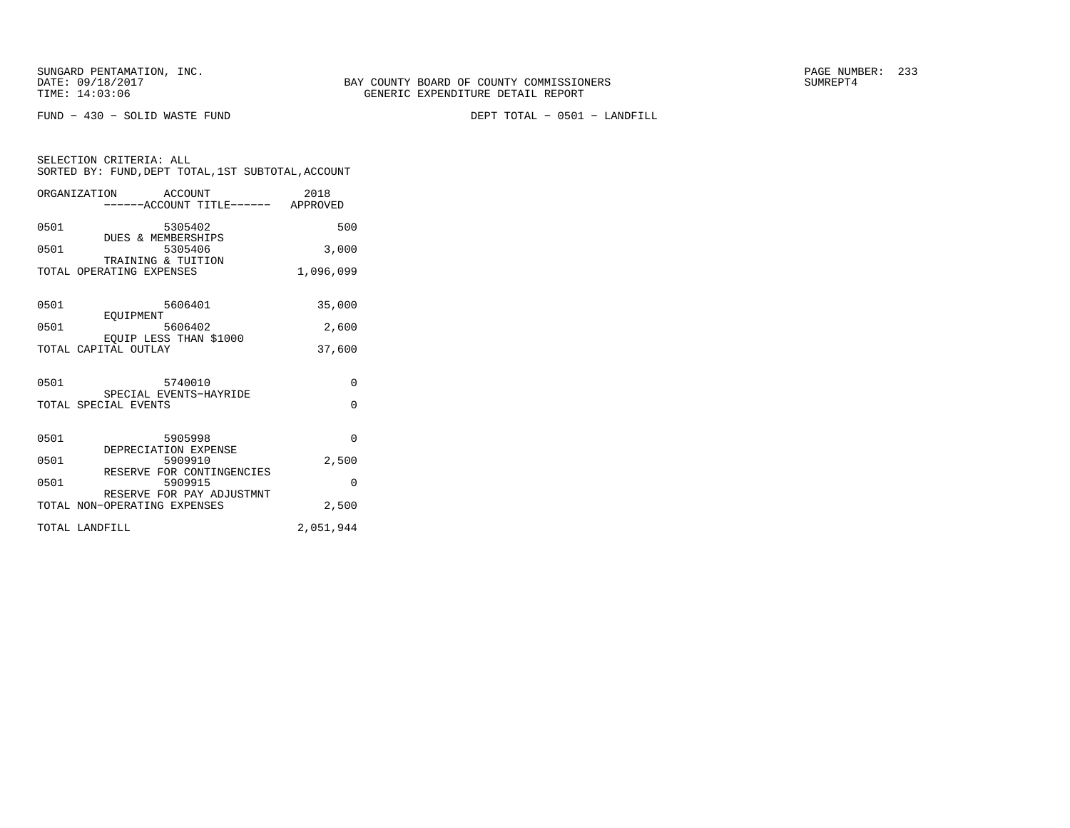BAY COUNTY BOARD OF COUNTY COMMISSIONERS
GENERIC EXPENDITURE DETAIL REPORT

FUND − 430 − SOLID WASTE FUND

DEPT TOTAL − 0501 − LANDFILL

SELECTION CRITERIA: ALL
SORTED BY: FUND,DEPT TOTAL,1ST SUBTOTAL,ACCOUNT

| ORGANIZATION | ACCOUNT / ACCOUNT TITLE | 2018 APPROVED |
|---|---|---|
| 0501 | 5305402 DUES & MEMBERSHIPS | 500 |
| 0501 | 5305406 TRAINING & TUITION | 3,000 |
| TOTAL OPERATING EXPENSES | | 1,096,099 |
| 0501 | 5606401 EQUIPMENT | 35,000 |
| 0501 | 5606402 EQUIP LESS THAN $1000 | 2,600 |
| TOTAL CAPITAL OUTLAY | | 37,600 |
| 0501 | 5740010 SPECIAL EVENTS−HAYRIDE | 0 |
| TOTAL SPECIAL EVENTS | | 0 |
| 0501 | 5905998 DEPRECIATION EXPENSE | 0 |
| 0501 | 5909910 RESERVE FOR CONTINGENCIES | 2,500 |
| 0501 | 5909915 RESERVE FOR PAY ADJUSTMNT | 0 |
| TOTAL NON−OPERATING EXPENSES | | 2,500 |
| TOTAL LANDFILL | | 2,051,944 |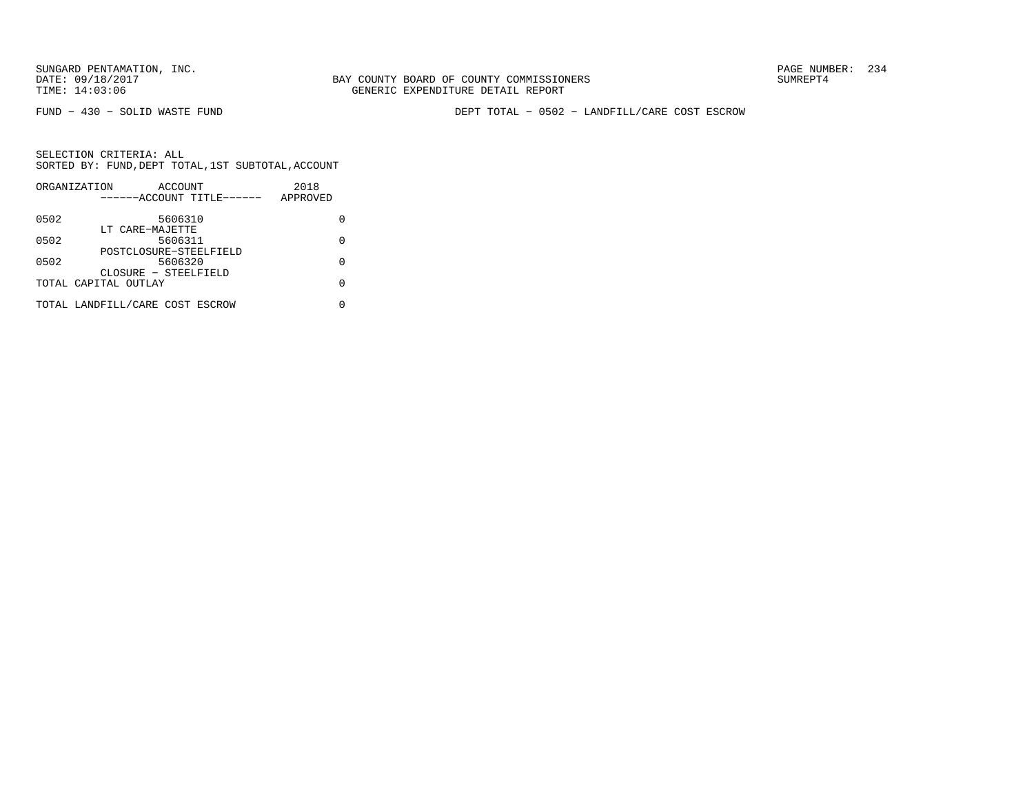SUNGARD PENTAMATION, INC.
DATE: 09/18/2017
TIME: 14:03:06

BAY COUNTY BOARD OF COUNTY COMMISSIONERS
GENERIC EXPENDITURE DETAIL REPORT

SUMREPT4

FUND − 430 − SOLID WASTE FUND

DEPT TOTAL − 0502 − LANDFILL/CARE COST ESCROW

SELECTION CRITERIA: ALL
SORTED BY: FUND,DEPT TOTAL,1ST SUBTOTAL,ACCOUNT

| ORGANIZATION | ACCOUNT ------ACCOUNT TITLE------ | 2018 APPROVED |
|---|---|---|
| 0502 | 5606310 LT CARE−MAJETTE | 0 |
| 0502 | 5606311 POSTCLOSURE−STEELFIELD | 0 |
| 0502 | 5606320 CLOSURE − STEELFIELD | 0 |
| TOTAL CAPITAL OUTLAY | | 0 |
| TOTAL LANDFILL/CARE COST ESCROW | | 0 |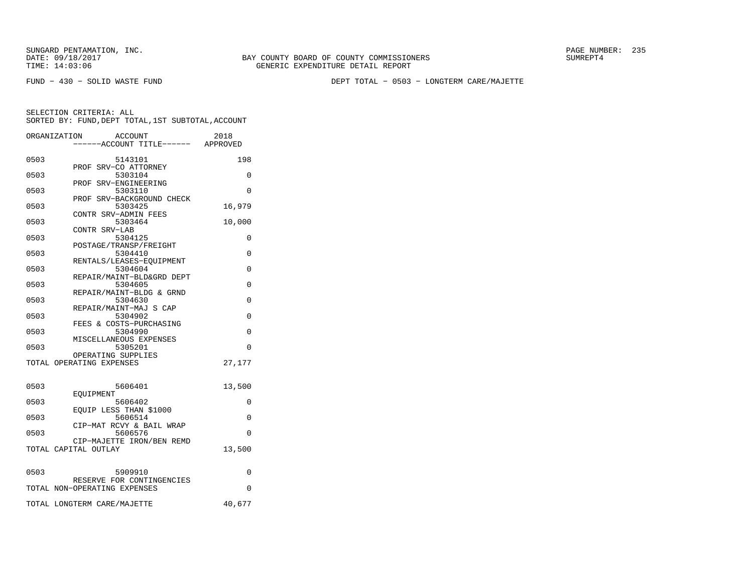BAY COUNTY BOARD OF COUNTY COMMISSIONERS
GENERIC EXPENDITURE DETAIL REPORT

SUNGARD PENTAMATION, INC.
DATE: 09/18/2017
TIME: 14:03:06

SUMREPT4

FUND - 430 - SOLID WASTE FUND

DEPT TOTAL - 0503 - LONGTERM CARE/MAJETTE

SELECTION CRITERIA: ALL
SORTED BY: FUND,DEPT TOTAL,1ST SUBTOTAL,ACCOUNT

| ORGANIZATION | ACCOUNT / ACCOUNT TITLE | 2018 APPROVED |
|---|---|---|
| 0503 | 5143101 PROF SRV-CO ATTORNEY | 198 |
| 0503 | 5303104 PROF SRV-ENGINEERING | 0 |
| 0503 | 5303110 PROF SRV-BACKGROUND CHECK | 0 |
| 0503 | 5303425 CONTR SRV-ADMIN FEES | 16,979 |
| 0503 | 5303464 CONTR SRV-LAB | 10,000 |
| 0503 | 5304125 POSTAGE/TRANSP/FREIGHT | 0 |
| 0503 | 5304410 RENTALS/LEASES-EQUIPMENT | 0 |
| 0503 | 5304604 REPAIR/MAINT-BLD&GRD DEPT | 0 |
| 0503 | 5304605 REPAIR/MAINT-BLDG & GRND | 0 |
| 0503 | 5304630 REPAIR/MAINT-MAJ S CAP | 0 |
| 0503 | 5304902 FEES & COSTS-PURCHASING | 0 |
| 0503 | 5304990 MISCELLANEOUS EXPENSES | 0 |
| 0503 | 5305201 OPERATING SUPPLIES | 0 |
| TOTAL OPERATING EXPENSES | | 27,177 |
| 0503 | 5606401 EQUIPMENT | 13,500 |
| 0503 | 5606402 EQUIP LESS THAN $1000 | 0 |
| 0503 | 5606514 CIP-MAT RCVY & BAIL WRAP | 0 |
| 0503 | 5606576 CIP-MAJETTE IRON/BEN REMD | 0 |
| TOTAL CAPITAL OUTLAY | | 13,500 |
| 0503 | 5909910 RESERVE FOR CONTINGENCIES | 0 |
| TOTAL NON-OPERATING EXPENSES | | 0 |
| TOTAL LONGTERM CARE/MAJETTE | | 40,677 |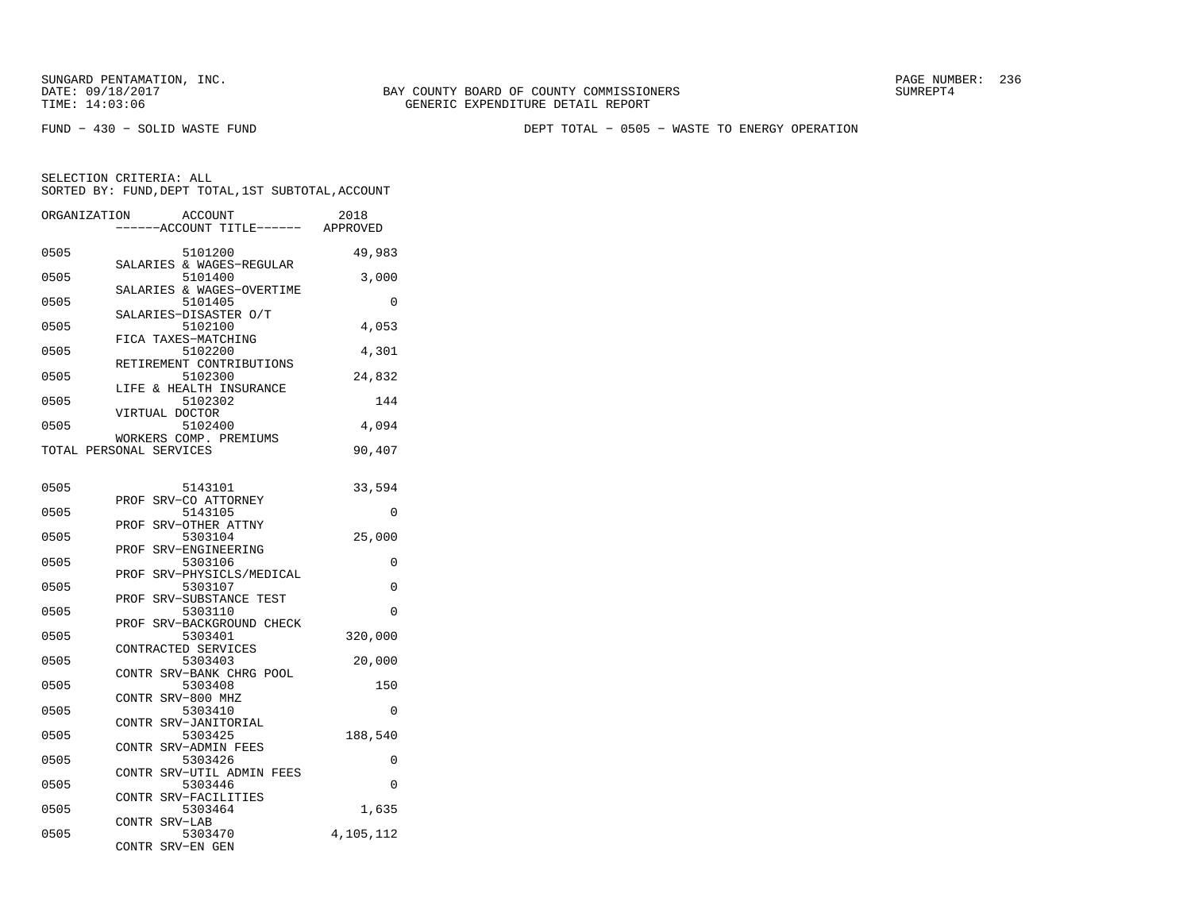SUNGARD PENTAMATION, INC.
DATE: 09/18/2017
TIME: 14:03:06

BAY COUNTY BOARD OF COUNTY COMMISSIONERS
GENERIC EXPENDITURE DETAIL REPORT

SUMREPT4

FUND - 430 - SOLID WASTE FUND

DEPT TOTAL - 0505 - WASTE TO ENERGY OPERATION

SELECTION CRITERIA: ALL
SORTED BY: FUND,DEPT TOTAL,1ST SUBTOTAL,ACCOUNT

| ORGANIZATION | ACCOUNT / ------ACCOUNT TITLE------ | 2018 APPROVED |
|---|---|---|
| 0505 | 5101200 SALARIES & WAGES-REGULAR | 49,983 |
| 0505 | 5101400 SALARIES & WAGES-OVERTIME | 3,000 |
| 0505 | 5101405 SALARIES-DISASTER O/T | 0 |
| 0505 | 5102100 FICA TAXES-MATCHING | 4,053 |
| 0505 | 5102200 RETIREMENT CONTRIBUTIONS | 4,301 |
| 0505 | 5102300 LIFE & HEALTH INSURANCE | 24,832 |
| 0505 | 5102302 VIRTUAL DOCTOR | 144 |
| 0505 | 5102400 WORKERS COMP. PREMIUMS | 4,094 |
| TOTAL PERSONAL SERVICES | | 90,407 |
| 0505 | 5143101 PROF SRV-CO ATTORNEY | 33,594 |
| 0505 | 5143105 PROF SRV-OTHER ATTNY | 0 |
| 0505 | 5303104 PROF SRV-ENGINEERING | 25,000 |
| 0505 | 5303106 PROF SRV-PHYSICLS/MEDICAL | 0 |
| 0505 | 5303107 PROF SRV-SUBSTANCE TEST | 0 |
| 0505 | 5303110 PROF SRV-BACKGROUND CHECK | 0 |
| 0505 | 5303401 CONTRACTED SERVICES | 320,000 |
| 0505 | 5303403 CONTR SRV-BANK CHRG POOL | 20,000 |
| 0505 | 5303408 CONTR SRV-800 MHZ | 150 |
| 0505 | 5303410 CONTR SRV-JANITORIAL | 0 |
| 0505 | 5303425 CONTR SRV-ADMIN FEES | 188,540 |
| 0505 | 5303426 CONTR SRV-UTIL ADMIN FEES | 0 |
| 0505 | 5303446 CONTR SRV-FACILITIES | 0 |
| 0505 | 5303464 CONTR SRV-LAB | 1,635 |
| 0505 | 5303470 CONTR SRV-EN GEN | 4,105,112 |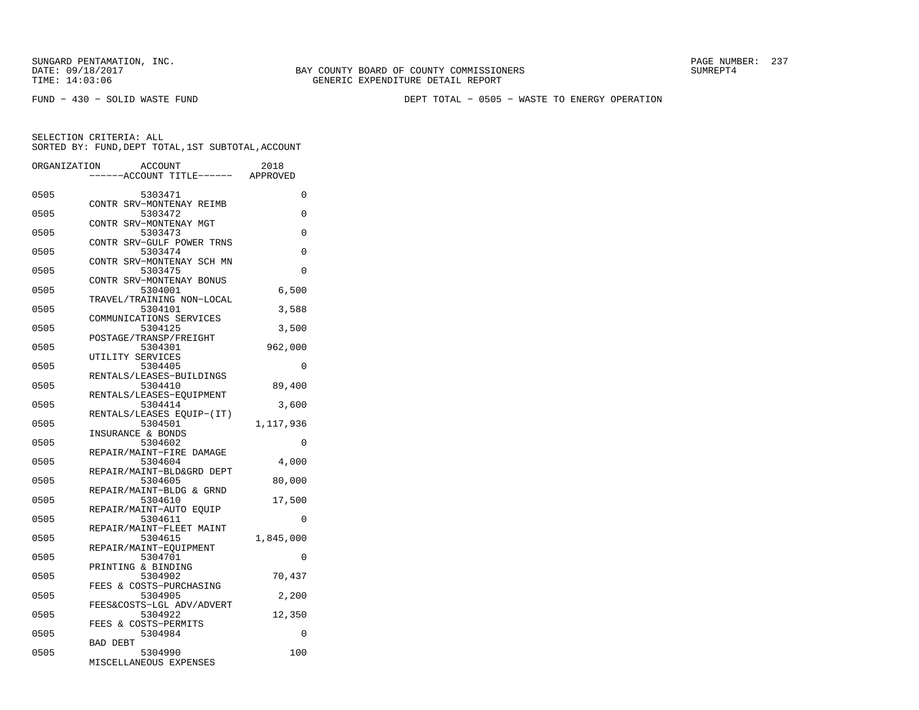FUND − 430 − SOLID WASTE FUND

DEPT TOTAL − 0505 − WASTE TO ENERGY OPERATION

SELECTION CRITERIA: ALL
SORTED BY: FUND,DEPT TOTAL,1ST SUBTOTAL,ACCOUNT

| ORGANIZATION | ACCOUNT | ACCOUNT TITLE | 2018 APPROVED |
|---|---|---|---|
| 0505 | 5303471 | CONTR SRV−MONTENAY REIMB | 0 |
| 0505 | 5303472 | CONTR SRV−MONTENAY MGT | 0 |
| 0505 | 5303473 | CONTR SRV−GULF POWER TRNS | 0 |
| 0505 | 5303474 | CONTR SRV−MONTENAY SCH MN | 0 |
| 0505 | 5303475 | CONTR SRV−MONTENAY BONUS | 0 |
| 0505 | 5304001 | TRAVEL/TRAINING NON−LOCAL | 6,500 |
| 0505 | 5304101 | COMMUNICATIONS SERVICES | 3,588 |
| 0505 | 5304125 | POSTAGE/TRANSP/FREIGHT | 3,500 |
| 0505 | 5304301 | UTILITY SERVICES | 962,000 |
| 0505 | 5304405 | RENTALS/LEASES−BUILDINGS | 0 |
| 0505 | 5304410 | RENTALS/LEASES−EQUIPMENT | 89,400 |
| 0505 | 5304414 | RENTALS/LEASES EQUIP−(IT) | 3,600 |
| 0505 | 5304501 | INSURANCE & BONDS | 1,117,936 |
| 0505 | 5304602 | REPAIR/MAINT−FIRE DAMAGE | 0 |
| 0505 | 5304604 | REPAIR/MAINT−BLD&GRD DEPT | 4,000 |
| 0505 | 5304605 | REPAIR/MAINT−BLDG & GRND | 80,000 |
| 0505 | 5304610 | REPAIR/MAINT−AUTO EQUIP | 17,500 |
| 0505 | 5304611 | REPAIR/MAINT−FLEET MAINT | 0 |
| 0505 | 5304615 | REPAIR/MAINT−EQUIPMENT | 1,845,000 |
| 0505 | 5304701 | PRINTING & BINDING | 0 |
| 0505 | 5304902 | FEES & COSTS−PURCHASING | 70,437 |
| 0505 | 5304905 | FEES&COSTS−LGL ADV/ADVERT | 2,200 |
| 0505 | 5304922 | FEES & COSTS−PERMITS | 12,350 |
| 0505 | 5304984 | BAD DEBT | 0 |
| 0505 | 5304990 | MISCELLANEOUS EXPENSES | 100 |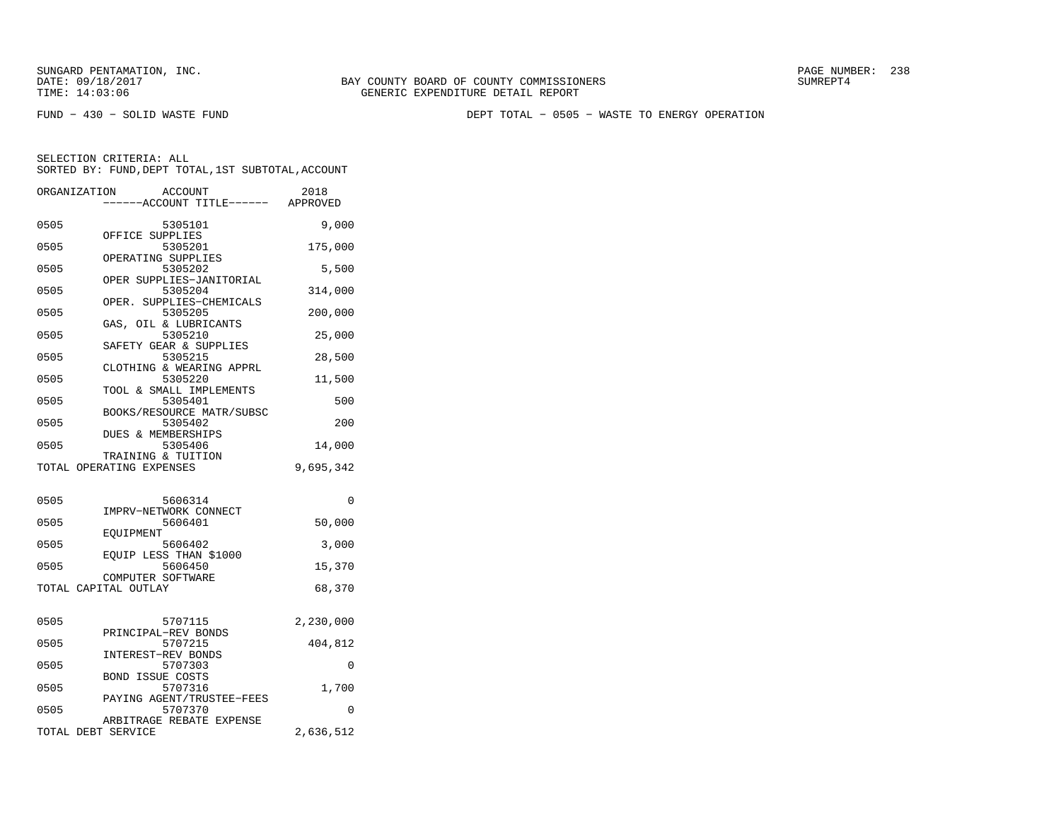SUNGARD PENTAMATION, INC.
DATE: 09/18/2017
TIME: 14:03:06

BAY COUNTY BOARD OF COUNTY COMMISSIONERS
GENERIC EXPENDITURE DETAIL REPORT

SUMREPT4

FUND - 430 - SOLID WASTE FUND

DEPT TOTAL - 0505 - WASTE TO ENERGY OPERATION

SELECTION CRITERIA: ALL
SORTED BY: FUND,DEPT TOTAL,1ST SUBTOTAL,ACCOUNT

| ORGANIZATION | ACCOUNT / ------ACCOUNT TITLE------ | 2018 APPROVED |
|---|---|---|
| 0505 | 5305101 OFFICE SUPPLIES | 9,000 |
| 0505 | 5305201 OPERATING SUPPLIES | 175,000 |
| 0505 | 5305202 OPER SUPPLIES-JANITORIAL | 5,500 |
| 0505 | 5305204 OPER. SUPPLIES-CHEMICALS | 314,000 |
| 0505 | 5305205 GAS, OIL & LUBRICANTS | 200,000 |
| 0505 | 5305210 SAFETY GEAR & SUPPLIES | 25,000 |
| 0505 | 5305215 CLOTHING & WEARING APPRL | 28,500 |
| 0505 | 5305220 TOOL & SMALL IMPLEMENTS | 11,500 |
| 0505 | 5305401 BOOKS/RESOURCE MATR/SUBSC | 500 |
| 0505 | 5305402 DUES & MEMBERSHIPS | 200 |
| 0505 | 5305406 TRAINING & TUITION | 14,000 |
| TOTAL OPERATING EXPENSES | | 9,695,342 |
| 0505 | 5606314 IMPRV-NETWORK CONNECT | 0 |
| 0505 | 5606401 EQUIPMENT | 50,000 |
| 0505 | 5606402 EQUIP LESS THAN $1000 | 3,000 |
| 0505 | 5606450 COMPUTER SOFTWARE | 15,370 |
| TOTAL CAPITAL OUTLAY | | 68,370 |
| 0505 | 5707115 PRINCIPAL-REV BONDS | 2,230,000 |
| 0505 | 5707215 INTEREST-REV BONDS | 404,812 |
| 0505 | 5707303 BOND ISSUE COSTS | 0 |
| 0505 | 5707316 PAYING AGENT/TRUSTEE-FEES | 1,700 |
| 0505 | 5707370 ARBITRAGE REBATE EXPENSE | 0 |
| TOTAL DEBT SERVICE | | 2,636,512 |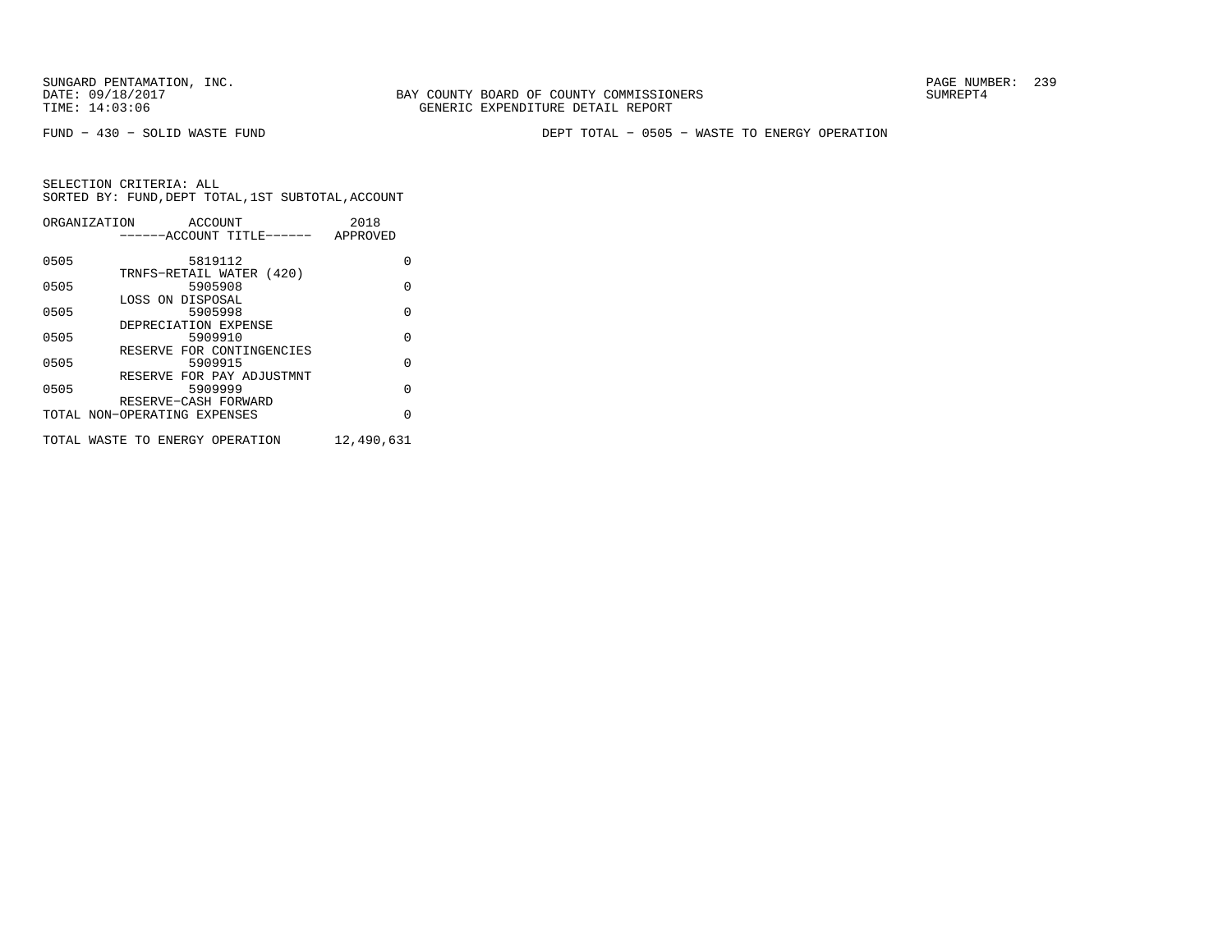SUNGARD PENTAMATION, INC.
DATE: 09/18/2017
TIME: 14:03:06

BAY COUNTY BOARD OF COUNTY COMMISSIONERS
GENERIC EXPENDITURE DETAIL REPORT

SUMREPT4

FUND - 430 - SOLID WASTE FUND

DEPT TOTAL - 0505 - WASTE TO ENERGY OPERATION

SELECTION CRITERIA: ALL
SORTED BY: FUND,DEPT TOTAL,1ST SUBTOTAL,ACCOUNT

| ORGANIZATION | ACCOUNT / ------ACCOUNT TITLE------ | 2018 APPROVED |
|---|---|---|
| 0505 | 5819112 TRNFS-RETAIL WATER (420) | 0 |
| 0505 | 5905908 LOSS ON DISPOSAL | 0 |
| 0505 | 5905998 DEPRECIATION EXPENSE | 0 |
| 0505 | 5909910 RESERVE FOR CONTINGENCIES | 0 |
| 0505 | 5909915 RESERVE FOR PAY ADJUSTMNT | 0 |
| 0505 | 5909999 RESERVE-CASH FORWARD | 0 |
| TOTAL NON-OPERATING EXPENSES | | 0 |
| TOTAL WASTE TO ENERGY OPERATION | | 12,490,631 |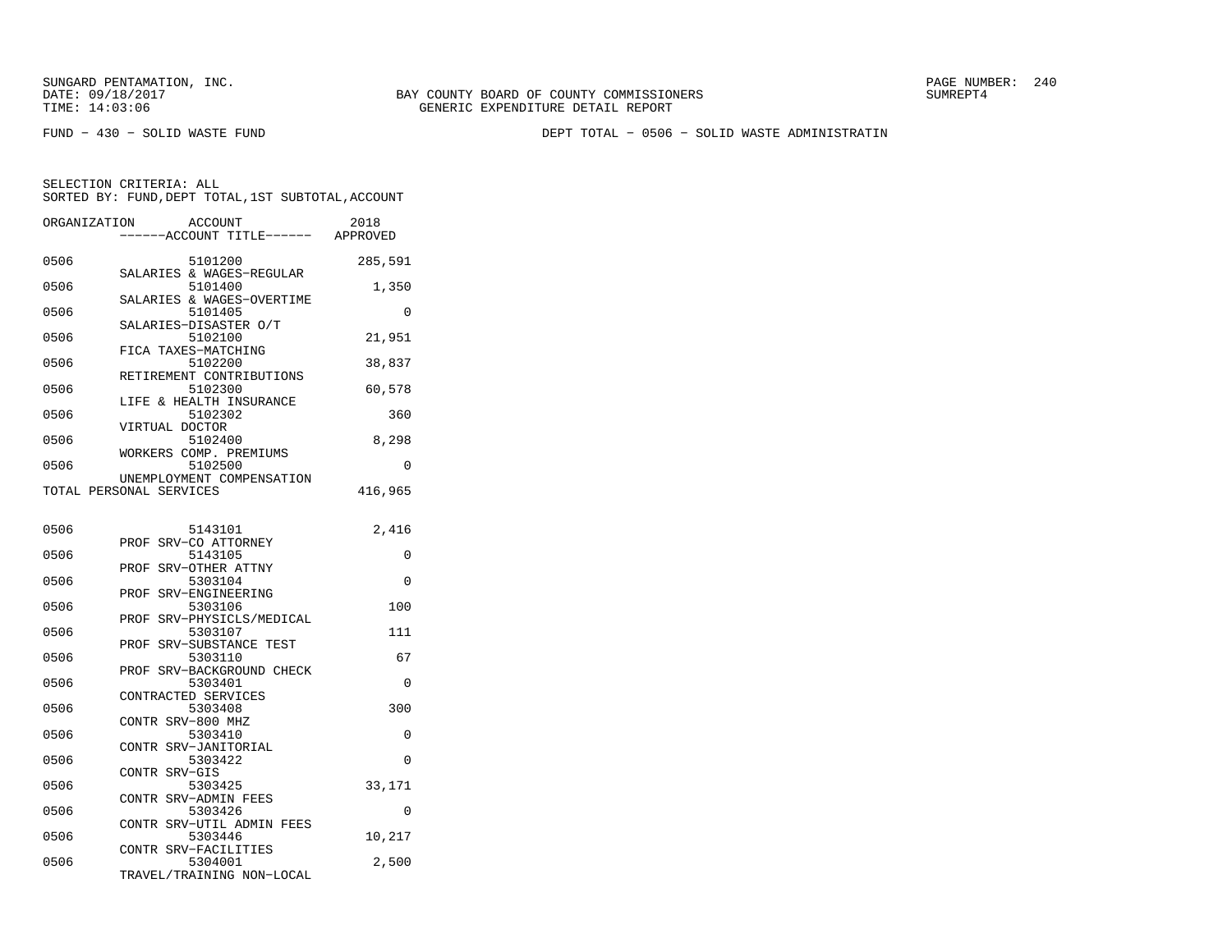SUNGARD PENTAMATION, INC.
DATE: 09/18/2017
TIME: 14:03:06

BAY COUNTY BOARD OF COUNTY COMMISSIONERS
GENERIC EXPENDITURE DETAIL REPORT

SUMREPT4

FUND − 430 − SOLID WASTE FUND

DEPT TOTAL − 0506 − SOLID WASTE ADMINISTRATIN

SELECTION CRITERIA: ALL
SORTED BY: FUND,DEPT TOTAL,1ST SUBTOTAL,ACCOUNT

| ORGANIZATION | ACCOUNT / ------ACCOUNT TITLE------ | 2018 APPROVED |
|---|---|---|
| 0506 | 5101200 SALARIES & WAGES−REGULAR | 285,591 |
| 0506 | 5101400 SALARIES & WAGES−OVERTIME | 1,350 |
| 0506 | 5101405 SALARIES−DISASTER O/T | 0 |
| 0506 | 5102100 FICA TAXES−MATCHING | 21,951 |
| 0506 | 5102200 RETIREMENT CONTRIBUTIONS | 38,837 |
| 0506 | 5102300 LIFE & HEALTH INSURANCE | 60,578 |
| 0506 | 5102302 VIRTUAL DOCTOR | 360 |
| 0506 | 5102400 WORKERS COMP. PREMIUMS | 8,298 |
| 0506 | 5102500 UNEMPLOYMENT COMPENSATION | 0 |
| TOTAL PERSONAL SERVICES | | 416,965 |
| | | |
| 0506 | 5143101 PROF SRV−CO ATTORNEY | 2,416 |
| 0506 | 5143105 PROF SRV−OTHER ATTNY | 0 |
| 0506 | 5303104 PROF SRV−ENGINEERING | 0 |
| 0506 | 5303106 PROF SRV−PHYSICLS/MEDICAL | 100 |
| 0506 | 5303107 PROF SRV−SUBSTANCE TEST | 111 |
| 0506 | 5303110 PROF SRV−BACKGROUND CHECK | 67 |
| 0506 | 5303401 CONTRACTED SERVICES | 0 |
| 0506 | 5303408 CONTR SRV−800 MHZ | 300 |
| 0506 | 5303410 CONTR SRV−JANITORIAL | 0 |
| 0506 | 5303422 CONTR SRV−GIS | 0 |
| 0506 | 5303425 CONTR SRV−ADMIN FEES | 33,171 |
| 0506 | 5303426 CONTR SRV−UTIL ADMIN FEES | 0 |
| 0506 | 5303446 CONTR SRV−FACILITIES | 10,217 |
| 0506 | 5304001 TRAVEL/TRAINING NON−LOCAL | 2,500 |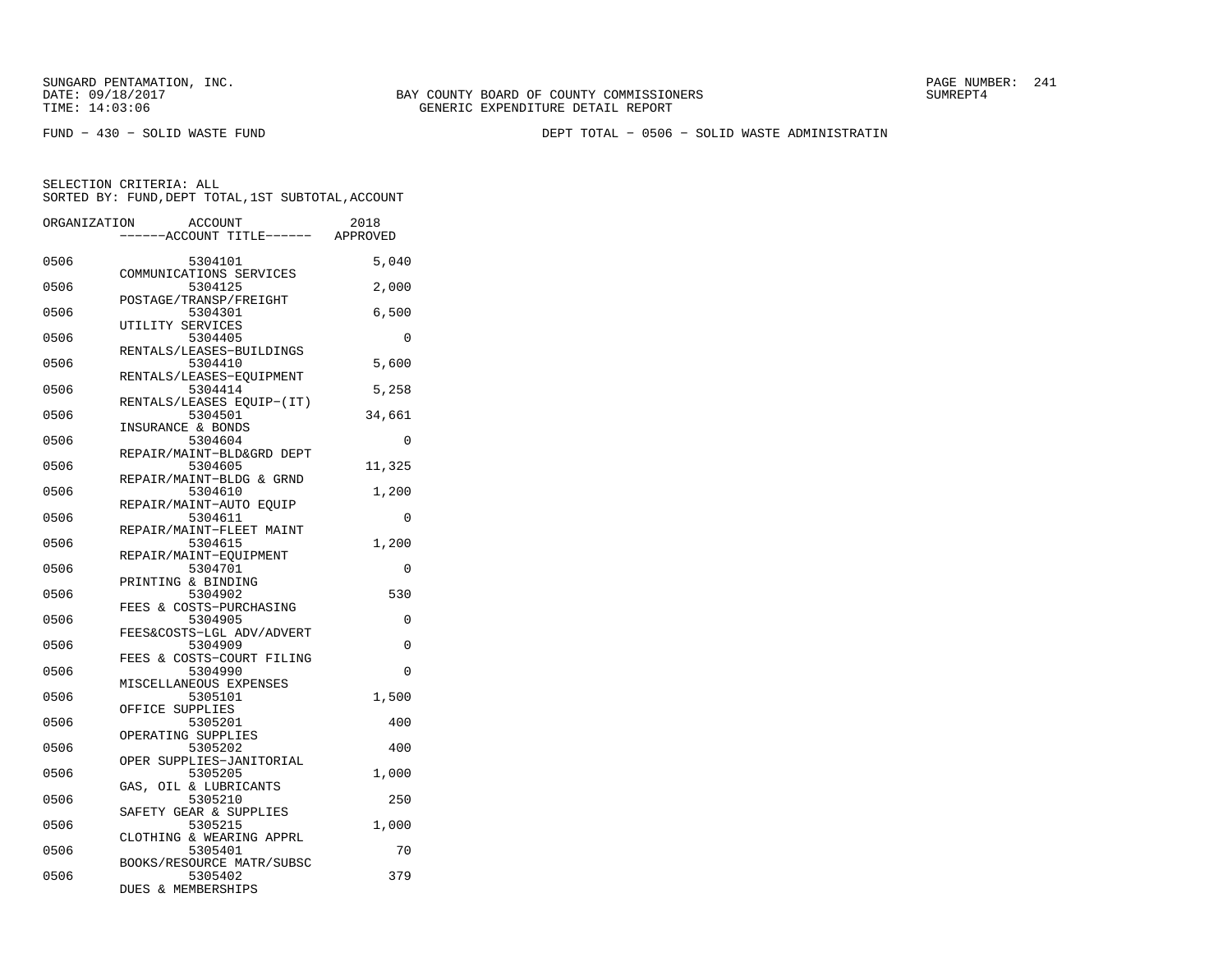SUNGARD PENTAMATION, INC.
DATE: 09/18/2017
TIME: 14:03:06

BAY COUNTY BOARD OF COUNTY COMMISSIONERS
GENERIC EXPENDITURE DETAIL REPORT

SUMREPT4

FUND - 430 - SOLID WASTE FUND

DEPT TOTAL - 0506 - SOLID WASTE ADMINISTRATIN

SELECTION CRITERIA: ALL
SORTED BY: FUND,DEPT TOTAL,1ST SUBTOTAL,ACCOUNT

| ORGANIZATION | ACCOUNT / ------ACCOUNT TITLE------ | 2018 APPROVED |
|---|---|---|
| 0506 | 5304101 COMMUNICATIONS SERVICES | 5,040 |
| 0506 | 5304125 POSTAGE/TRANSP/FREIGHT | 2,000 |
| 0506 | 5304301 UTILITY SERVICES | 6,500 |
| 0506 | 5304405 RENTALS/LEASES-BUILDINGS | 0 |
| 0506 | 5304410 RENTALS/LEASES-EQUIPMENT | 5,600 |
| 0506 | 5304414 RENTALS/LEASES EQUIP-(IT) | 5,258 |
| 0506 | 5304501 INSURANCE & BONDS | 34,661 |
| 0506 | 5304604 REPAIR/MAINT-BLD&GRD DEPT | 0 |
| 0506 | 5304605 REPAIR/MAINT-BLDG & GRND | 11,325 |
| 0506 | 5304610 REPAIR/MAINT-AUTO EQUIP | 1,200 |
| 0506 | 5304611 REPAIR/MAINT-FLEET MAINT | 0 |
| 0506 | 5304615 REPAIR/MAINT-EQUIPMENT | 1,200 |
| 0506 | 5304701 PRINTING & BINDING | 0 |
| 0506 | 5304902 FEES & COSTS-PURCHASING | 530 |
| 0506 | 5304905 FEES&COSTS-LGL ADV/ADVERT | 0 |
| 0506 | 5304909 FEES & COSTS-COURT FILING | 0 |
| 0506 | 5304990 MISCELLANEOUS EXPENSES | 0 |
| 0506 | 5305101 OFFICE SUPPLIES | 1,500 |
| 0506 | 5305201 OPERATING SUPPLIES | 400 |
| 0506 | 5305202 OPER SUPPLIES-JANITORIAL | 400 |
| 0506 | 5305205 GAS, OIL & LUBRICANTS | 1,000 |
| 0506 | 5305210 SAFETY GEAR & SUPPLIES | 250 |
| 0506 | 5305215 CLOTHING & WEARING APPRL | 1,000 |
| 0506 | 5305401 BOOKS/RESOURCE MATR/SUBSC | 70 |
| 0506 | 5305402 DUES & MEMBERSHIPS | 379 |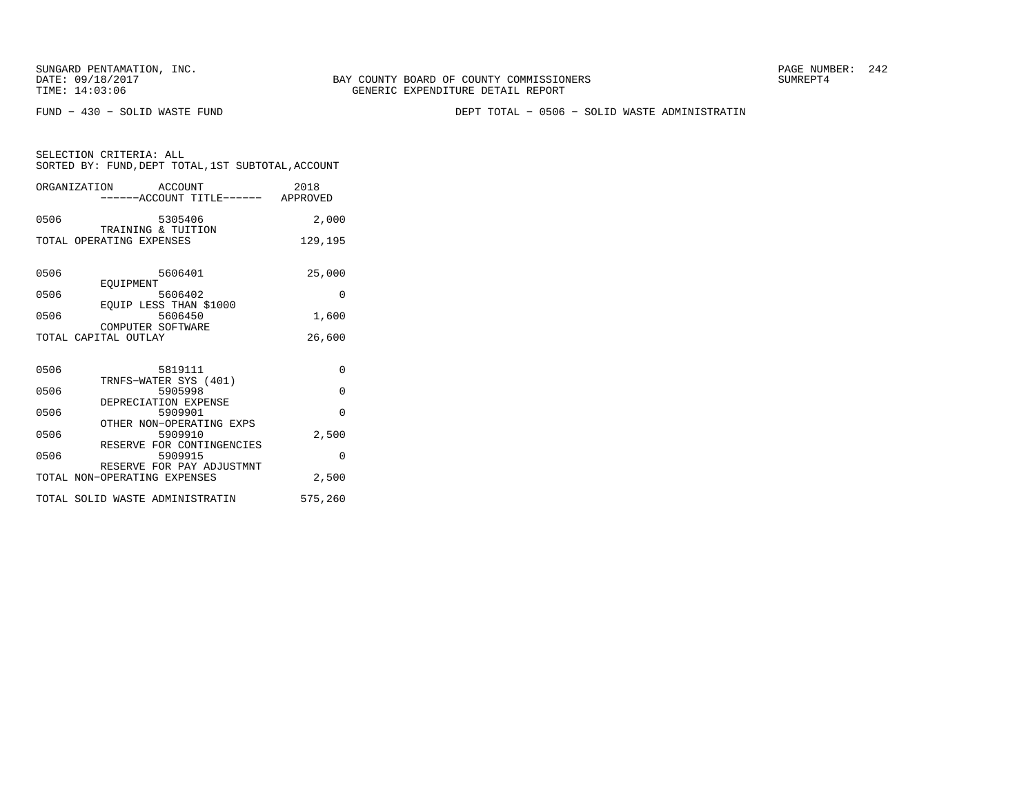SUNGARD PENTAMATION, INC.
DATE: 09/18/2017
TIME: 14:03:06

BAY COUNTY BOARD OF COUNTY COMMISSIONERS
GENERIC EXPENDITURE DETAIL REPORT

SUMREPT4

FUND - 430 - SOLID WASTE FUND

DEPT TOTAL - 0506 - SOLID WASTE ADMINISTRATIN

SELECTION CRITERIA: ALL
SORTED BY: FUND,DEPT TOTAL,1ST SUBTOTAL,ACCOUNT

| ORGANIZATION | ACCOUNT ------ACCOUNT TITLE------ | 2018 APPROVED |
|---|---|---|
| 0506 | 5305406 TRAINING & TUITION | 2,000 |
| TOTAL OPERATING EXPENSES | | 129,195 |
| 0506 | 5606401 EQUIPMENT | 25,000 |
| 0506 | 5606402 EQUIP LESS THAN $1000 | 0 |
| 0506 | 5606450 COMPUTER SOFTWARE | 1,600 |
| TOTAL CAPITAL OUTLAY | | 26,600 |
| 0506 | 5819111 TRNFS-WATER SYS (401) | 0 |
| 0506 | 5905998 DEPRECIATION EXPENSE | 0 |
| 0506 | 5909901 OTHER NON-OPERATING EXPS | 0 |
| 0506 | 5909910 RESERVE FOR CONTINGENCIES | 2,500 |
| 0506 | 5909915 RESERVE FOR PAY ADJUSTMNT | 0 |
| TOTAL NON-OPERATING EXPENSES | | 2,500 |
| TOTAL SOLID WASTE ADMINISTRATIN | | 575,260 |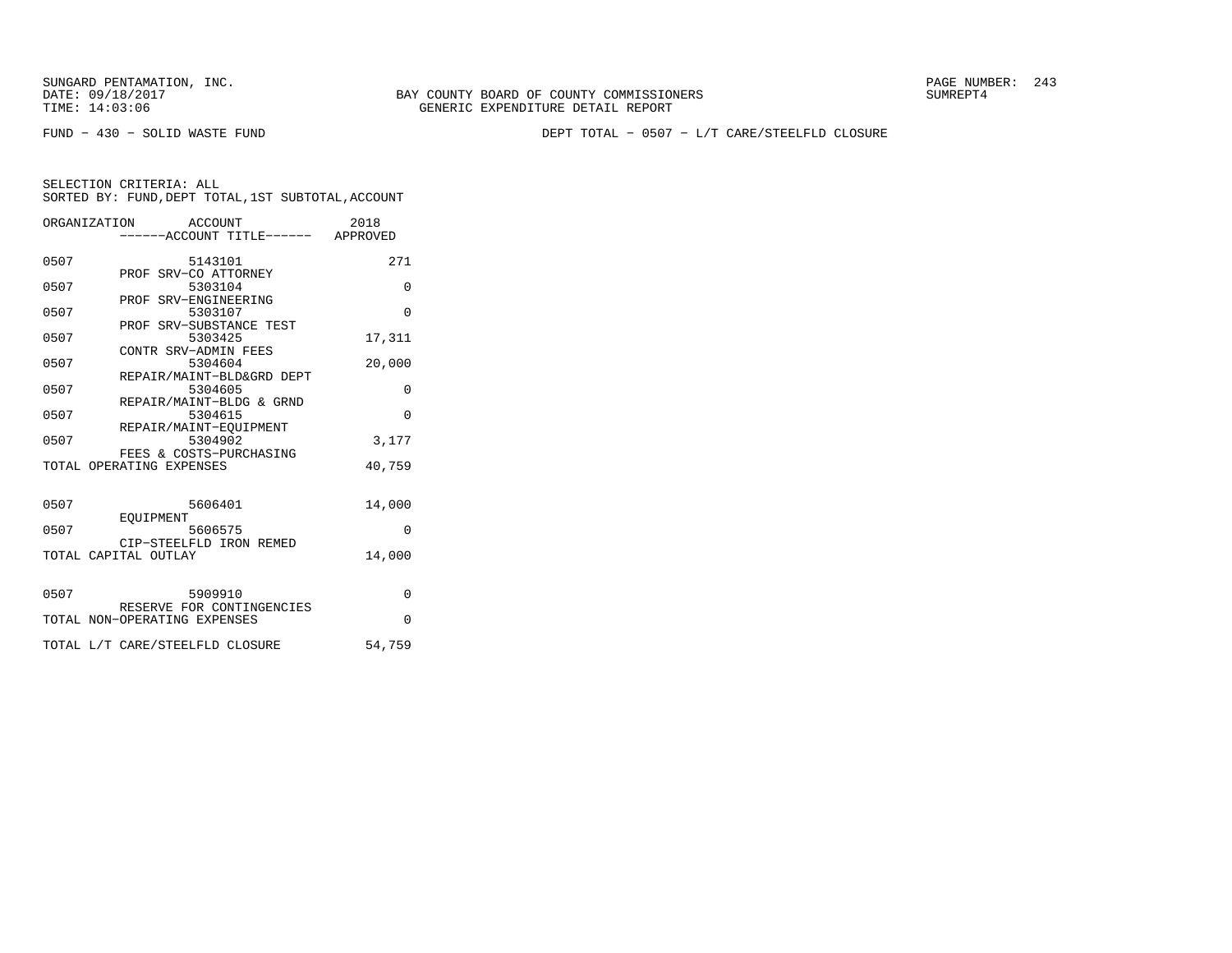BAY COUNTY BOARD OF COUNTY COMMISSIONERS
GENERIC EXPENDITURE DETAIL REPORT

FUND − 430 − SOLID WASTE FUND

DEPT TOTAL − 0507 − L/T CARE/STEELFLD CLOSURE

SELECTION CRITERIA: ALL
SORTED BY: FUND,DEPT TOTAL,1ST SUBTOTAL,ACCOUNT

| ORGANIZATION | ACCOUNT / ACCOUNT TITLE | 2018 APPROVED |
|---|---|---|
| 0507 | 5143101 PROF SRV−CO ATTORNEY | 271 |
| 0507 | 5303104 PROF SRV−ENGINEERING | 0 |
| 0507 | 5303107 PROF SRV−SUBSTANCE TEST | 0 |
| 0507 | 5303425 CONTR SRV−ADMIN FEES | 17,311 |
| 0507 | 5304604 REPAIR/MAINT−BLD&GRD DEPT | 20,000 |
| 0507 | 5304605 REPAIR/MAINT−BLDG & GRND | 0 |
| 0507 | 5304615 REPAIR/MAINT−EQUIPMENT | 0 |
| 0507 | 5304902 FEES & COSTS−PURCHASING | 3,177 |
| TOTAL OPERATING EXPENSES | | 40,759 |
| 0507 | 5606401 EQUIPMENT | 14,000 |
| 0507 | 5606575 CIP−STEELFLD IRON REMED | 0 |
| TOTAL CAPITAL OUTLAY | | 14,000 |
| 0507 | 5909910 RESERVE FOR CONTINGENCIES | 0 |
| TOTAL NON−OPERATING EXPENSES | | 0 |
| TOTAL L/T CARE/STEELFLD CLOSURE | | 54,759 |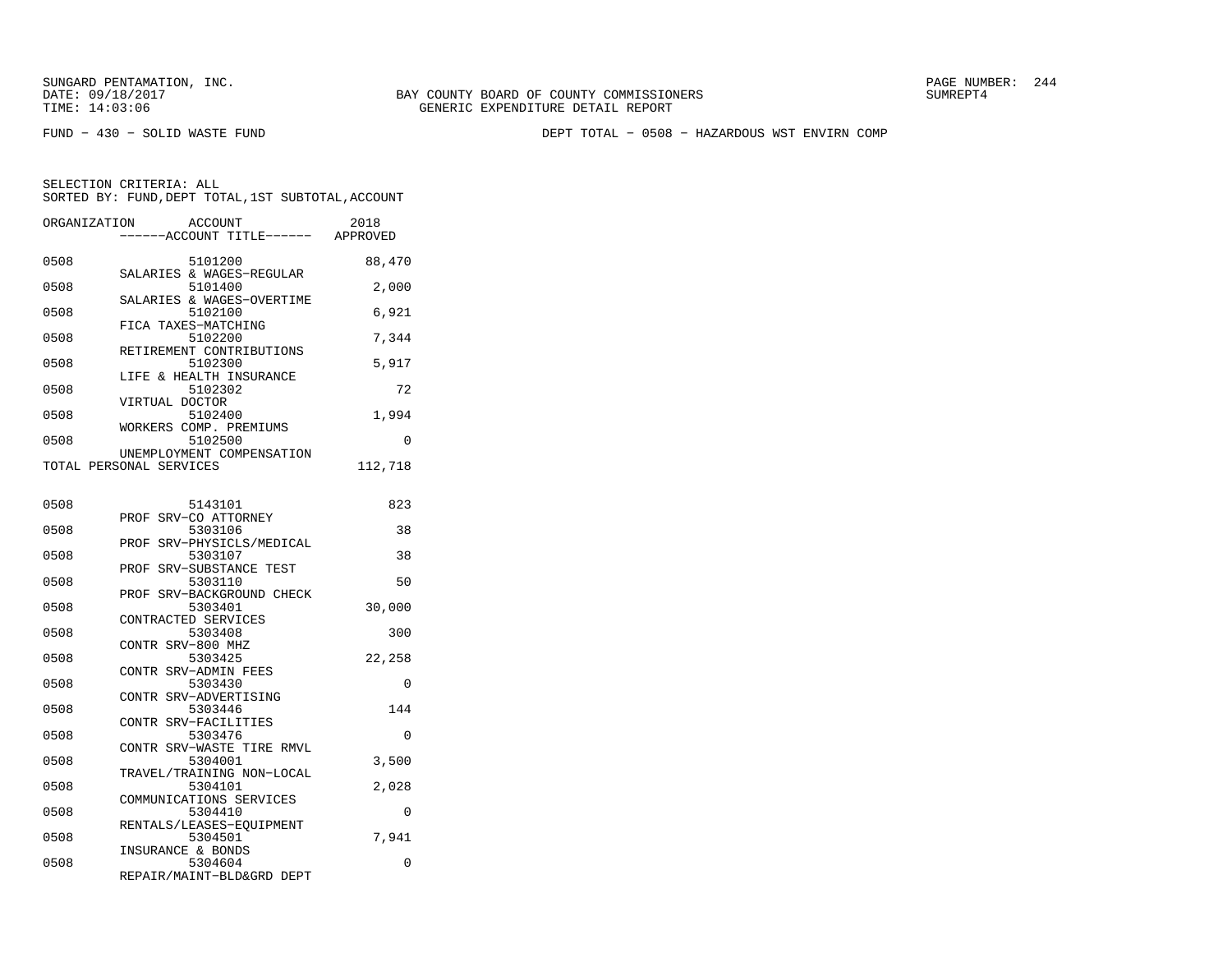SUNGARD PENTAMATION, INC.
DATE: 09/18/2017
TIME: 14:03:06

BAY COUNTY BOARD OF COUNTY COMMISSIONERS
GENERIC EXPENDITURE DETAIL REPORT

SUMREPT4

FUND − 430 − SOLID WASTE FUND

DEPT TOTAL − 0508 − HAZARDOUS WST ENVIRN COMP

SELECTION CRITERIA: ALL
SORTED BY: FUND,DEPT TOTAL,1ST SUBTOTAL,ACCOUNT

| ORGANIZATION | ACCOUNT / ------ACCOUNT TITLE------ | 2018 APPROVED |
|---|---|---|
| 0508 | 5101200 SALARIES & WAGES−REGULAR | 88,470 |
| 0508 | 5101400 SALARIES & WAGES−OVERTIME | 2,000 |
| 0508 | 5102100 FICA TAXES−MATCHING | 6,921 |
| 0508 | 5102200 RETIREMENT CONTRIBUTIONS | 7,344 |
| 0508 | 5102300 LIFE & HEALTH INSURANCE | 5,917 |
| 0508 | 5102302 VIRTUAL DOCTOR | 72 |
| 0508 | 5102400 WORKERS COMP. PREMIUMS | 1,994 |
| 0508 | 5102500 UNEMPLOYMENT COMPENSATION | 0 |
| TOTAL PERSONAL SERVICES | | 112,718 |
| 0508 | 5143101 PROF SRV−CO ATTORNEY | 823 |
| 0508 | 5303106 PROF SRV−PHYSICLS/MEDICAL | 38 |
| 0508 | 5303107 PROF SRV−SUBSTANCE TEST | 38 |
| 0508 | 5303110 PROF SRV−BACKGROUND CHECK | 50 |
| 0508 | 5303401 CONTRACTED SERVICES | 30,000 |
| 0508 | 5303408 CONTR SRV−800 MHZ | 300 |
| 0508 | 5303425 CONTR SRV−ADMIN FEES | 22,258 |
| 0508 | 5303430 CONTR SRV−ADVERTISING | 0 |
| 0508 | 5303446 CONTR SRV−FACILITIES | 144 |
| 0508 | 5303476 CONTR SRV−WASTE TIRE RMVL | 0 |
| 0508 | 5304001 TRAVEL/TRAINING NON−LOCAL | 3,500 |
| 0508 | 5304101 COMMUNICATIONS SERVICES | 2,028 |
| 0508 | 5304410 RENTALS/LEASES−EQUIPMENT | 0 |
| 0508 | 5304501 INSURANCE & BONDS | 7,941 |
| 0508 | 5304604 REPAIR/MAINT−BLD&GRD DEPT | 0 |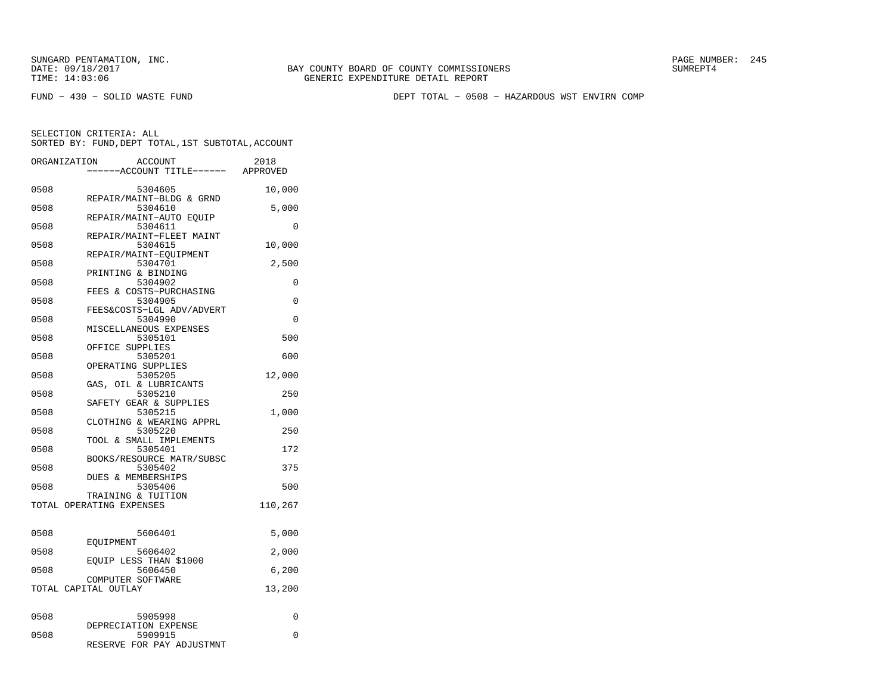SUNGARD PENTAMATION, INC.
DATE: 09/18/2017
TIME: 14:03:06

BAY COUNTY BOARD OF COUNTY COMMISSIONERS
GENERIC EXPENDITURE DETAIL REPORT

SUMREPT4

FUND − 430 − SOLID WASTE FUND

DEPT TOTAL − 0508 − HAZARDOUS WST ENVIRN COMP

SELECTION CRITERIA: ALL
SORTED BY: FUND,DEPT TOTAL,1ST SUBTOTAL,ACCOUNT

| ORGANIZATION | ACCOUNT / ACCOUNT TITLE | 2018 APPROVED |
|---|---|---|
| 0508 | 5304605 REPAIR/MAINT−BLDG & GRND | 10,000 |
| 0508 | 5304610 REPAIR/MAINT−AUTO EQUIP | 5,000 |
| 0508 | 5304611 REPAIR/MAINT−FLEET MAINT | 0 |
| 0508 | 5304615 REPAIR/MAINT−EQUIPMENT | 10,000 |
| 0508 | 5304701 PRINTING & BINDING | 2,500 |
| 0508 | 5304902 FEES & COSTS−PURCHASING | 0 |
| 0508 | 5304905 FEES&COSTS−LGL ADV/ADVERT | 0 |
| 0508 | 5304990 MISCELLANEOUS EXPENSES | 0 |
| 0508 | 5305101 OFFICE SUPPLIES | 500 |
| 0508 | 5305201 OPERATING SUPPLIES | 600 |
| 0508 | 5305205 GAS, OIL & LUBRICANTS | 12,000 |
| 0508 | 5305210 SAFETY GEAR & SUPPLIES | 250 |
| 0508 | 5305215 CLOTHING & WEARING APPRL | 1,000 |
| 0508 | 5305220 TOOL & SMALL IMPLEMENTS | 250 |
| 0508 | 5305401 BOOKS/RESOURCE MATR/SUBSC | 172 |
| 0508 | 5305402 DUES & MEMBERSHIPS | 375 |
| 0508 | 5305406 TRAINING & TUITION | 500 |
| TOTAL OPERATING EXPENSES | | 110,267 |
| 0508 | 5606401 EQUIPMENT | 5,000 |
| 0508 | 5606402 EQUIP LESS THAN $1000 | 2,000 |
| 0508 | 5606450 COMPUTER SOFTWARE | 6,200 |
| TOTAL CAPITAL OUTLAY | | 13,200 |
| 0508 | 5905998 DEPRECIATION EXPENSE | 0 |
| 0508 | 5909915 RESERVE FOR PAY ADJUSTMNT | 0 |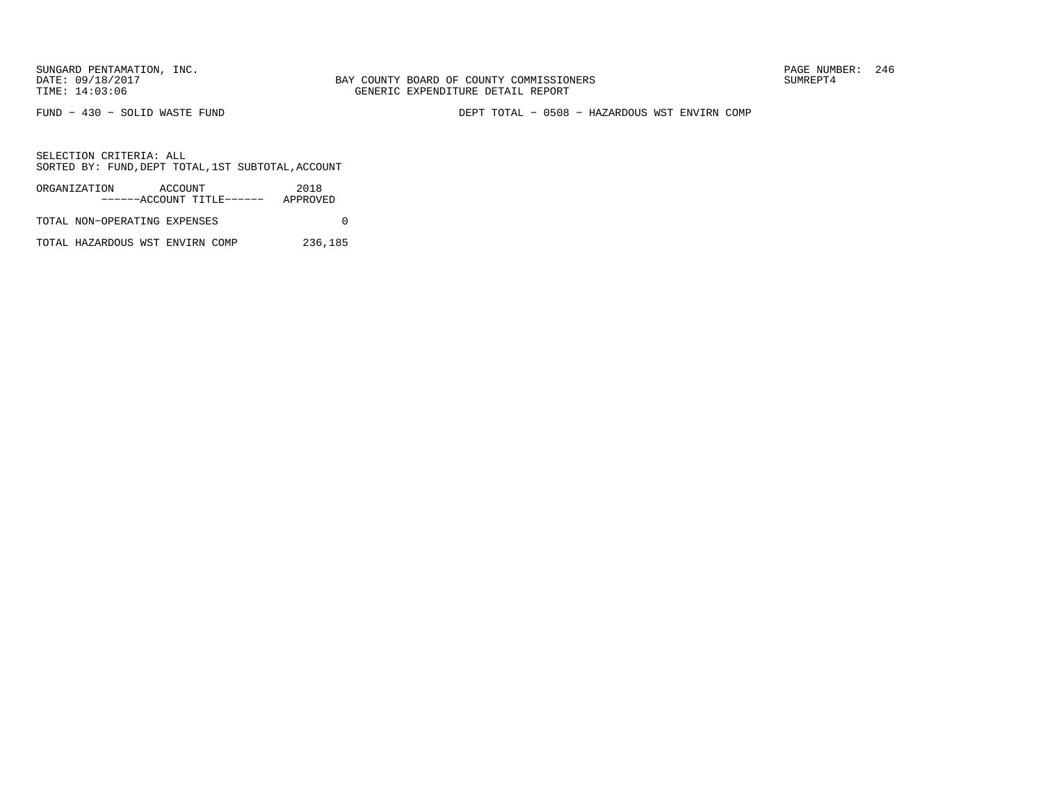SUNGARD PENTAMATION, INC.
DATE: 09/18/2017
TIME: 14:03:06

BAY COUNTY BOARD OF COUNTY COMMISSIONERS
GENERIC EXPENDITURE DETAIL REPORT

SUMREPT4

FUND - 430 - SOLID WASTE FUND

DEPT TOTAL - 0508 - HAZARDOUS WST ENVIRN COMP

SELECTION CRITERIA: ALL
SORTED BY: FUND,DEPT TOTAL,1ST SUBTOTAL,ACCOUNT

| ORGANIZATION ACCOUNT ------ACCOUNT TITLE------ | 2018 APPROVED |
|---|---|
| TOTAL NON-OPERATING EXPENSES | 0 |
| TOTAL HAZARDOUS WST ENVIRN COMP | 236,185 |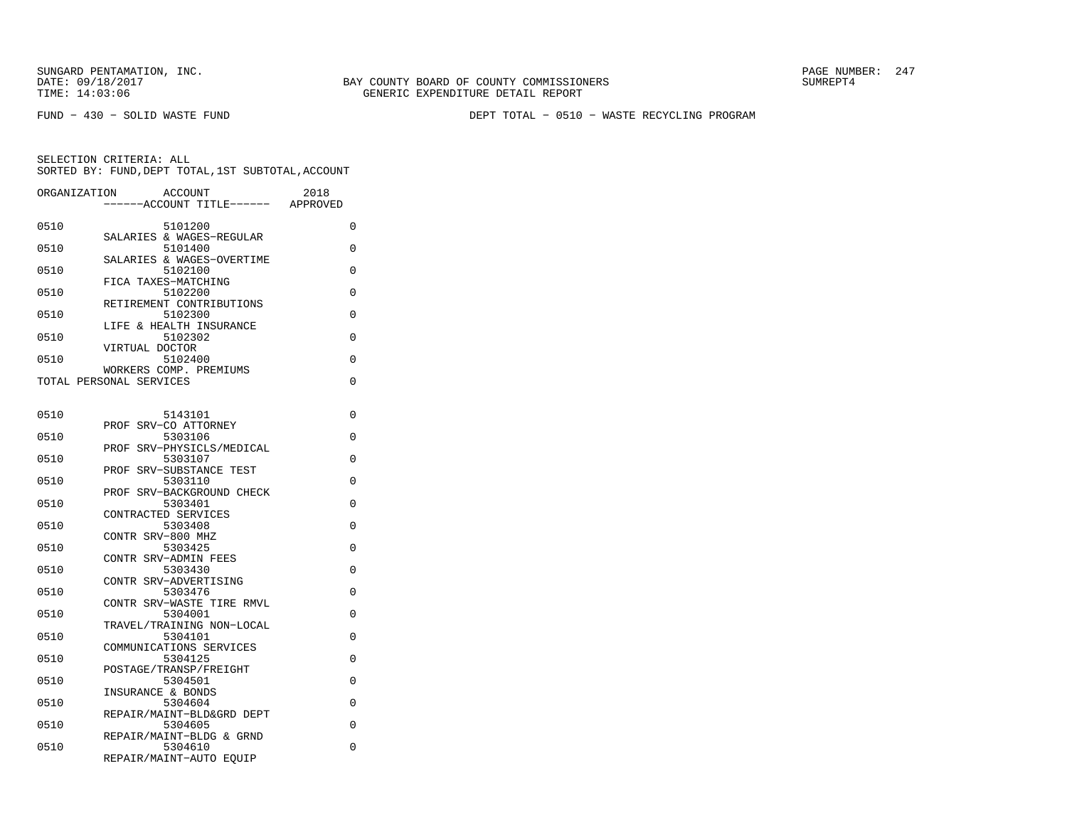SUNGARD PENTAMATION, INC.
DATE: 09/18/2017
TIME: 14:03:06

BAY COUNTY BOARD OF COUNTY COMMISSIONERS
GENERIC EXPENDITURE DETAIL REPORT

SUMREPT4

FUND - 430 - SOLID WASTE FUND

DEPT TOTAL - 0510 - WASTE RECYCLING PROGRAM

SELECTION CRITERIA: ALL
SORTED BY: FUND,DEPT TOTAL,1ST SUBTOTAL,ACCOUNT

| ORGANIZATION | ACCOUNT ------ACCOUNT TITLE------ | 2018 APPROVED |
|---|---|---|
| 0510 | 5101200 SALARIES & WAGES-REGULAR | 0 |
| 0510 | 5101400 SALARIES & WAGES-OVERTIME | 0 |
| 0510 | 5102100 FICA TAXES-MATCHING | 0 |
| 0510 | 5102200 RETIREMENT CONTRIBUTIONS | 0 |
| 0510 | 5102300 LIFE & HEALTH INSURANCE | 0 |
| 0510 | 5102302 VIRTUAL DOCTOR | 0 |
| 0510 | 5102400 WORKERS COMP. PREMIUMS | 0 |
| TOTAL PERSONAL SERVICES | | 0 |
| 0510 | 5143101 PROF SRV-CO ATTORNEY | 0 |
| 0510 | 5303106 PROF SRV-PHYSICLS/MEDICAL | 0 |
| 0510 | 5303107 PROF SRV-SUBSTANCE TEST | 0 |
| 0510 | 5303110 PROF SRV-BACKGROUND CHECK | 0 |
| 0510 | 5303401 CONTRACTED SERVICES | 0 |
| 0510 | 5303408 CONTR SRV-800 MHZ | 0 |
| 0510 | 5303425 CONTR SRV-ADMIN FEES | 0 |
| 0510 | 5303430 CONTR SRV-ADVERTISING | 0 |
| 0510 | 5303476 CONTR SRV-WASTE TIRE RMVL | 0 |
| 0510 | 5304001 TRAVEL/TRAINING NON-LOCAL | 0 |
| 0510 | 5304101 COMMUNICATIONS SERVICES | 0 |
| 0510 | 5304125 POSTAGE/TRANSP/FREIGHT | 0 |
| 0510 | 5304501 INSURANCE & BONDS | 0 |
| 0510 | 5304604 REPAIR/MAINT-BLD&GRD DEPT | 0 |
| 0510 | 5304605 REPAIR/MAINT-BLDG & GRND | 0 |
| 0510 | 5304610 REPAIR/MAINT-AUTO EQUIP | 0 |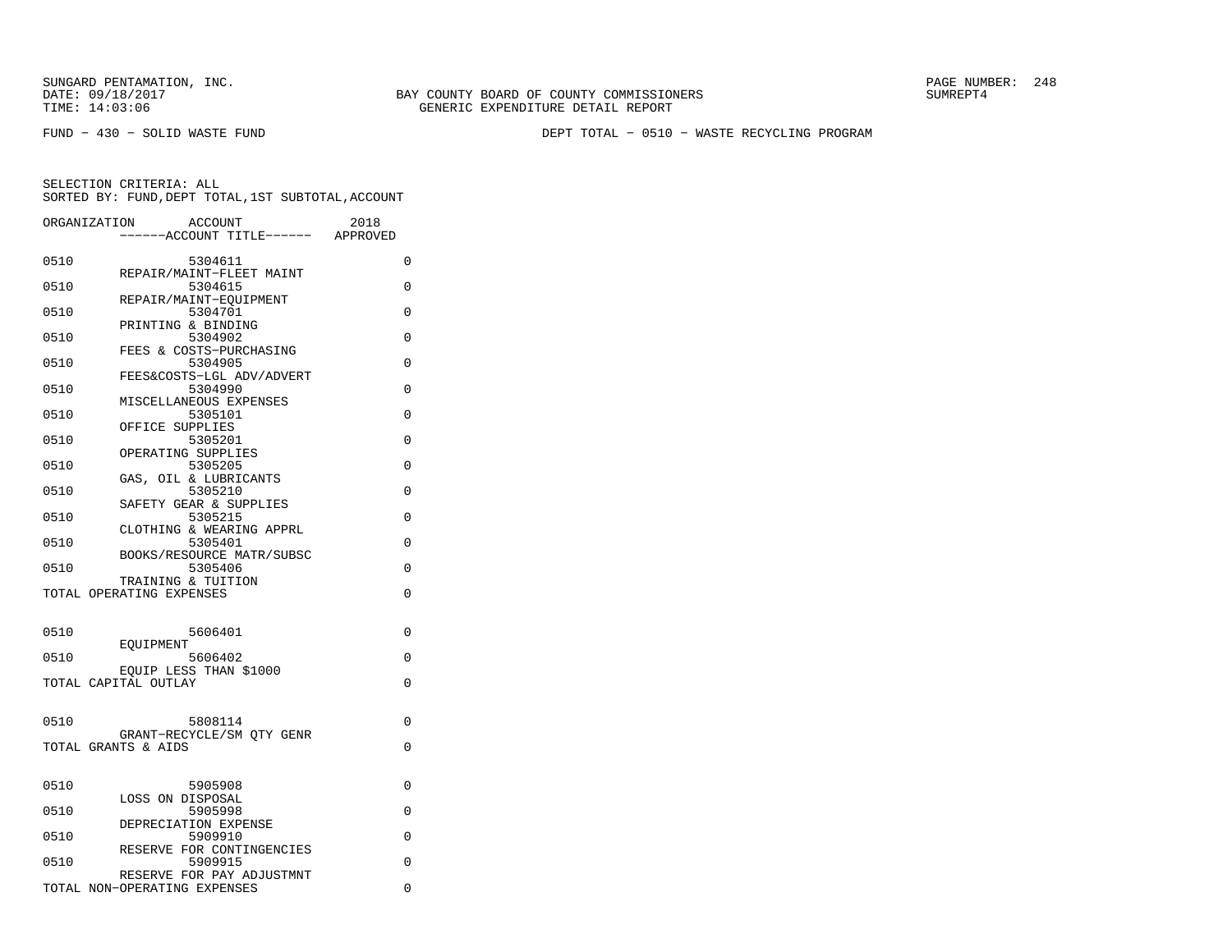FUND − 430 − SOLID WASTE FUND

DEPT TOTAL − 0510 − WASTE RECYCLING PROGRAM

SELECTION CRITERIA: ALL
SORTED BY: FUND,DEPT TOTAL,1ST SUBTOTAL,ACCOUNT

| ORGANIZATION | ACCOUNT / ACCOUNT TITLE | 2018 APPROVED |
|---|---|---|
| 0510 | 5304611 REPAIR/MAINT−FLEET MAINT | 0 |
| 0510 | 5304615 REPAIR/MAINT−EQUIPMENT | 0 |
| 0510 | 5304701 PRINTING & BINDING | 0 |
| 0510 | 5304902 FEES & COSTS−PURCHASING | 0 |
| 0510 | 5304905 FEES&COSTS−LGL ADV/ADVERT | 0 |
| 0510 | 5304990 MISCELLANEOUS EXPENSES | 0 |
| 0510 | 5305101 OFFICE SUPPLIES | 0 |
| 0510 | 5305201 OPERATING SUPPLIES | 0 |
| 0510 | 5305205 GAS, OIL & LUBRICANTS | 0 |
| 0510 | 5305210 SAFETY GEAR & SUPPLIES | 0 |
| 0510 | 5305215 CLOTHING & WEARING APPRL | 0 |
| 0510 | 5305401 BOOKS/RESOURCE MATR/SUBSC | 0 |
| 0510 | 5305406 TRAINING & TUITION | 0 |
| TOTAL OPERATING EXPENSES | | 0 |
| 0510 | 5606401 EQUIPMENT | 0 |
| 0510 | 5606402 EQUIP LESS THAN $1000 | 0 |
| TOTAL CAPITAL OUTLAY | | 0 |
| 0510 | 5808114 GRANT−RECYCLE/SM QTY GENR | 0 |
| TOTAL GRANTS & AIDS | | 0 |
| 0510 | 5905908 LOSS ON DISPOSAL | 0 |
| 0510 | 5905998 DEPRECIATION EXPENSE | 0 |
| 0510 | 5909910 RESERVE FOR CONTINGENCIES | 0 |
| 0510 | 5909915 RESERVE FOR PAY ADJUSTMNT | 0 |
| TOTAL NON−OPERATING EXPENSES | | 0 |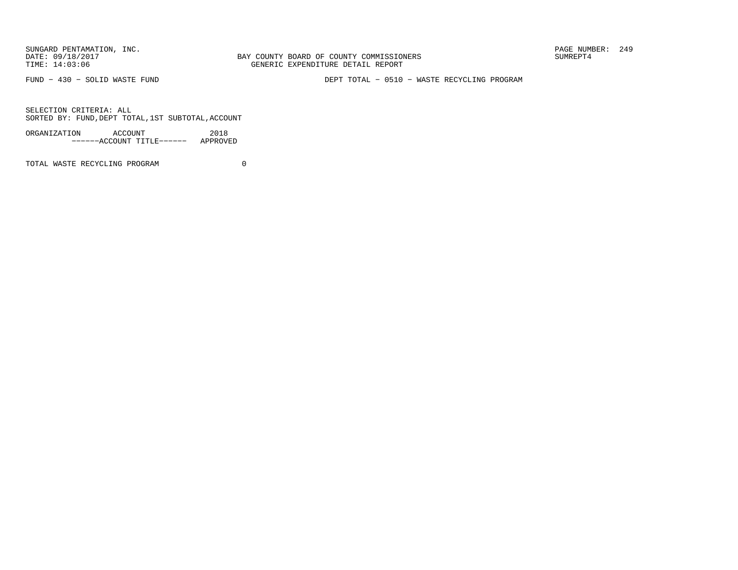FUND – 430 – SOLID WASTE FUND

DEPT TOTAL – 0510 – WASTE RECYCLING PROGRAM

SELECTION CRITERIA: ALL
SORTED BY: FUND,DEPT TOTAL,1ST SUBTOTAL,ACCOUNT

| ORGANIZATION | ACCOUNT ------ACCOUNT TITLE------ | 2018 APPROVED |
|---|---|---|
| TOTAL WASTE RECYCLING PROGRAM | | 0 |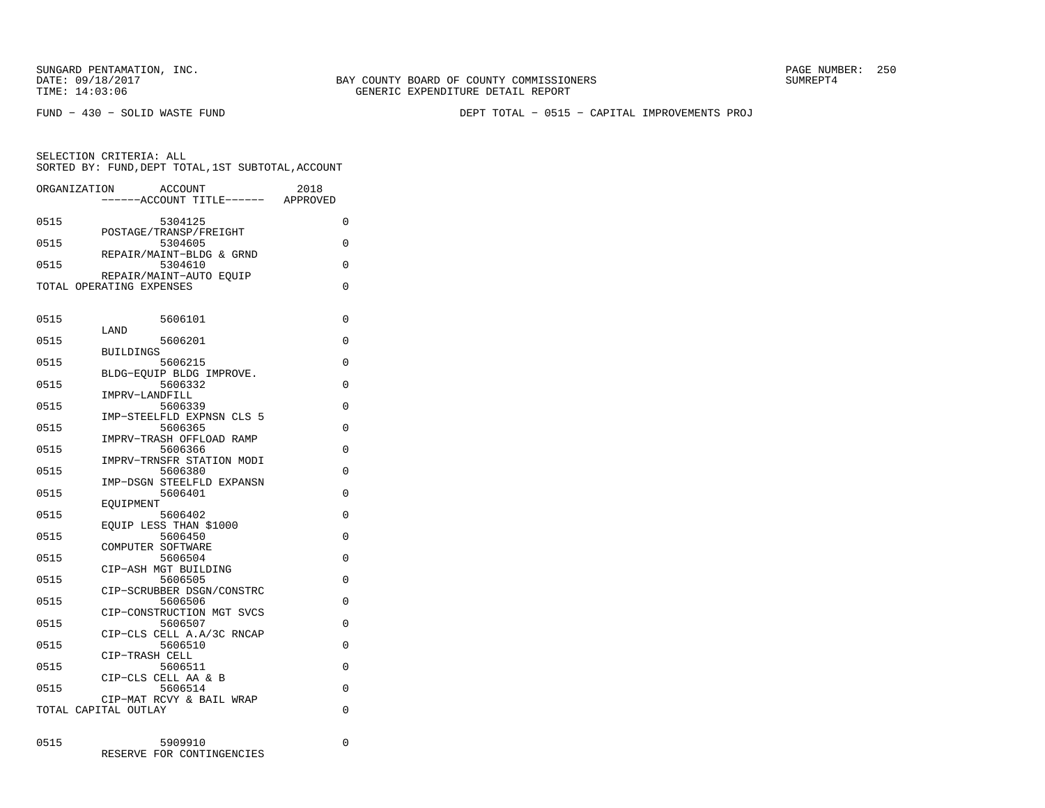SUNGARD PENTAMATION, INC.
DATE: 09/18/2017
TIME: 14:03:06

BAY COUNTY BOARD OF COUNTY COMMISSIONERS
GENERIC EXPENDITURE DETAIL REPORT

SUMREPT4

FUND − 430 − SOLID WASTE FUND

DEPT TOTAL − 0515 − CAPITAL IMPROVEMENTS PROJ

SELECTION CRITERIA: ALL
SORTED BY: FUND,DEPT TOTAL,1ST SUBTOTAL,ACCOUNT

| ORGANIZATION | ACCOUNT / ------ACCOUNT TITLE------ | 2018 APPROVED |
|---|---|---|
| 0515 | 5304125 POSTAGE/TRANSP/FREIGHT | 0 |
| 0515 | 5304605 REPAIR/MAINT−BLDG & GRND | 0 |
| 0515 | 5304610 REPAIR/MAINT−AUTO EQUIP | 0 |
| TOTAL OPERATING EXPENSES | | 0 |
| 0515 | 5606101 LAND | 0 |
| 0515 | 5606201 BUILDINGS | 0 |
| 0515 | 5606215 BLDG−EQUIP BLDG IMPROVE. | 0 |
| 0515 | 5606332 IMPRV−LANDFILL | 0 |
| 0515 | 5606339 IMP−STEELFLD EXPNSN CLS 5 | 0 |
| 0515 | 5606365 IMPRV−TRASH OFFLOAD RAMP | 0 |
| 0515 | 5606366 IMPRV−TRNSFR STATION MODI | 0 |
| 0515 | 5606380 IMP−DSGN STEELFLD EXPANSN | 0 |
| 0515 | 5606401 EQUIPMENT | 0 |
| 0515 | 5606402 EQUIP LESS THAN $1000 | 0 |
| 0515 | 5606450 COMPUTER SOFTWARE | 0 |
| 0515 | 5606504 CIP−ASH MGT BUILDING | 0 |
| 0515 | 5606505 CIP−SCRUBBER DSGN/CONSTRC | 0 |
| 0515 | 5606506 CIP−CONSTRUCTION MGT SVCS | 0 |
| 0515 | 5606507 CIP−CLS CELL A.A/3C RNCAP | 0 |
| 0515 | 5606510 CIP−TRASH CELL | 0 |
| 0515 | 5606511 CIP−CLS CELL AA & B | 0 |
| 0515 | 5606514 CIP−MAT RCVY & BAIL WRAP | 0 |
| TOTAL CAPITAL OUTLAY | | 0 |
| 0515 | 5909910 RESERVE FOR CONTINGENCIES | 0 |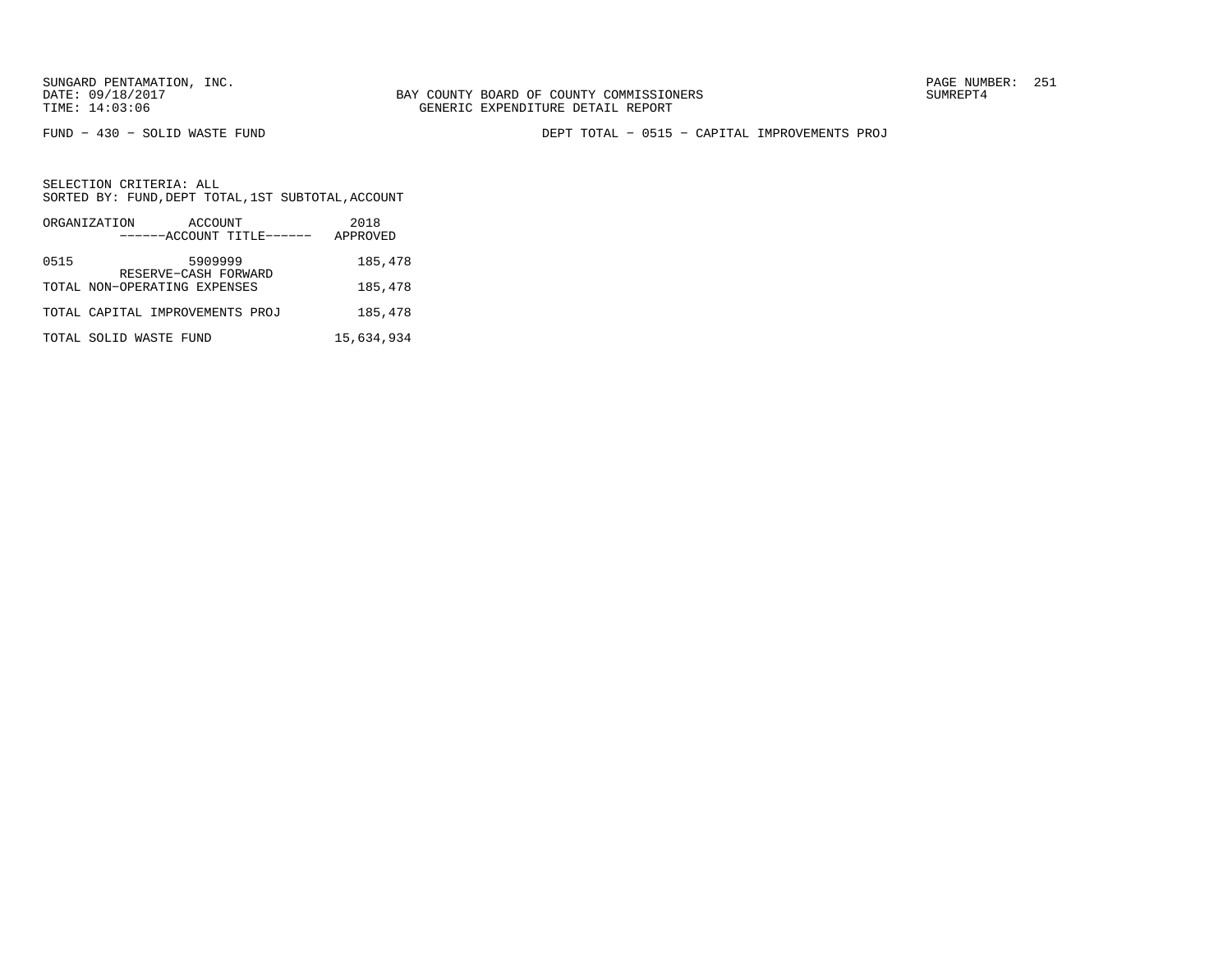BAY COUNTY BOARD OF COUNTY COMMISSIONERS
GENERIC EXPENDITURE DETAIL REPORT

FUND − 430 − SOLID WASTE FUND

DEPT TOTAL − 0515 − CAPITAL IMPROVEMENTS PROJ

SELECTION CRITERIA: ALL
SORTED BY: FUND,DEPT TOTAL,1ST SUBTOTAL,ACCOUNT

| ORGANIZATION | ACCOUNT / ------ACCOUNT TITLE------ | 2018 APPROVED |
|---|---|---|
| 0515 | 5909999 RESERVE−CASH FORWARD | 185,478 |
| TOTAL NON−OPERATING EXPENSES | | 185,478 |
| TOTAL CAPITAL IMPROVEMENTS PROJ | | 185,478 |
| TOTAL SOLID WASTE FUND | | 15,634,934 |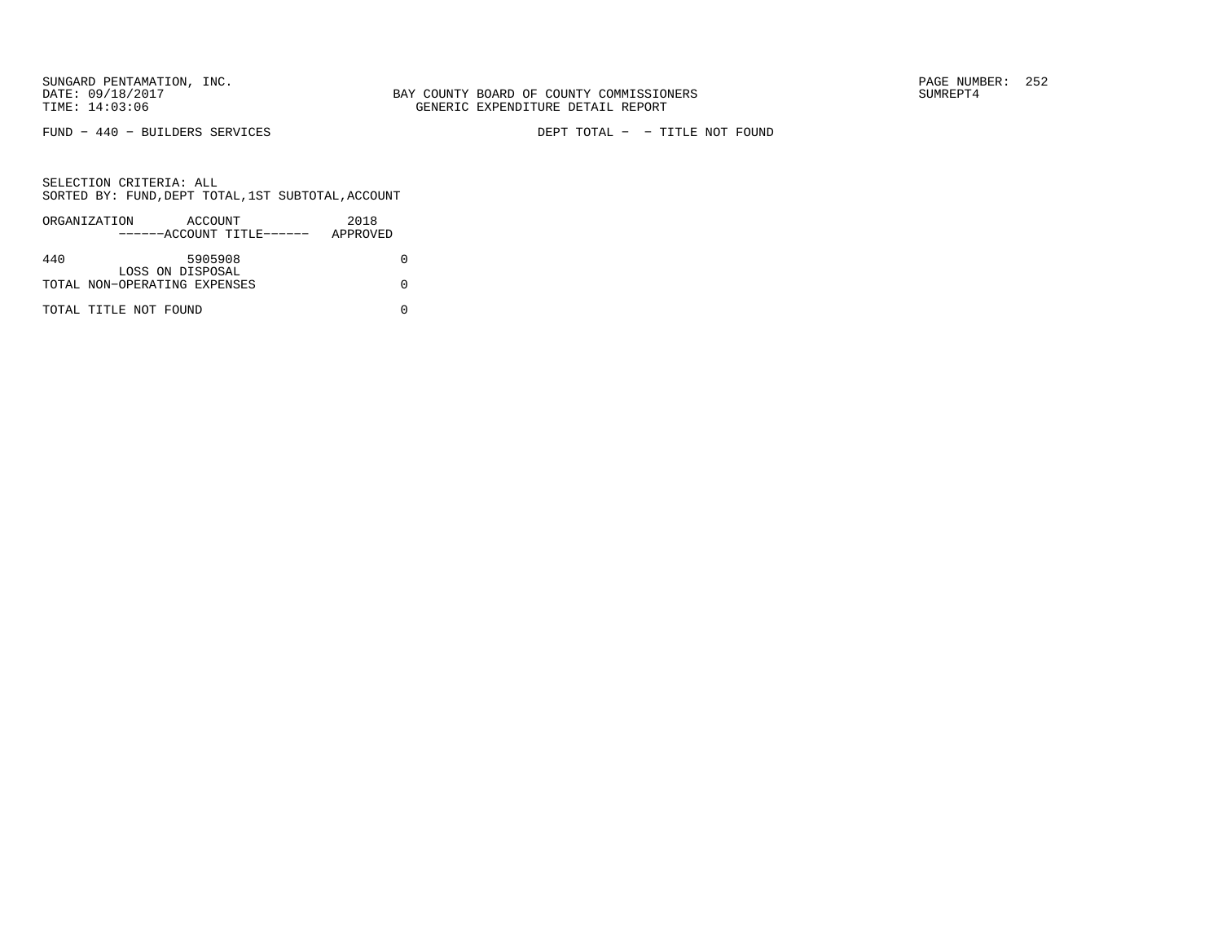SUNGARD PENTAMATION, INC.
DATE: 09/18/2017
TIME: 14:03:06

BAY COUNTY BOARD OF COUNTY COMMISSIONERS
GENERIC EXPENDITURE DETAIL REPORT

SUMREPT4

FUND − 440 − BUILDERS SERVICES

DEPT TOTAL − − TITLE NOT FOUND

SELECTION CRITERIA: ALL
SORTED BY: FUND,DEPT TOTAL,1ST SUBTOTAL,ACCOUNT

| ORGANIZATION | ACCOUNT ------ACCOUNT TITLE------ | 2018 APPROVED |
|---|---|---|
| 440 | 5905908 LOSS ON DISPOSAL | 0 |
| TOTAL NON−OPERATING EXPENSES | | 0 |
| TOTAL TITLE NOT FOUND | | 0 |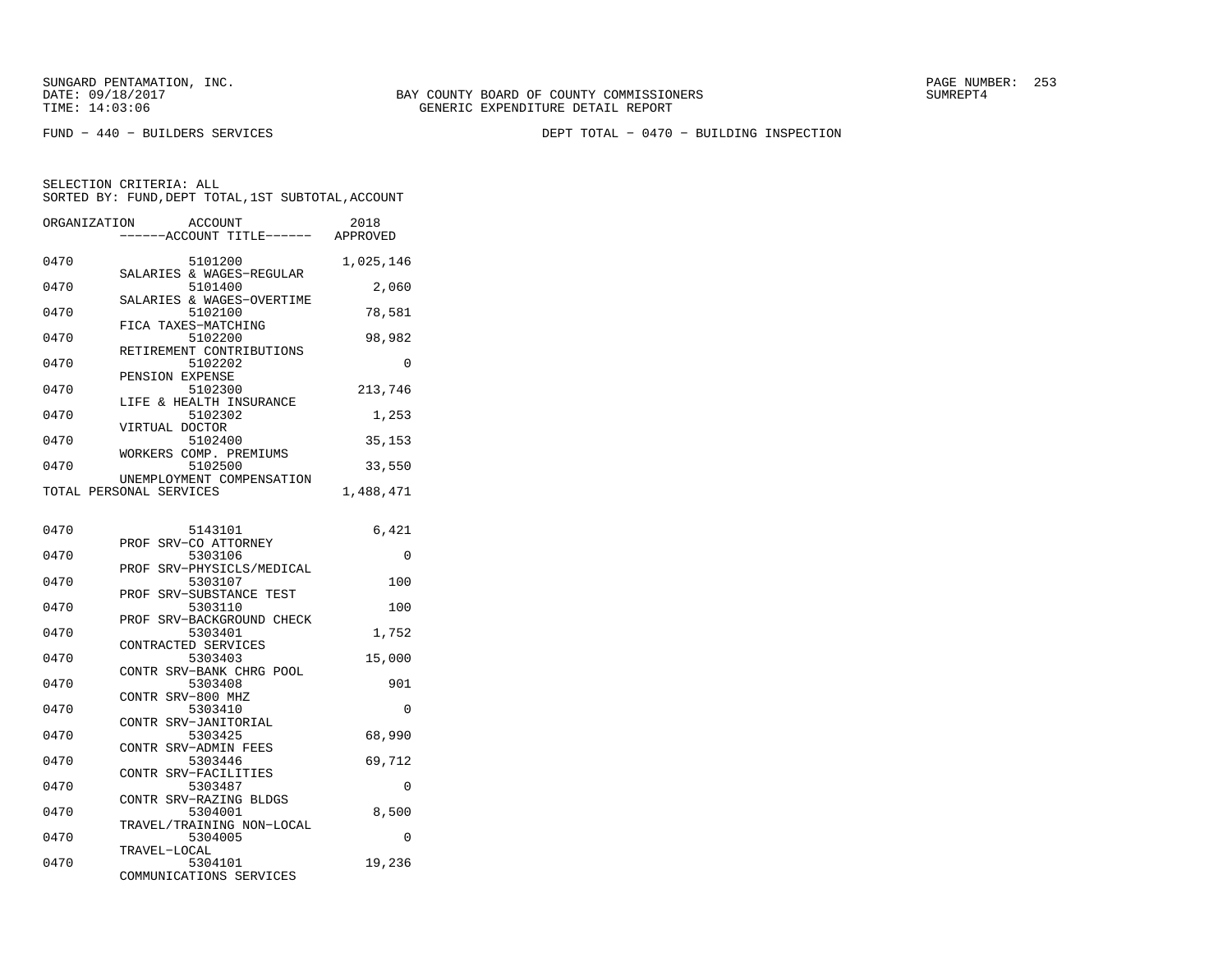SUNGARD PENTAMATION, INC.
DATE: 09/18/2017
TIME: 14:03:06

BAY COUNTY BOARD OF COUNTY COMMISSIONERS
GENERIC EXPENDITURE DETAIL REPORT

SUMREPT4

FUND - 440 - BUILDERS SERVICES

DEPT TOTAL - 0470 - BUILDING INSPECTION

SELECTION CRITERIA: ALL
SORTED BY: FUND,DEPT TOTAL,1ST SUBTOTAL,ACCOUNT

| ORGANIZATION | ACCOUNT / ACCOUNT TITLE | 2018 APPROVED |
|---|---|---|
| 0470 | 5101200 SALARIES & WAGES-REGULAR | 1,025,146 |
| 0470 | 5101400 SALARIES & WAGES-OVERTIME | 2,060 |
| 0470 | 5102100 FICA TAXES-MATCHING | 78,581 |
| 0470 | 5102200 RETIREMENT CONTRIBUTIONS | 98,982 |
| 0470 | 5102202 PENSION EXPENSE | 0 |
| 0470 | 5102300 LIFE & HEALTH INSURANCE | 213,746 |
| 0470 | 5102302 VIRTUAL DOCTOR | 1,253 |
| 0470 | 5102400 WORKERS COMP. PREMIUMS | 35,153 |
| 0470 | 5102500 UNEMPLOYMENT COMPENSATION | 33,550 |
| TOTAL PERSONAL SERVICES | | 1,488,471 |
| 0470 | 5143101 PROF SRV-CO ATTORNEY | 6,421 |
| 0470 | 5303106 PROF SRV-PHYSICLS/MEDICAL | 0 |
| 0470 | 5303107 PROF SRV-SUBSTANCE TEST | 100 |
| 0470 | 5303110 PROF SRV-BACKGROUND CHECK | 100 |
| 0470 | 5303401 CONTRACTED SERVICES | 1,752 |
| 0470 | 5303403 CONTR SRV-BANK CHRG POOL | 15,000 |
| 0470 | 5303408 CONTR SRV-800 MHZ | 901 |
| 0470 | 5303410 CONTR SRV-JANITORIAL | 0 |
| 0470 | 5303425 CONTR SRV-ADMIN FEES | 68,990 |
| 0470 | 5303446 CONTR SRV-FACILITIES | 69,712 |
| 0470 | 5303487 CONTR SRV-RAZING BLDGS | 0 |
| 0470 | 5304001 TRAVEL/TRAINING NON-LOCAL | 8,500 |
| 0470 | 5304005 TRAVEL-LOCAL | 0 |
| 0470 | 5304101 COMMUNICATIONS SERVICES | 19,236 |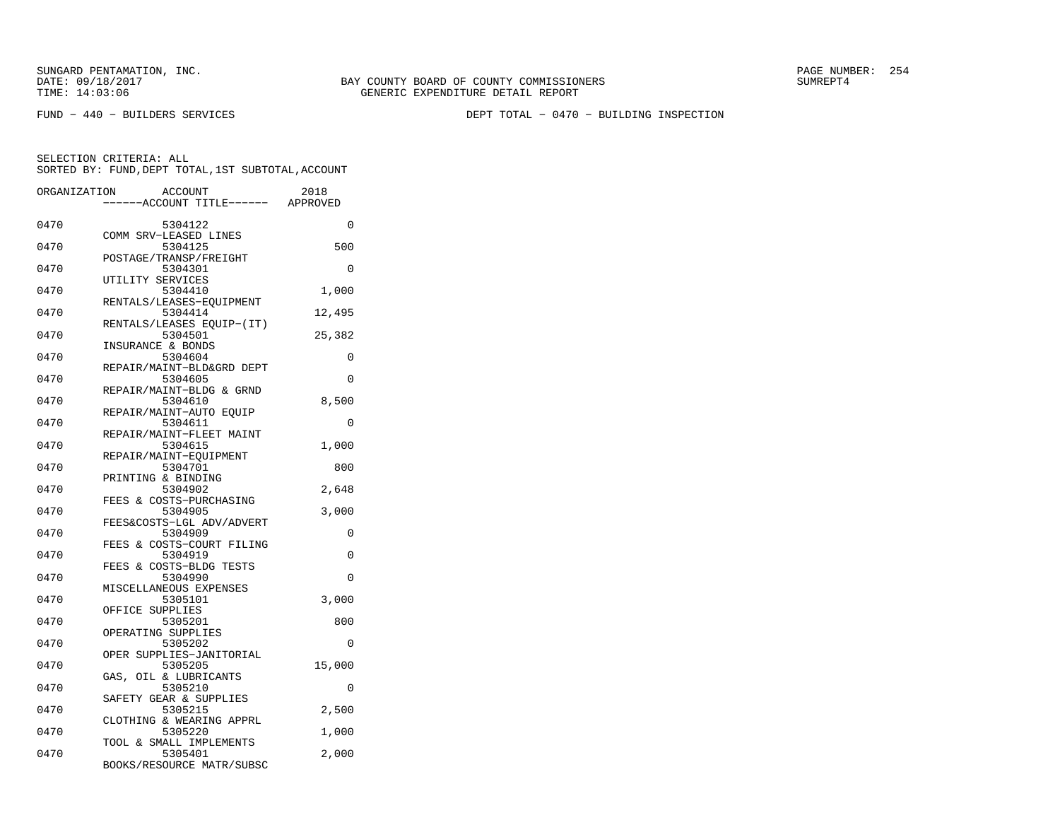SUNGARD PENTAMATION, INC.
DATE: 09/18/2017
TIME: 14:03:06

BAY COUNTY BOARD OF COUNTY COMMISSIONERS
GENERIC EXPENDITURE DETAIL REPORT

SUMREPT4

FUND − 440 − BUILDERS SERVICES

DEPT TOTAL − 0470 − BUILDING INSPECTION

SELECTION CRITERIA: ALL
SORTED BY: FUND,DEPT TOTAL,1ST SUBTOTAL,ACCOUNT

| ORGANIZATION | ACCOUNT / ------ACCOUNT TITLE------ | 2018 APPROVED |
|---|---|---|
| 0470 | 5304122 COMM SRV−LEASED LINES | 0 |
| 0470 | 5304125 POSTAGE/TRANSP/FREIGHT | 500 |
| 0470 | 5304301 UTILITY SERVICES | 0 |
| 0470 | 5304410 RENTALS/LEASES−EQUIPMENT | 1,000 |
| 0470 | 5304414 RENTALS/LEASES EQUIP−(IT) | 12,495 |
| 0470 | 5304501 INSURANCE & BONDS | 25,382 |
| 0470 | 5304604 REPAIR/MAINT−BLD&GRD DEPT | 0 |
| 0470 | 5304605 REPAIR/MAINT−BLDG & GRND | 0 |
| 0470 | 5304610 REPAIR/MAINT−AUTO EQUIP | 8,500 |
| 0470 | 5304611 REPAIR/MAINT−FLEET MAINT | 0 |
| 0470 | 5304615 REPAIR/MAINT−EQUIPMENT | 1,000 |
| 0470 | 5304701 PRINTING & BINDING | 800 |
| 0470 | 5304902 FEES & COSTS−PURCHASING | 2,648 |
| 0470 | 5304905 FEES&COSTS−LGL ADV/ADVERT | 3,000 |
| 0470 | 5304909 FEES & COSTS−COURT FILING | 0 |
| 0470 | 5304919 FEES & COSTS−BLDG TESTS | 0 |
| 0470 | 5304990 MISCELLANEOUS EXPENSES | 0 |
| 0470 | 5305101 OFFICE SUPPLIES | 3,000 |
| 0470 | 5305201 OPERATING SUPPLIES | 800 |
| 0470 | 5305202 OPER SUPPLIES−JANITORIAL | 0 |
| 0470 | 5305205 GAS, OIL & LUBRICANTS | 15,000 |
| 0470 | 5305210 SAFETY GEAR & SUPPLIES | 0 |
| 0470 | 5305215 CLOTHING & WEARING APPRL | 2,500 |
| 0470 | 5305220 TOOL & SMALL IMPLEMENTS | 1,000 |
| 0470 | 5305401 BOOKS/RESOURCE MATR/SUBSC | 2,000 |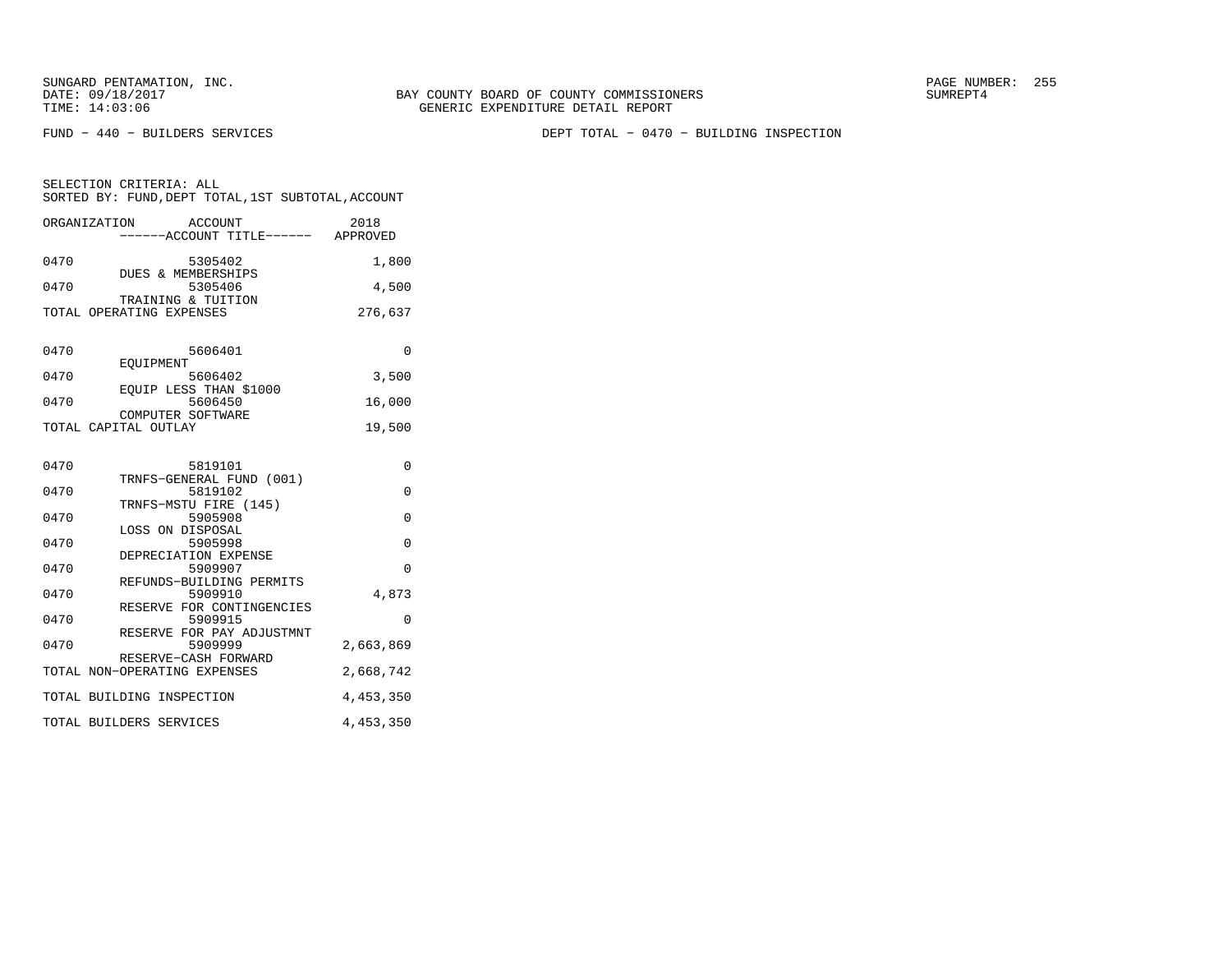BAY COUNTY BOARD OF COUNTY COMMISSIONERS
GENERIC EXPENDITURE DETAIL REPORT

FUND − 440 − BUILDERS SERVICES

DEPT TOTAL − 0470 − BUILDING INSPECTION

SELECTION CRITERIA: ALL
SORTED BY: FUND,DEPT TOTAL,1ST SUBTOTAL,ACCOUNT

| ORGANIZATION | ACCOUNT / ------ACCOUNT TITLE------ | 2018 APPROVED |
|---|---|---|
| 0470 | 5305402 DUES & MEMBERSHIPS | 1,800 |
| 0470 | 5305406 TRAINING & TUITION | 4,500 |
| TOTAL OPERATING EXPENSES | | 276,637 |
| 0470 | 5606401 EQUIPMENT | 0 |
| 0470 | 5606402 EQUIP LESS THAN $1000 | 3,500 |
| 0470 | 5606450 COMPUTER SOFTWARE | 16,000 |
| TOTAL CAPITAL OUTLAY | | 19,500 |
| 0470 | 5819101 TRNFS−GENERAL FUND (001) | 0 |
| 0470 | 5819102 TRNFS−MSTU FIRE (145) | 0 |
| 0470 | 5905908 LOSS ON DISPOSAL | 0 |
| 0470 | 5905998 DEPRECIATION EXPENSE | 0 |
| 0470 | 5909907 REFUNDS−BUILDING PERMITS | 0 |
| 0470 | 5909910 RESERVE FOR CONTINGENCIES | 4,873 |
| 0470 | 5909915 RESERVE FOR PAY ADJUSTMNT | 0 |
| 0470 | 5909999 RESERVE−CASH FORWARD | 2,663,869 |
| TOTAL NON−OPERATING EXPENSES | | 2,668,742 |
| TOTAL BUILDING INSPECTION | | 4,453,350 |
| TOTAL BUILDERS SERVICES | | 4,453,350 |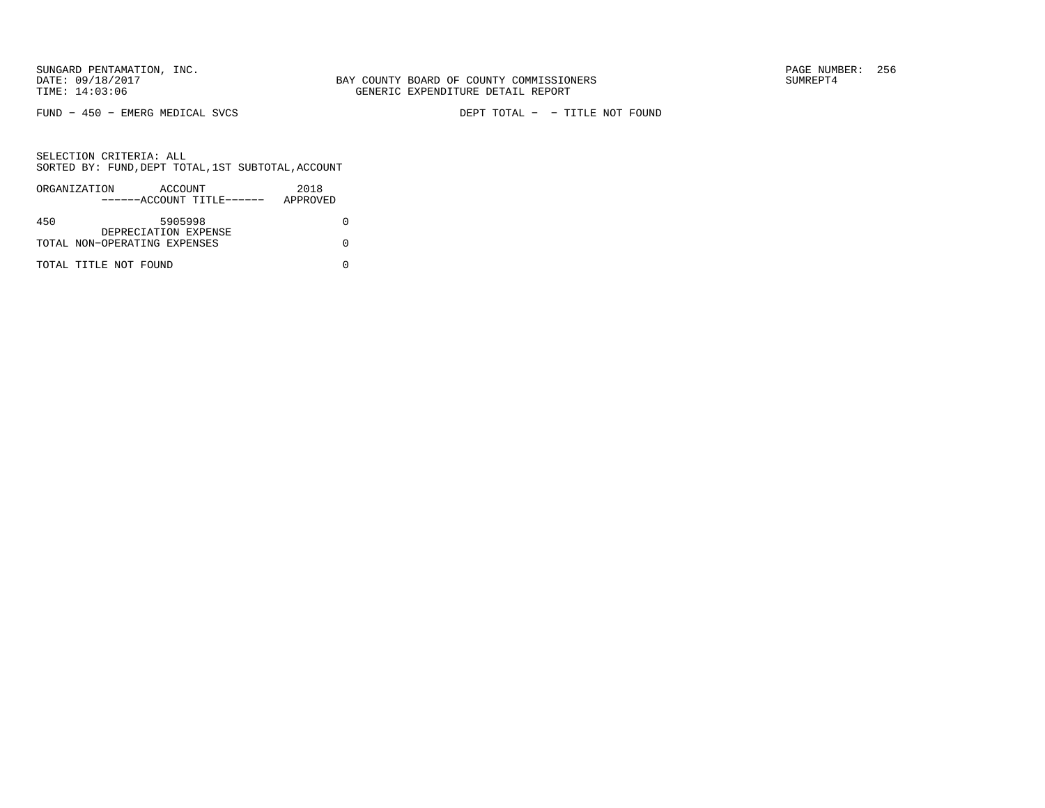FUND − 450 − EMERG MEDICAL SVCS DEPT TOTAL − − TITLE NOT FOUND

SELECTION CRITERIA: ALL
SORTED BY: FUND,DEPT TOTAL,1ST SUBTOTAL,ACCOUNT

| ORGANIZATION | ACCOUNT ------ACCOUNT TITLE------ | 2018 APPROVED |
|---|---|---|
| 450 | 5905998 DEPRECIATION EXPENSE | 0 |
| TOTAL NON−OPERATING EXPENSES | | 0 |
| TOTAL TITLE NOT FOUND | | 0 |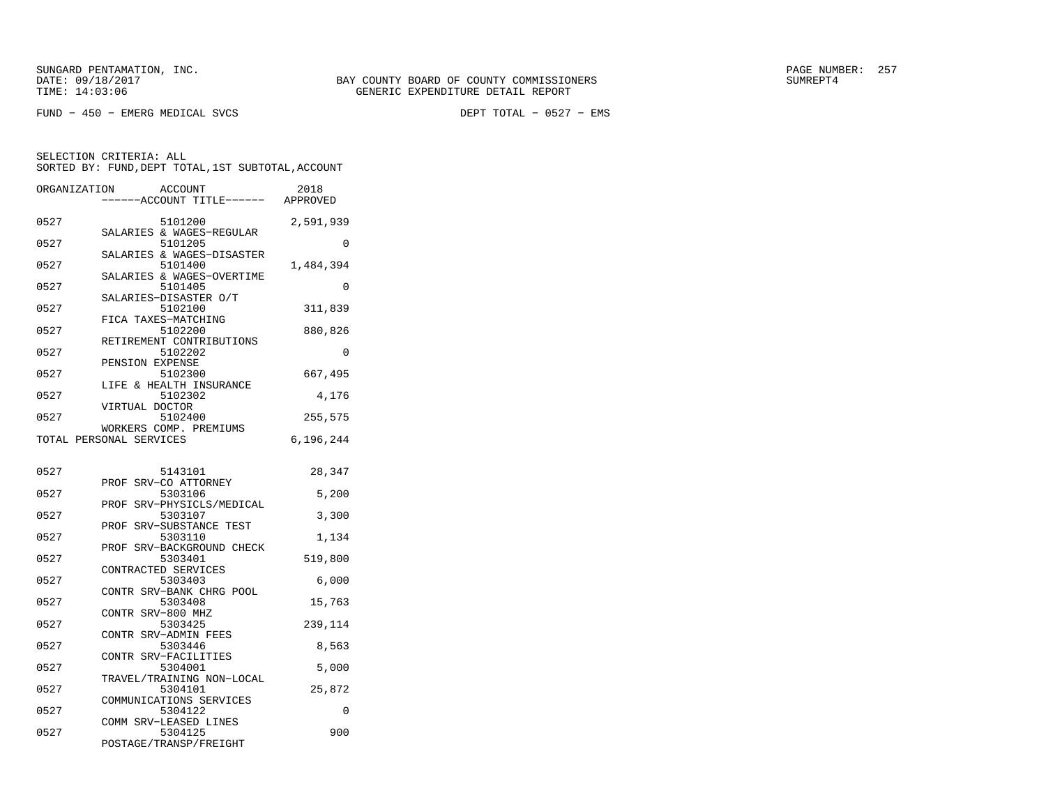SUNGARD PENTAMATION, INC.
DATE: 09/18/2017
TIME: 14:03:06

BAY COUNTY BOARD OF COUNTY COMMISSIONERS
GENERIC EXPENDITURE DETAIL REPORT

SUMREPT4

FUND - 450 - EMERG MEDICAL SVCS

DEPT TOTAL - 0527 - EMS

SELECTION CRITERIA: ALL
SORTED BY: FUND,DEPT TOTAL,1ST SUBTOTAL,ACCOUNT

| ORGANIZATION | ACCOUNT / ------ACCOUNT TITLE------ | 2018 APPROVED |
|---|---|---|
| 0527 | 5101200 SALARIES & WAGES-REGULAR | 2,591,939 |
| 0527 | 5101205 SALARIES & WAGES-DISASTER | 0 |
| 0527 | 5101400 SALARIES & WAGES-OVERTIME | 1,484,394 |
| 0527 | 5101405 SALARIES-DISASTER O/T | 0 |
| 0527 | 5102100 FICA TAXES-MATCHING | 311,839 |
| 0527 | 5102200 RETIREMENT CONTRIBUTIONS | 880,826 |
| 0527 | 5102202 PENSION EXPENSE | 0 |
| 0527 | 5102300 LIFE & HEALTH INSURANCE | 667,495 |
| 0527 | 5102302 VIRTUAL DOCTOR | 4,176 |
| 0527 | 5102400 WORKERS COMP. PREMIUMS | 255,575 |
| TOTAL PERSONAL SERVICES | | 6,196,244 |
| 0527 | 5143101 PROF SRV-CO ATTORNEY | 28,347 |
| 0527 | 5303106 PROF SRV-PHYSICLS/MEDICAL | 5,200 |
| 0527 | 5303107 PROF SRV-SUBSTANCE TEST | 3,300 |
| 0527 | 5303110 PROF SRV-BACKGROUND CHECK | 1,134 |
| 0527 | 5303401 CONTRACTED SERVICES | 519,800 |
| 0527 | 5303403 CONTR SRV-BANK CHRG POOL | 6,000 |
| 0527 | 5303408 CONTR SRV-800 MHZ | 15,763 |
| 0527 | 5303425 CONTR SRV-ADMIN FEES | 239,114 |
| 0527 | 5303446 CONTR SRV-FACILITIES | 8,563 |
| 0527 | 5304001 TRAVEL/TRAINING NON-LOCAL | 5,000 |
| 0527 | 5304101 COMMUNICATIONS SERVICES | 25,872 |
| 0527 | 5304122 COMM SRV-LEASED LINES | 0 |
| 0527 | 5304125 POSTAGE/TRANSP/FREIGHT | 900 |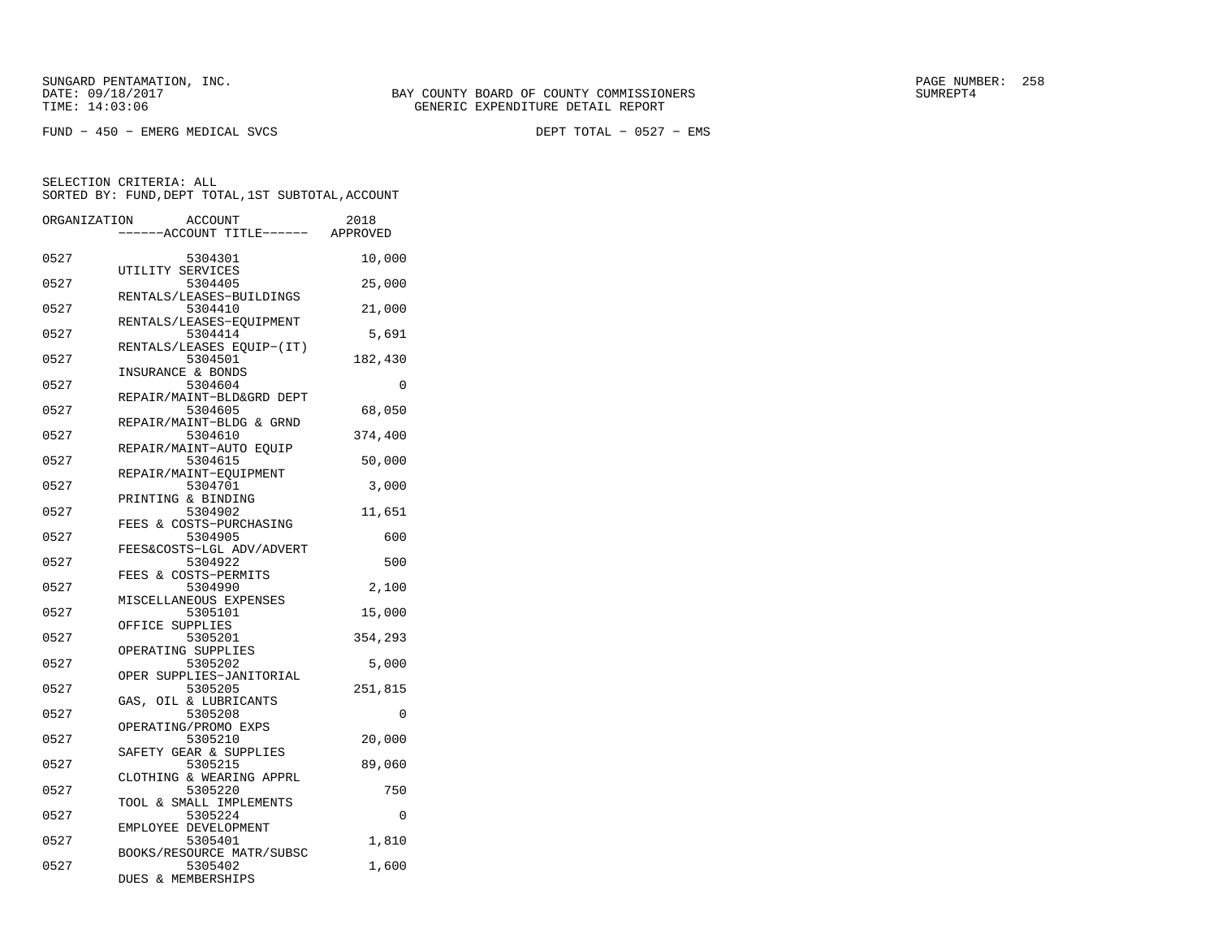SUNGARD PENTAMATION, INC.
DATE: 09/18/2017
TIME: 14:03:06

BAY COUNTY BOARD OF COUNTY COMMISSIONERS
GENERIC EXPENDITURE DETAIL REPORT

SUMREPT4

FUND - 450 - EMERG MEDICAL SVCS

DEPT TOTAL - 0527 - EMS

SELECTION CRITERIA: ALL
SORTED BY: FUND,DEPT TOTAL,1ST SUBTOTAL,ACCOUNT

| ORGANIZATION | ACCOUNT | ------ACCOUNT TITLE------ | 2018 APPROVED |
|---|---|---|---|
| 0527 | 5304301 | UTILITY SERVICES | 10,000 |
| 0527 | 5304405 | RENTALS/LEASES-BUILDINGS | 25,000 |
| 0527 | 5304410 | RENTALS/LEASES-EQUIPMENT | 21,000 |
| 0527 | 5304414 | RENTALS/LEASES EQUIP-(IT) | 5,691 |
| 0527 | 5304501 | INSURANCE & BONDS | 182,430 |
| 0527 | 5304604 | REPAIR/MAINT-BLD&GRD DEPT | 0 |
| 0527 | 5304605 | REPAIR/MAINT-BLDG & GRND | 68,050 |
| 0527 | 5304610 | REPAIR/MAINT-AUTO EQUIP | 374,400 |
| 0527 | 5304615 | REPAIR/MAINT-EQUIPMENT | 50,000 |
| 0527 | 5304701 | PRINTING & BINDING | 3,000 |
| 0527 | 5304902 | FEES & COSTS-PURCHASING | 11,651 |
| 0527 | 5304905 | FEES&COSTS-LGL ADV/ADVERT | 600 |
| 0527 | 5304922 | FEES & COSTS-PERMITS | 500 |
| 0527 | 5304990 | MISCELLANEOUS EXPENSES | 2,100 |
| 0527 | 5305101 | OFFICE SUPPLIES | 15,000 |
| 0527 | 5305201 | OPERATING SUPPLIES | 354,293 |
| 0527 | 5305202 | OPER SUPPLIES-JANITORIAL | 5,000 |
| 0527 | 5305205 | GAS, OIL & LUBRICANTS | 251,815 |
| 0527 | 5305208 | OPERATING/PROMO EXPS | 0 |
| 0527 | 5305210 | SAFETY GEAR & SUPPLIES | 20,000 |
| 0527 | 5305215 | CLOTHING & WEARING APPRL | 89,060 |
| 0527 | 5305220 | TOOL & SMALL IMPLEMENTS | 750 |
| 0527 | 5305224 | EMPLOYEE DEVELOPMENT | 0 |
| 0527 | 5305401 | BOOKS/RESOURCE MATR/SUBSC | 1,810 |
| 0527 | 5305402 | DUES & MEMBERSHIPS | 1,600 |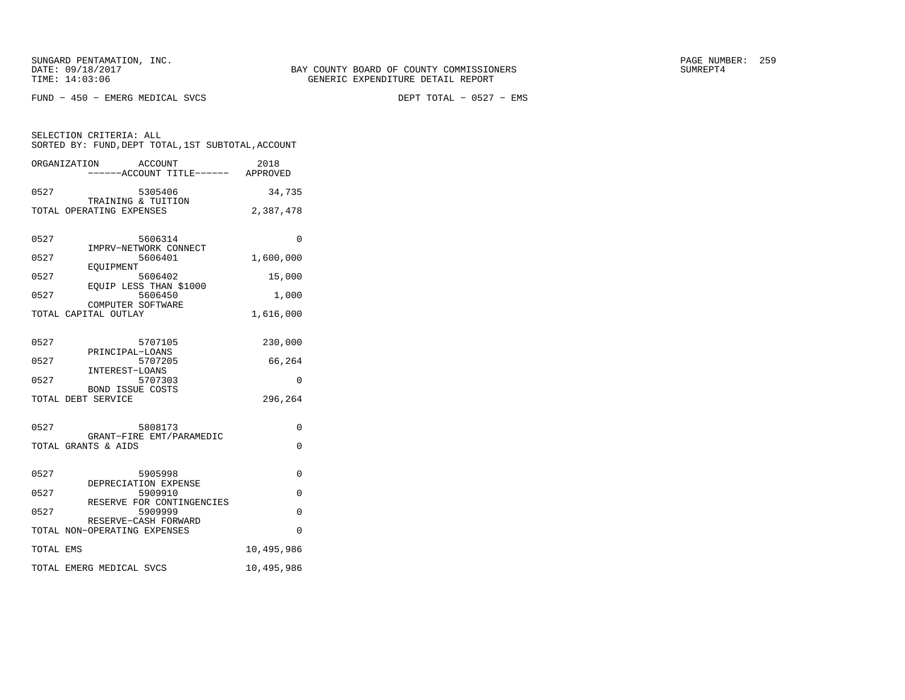FUND − 450 − EMERG MEDICAL SVCS DEPT TOTAL − 0527 − EMS

SELECTION CRITERIA: ALL
SORTED BY: FUND,DEPT TOTAL,1ST SUBTOTAL,ACCOUNT

| ORGANIZATION | ACCOUNT / ------ACCOUNT TITLE------ | 2018 APPROVED |
|---|---|---|
| 0527 | 5305406 TRAINING & TUITION | 34,735 |
| TOTAL OPERATING EXPENSES | | 2,387,478 |
| 0527 | 5606314 IMPRV−NETWORK CONNECT | 0 |
| 0527 | 5606401 EQUIPMENT | 1,600,000 |
| 0527 | 5606402 EQUIP LESS THAN $1000 | 15,000 |
| 0527 | 5606450 COMPUTER SOFTWARE | 1,000 |
| TOTAL CAPITAL OUTLAY | | 1,616,000 |
| 0527 | 5707105 PRINCIPAL−LOANS | 230,000 |
| 0527 | 5707205 INTEREST−LOANS | 66,264 |
| 0527 | 5707303 BOND ISSUE COSTS | 0 |
| TOTAL DEBT SERVICE | | 296,264 |
| 0527 | 5808173 GRANT−FIRE EMT/PARAMEDIC | 0 |
| TOTAL GRANTS & AIDS | | 0 |
| 0527 | 5905998 DEPRECIATION EXPENSE | 0 |
| 0527 | 5909910 RESERVE FOR CONTINGENCIES | 0 |
| 0527 | 5909999 RESERVE−CASH FORWARD | 0 |
| TOTAL NON−OPERATING EXPENSES | | 0 |
| TOTAL EMS | | 10,495,986 |
| TOTAL EMERG MEDICAL SVCS | | 10,495,986 |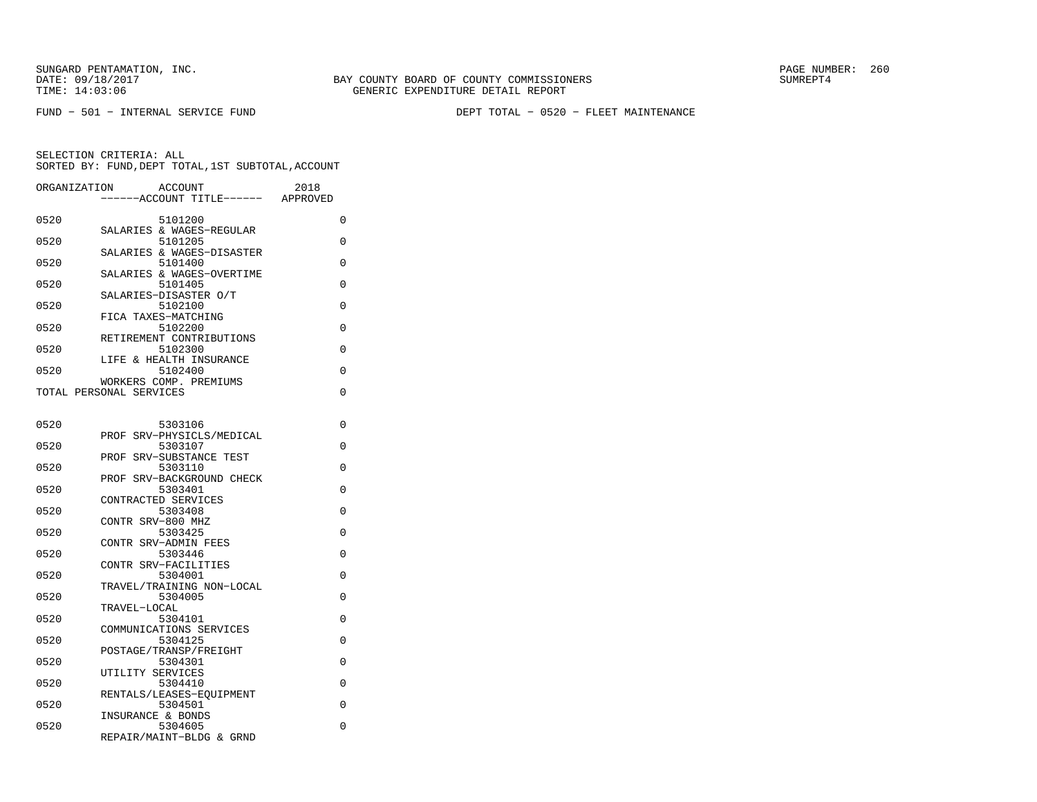SUNGARD PENTAMATION, INC.
DATE: 09/18/2017
TIME: 14:03:06

BAY COUNTY BOARD OF COUNTY COMMISSIONERS
GENERIC EXPENDITURE DETAIL REPORT

SUMREPT4

FUND − 501 − INTERNAL SERVICE FUND

DEPT TOTAL − 0520 − FLEET MAINTENANCE

SELECTION CRITERIA: ALL
SORTED BY: FUND,DEPT TOTAL,1ST SUBTOTAL,ACCOUNT

| ORGANIZATION | ACCOUNT / ACCOUNT TITLE | 2018 APPROVED |
|---|---|---|
| 0520 | 5101200 SALARIES & WAGES−REGULAR | 0 |
| 0520 | 5101205 SALARIES & WAGES−DISASTER | 0 |
| 0520 | 5101400 SALARIES & WAGES−OVERTIME | 0 |
| 0520 | 5101405 SALARIES−DISASTER O/T | 0 |
| 0520 | 5102100 FICA TAXES−MATCHING | 0 |
| 0520 | 5102200 RETIREMENT CONTRIBUTIONS | 0 |
| 0520 | 5102300 LIFE & HEALTH INSURANCE | 0 |
| 0520 | 5102400 WORKERS COMP. PREMIUMS | 0 |
| TOTAL PERSONAL SERVICES | | 0 |
| 0520 | 5303106 PROF SRV−PHYSICLS/MEDICAL | 0 |
| 0520 | 5303107 PROF SRV−SUBSTANCE TEST | 0 |
| 0520 | 5303110 PROF SRV−BACKGROUND CHECK | 0 |
| 0520 | 5303401 CONTRACTED SERVICES | 0 |
| 0520 | 5303408 CONTR SRV−800 MHZ | 0 |
| 0520 | 5303425 CONTR SRV−ADMIN FEES | 0 |
| 0520 | 5303446 CONTR SRV−FACILITIES | 0 |
| 0520 | 5304001 TRAVEL/TRAINING NON−LOCAL | 0 |
| 0520 | 5304005 TRAVEL−LOCAL | 0 |
| 0520 | 5304101 COMMUNICATIONS SERVICES | 0 |
| 0520 | 5304125 POSTAGE/TRANSP/FREIGHT | 0 |
| 0520 | 5304301 UTILITY SERVICES | 0 |
| 0520 | 5304410 RENTALS/LEASES−EQUIPMENT | 0 |
| 0520 | 5304501 INSURANCE & BONDS | 0 |
| 0520 | 5304605 REPAIR/MAINT−BLDG & GRND | 0 |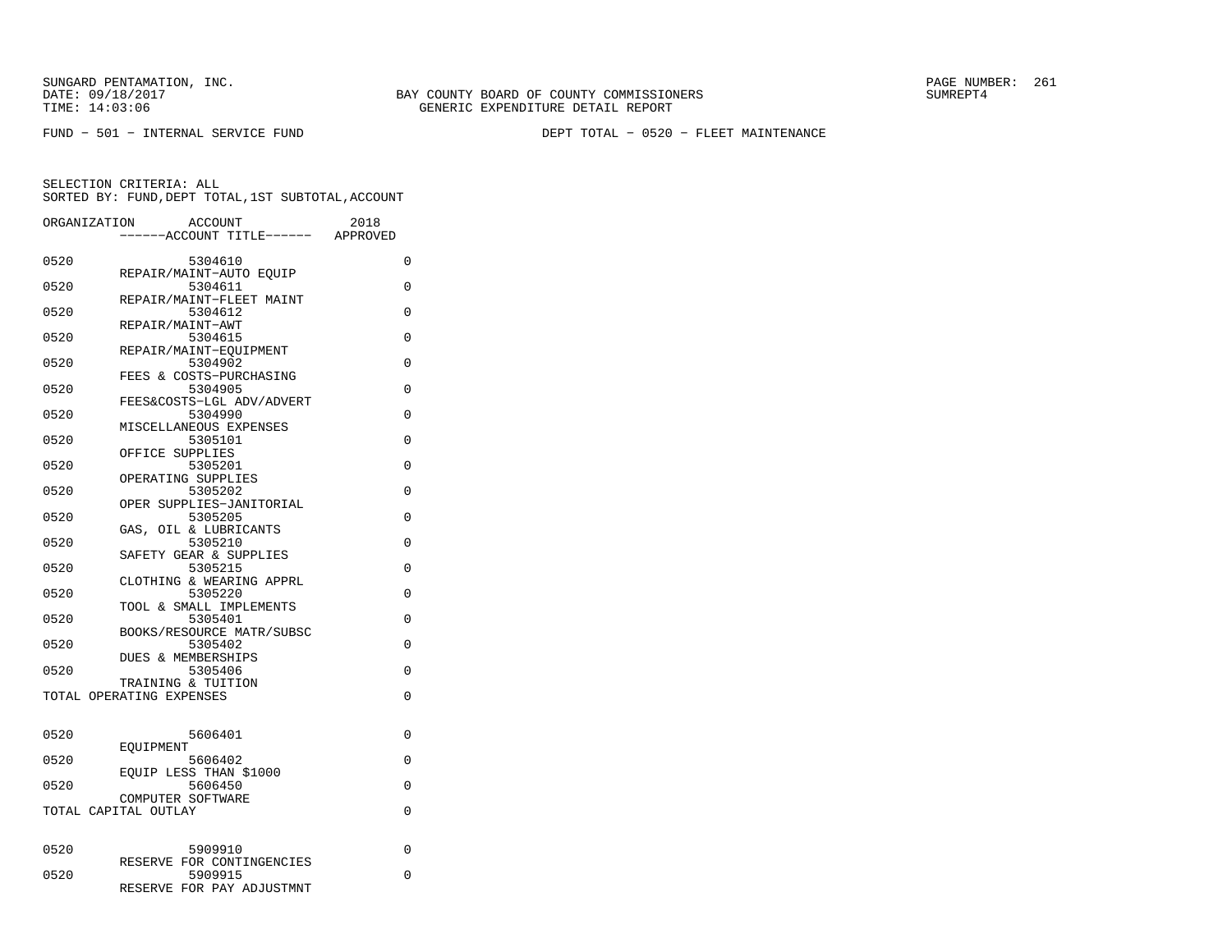SUNGARD PENTAMATION, INC.
DATE: 09/18/2017
TIME: 14:03:06

BAY COUNTY BOARD OF COUNTY COMMISSIONERS
GENERIC EXPENDITURE DETAIL REPORT

SUMREPT4

FUND − 501 − INTERNAL SERVICE FUND

DEPT TOTAL − 0520 − FLEET MAINTENANCE

SELECTION CRITERIA: ALL
SORTED BY: FUND,DEPT TOTAL,1ST SUBTOTAL,ACCOUNT

| ORGANIZATION | ACCOUNT / ACCOUNT TITLE | 2018 APPROVED |
|---|---|---|
| 0520 | 5304610 REPAIR/MAINT−AUTO EQUIP | 0 |
| 0520 | 5304611 REPAIR/MAINT−FLEET MAINT | 0 |
| 0520 | 5304612 REPAIR/MAINT−AWT | 0 |
| 0520 | 5304615 REPAIR/MAINT−EQUIPMENT | 0 |
| 0520 | 5304902 FEES & COSTS−PURCHASING | 0 |
| 0520 | 5304905 FEES&COSTS−LGL ADV/ADVERT | 0 |
| 0520 | 5304990 MISCELLANEOUS EXPENSES | 0 |
| 0520 | 5305101 OFFICE SUPPLIES | 0 |
| 0520 | 5305201 OPERATING SUPPLIES | 0 |
| 0520 | 5305202 OPER SUPPLIES−JANITORIAL | 0 |
| 0520 | 5305205 GAS, OIL & LUBRICANTS | 0 |
| 0520 | 5305210 SAFETY GEAR & SUPPLIES | 0 |
| 0520 | 5305215 CLOTHING & WEARING APPRL | 0 |
| 0520 | 5305220 TOOL & SMALL IMPLEMENTS | 0 |
| 0520 | 5305401 BOOKS/RESOURCE MATR/SUBSC | 0 |
| 0520 | 5305402 DUES & MEMBERSHIPS | 0 |
| 0520 | 5305406 TRAINING & TUITION | 0 |
| TOTAL OPERATING EXPENSES | | 0 |
| 0520 | 5606401 EQUIPMENT | 0 |
| 0520 | 5606402 EQUIP LESS THAN $1000 | 0 |
| 0520 | 5606450 COMPUTER SOFTWARE | 0 |
| TOTAL CAPITAL OUTLAY | | 0 |
| 0520 | 5909910 RESERVE FOR CONTINGENCIES | 0 |
| 0520 | 5909915 RESERVE FOR PAY ADJUSTMNT | 0 |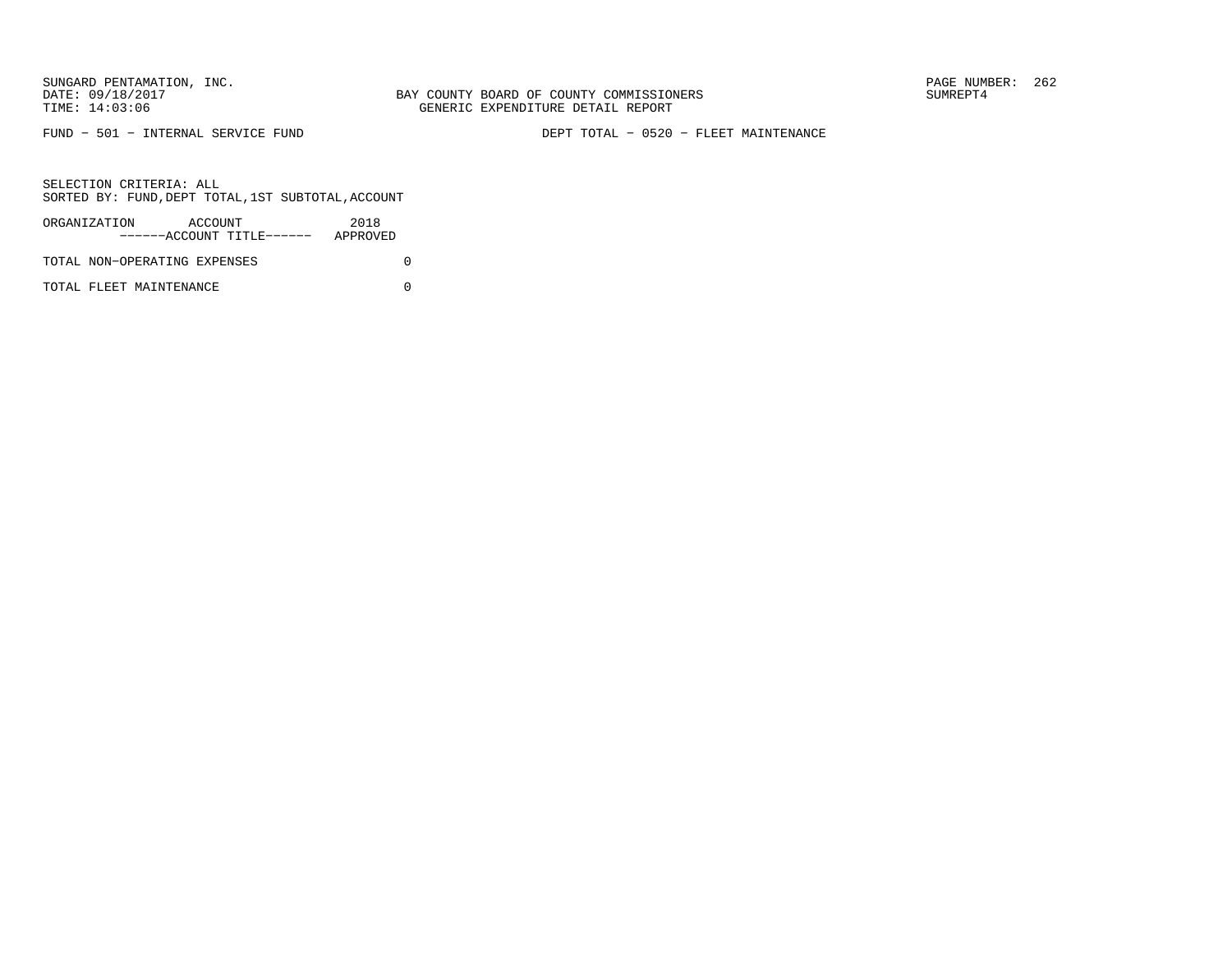SUNGARD PENTAMATION, INC.
DATE: 09/18/2017
TIME: 14:03:06

BAY COUNTY BOARD OF COUNTY COMMISSIONERS
GENERIC EXPENDITURE DETAIL REPORT

SUMREPT4

FUND - 501 - INTERNAL SERVICE FUND

DEPT TOTAL - 0520 - FLEET MAINTENANCE

SELECTION CRITERIA: ALL
SORTED BY: FUND,DEPT TOTAL,1ST SUBTOTAL,ACCOUNT

| ORGANIZATION ACCOUNT ------ACCOUNT TITLE------ | 2018 APPROVED |
|---|---|
| TOTAL NON-OPERATING EXPENSES | 0 |
| TOTAL FLEET MAINTENANCE | 0 |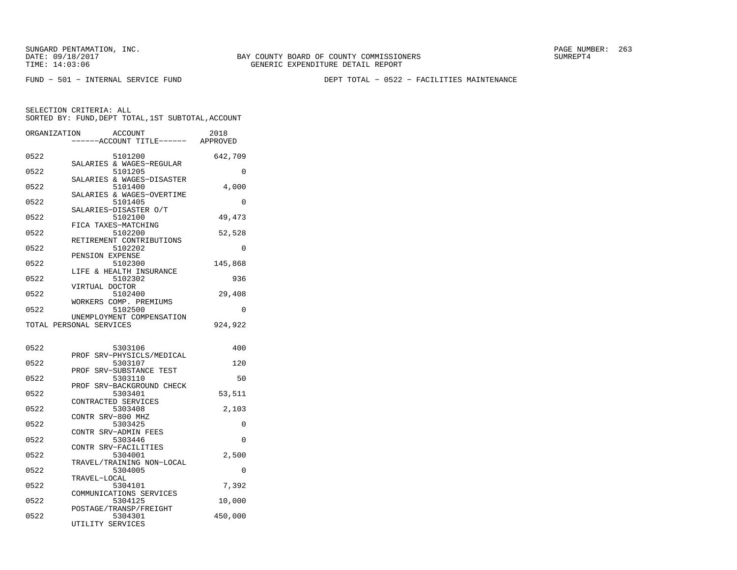SUNGARD PENTAMATION, INC.
DATE: 09/18/2017
TIME: 14:03:06

BAY COUNTY BOARD OF COUNTY COMMISSIONERS
GENERIC EXPENDITURE DETAIL REPORT

SUMREPT4

FUND - 501 - INTERNAL SERVICE FUND

DEPT TOTAL - 0522 - FACILITIES MAINTENANCE

SELECTION CRITERIA: ALL
SORTED BY: FUND,DEPT TOTAL,1ST SUBTOTAL,ACCOUNT

| ORGANIZATION | ACCOUNT / ------ACCOUNT TITLE------ | 2018 APPROVED |
|---|---|---|
| 0522 | 5101200 SALARIES & WAGES-REGULAR | 642,709 |
| 0522 | 5101205 SALARIES & WAGES-DISASTER | 0 |
| 0522 | 5101400 SALARIES & WAGES-OVERTIME | 4,000 |
| 0522 | 5101405 SALARIES-DISASTER O/T | 0 |
| 0522 | 5102100 FICA TAXES-MATCHING | 49,473 |
| 0522 | 5102200 RETIREMENT CONTRIBUTIONS | 52,528 |
| 0522 | 5102202 PENSION EXPENSE | 0 |
| 0522 | 5102300 LIFE & HEALTH INSURANCE | 145,868 |
| 0522 | 5102302 VIRTUAL DOCTOR | 936 |
| 0522 | 5102400 WORKERS COMP. PREMIUMS | 29,408 |
| 0522 | 5102500 UNEMPLOYMENT COMPENSATION | 0 |
| TOTAL PERSONAL SERVICES | | 924,922 |
| 0522 | 5303106 PROF SRV-PHYSICLS/MEDICAL | 400 |
| 0522 | 5303107 PROF SRV-SUBSTANCE TEST | 120 |
| 0522 | 5303110 PROF SRV-BACKGROUND CHECK | 50 |
| 0522 | 5303401 CONTRACTED SERVICES | 53,511 |
| 0522 | 5303408 CONTR SRV-800 MHZ | 2,103 |
| 0522 | 5303425 CONTR SRV-ADMIN FEES | 0 |
| 0522 | 5303446 CONTR SRV-FACILITIES | 0 |
| 0522 | 5304001 TRAVEL/TRAINING NON-LOCAL | 2,500 |
| 0522 | 5304005 TRAVEL-LOCAL | 0 |
| 0522 | 5304101 COMMUNICATIONS SERVICES | 7,392 |
| 0522 | 5304125 POSTAGE/TRANSP/FREIGHT | 10,000 |
| 0522 | 5304301 UTILITY SERVICES | 450,000 |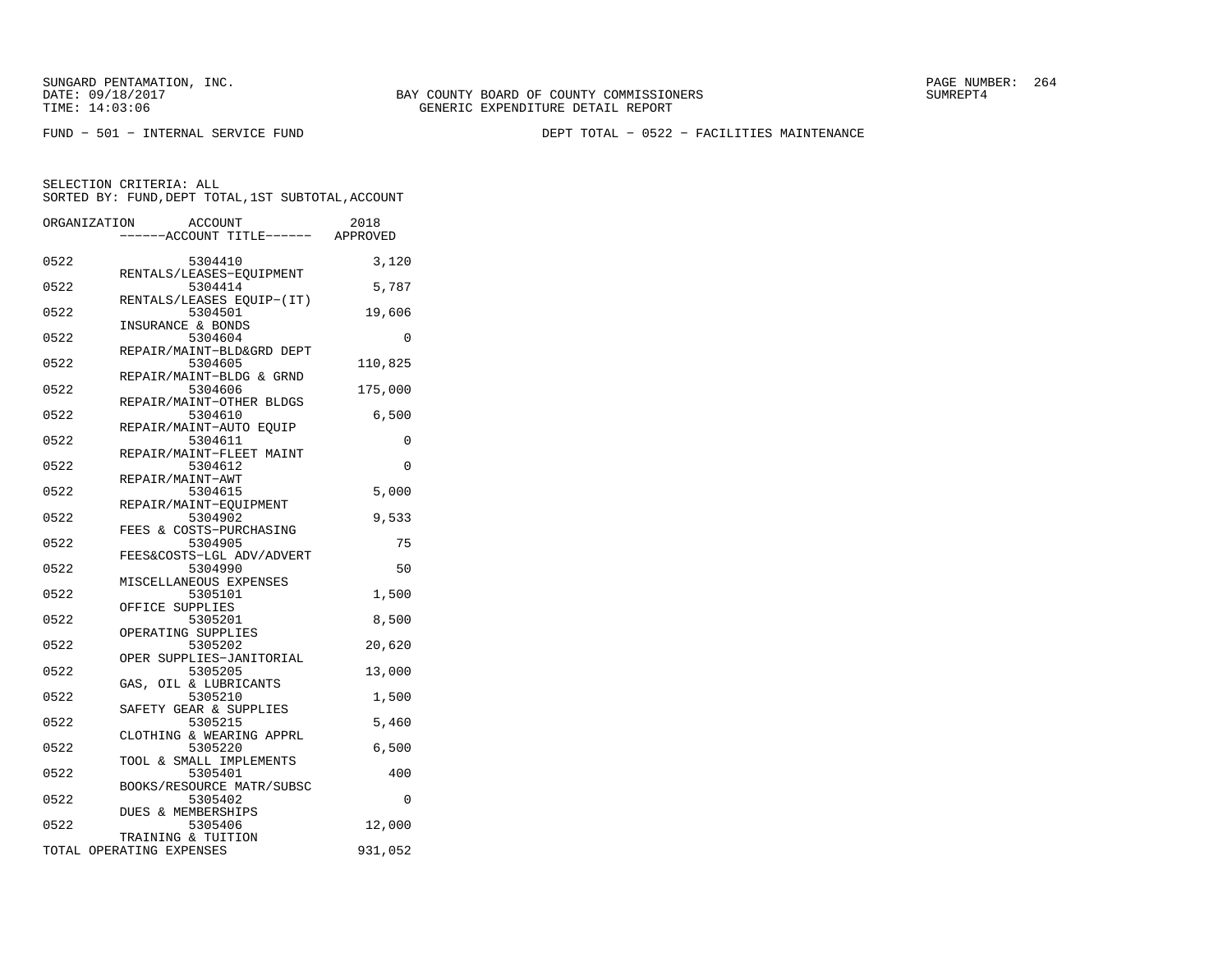SUNGARD PENTAMATION, INC.
DATE: 09/18/2017
TIME: 14:03:06

BAY COUNTY BOARD OF COUNTY COMMISSIONERS
GENERIC EXPENDITURE DETAIL REPORT

SUMREPT4

FUND - 501 - INTERNAL SERVICE FUND

DEPT TOTAL - 0522 - FACILITIES MAINTENANCE

SELECTION CRITERIA: ALL
SORTED BY: FUND,DEPT TOTAL,1ST SUBTOTAL,ACCOUNT

| ORGANIZATION | ACCOUNT ------ACCOUNT TITLE------ | 2018 APPROVED |
|---|---|---|
| 0522 | 5304410 RENTALS/LEASES-EQUIPMENT | 3,120 |
| 0522 | 5304414 RENTALS/LEASES EQUIP-(IT) | 5,787 |
| 0522 | 5304501 INSURANCE & BONDS | 19,606 |
| 0522 | 5304604 REPAIR/MAINT-BLD&GRD DEPT | 0 |
| 0522 | 5304605 REPAIR/MAINT-BLDG & GRND | 110,825 |
| 0522 | 5304606 REPAIR/MAINT-OTHER BLDGS | 175,000 |
| 0522 | 5304610 REPAIR/MAINT-AUTO EQUIP | 6,500 |
| 0522 | 5304611 REPAIR/MAINT-FLEET MAINT | 0 |
| 0522 | 5304612 REPAIR/MAINT-AWT | 0 |
| 0522 | 5304615 REPAIR/MAINT-EQUIPMENT | 5,000 |
| 0522 | 5304902 FEES & COSTS-PURCHASING | 9,533 |
| 0522 | 5304905 FEES&COSTS-LGL ADV/ADVERT | 75 |
| 0522 | 5304990 MISCELLANEOUS EXPENSES | 50 |
| 0522 | 5305101 OFFICE SUPPLIES | 1,500 |
| 0522 | 5305201 OPERATING SUPPLIES | 8,500 |
| 0522 | 5305202 OPER SUPPLIES-JANITORIAL | 20,620 |
| 0522 | 5305205 GAS, OIL & LUBRICANTS | 13,000 |
| 0522 | 5305210 SAFETY GEAR & SUPPLIES | 1,500 |
| 0522 | 5305215 CLOTHING & WEARING APPRL | 5,460 |
| 0522 | 5305220 TOOL & SMALL IMPLEMENTS | 6,500 |
| 0522 | 5305401 BOOKS/RESOURCE MATR/SUBSC | 400 |
| 0522 | 5305402 DUES & MEMBERSHIPS | 0 |
| 0522 | 5305406 TRAINING & TUITION | 12,000 |
| TOTAL OPERATING EXPENSES | | 931,052 |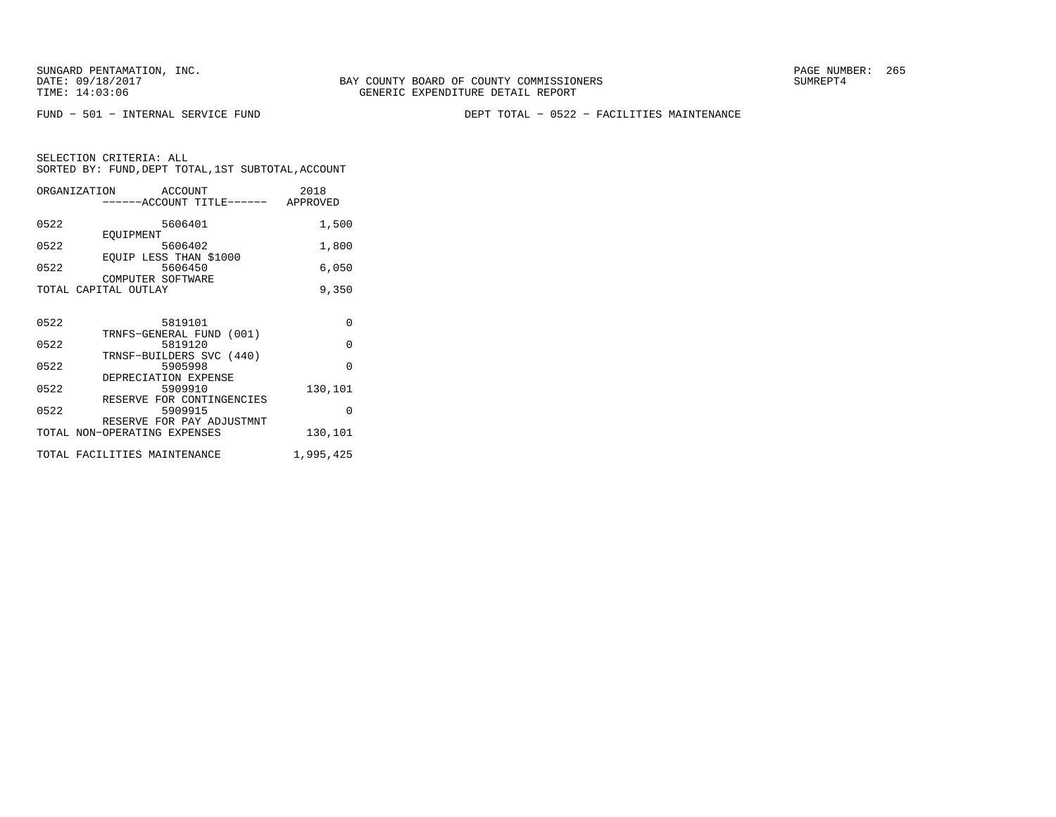FUND − 501 − INTERNAL SERVICE FUND

DEPT TOTAL − 0522 − FACILITIES MAINTENANCE

SELECTION CRITERIA: ALL
SORTED BY: FUND,DEPT TOTAL,1ST SUBTOTAL,ACCOUNT

| ORGANIZATION | ACCOUNT / ACCOUNT TITLE | 2018 APPROVED |
|---|---|---|
| 0522 | 5606401 EQUIPMENT | 1,500 |
| 0522 | 5606402 EQUIP LESS THAN $1000 | 1,800 |
| 0522 | 5606450 COMPUTER SOFTWARE | 6,050 |
| TOTAL CAPITAL OUTLAY | | 9,350 |
| 0522 | 5819101 TRNFS−GENERAL FUND (001) | 0 |
| 0522 | 5819120 TRNSF−BUILDERS SVC (440) | 0 |
| 0522 | 5905998 DEPRECIATION EXPENSE | 0 |
| 0522 | 5909910 RESERVE FOR CONTINGENCIES | 130,101 |
| 0522 | 5909915 RESERVE FOR PAY ADJUSTMNT | 0 |
| TOTAL NON−OPERATING EXPENSES | | 130,101 |
| TOTAL FACILITIES MAINTENANCE | | 1,995,425 |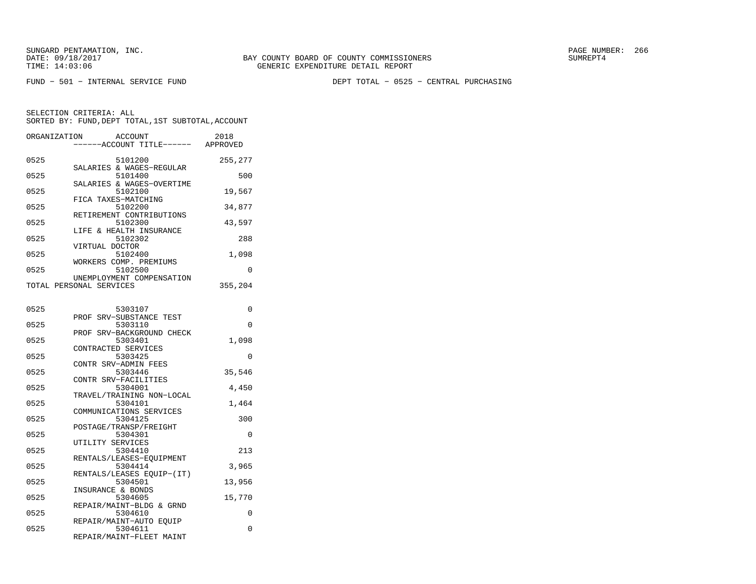SUNGARD PENTAMATION, INC.
DATE: 09/18/2017
TIME: 14:03:06

BAY COUNTY BOARD OF COUNTY COMMISSIONERS
GENERIC EXPENDITURE DETAIL REPORT

SUMREPT4

FUND - 501 - INTERNAL SERVICE FUND

DEPT TOTAL - 0525 - CENTRAL PURCHASING

SELECTION CRITERIA: ALL
SORTED BY: FUND,DEPT TOTAL,1ST SUBTOTAL,ACCOUNT

| ORGANIZATION | ACCOUNT / ------ACCOUNT TITLE------ | 2018 APPROVED |
|---|---|---|
| 0525 | 5101200 SALARIES & WAGES-REGULAR | 255,277 |
| 0525 | 5101400 SALARIES & WAGES-OVERTIME | 500 |
| 0525 | 5102100 FICA TAXES-MATCHING | 19,567 |
| 0525 | 5102200 RETIREMENT CONTRIBUTIONS | 34,877 |
| 0525 | 5102300 LIFE & HEALTH INSURANCE | 43,597 |
| 0525 | 5102302 VIRTUAL DOCTOR | 288 |
| 0525 | 5102400 WORKERS COMP. PREMIUMS | 1,098 |
| 0525 | 5102500 UNEMPLOYMENT COMPENSATION | 0 |
| TOTAL PERSONAL SERVICES | | 355,204 |
| 0525 | 5303107 PROF SRV-SUBSTANCE TEST | 0 |
| 0525 | 5303110 PROF SRV-BACKGROUND CHECK | 0 |
| 0525 | 5303401 CONTRACTED SERVICES | 1,098 |
| 0525 | 5303425 CONTR SRV-ADMIN FEES | 0 |
| 0525 | 5303446 CONTR SRV-FACILITIES | 35,546 |
| 0525 | 5304001 TRAVEL/TRAINING NON-LOCAL | 4,450 |
| 0525 | 5304101 COMMUNICATIONS SERVICES | 1,464 |
| 0525 | 5304125 POSTAGE/TRANSP/FREIGHT | 300 |
| 0525 | 5304301 UTILITY SERVICES | 0 |
| 0525 | 5304410 RENTALS/LEASES-EQUIPMENT | 213 |
| 0525 | 5304414 RENTALS/LEASES EQUIP-(IT) | 3,965 |
| 0525 | 5304501 INSURANCE & BONDS | 13,956 |
| 0525 | 5304605 REPAIR/MAINT-BLDG & GRND | 15,770 |
| 0525 | 5304610 REPAIR/MAINT-AUTO EQUIP | 0 |
| 0525 | 5304611 REPAIR/MAINT-FLEET MAINT | 0 |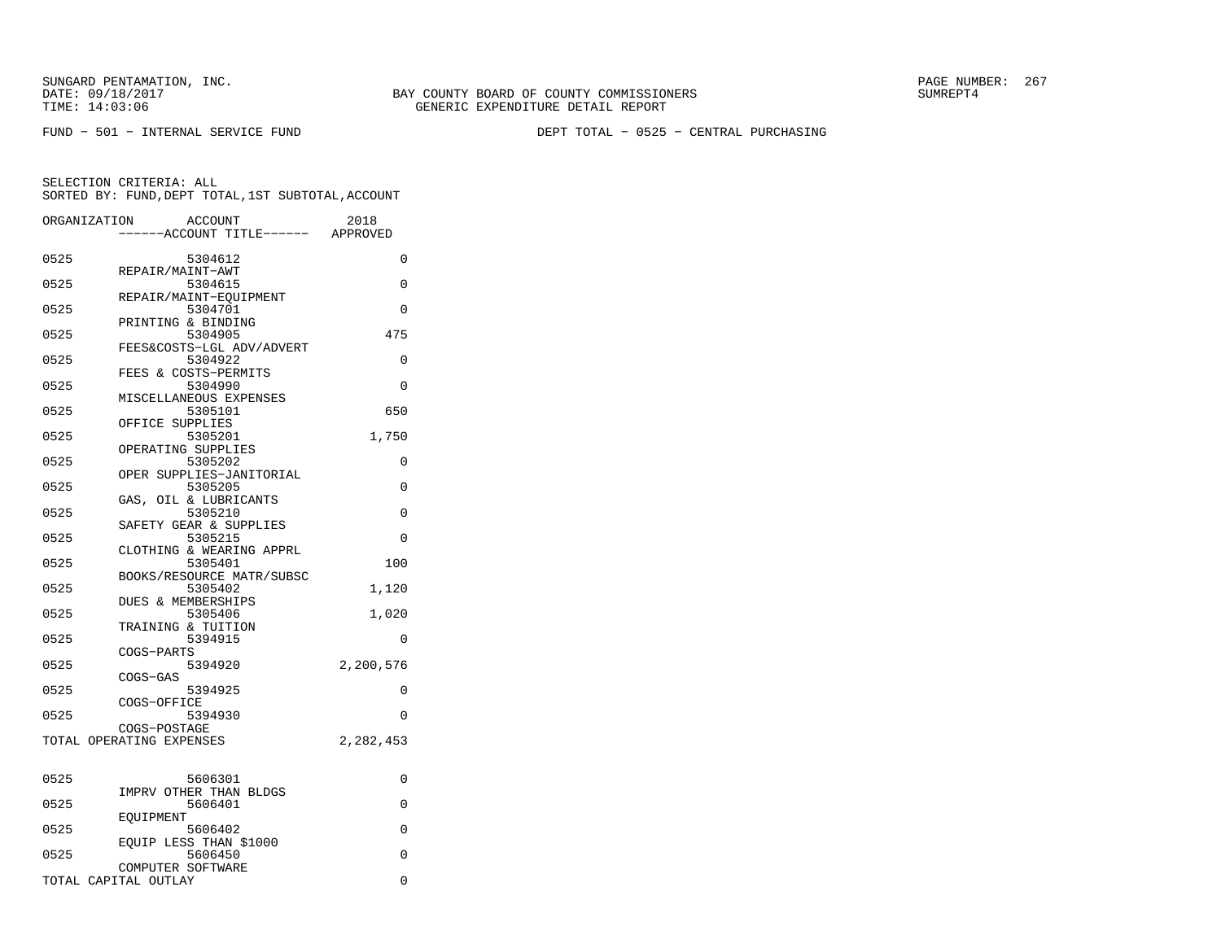SUNGARD PENTAMATION, INC.
DATE: 09/18/2017
TIME: 14:03:06

BAY COUNTY BOARD OF COUNTY COMMISSIONERS
GENERIC EXPENDITURE DETAIL REPORT

SUMREPT4

FUND − 501 − INTERNAL SERVICE FUND

DEPT TOTAL − 0525 − CENTRAL PURCHASING

SELECTION CRITERIA: ALL
SORTED BY: FUND,DEPT TOTAL,1ST SUBTOTAL,ACCOUNT

| ORGANIZATION | ACCOUNT / ------ACCOUNT TITLE------ | 2018 APPROVED |
|---|---|---|
| 0525 | 5304612 REPAIR/MAINT−AWT | 0 |
| 0525 | 5304615 REPAIR/MAINT−EQUIPMENT | 0 |
| 0525 | 5304701 PRINTING & BINDING | 0 |
| 0525 | 5304905 FEES&COSTS−LGL ADV/ADVERT | 475 |
| 0525 | 5304922 FEES & COSTS−PERMITS | 0 |
| 0525 | 5304990 MISCELLANEOUS EXPENSES | 0 |
| 0525 | 5305101 OFFICE SUPPLIES | 650 |
| 0525 | 5305201 OPERATING SUPPLIES | 1,750 |
| 0525 | 5305202 OPER SUPPLIES−JANITORIAL | 0 |
| 0525 | 5305205 GAS, OIL & LUBRICANTS | 0 |
| 0525 | 5305210 SAFETY GEAR & SUPPLIES | 0 |
| 0525 | 5305215 CLOTHING & WEARING APPRL | 0 |
| 0525 | 5305401 BOOKS/RESOURCE MATR/SUBSC | 100 |
| 0525 | 5305402 DUES & MEMBERSHIPS | 1,120 |
| 0525 | 5305406 TRAINING & TUITION | 1,020 |
| 0525 | 5394915 COGS−PARTS | 0 |
| 0525 | 5394920 COGS−GAS | 2,200,576 |
| 0525 | 5394925 COGS−OFFICE | 0 |
| 0525 | 5394930 COGS−POSTAGE | 0 |
| TOTAL OPERATING EXPENSES | | 2,282,453 |
| 0525 | 5606301 IMPRV OTHER THAN BLDGS | 0 |
| 0525 | 5606401 EQUIPMENT | 0 |
| 0525 | 5606402 EQUIP LESS THAN $1000 | 0 |
| 0525 | 5606450 COMPUTER SOFTWARE | 0 |
| TOTAL CAPITAL OUTLAY | | 0 |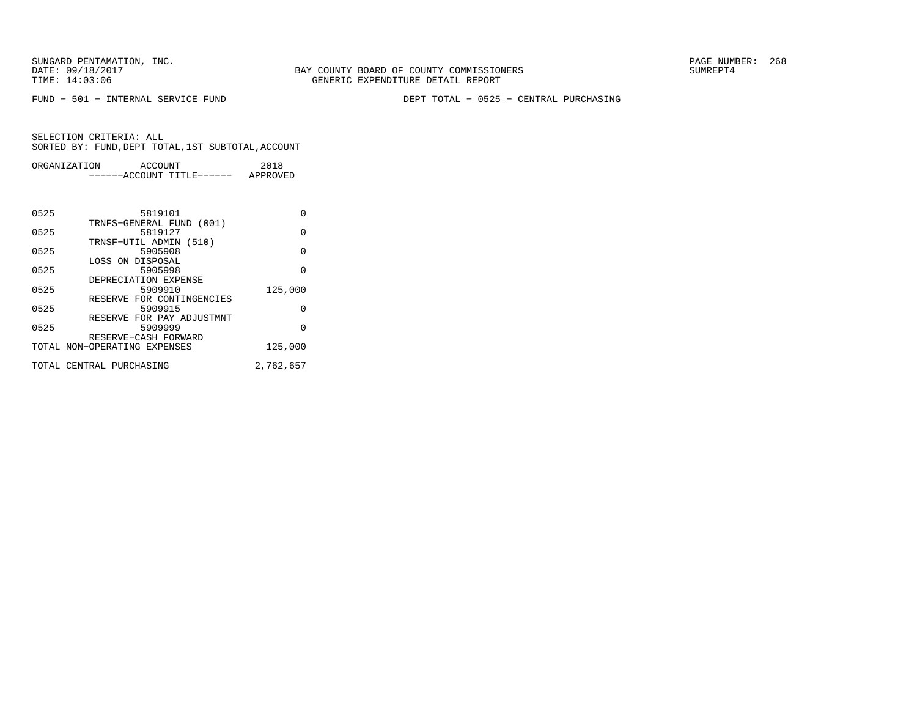FUND − 501 − INTERNAL SERVICE FUND

DEPT TOTAL − 0525 − CENTRAL PURCHASING

SELECTION CRITERIA: ALL
SORTED BY: FUND,DEPT TOTAL,1ST SUBTOTAL,ACCOUNT

| ORGANIZATION | ACCOUNT / ACCOUNT TITLE | 2018 APPROVED |
|---|---|---|
| 0525 | 5819101 TRNFS−GENERAL FUND (001) | 0 |
| 0525 | 5819127 TRNSF−UTIL ADMIN (510) | 0 |
| 0525 | 5905908 LOSS ON DISPOSAL | 0 |
| 0525 | 5905998 DEPRECIATION EXPENSE | 0 |
| 0525 | 5909910 RESERVE FOR CONTINGENCIES | 125,000 |
| 0525 | 5909915 RESERVE FOR PAY ADJUSTMNT | 0 |
| 0525 | 5909999 RESERVE−CASH FORWARD | 0 |
| TOTAL NON−OPERATING EXPENSES | | 125,000 |
| TOTAL CENTRAL PURCHASING | | 2,762,657 |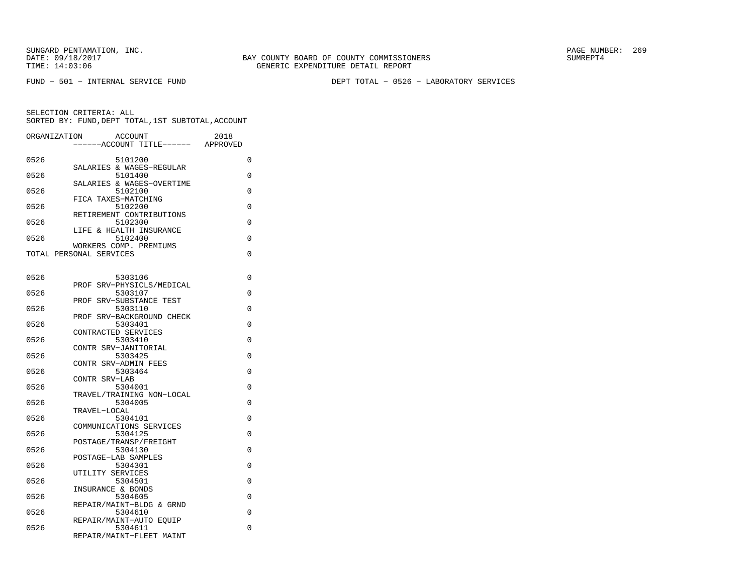SUNGARD PENTAMATION, INC.
DATE: 09/18/2017
TIME: 14:03:06

BAY COUNTY BOARD OF COUNTY COMMISSIONERS
GENERIC EXPENDITURE DETAIL REPORT

SUMREPT4

FUND - 501 - INTERNAL SERVICE FUND

DEPT TOTAL - 0526 - LABORATORY SERVICES

SELECTION CRITERIA: ALL
SORTED BY: FUND,DEPT TOTAL,1ST SUBTOTAL,ACCOUNT

| ORGANIZATION | ACCOUNT ------ACCOUNT TITLE------ | 2018 APPROVED |
|---|---|---|
| 0526 | 5101200 SALARIES & WAGES-REGULAR | 0 |
| 0526 | 5101400 SALARIES & WAGES-OVERTIME | 0 |
| 0526 | 5102100 FICA TAXES-MATCHING | 0 |
| 0526 | 5102200 RETIREMENT CONTRIBUTIONS | 0 |
| 0526 | 5102300 LIFE & HEALTH INSURANCE | 0 |
| 0526 | 5102400 WORKERS COMP. PREMIUMS | 0 |
| TOTAL PERSONAL SERVICES | | 0 |
| | | |
| 0526 | 5303106 PROF SRV-PHYSICLS/MEDICAL | 0 |
| 0526 | 5303107 PROF SRV-SUBSTANCE TEST | 0 |
| 0526 | 5303110 PROF SRV-BACKGROUND CHECK | 0 |
| 0526 | 5303401 CONTRACTED SERVICES | 0 |
| 0526 | 5303410 CONTR SRV-JANITORIAL | 0 |
| 0526 | 5303425 CONTR SRV-ADMIN FEES | 0 |
| 0526 | 5303464 CONTR SRV-LAB | 0 |
| 0526 | 5304001 TRAVEL/TRAINING NON-LOCAL | 0 |
| 0526 | 5304005 TRAVEL-LOCAL | 0 |
| 0526 | 5304101 COMMUNICATIONS SERVICES | 0 |
| 0526 | 5304125 POSTAGE/TRANSP/FREIGHT | 0 |
| 0526 | 5304130 POSTAGE-LAB SAMPLES | 0 |
| 0526 | 5304301 UTILITY SERVICES | 0 |
| 0526 | 5304501 INSURANCE & BONDS | 0 |
| 0526 | 5304605 REPAIR/MAINT-BLDG & GRND | 0 |
| 0526 | 5304610 REPAIR/MAINT-AUTO EQUIP | 0 |
| 0526 | 5304611 REPAIR/MAINT-FLEET MAINT | 0 |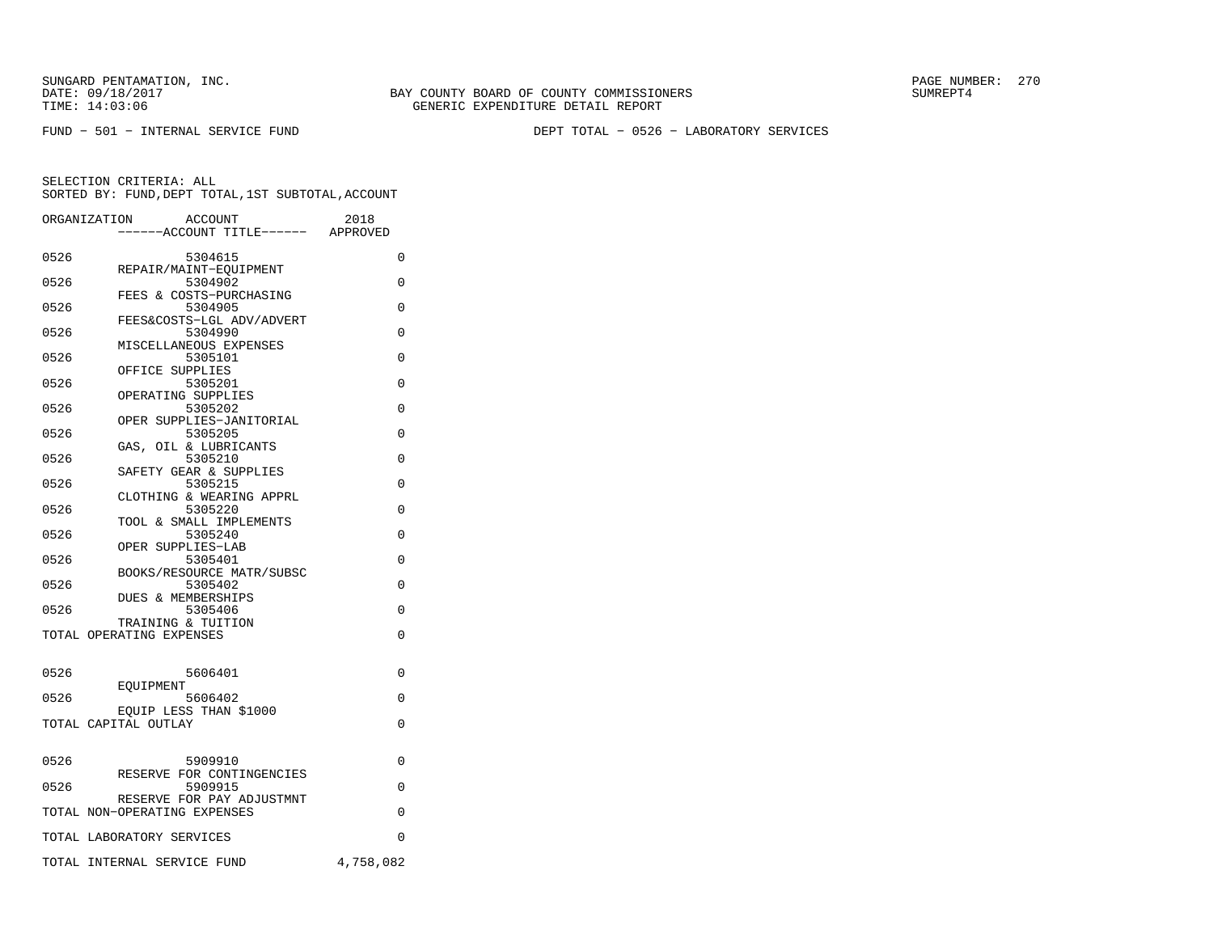BAY COUNTY BOARD OF COUNTY COMMISSIONERS
GENERIC EXPENDITURE DETAIL REPORT

FUND − 501 − INTERNAL SERVICE FUND

DEPT TOTAL − 0526 − LABORATORY SERVICES

SELECTION CRITERIA: ALL
SORTED BY: FUND,DEPT TOTAL,1ST SUBTOTAL,ACCOUNT

| ORGANIZATION | ACCOUNT ------ACCOUNT TITLE------ | 2018 APPROVED |
|---|---|---|
| 0526 | 5304615 REPAIR/MAINT−EQUIPMENT | 0 |
| 0526 | 5304902 FEES & COSTS−PURCHASING | 0 |
| 0526 | 5304905 FEES&COSTS−LGL ADV/ADVERT | 0 |
| 0526 | 5304990 MISCELLANEOUS EXPENSES | 0 |
| 0526 | 5305101 OFFICE SUPPLIES | 0 |
| 0526 | 5305201 OPERATING SUPPLIES | 0 |
| 0526 | 5305202 OPER SUPPLIES−JANITORIAL | 0 |
| 0526 | 5305205 GAS, OIL & LUBRICANTS | 0 |
| 0526 | 5305210 SAFETY GEAR & SUPPLIES | 0 |
| 0526 | 5305215 CLOTHING & WEARING APPRL | 0 |
| 0526 | 5305220 TOOL & SMALL IMPLEMENTS | 0 |
| 0526 | 5305240 OPER SUPPLIES−LAB | 0 |
| 0526 | 5305401 BOOKS/RESOURCE MATR/SUBSC | 0 |
| 0526 | 5305402 DUES & MEMBERSHIPS | 0 |
| 0526 | 5305406 TRAINING & TUITION | 0 |
| TOTAL OPERATING EXPENSES | | 0 |
| 0526 | 5606401 EQUIPMENT | 0 |
| 0526 | 5606402 EQUIP LESS THAN $1000 | 0 |
| TOTAL CAPITAL OUTLAY | | 0 |
| 0526 | 5909910 RESERVE FOR CONTINGENCIES | 0 |
| 0526 | 5909915 RESERVE FOR PAY ADJUSTMNT | 0 |
| TOTAL NON−OPERATING EXPENSES | | 0 |
| TOTAL LABORATORY SERVICES | | 0 |
| TOTAL INTERNAL SERVICE FUND | | 4,758,082 |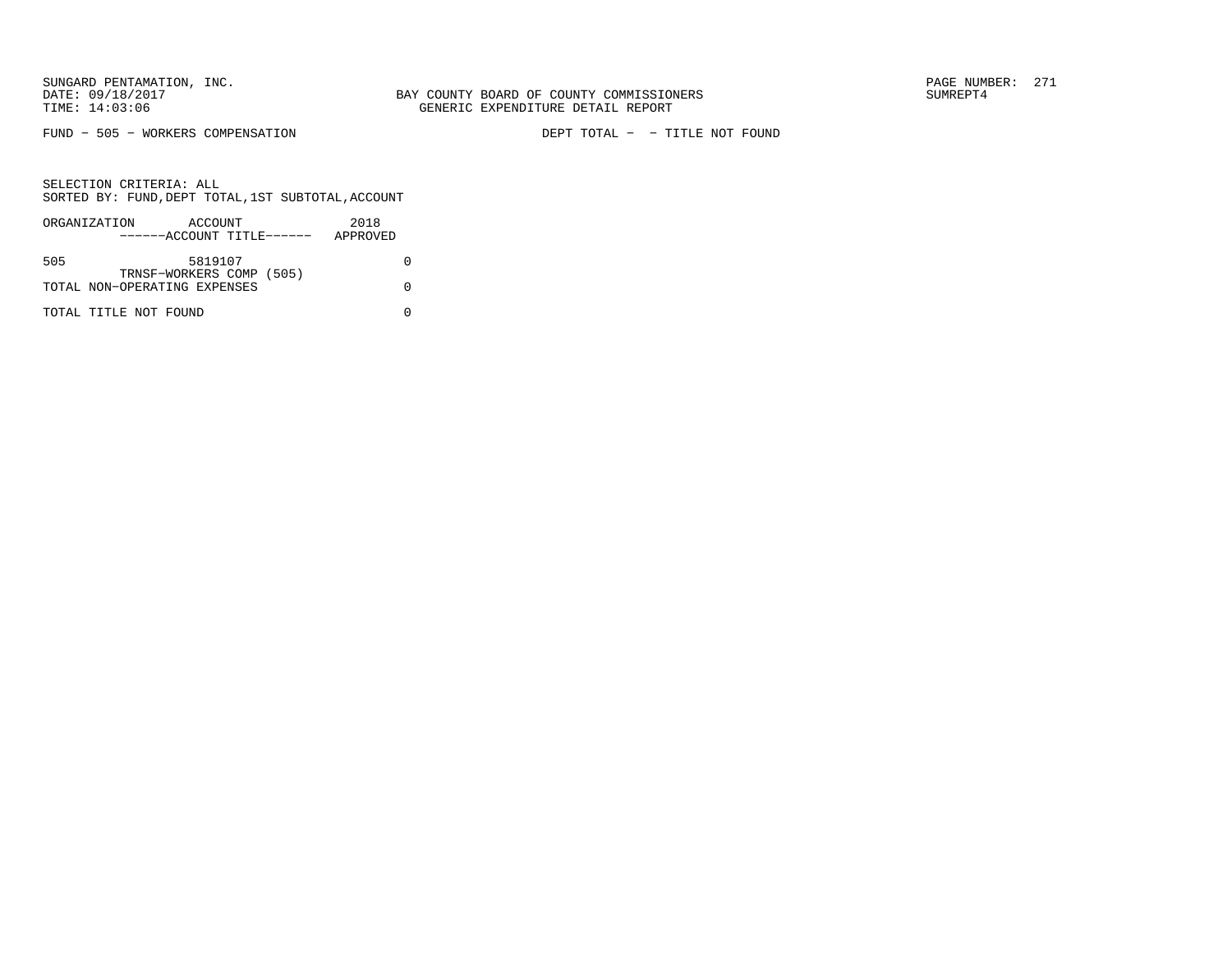SUNGARD PENTAMATION, INC.
DATE: 09/18/2017
TIME: 14:03:06

BAY COUNTY BOARD OF COUNTY COMMISSIONERS
GENERIC EXPENDITURE DETAIL REPORT

PAGE NUMBER: 271
SUMREPT4

FUND - 505 - WORKERS COMPENSATION

DEPT TOTAL - - TITLE NOT FOUND

SELECTION CRITERIA: ALL
SORTED BY: FUND,DEPT TOTAL,1ST SUBTOTAL,ACCOUNT

| ORGANIZATION | ACCOUNT ------ACCOUNT TITLE------ | 2018 APPROVED |
|---|---|---|
| 505 | 5819107 TRNSF-WORKERS COMP (505) | 0 |
| TOTAL NON-OPERATING EXPENSES | | 0 |
| TOTAL TITLE NOT FOUND | | 0 |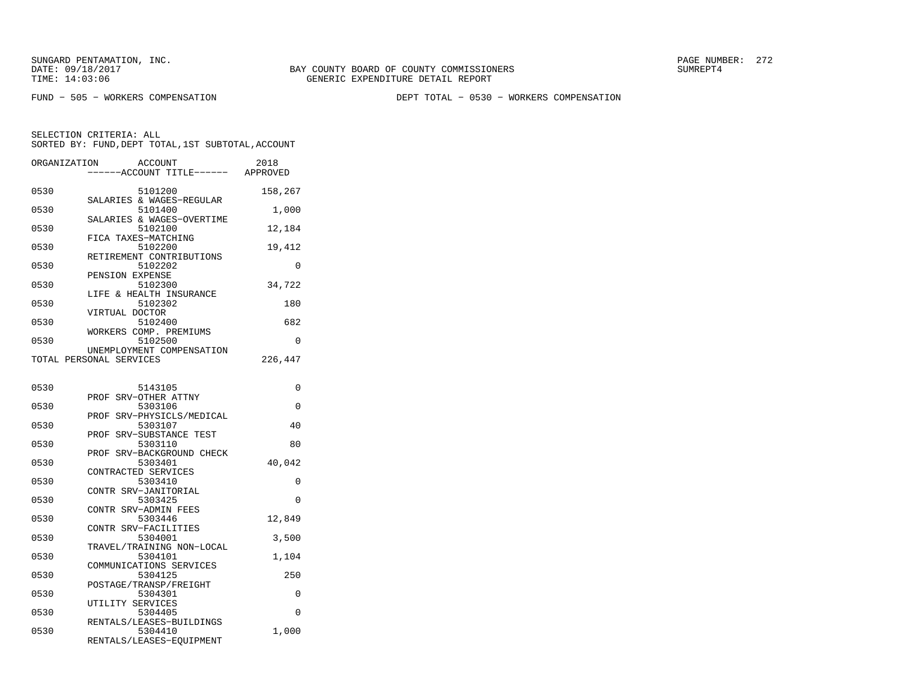SUNGARD PENTAMATION, INC.
DATE: 09/18/2017
TIME: 14:03:06

BAY COUNTY BOARD OF COUNTY COMMISSIONERS
GENERIC EXPENDITURE DETAIL REPORT

SUMREPT4

FUND - 505 - WORKERS COMPENSATION

DEPT TOTAL - 0530 - WORKERS COMPENSATION

SELECTION CRITERIA: ALL
SORTED BY: FUND,DEPT TOTAL,1ST SUBTOTAL,ACCOUNT

| ORGANIZATION | ACCOUNT / ------ACCOUNT TITLE------ | 2018 APPROVED |
|---|---|---|
| 0530 | 5101200 SALARIES & WAGES-REGULAR | 158,267 |
| 0530 | 5101400 SALARIES & WAGES-OVERTIME | 1,000 |
| 0530 | 5102100 FICA TAXES-MATCHING | 12,184 |
| 0530 | 5102200 RETIREMENT CONTRIBUTIONS | 19,412 |
| 0530 | 5102202 PENSION EXPENSE | 0 |
| 0530 | 5102300 LIFE & HEALTH INSURANCE | 34,722 |
| 0530 | 5102302 VIRTUAL DOCTOR | 180 |
| 0530 | 5102400 WORKERS COMP. PREMIUMS | 682 |
| 0530 | 5102500 UNEMPLOYMENT COMPENSATION | 0 |
| TOTAL PERSONAL SERVICES | | 226,447 |
| 0530 | 5143105 PROF SRV-OTHER ATTNY | 0 |
| 0530 | 5303106 PROF SRV-PHYSICLS/MEDICAL | 0 |
| 0530 | 5303107 PROF SRV-SUBSTANCE TEST | 40 |
| 0530 | 5303110 PROF SRV-BACKGROUND CHECK | 80 |
| 0530 | 5303401 CONTRACTED SERVICES | 40,042 |
| 0530 | 5303410 CONTR SRV-JANITORIAL | 0 |
| 0530 | 5303425 CONTR SRV-ADMIN FEES | 0 |
| 0530 | 5303446 CONTR SRV-FACILITIES | 12,849 |
| 0530 | 5304001 TRAVEL/TRAINING NON-LOCAL | 3,500 |
| 0530 | 5304101 COMMUNICATIONS SERVICES | 1,104 |
| 0530 | 5304125 POSTAGE/TRANSP/FREIGHT | 250 |
| 0530 | 5304301 UTILITY SERVICES | 0 |
| 0530 | 5304405 RENTALS/LEASES-BUILDINGS | 0 |
| 0530 | 5304410 RENTALS/LEASES-EQUIPMENT | 1,000 |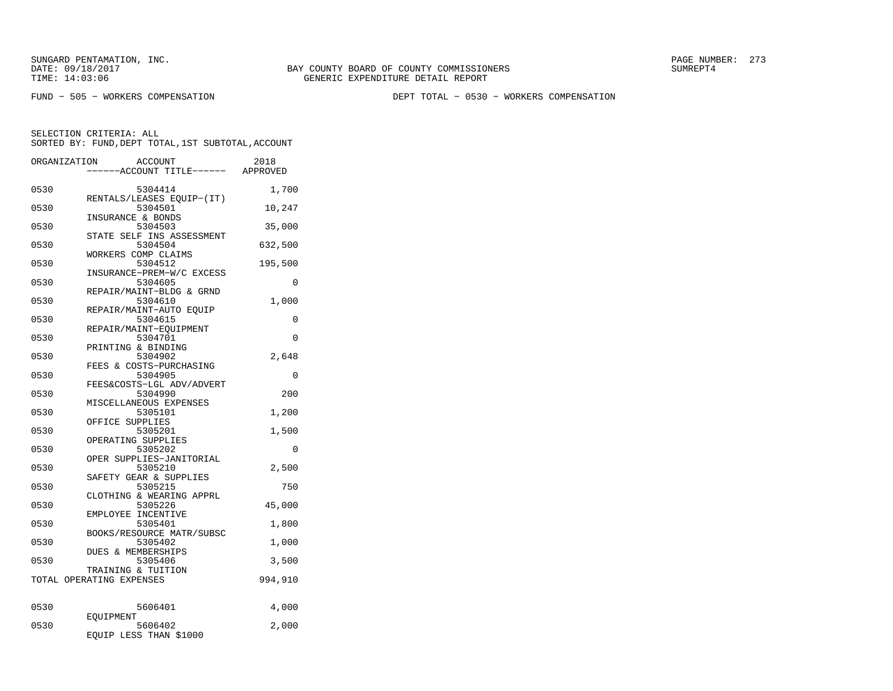SUNGARD PENTAMATION, INC.
DATE: 09/18/2017
TIME: 14:03:06

BAY COUNTY BOARD OF COUNTY COMMISSIONERS
GENERIC EXPENDITURE DETAIL REPORT

SUMREPT4

FUND − 505 − WORKERS COMPENSATION

DEPT TOTAL − 0530 − WORKERS COMPENSATION

SELECTION CRITERIA: ALL
SORTED BY: FUND,DEPT TOTAL,1ST SUBTOTAL,ACCOUNT

| ORGANIZATION | ACCOUNT / ------ACCOUNT TITLE------ | 2018 APPROVED |
|---|---|---|
| 0530 | 5304414 RENTALS/LEASES EQUIP−(IT) | 1,700 |
| 0530 | 5304501 INSURANCE & BONDS | 10,247 |
| 0530 | 5304503 STATE SELF INS ASSESSMENT | 35,000 |
| 0530 | 5304504 WORKERS COMP CLAIMS | 632,500 |
| 0530 | 5304512 INSURANCE−PREM−W/C EXCESS | 195,500 |
| 0530 | 5304605 REPAIR/MAINT−BLDG & GRND | 0 |
| 0530 | 5304610 REPAIR/MAINT−AUTO EQUIP | 1,000 |
| 0530 | 5304615 REPAIR/MAINT−EQUIPMENT | 0 |
| 0530 | 5304701 PRINTING & BINDING | 0 |
| 0530 | 5304902 FEES & COSTS−PURCHASING | 2,648 |
| 0530 | 5304905 FEES&COSTS−LGL ADV/ADVERT | 0 |
| 0530 | 5304990 MISCELLANEOUS EXPENSES | 200 |
| 0530 | 5305101 OFFICE SUPPLIES | 1,200 |
| 0530 | 5305201 OPERATING SUPPLIES | 1,500 |
| 0530 | 5305202 OPER SUPPLIES−JANITORIAL | 0 |
| 0530 | 5305210 SAFETY GEAR & SUPPLIES | 2,500 |
| 0530 | 5305215 CLOTHING & WEARING APPRL | 750 |
| 0530 | 5305226 EMPLOYEE INCENTIVE | 45,000 |
| 0530 | 5305401 BOOKS/RESOURCE MATR/SUBSC | 1,800 |
| 0530 | 5305402 DUES & MEMBERSHIPS | 1,000 |
| 0530 | 5305406 TRAINING & TUITION | 3,500 |
| TOTAL OPERATING EXPENSES | | 994,910 |
| 0530 | 5606401 EQUIPMENT | 4,000 |
| 0530 | 5606402 EQUIP LESS THAN $1000 | 2,000 |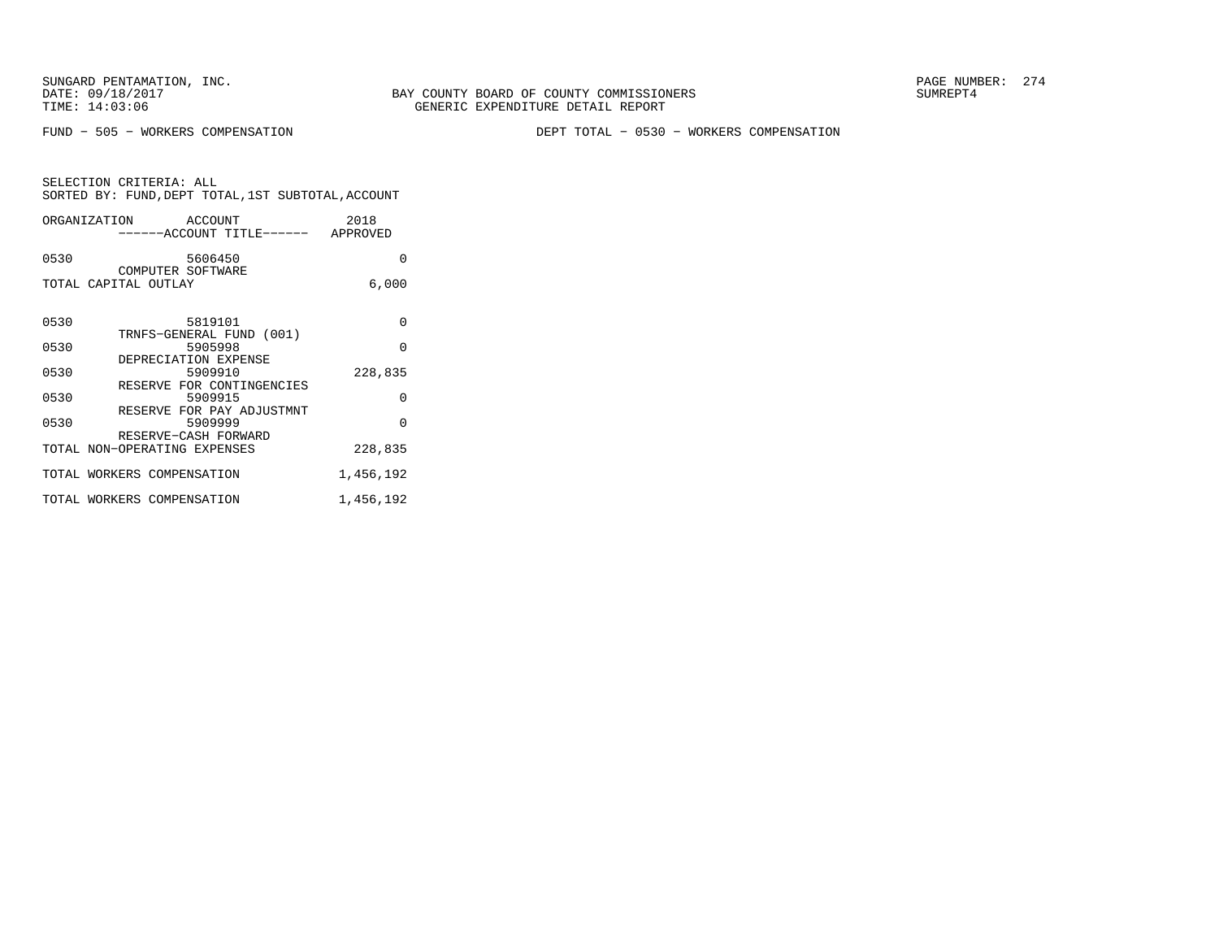SUNGARD PENTAMATION, INC.
DATE: 09/18/2017
TIME: 14:03:06

BAY COUNTY BOARD OF COUNTY COMMISSIONERS
GENERIC EXPENDITURE DETAIL REPORT

SUMREPT4

FUND - 505 - WORKERS COMPENSATION

DEPT TOTAL - 0530 - WORKERS COMPENSATION

SELECTION CRITERIA: ALL
SORTED BY: FUND,DEPT TOTAL,1ST SUBTOTAL,ACCOUNT

| ORGANIZATION | ACCOUNT / ------ACCOUNT TITLE------ | 2018 APPROVED |
|---|---|---|
| 0530 | 5606450 COMPUTER SOFTWARE | 0 |
| TOTAL CAPITAL OUTLAY | | 6,000 |
| 0530 | 5819101 TRNFS-GENERAL FUND (001) | 0 |
| 0530 | 5905998 DEPRECIATION EXPENSE | 0 |
| 0530 | 5909910 RESERVE FOR CONTINGENCIES | 228,835 |
| 0530 | 5909915 RESERVE FOR PAY ADJUSTMNT | 0 |
| 0530 | 5909999 RESERVE-CASH FORWARD | 0 |
| TOTAL NON-OPERATING EXPENSES | | 228,835 |
| TOTAL WORKERS COMPENSATION | | 1,456,192 |
| TOTAL WORKERS COMPENSATION | | 1,456,192 |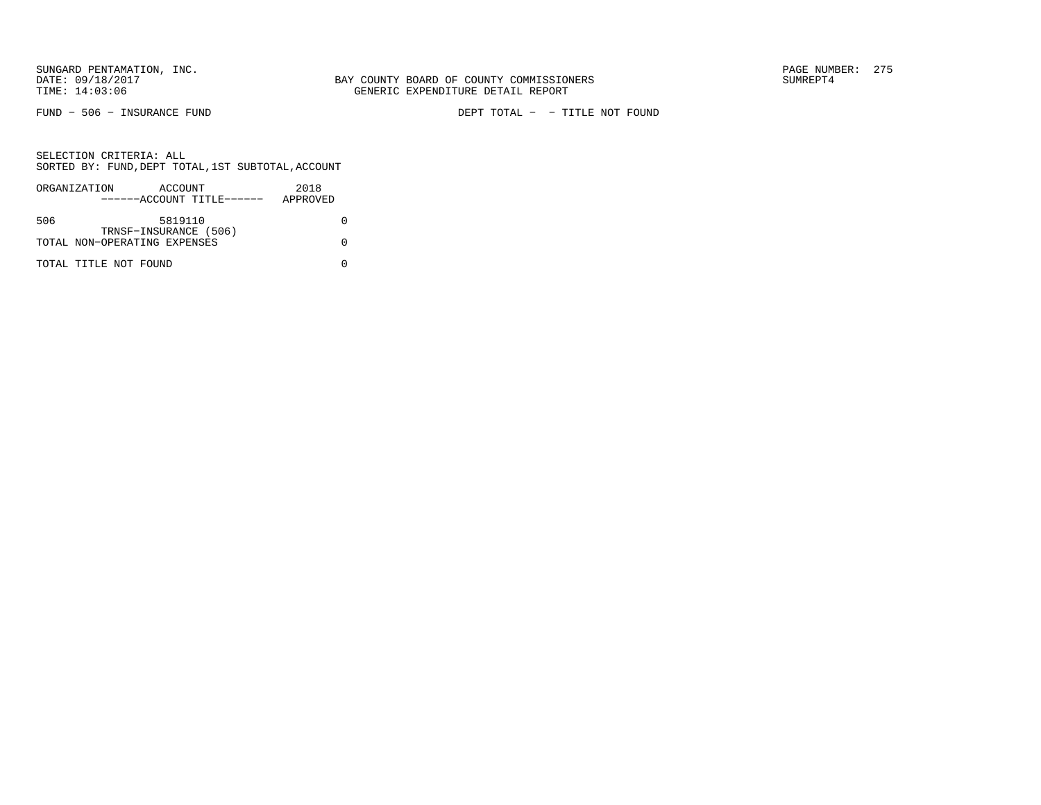SUNGARD PENTAMATION, INC.
DATE: 09/18/2017
TIME: 14:03:06

BAY COUNTY BOARD OF COUNTY COMMISSIONERS
GENERIC EXPENDITURE DETAIL REPORT

SUMREPT4

FUND − 506 − INSURANCE FUND

DEPT TOTAL − − TITLE NOT FOUND

SELECTION CRITERIA: ALL
SORTED BY: FUND,DEPT TOTAL,1ST SUBTOTAL,ACCOUNT

| ORGANIZATION | ACCOUNT ------ACCOUNT TITLE------ | 2018 APPROVED |
|---|---|---|
| 506 | 5819110 TRNSF−INSURANCE (506) | 0 |
| TOTAL NON−OPERATING EXPENSES | | 0 |
| TOTAL TITLE NOT FOUND | | 0 |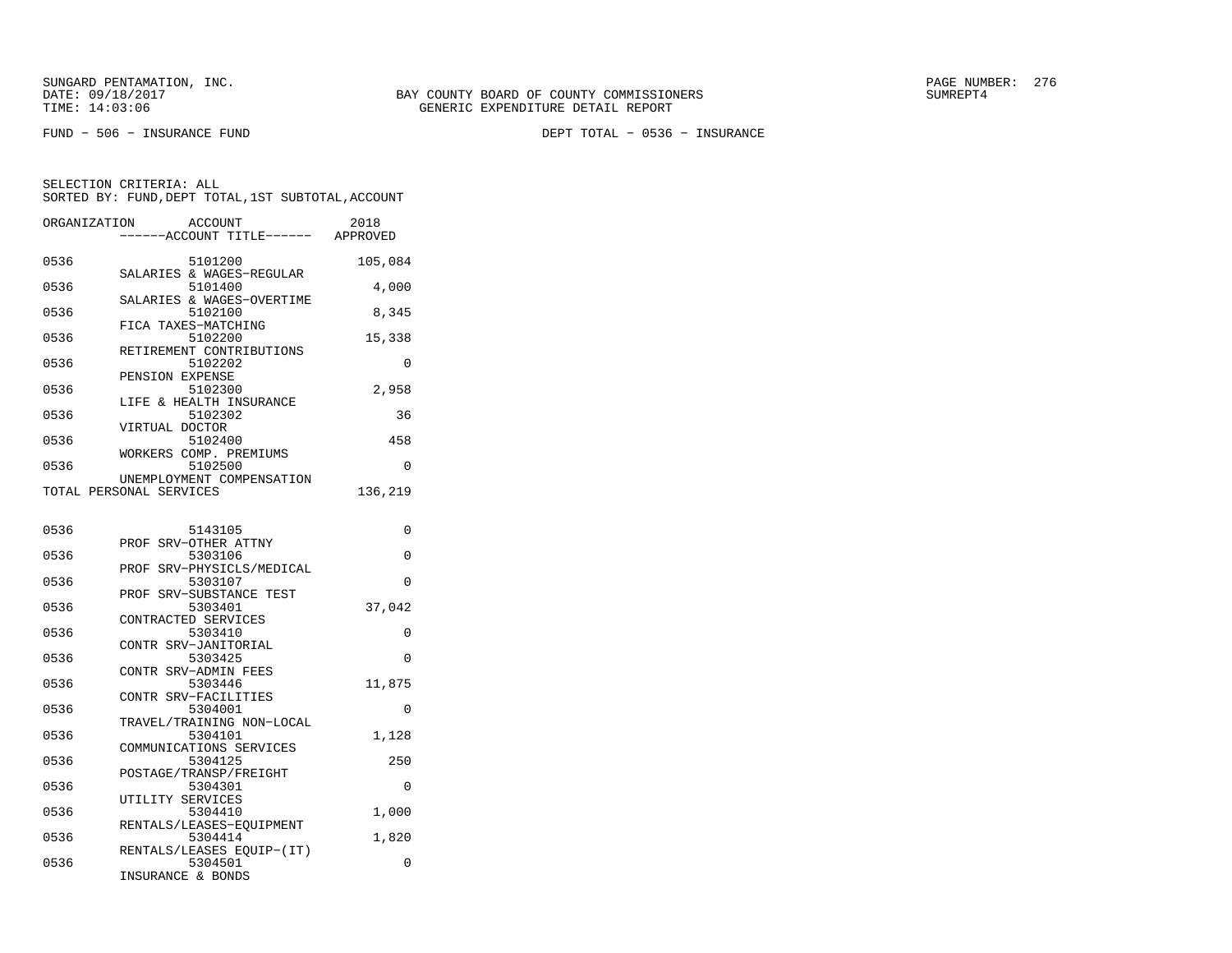SUNGARD PENTAMATION, INC.
DATE: 09/18/2017
TIME: 14:03:06

BAY COUNTY BOARD OF COUNTY COMMISSIONERS
GENERIC EXPENDITURE DETAIL REPORT

SUMREPT4

FUND - 506 - INSURANCE FUND

DEPT TOTAL - 0536 - INSURANCE

SELECTION CRITERIA: ALL
SORTED BY: FUND,DEPT TOTAL,1ST SUBTOTAL,ACCOUNT

| ORGANIZATION | ACCOUNT / ------ACCOUNT TITLE------ | 2018 APPROVED |
|---|---|---|
| 0536 | 5101200 SALARIES & WAGES-REGULAR | 105,084 |
| 0536 | 5101400 SALARIES & WAGES-OVERTIME | 4,000 |
| 0536 | 5102100 FICA TAXES-MATCHING | 8,345 |
| 0536 | 5102200 RETIREMENT CONTRIBUTIONS | 15,338 |
| 0536 | 5102202 PENSION EXPENSE | 0 |
| 0536 | 5102300 LIFE & HEALTH INSURANCE | 2,958 |
| 0536 | 5102302 VIRTUAL DOCTOR | 36 |
| 0536 | 5102400 WORKERS COMP. PREMIUMS | 458 |
| 0536 | 5102500 UNEMPLOYMENT COMPENSATION | 0 |
| TOTAL PERSONAL SERVICES | | 136,219 |
| 0536 | 5143105 PROF SRV-OTHER ATTNY | 0 |
| 0536 | 5303106 PROF SRV-PHYSICLS/MEDICAL | 0 |
| 0536 | 5303107 PROF SRV-SUBSTANCE TEST | 0 |
| 0536 | 5303401 CONTRACTED SERVICES | 37,042 |
| 0536 | 5303410 CONTR SRV-JANITORIAL | 0 |
| 0536 | 5303425 CONTR SRV-ADMIN FEES | 0 |
| 0536 | 5303446 CONTR SRV-FACILITIES | 11,875 |
| 0536 | 5304001 TRAVEL/TRAINING NON-LOCAL | 0 |
| 0536 | 5304101 COMMUNICATIONS SERVICES | 1,128 |
| 0536 | 5304125 POSTAGE/TRANSP/FREIGHT | 250 |
| 0536 | 5304301 UTILITY SERVICES | 0 |
| 0536 | 5304410 RENTALS/LEASES-EQUIPMENT | 1,000 |
| 0536 | 5304414 RENTALS/LEASES EQUIP-(IT) | 1,820 |
| 0536 | 5304501 INSURANCE & BONDS | 0 |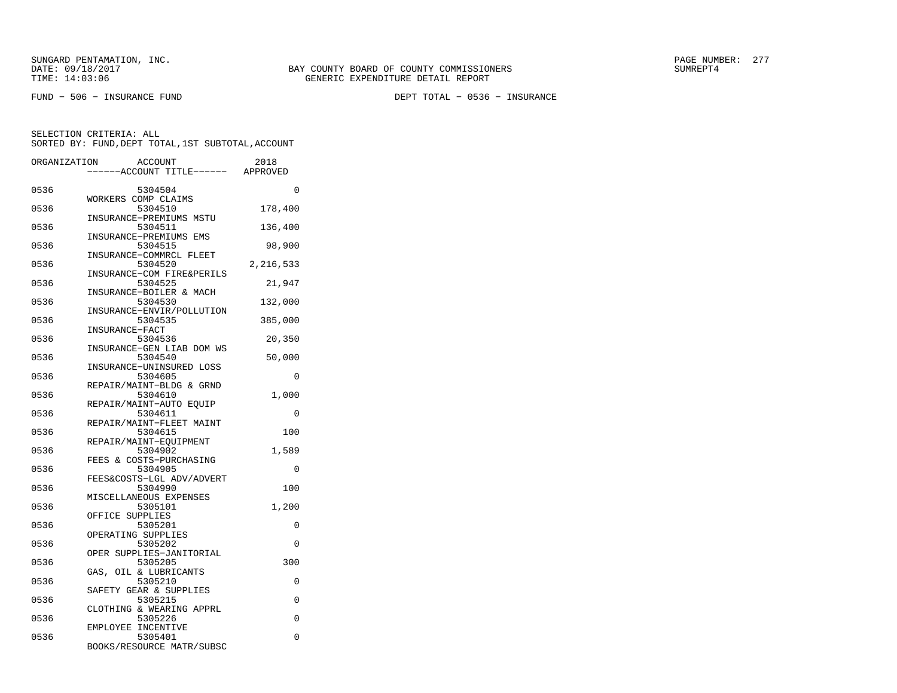SUNGARD PENTAMATION, INC.
DATE: 09/18/2017
TIME: 14:03:06

BAY COUNTY BOARD OF COUNTY COMMISSIONERS
GENERIC EXPENDITURE DETAIL REPORT

SUMREPT4

FUND - 506 - INSURANCE FUND

DEPT TOTAL - 0536 - INSURANCE

SELECTION CRITERIA: ALL
SORTED BY: FUND,DEPT TOTAL,1ST SUBTOTAL,ACCOUNT

| ORGANIZATION | ACCOUNT / ACCOUNT TITLE | 2018 APPROVED |
|---|---|---|
| 0536 | 5304504 WORKERS COMP CLAIMS | 0 |
| 0536 | 5304510 INSURANCE-PREMIUMS MSTU | 178,400 |
| 0536 | 5304511 INSURANCE-PREMIUMS EMS | 136,400 |
| 0536 | 5304515 INSURANCE-COMMRCL FLEET | 98,900 |
| 0536 | 5304520 INSURANCE-COM FIRE&PERILS | 2,216,533 |
| 0536 | 5304525 INSURANCE-BOILER & MACH | 21,947 |
| 0536 | 5304530 INSURANCE-ENVIR/POLLUTION | 132,000 |
| 0536 | 5304535 INSURANCE-FACT | 385,000 |
| 0536 | 5304536 INSURANCE-GEN LIAB DOM WS | 20,350 |
| 0536 | 5304540 INSURANCE-UNINSURED LOSS | 50,000 |
| 0536 | 5304605 REPAIR/MAINT-BLDG & GRND | 0 |
| 0536 | 5304610 REPAIR/MAINT-AUTO EQUIP | 1,000 |
| 0536 | 5304611 REPAIR/MAINT-FLEET MAINT | 0 |
| 0536 | 5304615 REPAIR/MAINT-EQUIPMENT | 100 |
| 0536 | 5304902 FEES & COSTS-PURCHASING | 1,589 |
| 0536 | 5304905 FEES&COSTS-LGL ADV/ADVERT | 0 |
| 0536 | 5304990 MISCELLANEOUS EXPENSES | 100 |
| 0536 | 5305101 OFFICE SUPPLIES | 1,200 |
| 0536 | 5305201 OPERATING SUPPLIES | 0 |
| 0536 | 5305202 OPER SUPPLIES-JANITORIAL | 0 |
| 0536 | 5305205 GAS, OIL & LUBRICANTS | 300 |
| 0536 | 5305210 SAFETY GEAR & SUPPLIES | 0 |
| 0536 | 5305215 CLOTHING & WEARING APPRL | 0 |
| 0536 | 5305226 EMPLOYEE INCENTIVE | 0 |
| 0536 | 5305401 BOOKS/RESOURCE MATR/SUBSC | 0 |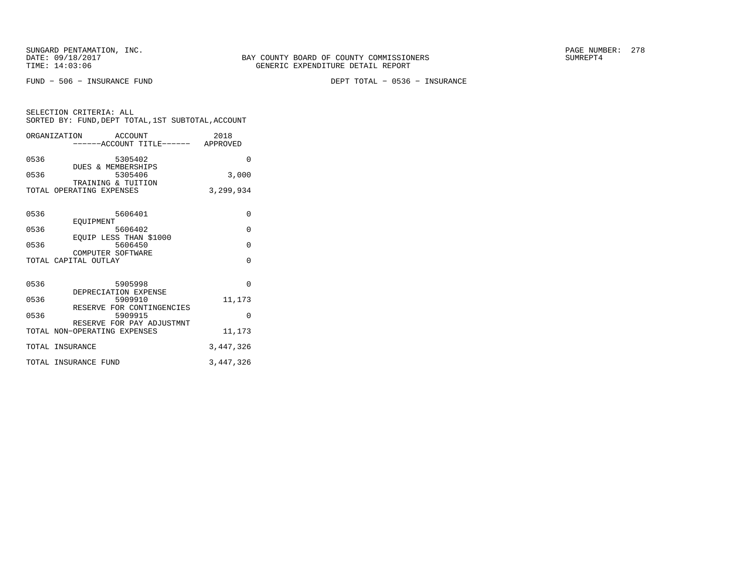FUND − 506 − INSURANCE FUND

DEPT TOTAL − 0536 − INSURANCE

SELECTION CRITERIA: ALL
SORTED BY: FUND,DEPT TOTAL,1ST SUBTOTAL,ACCOUNT

| ORGANIZATION | ACCOUNT ------ACCOUNT TITLE------ | 2018 APPROVED |
|---|---|---|
| 0536 | 5305402 DUES & MEMBERSHIPS | 0 |
| 0536 | 5305406 TRAINING & TUITION | 3,000 |
| TOTAL OPERATING EXPENSES | | 3,299,934 |
| 0536 | 5606401 EQUIPMENT | 0 |
| 0536 | 5606402 EQUIP LESS THAN $1000 | 0 |
| 0536 | 5606450 COMPUTER SOFTWARE | 0 |
| TOTAL CAPITAL OUTLAY | | 0 |
| 0536 | 5905998 DEPRECIATION EXPENSE | 0 |
| 0536 | 5909910 RESERVE FOR CONTINGENCIES | 11,173 |
| 0536 | 5909915 RESERVE FOR PAY ADJUSTMNT | 0 |
| TOTAL NON−OPERATING EXPENSES | | 11,173 |
| TOTAL INSURANCE | | 3,447,326 |
| TOTAL INSURANCE FUND | | 3,447,326 |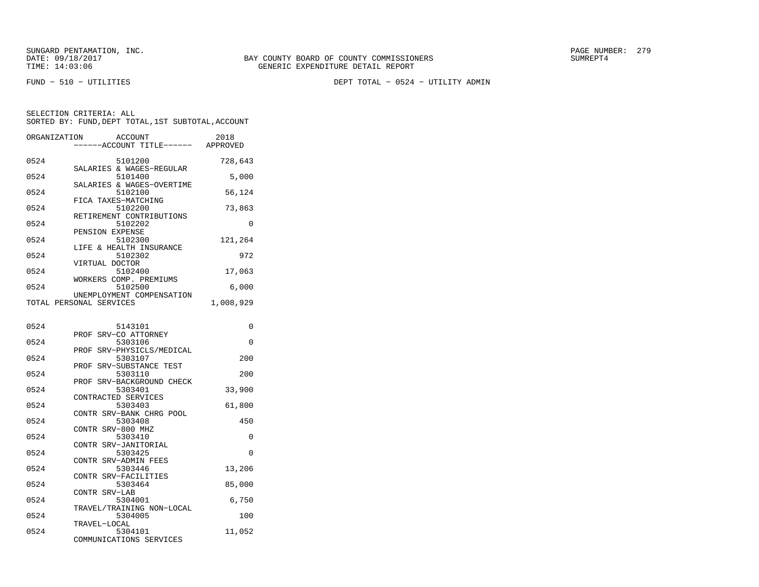SUNGARD PENTAMATION, INC.
DATE: 09/18/2017
TIME: 14:03:06

BAY COUNTY BOARD OF COUNTY COMMISSIONERS
GENERIC EXPENDITURE DETAIL REPORT

SUMREPT4

FUND - 510 - UTILITIES

DEPT TOTAL - 0524 - UTILITY ADMIN

SELECTION CRITERIA: ALL
SORTED BY: FUND,DEPT TOTAL,1ST SUBTOTAL,ACCOUNT

| ORGANIZATION | ACCOUNT / ACCOUNT TITLE | 2018 APPROVED |
|---|---|---|
| 0524 | 5101200 SALARIES & WAGES-REGULAR | 728,643 |
| 0524 | 5101400 SALARIES & WAGES-OVERTIME | 5,000 |
| 0524 | 5102100 FICA TAXES-MATCHING | 56,124 |
| 0524 | 5102200 RETIREMENT CONTRIBUTIONS | 73,863 |
| 0524 | 5102202 PENSION EXPENSE | 0 |
| 0524 | 5102300 LIFE & HEALTH INSURANCE | 121,264 |
| 0524 | 5102302 VIRTUAL DOCTOR | 972 |
| 0524 | 5102400 WORKERS COMP. PREMIUMS | 17,063 |
| 0524 | 5102500 UNEMPLOYMENT COMPENSATION | 6,000 |
| TOTAL PERSONAL SERVICES | | 1,008,929 |
| 0524 | 5143101 PROF SRV-CO ATTORNEY | 0 |
| 0524 | 5303106 PROF SRV-PHYSICLS/MEDICAL | 0 |
| 0524 | 5303107 PROF SRV-SUBSTANCE TEST | 200 |
| 0524 | 5303110 PROF SRV-BACKGROUND CHECK | 200 |
| 0524 | 5303401 CONTRACTED SERVICES | 33,900 |
| 0524 | 5303403 CONTR SRV-BANK CHRG POOL | 61,800 |
| 0524 | 5303408 CONTR SRV-800 MHZ | 450 |
| 0524 | 5303410 CONTR SRV-JANITORIAL | 0 |
| 0524 | 5303425 CONTR SRV-ADMIN FEES | 0 |
| 0524 | 5303446 CONTR SRV-FACILITIES | 13,206 |
| 0524 | 5303464 CONTR SRV-LAB | 85,000 |
| 0524 | 5304001 TRAVEL/TRAINING NON-LOCAL | 6,750 |
| 0524 | 5304005 TRAVEL-LOCAL | 100 |
| 0524 | 5304101 COMMUNICATIONS SERVICES | 11,052 |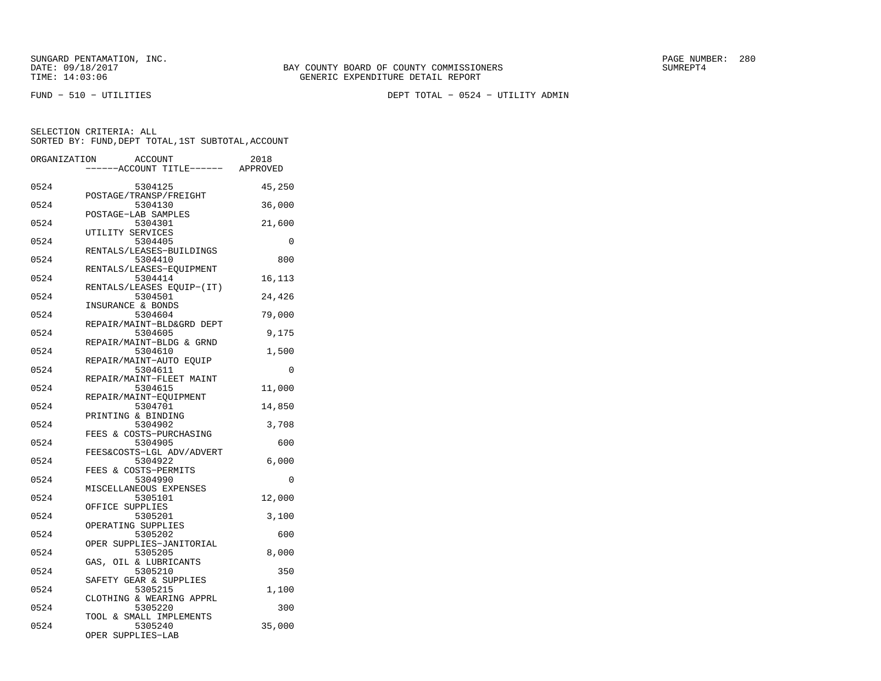SUNGARD PENTAMATION, INC.
DATE: 09/18/2017
TIME: 14:03:06

BAY COUNTY BOARD OF COUNTY COMMISSIONERS
GENERIC EXPENDITURE DETAIL REPORT

PAGE NUMBER: 280
SUMREPT4

FUND - 510 - UTILITIES

DEPT TOTAL - 0524 - UTILITY ADMIN

SELECTION CRITERIA: ALL
SORTED BY: FUND,DEPT TOTAL,1ST SUBTOTAL,ACCOUNT

| ORGANIZATION | ACCOUNT / ------ACCOUNT TITLE------ | 2018 APPROVED |
|---|---|---|
| 0524 | 5304125 POSTAGE/TRANSP/FREIGHT | 45,250 |
| 0524 | 5304130 POSTAGE-LAB SAMPLES | 36,000 |
| 0524 | 5304301 UTILITY SERVICES | 21,600 |
| 0524 | 5304405 RENTALS/LEASES-BUILDINGS | 0 |
| 0524 | 5304410 RENTALS/LEASES-EQUIPMENT | 800 |
| 0524 | 5304414 RENTALS/LEASES EQUIP-(IT) | 16,113 |
| 0524 | 5304501 INSURANCE & BONDS | 24,426 |
| 0524 | 5304604 REPAIR/MAINT-BLD&GRD DEPT | 79,000 |
| 0524 | 5304605 REPAIR/MAINT-BLDG & GRND | 9,175 |
| 0524 | 5304610 REPAIR/MAINT-AUTO EQUIP | 1,500 |
| 0524 | 5304611 REPAIR/MAINT-FLEET MAINT | 0 |
| 0524 | 5304615 REPAIR/MAINT-EQUIPMENT | 11,000 |
| 0524 | 5304701 PRINTING & BINDING | 14,850 |
| 0524 | 5304902 FEES & COSTS-PURCHASING | 3,708 |
| 0524 | 5304905 FEES&COSTS-LGL ADV/ADVERT | 600 |
| 0524 | 5304922 FEES & COSTS-PERMITS | 6,000 |
| 0524 | 5304990 MISCELLANEOUS EXPENSES | 0 |
| 0524 | 5305101 OFFICE SUPPLIES | 12,000 |
| 0524 | 5305201 OPERATING SUPPLIES | 3,100 |
| 0524 | 5305202 OPER SUPPLIES-JANITORIAL | 600 |
| 0524 | 5305205 GAS, OIL & LUBRICANTS | 8,000 |
| 0524 | 5305210 SAFETY GEAR & SUPPLIES | 350 |
| 0524 | 5305215 CLOTHING & WEARING APPRL | 1,100 |
| 0524 | 5305220 TOOL & SMALL IMPLEMENTS | 300 |
| 0524 | 5305240 OPER SUPPLIES-LAB | 35,000 |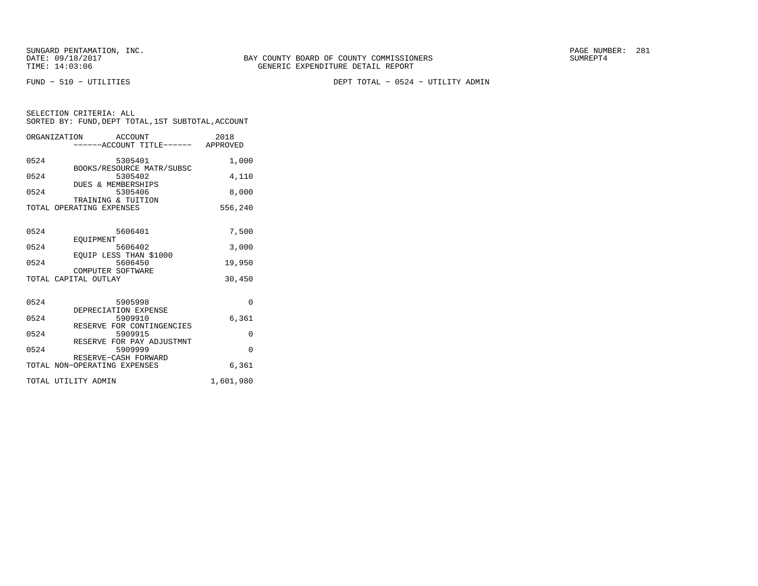SUNGARD PENTAMATION, INC.
DATE: 09/18/2017
TIME: 14:03:06

BAY COUNTY BOARD OF COUNTY COMMISSIONERS
GENERIC EXPENDITURE DETAIL REPORT

SUMREPT4

FUND - 510 - UTILITIES

DEPT TOTAL - 0524 - UTILITY ADMIN

SELECTION CRITERIA: ALL
SORTED BY: FUND,DEPT TOTAL,1ST SUBTOTAL,ACCOUNT

| ORGANIZATION | ACCOUNT / ACCOUNT TITLE | 2018 APPROVED |
|---|---|---|
| 0524 | 5305401 BOOKS/RESOURCE MATR/SUBSC | 1,000 |
| 0524 | 5305402 DUES & MEMBERSHIPS | 4,110 |
| 0524 | 5305406 TRAINING & TUITION | 8,000 |
| TOTAL OPERATING EXPENSES | | 556,240 |
| 0524 | 5606401 EQUIPMENT | 7,500 |
| 0524 | 5606402 EQUIP LESS THAN $1000 | 3,000 |
| 0524 | 5606450 COMPUTER SOFTWARE | 19,950 |
| TOTAL CAPITAL OUTLAY | | 30,450 |
| 0524 | 5905998 DEPRECIATION EXPENSE | 0 |
| 0524 | 5909910 RESERVE FOR CONTINGENCIES | 6,361 |
| 0524 | 5909915 RESERVE FOR PAY ADJUSTMNT | 0 |
| 0524 | 5909999 RESERVE-CASH FORWARD | 0 |
| TOTAL NON-OPERATING EXPENSES | | 6,361 |
| TOTAL UTILITY ADMIN | | 1,601,980 |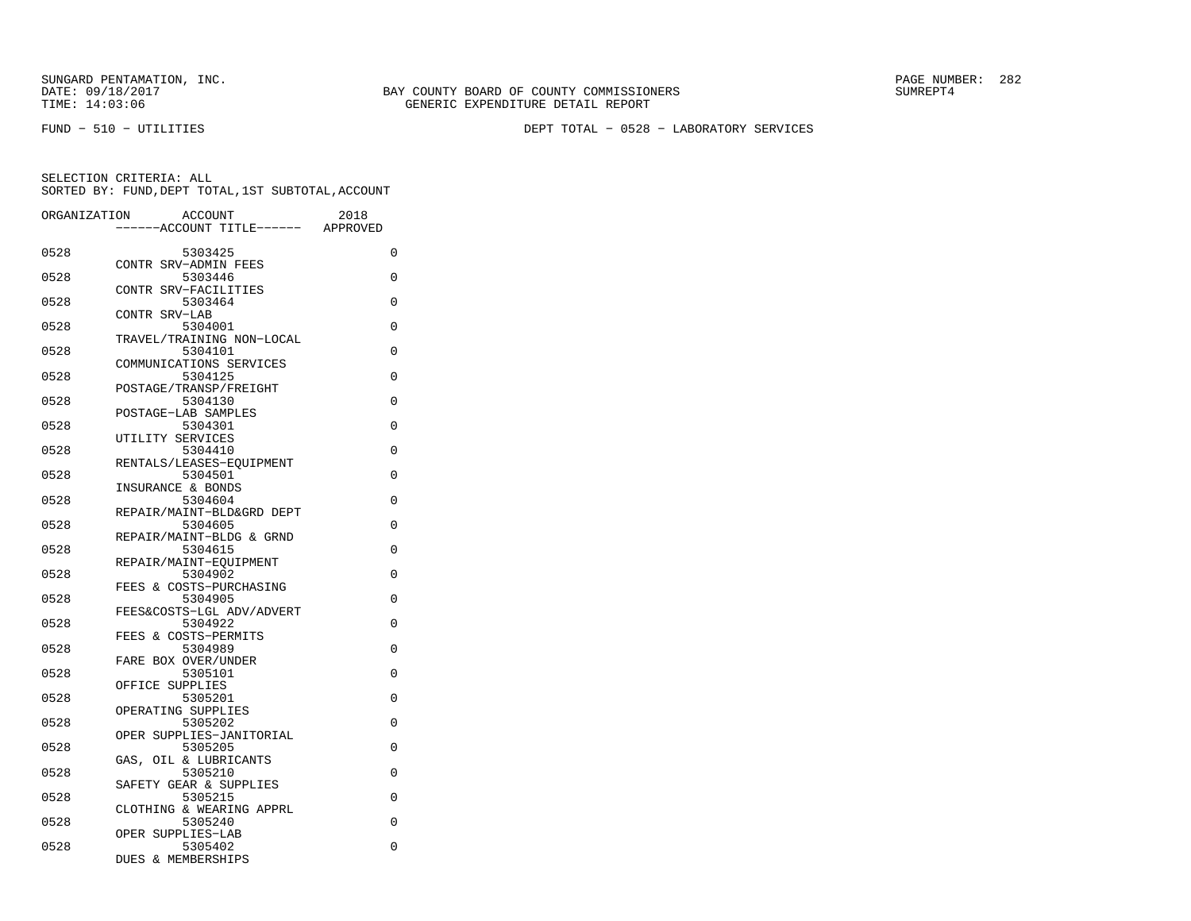SUNGARD PENTAMATION, INC.
DATE: 09/18/2017
TIME: 14:03:06

BAY COUNTY BOARD OF COUNTY COMMISSIONERS
GENERIC EXPENDITURE DETAIL REPORT

PAGE NUMBER: 282
SUMREPT4

FUND − 510 − UTILITIES

DEPT TOTAL − 0528 − LABORATORY SERVICES

SELECTION CRITERIA: ALL
SORTED BY: FUND,DEPT TOTAL,1ST SUBTOTAL,ACCOUNT

| ORGANIZATION | ACCOUNT ------ACCOUNT TITLE------ | 2018 APPROVED |
|---|---|---|
| 0528 | 5303425 CONTR SRV−ADMIN FEES | 0 |
| 0528 | 5303446 CONTR SRV−FACILITIES | 0 |
| 0528 | 5303464 CONTR SRV−LAB | 0 |
| 0528 | 5304001 TRAVEL/TRAINING NON−LOCAL | 0 |
| 0528 | 5304101 COMMUNICATIONS SERVICES | 0 |
| 0528 | 5304125 POSTAGE/TRANSP/FREIGHT | 0 |
| 0528 | 5304130 POSTAGE−LAB SAMPLES | 0 |
| 0528 | 5304301 UTILITY SERVICES | 0 |
| 0528 | 5304410 RENTALS/LEASES−EQUIPMENT | 0 |
| 0528 | 5304501 INSURANCE & BONDS | 0 |
| 0528 | 5304604 REPAIR/MAINT−BLD&GRD DEPT | 0 |
| 0528 | 5304605 REPAIR/MAINT−BLDG & GRND | 0 |
| 0528 | 5304615 REPAIR/MAINT−EQUIPMENT | 0 |
| 0528 | 5304902 FEES & COSTS−PURCHASING | 0 |
| 0528 | 5304905 FEES&COSTS−LGL ADV/ADVERT | 0 |
| 0528 | 5304922 FEES & COSTS−PERMITS | 0 |
| 0528 | 5304989 FARE BOX OVER/UNDER | 0 |
| 0528 | 5305101 OFFICE SUPPLIES | 0 |
| 0528 | 5305201 OPERATING SUPPLIES | 0 |
| 0528 | 5305202 OPER SUPPLIES−JANITORIAL | 0 |
| 0528 | 5305205 GAS, OIL & LUBRICANTS | 0 |
| 0528 | 5305210 SAFETY GEAR & SUPPLIES | 0 |
| 0528 | 5305215 CLOTHING & WEARING APPRL | 0 |
| 0528 | 5305240 OPER SUPPLIES−LAB | 0 |
| 0528 | 5305402 DUES & MEMBERSHIPS | 0 |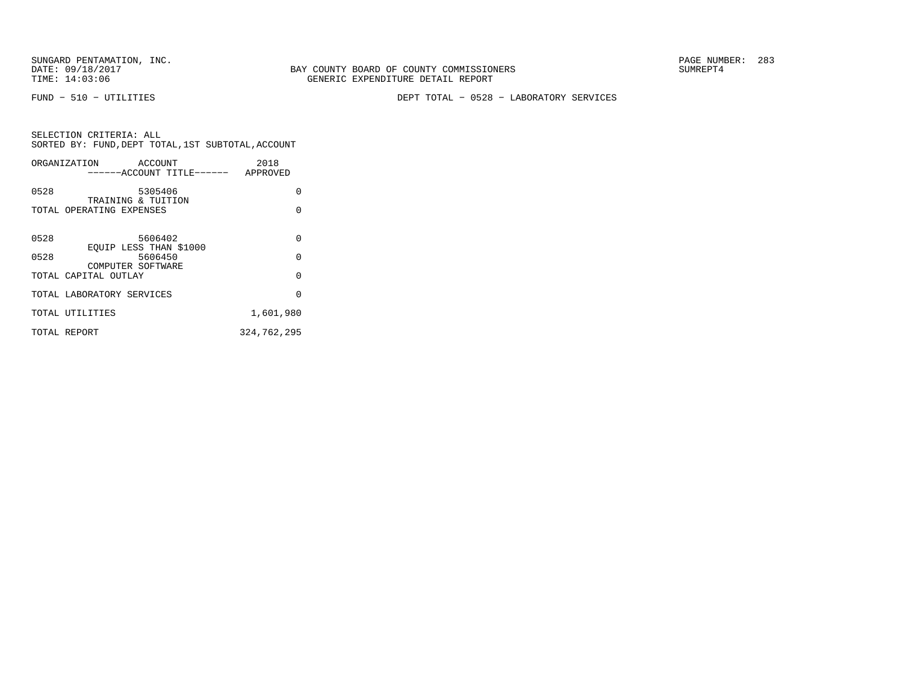SUNGARD PENTAMATION, INC.
DATE: 09/18/2017
TIME: 14:03:06

BAY COUNTY BOARD OF COUNTY COMMISSIONERS
GENERIC EXPENDITURE DETAIL REPORT

SUMREPT4

FUND - 510 - UTILITIES

DEPT TOTAL - 0528 - LABORATORY SERVICES

SELECTION CRITERIA: ALL
SORTED BY: FUND,DEPT TOTAL,1ST SUBTOTAL,ACCOUNT

| ORGANIZATION | ACCOUNT ------ACCOUNT TITLE------ | 2018 APPROVED |
|---|---|---|
| 0528 | 5305406 TRAINING & TUITION | 0 |
| TOTAL OPERATING EXPENSES | | 0 |
| 0528 | 5606402 EQUIP LESS THAN $1000 | 0 |
| 0528 | 5606450 COMPUTER SOFTWARE | 0 |
| TOTAL CAPITAL OUTLAY | | 0 |
| TOTAL LABORATORY SERVICES | | 0 |
| TOTAL UTILITIES | | 1,601,980 |
| TOTAL REPORT | | 324,762,295 |